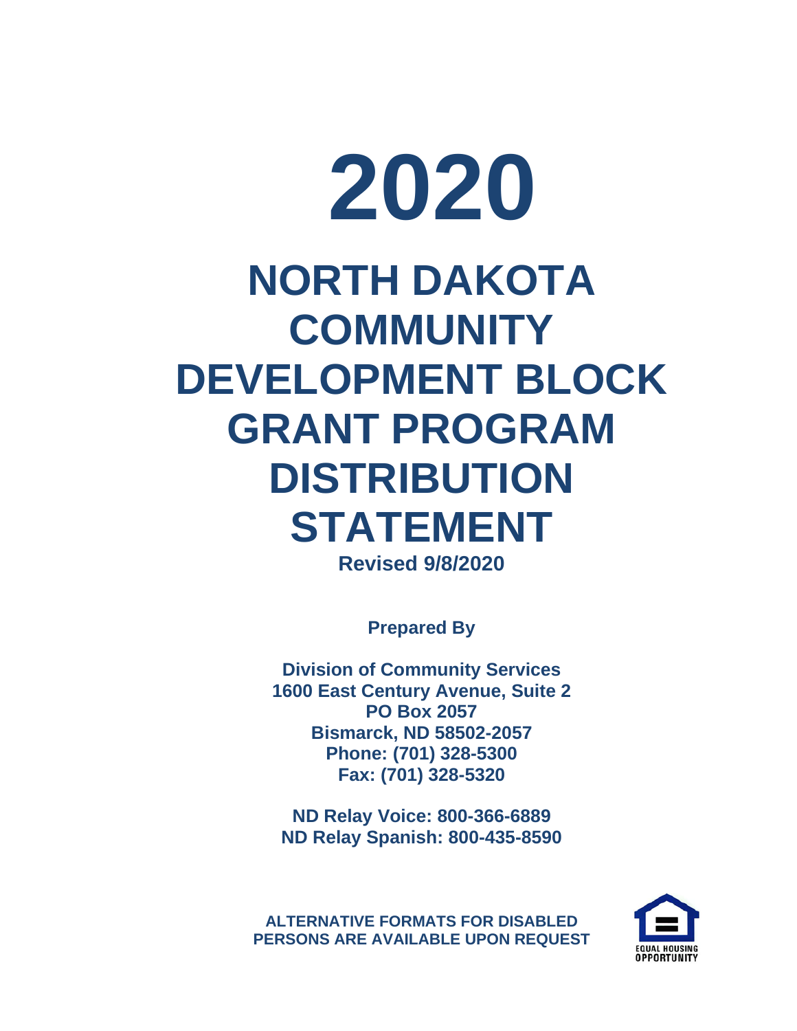# 2020

# NORTH DAKOTA COMMUNITY DEVELOPMENT BLOCK GRANT PROGRAM DISTRIBUTION STATEMENT

**Revised 9/8/2020**

**Prepared By**

**Division of Community Services**
**1600 East Century Avenue, Suite 2**
**PO Box 2057**
**Bismarck, ND 58502-2057**
**Phone: (701) 328-5300**
**Fax: (701) 328-5320**

**ND Relay Voice: 800-366-6889**
**ND Relay Spanish: 800-435-8590**

**ALTERNATIVE FORMATS FOR DISABLED PERSONS ARE AVAILABLE UPON REQUEST**

EQUAL HOUSING OPPORTUNITY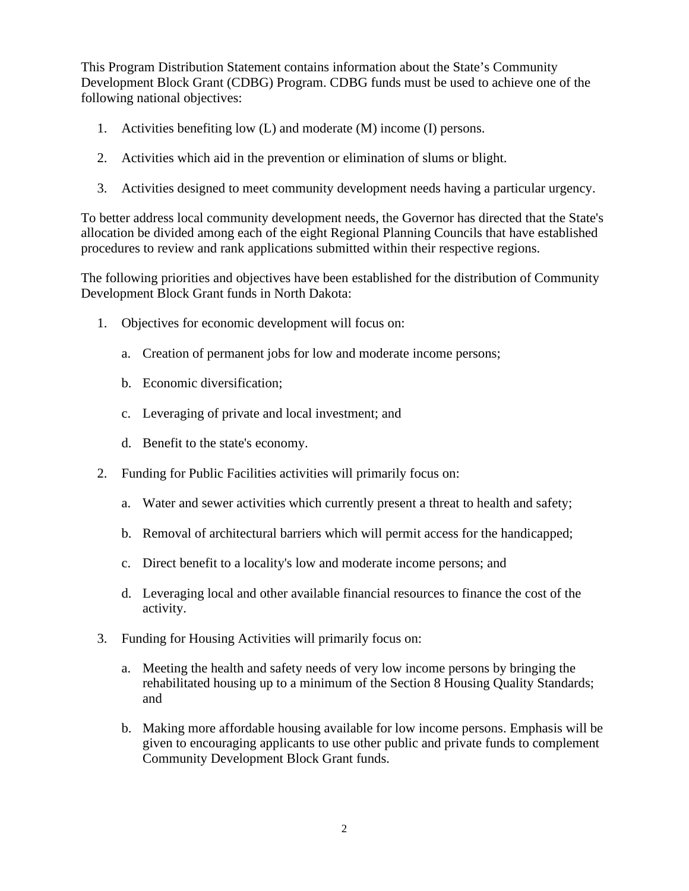This Program Distribution Statement contains information about the State's Community Development Block Grant (CDBG) Program. CDBG funds must be used to achieve one of the following national objectives:

1. Activities benefiting low (L) and moderate (M) income (I) persons.
2. Activities which aid in the prevention or elimination of slums or blight.
3. Activities designed to meet community development needs having a particular urgency.

To better address local community development needs, the Governor has directed that the State's allocation be divided among each of the eight Regional Planning Councils that have established procedures to review and rank applications submitted within their respective regions.

The following priorities and objectives have been established for the distribution of Community Development Block Grant funds in North Dakota:

1. Objectives for economic development will focus on:
   a. Creation of permanent jobs for low and moderate income persons;
   b. Economic diversification;
   c. Leveraging of private and local investment; and
   d. Benefit to the state's economy.
2. Funding for Public Facilities activities will primarily focus on:
   a. Water and sewer activities which currently present a threat to health and safety;
   b. Removal of architectural barriers which will permit access for the handicapped;
   c. Direct benefit to a locality's low and moderate income persons; and
   d. Leveraging local and other available financial resources to finance the cost of the activity.
3. Funding for Housing Activities will primarily focus on:
   a. Meeting the health and safety needs of very low income persons by bringing the rehabilitated housing up to a minimum of the Section 8 Housing Quality Standards; and
   b. Making more affordable housing available for low income persons. Emphasis will be given to encouraging applicants to use other public and private funds to complement Community Development Block Grant funds.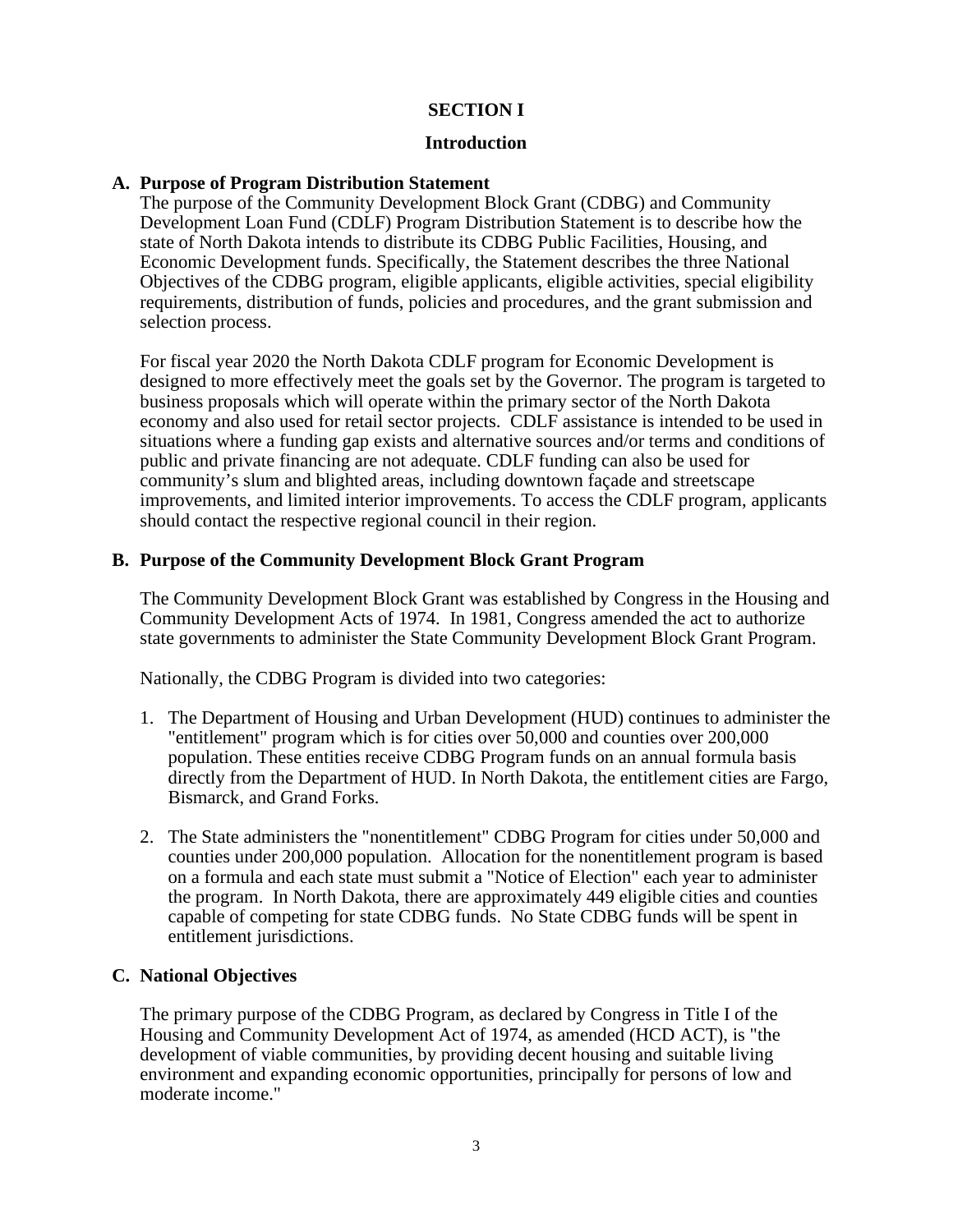# SECTION I

## Introduction

### A. Purpose of Program Distribution Statement

The purpose of the Community Development Block Grant (CDBG) and Community Development Loan Fund (CDLF) Program Distribution Statement is to describe how the state of North Dakota intends to distribute its CDBG Public Facilities, Housing, and Economic Development funds. Specifically, the Statement describes the three National Objectives of the CDBG program, eligible applicants, eligible activities, special eligibility requirements, distribution of funds, policies and procedures, and the grant submission and selection process.

For fiscal year 2020 the North Dakota CDLF program for Economic Development is designed to more effectively meet the goals set by the Governor. The program is targeted to business proposals which will operate within the primary sector of the North Dakota economy and also used for retail sector projects. CDLF assistance is intended to be used in situations where a funding gap exists and alternative sources and/or terms and conditions of public and private financing are not adequate. CDLF funding can also be used for community's slum and blighted areas, including downtown façade and streetscape improvements, and limited interior improvements. To access the CDLF program, applicants should contact the respective regional council in their region.

### B. Purpose of the Community Development Block Grant Program

The Community Development Block Grant was established by Congress in the Housing and Community Development Acts of 1974. In 1981, Congress amended the act to authorize state governments to administer the State Community Development Block Grant Program.

Nationally, the CDBG Program is divided into two categories:

1. The Department of Housing and Urban Development (HUD) continues to administer the "entitlement" program which is for cities over 50,000 and counties over 200,000 population. These entities receive CDBG Program funds on an annual formula basis directly from the Department of HUD. In North Dakota, the entitlement cities are Fargo, Bismarck, and Grand Forks.

2. The State administers the "nonentitlement" CDBG Program for cities under 50,000 and counties under 200,000 population. Allocation for the nonentitlement program is based on a formula and each state must submit a "Notice of Election" each year to administer the program. In North Dakota, there are approximately 449 eligible cities and counties capable of competing for state CDBG funds. No State CDBG funds will be spent in entitlement jurisdictions.

### C. National Objectives

The primary purpose of the CDBG Program, as declared by Congress in Title I of the Housing and Community Development Act of 1974, as amended (HCD ACT), is "the development of viable communities, by providing decent housing and suitable living environment and expanding economic opportunities, principally for persons of low and moderate income."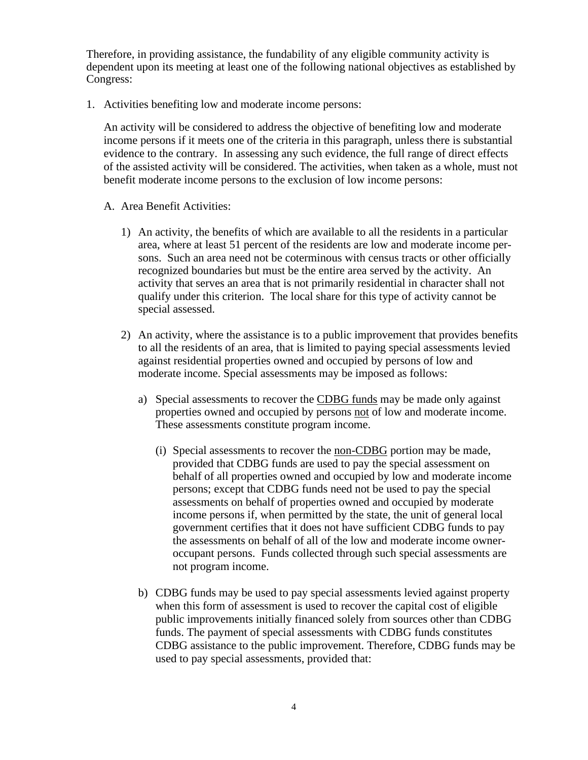Therefore, in providing assistance, the fundability of any eligible community activity is dependent upon its meeting at least one of the following national objectives as established by Congress:

1. Activities benefiting low and moderate income persons:

   An activity will be considered to address the objective of benefiting low and moderate income persons if it meets one of the criteria in this paragraph, unless there is substantial evidence to the contrary. In assessing any such evidence, the full range of direct effects of the assisted activity will be considered. The activities, when taken as a whole, must not benefit moderate income persons to the exclusion of low income persons:

   A. Area Benefit Activities:

      1) An activity, the benefits of which are available to all the residents in a particular area, where at least 51 percent of the residents are low and moderate income persons. Such an area need not be coterminous with census tracts or other officially recognized boundaries but must be the entire area served by the activity. An activity that serves an area that is not primarily residential in character shall not qualify under this criterion. The local share for this type of activity cannot be special assessed.

      2) An activity, where the assistance is to a public improvement that provides benefits to all the residents of an area, that is limited to paying special assessments levied against residential properties owned and occupied by persons of low and moderate income. Special assessments may be imposed as follows:

         a) Special assessments to recover the <u>CDBG funds</u> may be made only against properties owned and occupied by persons <u>not</u> of low and moderate income. These assessments constitute program income.

            (i) Special assessments to recover the <u>non-CDBG</u> portion may be made, provided that CDBG funds are used to pay the special assessment on behalf of all properties owned and occupied by low and moderate income persons; except that CDBG funds need not be used to pay the special assessments on behalf of properties owned and occupied by moderate income persons if, when permitted by the state, the unit of general local government certifies that it does not have sufficient CDBG funds to pay the assessments on behalf of all of the low and moderate income owner-occupant persons. Funds collected through such special assessments are not program income.

         b) CDBG funds may be used to pay special assessments levied against property when this form of assessment is used to recover the capital cost of eligible public improvements initially financed solely from sources other than CDBG funds. The payment of special assessments with CDBG funds constitutes CDBG assistance to the public improvement. Therefore, CDBG funds may be used to pay special assessments, provided that: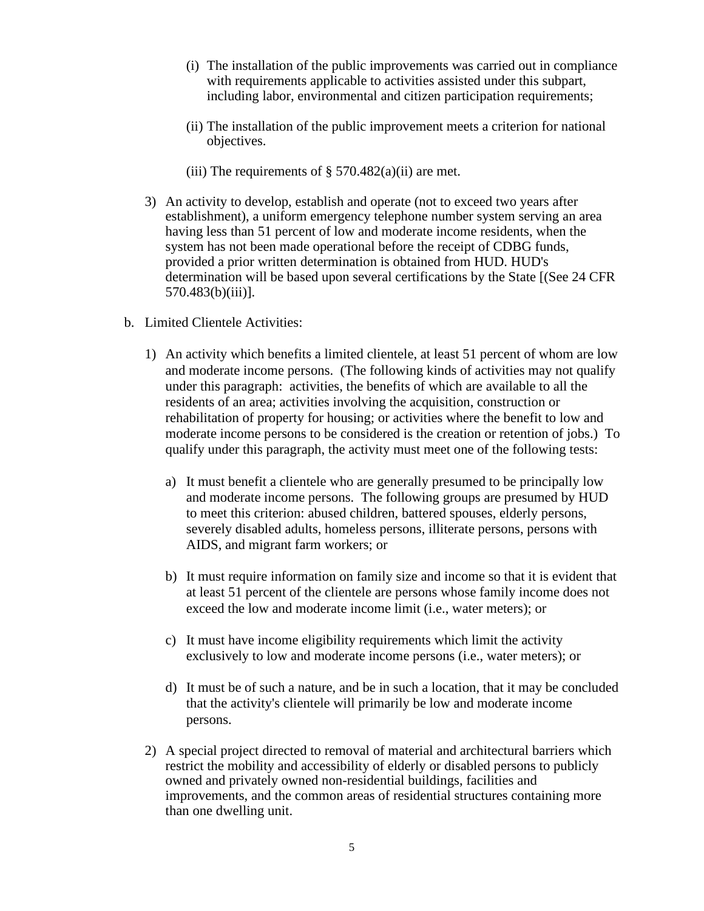(i) The installation of the public improvements was carried out in compliance with requirements applicable to activities assisted under this subpart, including labor, environmental and citizen participation requirements;

(ii) The installation of the public improvement meets a criterion for national objectives.

(iii) The requirements of § 570.482(a)(ii) are met.

3) An activity to develop, establish and operate (not to exceed two years after establishment), a uniform emergency telephone number system serving an area having less than 51 percent of low and moderate income residents, when the system has not been made operational before the receipt of CDBG funds, provided a prior written determination is obtained from HUD. HUD's determination will be based upon several certifications by the State [(See 24 CFR 570.483(b)(iii)].

b. Limited Clientele Activities:

1) An activity which benefits a limited clientele, at least 51 percent of whom are low and moderate income persons. (The following kinds of activities may not qualify under this paragraph: activities, the benefits of which are available to all the residents of an area; activities involving the acquisition, construction or rehabilitation of property for housing; or activities where the benefit to low and moderate income persons to be considered is the creation or retention of jobs.) To qualify under this paragraph, the activity must meet one of the following tests:

   a) It must benefit a clientele who are generally presumed to be principally low and moderate income persons. The following groups are presumed by HUD to meet this criterion: abused children, battered spouses, elderly persons, severely disabled adults, homeless persons, illiterate persons, persons with AIDS, and migrant farm workers; or

   b) It must require information on family size and income so that it is evident that at least 51 percent of the clientele are persons whose family income does not exceed the low and moderate income limit (i.e., water meters); or

   c) It must have income eligibility requirements which limit the activity exclusively to low and moderate income persons (i.e., water meters); or

   d) It must be of such a nature, and be in such a location, that it may be concluded that the activity's clientele will primarily be low and moderate income persons.

2) A special project directed to removal of material and architectural barriers which restrict the mobility and accessibility of elderly or disabled persons to publicly owned and privately owned non-residential buildings, facilities and improvements, and the common areas of residential structures containing more than one dwelling unit.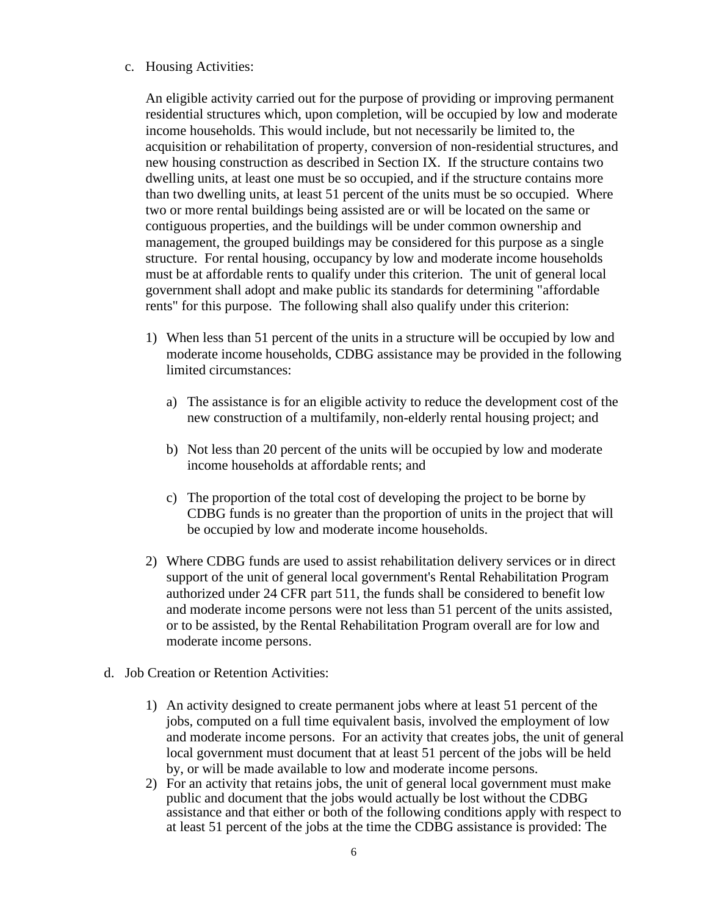c. Housing Activities:

   An eligible activity carried out for the purpose of providing or improving permanent residential structures which, upon completion, will be occupied by low and moderate income households. This would include, but not necessarily be limited to, the acquisition or rehabilitation of property, conversion of non-residential structures, and new housing construction as described in Section IX. If the structure contains two dwelling units, at least one must be so occupied, and if the structure contains more than two dwelling units, at least 51 percent of the units must be so occupied. Where two or more rental buildings being assisted are or will be located on the same or contiguous properties, and the buildings will be under common ownership and management, the grouped buildings may be considered for this purpose as a single structure. For rental housing, occupancy by low and moderate income households must be at affordable rents to qualify under this criterion. The unit of general local government shall adopt and make public its standards for determining "affordable rents" for this purpose. The following shall also qualify under this criterion:

   1) When less than 51 percent of the units in a structure will be occupied by low and moderate income households, CDBG assistance may be provided in the following limited circumstances:

      a) The assistance is for an eligible activity to reduce the development cost of the new construction of a multifamily, non-elderly rental housing project; and

      b) Not less than 20 percent of the units will be occupied by low and moderate income households at affordable rents; and

      c) The proportion of the total cost of developing the project to be borne by CDBG funds is no greater than the proportion of units in the project that will be occupied by low and moderate income households.

   2) Where CDBG funds are used to assist rehabilitation delivery services or in direct support of the unit of general local government's Rental Rehabilitation Program authorized under 24 CFR part 511, the funds shall be considered to benefit low and moderate income persons were not less than 51 percent of the units assisted, or to be assisted, by the Rental Rehabilitation Program overall are for low and moderate income persons.

d. Job Creation or Retention Activities:

   1) An activity designed to create permanent jobs where at least 51 percent of the jobs, computed on a full time equivalent basis, involved the employment of low and moderate income persons. For an activity that creates jobs, the unit of general local government must document that at least 51 percent of the jobs will be held by, or will be made available to low and moderate income persons.
   2) For an activity that retains jobs, the unit of general local government must make public and document that the jobs would actually be lost without the CDBG assistance and that either or both of the following conditions apply with respect to at least 51 percent of the jobs at the time the CDBG assistance is provided: The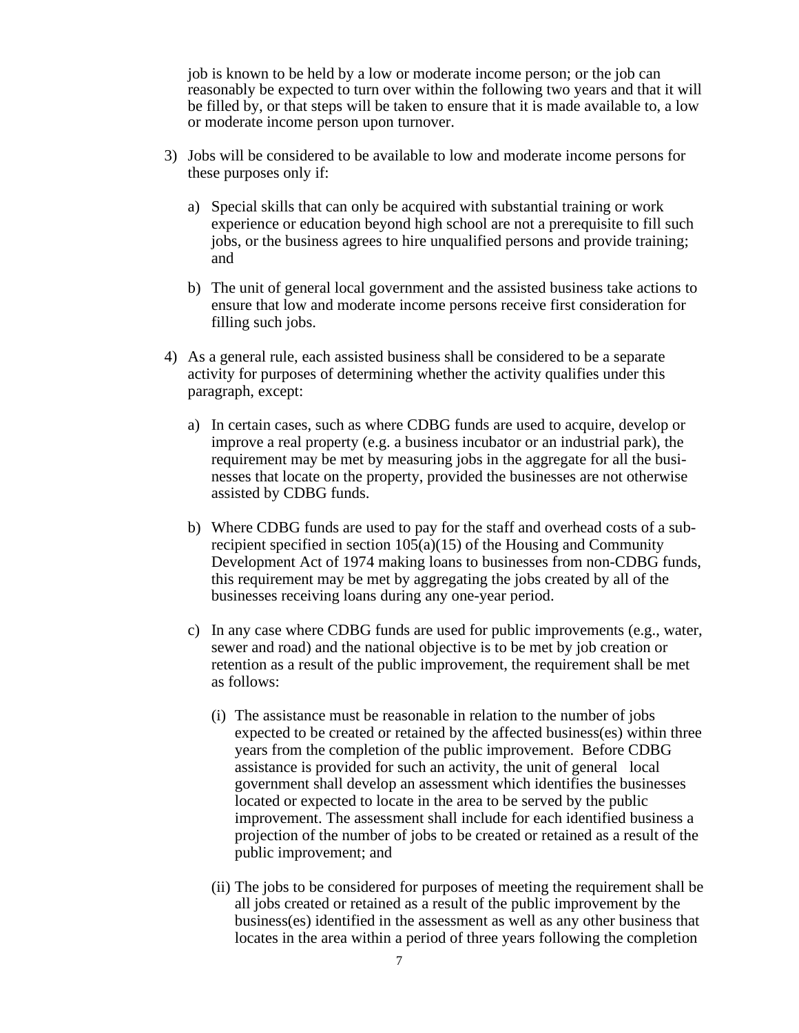job is known to be held by a low or moderate income person; or the job can reasonably be expected to turn over within the following two years and that it will be filled by, or that steps will be taken to ensure that it is made available to, a low or moderate income person upon turnover.

3) Jobs will be considered to be available to low and moderate income persons for these purposes only if:

   a) Special skills that can only be acquired with substantial training or work experience or education beyond high school are not a prerequisite to fill such jobs, or the business agrees to hire unqualified persons and provide training; and

   b) The unit of general local government and the assisted business take actions to ensure that low and moderate income persons receive first consideration for filling such jobs.

4) As a general rule, each assisted business shall be considered to be a separate activity for purposes of determining whether the activity qualifies under this paragraph, except:

   a) In certain cases, such as where CDBG funds are used to acquire, develop or improve a real property (e.g. a business incubator or an industrial park), the requirement may be met by measuring jobs in the aggregate for all the businesses that locate on the property, provided the businesses are not otherwise assisted by CDBG funds.

   b) Where CDBG funds are used to pay for the staff and overhead costs of a subrecipient specified in section 105(a)(15) of the Housing and Community Development Act of 1974 making loans to businesses from non-CDBG funds, this requirement may be met by aggregating the jobs created by all of the businesses receiving loans during any one-year period.

   c) In any case where CDBG funds are used for public improvements (e.g., water, sewer and road) and the national objective is to be met by job creation or retention as a result of the public improvement, the requirement shall be met as follows:

      (i) The assistance must be reasonable in relation to the number of jobs expected to be created or retained by the affected business(es) within three years from the completion of the public improvement. Before CDBG assistance is provided for such an activity, the unit of general local government shall develop an assessment which identifies the businesses located or expected to locate in the area to be served by the public improvement. The assessment shall include for each identified business a projection of the number of jobs to be created or retained as a result of the public improvement; and

      (ii) The jobs to be considered for purposes of meeting the requirement shall be all jobs created or retained as a result of the public improvement by the business(es) identified in the assessment as well as any other business that locates in the area within a period of three years following the completion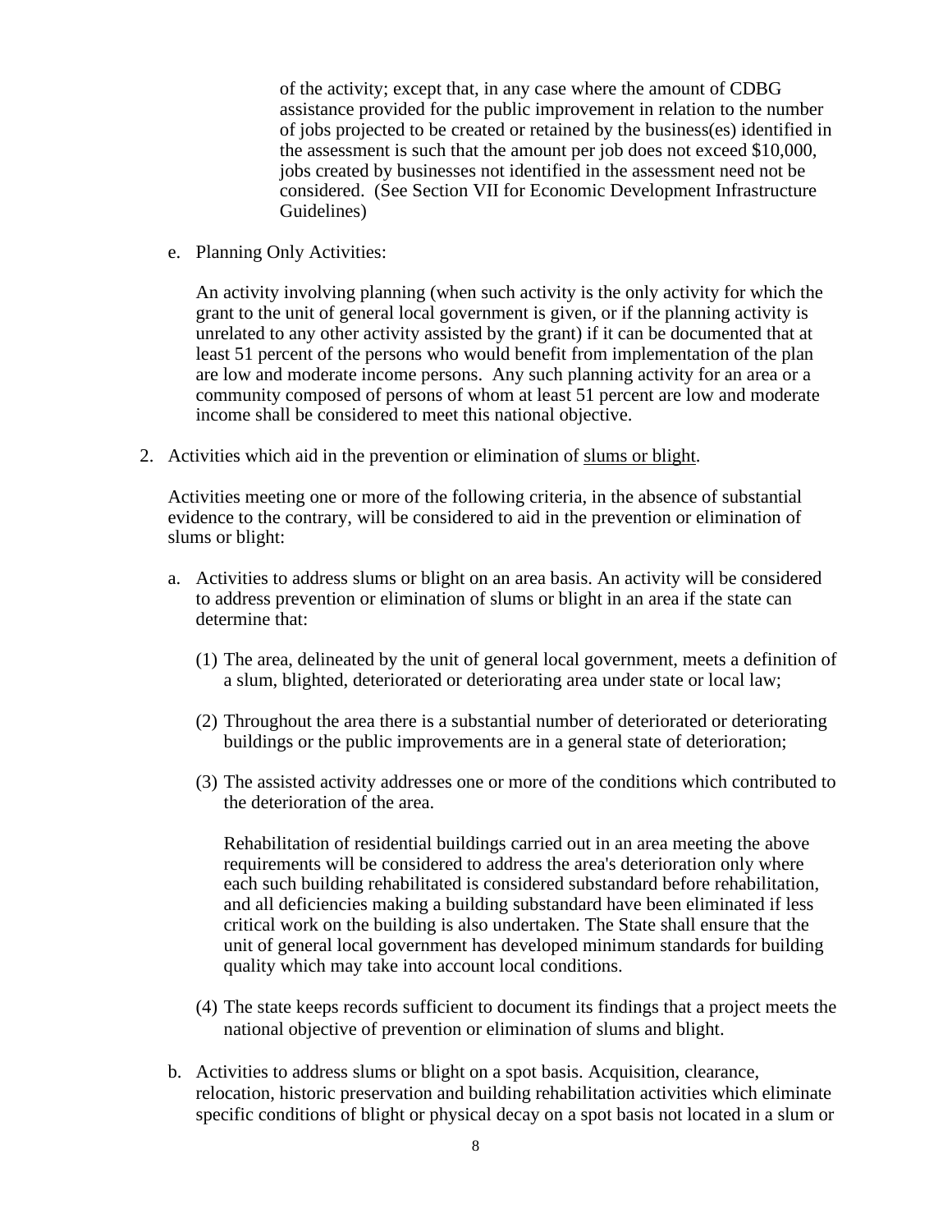of the activity; except that, in any case where the amount of CDBG assistance provided for the public improvement in relation to the number of jobs projected to be created or retained by the business(es) identified in the assessment is such that the amount per job does not exceed $10,000, jobs created by businesses not identified in the assessment need not be considered. (See Section VII for Economic Development Infrastructure Guidelines)

e. Planning Only Activities:

An activity involving planning (when such activity is the only activity for which the grant to the unit of general local government is given, or if the planning activity is unrelated to any other activity assisted by the grant) if it can be documented that at least 51 percent of the persons who would benefit from implementation of the plan are low and moderate income persons. Any such planning activity for an area or a community composed of persons of whom at least 51 percent are low and moderate income shall be considered to meet this national objective.

2. Activities which aid in the prevention or elimination of <u>slums or blight</u>.

Activities meeting one or more of the following criteria, in the absence of substantial evidence to the contrary, will be considered to aid in the prevention or elimination of slums or blight:

a. Activities to address slums or blight on an area basis. An activity will be considered to address prevention or elimination of slums or blight in an area if the state can determine that:

(1) The area, delineated by the unit of general local government, meets a definition of a slum, blighted, deteriorated or deteriorating area under state or local law;

(2) Throughout the area there is a substantial number of deteriorated or deteriorating buildings or the public improvements are in a general state of deterioration;

(3) The assisted activity addresses one or more of the conditions which contributed to the deterioration of the area.

Rehabilitation of residential buildings carried out in an area meeting the above requirements will be considered to address the area's deterioration only where each such building rehabilitated is considered substandard before rehabilitation, and all deficiencies making a building substandard have been eliminated if less critical work on the building is also undertaken. The State shall ensure that the unit of general local government has developed minimum standards for building quality which may take into account local conditions.

(4) The state keeps records sufficient to document its findings that a project meets the national objective of prevention or elimination of slums and blight.

b. Activities to address slums or blight on a spot basis. Acquisition, clearance, relocation, historic preservation and building rehabilitation activities which eliminate specific conditions of blight or physical decay on a spot basis not located in a slum or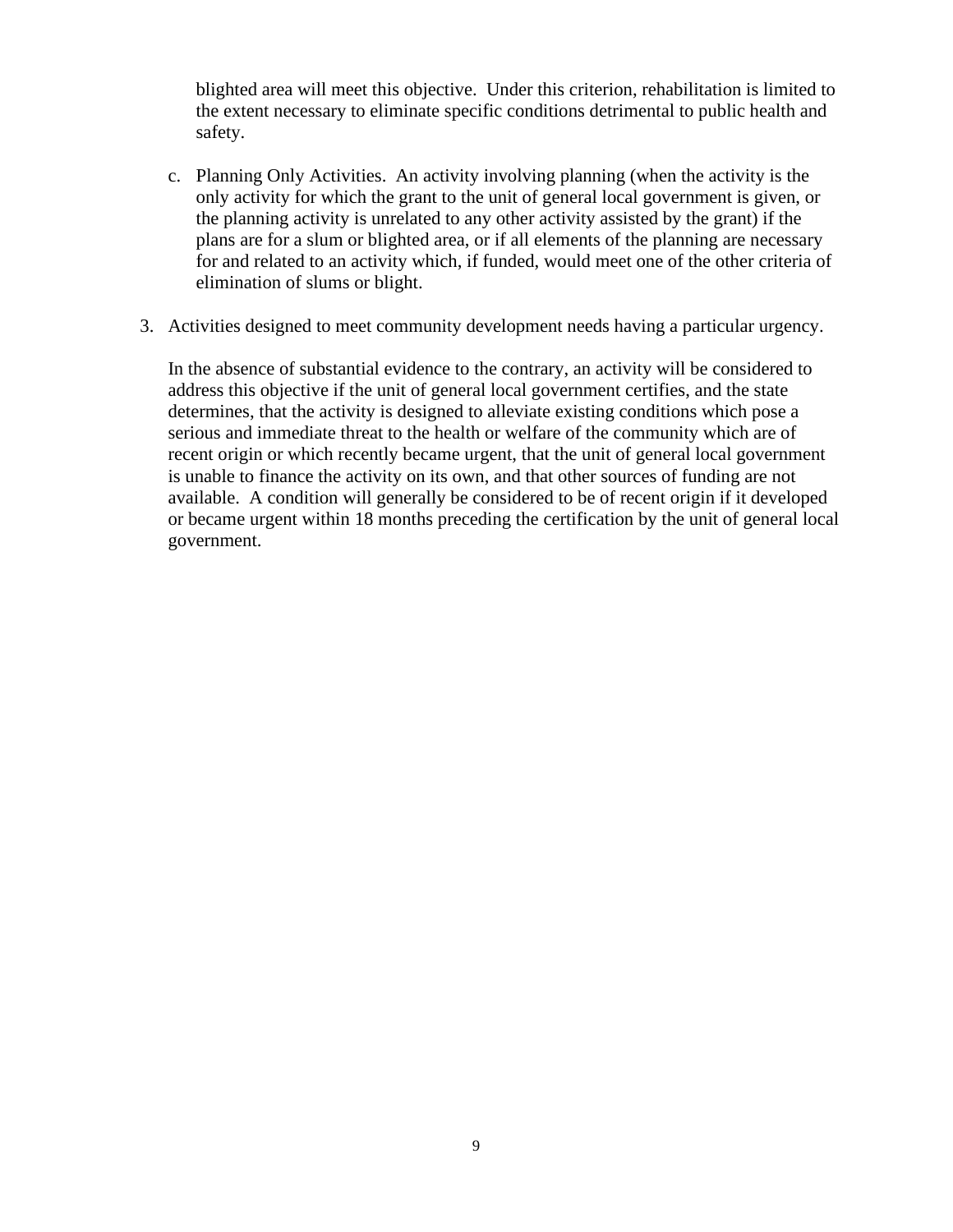blighted area will meet this objective. Under this criterion, rehabilitation is limited to the extent necessary to eliminate specific conditions detrimental to public health and safety.

c. Planning Only Activities. An activity involving planning (when the activity is the only activity for which the grant to the unit of general local government is given, or the planning activity is unrelated to any other activity assisted by the grant) if the plans are for a slum or blighted area, or if all elements of the planning are necessary for and related to an activity which, if funded, would meet one of the other criteria of elimination of slums or blight.

3. Activities designed to meet community development needs having a particular urgency.

   In the absence of substantial evidence to the contrary, an activity will be considered to address this objective if the unit of general local government certifies, and the state determines, that the activity is designed to alleviate existing conditions which pose a serious and immediate threat to the health or welfare of the community which are of recent origin or which recently became urgent, that the unit of general local government is unable to finance the activity on its own, and that other sources of funding are not available. A condition will generally be considered to be of recent origin if it developed or became urgent within 18 months preceding the certification by the unit of general local government.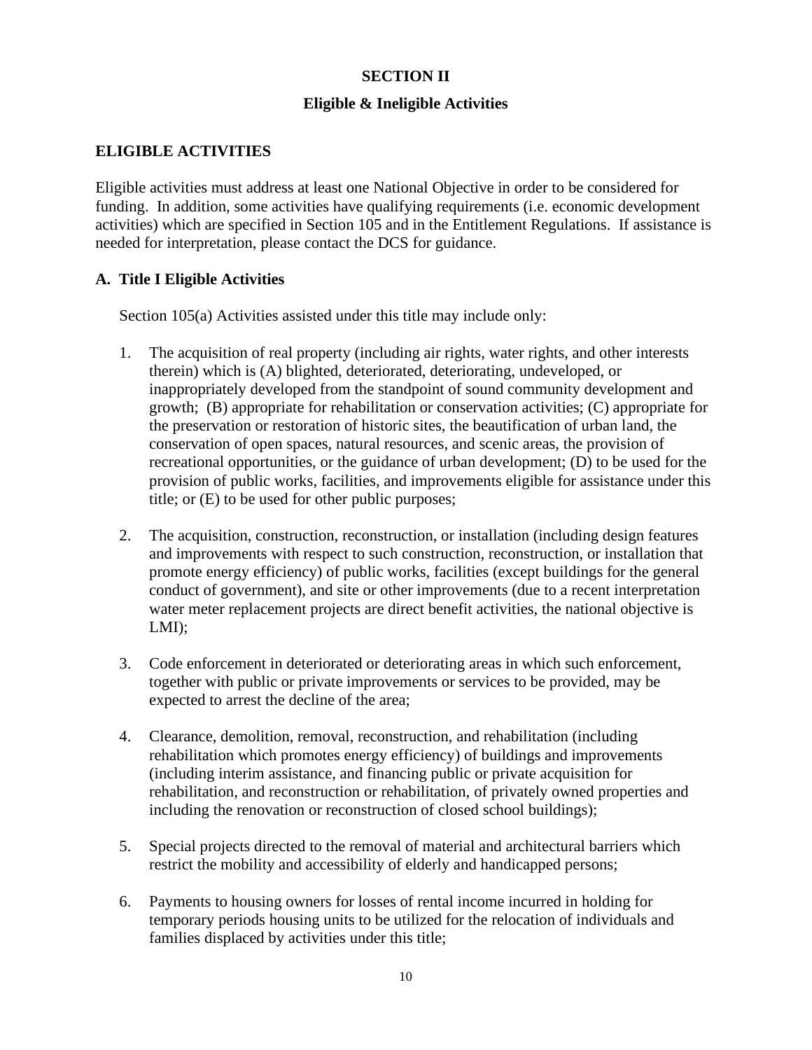# SECTION II

## Eligible & Ineligible Activities

### ELIGIBLE ACTIVITIES

Eligible activities must address at least one National Objective in order to be considered for funding. In addition, some activities have qualifying requirements (i.e. economic development activities) which are specified in Section 105 and in the Entitlement Regulations. If assistance is needed for interpretation, please contact the DCS for guidance.

### A. Title I Eligible Activities

Section 105(a) Activities assisted under this title may include only:

1. The acquisition of real property (including air rights, water rights, and other interests therein) which is (A) blighted, deteriorated, deteriorating, undeveloped, or inappropriately developed from the standpoint of sound community development and growth; (B) appropriate for rehabilitation or conservation activities; (C) appropriate for the preservation or restoration of historic sites, the beautification of urban land, the conservation of open spaces, natural resources, and scenic areas, the provision of recreational opportunities, or the guidance of urban development; (D) to be used for the provision of public works, facilities, and improvements eligible for assistance under this title; or (E) to be used for other public purposes;

2. The acquisition, construction, reconstruction, or installation (including design features and improvements with respect to such construction, reconstruction, or installation that promote energy efficiency) of public works, facilities (except buildings for the general conduct of government), and site or other improvements (due to a recent interpretation water meter replacement projects are direct benefit activities, the national objective is LMI);

3. Code enforcement in deteriorated or deteriorating areas in which such enforcement, together with public or private improvements or services to be provided, may be expected to arrest the decline of the area;

4. Clearance, demolition, removal, reconstruction, and rehabilitation (including rehabilitation which promotes energy efficiency) of buildings and improvements (including interim assistance, and financing public or private acquisition for rehabilitation, and reconstruction or rehabilitation, of privately owned properties and including the renovation or reconstruction of closed school buildings);

5. Special projects directed to the removal of material and architectural barriers which restrict the mobility and accessibility of elderly and handicapped persons;

6. Payments to housing owners for losses of rental income incurred in holding for temporary periods housing units to be utilized for the relocation of individuals and families displaced by activities under this title;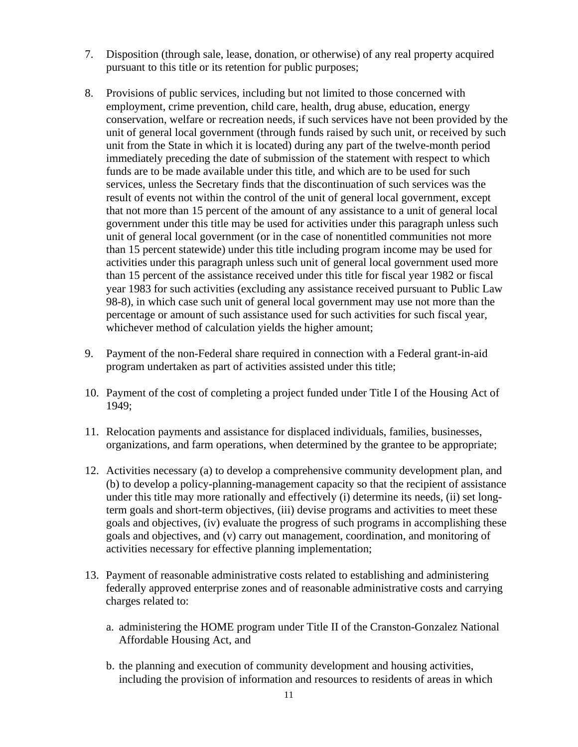7. Disposition (through sale, lease, donation, or otherwise) of any real property acquired pursuant to this title or its retention for public purposes;

8. Provisions of public services, including but not limited to those concerned with employment, crime prevention, child care, health, drug abuse, education, energy conservation, welfare or recreation needs, if such services have not been provided by the unit of general local government (through funds raised by such unit, or received by such unit from the State in which it is located) during any part of the twelve-month period immediately preceding the date of submission of the statement with respect to which funds are to be made available under this title, and which are to be used for such services, unless the Secretary finds that the discontinuation of such services was the result of events not within the control of the unit of general local government, except that not more than 15 percent of the amount of any assistance to a unit of general local government under this title may be used for activities under this paragraph unless such unit of general local government (or in the case of nonentitled communities not more than 15 percent statewide) under this title including program income may be used for activities under this paragraph unless such unit of general local government used more than 15 percent of the assistance received under this title for fiscal year 1982 or fiscal year 1983 for such activities (excluding any assistance received pursuant to Public Law 98-8), in which case such unit of general local government may use not more than the percentage or amount of such assistance used for such activities for such fiscal year, whichever method of calculation yields the higher amount;

9. Payment of the non-Federal share required in connection with a Federal grant-in-aid program undertaken as part of activities assisted under this title;

10. Payment of the cost of completing a project funded under Title I of the Housing Act of 1949;

11. Relocation payments and assistance for displaced individuals, families, businesses, organizations, and farm operations, when determined by the grantee to be appropriate;

12. Activities necessary (a) to develop a comprehensive community development plan, and (b) to develop a policy-planning-management capacity so that the recipient of assistance under this title may more rationally and effectively (i) determine its needs, (ii) set long-term goals and short-term objectives, (iii) devise programs and activities to meet these goals and objectives, (iv) evaluate the progress of such programs in accomplishing these goals and objectives, and (v) carry out management, coordination, and monitoring of activities necessary for effective planning implementation;

13. Payment of reasonable administrative costs related to establishing and administering federally approved enterprise zones and of reasonable administrative costs and carrying charges related to:

    a. administering the HOME program under Title II of the Cranston-Gonzalez National Affordable Housing Act, and

    b. the planning and execution of community development and housing activities, including the provision of information and resources to residents of areas in which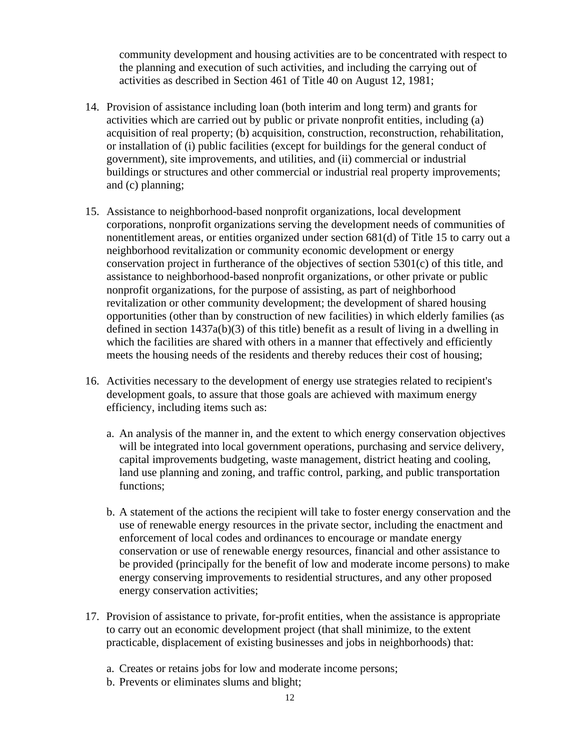community development and housing activities are to be concentrated with respect to the planning and execution of such activities, and including the carrying out of activities as described in Section 461 of Title 40 on August 12, 1981;

14. Provision of assistance including loan (both interim and long term) and grants for activities which are carried out by public or private nonprofit entities, including (a) acquisition of real property; (b) acquisition, construction, reconstruction, rehabilitation, or installation of (i) public facilities (except for buildings for the general conduct of government), site improvements, and utilities, and (ii) commercial or industrial buildings or structures and other commercial or industrial real property improvements; and (c) planning;

15. Assistance to neighborhood-based nonprofit organizations, local development corporations, nonprofit organizations serving the development needs of communities of nonentitlement areas, or entities organized under section 681(d) of Title 15 to carry out a neighborhood revitalization or community economic development or energy conservation project in furtherance of the objectives of section 5301(c) of this title, and assistance to neighborhood-based nonprofit organizations, or other private or public nonprofit organizations, for the purpose of assisting, as part of neighborhood revitalization or other community development; the development of shared housing opportunities (other than by construction of new facilities) in which elderly families (as defined in section 1437a(b)(3) of this title) benefit as a result of living in a dwelling in which the facilities are shared with others in a manner that effectively and efficiently meets the housing needs of the residents and thereby reduces their cost of housing;

16. Activities necessary to the development of energy use strategies related to recipient's development goals, to assure that those goals are achieved with maximum energy efficiency, including items such as:

    a. An analysis of the manner in, and the extent to which energy conservation objectives will be integrated into local government operations, purchasing and service delivery, capital improvements budgeting, waste management, district heating and cooling, land use planning and zoning, and traffic control, parking, and public transportation functions;

    b. A statement of the actions the recipient will take to foster energy conservation and the use of renewable energy resources in the private sector, including the enactment and enforcement of local codes and ordinances to encourage or mandate energy conservation or use of renewable energy resources, financial and other assistance to be provided (principally for the benefit of low and moderate income persons) to make energy conserving improvements to residential structures, and any other proposed energy conservation activities;

17. Provision of assistance to private, for-profit entities, when the assistance is appropriate to carry out an economic development project (that shall minimize, to the extent practicable, displacement of existing businesses and jobs in neighborhoods) that:

    a. Creates or retains jobs for low and moderate income persons;
    b. Prevents or eliminates slums and blight;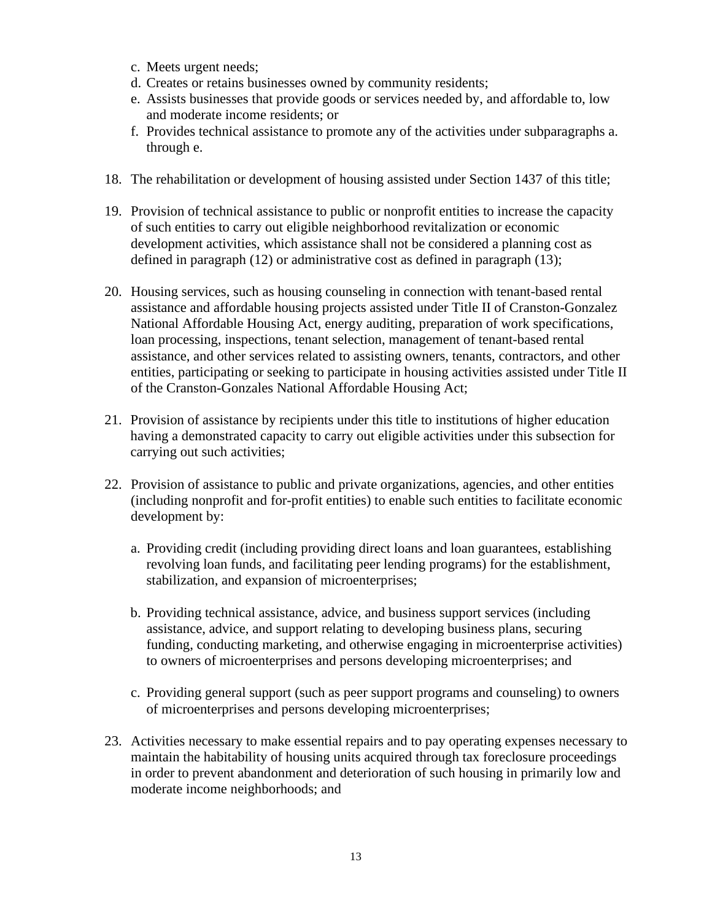c. Meets urgent needs;
d. Creates or retains businesses owned by community residents;
e. Assists businesses that provide goods or services needed by, and affordable to, low and moderate income residents; or
f. Provides technical assistance to promote any of the activities under subparagraphs a. through e.

18. The rehabilitation or development of housing assisted under Section 1437 of this title;

19. Provision of technical assistance to public or nonprofit entities to increase the capacity of such entities to carry out eligible neighborhood revitalization or economic development activities, which assistance shall not be considered a planning cost as defined in paragraph (12) or administrative cost as defined in paragraph (13);

20. Housing services, such as housing counseling in connection with tenant-based rental assistance and affordable housing projects assisted under Title II of Cranston-Gonzalez National Affordable Housing Act, energy auditing, preparation of work specifications, loan processing, inspections, tenant selection, management of tenant-based rental assistance, and other services related to assisting owners, tenants, contractors, and other entities, participating or seeking to participate in housing activities assisted under Title II of the Cranston-Gonzales National Affordable Housing Act;

21. Provision of assistance by recipients under this title to institutions of higher education having a demonstrated capacity to carry out eligible activities under this subsection for carrying out such activities;

22. Provision of assistance to public and private organizations, agencies, and other entities (including nonprofit and for-profit entities) to enable such entities to facilitate economic development by:

    a. Providing credit (including providing direct loans and loan guarantees, establishing revolving loan funds, and facilitating peer lending programs) for the establishment, stabilization, and expansion of microenterprises;

    b. Providing technical assistance, advice, and business support services (including assistance, advice, and support relating to developing business plans, securing funding, conducting marketing, and otherwise engaging in microenterprise activities) to owners of microenterprises and persons developing microenterprises; and

    c. Providing general support (such as peer support programs and counseling) to owners of microenterprises and persons developing microenterprises;

23. Activities necessary to make essential repairs and to pay operating expenses necessary to maintain the habitability of housing units acquired through tax foreclosure proceedings in order to prevent abandonment and deterioration of such housing in primarily low and moderate income neighborhoods; and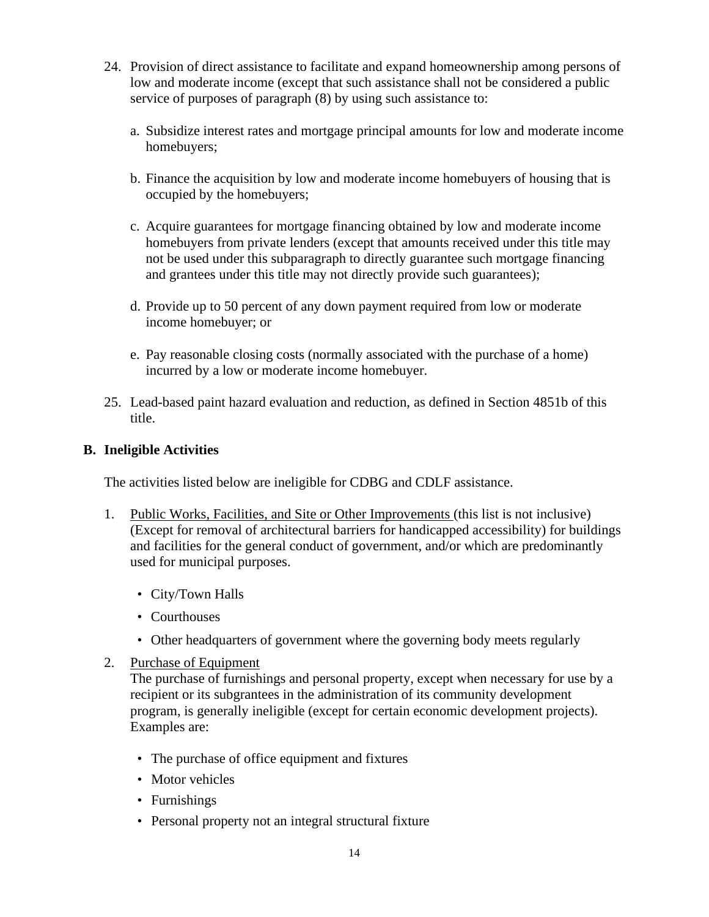24. Provision of direct assistance to facilitate and expand homeownership among persons of low and moderate income (except that such assistance shall not be considered a public service of purposes of paragraph (8) by using such assistance to:

    a. Subsidize interest rates and mortgage principal amounts for low and moderate income homebuyers;

    b. Finance the acquisition by low and moderate income homebuyers of housing that is occupied by the homebuyers;

    c. Acquire guarantees for mortgage financing obtained by low and moderate income homebuyers from private lenders (except that amounts received under this title may not be used under this subparagraph to directly guarantee such mortgage financing and grantees under this title may not directly provide such guarantees);

    d. Provide up to 50 percent of any down payment required from low or moderate income homebuyer; or

    e. Pay reasonable closing costs (normally associated with the purchase of a home) incurred by a low or moderate income homebuyer.

25. Lead-based paint hazard evaluation and reduction, as defined in Section 4851b of this title.

**B. Ineligible Activities**

The activities listed below are ineligible for CDBG and CDLF assistance.

1. Public Works, Facilities, and Site or Other Improvements (this list is not inclusive) (Except for removal of architectural barriers for handicapped accessibility) for buildings and facilities for the general conduct of government, and/or which are predominantly used for municipal purposes.

    - City/Town Halls
    - Courthouses
    - Other headquarters of government where the governing body meets regularly

2. Purchase of Equipment
   The purchase of furnishings and personal property, except when necessary for use by a recipient or its subgrantees in the administration of its community development program, is generally ineligible (except for certain economic development projects). Examples are:

    - The purchase of office equipment and fixtures
    - Motor vehicles
    - Furnishings
    - Personal property not an integral structural fixture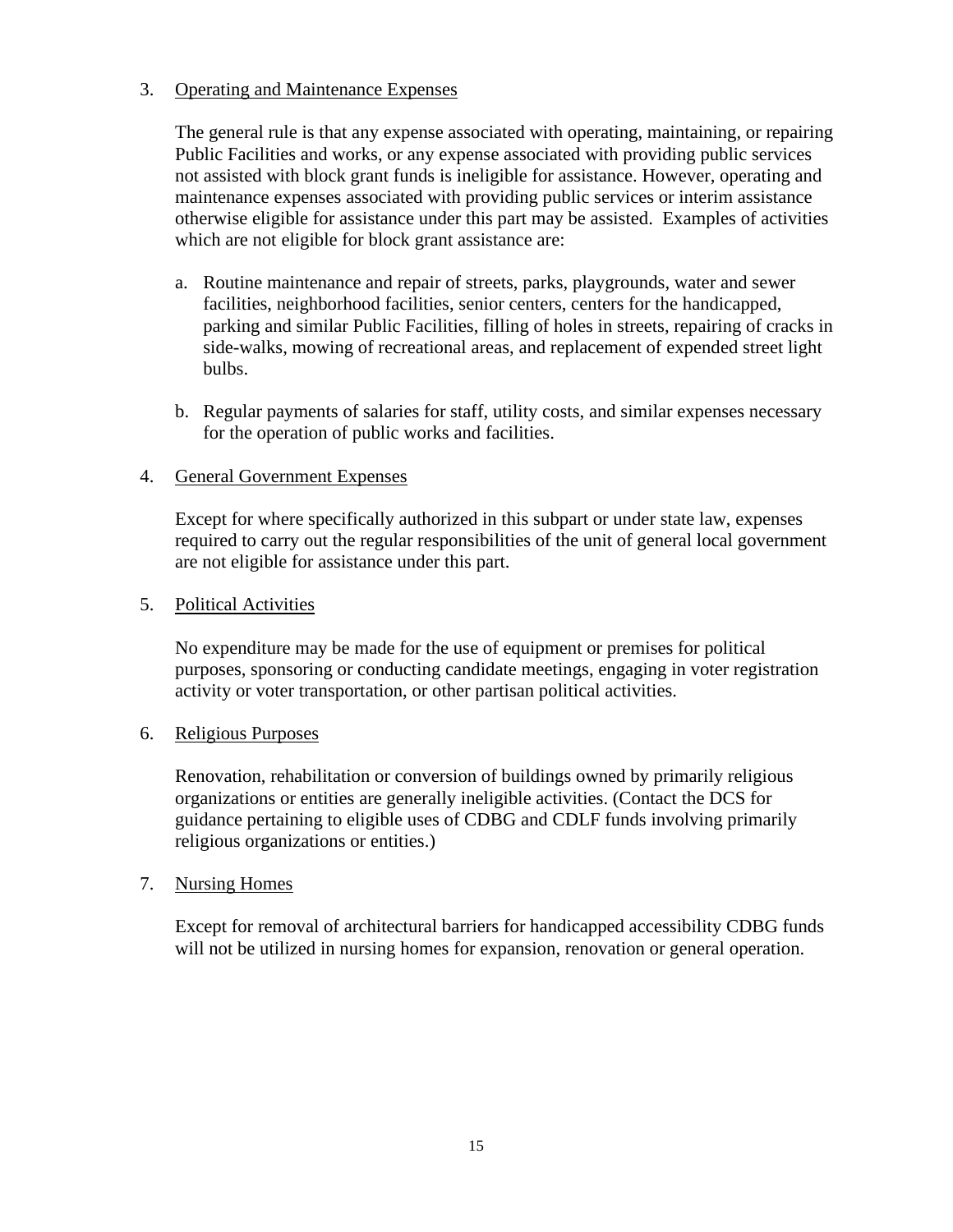3. <u>Operating and Maintenance Expenses</u>

   The general rule is that any expense associated with operating, maintaining, or repairing Public Facilities and works, or any expense associated with providing public services not assisted with block grant funds is ineligible for assistance. However, operating and maintenance expenses associated with providing public services or interim assistance otherwise eligible for assistance under this part may be assisted. Examples of activities which are not eligible for block grant assistance are:

   a. Routine maintenance and repair of streets, parks, playgrounds, water and sewer facilities, neighborhood facilities, senior centers, centers for the handicapped, parking and similar Public Facilities, filling of holes in streets, repairing of cracks in side-walks, mowing of recreational areas, and replacement of expended street light bulbs.

   b. Regular payments of salaries for staff, utility costs, and similar expenses necessary for the operation of public works and facilities.

4. <u>General Government Expenses</u>

   Except for where specifically authorized in this subpart or under state law, expenses required to carry out the regular responsibilities of the unit of general local government are not eligible for assistance under this part.

5. <u>Political Activities</u>

   No expenditure may be made for the use of equipment or premises for political purposes, sponsoring or conducting candidate meetings, engaging in voter registration activity or voter transportation, or other partisan political activities.

6. <u>Religious Purposes</u>

   Renovation, rehabilitation or conversion of buildings owned by primarily religious organizations or entities are generally ineligible activities. (Contact the DCS for guidance pertaining to eligible uses of CDBG and CDLF funds involving primarily religious organizations or entities.)

7. <u>Nursing Homes</u>

   Except for removal of architectural barriers for handicapped accessibility CDBG funds will not be utilized in nursing homes for expansion, renovation or general operation.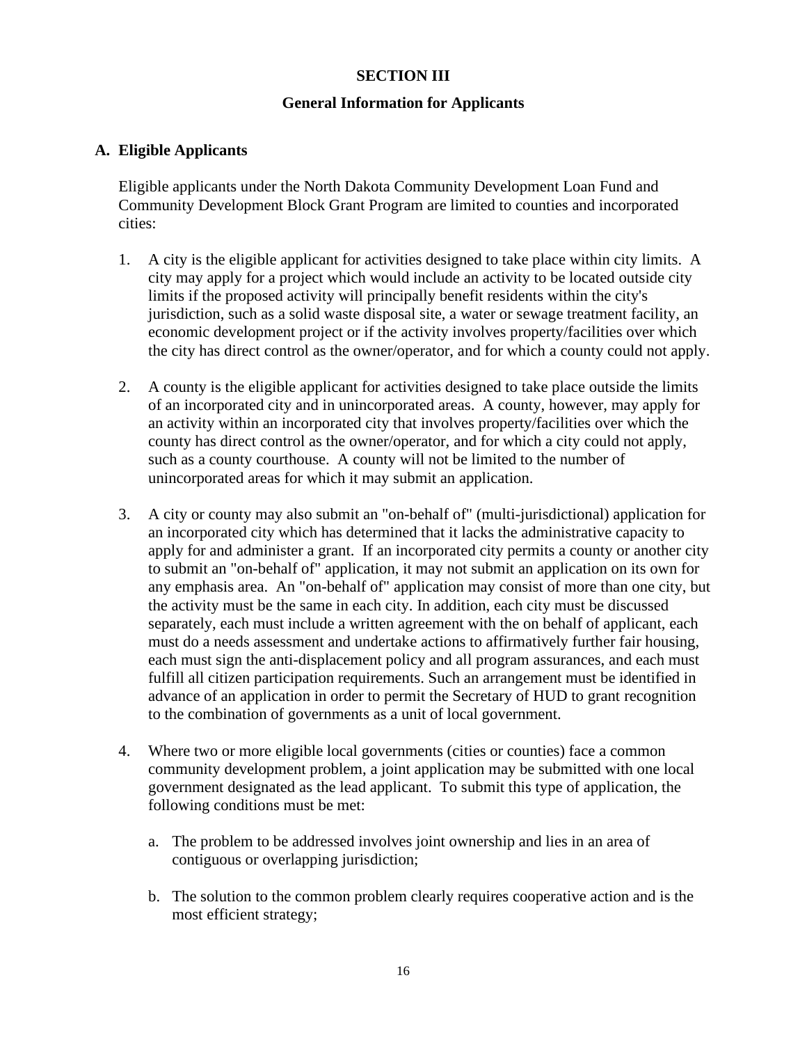# SECTION III

## General Information for Applicants

### A. Eligible Applicants

Eligible applicants under the North Dakota Community Development Loan Fund and Community Development Block Grant Program are limited to counties and incorporated cities:

1. A city is the eligible applicant for activities designed to take place within city limits. A city may apply for a project which would include an activity to be located outside city limits if the proposed activity will principally benefit residents within the city's jurisdiction, such as a solid waste disposal site, a water or sewage treatment facility, an economic development project or if the activity involves property/facilities over which the city has direct control as the owner/operator, and for which a county could not apply.

2. A county is the eligible applicant for activities designed to take place outside the limits of an incorporated city and in unincorporated areas. A county, however, may apply for an activity within an incorporated city that involves property/facilities over which the county has direct control as the owner/operator, and for which a city could not apply, such as a county courthouse. A county will not be limited to the number of unincorporated areas for which it may submit an application.

3. A city or county may also submit an "on-behalf of" (multi-jurisdictional) application for an incorporated city which has determined that it lacks the administrative capacity to apply for and administer a grant. If an incorporated city permits a county or another city to submit an "on-behalf of" application, it may not submit an application on its own for any emphasis area. An "on-behalf of" application may consist of more than one city, but the activity must be the same in each city. In addition, each city must be discussed separately, each must include a written agreement with the on behalf of applicant, each must do a needs assessment and undertake actions to affirmatively further fair housing, each must sign the anti-displacement policy and all program assurances, and each must fulfill all citizen participation requirements. Such an arrangement must be identified in advance of an application in order to permit the Secretary of HUD to grant recognition to the combination of governments as a unit of local government.

4. Where two or more eligible local governments (cities or counties) face a common community development problem, a joint application may be submitted with one local government designated as the lead applicant. To submit this type of application, the following conditions must be met:

   a. The problem to be addressed involves joint ownership and lies in an area of contiguous or overlapping jurisdiction;

   b. The solution to the common problem clearly requires cooperative action and is the most efficient strategy;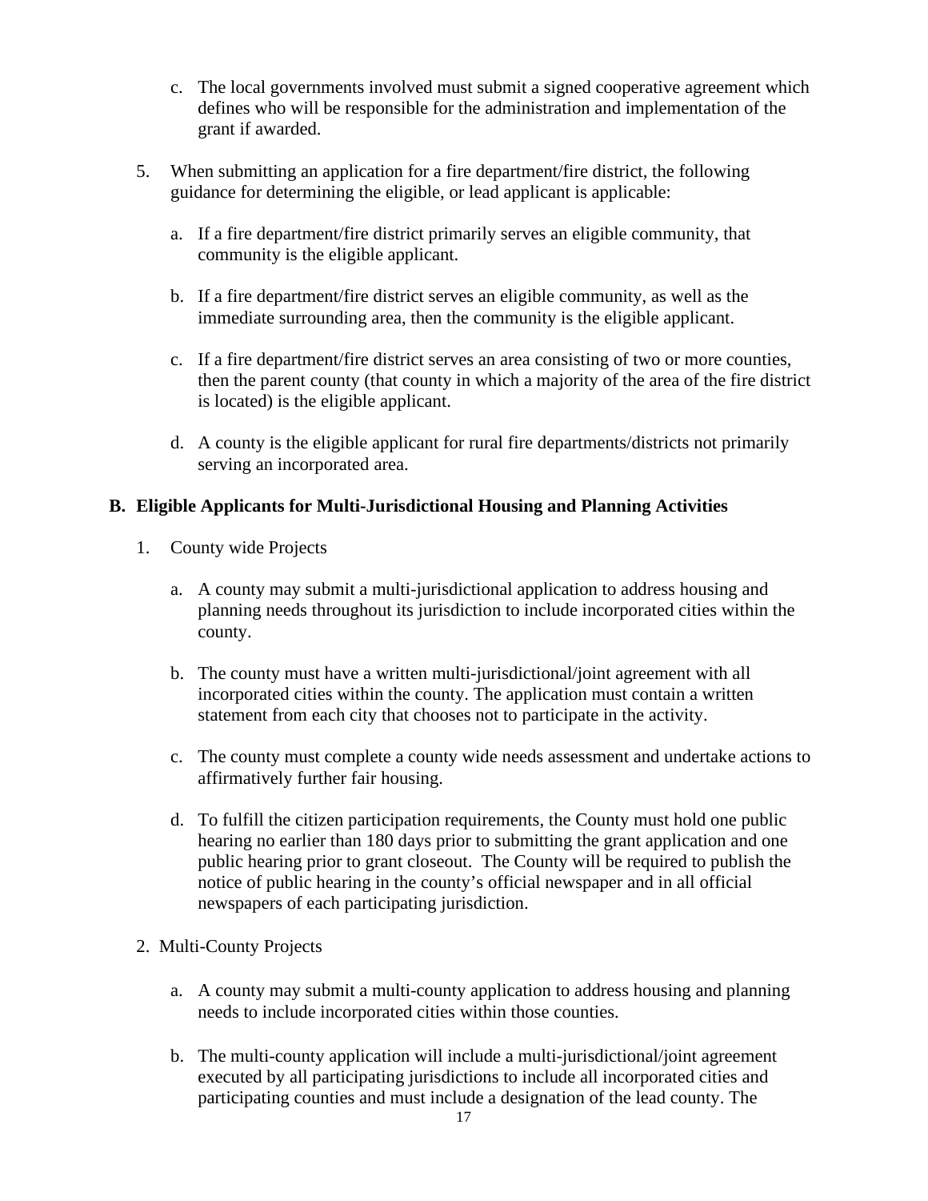c. The local governments involved must submit a signed cooperative agreement which defines who will be responsible for the administration and implementation of the grant if awarded.

5. When submitting an application for a fire department/fire district, the following guidance for determining the eligible, or lead applicant is applicable:

   a. If a fire department/fire district primarily serves an eligible community, that community is the eligible applicant.

   b. If a fire department/fire district serves an eligible community, as well as the immediate surrounding area, then the community is the eligible applicant.

   c. If a fire department/fire district serves an area consisting of two or more counties, then the parent county (that county in which a majority of the area of the fire district is located) is the eligible applicant.

   d. A county is the eligible applicant for rural fire departments/districts not primarily serving an incorporated area.

## B. Eligible Applicants for Multi-Jurisdictional Housing and Planning Activities

1. County wide Projects

   a. A county may submit a multi-jurisdictional application to address housing and planning needs throughout its jurisdiction to include incorporated cities within the county.

   b. The county must have a written multi-jurisdictional/joint agreement with all incorporated cities within the county. The application must contain a written statement from each city that chooses not to participate in the activity.

   c. The county must complete a county wide needs assessment and undertake actions to affirmatively further fair housing.

   d. To fulfill the citizen participation requirements, the County must hold one public hearing no earlier than 180 days prior to submitting the grant application and one public hearing prior to grant closeout. The County will be required to publish the notice of public hearing in the county's official newspaper and in all official newspapers of each participating jurisdiction.

2. Multi-County Projects

   a. A county may submit a multi-county application to address housing and planning needs to include incorporated cities within those counties.

   b. The multi-county application will include a multi-jurisdictional/joint agreement executed by all participating jurisdictions to include all incorporated cities and participating counties and must include a designation of the lead county. The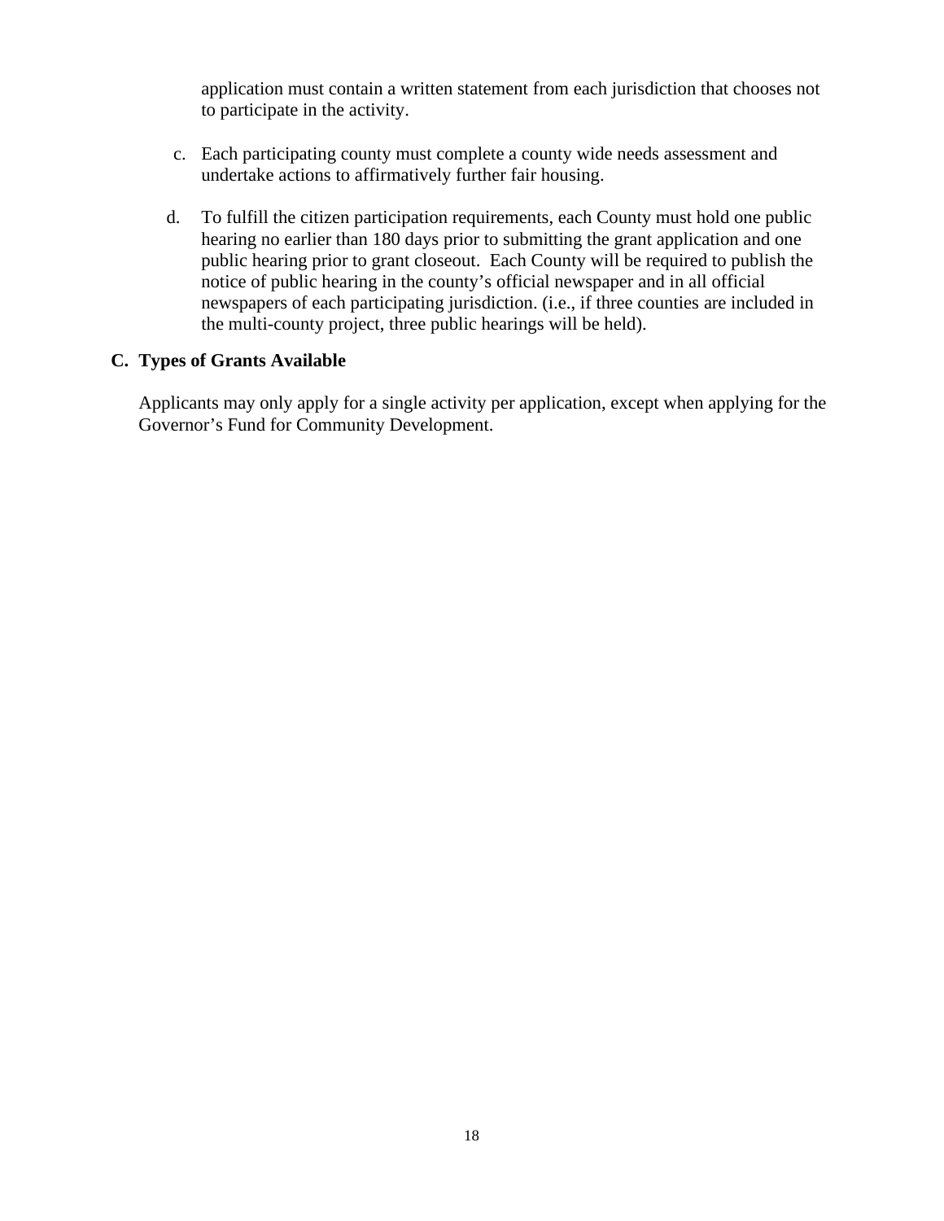application must contain a written statement from each jurisdiction that chooses not to participate in the activity.

c. Each participating county must complete a county wide needs assessment and undertake actions to affirmatively further fair housing.

d. To fulfill the citizen participation requirements, each County must hold one public hearing no earlier than 180 days prior to submitting the grant application and one public hearing prior to grant closeout. Each County will be required to publish the notice of public hearing in the county's official newspaper and in all official newspapers of each participating jurisdiction. (i.e., if three counties are included in the multi-county project, three public hearings will be held).

**C. Types of Grants Available**

Applicants may only apply for a single activity per application, except when applying for the Governor's Fund for Community Development.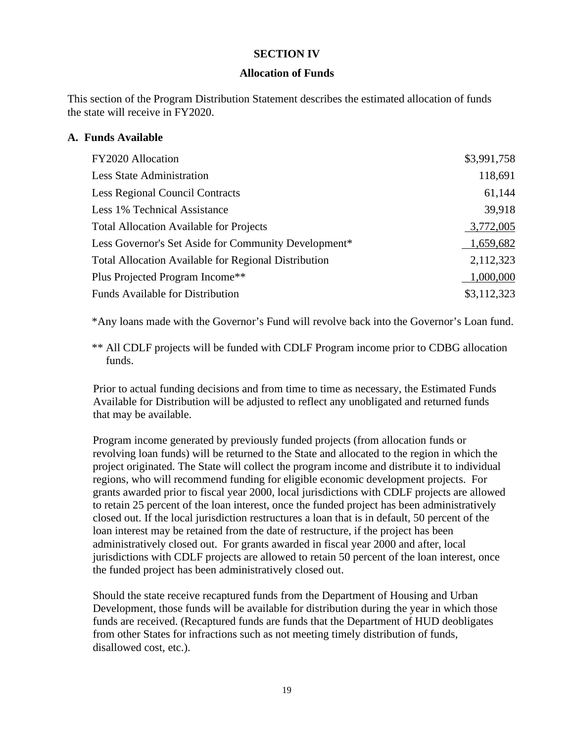## SECTION IV

### Allocation of Funds

This section of the Program Distribution Statement describes the estimated allocation of funds the state will receive in FY2020.

### A. Funds Available

| | |
|---|---|
| FY2020 Allocation | $3,991,758 |
| Less State Administration | 118,691 |
| Less Regional Council Contracts | 61,144 |
| Less 1% Technical Assistance | 39,918 |
| Total Allocation Available for Projects | 3,772,005 |
| Less Governor's Set Aside for Community Development* | 1,659,682 |
| Total Allocation Available for Regional Distribution | 2,112,323 |
| Plus Projected Program Income** | 1,000,000 |
| Funds Available for Distribution | $3,112,323 |

*Any loans made with the Governor's Fund will revolve back into the Governor's Loan fund.

** All CDLF projects will be funded with CDLF Program income prior to CDBG allocation funds.

Prior to actual funding decisions and from time to time as necessary, the Estimated Funds Available for Distribution will be adjusted to reflect any unobligated and returned funds that may be available.

Program income generated by previously funded projects (from allocation funds or revolving loan funds) will be returned to the State and allocated to the region in which the project originated. The State will collect the program income and distribute it to individual regions, who will recommend funding for eligible economic development projects. For grants awarded prior to fiscal year 2000, local jurisdictions with CDLF projects are allowed to retain 25 percent of the loan interest, once the funded project has been administratively closed out. If the local jurisdiction restructures a loan that is in default, 50 percent of the loan interest may be retained from the date of restructure, if the project has been administratively closed out. For grants awarded in fiscal year 2000 and after, local jurisdictions with CDLF projects are allowed to retain 50 percent of the loan interest, once the funded project has been administratively closed out.

Should the state receive recaptured funds from the Department of Housing and Urban Development, those funds will be available for distribution during the year in which those funds are received. (Recaptured funds are funds that the Department of HUD deobligates from other States for infractions such as not meeting timely distribution of funds, disallowed cost, etc.).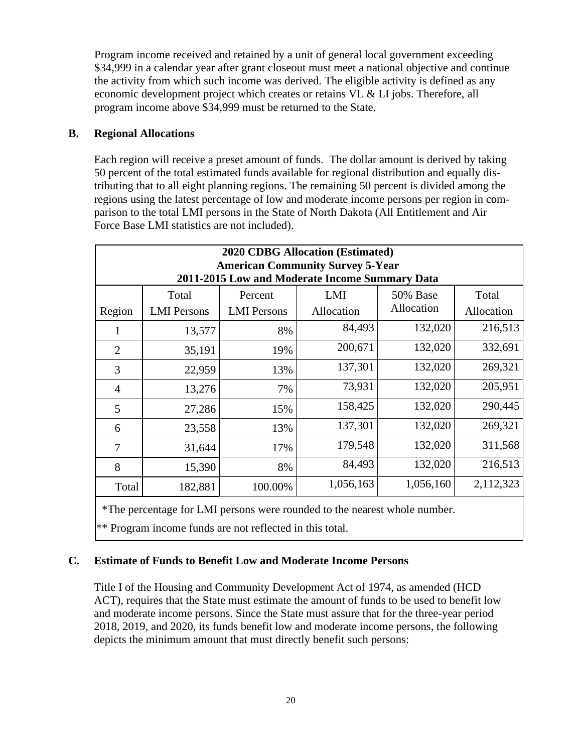Program income received and retained by a unit of general local government exceeding $34,999 in a calendar year after grant closeout must meet a national objective and continue the activity from which such income was derived. The eligible activity is defined as any economic development project which creates or retains VL & LI jobs. Therefore, all program income above $34,999 must be returned to the State.

## B. Regional Allocations

Each region will receive a preset amount of funds. The dollar amount is derived by taking 50 percent of the total estimated funds available for regional distribution and equally distributing that to all eight planning regions. The remaining 50 percent is divided among the regions using the latest percentage of low and moderate income persons per region in comparison to the total LMI persons in the State of North Dakota (All Entitlement and Air Force Base LMI statistics are not included).

**2020 CDBG Allocation (Estimated)**
**American Community Survey 5-Year**
**2011-2015 Low and Moderate Income Summary Data**

| Region | Total LMI Persons | Percent LMI Persons | LMI Allocation | 50% Base Allocation | Total Allocation |
|---|---|---|---|---|---|
| 1 | 13,577 | 8% | 84,493 | 132,020 | 216,513 |
| 2 | 35,191 | 19% | 200,671 | 132,020 | 332,691 |
| 3 | 22,959 | 13% | 137,301 | 132,020 | 269,321 |
| 4 | 13,276 | 7% | 73,931 | 132,020 | 205,951 |
| 5 | 27,286 | 15% | 158,425 | 132,020 | 290,445 |
| 6 | 23,558 | 13% | 137,301 | 132,020 | 269,321 |
| 7 | 31,644 | 17% | 179,548 | 132,020 | 311,568 |
| 8 | 15,390 | 8% | 84,493 | 132,020 | 216,513 |
| Total | 182,881 | 100.00% | 1,056,163 | 1,056,160 | 2,112,323 |

*The percentage for LMI persons were rounded to the nearest whole number.

** Program income funds are not reflected in this total.

## C. Estimate of Funds to Benefit Low and Moderate Income Persons

Title I of the Housing and Community Development Act of 1974, as amended (HCD ACT), requires that the State must estimate the amount of funds to be used to benefit low and moderate income persons. Since the State must assure that for the three-year period 2018, 2019, and 2020, its funds benefit low and moderate income persons, the following depicts the minimum amount that must directly benefit such persons: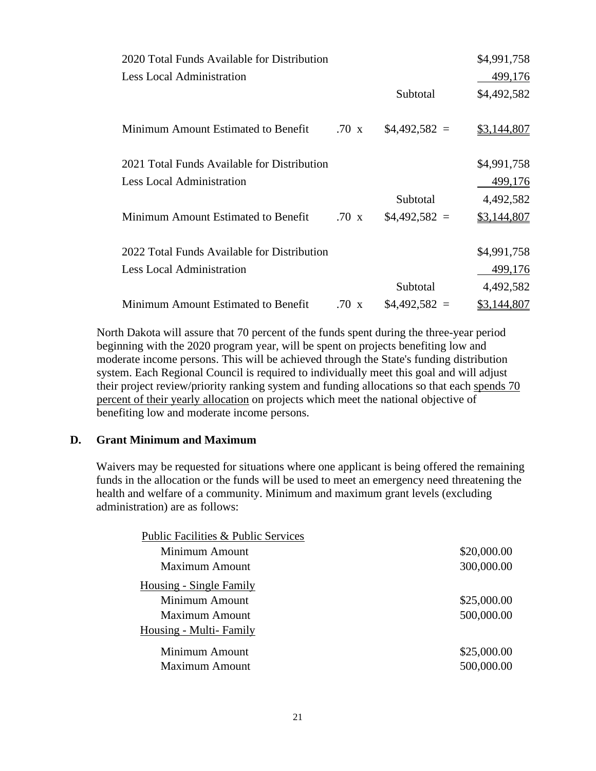| | | | |
|---|---|---|---|
| 2020 Total Funds Available for Distribution | | | $4,991,758 |
| Less Local Administration | | | 499,176 |
| | | Subtotal | $4,492,582 |
| Minimum Amount Estimated to Benefit | .70 x | $4,492,582 = | $3,144,807 |
| 2021 Total Funds Available for Distribution | | | $4,991,758 |
| Less Local Administration | | | 499,176 |
| | | Subtotal | 4,492,582 |
| Minimum Amount Estimated to Benefit | .70 x | $4,492,582 = | $3,144,807 |
| 2022 Total Funds Available for Distribution | | | $4,991,758 |
| Less Local Administration | | | 499,176 |
| | | Subtotal | 4,492,582 |
| Minimum Amount Estimated to Benefit | .70 x | $4,492,582 = | $3,144,807 |

North Dakota will assure that 70 percent of the funds spent during the three-year period beginning with the 2020 program year, will be spent on projects benefiting low and moderate income persons. This will be achieved through the State's funding distribution system. Each Regional Council is required to individually meet this goal and will adjust their project review/priority ranking system and funding allocations so that each spends 70 percent of their yearly allocation on projects which meet the national objective of benefiting low and moderate income persons.

## D. Grant Minimum and Maximum

Waivers may be requested for situations where one applicant is being offered the remaining funds in the allocation or the funds will be used to meet an emergency need threatening the health and welfare of a community. Minimum and maximum grant levels (excluding administration) are as follows:

| | |
|---|---|
| Public Facilities & Public Services | |
| Minimum Amount | $20,000.00 |
| Maximum Amount | 300,000.00 |
| Housing - Single Family | |
| Minimum Amount | $25,000.00 |
| Maximum Amount | 500,000.00 |
| Housing - Multi- Family | |
| Minimum Amount | $25,000.00 |
| Maximum Amount | 500,000.00 |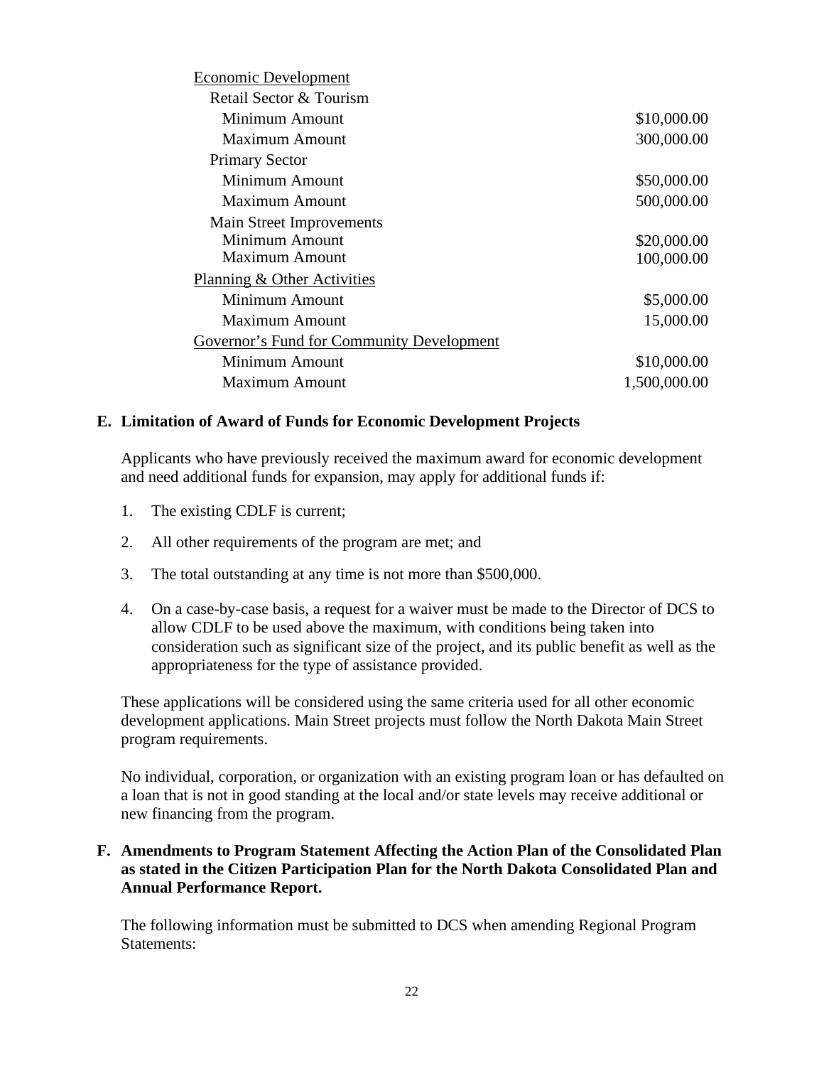| | |
|---|---|
| Economic Development | |
| Retail Sector & Tourism | |
| Minimum Amount | $10,000.00 |
| Maximum Amount | 300,000.00 |
| Primary Sector | |
| Minimum Amount | $50,000.00 |
| Maximum Amount | 500,000.00 |
| Main Street Improvements | |
| Minimum Amount | $20,000.00 |
| Maximum Amount | 100,000.00 |
| Planning & Other Activities | |
| Minimum Amount | $5,000.00 |
| Maximum Amount | 15,000.00 |
| Governor's Fund for Community Development | |
| Minimum Amount | $10,000.00 |
| Maximum Amount | 1,500,000.00 |

**E. Limitation of Award of Funds for Economic Development Projects**

Applicants who have previously received the maximum award for economic development and need additional funds for expansion, may apply for additional funds if:

1. The existing CDLF is current;
2. All other requirements of the program are met; and
3. The total outstanding at any time is not more than $500,000.
4. On a case-by-case basis, a request for a waiver must be made to the Director of DCS to allow CDLF to be used above the maximum, with conditions being taken into consideration such as significant size of the project, and its public benefit as well as the appropriateness for the type of assistance provided.

These applications will be considered using the same criteria used for all other economic development applications. Main Street projects must follow the North Dakota Main Street program requirements.

No individual, corporation, or organization with an existing program loan or has defaulted on a loan that is not in good standing at the local and/or state levels may receive additional or new financing from the program.

**F. Amendments to Program Statement Affecting the Action Plan of the Consolidated Plan as stated in the Citizen Participation Plan for the North Dakota Consolidated Plan and Annual Performance Report.**

The following information must be submitted to DCS when amending Regional Program Statements: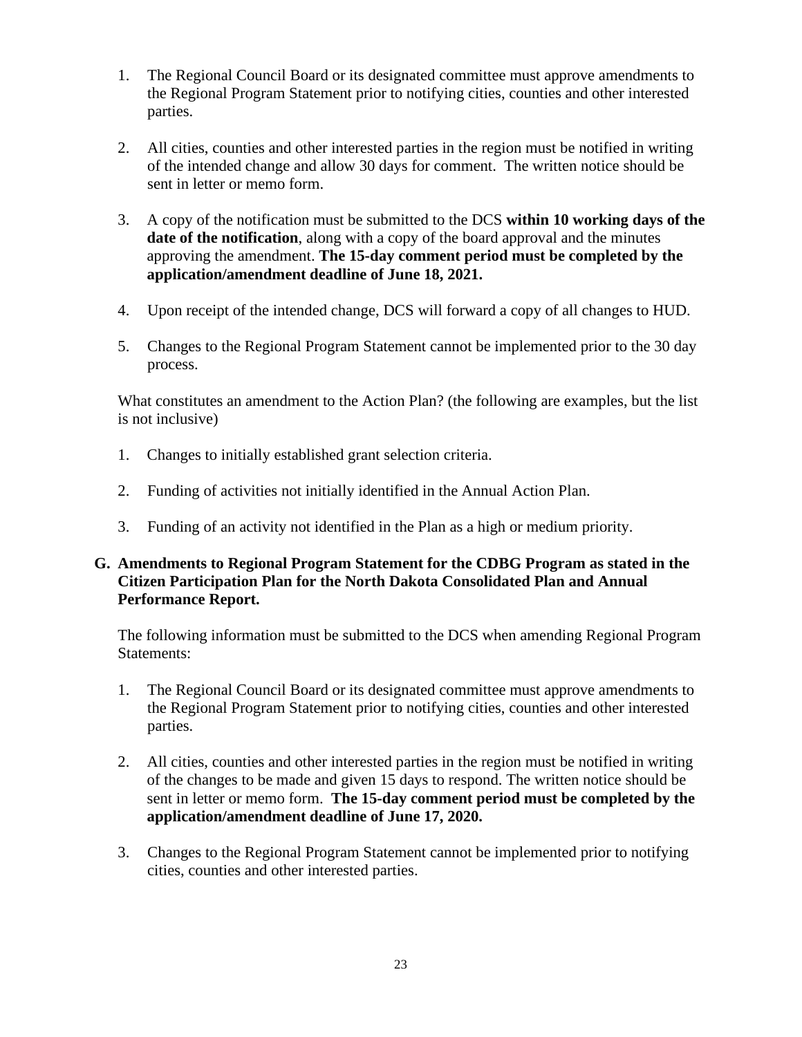1. The Regional Council Board or its designated committee must approve amendments to the Regional Program Statement prior to notifying cities, counties and other interested parties.

2. All cities, counties and other interested parties in the region must be notified in writing of the intended change and allow 30 days for comment. The written notice should be sent in letter or memo form.

3. A copy of the notification must be submitted to the DCS **within 10 working days of the date of the notification**, along with a copy of the board approval and the minutes approving the amendment. **The 15-day comment period must be completed by the application/amendment deadline of June 18, 2021.**

4. Upon receipt of the intended change, DCS will forward a copy of all changes to HUD.

5. Changes to the Regional Program Statement cannot be implemented prior to the 30 day process.

What constitutes an amendment to the Action Plan? (the following are examples, but the list is not inclusive)

1. Changes to initially established grant selection criteria.

2. Funding of activities not initially identified in the Annual Action Plan.

3. Funding of an activity not identified in the Plan as a high or medium priority.

**G. Amendments to Regional Program Statement for the CDBG Program as stated in the Citizen Participation Plan for the North Dakota Consolidated Plan and Annual Performance Report.**

The following information must be submitted to the DCS when amending Regional Program Statements:

1. The Regional Council Board or its designated committee must approve amendments to the Regional Program Statement prior to notifying cities, counties and other interested parties.

2. All cities, counties and other interested parties in the region must be notified in writing of the changes to be made and given 15 days to respond. The written notice should be sent in letter or memo form. **The 15-day comment period must be completed by the application/amendment deadline of June 17, 2020.**

3. Changes to the Regional Program Statement cannot be implemented prior to notifying cities, counties and other interested parties.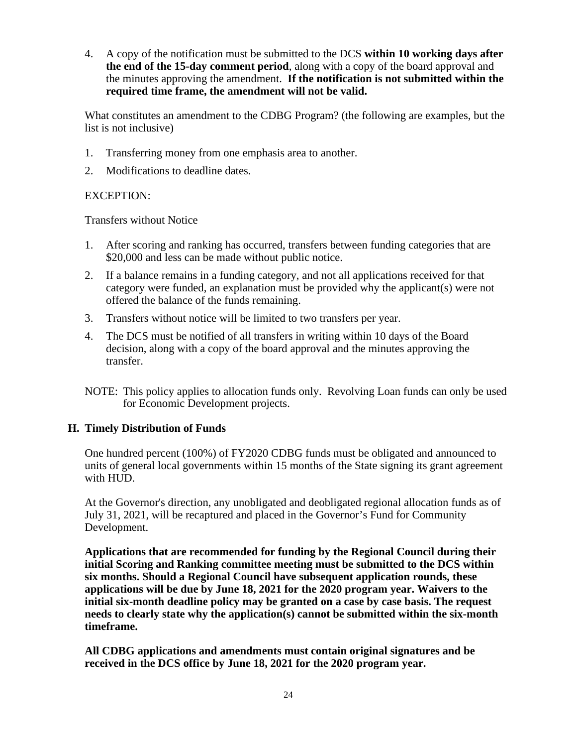4. A copy of the notification must be submitted to the DCS **within 10 working days after the end of the 15-day comment period**, along with a copy of the board approval and the minutes approving the amendment. **If the notification is not submitted within the required time frame, the amendment will not be valid.**

What constitutes an amendment to the CDBG Program? (the following are examples, but the list is not inclusive)

1. Transferring money from one emphasis area to another.
2. Modifications to deadline dates.

EXCEPTION:

Transfers without Notice

1. After scoring and ranking has occurred, transfers between funding categories that are $20,000 and less can be made without public notice.
2. If a balance remains in a funding category, and not all applications received for that category were funded, an explanation must be provided why the applicant(s) were not offered the balance of the funds remaining.
3. Transfers without notice will be limited to two transfers per year.
4. The DCS must be notified of all transfers in writing within 10 days of the Board decision, along with a copy of the board approval and the minutes approving the transfer.

NOTE: This policy applies to allocation funds only. Revolving Loan funds can only be used for Economic Development projects.

### H. Timely Distribution of Funds

One hundred percent (100%) of FY2020 CDBG funds must be obligated and announced to units of general local governments within 15 months of the State signing its grant agreement with HUD.

At the Governor's direction, any unobligated and deobligated regional allocation funds as of July 31, 2021, will be recaptured and placed in the Governor's Fund for Community Development.

**Applications that are recommended for funding by the Regional Council during their initial Scoring and Ranking committee meeting must be submitted to the DCS within six months. Should a Regional Council have subsequent application rounds, these applications will be due by June 18, 2021 for the 2020 program year. Waivers to the initial six-month deadline policy may be granted on a case by case basis. The request needs to clearly state why the application(s) cannot be submitted within the six-month timeframe.**

**All CDBG applications and amendments must contain original signatures and be received in the DCS office by June 18, 2021 for the 2020 program year.**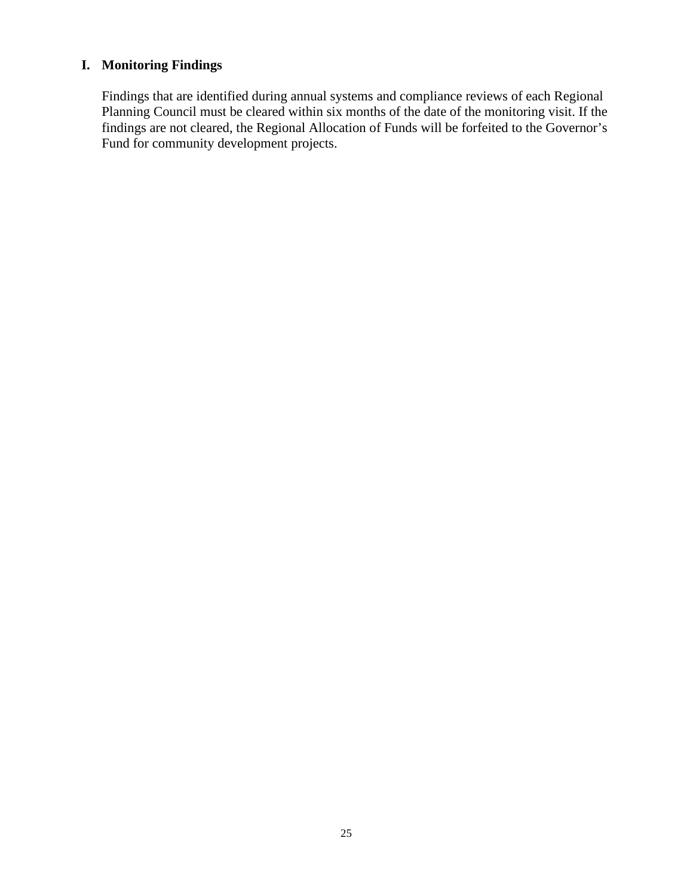## I. Monitoring Findings

Findings that are identified during annual systems and compliance reviews of each Regional Planning Council must be cleared within six months of the date of the monitoring visit. If the findings are not cleared, the Regional Allocation of Funds will be forfeited to the Governor's Fund for community development projects.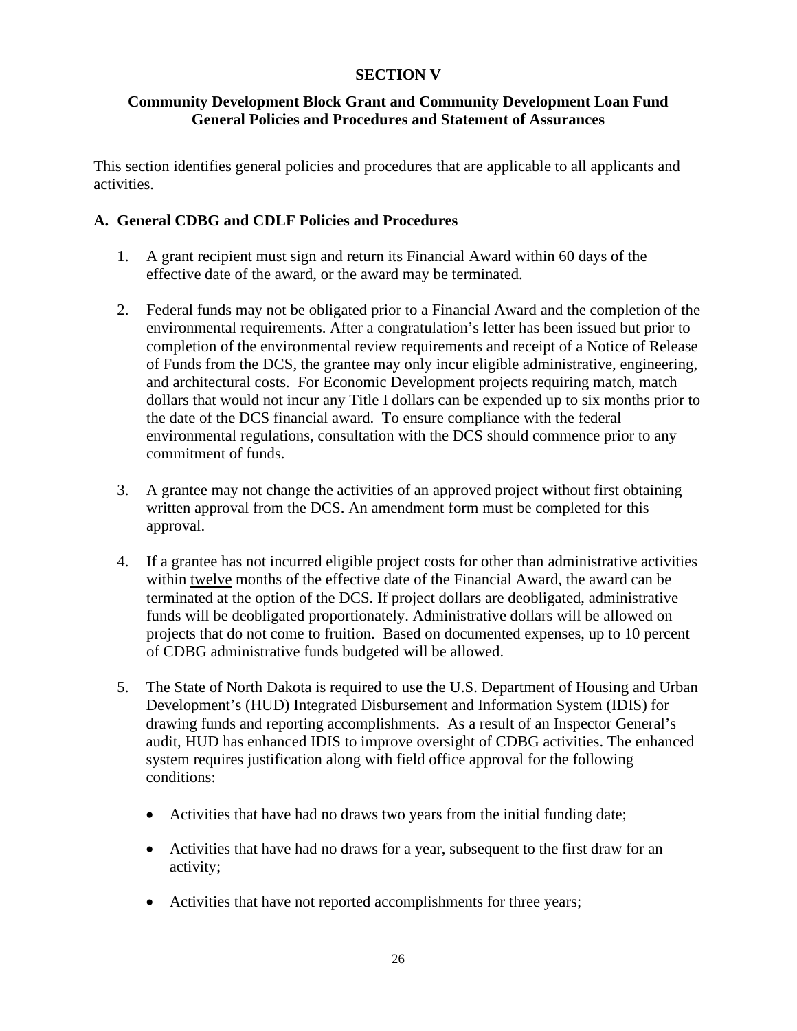# SECTION V

## Community Development Block Grant and Community Development Loan Fund General Policies and Procedures and Statement of Assurances

This section identifies general policies and procedures that are applicable to all applicants and activities.

### A. General CDBG and CDLF Policies and Procedures

1. A grant recipient must sign and return its Financial Award within 60 days of the effective date of the award, or the award may be terminated.

2. Federal funds may not be obligated prior to a Financial Award and the completion of the environmental requirements. After a congratulation's letter has been issued but prior to completion of the environmental review requirements and receipt of a Notice of Release of Funds from the DCS, the grantee may only incur eligible administrative, engineering, and architectural costs. For Economic Development projects requiring match, match dollars that would not incur any Title I dollars can be expended up to six months prior to the date of the DCS financial award. To ensure compliance with the federal environmental regulations, consultation with the DCS should commence prior to any commitment of funds.

3. A grantee may not change the activities of an approved project without first obtaining written approval from the DCS. An amendment form must be completed for this approval.

4. If a grantee has not incurred eligible project costs for other than administrative activities within twelve months of the effective date of the Financial Award, the award can be terminated at the option of the DCS. If project dollars are deobligated, administrative funds will be deobligated proportionately. Administrative dollars will be allowed on projects that do not come to fruition. Based on documented expenses, up to 10 percent of CDBG administrative funds budgeted will be allowed.

5. The State of North Dakota is required to use the U.S. Department of Housing and Urban Development's (HUD) Integrated Disbursement and Information System (IDIS) for drawing funds and reporting accomplishments. As a result of an Inspector General's audit, HUD has enhanced IDIS to improve oversight of CDBG activities. The enhanced system requires justification along with field office approval for the following conditions:

   - Activities that have had no draws two years from the initial funding date;
   - Activities that have had no draws for a year, subsequent to the first draw for an activity;
   - Activities that have not reported accomplishments for three years;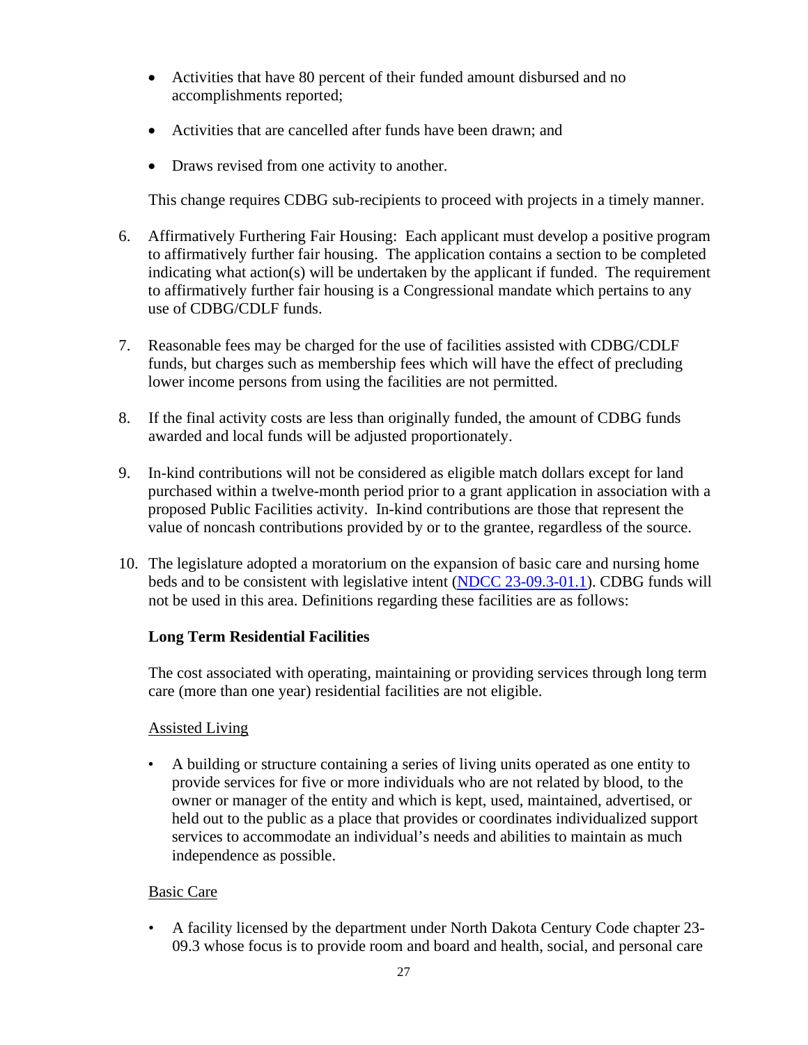- Activities that have 80 percent of their funded amount disbursed and no accomplishments reported;
- Activities that are cancelled after funds have been drawn; and
- Draws revised from one activity to another.

This change requires CDBG sub-recipients to proceed with projects in a timely manner.

6. Affirmatively Furthering Fair Housing: Each applicant must develop a positive program to affirmatively further fair housing. The application contains a section to be completed indicating what action(s) will be undertaken by the applicant if funded. The requirement to affirmatively further fair housing is a Congressional mandate which pertains to any use of CDBG/CDLF funds.

7. Reasonable fees may be charged for the use of facilities assisted with CDBG/CDLF funds, but charges such as membership fees which will have the effect of precluding lower income persons from using the facilities are not permitted.

8. If the final activity costs are less than originally funded, the amount of CDBG funds awarded and local funds will be adjusted proportionately.

9. In-kind contributions will not be considered as eligible match dollars except for land purchased within a twelve-month period prior to a grant application in association with a proposed Public Facilities activity. In-kind contributions are those that represent the value of noncash contributions provided by or to the grantee, regardless of the source.

10. The legislature adopted a moratorium on the expansion of basic care and nursing home beds and to be consistent with legislative intent (NDCC 23-09.3-01.1). CDBG funds will not be used in this area. Definitions regarding these facilities are as follows:

    **Long Term Residential Facilities**

    The cost associated with operating, maintaining or providing services through long term care (more than one year) residential facilities are not eligible.

    Assisted Living

    - A building or structure containing a series of living units operated as one entity to provide services for five or more individuals who are not related by blood, to the owner or manager of the entity and which is kept, used, maintained, advertised, or held out to the public as a place that provides or coordinates individualized support services to accommodate an individual's needs and abilities to maintain as much independence as possible.

    Basic Care

    - A facility licensed by the department under North Dakota Century Code chapter 23-09.3 whose focus is to provide room and board and health, social, and personal care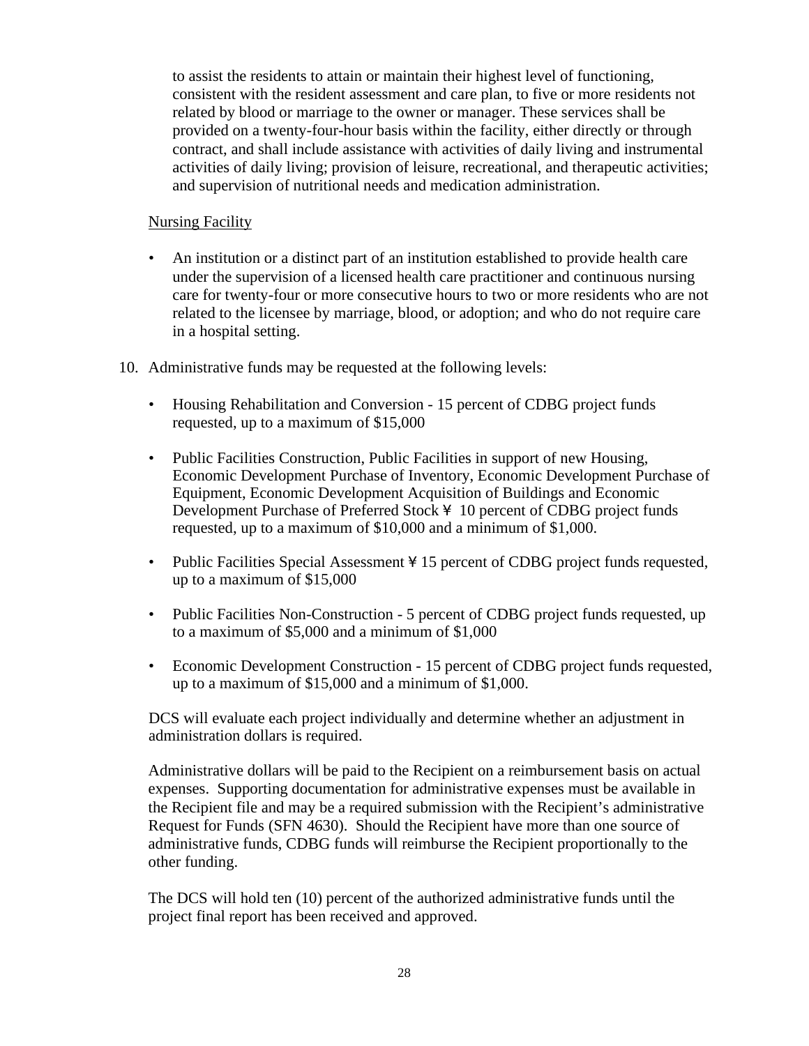to assist the residents to attain or maintain their highest level of functioning, consistent with the resident assessment and care plan, to five or more residents not related by blood or marriage to the owner or manager. These services shall be provided on a twenty-four-hour basis within the facility, either directly or through contract, and shall include assistance with activities of daily living and instrumental activities of daily living; provision of leisure, recreational, and therapeutic activities; and supervision of nutritional needs and medication administration.

Nursing Facility

- An institution or a distinct part of an institution established to provide health care under the supervision of a licensed health care practitioner and continuous nursing care for twenty-four or more consecutive hours to two or more residents who are not related to the licensee by marriage, blood, or adoption; and who do not require care in a hospital setting.

10. Administrative funds may be requested at the following levels:

    - Housing Rehabilitation and Conversion - 15 percent of CDBG project funds requested, up to a maximum of $15,000
    - Public Facilities Construction, Public Facilities in support of new Housing, Economic Development Purchase of Inventory, Economic Development Purchase of Equipment, Economic Development Acquisition of Buildings and Economic Development Purchase of Preferred Stock ¥ 10 percent of CDBG project funds requested, up to a maximum of $10,000 and a minimum of $1,000.
    - Public Facilities Special Assessment ¥ 15 percent of CDBG project funds requested, up to a maximum of $15,000
    - Public Facilities Non-Construction - 5 percent of CDBG project funds requested, up to a maximum of $5,000 and a minimum of $1,000
    - Economic Development Construction - 15 percent of CDBG project funds requested, up to a maximum of $15,000 and a minimum of $1,000.

    DCS will evaluate each project individually and determine whether an adjustment in administration dollars is required.

    Administrative dollars will be paid to the Recipient on a reimbursement basis on actual expenses. Supporting documentation for administrative expenses must be available in the Recipient file and may be a required submission with the Recipient's administrative Request for Funds (SFN 4630). Should the Recipient have more than one source of administrative funds, CDBG funds will reimburse the Recipient proportionally to the other funding.

    The DCS will hold ten (10) percent of the authorized administrative funds until the project final report has been received and approved.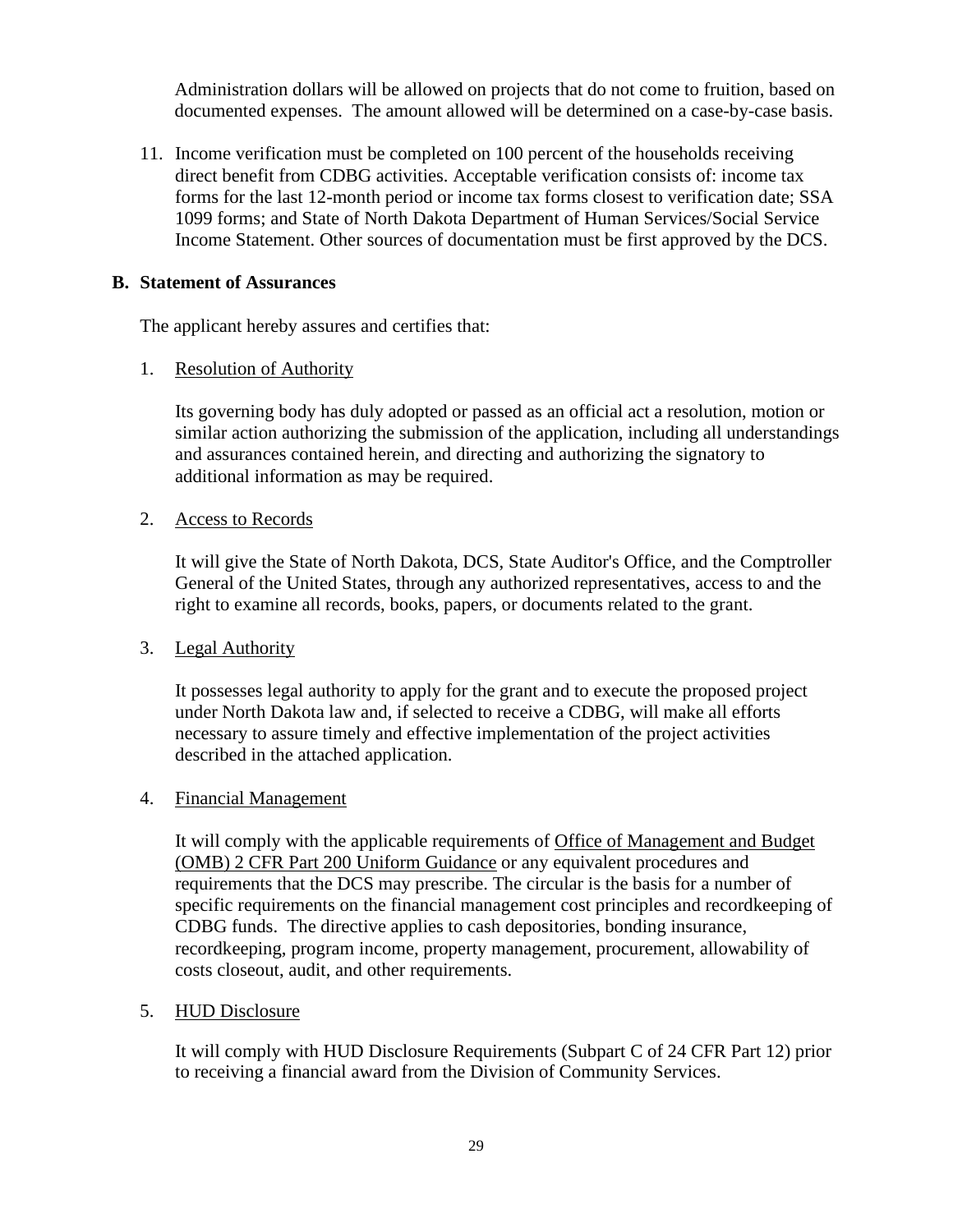Administration dollars will be allowed on projects that do not come to fruition, based on documented expenses. The amount allowed will be determined on a case-by-case basis.

11. Income verification must be completed on 100 percent of the households receiving direct benefit from CDBG activities. Acceptable verification consists of: income tax forms for the last 12-month period or income tax forms closest to verification date; SSA 1099 forms; and State of North Dakota Department of Human Services/Social Service Income Statement. Other sources of documentation must be first approved by the DCS.

**B. Statement of Assurances**

The applicant hereby assures and certifies that:

1. Resolution of Authority

   Its governing body has duly adopted or passed as an official act a resolution, motion or similar action authorizing the submission of the application, including all understandings and assurances contained herein, and directing and authorizing the signatory to additional information as may be required.

2. Access to Records

   It will give the State of North Dakota, DCS, State Auditor's Office, and the Comptroller General of the United States, through any authorized representatives, access to and the right to examine all records, books, papers, or documents related to the grant.

3. Legal Authority

   It possesses legal authority to apply for the grant and to execute the proposed project under North Dakota law and, if selected to receive a CDBG, will make all efforts necessary to assure timely and effective implementation of the project activities described in the attached application.

4. Financial Management

   It will comply with the applicable requirements of Office of Management and Budget (OMB) 2 CFR Part 200 Uniform Guidance or any equivalent procedures and requirements that the DCS may prescribe. The circular is the basis for a number of specific requirements on the financial management cost principles and recordkeeping of CDBG funds. The directive applies to cash depositories, bonding insurance, recordkeeping, program income, property management, procurement, allowability of costs closeout, audit, and other requirements.

5. HUD Disclosure

   It will comply with HUD Disclosure Requirements (Subpart C of 24 CFR Part 12) prior to receiving a financial award from the Division of Community Services.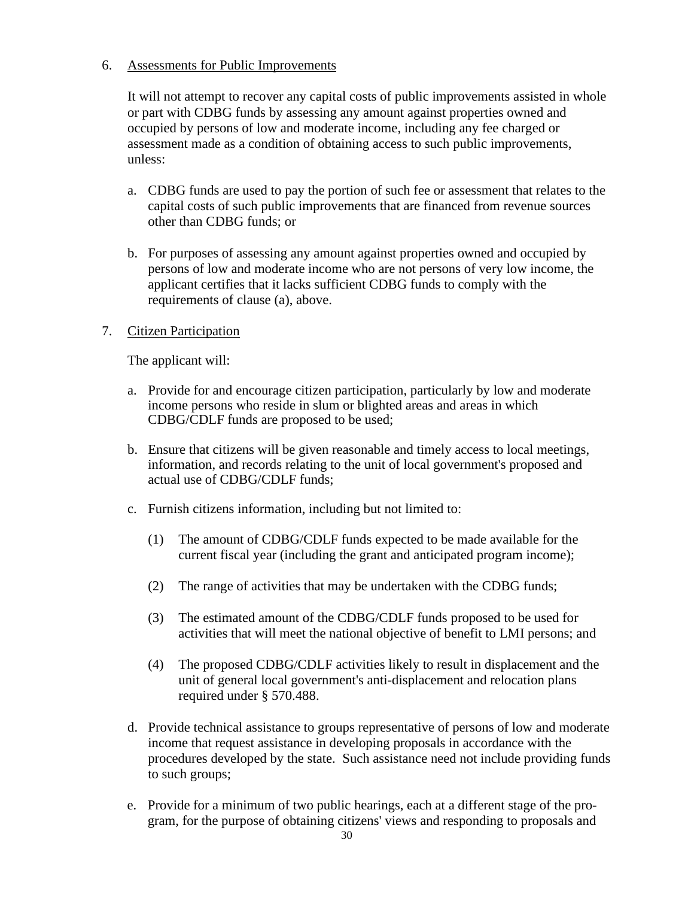6. <u>Assessments for Public Improvements</u>

   It will not attempt to recover any capital costs of public improvements assisted in whole or part with CDBG funds by assessing any amount against properties owned and occupied by persons of low and moderate income, including any fee charged or assessment made as a condition of obtaining access to such public improvements, unless:

   a. CDBG funds are used to pay the portion of such fee or assessment that relates to the capital costs of such public improvements that are financed from revenue sources other than CDBG funds; or

   b. For purposes of assessing any amount against properties owned and occupied by persons of low and moderate income who are not persons of very low income, the applicant certifies that it lacks sufficient CDBG funds to comply with the requirements of clause (a), above.

7. <u>Citizen Participation</u>

   The applicant will:

   a. Provide for and encourage citizen participation, particularly by low and moderate income persons who reside in slum or blighted areas and areas in which CDBG/CDLF funds are proposed to be used;

   b. Ensure that citizens will be given reasonable and timely access to local meetings, information, and records relating to the unit of local government's proposed and actual use of CDBG/CDLF funds;

   c. Furnish citizens information, including but not limited to:

      (1) The amount of CDBG/CDLF funds expected to be made available for the current fiscal year (including the grant and anticipated program income);

      (2) The range of activities that may be undertaken with the CDBG funds;

      (3) The estimated amount of the CDBG/CDLF funds proposed to be used for activities that will meet the national objective of benefit to LMI persons; and

      (4) The proposed CDBG/CDLF activities likely to result in displacement and the unit of general local government's anti-displacement and relocation plans required under § 570.488.

   d. Provide technical assistance to groups representative of persons of low and moderate income that request assistance in developing proposals in accordance with the procedures developed by the state. Such assistance need not include providing funds to such groups;

   e. Provide for a minimum of two public hearings, each at a different stage of the program, for the purpose of obtaining citizens' views and responding to proposals and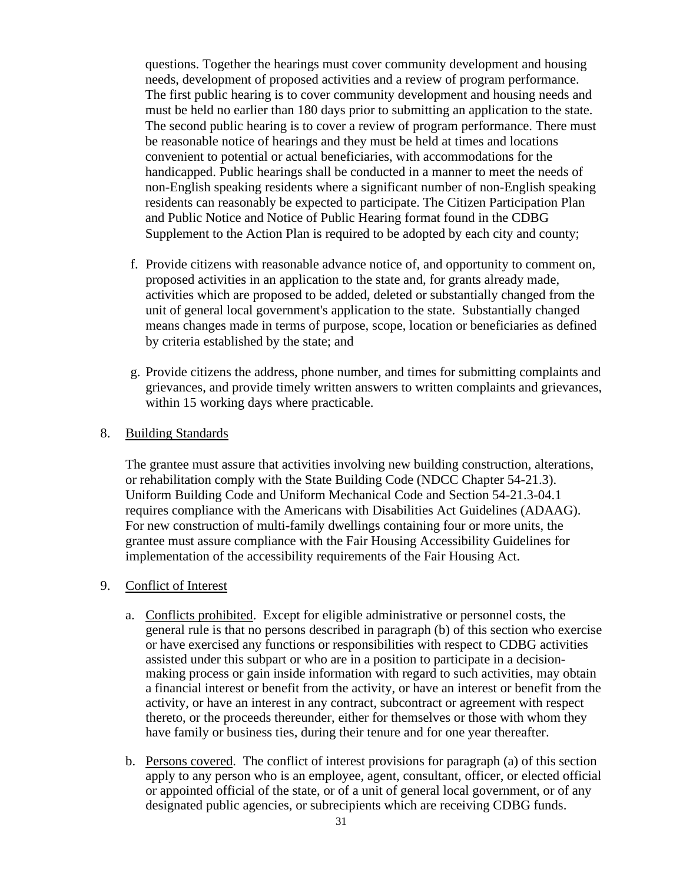questions. Together the hearings must cover community development and housing needs, development of proposed activities and a review of program performance. The first public hearing is to cover community development and housing needs and must be held no earlier than 180 days prior to submitting an application to the state. The second public hearing is to cover a review of program performance. There must be reasonable notice of hearings and they must be held at times and locations convenient to potential or actual beneficiaries, with accommodations for the handicapped. Public hearings shall be conducted in a manner to meet the needs of non-English speaking residents where a significant number of non-English speaking residents can reasonably be expected to participate. The Citizen Participation Plan and Public Notice and Notice of Public Hearing format found in the CDBG Supplement to the Action Plan is required to be adopted by each city and county;

f. Provide citizens with reasonable advance notice of, and opportunity to comment on, proposed activities in an application to the state and, for grants already made, activities which are proposed to be added, deleted or substantially changed from the unit of general local government's application to the state. Substantially changed means changes made in terms of purpose, scope, location or beneficiaries as defined by criteria established by the state; and

g. Provide citizens the address, phone number, and times for submitting complaints and grievances, and provide timely written answers to written complaints and grievances, within 15 working days where practicable.

8. Building Standards

The grantee must assure that activities involving new building construction, alterations, or rehabilitation comply with the State Building Code (NDCC Chapter 54-21.3). Uniform Building Code and Uniform Mechanical Code and Section 54-21.3-04.1 requires compliance with the Americans with Disabilities Act Guidelines (ADAAG). For new construction of multi-family dwellings containing four or more units, the grantee must assure compliance with the Fair Housing Accessibility Guidelines for implementation of the accessibility requirements of the Fair Housing Act.

9. Conflict of Interest

a. Conflicts prohibited. Except for eligible administrative or personnel costs, the general rule is that no persons described in paragraph (b) of this section who exercise or have exercised any functions or responsibilities with respect to CDBG activities assisted under this subpart or who are in a position to participate in a decision-making process or gain inside information with regard to such activities, may obtain a financial interest or benefit from the activity, or have an interest or benefit from the activity, or have an interest in any contract, subcontract or agreement with respect thereto, or the proceeds thereunder, either for themselves or those with whom they have family or business ties, during their tenure and for one year thereafter.

b. Persons covered. The conflict of interest provisions for paragraph (a) of this section apply to any person who is an employee, agent, consultant, officer, or elected official or appointed official of the state, or of a unit of general local government, or of any designated public agencies, or subrecipients which are receiving CDBG funds.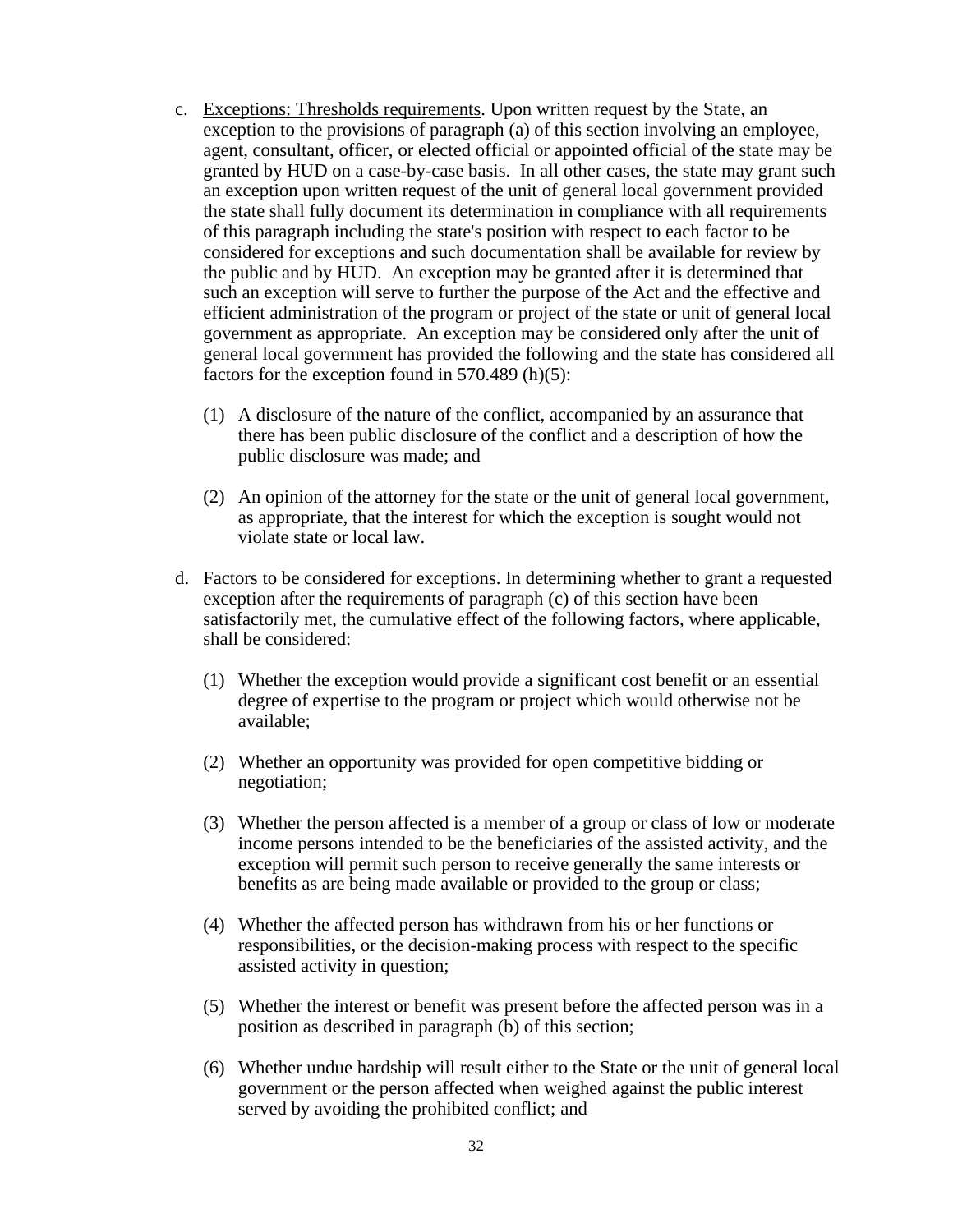c. Exceptions: Thresholds requirements. Upon written request by the State, an exception to the provisions of paragraph (a) of this section involving an employee, agent, consultant, officer, or elected official or appointed official of the state may be granted by HUD on a case-by-case basis. In all other cases, the state may grant such an exception upon written request of the unit of general local government provided the state shall fully document its determination in compliance with all requirements of this paragraph including the state's position with respect to each factor to be considered for exceptions and such documentation shall be available for review by the public and by HUD. An exception may be granted after it is determined that such an exception will serve to further the purpose of the Act and the effective and efficient administration of the program or project of the state or unit of general local government as appropriate. An exception may be considered only after the unit of general local government has provided the following and the state has considered all factors for the exception found in 570.489 (h)(5):

   (1) A disclosure of the nature of the conflict, accompanied by an assurance that there has been public disclosure of the conflict and a description of how the public disclosure was made; and

   (2) An opinion of the attorney for the state or the unit of general local government, as appropriate, that the interest for which the exception is sought would not violate state or local law.

d. Factors to be considered for exceptions. In determining whether to grant a requested exception after the requirements of paragraph (c) of this section have been satisfactorily met, the cumulative effect of the following factors, where applicable, shall be considered:

   (1) Whether the exception would provide a significant cost benefit or an essential degree of expertise to the program or project which would otherwise not be available;

   (2) Whether an opportunity was provided for open competitive bidding or negotiation;

   (3) Whether the person affected is a member of a group or class of low or moderate income persons intended to be the beneficiaries of the assisted activity, and the exception will permit such person to receive generally the same interests or benefits as are being made available or provided to the group or class;

   (4) Whether the affected person has withdrawn from his or her functions or responsibilities, or the decision-making process with respect to the specific assisted activity in question;

   (5) Whether the interest or benefit was present before the affected person was in a position as described in paragraph (b) of this section;

   (6) Whether undue hardship will result either to the State or the unit of general local government or the person affected when weighed against the public interest served by avoiding the prohibited conflict; and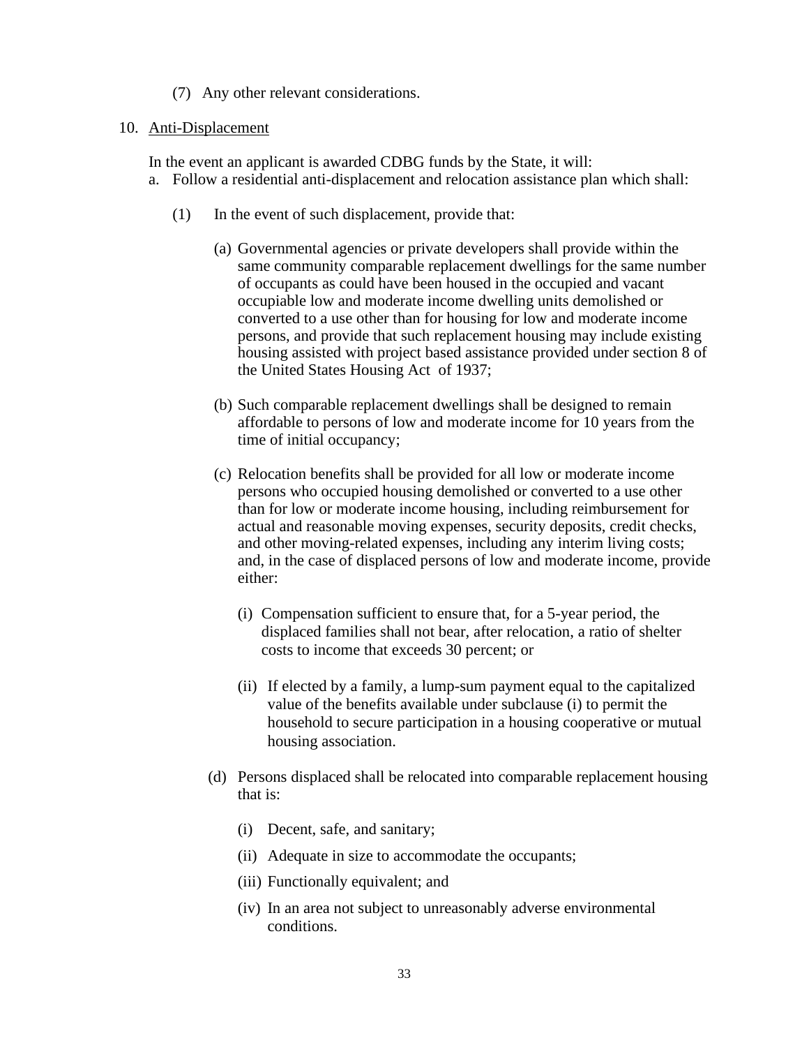(7) Any other relevant considerations.

10. <u>Anti-Displacement</u>

    In the event an applicant is awarded CDBG funds by the State, it will:

    a. Follow a residential anti-displacement and relocation assistance plan which shall:

        (1) In the event of such displacement, provide that:

            (a) Governmental agencies or private developers shall provide within the same community comparable replacement dwellings for the same number of occupants as could have been housed in the occupied and vacant occupiable low and moderate income dwelling units demolished or converted to a use other than for housing for low and moderate income persons, and provide that such replacement housing may include existing housing assisted with project based assistance provided under section 8 of the United States Housing Act of 1937;

            (b) Such comparable replacement dwellings shall be designed to remain affordable to persons of low and moderate income for 10 years from the time of initial occupancy;

            (c) Relocation benefits shall be provided for all low or moderate income persons who occupied housing demolished or converted to a use other than for low or moderate income housing, including reimbursement for actual and reasonable moving expenses, security deposits, credit checks, and other moving-related expenses, including any interim living costs; and, in the case of displaced persons of low and moderate income, provide either:

                (i) Compensation sufficient to ensure that, for a 5-year period, the displaced families shall not bear, after relocation, a ratio of shelter costs to income that exceeds 30 percent; or

                (ii) If elected by a family, a lump-sum payment equal to the capitalized value of the benefits available under subclause (i) to permit the household to secure participation in a housing cooperative or mutual housing association.

            (d) Persons displaced shall be relocated into comparable replacement housing that is:

                (i) Decent, safe, and sanitary;

                (ii) Adequate in size to accommodate the occupants;

                (iii) Functionally equivalent; and

                (iv) In an area not subject to unreasonably adverse environmental conditions.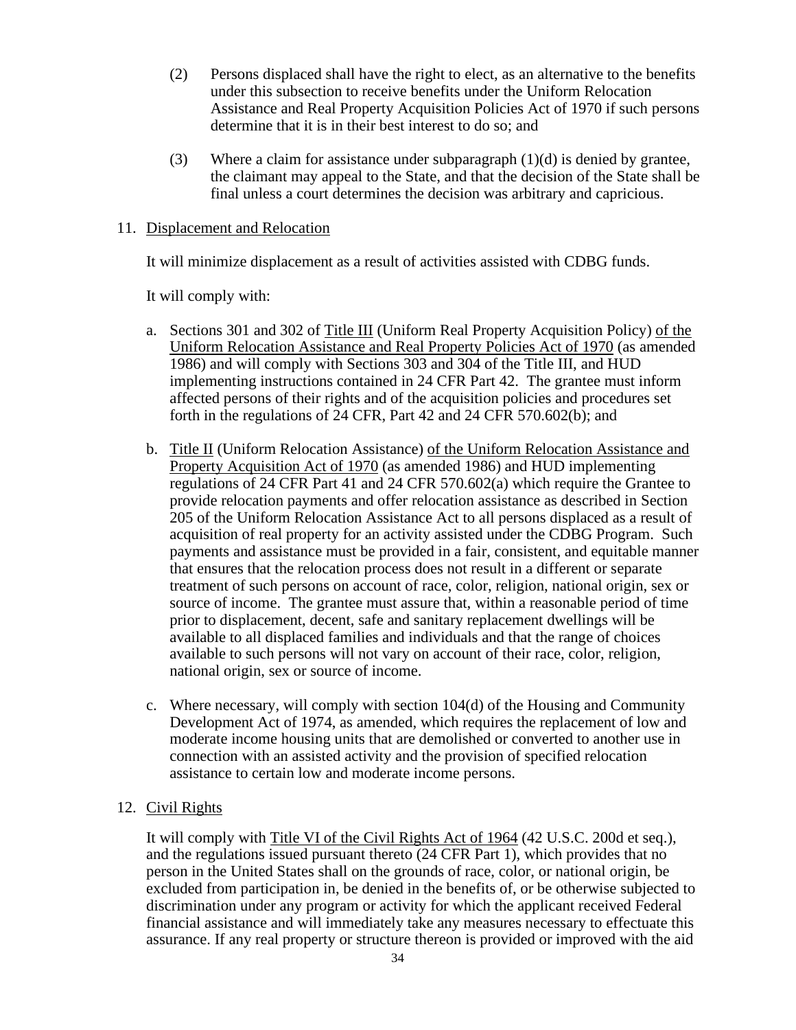(2) Persons displaced shall have the right to elect, as an alternative to the benefits under this subsection to receive benefits under the Uniform Relocation Assistance and Real Property Acquisition Policies Act of 1970 if such persons determine that it is in their best interest to do so; and

(3) Where a claim for assistance under subparagraph (1)(d) is denied by grantee, the claimant may appeal to the State, and that the decision of the State shall be final unless a court determines the decision was arbitrary and capricious.

11. Displacement and Relocation

It will minimize displacement as a result of activities assisted with CDBG funds.

It will comply with:

a. Sections 301 and 302 of Title III (Uniform Real Property Acquisition Policy) of the Uniform Relocation Assistance and Real Property Policies Act of 1970 (as amended 1986) and will comply with Sections 303 and 304 of the Title III, and HUD implementing instructions contained in 24 CFR Part 42. The grantee must inform affected persons of their rights and of the acquisition policies and procedures set forth in the regulations of 24 CFR, Part 42 and 24 CFR 570.602(b); and

b. Title II (Uniform Relocation Assistance) of the Uniform Relocation Assistance and Property Acquisition Act of 1970 (as amended 1986) and HUD implementing regulations of 24 CFR Part 41 and 24 CFR 570.602(a) which require the Grantee to provide relocation payments and offer relocation assistance as described in Section 205 of the Uniform Relocation Assistance Act to all persons displaced as a result of acquisition of real property for an activity assisted under the CDBG Program. Such payments and assistance must be provided in a fair, consistent, and equitable manner that ensures that the relocation process does not result in a different or separate treatment of such persons on account of race, color, religion, national origin, sex or source of income. The grantee must assure that, within a reasonable period of time prior to displacement, decent, safe and sanitary replacement dwellings will be available to all displaced families and individuals and that the range of choices available to such persons will not vary on account of their race, color, religion, national origin, sex or source of income.

c. Where necessary, will comply with section 104(d) of the Housing and Community Development Act of 1974, as amended, which requires the replacement of low and moderate income housing units that are demolished or converted to another use in connection with an assisted activity and the provision of specified relocation assistance to certain low and moderate income persons.

12. Civil Rights

It will comply with Title VI of the Civil Rights Act of 1964 (42 U.S.C. 200d et seq.), and the regulations issued pursuant thereto (24 CFR Part 1), which provides that no person in the United States shall on the grounds of race, color, or national origin, be excluded from participation in, be denied in the benefits of, or be otherwise subjected to discrimination under any program or activity for which the applicant received Federal financial assistance and will immediately take any measures necessary to effectuate this assurance. If any real property or structure thereon is provided or improved with the aid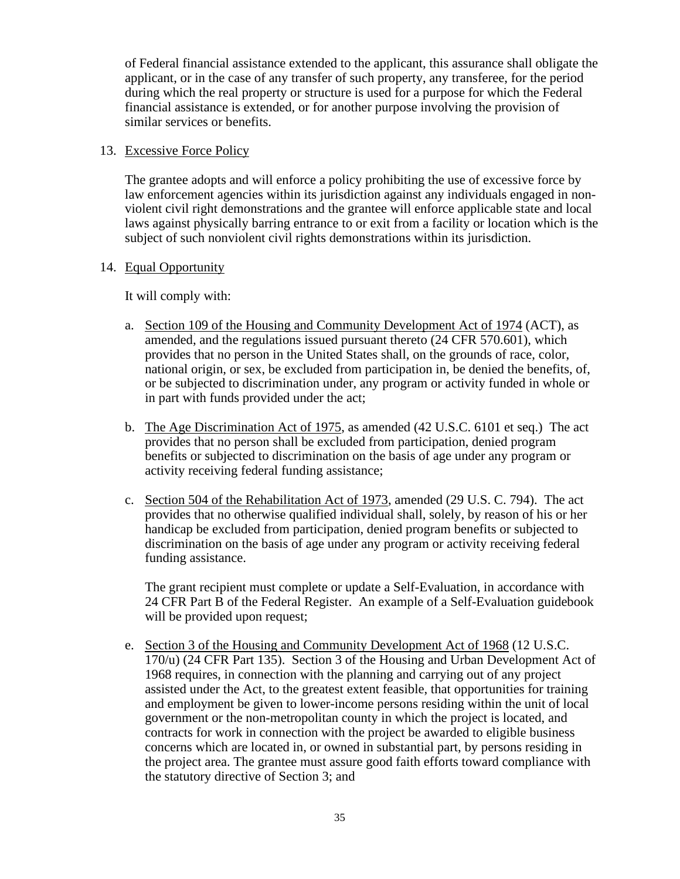of Federal financial assistance extended to the applicant, this assurance shall obligate the applicant, or in the case of any transfer of such property, any transferee, for the period during which the real property or structure is used for a purpose for which the Federal financial assistance is extended, or for another purpose involving the provision of similar services or benefits.

13. Excessive Force Policy

The grantee adopts and will enforce a policy prohibiting the use of excessive force by law enforcement agencies within its jurisdiction against any individuals engaged in non-violent civil right demonstrations and the grantee will enforce applicable state and local laws against physically barring entrance to or exit from a facility or location which is the subject of such nonviolent civil rights demonstrations within its jurisdiction.

14. Equal Opportunity

It will comply with:

a. Section 109 of the Housing and Community Development Act of 1974 (ACT), as amended, and the regulations issued pursuant thereto (24 CFR 570.601), which provides that no person in the United States shall, on the grounds of race, color, national origin, or sex, be excluded from participation in, be denied the benefits, of, or be subjected to discrimination under, any program or activity funded in whole or in part with funds provided under the act;

b. The Age Discrimination Act of 1975, as amended (42 U.S.C. 6101 et seq.) The act provides that no person shall be excluded from participation, denied program benefits or subjected to discrimination on the basis of age under any program or activity receiving federal funding assistance;

c. Section 504 of the Rehabilitation Act of 1973, amended (29 U.S. C. 794). The act provides that no otherwise qualified individual shall, solely, by reason of his or her handicap be excluded from participation, denied program benefits or subjected to discrimination on the basis of age under any program or activity receiving federal funding assistance.

   The grant recipient must complete or update a Self-Evaluation, in accordance with 24 CFR Part B of the Federal Register. An example of a Self-Evaluation guidebook will be provided upon request;

e. Section 3 of the Housing and Community Development Act of 1968 (12 U.S.C. 170/u) (24 CFR Part 135). Section 3 of the Housing and Urban Development Act of 1968 requires, in connection with the planning and carrying out of any project assisted under the Act, to the greatest extent feasible, that opportunities for training and employment be given to lower-income persons residing within the unit of local government or the non-metropolitan county in which the project is located, and contracts for work in connection with the project be awarded to eligible business concerns which are located in, or owned in substantial part, by persons residing in the project area. The grantee must assure good faith efforts toward compliance with the statutory directive of Section 3; and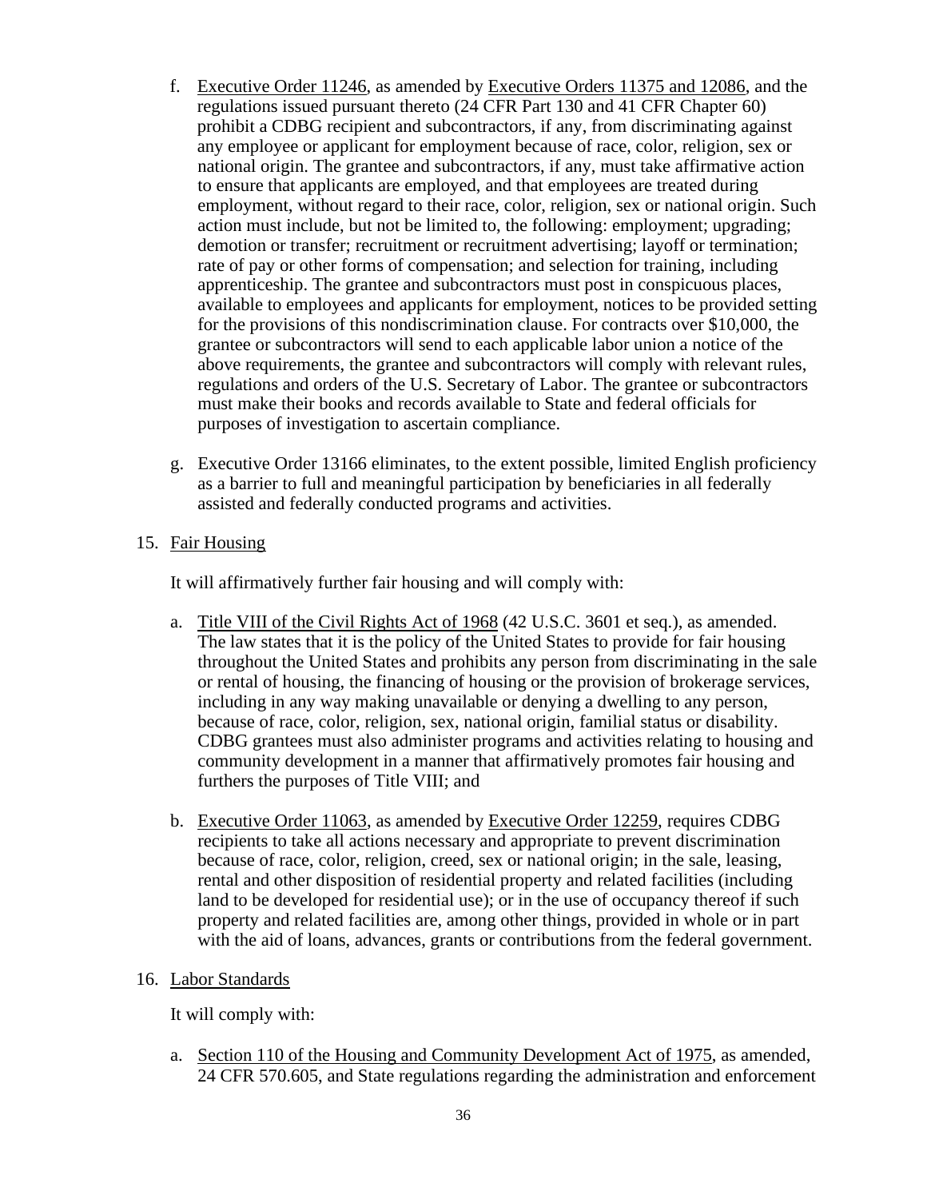f. Executive Order 11246, as amended by Executive Orders 11375 and 12086, and the regulations issued pursuant thereto (24 CFR Part 130 and 41 CFR Chapter 60) prohibit a CDBG recipient and subcontractors, if any, from discriminating against any employee or applicant for employment because of race, color, religion, sex or national origin. The grantee and subcontractors, if any, must take affirmative action to ensure that applicants are employed, and that employees are treated during employment, without regard to their race, color, religion, sex or national origin. Such action must include, but not be limited to, the following: employment; upgrading; demotion or transfer; recruitment or recruitment advertising; layoff or termination; rate of pay or other forms of compensation; and selection for training, including apprenticeship. The grantee and subcontractors must post in conspicuous places, available to employees and applicants for employment, notices to be provided setting for the provisions of this nondiscrimination clause. For contracts over $10,000, the grantee or subcontractors will send to each applicable labor union a notice of the above requirements, the grantee and subcontractors will comply with relevant rules, regulations and orders of the U.S. Secretary of Labor. The grantee or subcontractors must make their books and records available to State and federal officials for purposes of investigation to ascertain compliance.

g. Executive Order 13166 eliminates, to the extent possible, limited English proficiency as a barrier to full and meaningful participation by beneficiaries in all federally assisted and federally conducted programs and activities.

15. Fair Housing

It will affirmatively further fair housing and will comply with:

a. Title VIII of the Civil Rights Act of 1968 (42 U.S.C. 3601 et seq.), as amended. The law states that it is the policy of the United States to provide for fair housing throughout the United States and prohibits any person from discriminating in the sale or rental of housing, the financing of housing or the provision of brokerage services, including in any way making unavailable or denying a dwelling to any person, because of race, color, religion, sex, national origin, familial status or disability. CDBG grantees must also administer programs and activities relating to housing and community development in a manner that affirmatively promotes fair housing and furthers the purposes of Title VIII; and

b. Executive Order 11063, as amended by Executive Order 12259, requires CDBG recipients to take all actions necessary and appropriate to prevent discrimination because of race, color, religion, creed, sex or national origin; in the sale, leasing, rental and other disposition of residential property and related facilities (including land to be developed for residential use); or in the use of occupancy thereof if such property and related facilities are, among other things, provided in whole or in part with the aid of loans, advances, grants or contributions from the federal government.

16. Labor Standards

It will comply with:

a. Section 110 of the Housing and Community Development Act of 1975, as amended, 24 CFR 570.605, and State regulations regarding the administration and enforcement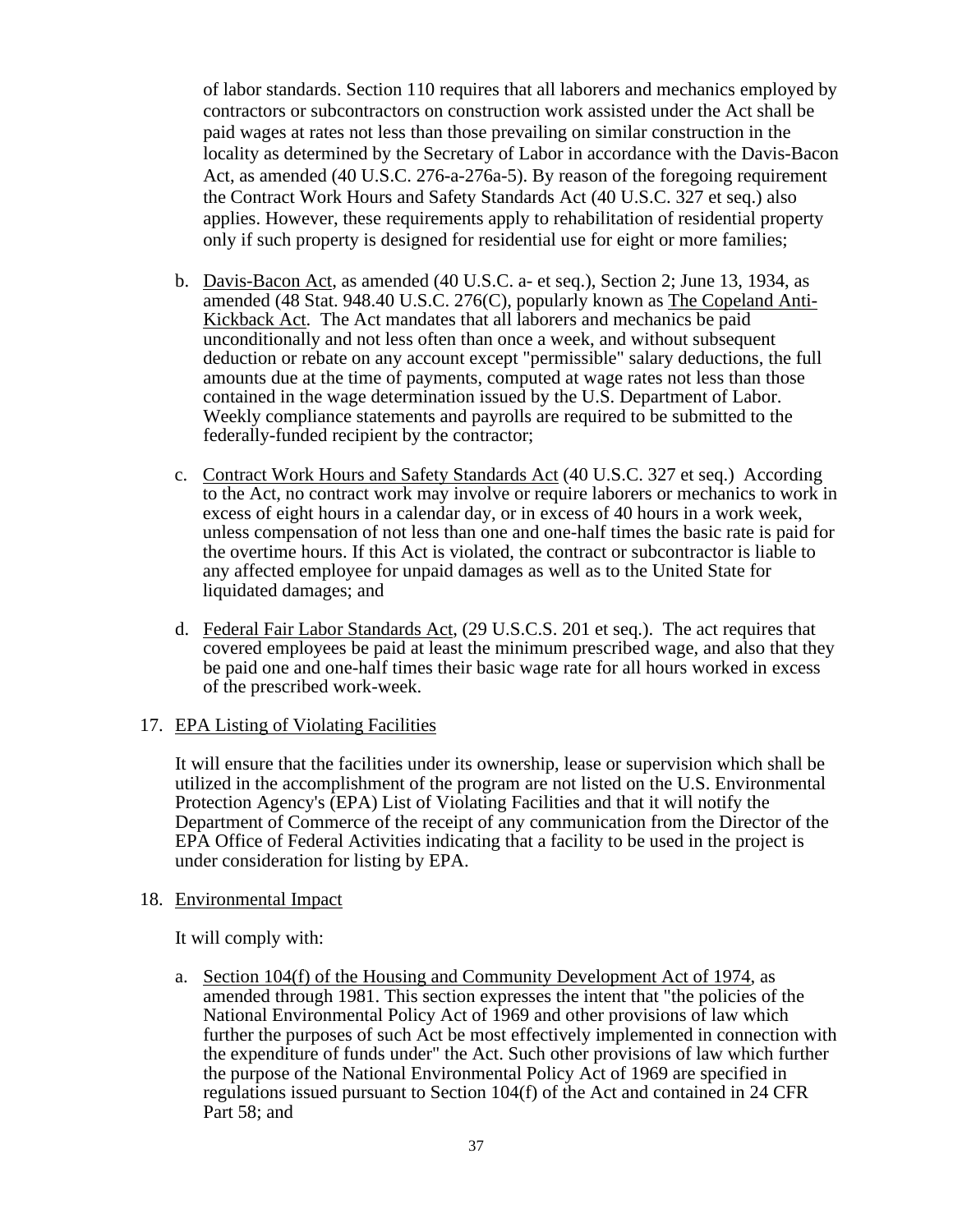of labor standards. Section 110 requires that all laborers and mechanics employed by contractors or subcontractors on construction work assisted under the Act shall be paid wages at rates not less than those prevailing on similar construction in the locality as determined by the Secretary of Labor in accordance with the Davis-Bacon Act, as amended (40 U.S.C. 276-a-276a-5). By reason of the foregoing requirement the Contract Work Hours and Safety Standards Act (40 U.S.C. 327 et seq.) also applies. However, these requirements apply to rehabilitation of residential property only if such property is designed for residential use for eight or more families;

b. Davis-Bacon Act, as amended (40 U.S.C. a- et seq.), Section 2; June 13, 1934, as amended (48 Stat. 948.40 U.S.C. 276(C), popularly known as The Copeland Anti-Kickback Act. The Act mandates that all laborers and mechanics be paid unconditionally and not less often than once a week, and without subsequent deduction or rebate on any account except "permissible" salary deductions, the full amounts due at the time of payments, computed at wage rates not less than those contained in the wage determination issued by the U.S. Department of Labor. Weekly compliance statements and payrolls are required to be submitted to the federally-funded recipient by the contractor;

c. Contract Work Hours and Safety Standards Act (40 U.S.C. 327 et seq.) According to the Act, no contract work may involve or require laborers or mechanics to work in excess of eight hours in a calendar day, or in excess of 40 hours in a work week, unless compensation of not less than one and one-half times the basic rate is paid for the overtime hours. If this Act is violated, the contract or subcontractor is liable to any affected employee for unpaid damages as well as to the United State for liquidated damages; and

d. Federal Fair Labor Standards Act, (29 U.S.C.S. 201 et seq.). The act requires that covered employees be paid at least the minimum prescribed wage, and also that they be paid one and one-half times their basic wage rate for all hours worked in excess of the prescribed work-week.

17. EPA Listing of Violating Facilities

It will ensure that the facilities under its ownership, lease or supervision which shall be utilized in the accomplishment of the program are not listed on the U.S. Environmental Protection Agency's (EPA) List of Violating Facilities and that it will notify the Department of Commerce of the receipt of any communication from the Director of the EPA Office of Federal Activities indicating that a facility to be used in the project is under consideration for listing by EPA.

18. Environmental Impact

It will comply with:

a. Section 104(f) of the Housing and Community Development Act of 1974, as amended through 1981. This section expresses the intent that "the policies of the National Environmental Policy Act of 1969 and other provisions of law which further the purposes of such Act be most effectively implemented in connection with the expenditure of funds under" the Act. Such other provisions of law which further the purpose of the National Environmental Policy Act of 1969 are specified in regulations issued pursuant to Section 104(f) of the Act and contained in 24 CFR Part 58; and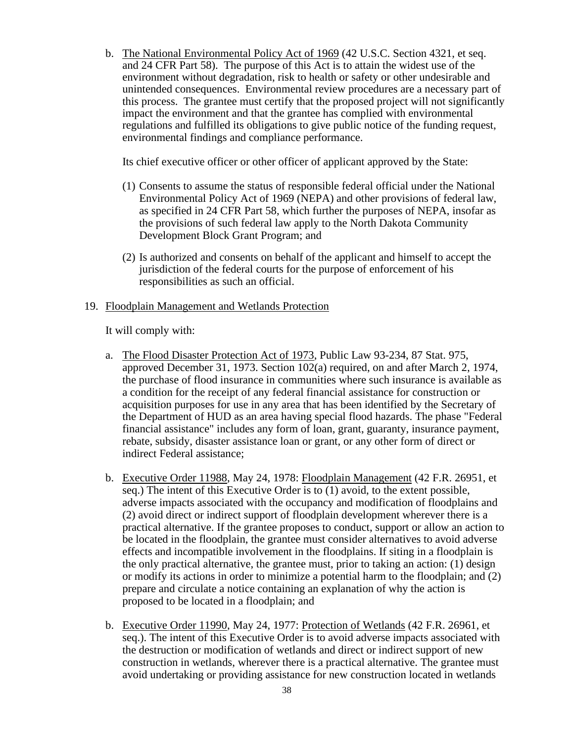b. The National Environmental Policy Act of 1969 (42 U.S.C. Section 4321, et seq. and 24 CFR Part 58). The purpose of this Act is to attain the widest use of the environment without degradation, risk to health or safety or other undesirable and unintended consequences. Environmental review procedures are a necessary part of this process. The grantee must certify that the proposed project will not significantly impact the environment and that the grantee has complied with environmental regulations and fulfilled its obligations to give public notice of the funding request, environmental findings and compliance performance.

   Its chief executive officer or other officer of applicant approved by the State:

   (1) Consents to assume the status of responsible federal official under the National Environmental Policy Act of 1969 (NEPA) and other provisions of federal law, as specified in 24 CFR Part 58, which further the purposes of NEPA, insofar as the provisions of such federal law apply to the North Dakota Community Development Block Grant Program; and

   (2) Is authorized and consents on behalf of the applicant and himself to accept the jurisdiction of the federal courts for the purpose of enforcement of his responsibilities as such an official.

19. Floodplain Management and Wetlands Protection

   It will comply with:

   a. The Flood Disaster Protection Act of 1973, Public Law 93-234, 87 Stat. 975, approved December 31, 1973. Section 102(a) required, on and after March 2, 1974, the purchase of flood insurance in communities where such insurance is available as a condition for the receipt of any federal financial assistance for construction or acquisition purposes for use in any area that has been identified by the Secretary of the Department of HUD as an area having special flood hazards. The phase "Federal financial assistance" includes any form of loan, grant, guaranty, insurance payment, rebate, subsidy, disaster assistance loan or grant, or any other form of direct or indirect Federal assistance;

   b. Executive Order 11988, May 24, 1978: Floodplain Management (42 F.R. 26951, et seq.) The intent of this Executive Order is to (1) avoid, to the extent possible, adverse impacts associated with the occupancy and modification of floodplains and (2) avoid direct or indirect support of floodplain development wherever there is a practical alternative. If the grantee proposes to conduct, support or allow an action to be located in the floodplain, the grantee must consider alternatives to avoid adverse effects and incompatible involvement in the floodplains. If siting in a floodplain is the only practical alternative, the grantee must, prior to taking an action: (1) design or modify its actions in order to minimize a potential harm to the floodplain; and (2) prepare and circulate a notice containing an explanation of why the action is proposed to be located in a floodplain; and

   b. Executive Order 11990, May 24, 1977: Protection of Wetlands (42 F.R. 26961, et seq.). The intent of this Executive Order is to avoid adverse impacts associated with the destruction or modification of wetlands and direct or indirect support of new construction in wetlands, wherever there is a practical alternative. The grantee must avoid undertaking or providing assistance for new construction located in wetlands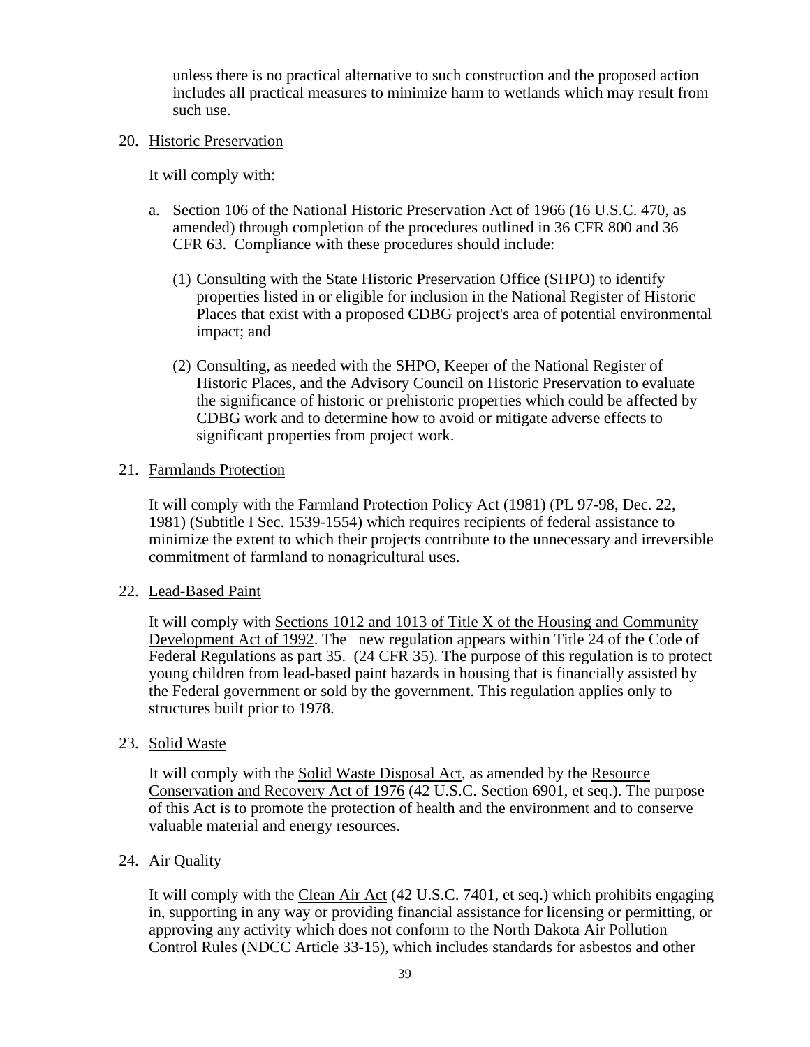unless there is no practical alternative to such construction and the proposed action includes all practical measures to minimize harm to wetlands which may result from such use.

20. <u>Historic Preservation</u>

    It will comply with:

    a. Section 106 of the National Historic Preservation Act of 1966 (16 U.S.C. 470, as amended) through completion of the procedures outlined in 36 CFR 800 and 36 CFR 63. Compliance with these procedures should include:

       (1) Consulting with the State Historic Preservation Office (SHPO) to identify properties listed in or eligible for inclusion in the National Register of Historic Places that exist with a proposed CDBG project's area of potential environmental impact; and

       (2) Consulting, as needed with the SHPO, Keeper of the National Register of Historic Places, and the Advisory Council on Historic Preservation to evaluate the significance of historic or prehistoric properties which could be affected by CDBG work and to determine how to avoid or mitigate adverse effects to significant properties from project work.

21. <u>Farmlands Protection</u>

    It will comply with the Farmland Protection Policy Act (1981) (PL 97-98, Dec. 22, 1981) (Subtitle I Sec. 1539-1554) which requires recipients of federal assistance to minimize the extent to which their projects contribute to the unnecessary and irreversible commitment of farmland to nonagricultural uses.

22. <u>Lead-Based Paint</u>

    It will comply with <u>Sections 1012 and 1013 of Title X of the Housing and Community Development Act of 1992</u>. The new regulation appears within Title 24 of the Code of Federal Regulations as part 35. (24 CFR 35). The purpose of this regulation is to protect young children from lead-based paint hazards in housing that is financially assisted by the Federal government or sold by the government. This regulation applies only to structures built prior to 1978.

23. <u>Solid Waste</u>

    It will comply with the <u>Solid Waste Disposal Act</u>, as amended by the <u>Resource Conservation and Recovery Act of 1976</u> (42 U.S.C. Section 6901, et seq.). The purpose of this Act is to promote the protection of health and the environment and to conserve valuable material and energy resources.

24. <u>Air Quality</u>

    It will comply with the <u>Clean Air Act</u> (42 U.S.C. 7401, et seq.) which prohibits engaging in, supporting in any way or providing financial assistance for licensing or permitting, or approving any activity which does not conform to the North Dakota Air Pollution Control Rules (NDCC Article 33-15), which includes standards for asbestos and other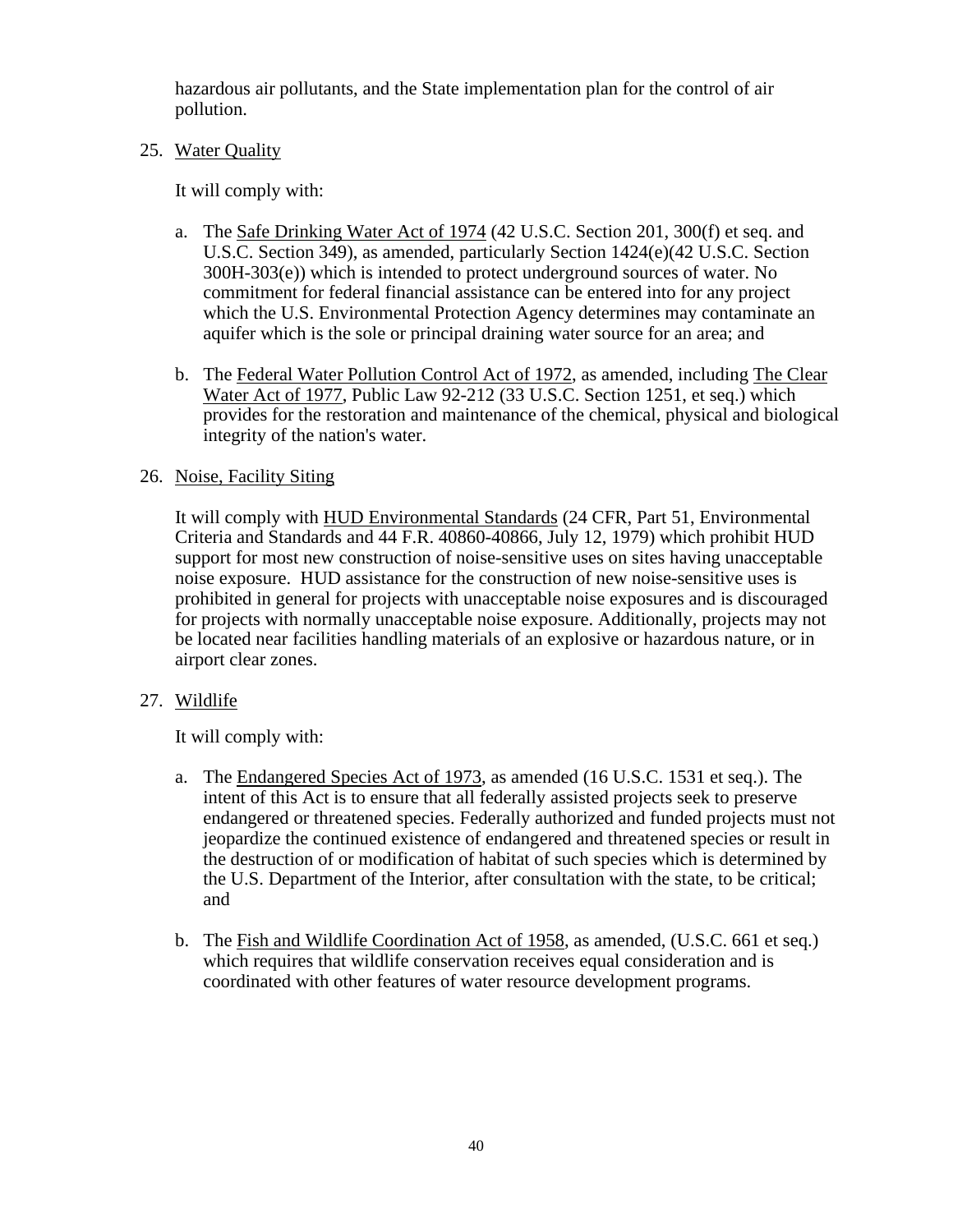hazardous air pollutants, and the State implementation plan for the control of air pollution.

25. <u>Water Quality</u>

    It will comply with:

    a. The <u>Safe Drinking Water Act of 1974</u> (42 U.S.C. Section 201, 300(f) et seq. and U.S.C. Section 349), as amended, particularly Section 1424(e)(42 U.S.C. Section 300H-303(e)) which is intended to protect underground sources of water. No commitment for federal financial assistance can be entered into for any project which the U.S. Environmental Protection Agency determines may contaminate an aquifer which is the sole or principal draining water source for an area; and

    b. The <u>Federal Water Pollution Control Act of 1972</u>, as amended, including <u>The Clear Water Act of 1977</u>, Public Law 92-212 (33 U.S.C. Section 1251, et seq.) which provides for the restoration and maintenance of the chemical, physical and biological integrity of the nation's water.

26. <u>Noise, Facility Siting</u>

    It will comply with <u>HUD Environmental Standards</u> (24 CFR, Part 51, Environmental Criteria and Standards and 44 F.R. 40860-40866, July 12, 1979) which prohibit HUD support for most new construction of noise-sensitive uses on sites having unacceptable noise exposure. HUD assistance for the construction of new noise-sensitive uses is prohibited in general for projects with unacceptable noise exposures and is discouraged for projects with normally unacceptable noise exposure. Additionally, projects may not be located near facilities handling materials of an explosive or hazardous nature, or in airport clear zones.

27. <u>Wildlife</u>

    It will comply with:

    a. The <u>Endangered Species Act of 1973</u>, as amended (16 U.S.C. 1531 et seq.). The intent of this Act is to ensure that all federally assisted projects seek to preserve endangered or threatened species. Federally authorized and funded projects must not jeopardize the continued existence of endangered and threatened species or result in the destruction of or modification of habitat of such species which is determined by the U.S. Department of the Interior, after consultation with the state, to be critical; and

    b. The <u>Fish and Wildlife Coordination Act of 1958</u>, as amended, (U.S.C. 661 et seq.) which requires that wildlife conservation receives equal consideration and is coordinated with other features of water resource development programs.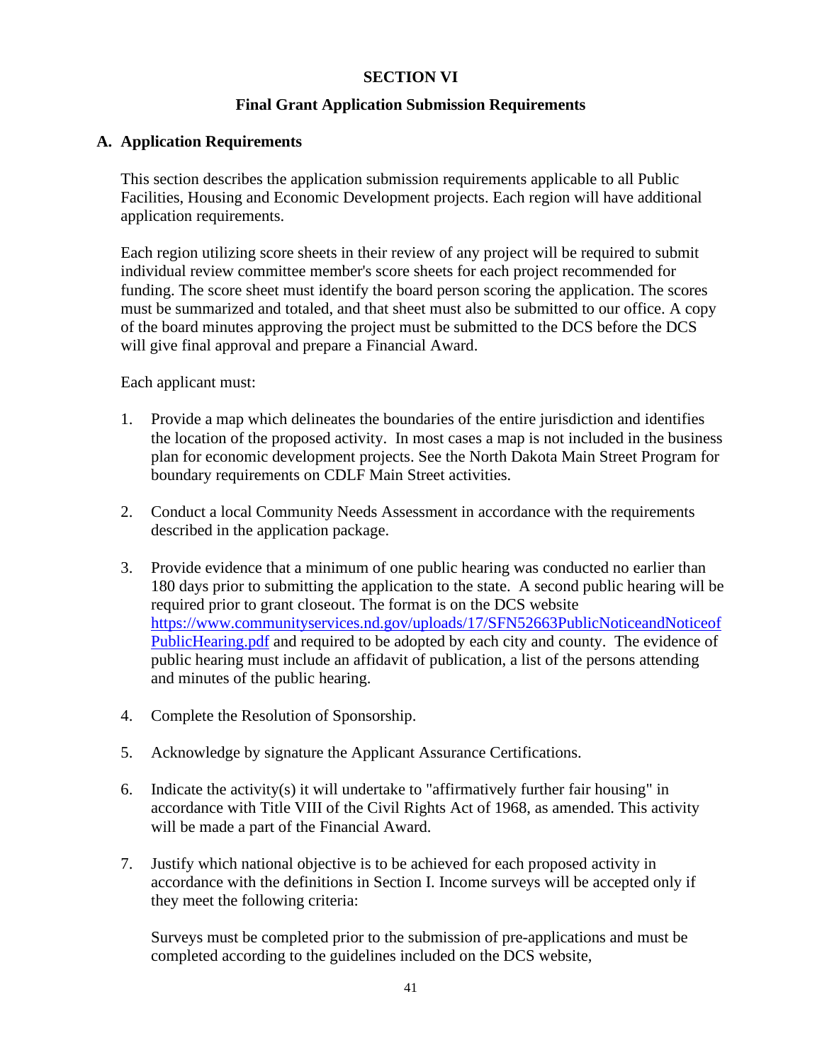# SECTION VI

## Final Grant Application Submission Requirements

### A. Application Requirements

This section describes the application submission requirements applicable to all Public Facilities, Housing and Economic Development projects. Each region will have additional application requirements.

Each region utilizing score sheets in their review of any project will be required to submit individual review committee member's score sheets for each project recommended for funding. The score sheet must identify the board person scoring the application. The scores must be summarized and totaled, and that sheet must also be submitted to our office. A copy of the board minutes approving the project must be submitted to the DCS before the DCS will give final approval and prepare a Financial Award.

Each applicant must:

1. Provide a map which delineates the boundaries of the entire jurisdiction and identifies the location of the proposed activity. In most cases a map is not included in the business plan for economic development projects. See the North Dakota Main Street Program for boundary requirements on CDLF Main Street activities.

2. Conduct a local Community Needs Assessment in accordance with the requirements described in the application package.

3. Provide evidence that a minimum of one public hearing was conducted no earlier than 180 days prior to submitting the application to the state. A second public hearing will be required prior to grant closeout. The format is on the DCS website [https://www.communityservices.nd.gov/uploads/17/SFN52663PublicNoticeandNoticeofPublicHearing.pdf](https://www.communityservices.nd.gov/uploads/17/SFN52663PublicNoticeandNoticeofPublicHearing.pdf) and required to be adopted by each city and county. The evidence of public hearing must include an affidavit of publication, a list of the persons attending and minutes of the public hearing.

4. Complete the Resolution of Sponsorship.

5. Acknowledge by signature the Applicant Assurance Certifications.

6. Indicate the activity(s) it will undertake to "affirmatively further fair housing" in accordance with Title VIII of the Civil Rights Act of 1968, as amended. This activity will be made a part of the Financial Award.

7. Justify which national objective is to be achieved for each proposed activity in accordance with the definitions in Section I. Income surveys will be accepted only if they meet the following criteria:

   Surveys must be completed prior to the submission of pre-applications and must be completed according to the guidelines included on the DCS website,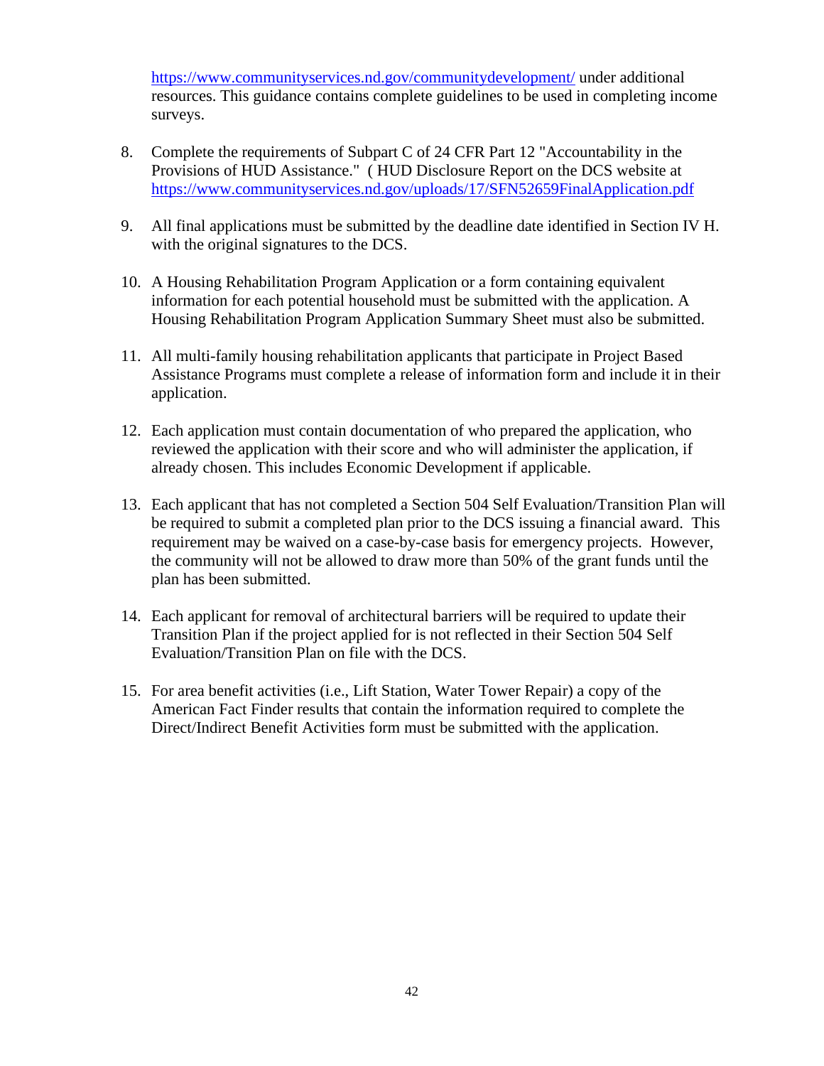https://www.communityservices.nd.gov/communitydevelopment/ under additional resources. This guidance contains complete guidelines to be used in completing income surveys.

8. Complete the requirements of Subpart C of 24 CFR Part 12 "Accountability in the Provisions of HUD Assistance." ( HUD Disclosure Report on the DCS website at https://www.communityservices.nd.gov/uploads/17/SFN52659FinalApplication.pdf

9. All final applications must be submitted by the deadline date identified in Section IV H. with the original signatures to the DCS.

10. A Housing Rehabilitation Program Application or a form containing equivalent information for each potential household must be submitted with the application. A Housing Rehabilitation Program Application Summary Sheet must also be submitted.

11. All multi-family housing rehabilitation applicants that participate in Project Based Assistance Programs must complete a release of information form and include it in their application.

12. Each application must contain documentation of who prepared the application, who reviewed the application with their score and who will administer the application, if already chosen. This includes Economic Development if applicable.

13. Each applicant that has not completed a Section 504 Self Evaluation/Transition Plan will be required to submit a completed plan prior to the DCS issuing a financial award. This requirement may be waived on a case-by-case basis for emergency projects. However, the community will not be allowed to draw more than 50% of the grant funds until the plan has been submitted.

14. Each applicant for removal of architectural barriers will be required to update their Transition Plan if the project applied for is not reflected in their Section 504 Self Evaluation/Transition Plan on file with the DCS.

15. For area benefit activities (i.e., Lift Station, Water Tower Repair) a copy of the American Fact Finder results that contain the information required to complete the Direct/Indirect Benefit Activities form must be submitted with the application.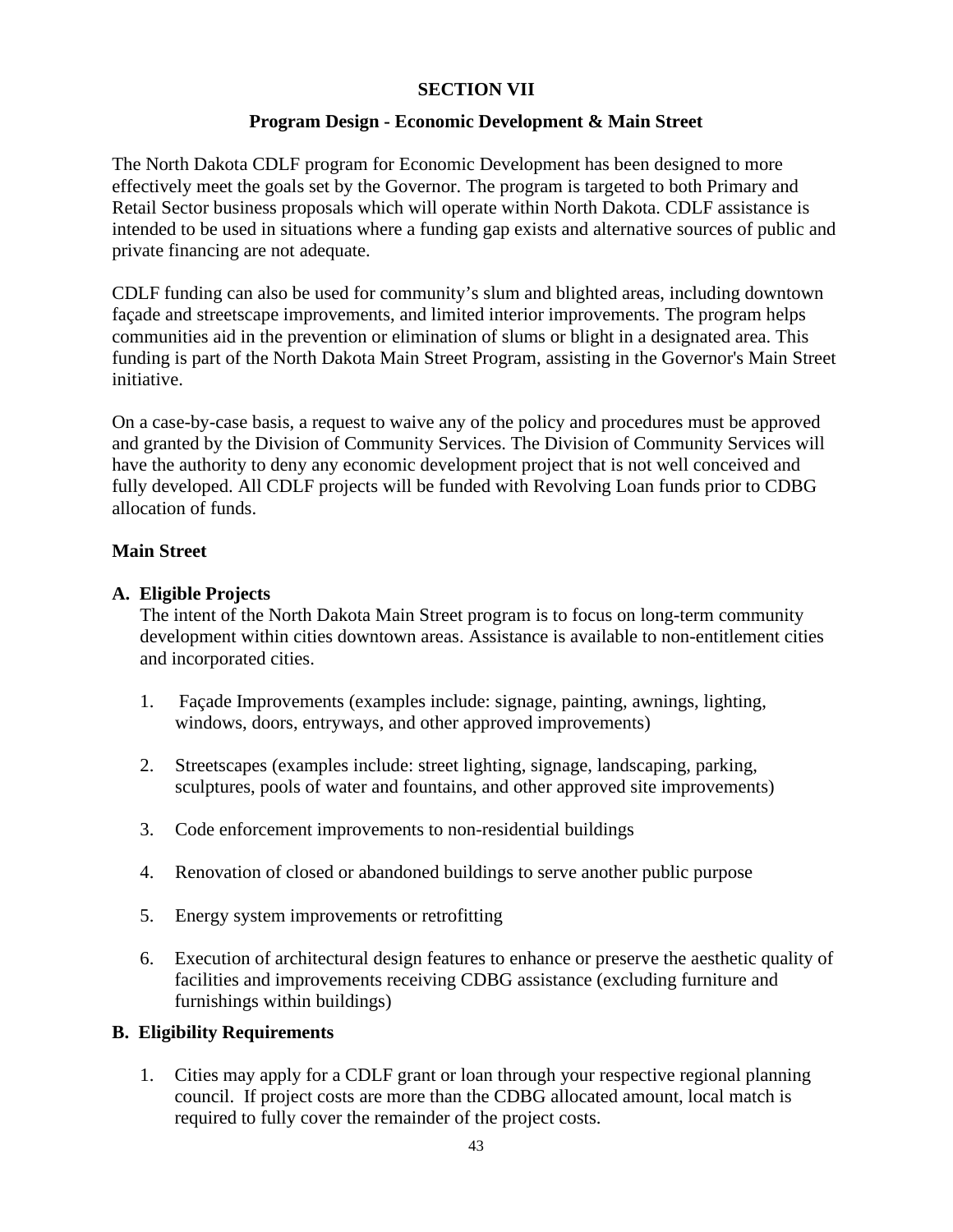# SECTION VII

## Program Design - Economic Development & Main Street

The North Dakota CDLF program for Economic Development has been designed to more effectively meet the goals set by the Governor. The program is targeted to both Primary and Retail Sector business proposals which will operate within North Dakota. CDLF assistance is intended to be used in situations where a funding gap exists and alternative sources of public and private financing are not adequate.

CDLF funding can also be used for community's slum and blighted areas, including downtown façade and streetscape improvements, and limited interior improvements. The program helps communities aid in the prevention or elimination of slums or blight in a designated area. This funding is part of the North Dakota Main Street Program, assisting in the Governor's Main Street initiative.

On a case-by-case basis, a request to waive any of the policy and procedures must be approved and granted by the Division of Community Services. The Division of Community Services will have the authority to deny any economic development project that is not well conceived and fully developed. All CDLF projects will be funded with Revolving Loan funds prior to CDBG allocation of funds.

### Main Street

**A. Eligible Projects**

The intent of the North Dakota Main Street program is to focus on long-term community development within cities downtown areas. Assistance is available to non-entitlement cities and incorporated cities.

1. Façade Improvements (examples include: signage, painting, awnings, lighting, windows, doors, entryways, and other approved improvements)
2. Streetscapes (examples include: street lighting, signage, landscaping, parking, sculptures, pools of water and fountains, and other approved site improvements)
3. Code enforcement improvements to non-residential buildings
4. Renovation of closed or abandoned buildings to serve another public purpose
5. Energy system improvements or retrofitting
6. Execution of architectural design features to enhance or preserve the aesthetic quality of facilities and improvements receiving CDBG assistance (excluding furniture and furnishings within buildings)

**B. Eligibility Requirements**

1. Cities may apply for a CDLF grant or loan through your respective regional planning council. If project costs are more than the CDBG allocated amount, local match is required to fully cover the remainder of the project costs.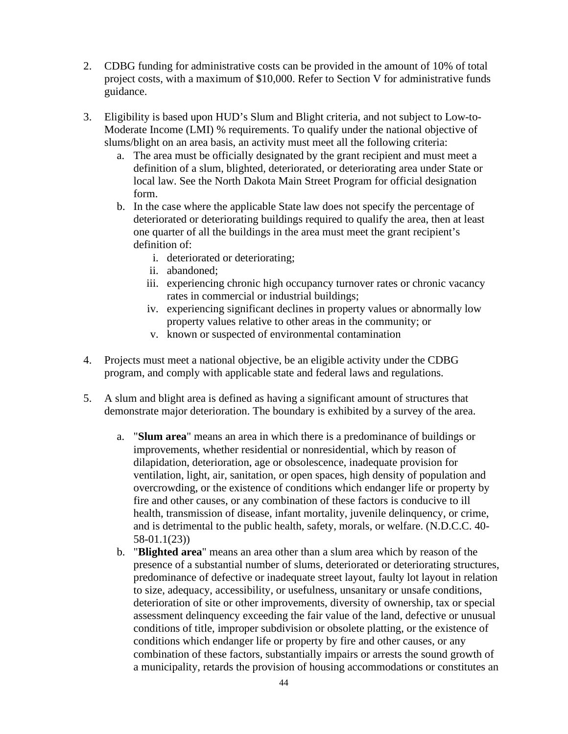2. CDBG funding for administrative costs can be provided in the amount of 10% of total project costs, with a maximum of $10,000. Refer to Section V for administrative funds guidance.

3. Eligibility is based upon HUD's Slum and Blight criteria, and not subject to Low-to-Moderate Income (LMI) % requirements. To qualify under the national objective of slums/blight on an area basis, an activity must meet all the following criteria:
   a. The area must be officially designated by the grant recipient and must meet a definition of a slum, blighted, deteriorated, or deteriorating area under State or local law. See the North Dakota Main Street Program for official designation form.
   b. In the case where the applicable State law does not specify the percentage of deteriorated or deteriorating buildings required to qualify the area, then at least one quarter of all the buildings in the area must meet the grant recipient's definition of:
      i. deteriorated or deteriorating;
      ii. abandoned;
      iii. experiencing chronic high occupancy turnover rates or chronic vacancy rates in commercial or industrial buildings;
      iv. experiencing significant declines in property values or abnormally low property values relative to other areas in the community; or
      v. known or suspected of environmental contamination

4. Projects must meet a national objective, be an eligible activity under the CDBG program, and comply with applicable state and federal laws and regulations.

5. A slum and blight area is defined as having a significant amount of structures that demonstrate major deterioration. The boundary is exhibited by a survey of the area.

   a. "**Slum area**" means an area in which there is a predominance of buildings or improvements, whether residential or nonresidential, which by reason of dilapidation, deterioration, age or obsolescence, inadequate provision for ventilation, light, air, sanitation, or open spaces, high density of population and overcrowding, or the existence of conditions which endanger life or property by fire and other causes, or any combination of these factors is conducive to ill health, transmission of disease, infant mortality, juvenile delinquency, or crime, and is detrimental to the public health, safety, morals, or welfare. (N.D.C.C. 40-58-01.1(23))
   b. "**Blighted area**" means an area other than a slum area which by reason of the presence of a substantial number of slums, deteriorated or deteriorating structures, predominance of defective or inadequate street layout, faulty lot layout in relation to size, adequacy, accessibility, or usefulness, unsanitary or unsafe conditions, deterioration of site or other improvements, diversity of ownership, tax or special assessment delinquency exceeding the fair value of the land, defective or unusual conditions of title, improper subdivision or obsolete platting, or the existence of conditions which endanger life or property by fire and other causes, or any combination of these factors, substantially impairs or arrests the sound growth of a municipality, retards the provision of housing accommodations or constitutes an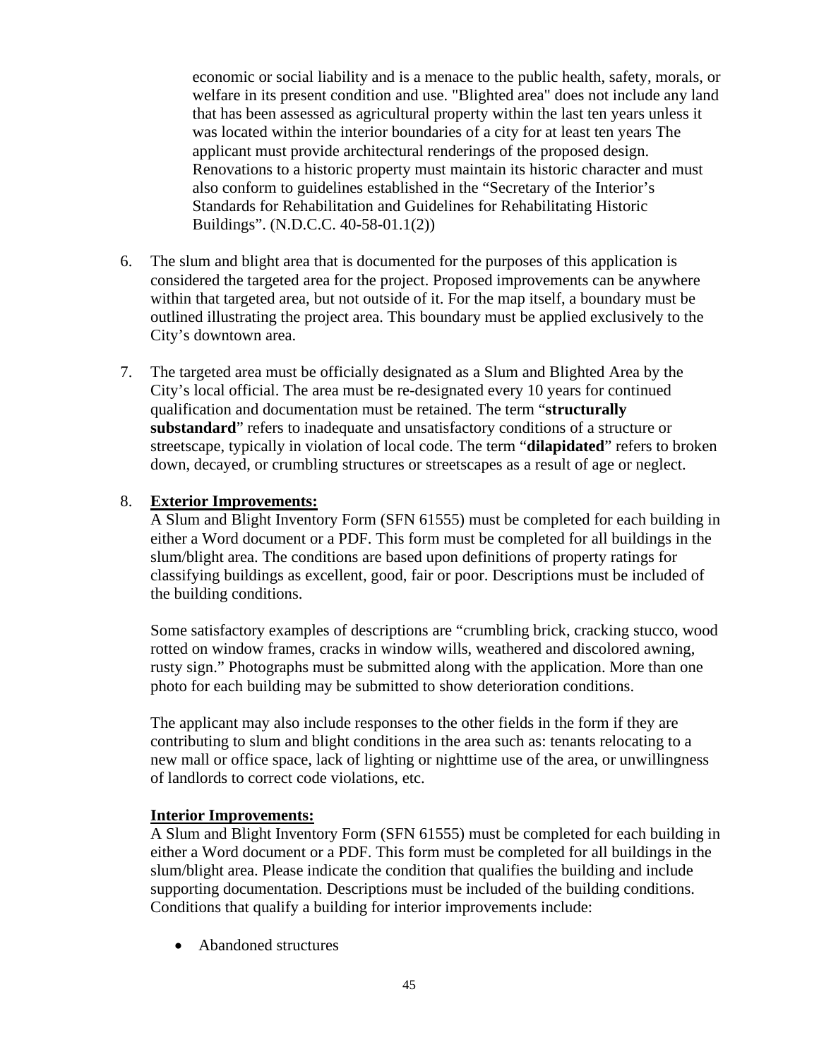economic or social liability and is a menace to the public health, safety, morals, or welfare in its present condition and use. "Blighted area" does not include any land that has been assessed as agricultural property within the last ten years unless it was located within the interior boundaries of a city for at least ten years The applicant must provide architectural renderings of the proposed design. Renovations to a historic property must maintain its historic character and must also conform to guidelines established in the "Secretary of the Interior's Standards for Rehabilitation and Guidelines for Rehabilitating Historic Buildings". (N.D.C.C. 40-58-01.1(2))

6. The slum and blight area that is documented for the purposes of this application is considered the targeted area for the project. Proposed improvements can be anywhere within that targeted area, but not outside of it. For the map itself, a boundary must be outlined illustrating the project area. This boundary must be applied exclusively to the City's downtown area.

7. The targeted area must be officially designated as a Slum and Blighted Area by the City's local official. The area must be re-designated every 10 years for continued qualification and documentation must be retained. The term "**structurally substandard**" refers to inadequate and unsatisfactory conditions of a structure or streetscape, typically in violation of local code. The term "**dilapidated**" refers to broken down, decayed, or crumbling structures or streetscapes as a result of age or neglect.

8. **Exterior Improvements:**

   A Slum and Blight Inventory Form (SFN 61555) must be completed for each building in either a Word document or a PDF. This form must be completed for all buildings in the slum/blight area. The conditions are based upon definitions of property ratings for classifying buildings as excellent, good, fair or poor. Descriptions must be included of the building conditions.

   Some satisfactory examples of descriptions are "crumbling brick, cracking stucco, wood rotted on window frames, cracks in window wills, weathered and discolored awning, rusty sign." Photographs must be submitted along with the application. More than one photo for each building may be submitted to show deterioration conditions.

   The applicant may also include responses to the other fields in the form if they are contributing to slum and blight conditions in the area such as: tenants relocating to a new mall or office space, lack of lighting or nighttime use of the area, or unwillingness of landlords to correct code violations, etc.

   **Interior Improvements:**

   A Slum and Blight Inventory Form (SFN 61555) must be completed for each building in either a Word document or a PDF. This form must be completed for all buildings in the slum/blight area. Please indicate the condition that qualifies the building and include supporting documentation. Descriptions must be included of the building conditions. Conditions that qualify a building for interior improvements include:

   - Abandoned structures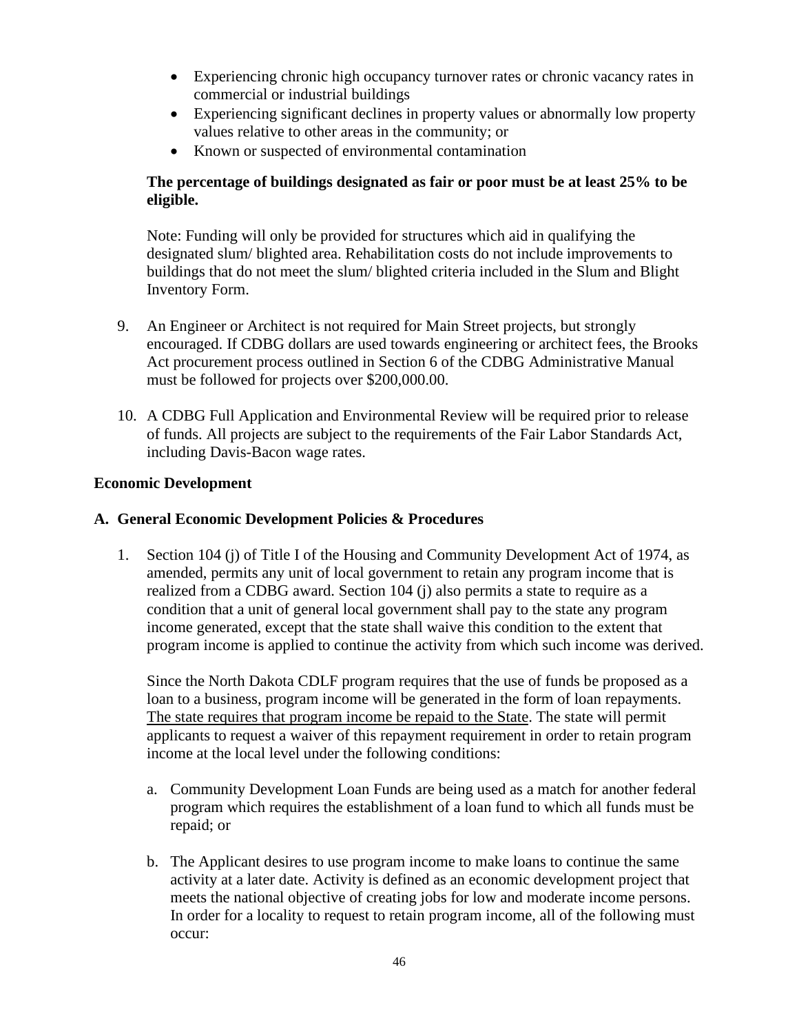- Experiencing chronic high occupancy turnover rates or chronic vacancy rates in commercial or industrial buildings
- Experiencing significant declines in property values or abnormally low property values relative to other areas in the community; or
- Known or suspected of environmental contamination

**The percentage of buildings designated as fair or poor must be at least 25% to be eligible.**

Note: Funding will only be provided for structures which aid in qualifying the designated slum/ blighted area. Rehabilitation costs do not include improvements to buildings that do not meet the slum/ blighted criteria included in the Slum and Blight Inventory Form.

9. An Engineer or Architect is not required for Main Street projects, but strongly encouraged. If CDBG dollars are used towards engineering or architect fees, the Brooks Act procurement process outlined in Section 6 of the CDBG Administrative Manual must be followed for projects over $200,000.00.

10. A CDBG Full Application and Environmental Review will be required prior to release of funds. All projects are subject to the requirements of the Fair Labor Standards Act, including Davis-Bacon wage rates.

**Economic Development**

**A. General Economic Development Policies & Procedures**

1. Section 104 (j) of Title I of the Housing and Community Development Act of 1974, as amended, permits any unit of local government to retain any program income that is realized from a CDBG award. Section 104 (j) also permits a state to require as a condition that a unit of general local government shall pay to the state any program income generated, except that the state shall waive this condition to the extent that program income is applied to continue the activity from which such income was derived.

   Since the North Dakota CDLF program requires that the use of funds be proposed as a loan to a business, program income will be generated in the form of loan repayments. The state requires that program income be repaid to the State. The state will permit applicants to request a waiver of this repayment requirement in order to retain program income at the local level under the following conditions:

   a. Community Development Loan Funds are being used as a match for another federal program which requires the establishment of a loan fund to which all funds must be repaid; or

   b. The Applicant desires to use program income to make loans to continue the same activity at a later date. Activity is defined as an economic development project that meets the national objective of creating jobs for low and moderate income persons. In order for a locality to request to retain program income, all of the following must occur: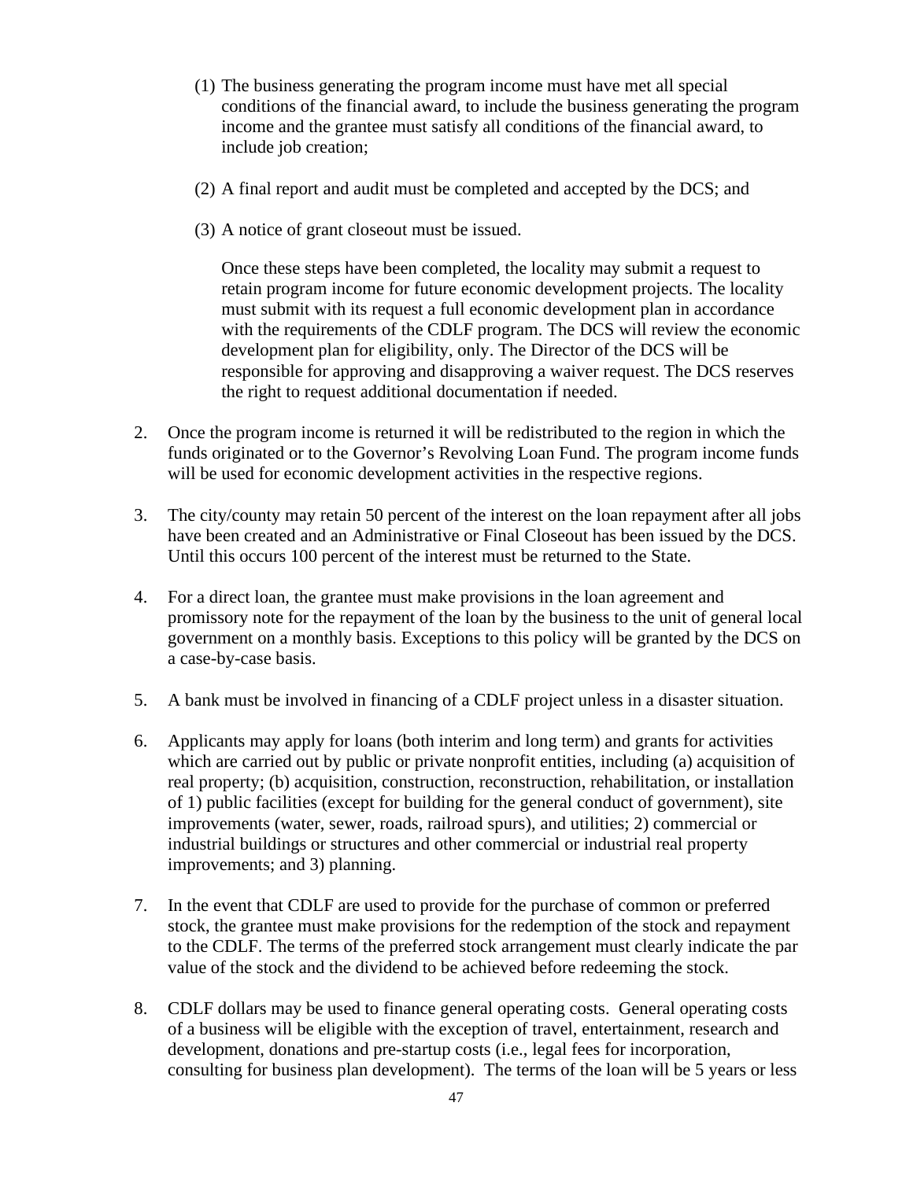(1) The business generating the program income must have met all special conditions of the financial award, to include the business generating the program income and the grantee must satisfy all conditions of the financial award, to include job creation;

(2) A final report and audit must be completed and accepted by the DCS; and

(3) A notice of grant closeout must be issued.

Once these steps have been completed, the locality may submit a request to retain program income for future economic development projects. The locality must submit with its request a full economic development plan in accordance with the requirements of the CDLF program. The DCS will review the economic development plan for eligibility, only. The Director of the DCS will be responsible for approving and disapproving a waiver request. The DCS reserves the right to request additional documentation if needed.

2. Once the program income is returned it will be redistributed to the region in which the funds originated or to the Governor's Revolving Loan Fund. The program income funds will be used for economic development activities in the respective regions.

3. The city/county may retain 50 percent of the interest on the loan repayment after all jobs have been created and an Administrative or Final Closeout has been issued by the DCS. Until this occurs 100 percent of the interest must be returned to the State.

4. For a direct loan, the grantee must make provisions in the loan agreement and promissory note for the repayment of the loan by the business to the unit of general local government on a monthly basis. Exceptions to this policy will be granted by the DCS on a case-by-case basis.

5. A bank must be involved in financing of a CDLF project unless in a disaster situation.

6. Applicants may apply for loans (both interim and long term) and grants for activities which are carried out by public or private nonprofit entities, including (a) acquisition of real property; (b) acquisition, construction, reconstruction, rehabilitation, or installation of 1) public facilities (except for building for the general conduct of government), site improvements (water, sewer, roads, railroad spurs), and utilities; 2) commercial or industrial buildings or structures and other commercial or industrial real property improvements; and 3) planning.

7. In the event that CDLF are used to provide for the purchase of common or preferred stock, the grantee must make provisions for the redemption of the stock and repayment to the CDLF. The terms of the preferred stock arrangement must clearly indicate the par value of the stock and the dividend to be achieved before redeeming the stock.

8. CDLF dollars may be used to finance general operating costs. General operating costs of a business will be eligible with the exception of travel, entertainment, research and development, donations and pre-startup costs (i.e., legal fees for incorporation, consulting for business plan development). The terms of the loan will be 5 years or less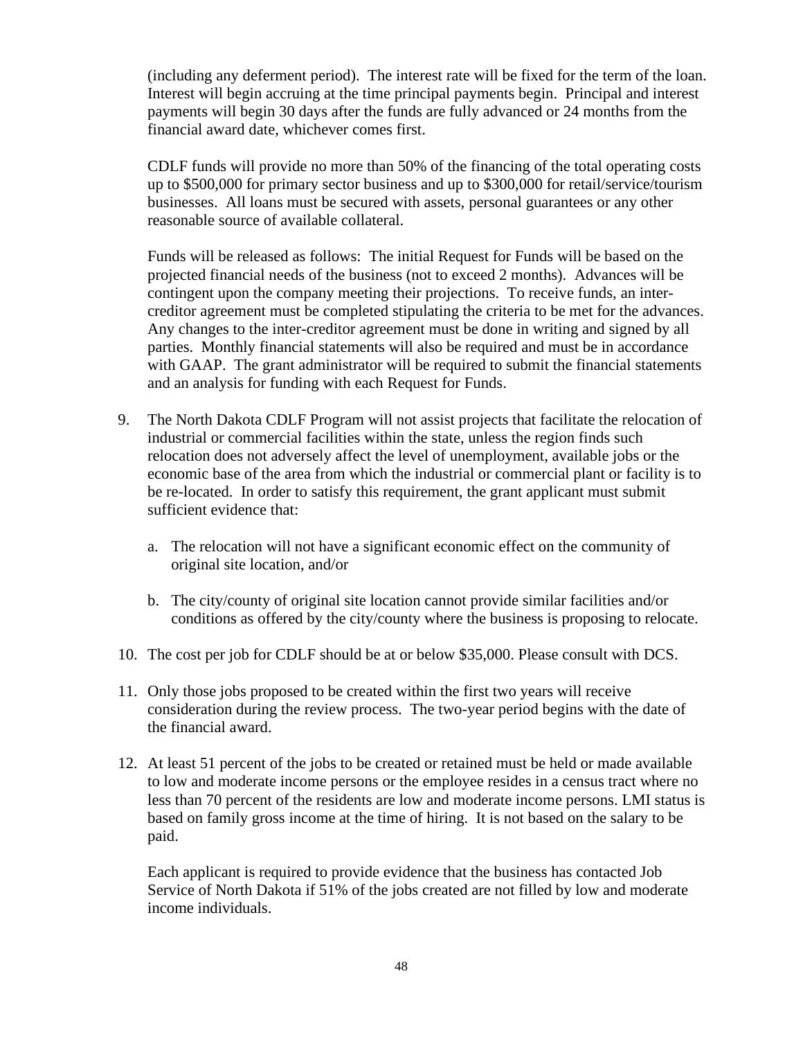(including any deferment period). The interest rate will be fixed for the term of the loan. Interest will begin accruing at the time principal payments begin. Principal and interest payments will begin 30 days after the funds are fully advanced or 24 months from the financial award date, whichever comes first.

CDLF funds will provide no more than 50% of the financing of the total operating costs up to $500,000 for primary sector business and up to $300,000 for retail/service/tourism businesses. All loans must be secured with assets, personal guarantees or any other reasonable source of available collateral.

Funds will be released as follows: The initial Request for Funds will be based on the projected financial needs of the business (not to exceed 2 months). Advances will be contingent upon the company meeting their projections. To receive funds, an inter-creditor agreement must be completed stipulating the criteria to be met for the advances. Any changes to the inter-creditor agreement must be done in writing and signed by all parties. Monthly financial statements will also be required and must be in accordance with GAAP. The grant administrator will be required to submit the financial statements and an analysis for funding with each Request for Funds.

9. The North Dakota CDLF Program will not assist projects that facilitate the relocation of industrial or commercial facilities within the state, unless the region finds such relocation does not adversely affect the level of unemployment, available jobs or the economic base of the area from which the industrial or commercial plant or facility is to be re-located. In order to satisfy this requirement, the grant applicant must submit sufficient evidence that:

    a. The relocation will not have a significant economic effect on the community of original site location, and/or

    b. The city/county of original site location cannot provide similar facilities and/or conditions as offered by the city/county where the business is proposing to relocate.

10. The cost per job for CDLF should be at or below $35,000. Please consult with DCS.

11. Only those jobs proposed to be created within the first two years will receive consideration during the review process. The two-year period begins with the date of the financial award.

12. At least 51 percent of the jobs to be created or retained must be held or made available to low and moderate income persons or the employee resides in a census tract where no less than 70 percent of the residents are low and moderate income persons. LMI status is based on family gross income at the time of hiring. It is not based on the salary to be paid.

    Each applicant is required to provide evidence that the business has contacted Job Service of North Dakota if 51% of the jobs created are not filled by low and moderate income individuals.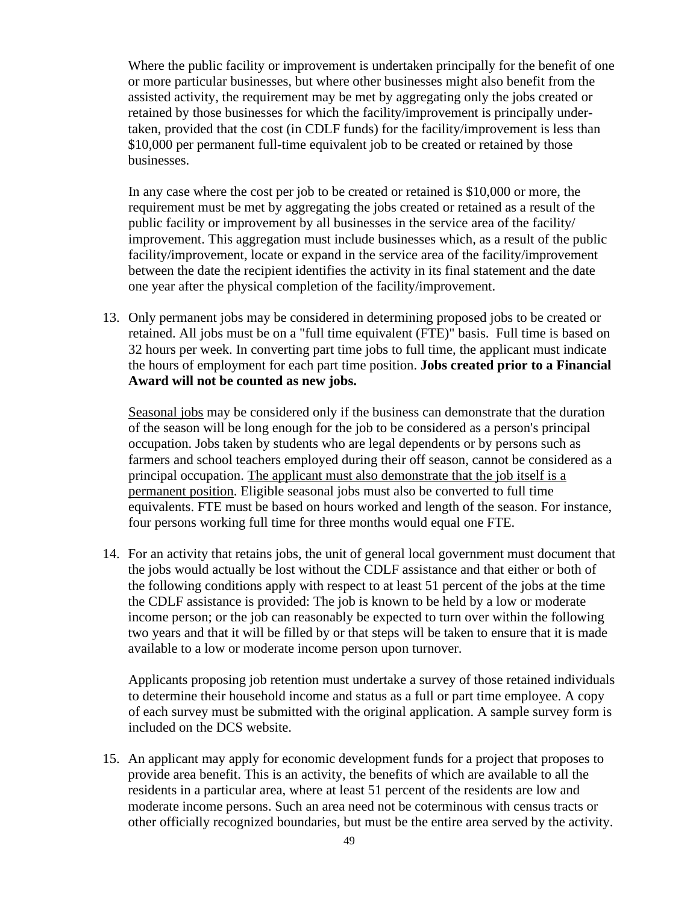Where the public facility or improvement is undertaken principally for the benefit of one or more particular businesses, but where other businesses might also benefit from the assisted activity, the requirement may be met by aggregating only the jobs created or retained by those businesses for which the facility/improvement is principally undertaken, provided that the cost (in CDLF funds) for the facility/improvement is less than $10,000 per permanent full-time equivalent job to be created or retained by those businesses.

In any case where the cost per job to be created or retained is $10,000 or more, the requirement must be met by aggregating the jobs created or retained as a result of the public facility or improvement by all businesses in the service area of the facility/improvement. This aggregation must include businesses which, as a result of the public facility/improvement, locate or expand in the service area of the facility/improvement between the date the recipient identifies the activity in its final statement and the date one year after the physical completion of the facility/improvement.

13. Only permanent jobs may be considered in determining proposed jobs to be created or retained. All jobs must be on a "full time equivalent (FTE)" basis. Full time is based on 32 hours per week. In converting part time jobs to full time, the applicant must indicate the hours of employment for each part time position. **Jobs created prior to a Financial Award will not be counted as new jobs.**

   <u>Seasonal jobs</u> may be considered only if the business can demonstrate that the duration of the season will be long enough for the job to be considered as a person's principal occupation. Jobs taken by students who are legal dependents or by persons such as farmers and school teachers employed during their off season, cannot be considered as a principal occupation. <u>The applicant must also demonstrate that the job itself is a permanent position</u>. Eligible seasonal jobs must also be converted to full time equivalents. FTE must be based on hours worked and length of the season. For instance, four persons working full time for three months would equal one FTE.

14. For an activity that retains jobs, the unit of general local government must document that the jobs would actually be lost without the CDLF assistance and that either or both of the following conditions apply with respect to at least 51 percent of the jobs at the time the CDLF assistance is provided: The job is known to be held by a low or moderate income person; or the job can reasonably be expected to turn over within the following two years and that it will be filled by or that steps will be taken to ensure that it is made available to a low or moderate income person upon turnover.

   Applicants proposing job retention must undertake a survey of those retained individuals to determine their household income and status as a full or part time employee. A copy of each survey must be submitted with the original application. A sample survey form is included on the DCS website.

15. An applicant may apply for economic development funds for a project that proposes to provide area benefit. This is an activity, the benefits of which are available to all the residents in a particular area, where at least 51 percent of the residents are low and moderate income persons. Such an area need not be coterminous with census tracts or other officially recognized boundaries, but must be the entire area served by the activity.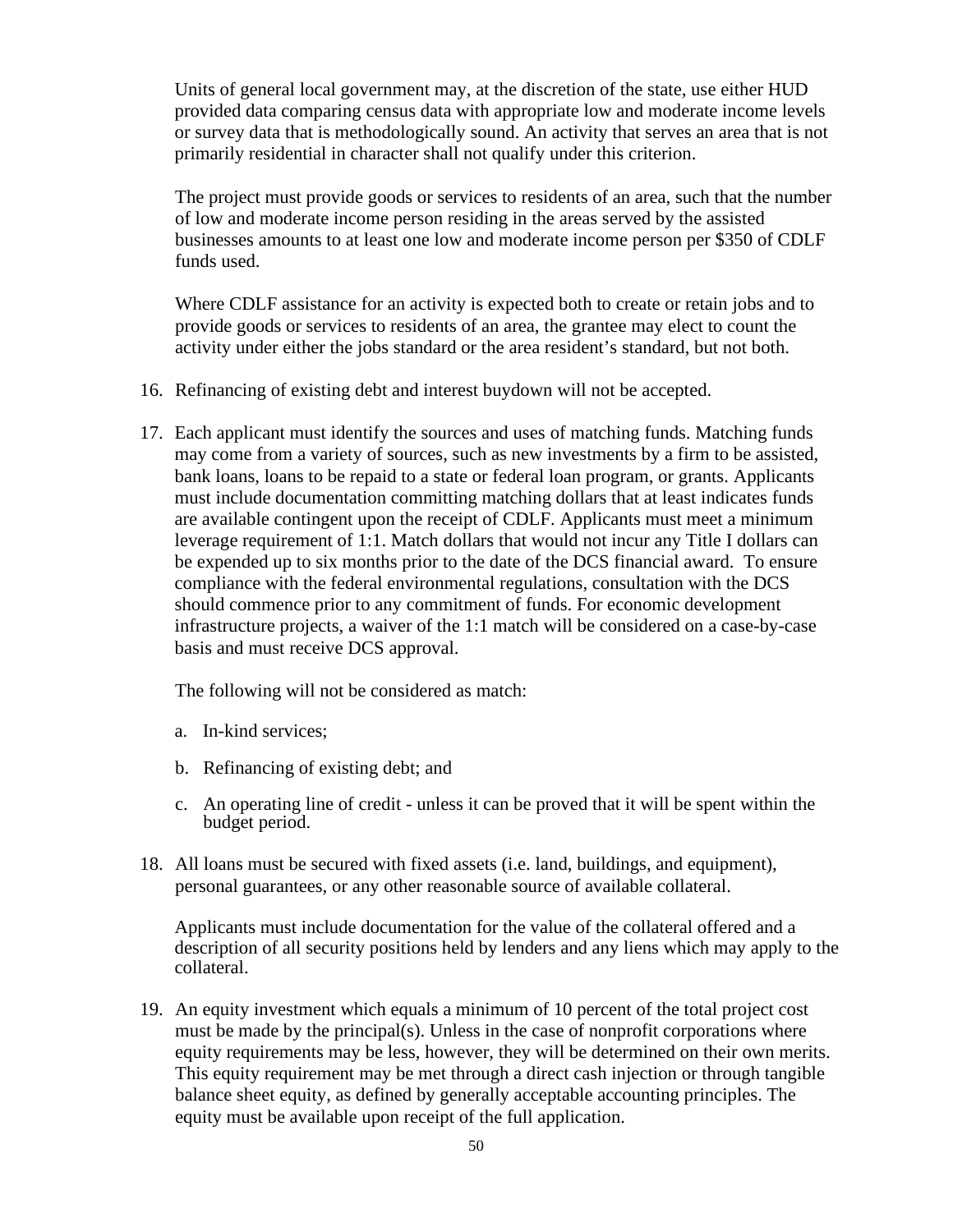Units of general local government may, at the discretion of the state, use either HUD provided data comparing census data with appropriate low and moderate income levels or survey data that is methodologically sound. An activity that serves an area that is not primarily residential in character shall not qualify under this criterion.

The project must provide goods or services to residents of an area, such that the number of low and moderate income person residing in the areas served by the assisted businesses amounts to at least one low and moderate income person per $350 of CDLF funds used.

Where CDLF assistance for an activity is expected both to create or retain jobs and to provide goods or services to residents of an area, the grantee may elect to count the activity under either the jobs standard or the area resident's standard, but not both.

16. Refinancing of existing debt and interest buydown will not be accepted.

17. Each applicant must identify the sources and uses of matching funds. Matching funds may come from a variety of sources, such as new investments by a firm to be assisted, bank loans, loans to be repaid to a state or federal loan program, or grants. Applicants must include documentation committing matching dollars that at least indicates funds are available contingent upon the receipt of CDLF. Applicants must meet a minimum leverage requirement of 1:1. Match dollars that would not incur any Title I dollars can be expended up to six months prior to the date of the DCS financial award. To ensure compliance with the federal environmental regulations, consultation with the DCS should commence prior to any commitment of funds. For economic development infrastructure projects, a waiver of the 1:1 match will be considered on a case-by-case basis and must receive DCS approval.

    The following will not be considered as match:

    a. In-kind services;

    b. Refinancing of existing debt; and

    c. An operating line of credit - unless it can be proved that it will be spent within the budget period.

18. All loans must be secured with fixed assets (i.e. land, buildings, and equipment), personal guarantees, or any other reasonable source of available collateral.

    Applicants must include documentation for the value of the collateral offered and a description of all security positions held by lenders and any liens which may apply to the collateral.

19. An equity investment which equals a minimum of 10 percent of the total project cost must be made by the principal(s). Unless in the case of nonprofit corporations where equity requirements may be less, however, they will be determined on their own merits. This equity requirement may be met through a direct cash injection or through tangible balance sheet equity, as defined by generally acceptable accounting principles. The equity must be available upon receipt of the full application.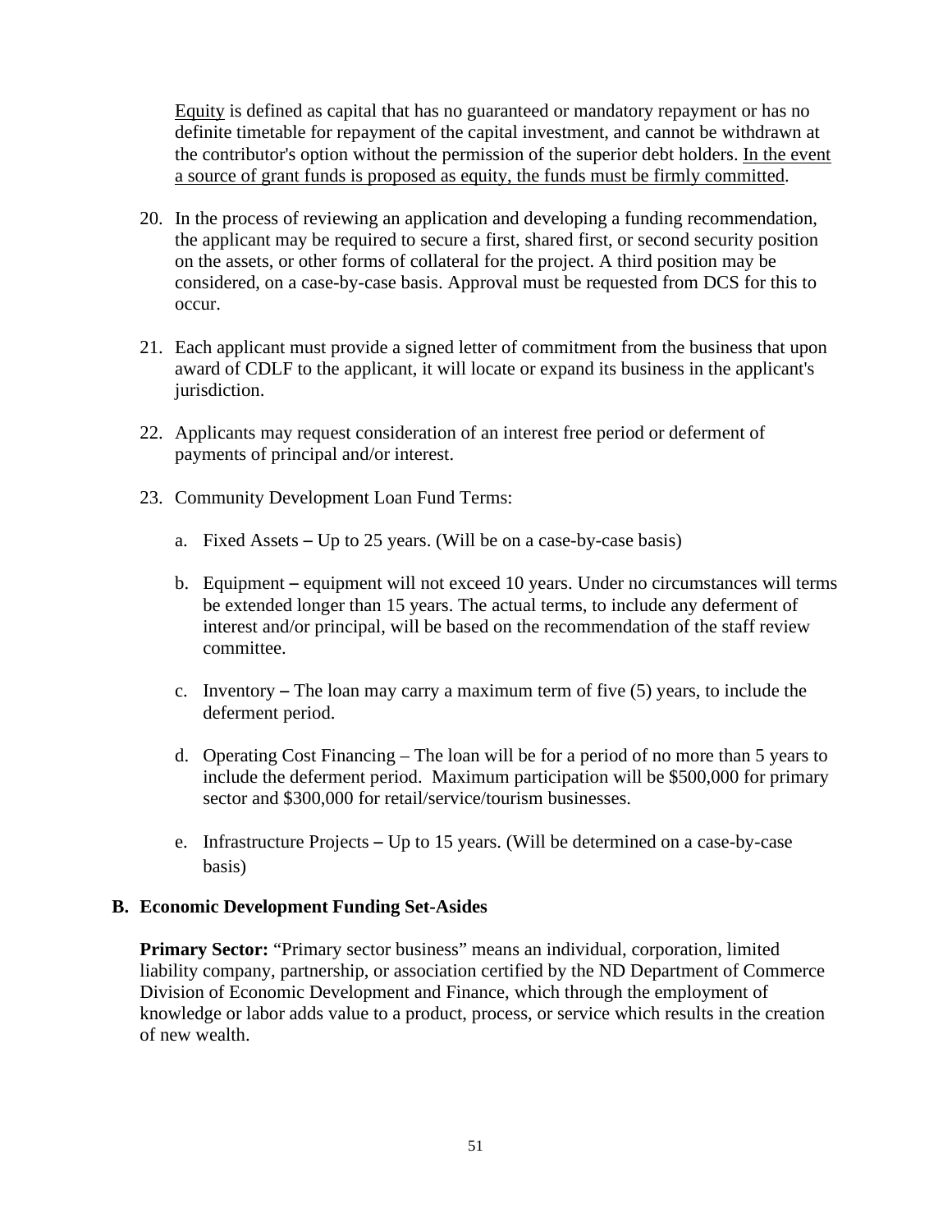Equity is defined as capital that has no guaranteed or mandatory repayment or has no definite timetable for repayment of the capital investment, and cannot be withdrawn at the contributor's option without the permission of the superior debt holders. In the event a source of grant funds is proposed as equity, the funds must be firmly committed.

20. In the process of reviewing an application and developing a funding recommendation, the applicant may be required to secure a first, shared first, or second security position on the assets, or other forms of collateral for the project. A third position may be considered, on a case-by-case basis. Approval must be requested from DCS for this to occur.

21. Each applicant must provide a signed letter of commitment from the business that upon award of CDLF to the applicant, it will locate or expand its business in the applicant's jurisdiction.

22. Applicants may request consideration of an interest free period or deferment of payments of principal and/or interest.

23. Community Development Loan Fund Terms:

    a. Fixed Assets – Up to 25 years. (Will be on a case-by-case basis)

    b. Equipment – equipment will not exceed 10 years. Under no circumstances will terms be extended longer than 15 years. The actual terms, to include any deferment of interest and/or principal, will be based on the recommendation of the staff review committee.

    c. Inventory – The loan may carry a maximum term of five (5) years, to include the deferment period.

    d. Operating Cost Financing – The loan will be for a period of no more than 5 years to include the deferment period. Maximum participation will be $500,000 for primary sector and $300,000 for retail/service/tourism businesses.

    e. Infrastructure Projects – Up to 15 years. (Will be determined on a case-by-case basis)

## B. Economic Development Funding Set-Asides

**Primary Sector:** "Primary sector business" means an individual, corporation, limited liability company, partnership, or association certified by the ND Department of Commerce Division of Economic Development and Finance, which through the employment of knowledge or labor adds value to a product, process, or service which results in the creation of new wealth.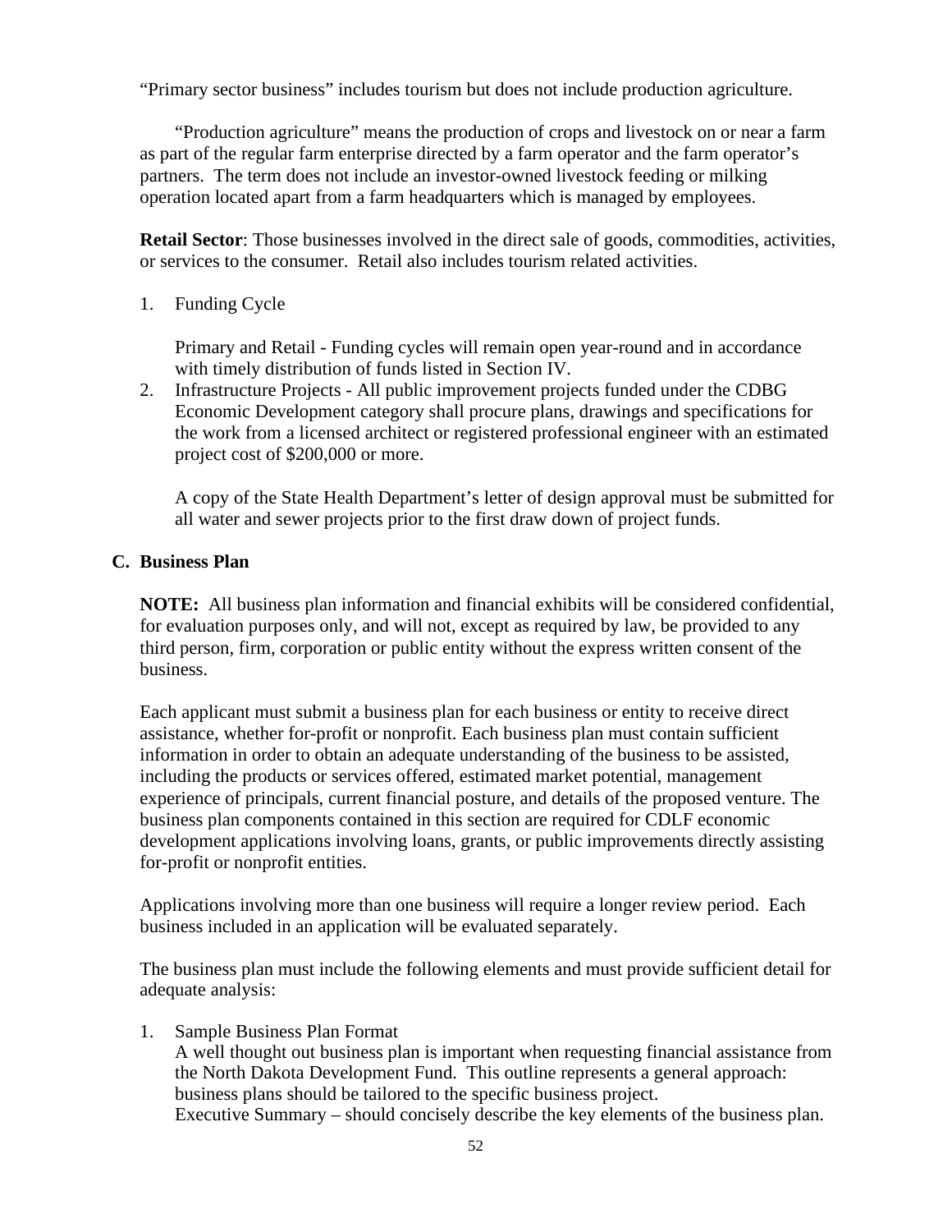"Primary sector business" includes tourism but does not include production agriculture.

"Production agriculture" means the production of crops and livestock on or near a farm as part of the regular farm enterprise directed by a farm operator and the farm operator's partners. The term does not include an investor-owned livestock feeding or milking operation located apart from a farm headquarters which is managed by employees.

**Retail Sector**: Those businesses involved in the direct sale of goods, commodities, activities, or services to the consumer. Retail also includes tourism related activities.

1. Funding Cycle

   Primary and Retail - Funding cycles will remain open year-round and in accordance with timely distribution of funds listed in Section IV.
2. Infrastructure Projects - All public improvement projects funded under the CDBG Economic Development category shall procure plans, drawings and specifications for the work from a licensed architect or registered professional engineer with an estimated project cost of $200,000 or more.

   A copy of the State Health Department's letter of design approval must be submitted for all water and sewer projects prior to the first draw down of project funds.

## C. Business Plan

**NOTE:** All business plan information and financial exhibits will be considered confidential, for evaluation purposes only, and will not, except as required by law, be provided to any third person, firm, corporation or public entity without the express written consent of the business.

Each applicant must submit a business plan for each business or entity to receive direct assistance, whether for-profit or nonprofit. Each business plan must contain sufficient information in order to obtain an adequate understanding of the business to be assisted, including the products or services offered, estimated market potential, management experience of principals, current financial posture, and details of the proposed venture. The business plan components contained in this section are required for CDLF economic development applications involving loans, grants, or public improvements directly assisting for-profit or nonprofit entities.

Applications involving more than one business will require a longer review period. Each business included in an application will be evaluated separately.

The business plan must include the following elements and must provide sufficient detail for adequate analysis:

1. Sample Business Plan Format
   A well thought out business plan is important when requesting financial assistance from the North Dakota Development Fund. This outline represents a general approach: business plans should be tailored to the specific business project.
   Executive Summary – should concisely describe the key elements of the business plan.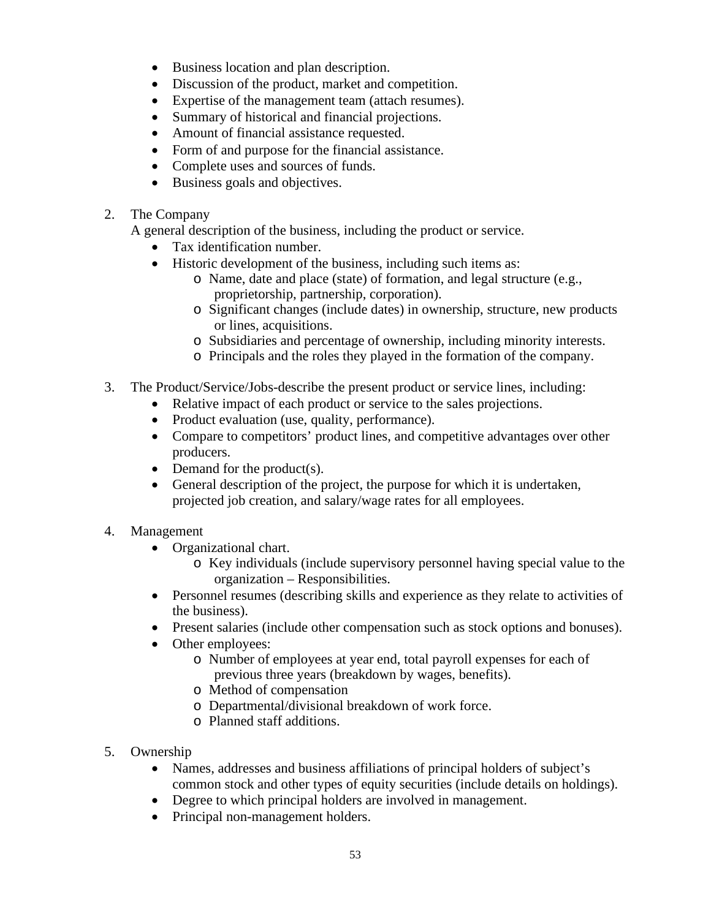- Business location and plan description.
- Discussion of the product, market and competition.
- Expertise of the management team (attach resumes).
- Summary of historical and financial projections.
- Amount of financial assistance requested.
- Form of and purpose for the financial assistance.
- Complete uses and sources of funds.
- Business goals and objectives.

2. The Company

   A general description of the business, including the product or service.
   - Tax identification number.
   - Historic development of the business, including such items as:
     - Name, date and place (state) of formation, and legal structure (e.g., proprietorship, partnership, corporation).
     - Significant changes (include dates) in ownership, structure, new products or lines, acquisitions.
     - Subsidiaries and percentage of ownership, including minority interests.
     - Principals and the roles they played in the formation of the company.

3. The Product/Service/Jobs-describe the present product or service lines, including:
   - Relative impact of each product or service to the sales projections.
   - Product evaluation (use, quality, performance).
   - Compare to competitors' product lines, and competitive advantages over other producers.
   - Demand for the product(s).
   - General description of the project, the purpose for which it is undertaken, projected job creation, and salary/wage rates for all employees.

4. Management
   - Organizational chart.
     - Key individuals (include supervisory personnel having special value to the organization – Responsibilities.
   - Personnel resumes (describing skills and experience as they relate to activities of the business).
   - Present salaries (include other compensation such as stock options and bonuses).
   - Other employees:
     - Number of employees at year end, total payroll expenses for each of previous three years (breakdown by wages, benefits).
     - Method of compensation
     - Departmental/divisional breakdown of work force.
     - Planned staff additions.

5. Ownership
   - Names, addresses and business affiliations of principal holders of subject's common stock and other types of equity securities (include details on holdings).
   - Degree to which principal holders are involved in management.
   - Principal non-management holders.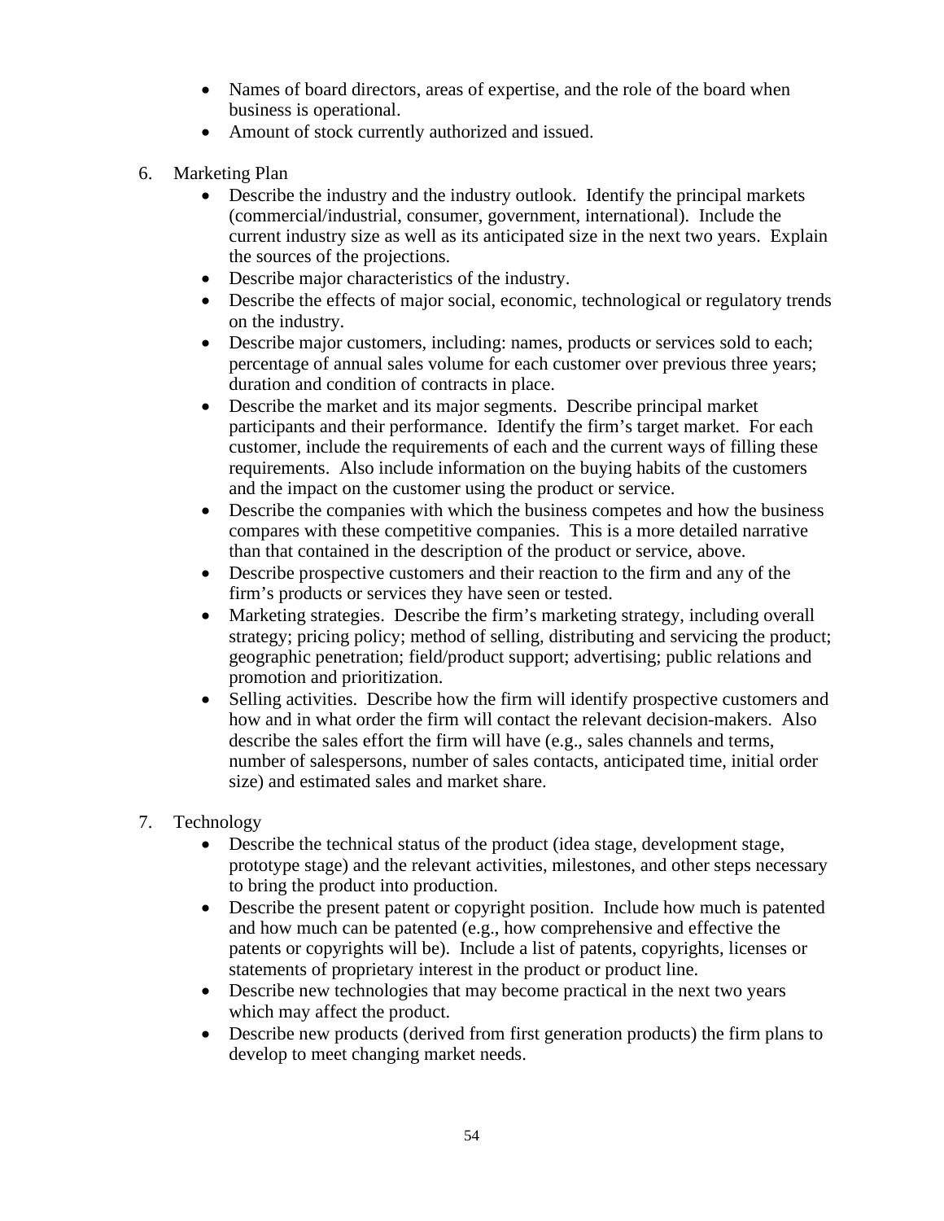- Names of board directors, areas of expertise, and the role of the board when business is operational.
- Amount of stock currently authorized and issued.

6. Marketing Plan
    - Describe the industry and the industry outlook. Identify the principal markets (commercial/industrial, consumer, government, international). Include the current industry size as well as its anticipated size in the next two years. Explain the sources of the projections.
    - Describe major characteristics of the industry.
    - Describe the effects of major social, economic, technological or regulatory trends on the industry.
    - Describe major customers, including: names, products or services sold to each; percentage of annual sales volume for each customer over previous three years; duration and condition of contracts in place.
    - Describe the market and its major segments. Describe principal market participants and their performance. Identify the firm's target market. For each customer, include the requirements of each and the current ways of filling these requirements. Also include information on the buying habits of the customers and the impact on the customer using the product or service.
    - Describe the companies with which the business competes and how the business compares with these competitive companies. This is a more detailed narrative than that contained in the description of the product or service, above.
    - Describe prospective customers and their reaction to the firm and any of the firm's products or services they have seen or tested.
    - Marketing strategies. Describe the firm's marketing strategy, including overall strategy; pricing policy; method of selling, distributing and servicing the product; geographic penetration; field/product support; advertising; public relations and promotion and prioritization.
    - Selling activities. Describe how the firm will identify prospective customers and how and in what order the firm will contact the relevant decision-makers. Also describe the sales effort the firm will have (e.g., sales channels and terms, number of salespersons, number of sales contacts, anticipated time, initial order size) and estimated sales and market share.

7. Technology
    - Describe the technical status of the product (idea stage, development stage, prototype stage) and the relevant activities, milestones, and other steps necessary to bring the product into production.
    - Describe the present patent or copyright position. Include how much is patented and how much can be patented (e.g., how comprehensive and effective the patents or copyrights will be). Include a list of patents, copyrights, licenses or statements of proprietary interest in the product or product line.
    - Describe new technologies that may become practical in the next two years which may affect the product.
    - Describe new products (derived from first generation products) the firm plans to develop to meet changing market needs.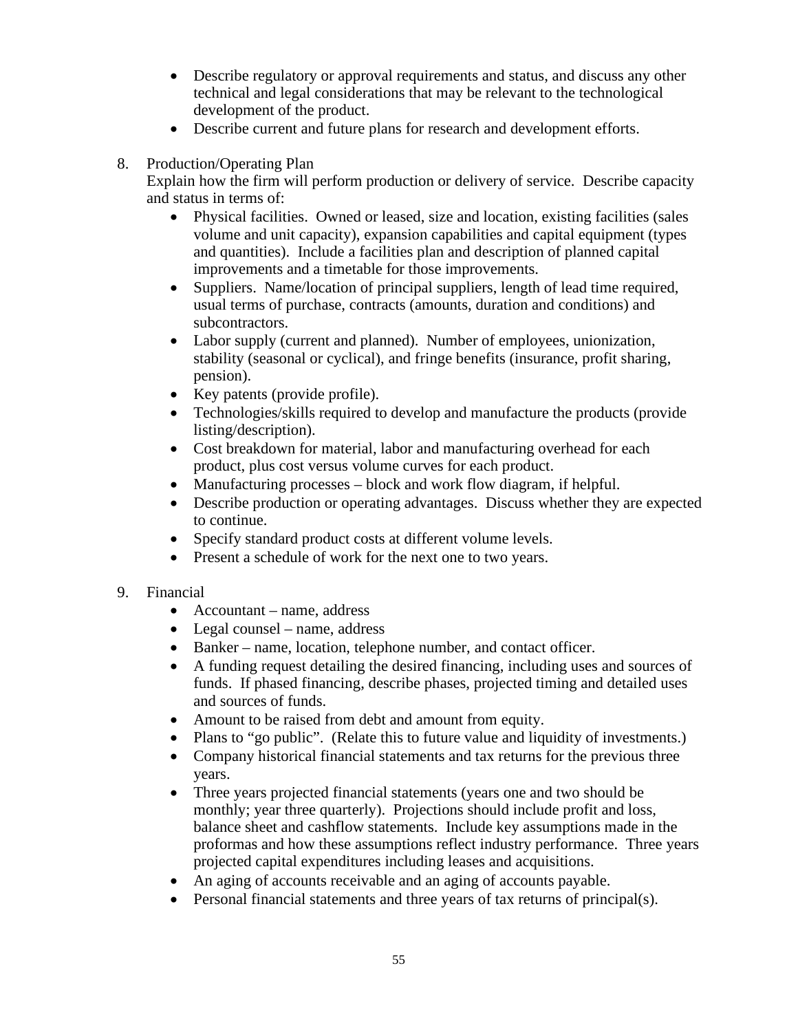- Describe regulatory or approval requirements and status, and discuss any other technical and legal considerations that may be relevant to the technological development of the product.
- Describe current and future plans for research and development efforts.

8. Production/Operating Plan
   Explain how the firm will perform production or delivery of service. Describe capacity and status in terms of:
   - Physical facilities. Owned or leased, size and location, existing facilities (sales volume and unit capacity), expansion capabilities and capital equipment (types and quantities). Include a facilities plan and description of planned capital improvements and a timetable for those improvements.
   - Suppliers. Name/location of principal suppliers, length of lead time required, usual terms of purchase, contracts (amounts, duration and conditions) and subcontractors.
   - Labor supply (current and planned). Number of employees, unionization, stability (seasonal or cyclical), and fringe benefits (insurance, profit sharing, pension).
   - Key patents (provide profile).
   - Technologies/skills required to develop and manufacture the products (provide listing/description).
   - Cost breakdown for material, labor and manufacturing overhead for each product, plus cost versus volume curves for each product.
   - Manufacturing processes – block and work flow diagram, if helpful.
   - Describe production or operating advantages. Discuss whether they are expected to continue.
   - Specify standard product costs at different volume levels.
   - Present a schedule of work for the next one to two years.

9. Financial
   - Accountant – name, address
   - Legal counsel – name, address
   - Banker – name, location, telephone number, and contact officer.
   - A funding request detailing the desired financing, including uses and sources of funds. If phased financing, describe phases, projected timing and detailed uses and sources of funds.
   - Amount to be raised from debt and amount from equity.
   - Plans to "go public". (Relate this to future value and liquidity of investments.)
   - Company historical financial statements and tax returns for the previous three years.
   - Three years projected financial statements (years one and two should be monthly; year three quarterly). Projections should include profit and loss, balance sheet and cashflow statements. Include key assumptions made in the proformas and how these assumptions reflect industry performance. Three years projected capital expenditures including leases and acquisitions.
   - An aging of accounts receivable and an aging of accounts payable.
   - Personal financial statements and three years of tax returns of principal(s).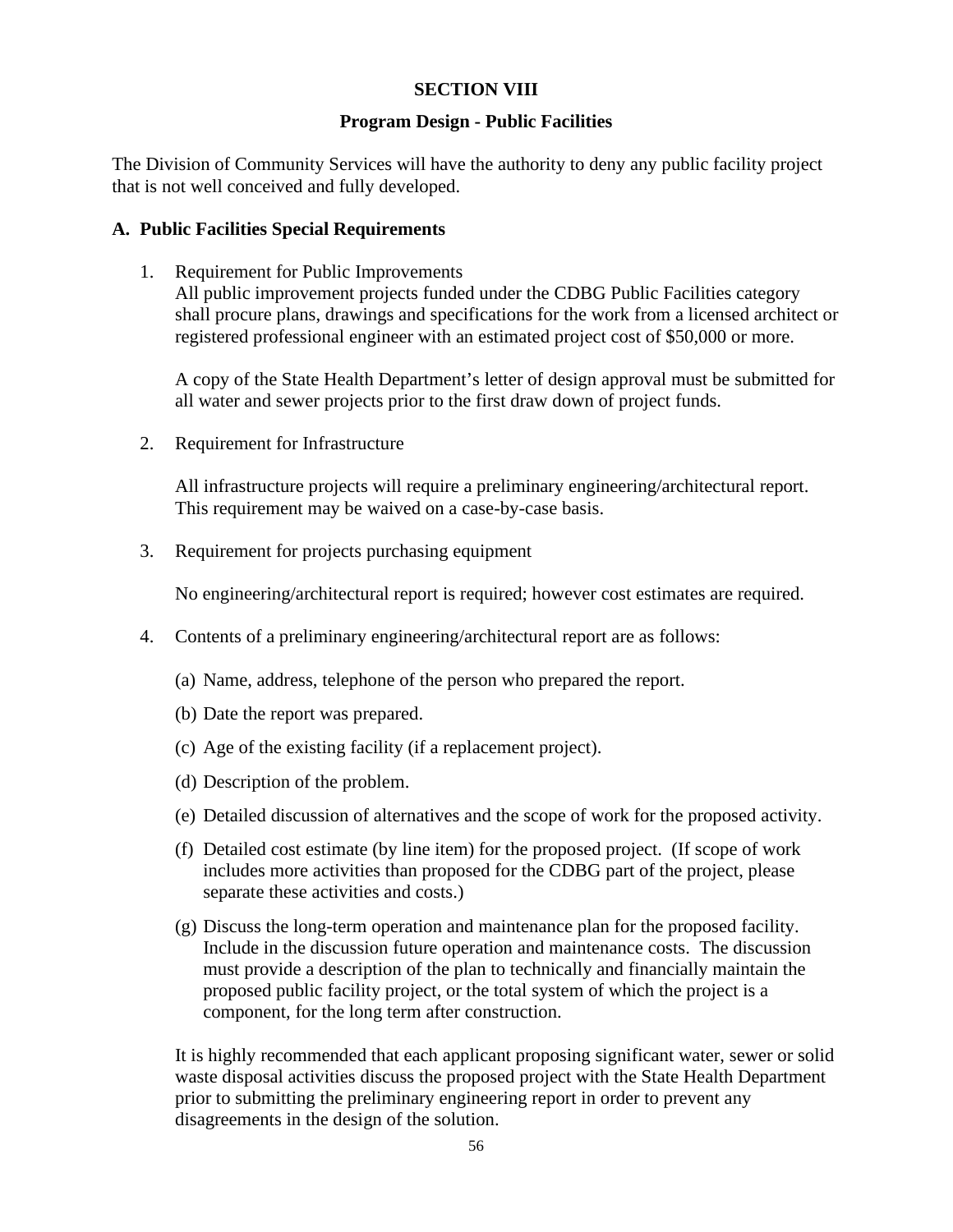# SECTION VIII

## Program Design - Public Facilities

The Division of Community Services will have the authority to deny any public facility project that is not well conceived and fully developed.

### A. Public Facilities Special Requirements

1. Requirement for Public Improvements
   All public improvement projects funded under the CDBG Public Facilities category shall procure plans, drawings and specifications for the work from a licensed architect or registered professional engineer with an estimated project cost of $50,000 or more.

   A copy of the State Health Department's letter of design approval must be submitted for all water and sewer projects prior to the first draw down of project funds.

2. Requirement for Infrastructure

   All infrastructure projects will require a preliminary engineering/architectural report. This requirement may be waived on a case-by-case basis.

3. Requirement for projects purchasing equipment

   No engineering/architectural report is required; however cost estimates are required.

4. Contents of a preliminary engineering/architectural report are as follows:

   (a) Name, address, telephone of the person who prepared the report.

   (b) Date the report was prepared.

   (c) Age of the existing facility (if a replacement project).

   (d) Description of the problem.

   (e) Detailed discussion of alternatives and the scope of work for the proposed activity.

   (f) Detailed cost estimate (by line item) for the proposed project. (If scope of work includes more activities than proposed for the CDBG part of the project, please separate these activities and costs.)

   (g) Discuss the long-term operation and maintenance plan for the proposed facility. Include in the discussion future operation and maintenance costs. The discussion must provide a description of the plan to technically and financially maintain the proposed public facility project, or the total system of which the project is a component, for the long term after construction.

   It is highly recommended that each applicant proposing significant water, sewer or solid waste disposal activities discuss the proposed project with the State Health Department prior to submitting the preliminary engineering report in order to prevent any disagreements in the design of the solution.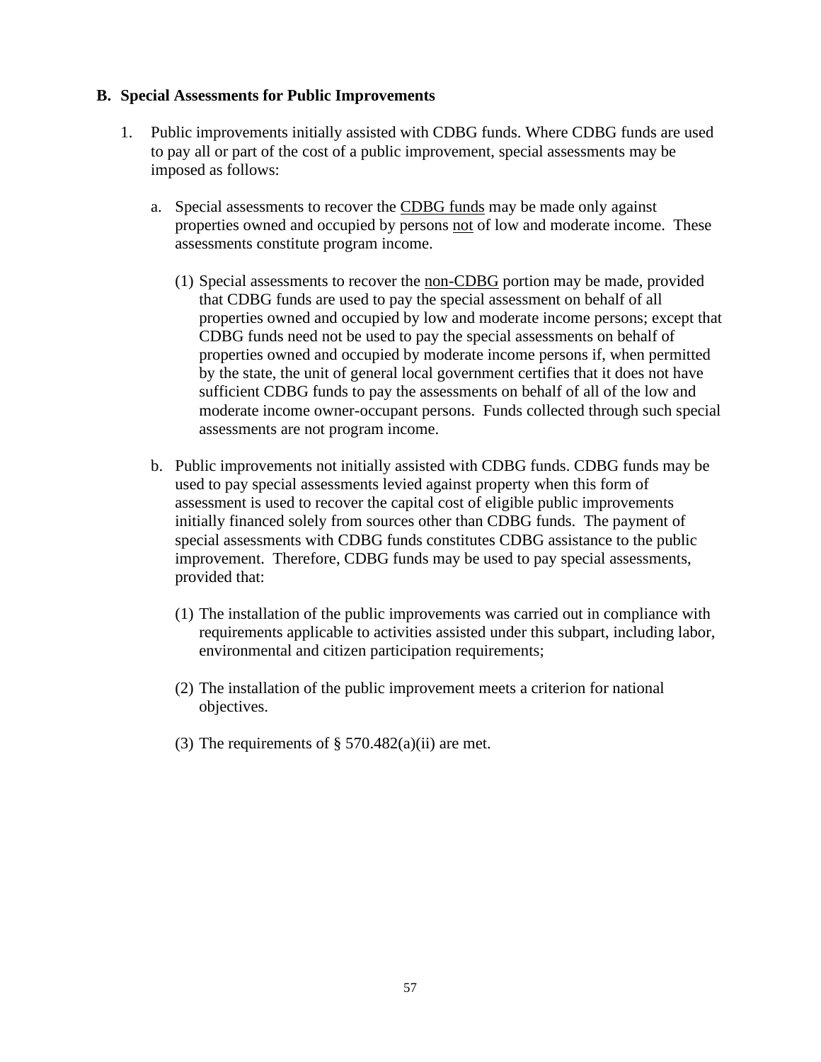### B. Special Assessments for Public Improvements

1. Public improvements initially assisted with CDBG funds. Where CDBG funds are used to pay all or part of the cost of a public improvement, special assessments may be imposed as follows:

   a. Special assessments to recover the <u>CDBG funds</u> may be made only against properties owned and occupied by persons <u>not</u> of low and moderate income. These assessments constitute program income.

      (1) Special assessments to recover the <u>non-CDBG</u> portion may be made, provided that CDBG funds are used to pay the special assessment on behalf of all properties owned and occupied by low and moderate income persons; except that CDBG funds need not be used to pay the special assessments on behalf of properties owned and occupied by moderate income persons if, when permitted by the state, the unit of general local government certifies that it does not have sufficient CDBG funds to pay the assessments on behalf of all of the low and moderate income owner-occupant persons. Funds collected through such special assessments are not program income.

   b. Public improvements not initially assisted with CDBG funds. CDBG funds may be used to pay special assessments levied against property when this form of assessment is used to recover the capital cost of eligible public improvements initially financed solely from sources other than CDBG funds. The payment of special assessments with CDBG funds constitutes CDBG assistance to the public improvement. Therefore, CDBG funds may be used to pay special assessments, provided that:

      (1) The installation of the public improvements was carried out in compliance with requirements applicable to activities assisted under this subpart, including labor, environmental and citizen participation requirements;

      (2) The installation of the public improvement meets a criterion for national objectives.

      (3) The requirements of § 570.482(a)(ii) are met.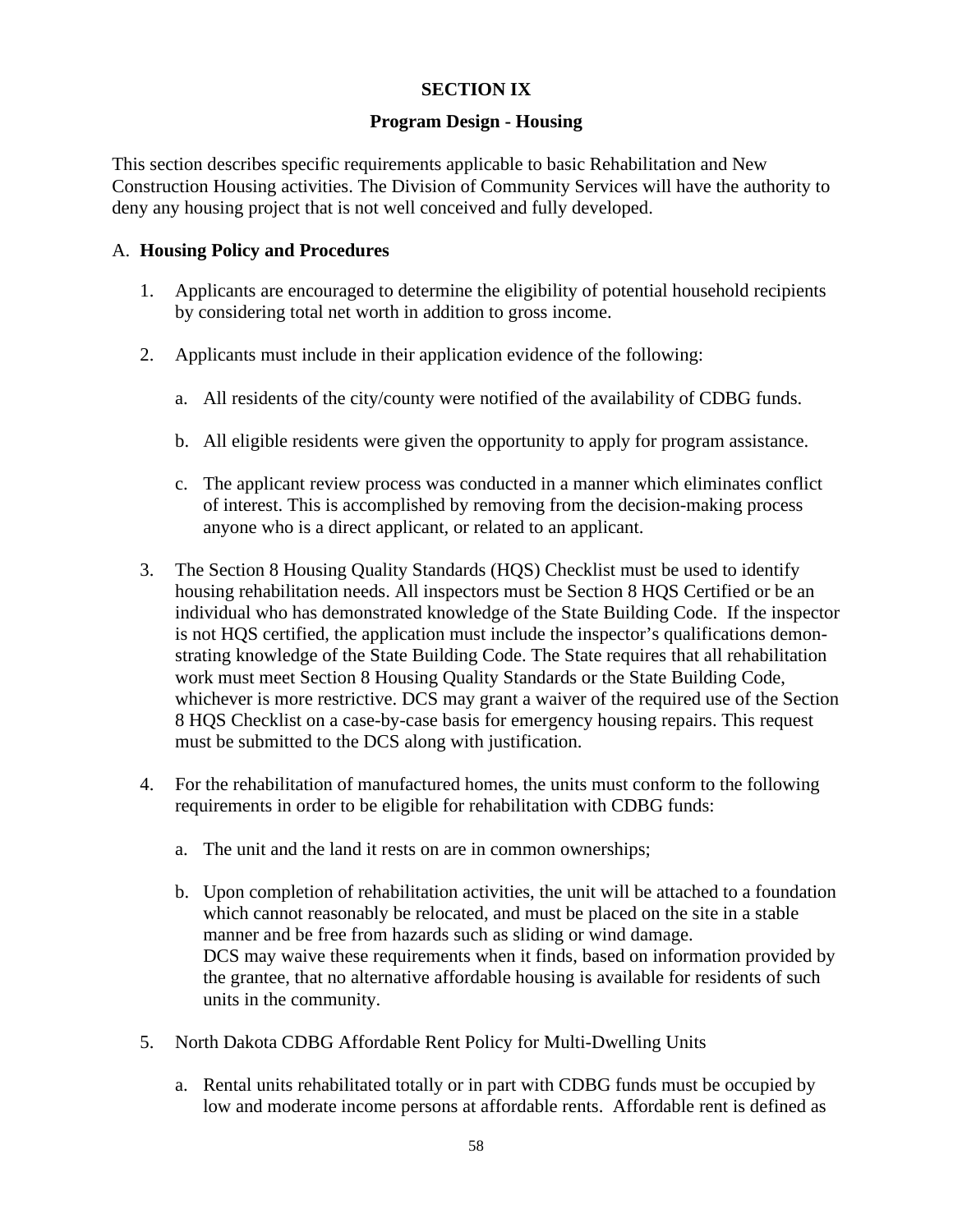# SECTION IX

## Program Design - Housing

This section describes specific requirements applicable to basic Rehabilitation and New Construction Housing activities. The Division of Community Services will have the authority to deny any housing project that is not well conceived and fully developed.

A. **Housing Policy and Procedures**

1. Applicants are encouraged to determine the eligibility of potential household recipients by considering total net worth in addition to gross income.

2. Applicants must include in their application evidence of the following:

   a. All residents of the city/county were notified of the availability of CDBG funds.

   b. All eligible residents were given the opportunity to apply for program assistance.

   c. The applicant review process was conducted in a manner which eliminates conflict of interest. This is accomplished by removing from the decision-making process anyone who is a direct applicant, or related to an applicant.

3. The Section 8 Housing Quality Standards (HQS) Checklist must be used to identify housing rehabilitation needs. All inspectors must be Section 8 HQS Certified or be an individual who has demonstrated knowledge of the State Building Code. If the inspector is not HQS certified, the application must include the inspector's qualifications demonstrating knowledge of the State Building Code. The State requires that all rehabilitation work must meet Section 8 Housing Quality Standards or the State Building Code, whichever is more restrictive. DCS may grant a waiver of the required use of the Section 8 HQS Checklist on a case-by-case basis for emergency housing repairs. This request must be submitted to the DCS along with justification.

4. For the rehabilitation of manufactured homes, the units must conform to the following requirements in order to be eligible for rehabilitation with CDBG funds:

   a. The unit and the land it rests on are in common ownerships;

   b. Upon completion of rehabilitation activities, the unit will be attached to a foundation which cannot reasonably be relocated, and must be placed on the site in a stable manner and be free from hazards such as sliding or wind damage.
   DCS may waive these requirements when it finds, based on information provided by the grantee, that no alternative affordable housing is available for residents of such units in the community.

5. North Dakota CDBG Affordable Rent Policy for Multi-Dwelling Units

   a. Rental units rehabilitated totally or in part with CDBG funds must be occupied by low and moderate income persons at affordable rents. Affordable rent is defined as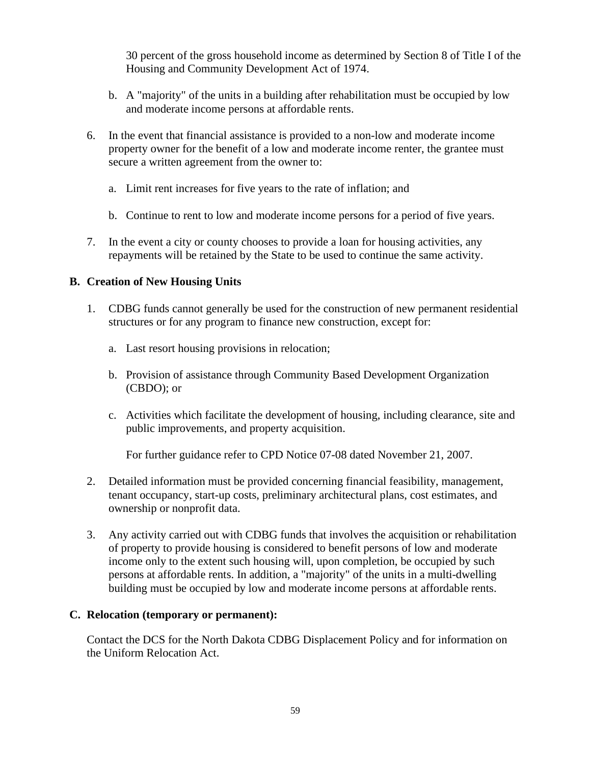30 percent of the gross household income as determined by Section 8 of Title I of the Housing and Community Development Act of 1974.

   b. A "majority" of the units in a building after rehabilitation must be occupied by low and moderate income persons at affordable rents.

6. In the event that financial assistance is provided to a non-low and moderate income property owner for the benefit of a low and moderate income renter, the grantee must secure a written agreement from the owner to:

   a. Limit rent increases for five years to the rate of inflation; and

   b. Continue to rent to low and moderate income persons for a period of five years.

7. In the event a city or county chooses to provide a loan for housing activities, any repayments will be retained by the State to be used to continue the same activity.

**B. Creation of New Housing Units**

1. CDBG funds cannot generally be used for the construction of new permanent residential structures or for any program to finance new construction, except for:

   a. Last resort housing provisions in relocation;

   b. Provision of assistance through Community Based Development Organization (CBDO); or

   c. Activities which facilitate the development of housing, including clearance, site and public improvements, and property acquisition.

   For further guidance refer to CPD Notice 07-08 dated November 21, 2007.

2. Detailed information must be provided concerning financial feasibility, management, tenant occupancy, start-up costs, preliminary architectural plans, cost estimates, and ownership or nonprofit data.

3. Any activity carried out with CDBG funds that involves the acquisition or rehabilitation of property to provide housing is considered to benefit persons of low and moderate income only to the extent such housing will, upon completion, be occupied by such persons at affordable rents. In addition, a "majority" of the units in a multi-dwelling building must be occupied by low and moderate income persons at affordable rents.

**C. Relocation (temporary or permanent):**

Contact the DCS for the North Dakota CDBG Displacement Policy and for information on the Uniform Relocation Act.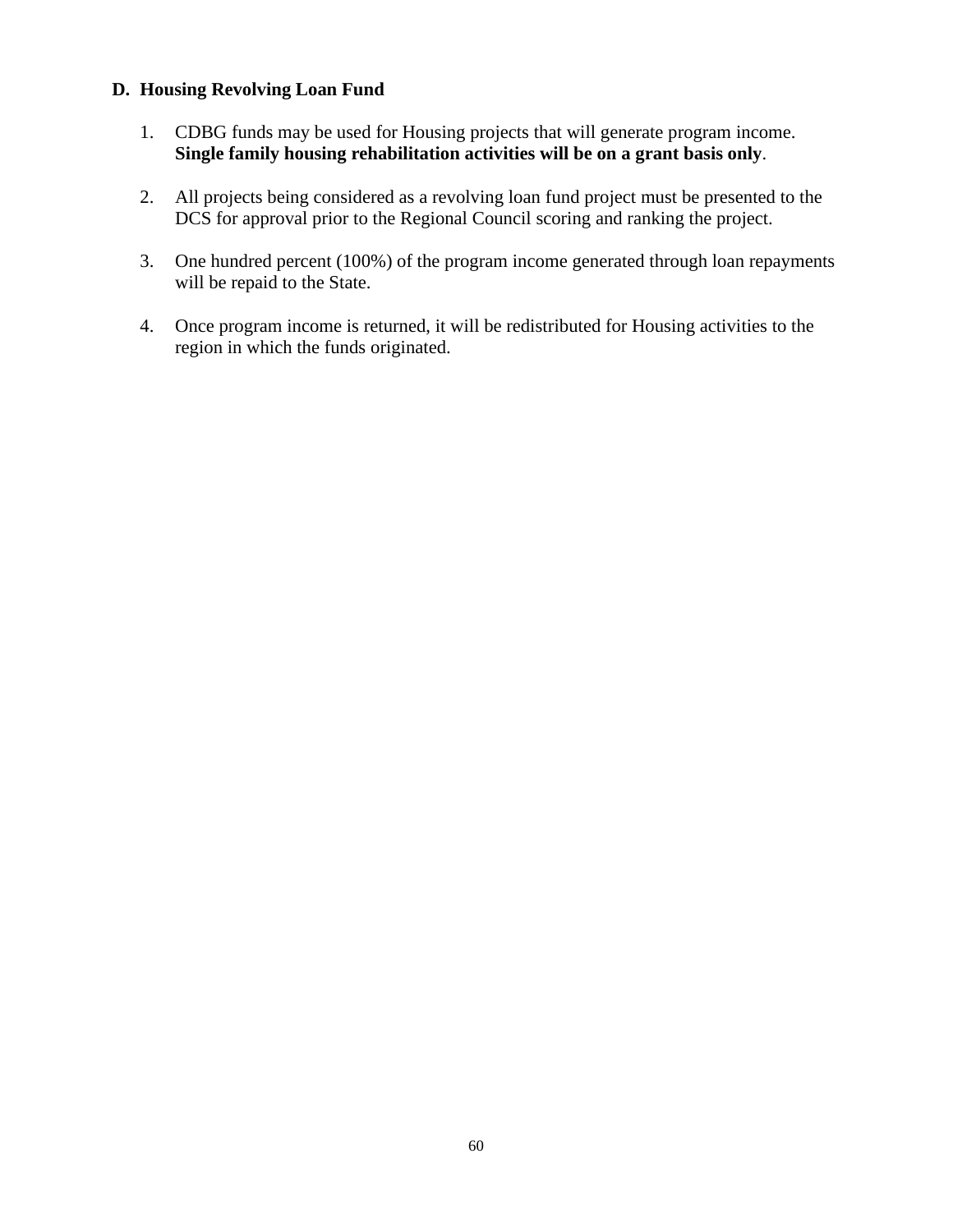### D. Housing Revolving Loan Fund

1. CDBG funds may be used for Housing projects that will generate program income. **Single family housing rehabilitation activities will be on a grant basis only**.

2. All projects being considered as a revolving loan fund project must be presented to the DCS for approval prior to the Regional Council scoring and ranking the project.

3. One hundred percent (100%) of the program income generated through loan repayments will be repaid to the State.

4. Once program income is returned, it will be redistributed for Housing activities to the region in which the funds originated.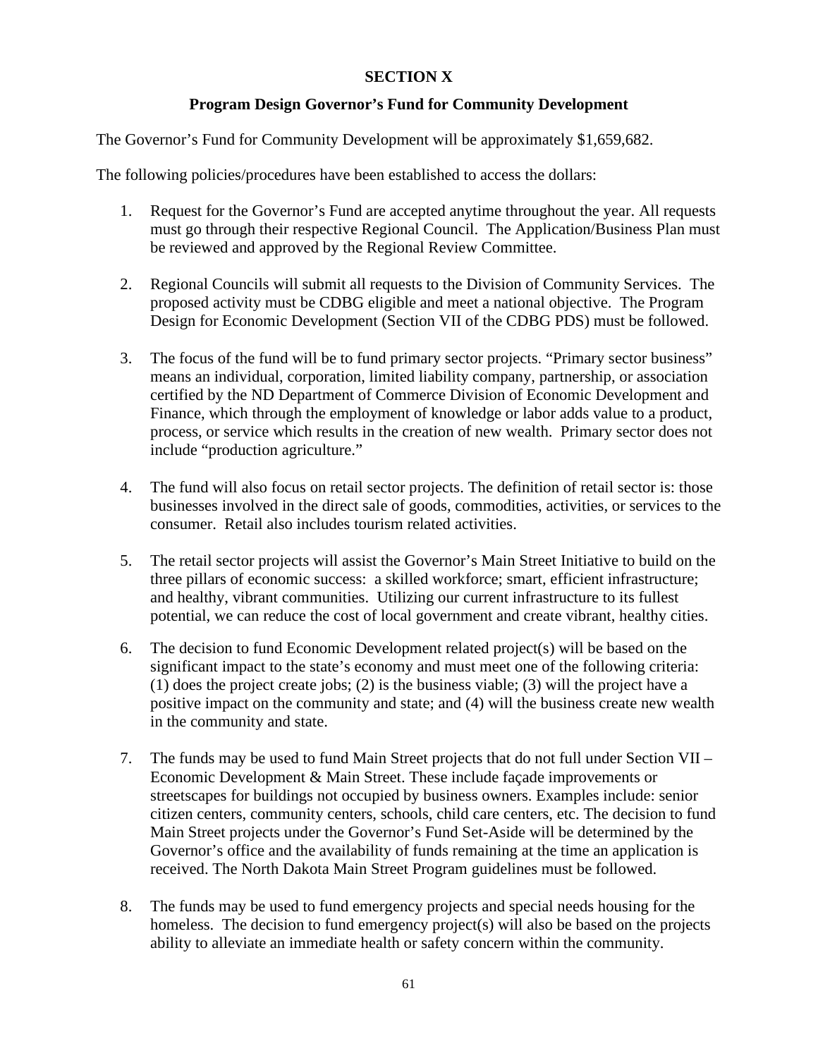# SECTION X

## Program Design Governor's Fund for Community Development

The Governor's Fund for Community Development will be approximately $1,659,682.

The following policies/procedures have been established to access the dollars:

1. Request for the Governor's Fund are accepted anytime throughout the year. All requests must go through their respective Regional Council. The Application/Business Plan must be reviewed and approved by the Regional Review Committee.

2. Regional Councils will submit all requests to the Division of Community Services. The proposed activity must be CDBG eligible and meet a national objective. The Program Design for Economic Development (Section VII of the CDBG PDS) must be followed.

3. The focus of the fund will be to fund primary sector projects. "Primary sector business" means an individual, corporation, limited liability company, partnership, or association certified by the ND Department of Commerce Division of Economic Development and Finance, which through the employment of knowledge or labor adds value to a product, process, or service which results in the creation of new wealth. Primary sector does not include "production agriculture."

4. The fund will also focus on retail sector projects. The definition of retail sector is: those businesses involved in the direct sale of goods, commodities, activities, or services to the consumer. Retail also includes tourism related activities.

5. The retail sector projects will assist the Governor's Main Street Initiative to build on the three pillars of economic success: a skilled workforce; smart, efficient infrastructure; and healthy, vibrant communities. Utilizing our current infrastructure to its fullest potential, we can reduce the cost of local government and create vibrant, healthy cities.

6. The decision to fund Economic Development related project(s) will be based on the significant impact to the state's economy and must meet one of the following criteria: (1) does the project create jobs; (2) is the business viable; (3) will the project have a positive impact on the community and state; and (4) will the business create new wealth in the community and state.

7. The funds may be used to fund Main Street projects that do not full under Section VII – Economic Development & Main Street. These include façade improvements or streetscapes for buildings not occupied by business owners. Examples include: senior citizen centers, community centers, schools, child care centers, etc. The decision to fund Main Street projects under the Governor's Fund Set-Aside will be determined by the Governor's office and the availability of funds remaining at the time an application is received. The North Dakota Main Street Program guidelines must be followed.

8. The funds may be used to fund emergency projects and special needs housing for the homeless. The decision to fund emergency project(s) will also be based on the projects ability to alleviate an immediate health or safety concern within the community.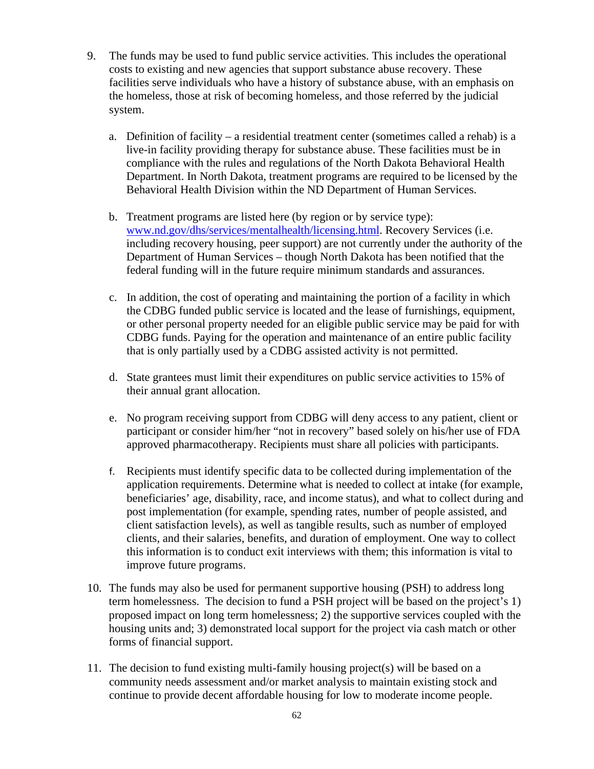9. The funds may be used to fund public service activities. This includes the operational costs to existing and new agencies that support substance abuse recovery. These facilities serve individuals who have a history of substance abuse, with an emphasis on the homeless, those at risk of becoming homeless, and those referred by the judicial system.

    a. Definition of facility – a residential treatment center (sometimes called a rehab) is a live-in facility providing therapy for substance abuse. These facilities must be in compliance with the rules and regulations of the North Dakota Behavioral Health Department. In North Dakota, treatment programs are required to be licensed by the Behavioral Health Division within the ND Department of Human Services.

    b. Treatment programs are listed here (by region or by service type): [www.nd.gov/dhs/services/mentalhealth/licensing.html](www.nd.gov/dhs/services/mentalhealth/licensing.html). Recovery Services (i.e. including recovery housing, peer support) are not currently under the authority of the Department of Human Services – though North Dakota has been notified that the federal funding will in the future require minimum standards and assurances.

    c. In addition, the cost of operating and maintaining the portion of a facility in which the CDBG funded public service is located and the lease of furnishings, equipment, or other personal property needed for an eligible public service may be paid for with CDBG funds. Paying for the operation and maintenance of an entire public facility that is only partially used by a CDBG assisted activity is not permitted.

    d. State grantees must limit their expenditures on public service activities to 15% of their annual grant allocation.

    e. No program receiving support from CDBG will deny access to any patient, client or participant or consider him/her "not in recovery" based solely on his/her use of FDA approved pharmacotherapy. Recipients must share all policies with participants.

    f. Recipients must identify specific data to be collected during implementation of the application requirements. Determine what is needed to collect at intake (for example, beneficiaries' age, disability, race, and income status), and what to collect during and post implementation (for example, spending rates, number of people assisted, and client satisfaction levels), as well as tangible results, such as number of employed clients, and their salaries, benefits, and duration of employment. One way to collect this information is to conduct exit interviews with them; this information is vital to improve future programs.

10. The funds may also be used for permanent supportive housing (PSH) to address long term homelessness. The decision to fund a PSH project will be based on the project's 1) proposed impact on long term homelessness; 2) the supportive services coupled with the housing units and; 3) demonstrated local support for the project via cash match or other forms of financial support.

11. The decision to fund existing multi-family housing project(s) will be based on a community needs assessment and/or market analysis to maintain existing stock and continue to provide decent affordable housing for low to moderate income people.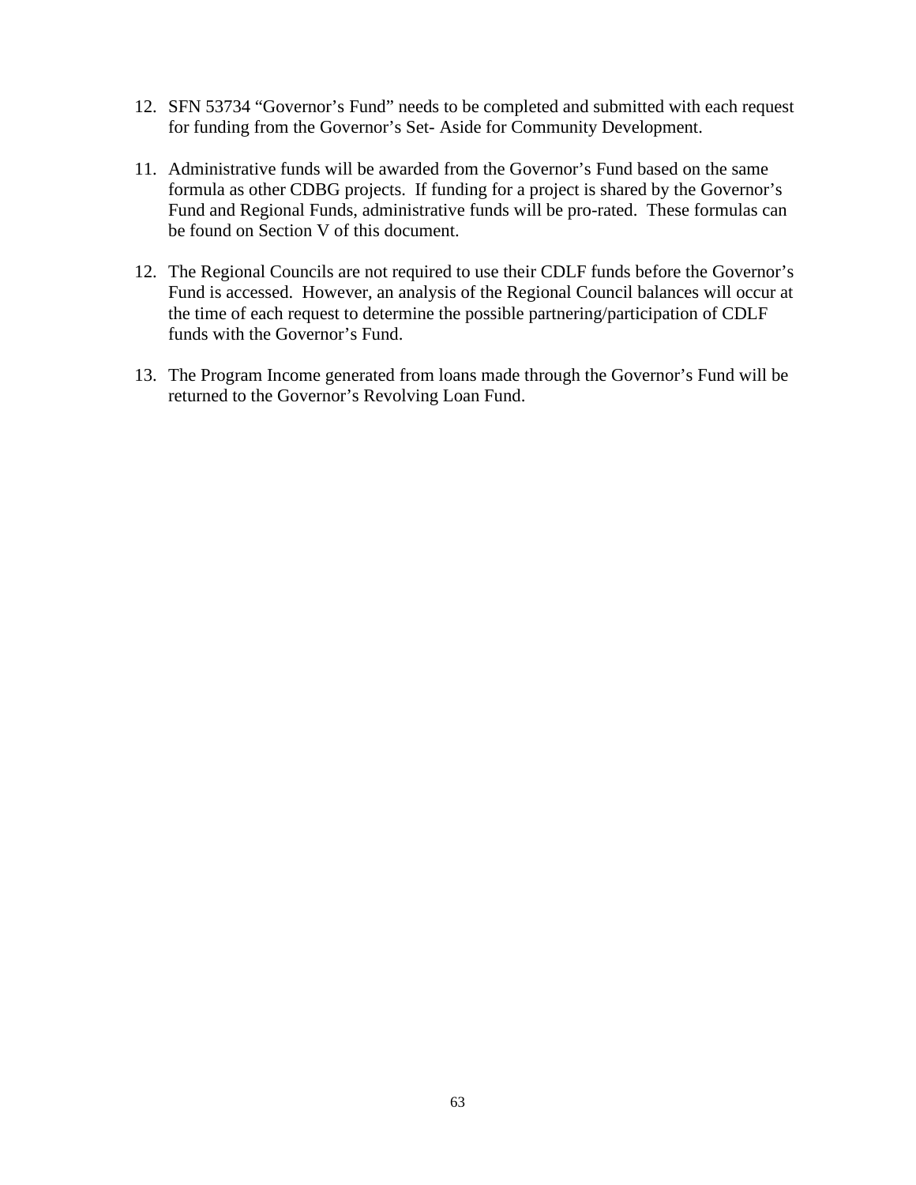12. SFN 53734 “Governor’s Fund” needs to be completed and submitted with each request for funding from the Governor’s Set- Aside for Community Development.

11. Administrative funds will be awarded from the Governor’s Fund based on the same formula as other CDBG projects. If funding for a project is shared by the Governor’s Fund and Regional Funds, administrative funds will be pro-rated. These formulas can be found on Section V of this document.

12. The Regional Councils are not required to use their CDLF funds before the Governor’s Fund is accessed. However, an analysis of the Regional Council balances will occur at the time of each request to determine the possible partnering/participation of CDLF funds with the Governor’s Fund.

13. The Program Income generated from loans made through the Governor’s Fund will be returned to the Governor’s Revolving Loan Fund.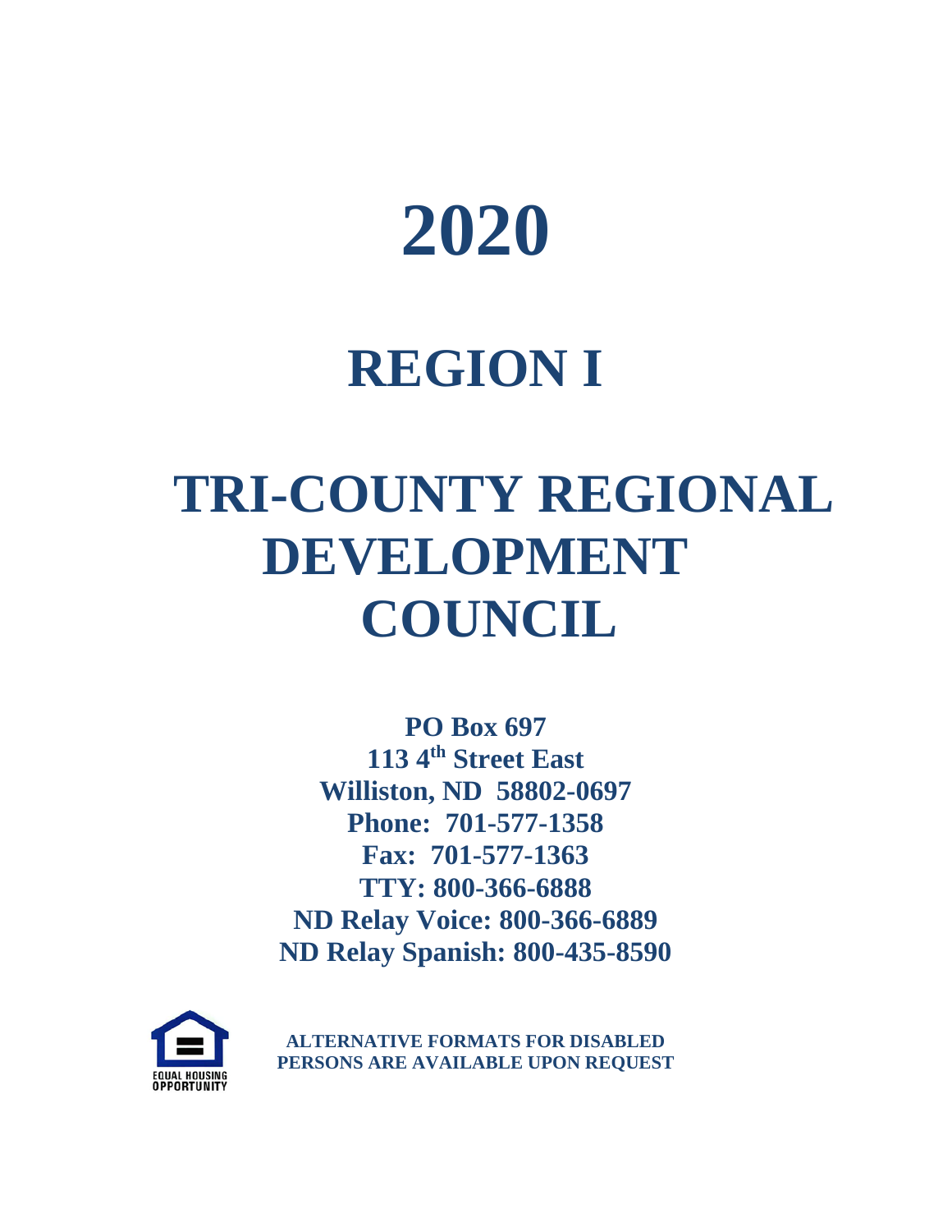# 2020

# REGION I

# TRI-COUNTY REGIONAL DEVELOPMENT COUNCIL

**PO Box 697**
**113 4th Street East**
**Williston, ND 58802-0697**
**Phone: 701-577-1358**
**Fax: 701-577-1363**
**TTY: 800-366-6888**
**ND Relay Voice: 800-366-6889**
**ND Relay Spanish: 800-435-8590**

EQUAL HOUSING OPPORTUNITY

**ALTERNATIVE FORMATS FOR DISABLED PERSONS ARE AVAILABLE UPON REQUEST**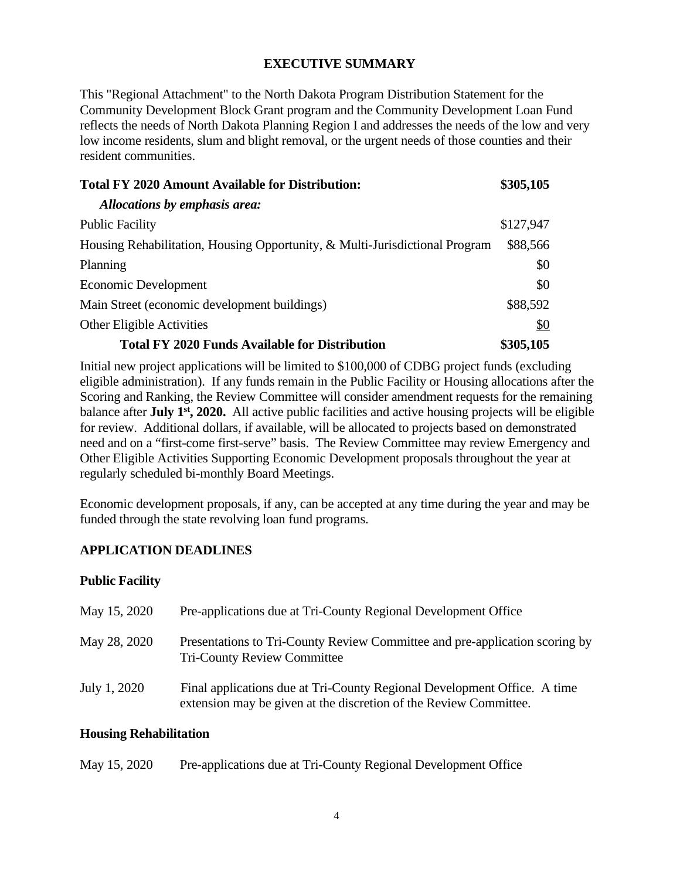## EXECUTIVE SUMMARY

This "Regional Attachment" to the North Dakota Program Distribution Statement for the Community Development Block Grant program and the Community Development Loan Fund reflects the needs of North Dakota Planning Region I and addresses the needs of the low and very low income residents, slum and blight removal, or the urgent needs of those counties and their resident communities.

| **Total FY 2020 Amount Available for Distribution:** | **$305,105** |
|---|---|
| ***Allocations by emphasis area:*** | |
| Public Facility | $127,947 |
| Housing Rehabilitation, Housing Opportunity, & Multi-Jurisdictional Program | $88,566 |
| Planning | $0 |
| Economic Development | $0 |
| Main Street (economic development buildings) | $88,592 |
| Other Eligible Activities | $0 |
| **Total FY 2020 Funds Available for Distribution** | **$305,105** |

Initial new project applications will be limited to $100,000 of CDBG project funds (excluding eligible administration). If any funds remain in the Public Facility or Housing allocations after the Scoring and Ranking, the Review Committee will consider amendment requests for the remaining balance after **July 1st, 2020.** All active public facilities and active housing projects will be eligible for review. Additional dollars, if available, will be allocated to projects based on demonstrated need and on a "first-come first-serve" basis. The Review Committee may review Emergency and Other Eligible Activities Supporting Economic Development proposals throughout the year at regularly scheduled bi-monthly Board Meetings.

Economic development proposals, if any, can be accepted at any time during the year and may be funded through the state revolving loan fund programs.

## APPLICATION DEADLINES

### Public Facility

May 15, 2020 — Pre-applications due at Tri-County Regional Development Office

May 28, 2020 — Presentations to Tri-County Review Committee and pre-application scoring by Tri-County Review Committee

July 1, 2020 — Final applications due at Tri-County Regional Development Office. A time extension may be given at the discretion of the Review Committee.

### Housing Rehabilitation

May 15, 2020 — Pre-applications due at Tri-County Regional Development Office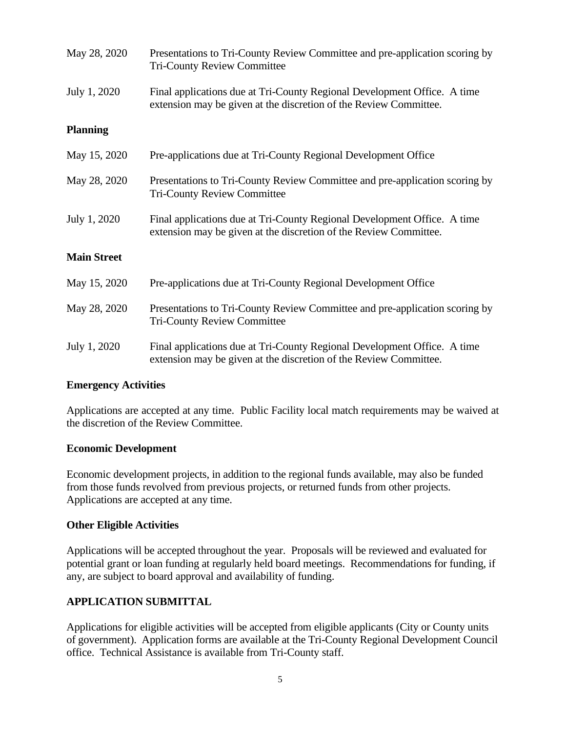May 28, 2020 Presentations to Tri-County Review Committee and pre-application scoring by Tri-County Review Committee

July 1, 2020 Final applications due at Tri-County Regional Development Office. A time extension may be given at the discretion of the Review Committee.

**Planning**

May 15, 2020 Pre-applications due at Tri-County Regional Development Office

May 28, 2020 Presentations to Tri-County Review Committee and pre-application scoring by Tri-County Review Committee

July 1, 2020 Final applications due at Tri-County Regional Development Office. A time extension may be given at the discretion of the Review Committee.

**Main Street**

May 15, 2020 Pre-applications due at Tri-County Regional Development Office

May 28, 2020 Presentations to Tri-County Review Committee and pre-application scoring by Tri-County Review Committee

July 1, 2020 Final applications due at Tri-County Regional Development Office. A time extension may be given at the discretion of the Review Committee.

**Emergency Activities**

Applications are accepted at any time. Public Facility local match requirements may be waived at the discretion of the Review Committee.

**Economic Development**

Economic development projects, in addition to the regional funds available, may also be funded from those funds revolved from previous projects, or returned funds from other projects. Applications are accepted at any time.

**Other Eligible Activities**

Applications will be accepted throughout the year. Proposals will be reviewed and evaluated for potential grant or loan funding at regularly held board meetings. Recommendations for funding, if any, are subject to board approval and availability of funding.

**APPLICATION SUBMITTAL**

Applications for eligible activities will be accepted from eligible applicants (City or County units of government). Application forms are available at the Tri-County Regional Development Council office. Technical Assistance is available from Tri-County staff.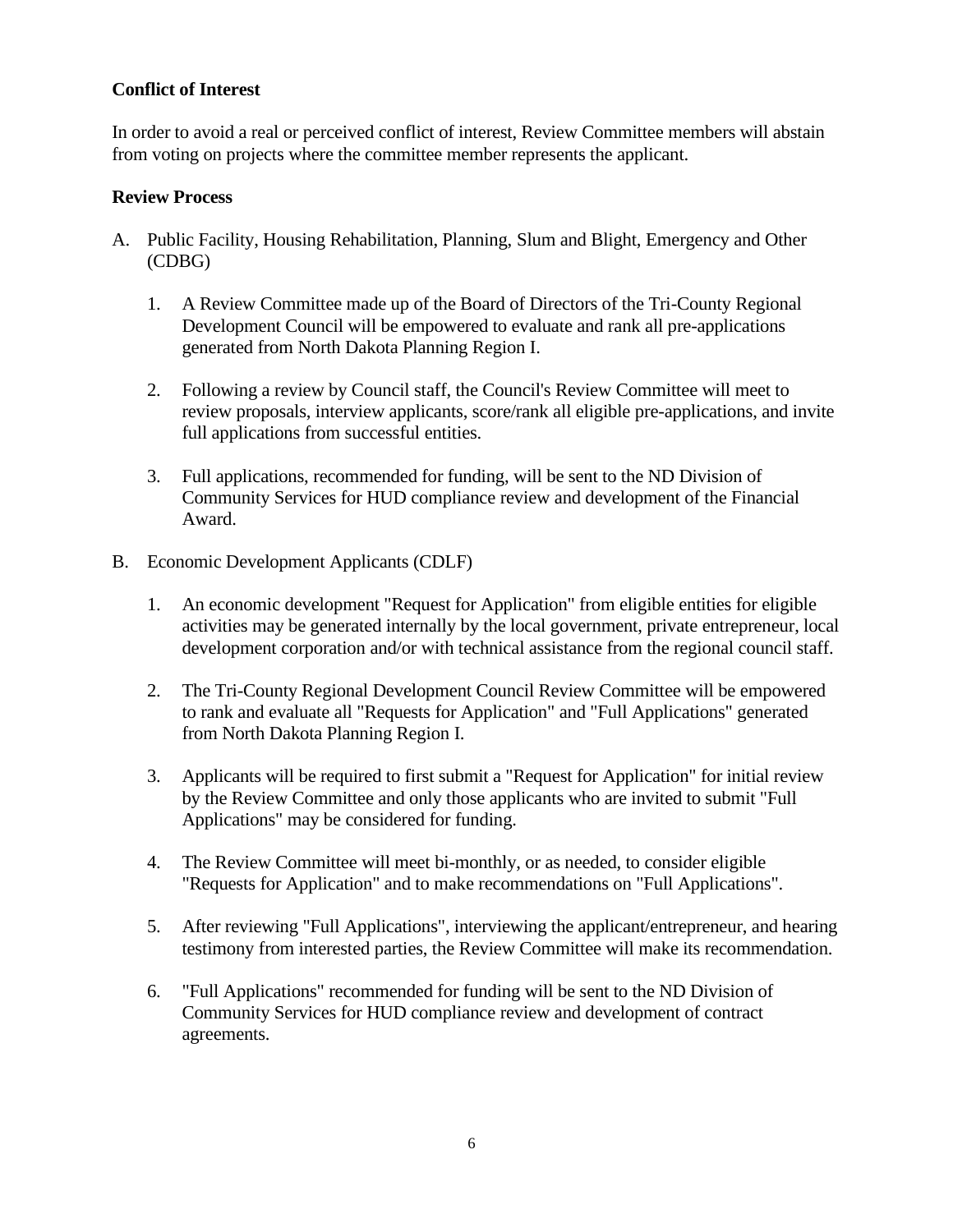**Conflict of Interest**

In order to avoid a real or perceived conflict of interest, Review Committee members will abstain from voting on projects where the committee member represents the applicant.

**Review Process**

A. Public Facility, Housing Rehabilitation, Planning, Slum and Blight, Emergency and Other (CDBG)

   1. A Review Committee made up of the Board of Directors of the Tri-County Regional Development Council will be empowered to evaluate and rank all pre-applications generated from North Dakota Planning Region I.

   2. Following a review by Council staff, the Council's Review Committee will meet to review proposals, interview applicants, score/rank all eligible pre-applications, and invite full applications from successful entities.

   3. Full applications, recommended for funding, will be sent to the ND Division of Community Services for HUD compliance review and development of the Financial Award.

B. Economic Development Applicants (CDLF)

   1. An economic development "Request for Application" from eligible entities for eligible activities may be generated internally by the local government, private entrepreneur, local development corporation and/or with technical assistance from the regional council staff.

   2. The Tri-County Regional Development Council Review Committee will be empowered to rank and evaluate all "Requests for Application" and "Full Applications" generated from North Dakota Planning Region I.

   3. Applicants will be required to first submit a "Request for Application" for initial review by the Review Committee and only those applicants who are invited to submit "Full Applications" may be considered for funding.

   4. The Review Committee will meet bi-monthly, or as needed, to consider eligible "Requests for Application" and to make recommendations on "Full Applications".

   5. After reviewing "Full Applications", interviewing the applicant/entrepreneur, and hearing testimony from interested parties, the Review Committee will make its recommendation.

   6. "Full Applications" recommended for funding will be sent to the ND Division of Community Services for HUD compliance review and development of contract agreements.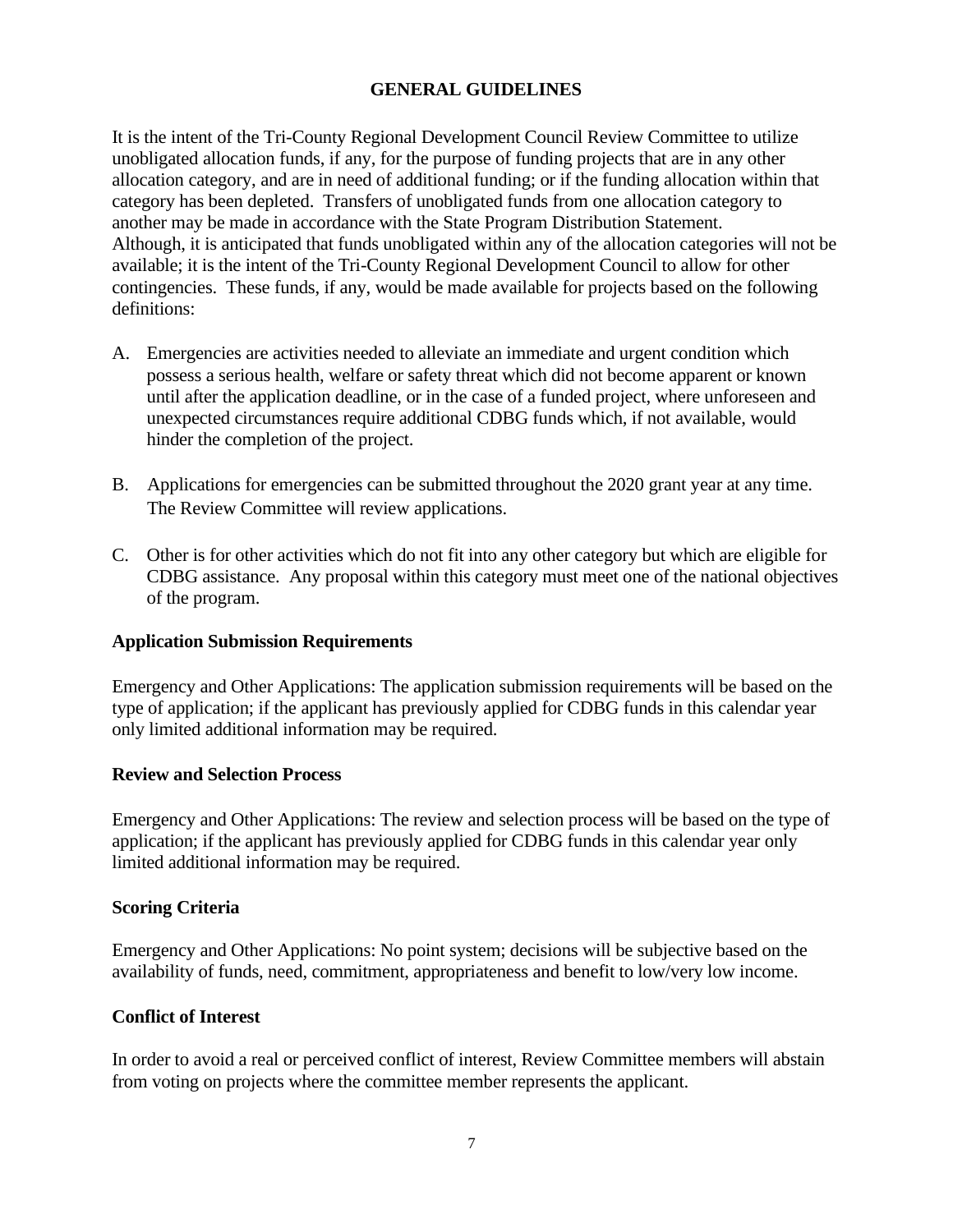## GENERAL GUIDELINES

It is the intent of the Tri-County Regional Development Council Review Committee to utilize unobligated allocation funds, if any, for the purpose of funding projects that are in any other allocation category, and are in need of additional funding; or if the funding allocation within that category has been depleted. Transfers of unobligated funds from one allocation category to another may be made in accordance with the State Program Distribution Statement. Although, it is anticipated that funds unobligated within any of the allocation categories will not be available; it is the intent of the Tri-County Regional Development Council to allow for other contingencies. These funds, if any, would be made available for projects based on the following definitions:

A. Emergencies are activities needed to alleviate an immediate and urgent condition which possess a serious health, welfare or safety threat which did not become apparent or known until after the application deadline, or in the case of a funded project, where unforeseen and unexpected circumstances require additional CDBG funds which, if not available, would hinder the completion of the project.

B. Applications for emergencies can be submitted throughout the 2020 grant year at any time. The Review Committee will review applications.

C. Other is for other activities which do not fit into any other category but which are eligible for CDBG assistance. Any proposal within this category must meet one of the national objectives of the program.

### Application Submission Requirements

Emergency and Other Applications: The application submission requirements will be based on the type of application; if the applicant has previously applied for CDBG funds in this calendar year only limited additional information may be required.

### Review and Selection Process

Emergency and Other Applications: The review and selection process will be based on the type of application; if the applicant has previously applied for CDBG funds in this calendar year only limited additional information may be required.

### Scoring Criteria

Emergency and Other Applications: No point system; decisions will be subjective based on the availability of funds, need, commitment, appropriateness and benefit to low/very low income.

### Conflict of Interest

In order to avoid a real or perceived conflict of interest, Review Committee members will abstain from voting on projects where the committee member represents the applicant.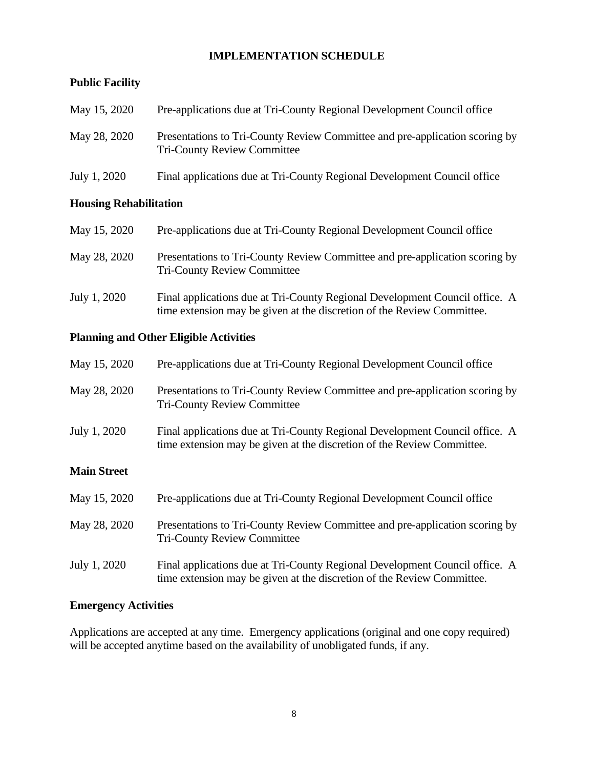# IMPLEMENTATION SCHEDULE

## Public Facility

May 15, 2020 Pre-applications due at Tri-County Regional Development Council office

May 28, 2020 Presentations to Tri-County Review Committee and pre-application scoring by Tri-County Review Committee

July 1, 2020 Final applications due at Tri-County Regional Development Council office

## Housing Rehabilitation

May 15, 2020 Pre-applications due at Tri-County Regional Development Council office

May 28, 2020 Presentations to Tri-County Review Committee and pre-application scoring by Tri-County Review Committee

July 1, 2020 Final applications due at Tri-County Regional Development Council office. A time extension may be given at the discretion of the Review Committee.

## Planning and Other Eligible Activities

May 15, 2020 Pre-applications due at Tri-County Regional Development Council office

May 28, 2020 Presentations to Tri-County Review Committee and pre-application scoring by Tri-County Review Committee

July 1, 2020 Final applications due at Tri-County Regional Development Council office. A time extension may be given at the discretion of the Review Committee.

## Main Street

May 15, 2020 Pre-applications due at Tri-County Regional Development Council office

May 28, 2020 Presentations to Tri-County Review Committee and pre-application scoring by Tri-County Review Committee

July 1, 2020 Final applications due at Tri-County Regional Development Council office. A time extension may be given at the discretion of the Review Committee.

## Emergency Activities

Applications are accepted at any time. Emergency applications (original and one copy required) will be accepted anytime based on the availability of unobligated funds, if any.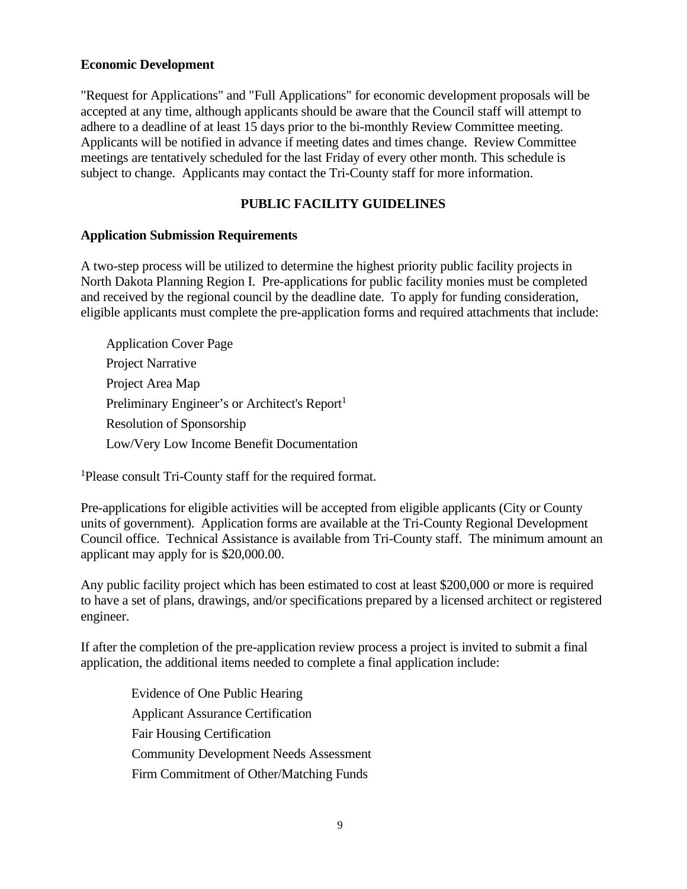**Economic Development**

"Request for Applications" and "Full Applications" for economic development proposals will be accepted at any time, although applicants should be aware that the Council staff will attempt to adhere to a deadline of at least 15 days prior to the bi-monthly Review Committee meeting. Applicants will be notified in advance if meeting dates and times change. Review Committee meetings are tentatively scheduled for the last Friday of every other month. This schedule is subject to change. Applicants may contact the Tri-County staff for more information.

## PUBLIC FACILITY GUIDELINES

**Application Submission Requirements**

A two-step process will be utilized to determine the highest priority public facility projects in North Dakota Planning Region I. Pre-applications for public facility monies must be completed and received by the regional council by the deadline date. To apply for funding consideration, eligible applicants must complete the pre-application forms and required attachments that include:

- Application Cover Page
- Project Narrative
- Project Area Map
- Preliminary Engineer's or Architect's Report[1]
- Resolution of Sponsorship
- Low/Very Low Income Benefit Documentation

[1]Please consult Tri-County staff for the required format.

Pre-applications for eligible activities will be accepted from eligible applicants (City or County units of government). Application forms are available at the Tri-County Regional Development Council office. Technical Assistance is available from Tri-County staff. The minimum amount an applicant may apply for is $20,000.00.

Any public facility project which has been estimated to cost at least $200,000 or more is required to have a set of plans, drawings, and/or specifications prepared by a licensed architect or registered engineer.

If after the completion of the pre-application review process a project is invited to submit a final application, the additional items needed to complete a final application include:

- Evidence of One Public Hearing
- Applicant Assurance Certification
- Fair Housing Certification
- Community Development Needs Assessment
- Firm Commitment of Other/Matching Funds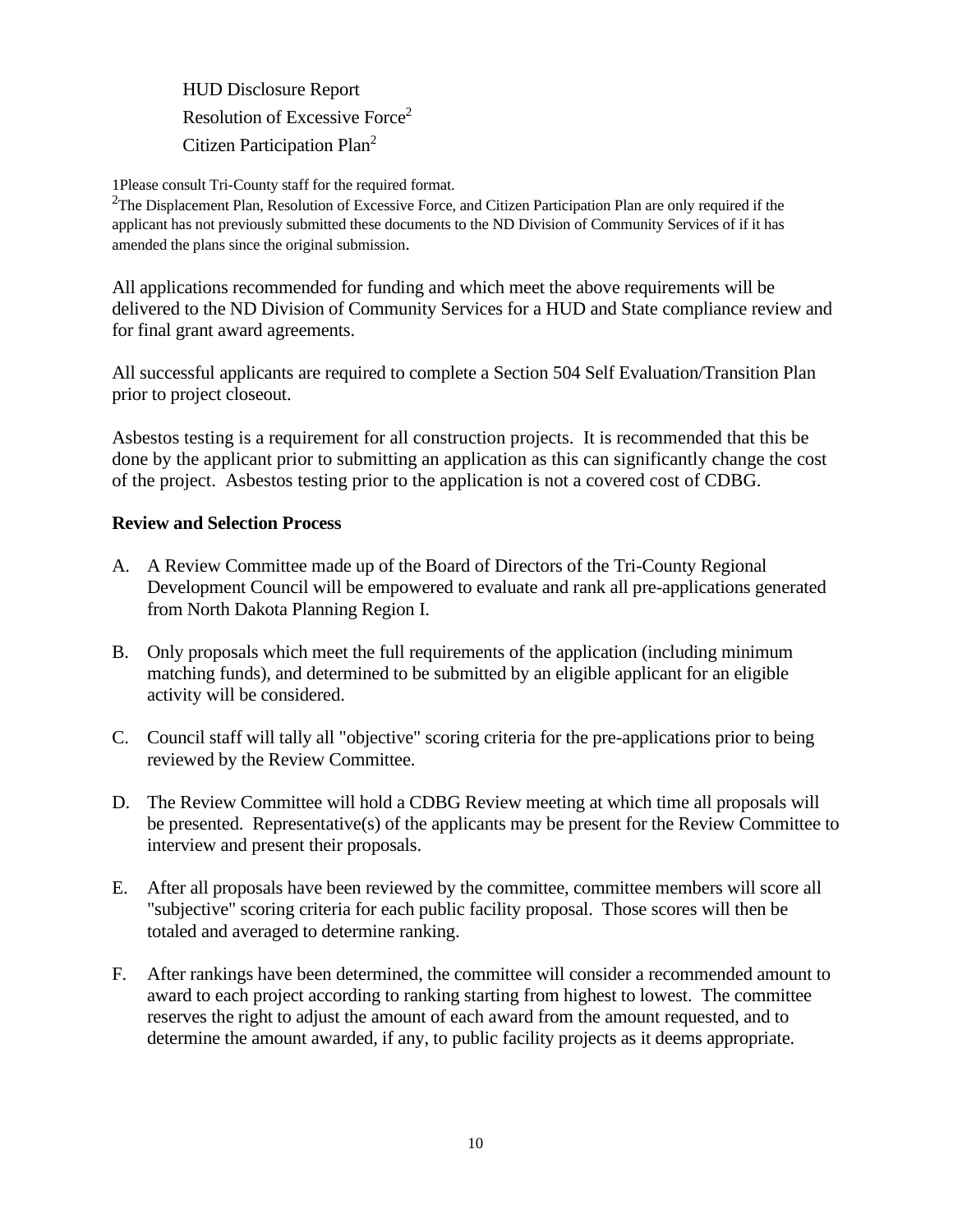HUD Disclosure Report

Resolution of Excessive Force[2]

Citizen Participation Plan[2]

1Please consult Tri-County staff for the required format.

[2]The Displacement Plan, Resolution of Excessive Force, and Citizen Participation Plan are only required if the applicant has not previously submitted these documents to the ND Division of Community Services of if it has amended the plans since the original submission.

All applications recommended for funding and which meet the above requirements will be delivered to the ND Division of Community Services for a HUD and State compliance review and for final grant award agreements.

All successful applicants are required to complete a Section 504 Self Evaluation/Transition Plan prior to project closeout.

Asbestos testing is a requirement for all construction projects. It is recommended that this be done by the applicant prior to submitting an application as this can significantly change the cost of the project. Asbestos testing prior to the application is not a covered cost of CDBG.

**Review and Selection Process**

A. A Review Committee made up of the Board of Directors of the Tri-County Regional Development Council will be empowered to evaluate and rank all pre-applications generated from North Dakota Planning Region I.

B. Only proposals which meet the full requirements of the application (including minimum matching funds), and determined to be submitted by an eligible applicant for an eligible activity will be considered.

C. Council staff will tally all "objective" scoring criteria for the pre-applications prior to being reviewed by the Review Committee.

D. The Review Committee will hold a CDBG Review meeting at which time all proposals will be presented. Representative(s) of the applicants may be present for the Review Committee to interview and present their proposals.

E. After all proposals have been reviewed by the committee, committee members will score all "subjective" scoring criteria for each public facility proposal. Those scores will then be totaled and averaged to determine ranking.

F. After rankings have been determined, the committee will consider a recommended amount to award to each project according to ranking starting from highest to lowest. The committee reserves the right to adjust the amount of each award from the amount requested, and to determine the amount awarded, if any, to public facility projects as it deems appropriate.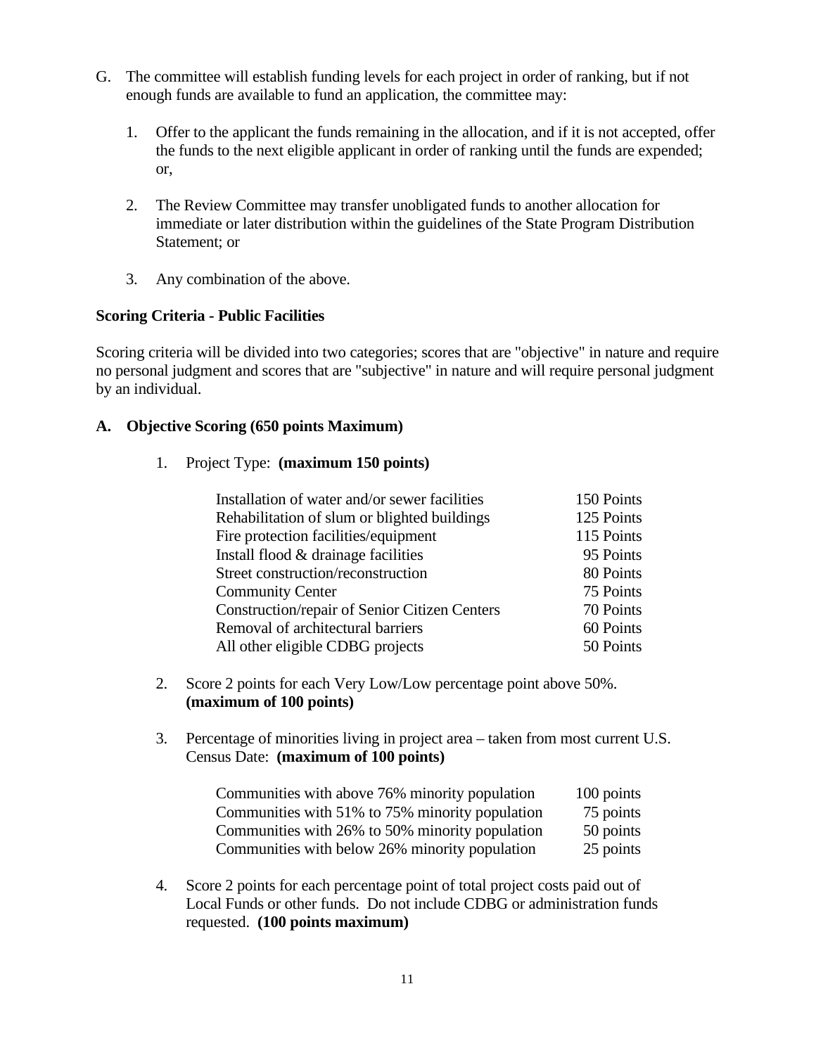G. The committee will establish funding levels for each project in order of ranking, but if not enough funds are available to fund an application, the committee may:

   1. Offer to the applicant the funds remaining in the allocation, and if it is not accepted, offer the funds to the next eligible applicant in order of ranking until the funds are expended; or,

   2. The Review Committee may transfer unobligated funds to another allocation for immediate or later distribution within the guidelines of the State Program Distribution Statement; or

   3. Any combination of the above.

**Scoring Criteria - Public Facilities**

Scoring criteria will be divided into two categories; scores that are "objective" in nature and require no personal judgment and scores that are "subjective" in nature and will require personal judgment by an individual.

**A. Objective Scoring (650 points Maximum)**

1. Project Type: **(maximum 150 points)**

| | |
|---|---|
| Installation of water and/or sewer facilities | 150 Points |
| Rehabilitation of slum or blighted buildings | 125 Points |
| Fire protection facilities/equipment | 115 Points |
| Install flood & drainage facilities | 95 Points |
| Street construction/reconstruction | 80 Points |
| Community Center | 75 Points |
| Construction/repair of Senior Citizen Centers | 70 Points |
| Removal of architectural barriers | 60 Points |
| All other eligible CDBG projects | 50 Points |

2. Score 2 points for each Very Low/Low percentage point above 50%. **(maximum of 100 points)**

3. Percentage of minorities living in project area – taken from most current U.S. Census Date: **(maximum of 100 points)**

| | |
|---|---|
| Communities with above 76% minority population | 100 points |
| Communities with 51% to 75% minority population | 75 points |
| Communities with 26% to 50% minority population | 50 points |
| Communities with below 26% minority population | 25 points |

4. Score 2 points for each percentage point of total project costs paid out of Local Funds or other funds. Do not include CDBG or administration funds requested. **(100 points maximum)**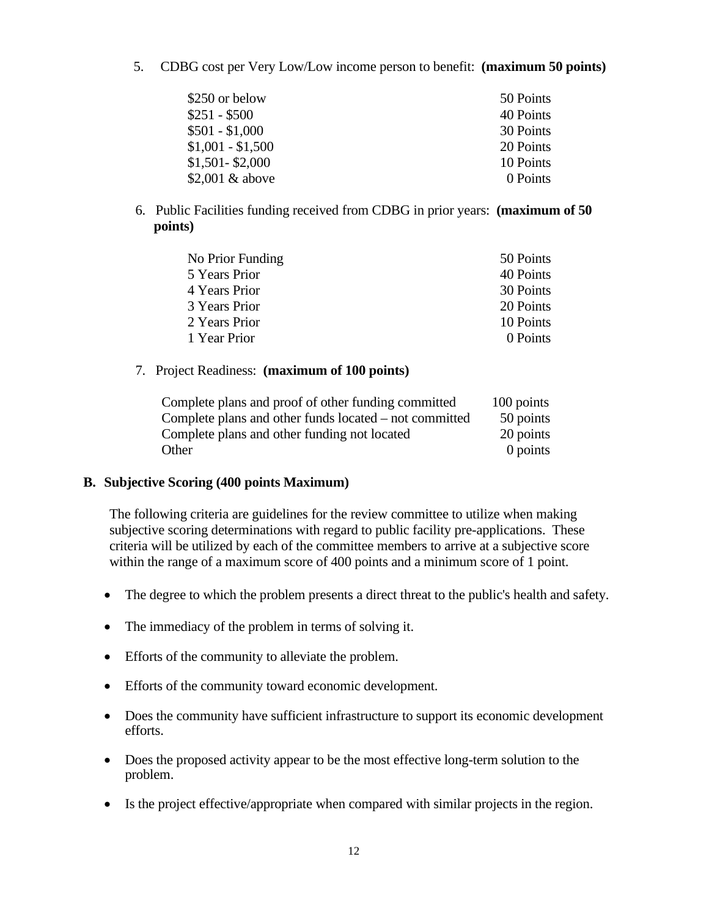5. CDBG cost per Very Low/Low income person to benefit: **(maximum 50 points)**

| | |
|---|---|
| $250 or below | 50 Points |
| $251 - $500 | 40 Points |
| $501 - $1,000 | 30 Points |
| $1,001 - $1,500 | 20 Points |
| $1,501- $2,000 | 10 Points |
| $2,001 & above | 0 Points |

6. Public Facilities funding received from CDBG in prior years: **(maximum of 50 points)**

| | |
|---|---|
| No Prior Funding | 50 Points |
| 5 Years Prior | 40 Points |
| 4 Years Prior | 30 Points |
| 3 Years Prior | 20 Points |
| 2 Years Prior | 10 Points |
| 1 Year Prior | 0 Points |

7. Project Readiness: **(maximum of 100 points)**

| | |
|---|---|
| Complete plans and proof of other funding committed | 100 points |
| Complete plans and other funds located – not committed | 50 points |
| Complete plans and other funding not located | 20 points |
| Other | 0 points |

**B. Subjective Scoring (400 points Maximum)**

The following criteria are guidelines for the review committee to utilize when making subjective scoring determinations with regard to public facility pre-applications. These criteria will be utilized by each of the committee members to arrive at a subjective score within the range of a maximum score of 400 points and a minimum score of 1 point.

- The degree to which the problem presents a direct threat to the public's health and safety.
- The immediacy of the problem in terms of solving it.
- Efforts of the community to alleviate the problem.
- Efforts of the community toward economic development.
- Does the community have sufficient infrastructure to support its economic development efforts.
- Does the proposed activity appear to be the most effective long-term solution to the problem.
- Is the project effective/appropriate when compared with similar projects in the region.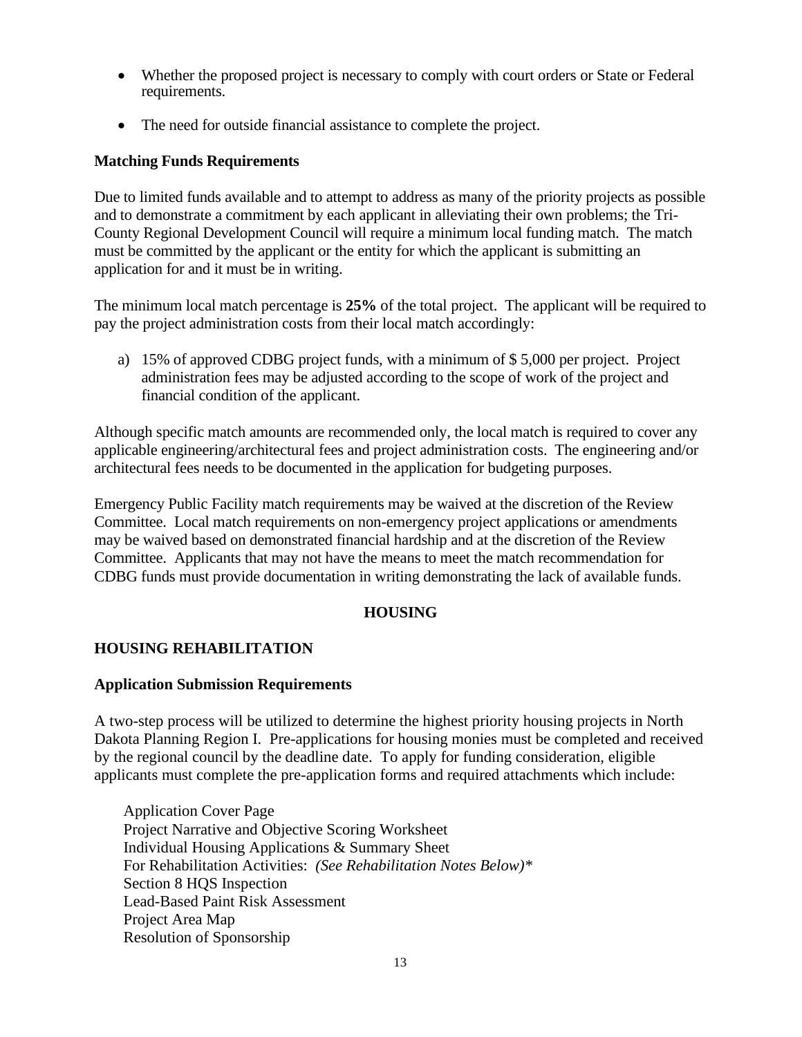- Whether the proposed project is necessary to comply with court orders or State or Federal requirements.
- The need for outside financial assistance to complete the project.

**Matching Funds Requirements**

Due to limited funds available and to attempt to address as many of the priority projects as possible and to demonstrate a commitment by each applicant in alleviating their own problems; the Tri-County Regional Development Council will require a minimum local funding match. The match must be committed by the applicant or the entity for which the applicant is submitting an application for and it must be in writing.

The minimum local match percentage is **25%** of the total project. The applicant will be required to pay the project administration costs from their local match accordingly:

a) 15% of approved CDBG project funds, with a minimum of $ 5,000 per project. Project administration fees may be adjusted according to the scope of work of the project and financial condition of the applicant.

Although specific match amounts are recommended only, the local match is required to cover any applicable engineering/architectural fees and project administration costs. The engineering and/or architectural fees needs to be documented in the application for budgeting purposes.

Emergency Public Facility match requirements may be waived at the discretion of the Review Committee. Local match requirements on non-emergency project applications or amendments may be waived based on demonstrated financial hardship and at the discretion of the Review Committee. Applicants that may not have the means to meet the match recommendation for CDBG funds must provide documentation in writing demonstrating the lack of available funds.

## HOUSING

### HOUSING REHABILITATION

**Application Submission Requirements**

A two-step process will be utilized to determine the highest priority housing projects in North Dakota Planning Region I. Pre-applications for housing monies must be completed and received by the regional council by the deadline date. To apply for funding consideration, eligible applicants must complete the pre-application forms and required attachments which include:

Application Cover Page
Project Narrative and Objective Scoring Worksheet
Individual Housing Applications & Summary Sheet
For Rehabilitation Activities: *(See Rehabilitation Notes Below)**
Section 8 HQS Inspection
Lead-Based Paint Risk Assessment
Project Area Map
Resolution of Sponsorship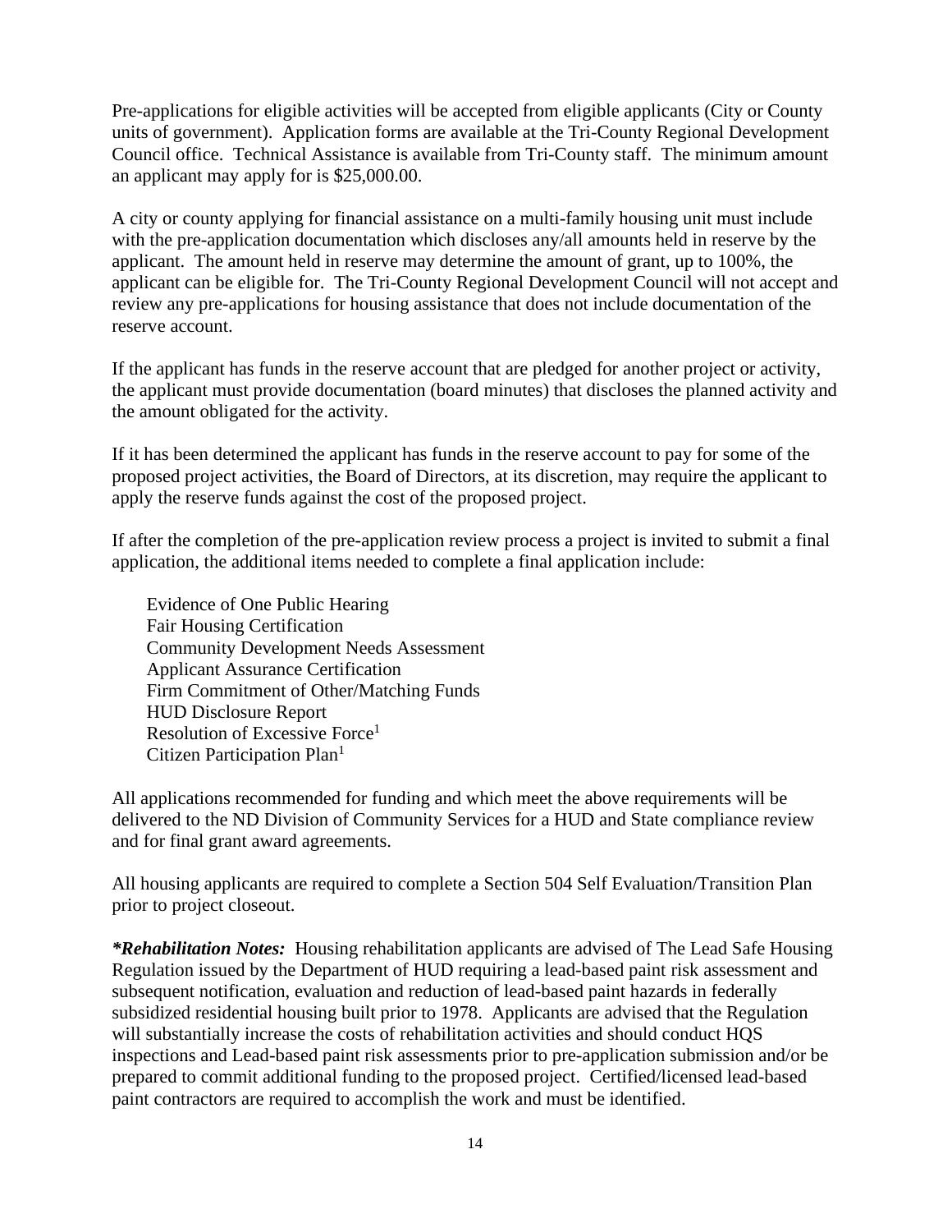Pre-applications for eligible activities will be accepted from eligible applicants (City or County units of government). Application forms are available at the Tri-County Regional Development Council office. Technical Assistance is available from Tri-County staff. The minimum amount an applicant may apply for is $25,000.00.

A city or county applying for financial assistance on a multi-family housing unit must include with the pre-application documentation which discloses any/all amounts held in reserve by the applicant. The amount held in reserve may determine the amount of grant, up to 100%, the applicant can be eligible for. The Tri-County Regional Development Council will not accept and review any pre-applications for housing assistance that does not include documentation of the reserve account.

If the applicant has funds in the reserve account that are pledged for another project or activity, the applicant must provide documentation (board minutes) that discloses the planned activity and the amount obligated for the activity.

If it has been determined the applicant has funds in the reserve account to pay for some of the proposed project activities, the Board of Directors, at its discretion, may require the applicant to apply the reserve funds against the cost of the proposed project.

If after the completion of the pre-application review process a project is invited to submit a final application, the additional items needed to complete a final application include:

- Evidence of One Public Hearing
- Fair Housing Certification
- Community Development Needs Assessment
- Applicant Assurance Certification
- Firm Commitment of Other/Matching Funds
- HUD Disclosure Report
- Resolution of Excessive Force[1]
- Citizen Participation Plan[1]

All applications recommended for funding and which meet the above requirements will be delivered to the ND Division of Community Services for a HUD and State compliance review and for final grant award agreements.

All housing applicants are required to complete a Section 504 Self Evaluation/Transition Plan prior to project closeout.

***Rehabilitation Notes:*** Housing rehabilitation applicants are advised of The Lead Safe Housing Regulation issued by the Department of HUD requiring a lead-based paint risk assessment and subsequent notification, evaluation and reduction of lead-based paint hazards in federally subsidized residential housing built prior to 1978. Applicants are advised that the Regulation will substantially increase the costs of rehabilitation activities and should conduct HQS inspections and Lead-based paint risk assessments prior to pre-application submission and/or be prepared to commit additional funding to the proposed project. Certified/licensed lead-based paint contractors are required to accomplish the work and must be identified.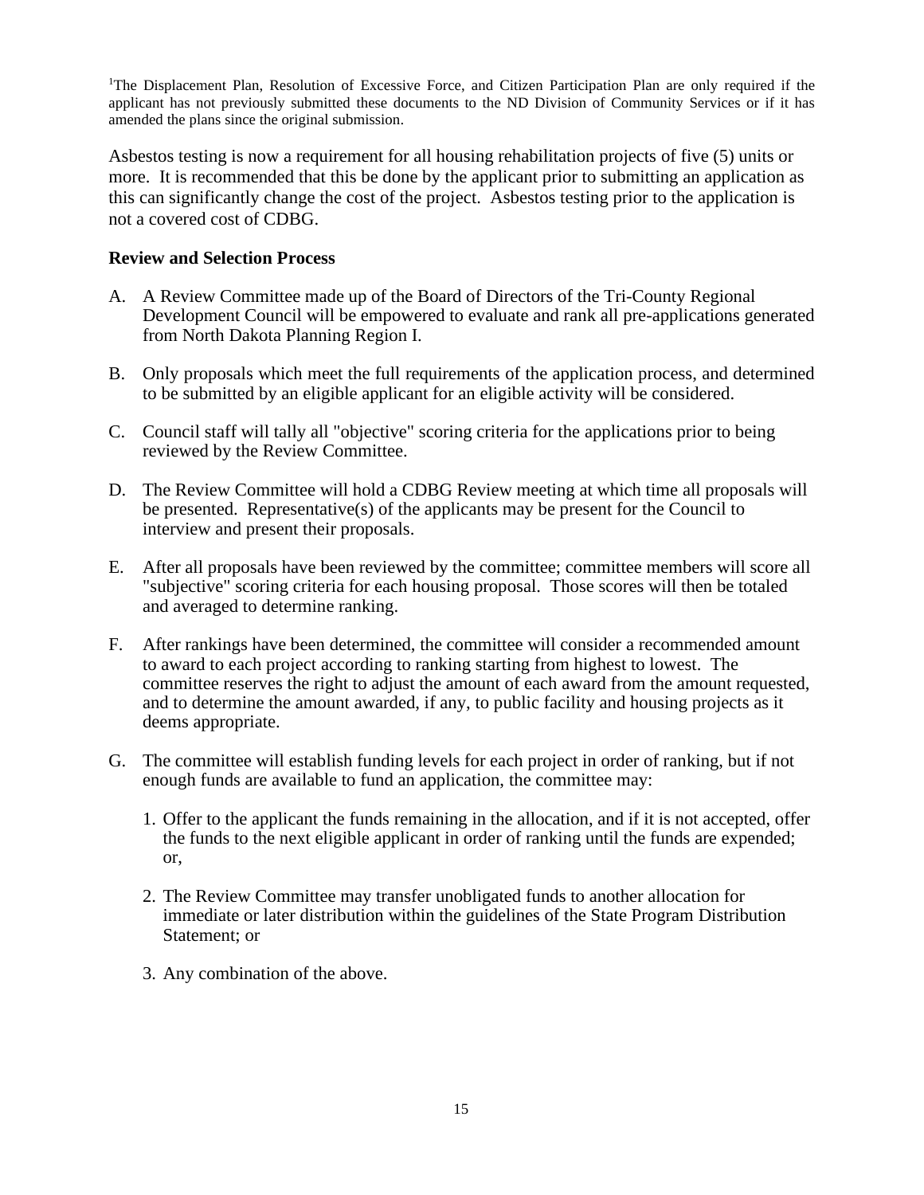[1]The Displacement Plan, Resolution of Excessive Force, and Citizen Participation Plan are only required if the applicant has not previously submitted these documents to the ND Division of Community Services or if it has amended the plans since the original submission.

Asbestos testing is now a requirement for all housing rehabilitation projects of five (5) units or more. It is recommended that this be done by the applicant prior to submitting an application as this can significantly change the cost of the project. Asbestos testing prior to the application is not a covered cost of CDBG.

**Review and Selection Process**

A. A Review Committee made up of the Board of Directors of the Tri-County Regional Development Council will be empowered to evaluate and rank all pre-applications generated from North Dakota Planning Region I.

B. Only proposals which meet the full requirements of the application process, and determined to be submitted by an eligible applicant for an eligible activity will be considered.

C. Council staff will tally all "objective" scoring criteria for the applications prior to being reviewed by the Review Committee.

D. The Review Committee will hold a CDBG Review meeting at which time all proposals will be presented. Representative(s) of the applicants may be present for the Council to interview and present their proposals.

E. After all proposals have been reviewed by the committee; committee members will score all "subjective" scoring criteria for each housing proposal. Those scores will then be totaled and averaged to determine ranking.

F. After rankings have been determined, the committee will consider a recommended amount to award to each project according to ranking starting from highest to lowest. The committee reserves the right to adjust the amount of each award from the amount requested, and to determine the amount awarded, if any, to public facility and housing projects as it deems appropriate.

G. The committee will establish funding levels for each project in order of ranking, but if not enough funds are available to fund an application, the committee may:

   1. Offer to the applicant the funds remaining in the allocation, and if it is not accepted, offer the funds to the next eligible applicant in order of ranking until the funds are expended; or,

   2. The Review Committee may transfer unobligated funds to another allocation for immediate or later distribution within the guidelines of the State Program Distribution Statement; or

   3. Any combination of the above.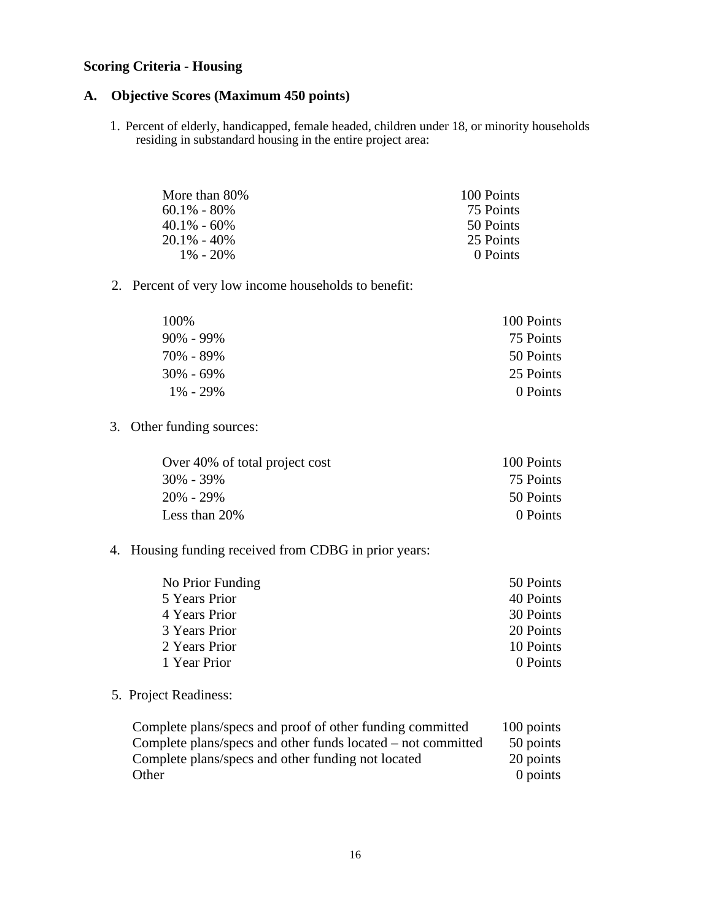## Scoring Criteria - Housing

### A. Objective Scores (Maximum 450 points)

1. Percent of elderly, handicapped, female headed, children under 18, or minority households residing in substandard housing in the entire project area:

| | |
|---|---|
| More than 80% | 100 Points |
| 60.1% - 80% | 75 Points |
| 40.1% - 60% | 50 Points |
| 20.1% - 40% | 25 Points |
| 1% - 20% | 0 Points |

2. Percent of very low income households to benefit:

| | |
|---|---|
| 100% | 100 Points |
| 90% - 99% | 75 Points |
| 70% - 89% | 50 Points |
| 30% - 69% | 25 Points |
| 1% - 29% | 0 Points |

3. Other funding sources:

| | |
|---|---|
| Over 40% of total project cost | 100 Points |
| 30% - 39% | 75 Points |
| 20% - 29% | 50 Points |
| Less than 20% | 0 Points |

4. Housing funding received from CDBG in prior years:

| | |
|---|---|
| No Prior Funding | 50 Points |
| 5 Years Prior | 40 Points |
| 4 Years Prior | 30 Points |
| 3 Years Prior | 20 Points |
| 2 Years Prior | 10 Points |
| 1 Year Prior | 0 Points |

5. Project Readiness:

| | |
|---|---|
| Complete plans/specs and proof of other funding committed | 100 points |
| Complete plans/specs and other funds located – not committed | 50 points |
| Complete plans/specs and other funding not located | 20 points |
| Other | 0 points |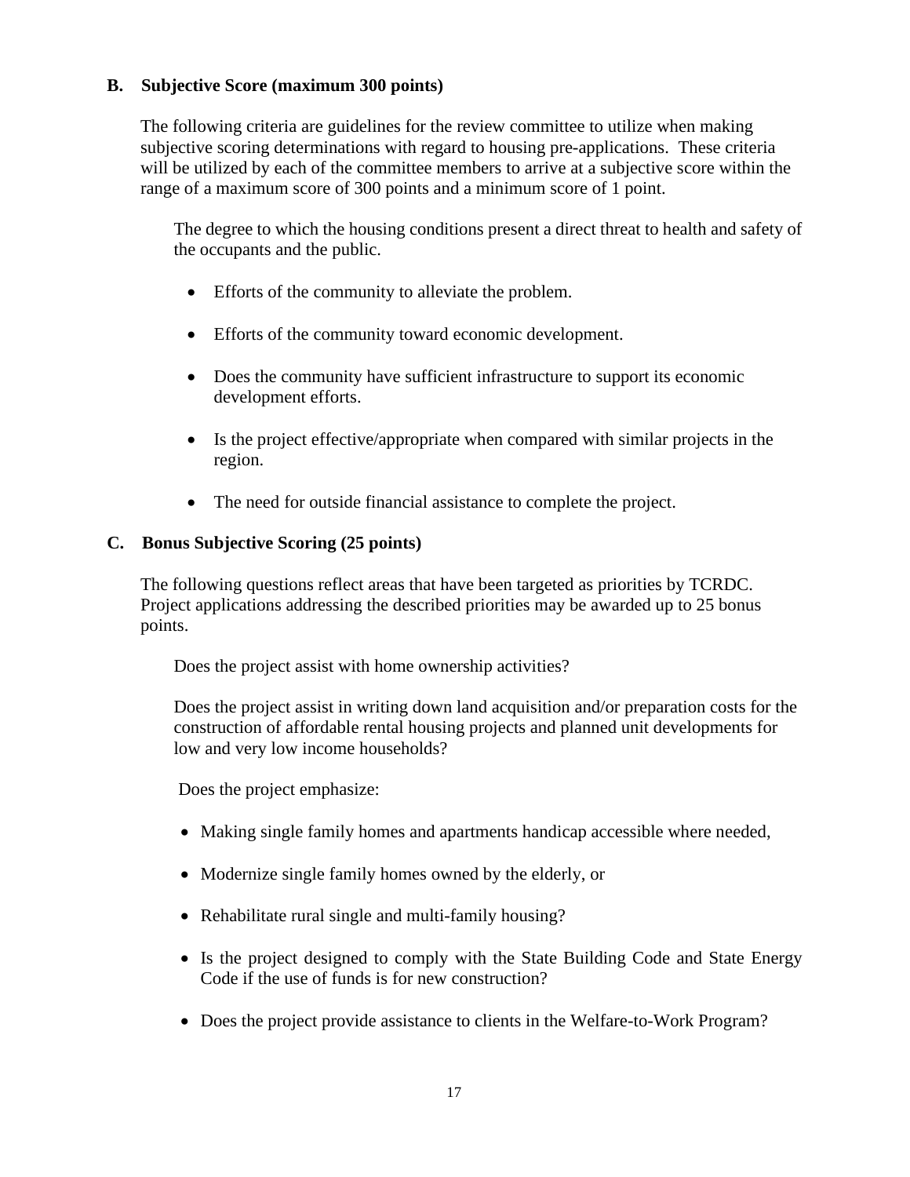### B. Subjective Score (maximum 300 points)

The following criteria are guidelines for the review committee to utilize when making subjective scoring determinations with regard to housing pre-applications. These criteria will be utilized by each of the committee members to arrive at a subjective score within the range of a maximum score of 300 points and a minimum score of 1 point.

The degree to which the housing conditions present a direct threat to health and safety of the occupants and the public.

- Efforts of the community to alleviate the problem.
- Efforts of the community toward economic development.
- Does the community have sufficient infrastructure to support its economic development efforts.
- Is the project effective/appropriate when compared with similar projects in the region.
- The need for outside financial assistance to complete the project.

### C. Bonus Subjective Scoring (25 points)

The following questions reflect areas that have been targeted as priorities by TCRDC. Project applications addressing the described priorities may be awarded up to 25 bonus points.

Does the project assist with home ownership activities?

Does the project assist in writing down land acquisition and/or preparation costs for the construction of affordable rental housing projects and planned unit developments for low and very low income households?

Does the project emphasize:

- Making single family homes and apartments handicap accessible where needed,
- Modernize single family homes owned by the elderly, or
- Rehabilitate rural single and multi-family housing?
- Is the project designed to comply with the State Building Code and State Energy Code if the use of funds is for new construction?
- Does the project provide assistance to clients in the Welfare-to-Work Program?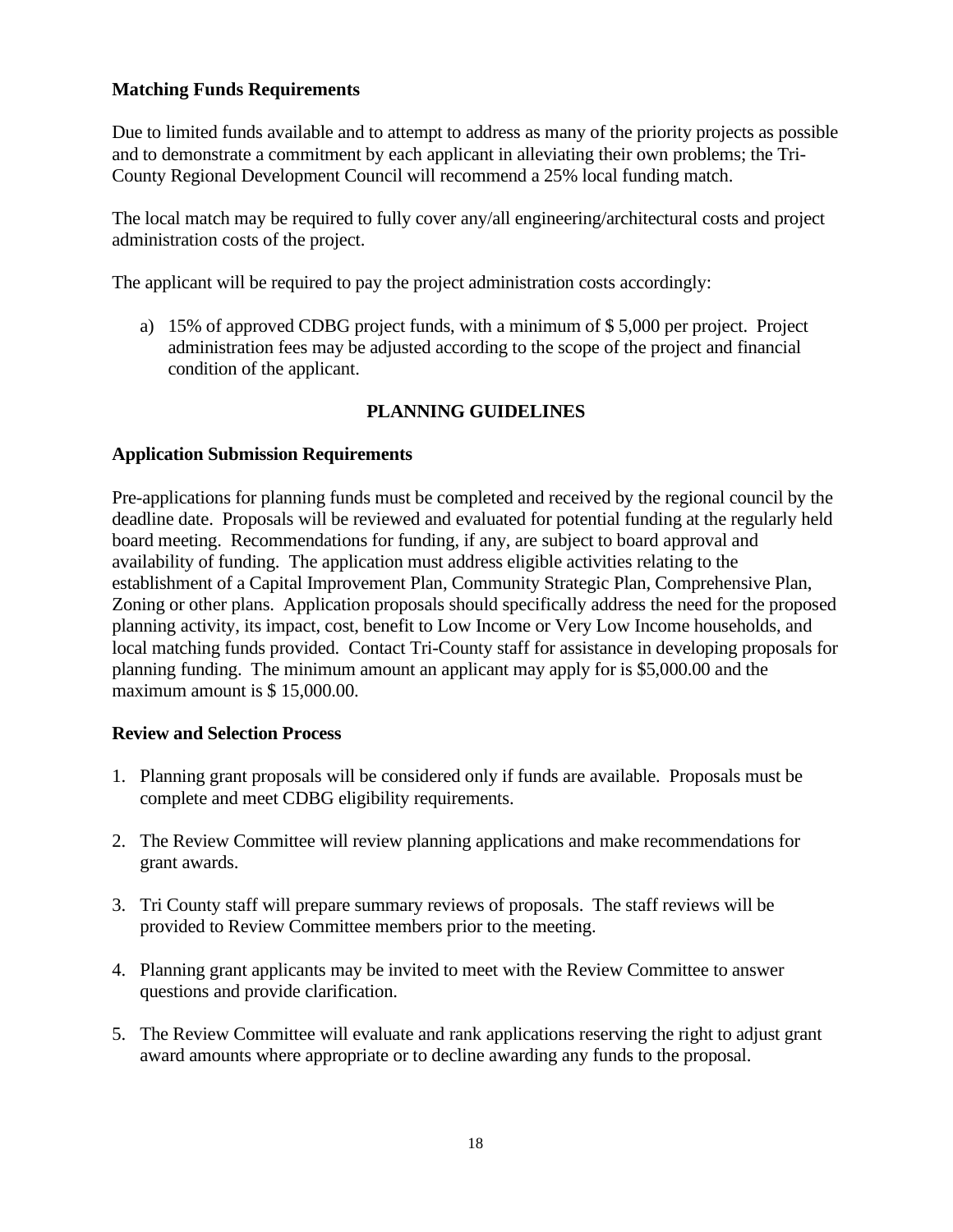**Matching Funds Requirements**

Due to limited funds available and to attempt to address as many of the priority projects as possible and to demonstrate a commitment by each applicant in alleviating their own problems; the Tri-County Regional Development Council will recommend a 25% local funding match.

The local match may be required to fully cover any/all engineering/architectural costs and project administration costs of the project.

The applicant will be required to pay the project administration costs accordingly:

a) 15% of approved CDBG project funds, with a minimum of $ 5,000 per project. Project administration fees may be adjusted according to the scope of the project and financial condition of the applicant.

## PLANNING GUIDELINES

**Application Submission Requirements**

Pre-applications for planning funds must be completed and received by the regional council by the deadline date. Proposals will be reviewed and evaluated for potential funding at the regularly held board meeting. Recommendations for funding, if any, are subject to board approval and availability of funding. The application must address eligible activities relating to the establishment of a Capital Improvement Plan, Community Strategic Plan, Comprehensive Plan, Zoning or other plans. Application proposals should specifically address the need for the proposed planning activity, its impact, cost, benefit to Low Income or Very Low Income households, and local matching funds provided. Contact Tri-County staff for assistance in developing proposals for planning funding. The minimum amount an applicant may apply for is $5,000.00 and the maximum amount is $ 15,000.00.

**Review and Selection Process**

1. Planning grant proposals will be considered only if funds are available. Proposals must be complete and meet CDBG eligibility requirements.
2. The Review Committee will review planning applications and make recommendations for grant awards.
3. Tri County staff will prepare summary reviews of proposals. The staff reviews will be provided to Review Committee members prior to the meeting.
4. Planning grant applicants may be invited to meet with the Review Committee to answer questions and provide clarification.
5. The Review Committee will evaluate and rank applications reserving the right to adjust grant award amounts where appropriate or to decline awarding any funds to the proposal.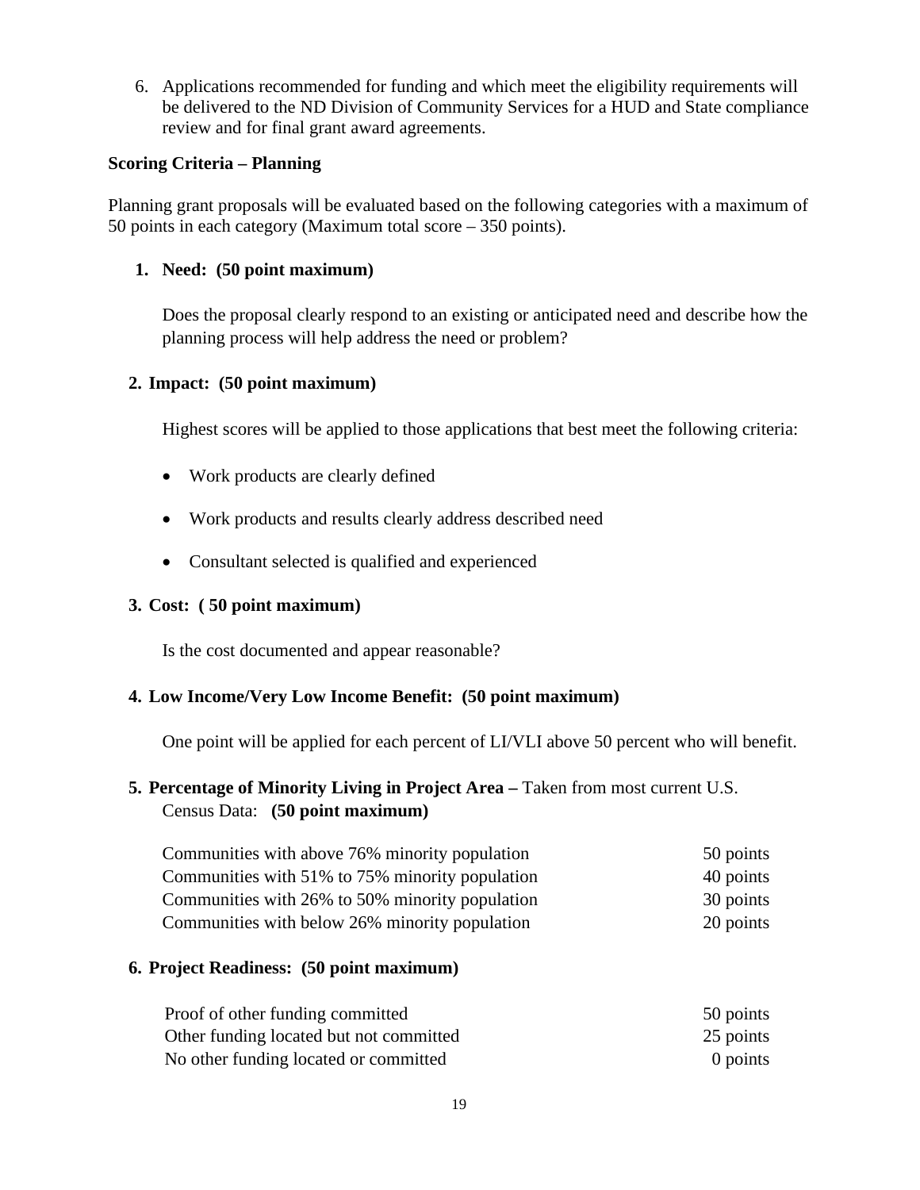6. Applications recommended for funding and which meet the eligibility requirements will be delivered to the ND Division of Community Services for a HUD and State compliance review and for final grant award agreements.

**Scoring Criteria – Planning**

Planning grant proposals will be evaluated based on the following categories with a maximum of 50 points in each category (Maximum total score – 350 points).

**1. Need: (50 point maximum)**

Does the proposal clearly respond to an existing or anticipated need and describe how the planning process will help address the need or problem?

**2. Impact: (50 point maximum)**

Highest scores will be applied to those applications that best meet the following criteria:

- Work products are clearly defined
- Work products and results clearly address described need
- Consultant selected is qualified and experienced

**3. Cost: ( 50 point maximum)**

Is the cost documented and appear reasonable?

**4. Low Income/Very Low Income Benefit: (50 point maximum)**

One point will be applied for each percent of LI/VLI above 50 percent who will benefit.

**5. Percentage of Minority Living in Project Area –** Taken from most current U.S. Census Data: **(50 point maximum)**

| | |
|---|---|
| Communities with above 76% minority population | 50 points |
| Communities with 51% to 75% minority population | 40 points |
| Communities with 26% to 50% minority population | 30 points |
| Communities with below 26% minority population | 20 points |

**6. Project Readiness: (50 point maximum)**

| | |
|---|---|
| Proof of other funding committed | 50 points |
| Other funding located but not committed | 25 points |
| No other funding located or committed | 0 points |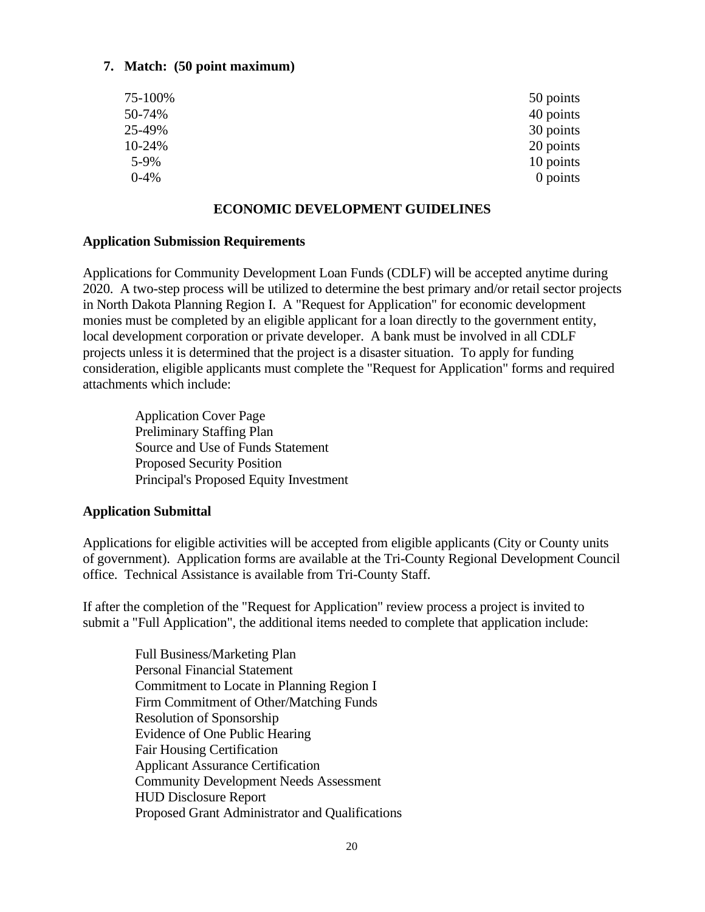**7. Match: (50 point maximum)**

| | |
|---|---|
| 75-100% | 50 points |
| 50-74% | 40 points |
| 25-49% | 30 points |
| 10-24% | 20 points |
| 5-9% | 10 points |
| 0-4% | 0 points |

## ECONOMIC DEVELOPMENT GUIDELINES

**Application Submission Requirements**

Applications for Community Development Loan Funds (CDLF) will be accepted anytime during 2020. A two-step process will be utilized to determine the best primary and/or retail sector projects in North Dakota Planning Region I. A "Request for Application" for economic development monies must be completed by an eligible applicant for a loan directly to the government entity, local development corporation or private developer. A bank must be involved in all CDLF projects unless it is determined that the project is a disaster situation. To apply for funding consideration, eligible applicants must complete the "Request for Application" forms and required attachments which include:

- Application Cover Page
- Preliminary Staffing Plan
- Source and Use of Funds Statement
- Proposed Security Position
- Principal's Proposed Equity Investment

**Application Submittal**

Applications for eligible activities will be accepted from eligible applicants (City or County units of government). Application forms are available at the Tri-County Regional Development Council office. Technical Assistance is available from Tri-County Staff.

If after the completion of the "Request for Application" review process a project is invited to submit a "Full Application", the additional items needed to complete that application include:

- Full Business/Marketing Plan
- Personal Financial Statement
- Commitment to Locate in Planning Region I
- Firm Commitment of Other/Matching Funds
- Resolution of Sponsorship
- Evidence of One Public Hearing
- Fair Housing Certification
- Applicant Assurance Certification
- Community Development Needs Assessment
- HUD Disclosure Report
- Proposed Grant Administrator and Qualifications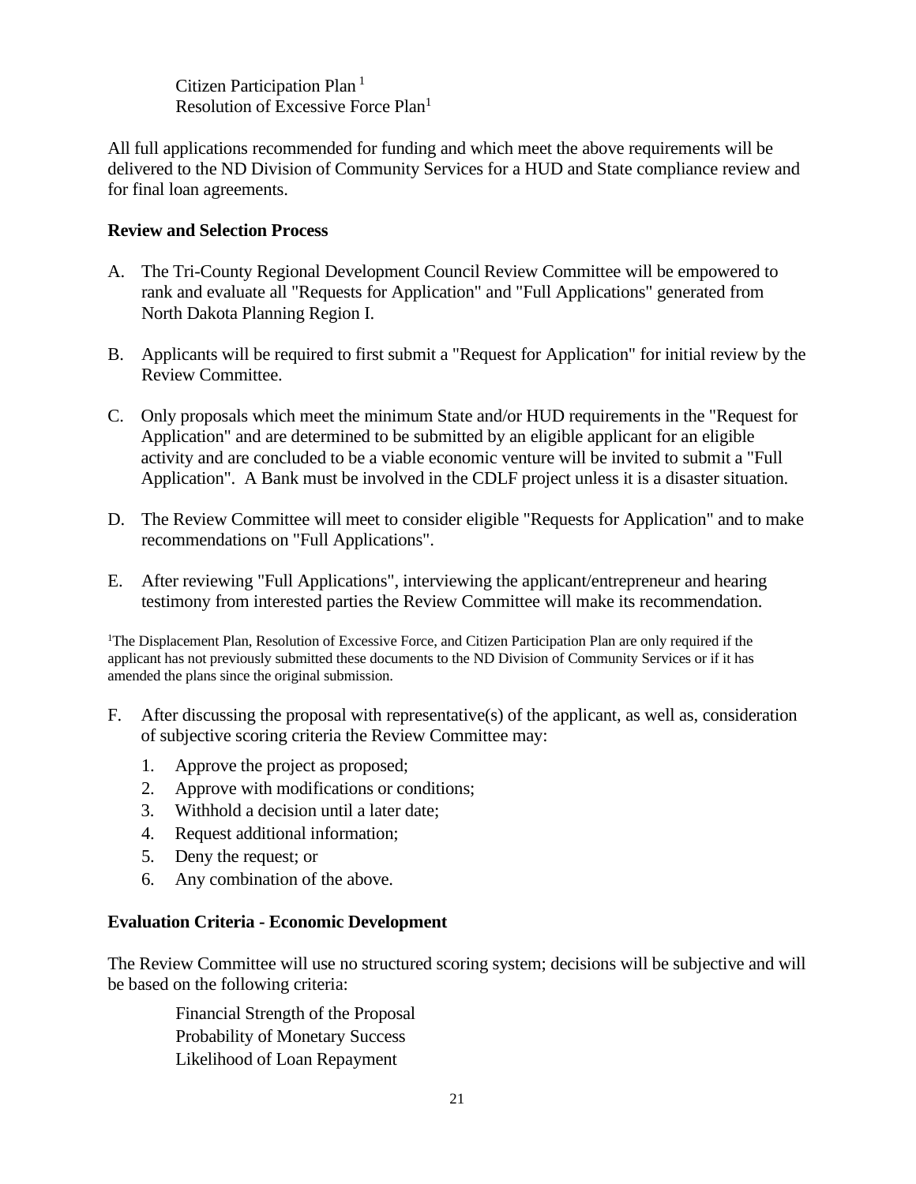Citizen Participation Plan [1]
Resolution of Excessive Force Plan[1]

All full applications recommended for funding and which meet the above requirements will be delivered to the ND Division of Community Services for a HUD and State compliance review and for final loan agreements.

**Review and Selection Process**

A. The Tri-County Regional Development Council Review Committee will be empowered to rank and evaluate all "Requests for Application" and "Full Applications" generated from North Dakota Planning Region I.

B. Applicants will be required to first submit a "Request for Application" for initial review by the Review Committee.

C. Only proposals which meet the minimum State and/or HUD requirements in the "Request for Application" and are determined to be submitted by an eligible applicant for an eligible activity and are concluded to be a viable economic venture will be invited to submit a "Full Application". A Bank must be involved in the CDLF project unless it is a disaster situation.

D. The Review Committee will meet to consider eligible "Requests for Application" and to make recommendations on "Full Applications".

E. After reviewing "Full Applications", interviewing the applicant/entrepreneur and hearing testimony from interested parties the Review Committee will make its recommendation.

[1]The Displacement Plan, Resolution of Excessive Force, and Citizen Participation Plan are only required if the applicant has not previously submitted these documents to the ND Division of Community Services or if it has amended the plans since the original submission.

F. After discussing the proposal with representative(s) of the applicant, as well as, consideration of subjective scoring criteria the Review Committee may:

1. Approve the project as proposed;
2. Approve with modifications or conditions;
3. Withhold a decision until a later date;
4. Request additional information;
5. Deny the request; or
6. Any combination of the above.

**Evaluation Criteria - Economic Development**

The Review Committee will use no structured scoring system; decisions will be subjective and will be based on the following criteria:

Financial Strength of the Proposal
Probability of Monetary Success
Likelihood of Loan Repayment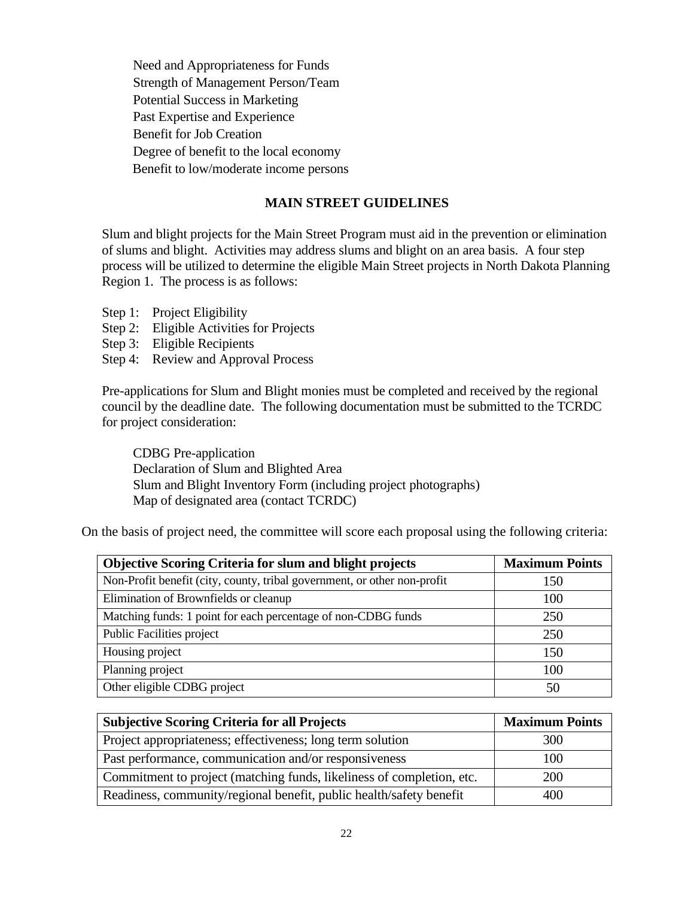Need and Appropriateness for Funds
Strength of Management Person/Team
Potential Success in Marketing
Past Expertise and Experience
Benefit for Job Creation
Degree of benefit to the local economy
Benefit to low/moderate income persons

## MAIN STREET GUIDELINES

Slum and blight projects for the Main Street Program must aid in the prevention or elimination of slums and blight. Activities may address slums and blight on an area basis. A four step process will be utilized to determine the eligible Main Street projects in North Dakota Planning Region 1. The process is as follows:

Step 1: Project Eligibility
Step 2: Eligible Activities for Projects
Step 3: Eligible Recipients
Step 4: Review and Approval Process

Pre-applications for Slum and Blight monies must be completed and received by the regional council by the deadline date. The following documentation must be submitted to the TCRDC for project consideration:

CDBG Pre-application
Declaration of Slum and Blighted Area
Slum and Blight Inventory Form (including project photographs)
Map of designated area (contact TCRDC)

On the basis of project need, the committee will score each proposal using the following criteria:

| Objective Scoring Criteria for slum and blight projects | Maximum Points |
|---|---|
| Non-Profit benefit (city, county, tribal government, or other non-profit | 150 |
| Elimination of Brownfields or cleanup | 100 |
| Matching funds: 1 point for each percentage of non-CDBG funds | 250 |
| Public Facilities project | 250 |
| Housing project | 150 |
| Planning project | 100 |
| Other eligible CDBG project | 50 |

| Subjective Scoring Criteria for all Projects | Maximum Points |
|---|---|
| Project appropriateness; effectiveness; long term solution | 300 |
| Past performance, communication and/or responsiveness | 100 |
| Commitment to project (matching funds, likeliness of completion, etc. | 200 |
| Readiness, community/regional benefit, public health/safety benefit | 400 |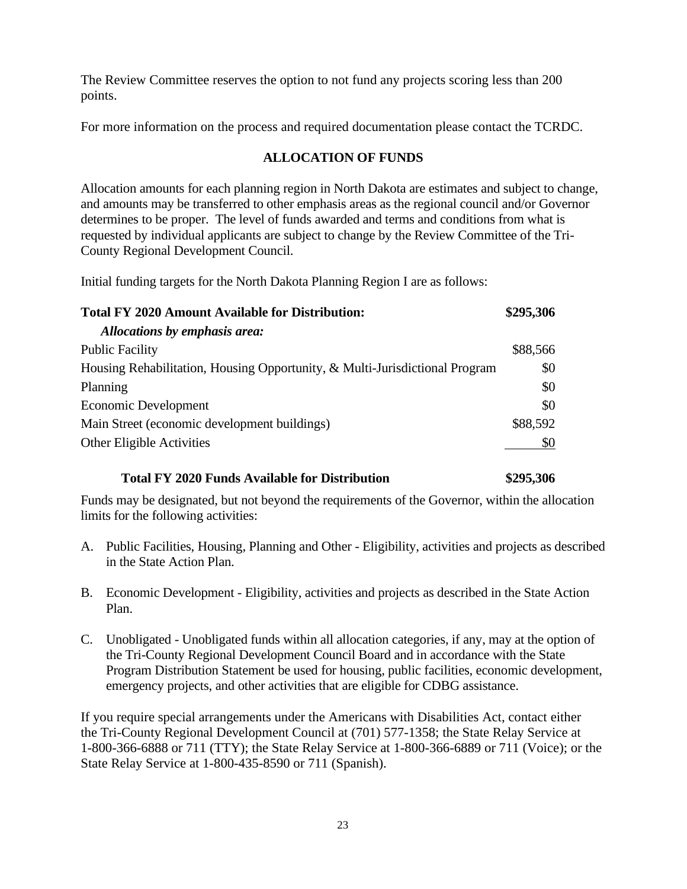The Review Committee reserves the option to not fund any projects scoring less than 200 points.

For more information on the process and required documentation please contact the TCRDC.

## ALLOCATION OF FUNDS

Allocation amounts for each planning region in North Dakota are estimates and subject to change, and amounts may be transferred to other emphasis areas as the regional council and/or Governor determines to be proper. The level of funds awarded and terms and conditions from what is requested by individual applicants are subject to change by the Review Committee of the Tri-County Regional Development Council.

Initial funding targets for the North Dakota Planning Region I are as follows:

| **Total FY 2020 Amount Available for Distribution:** | **$295,306** |
|---|---|
| ***Allocations by emphasis area:*** | |
| Public Facility | $88,566 |
| Housing Rehabilitation, Housing Opportunity, & Multi-Jurisdictional Program | $0 |
| Planning | $0 |
| Economic Development | $0 |
| Main Street (economic development buildings) | $88,592 |
| Other Eligible Activities | $0 |
| **Total FY 2020 Funds Available for Distribution** | **$295,306** |

Funds may be designated, but not beyond the requirements of the Governor, within the allocation limits for the following activities:

A. Public Facilities, Housing, Planning and Other - Eligibility, activities and projects as described in the State Action Plan.

B. Economic Development - Eligibility, activities and projects as described in the State Action Plan.

C. Unobligated - Unobligated funds within all allocation categories, if any, may at the option of the Tri-County Regional Development Council Board and in accordance with the State Program Distribution Statement be used for housing, public facilities, economic development, emergency projects, and other activities that are eligible for CDBG assistance.

If you require special arrangements under the Americans with Disabilities Act, contact either the Tri-County Regional Development Council at (701) 577-1358; the State Relay Service at 1-800-366-6888 or 711 (TTY); the State Relay Service at 1-800-366-6889 or 711 (Voice); or the State Relay Service at 1-800-435-8590 or 711 (Spanish).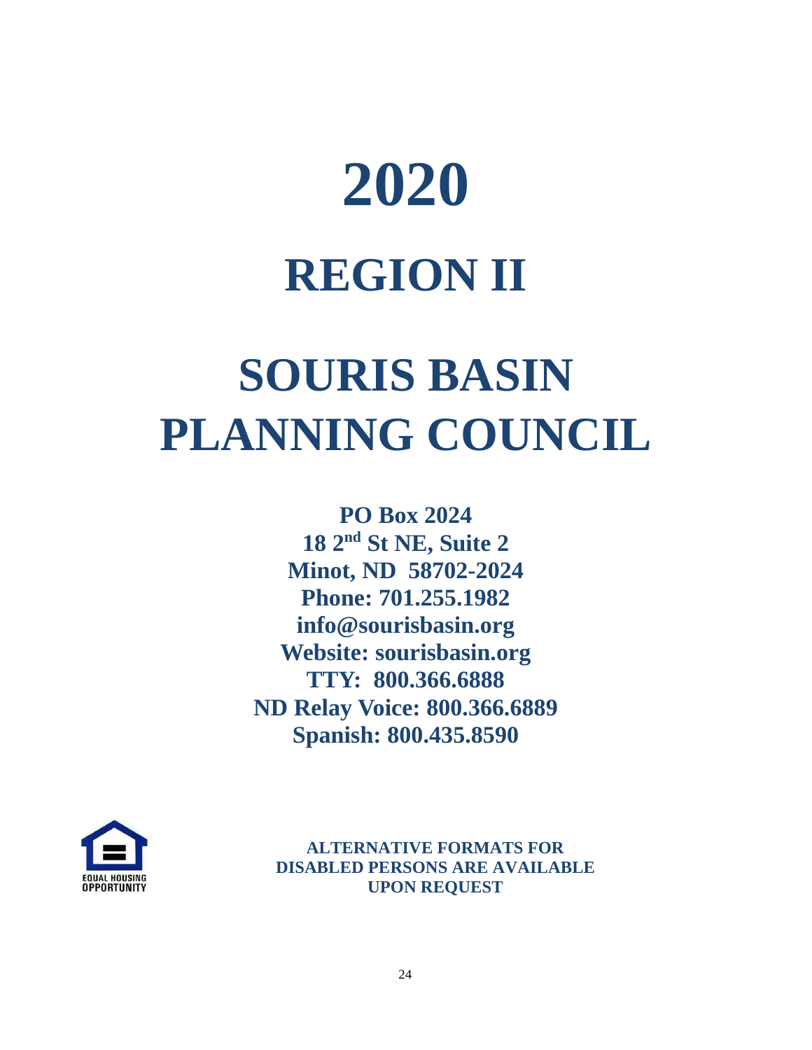# 2020

# REGION II

# SOURIS BASIN PLANNING COUNCIL

**PO Box 2024**
**18 2nd St NE, Suite 2**
**Minot, ND 58702-2024**
**Phone: 701.255.1982**
**info@sourisbasin.org**
**Website: sourisbasin.org**
**TTY: 800.366.6888**
**ND Relay Voice: 800.366.6889**
**Spanish: 800.435.8590**

EQUAL HOUSING OPPORTUNITY

**ALTERNATIVE FORMATS FOR DISABLED PERSONS ARE AVAILABLE UPON REQUEST**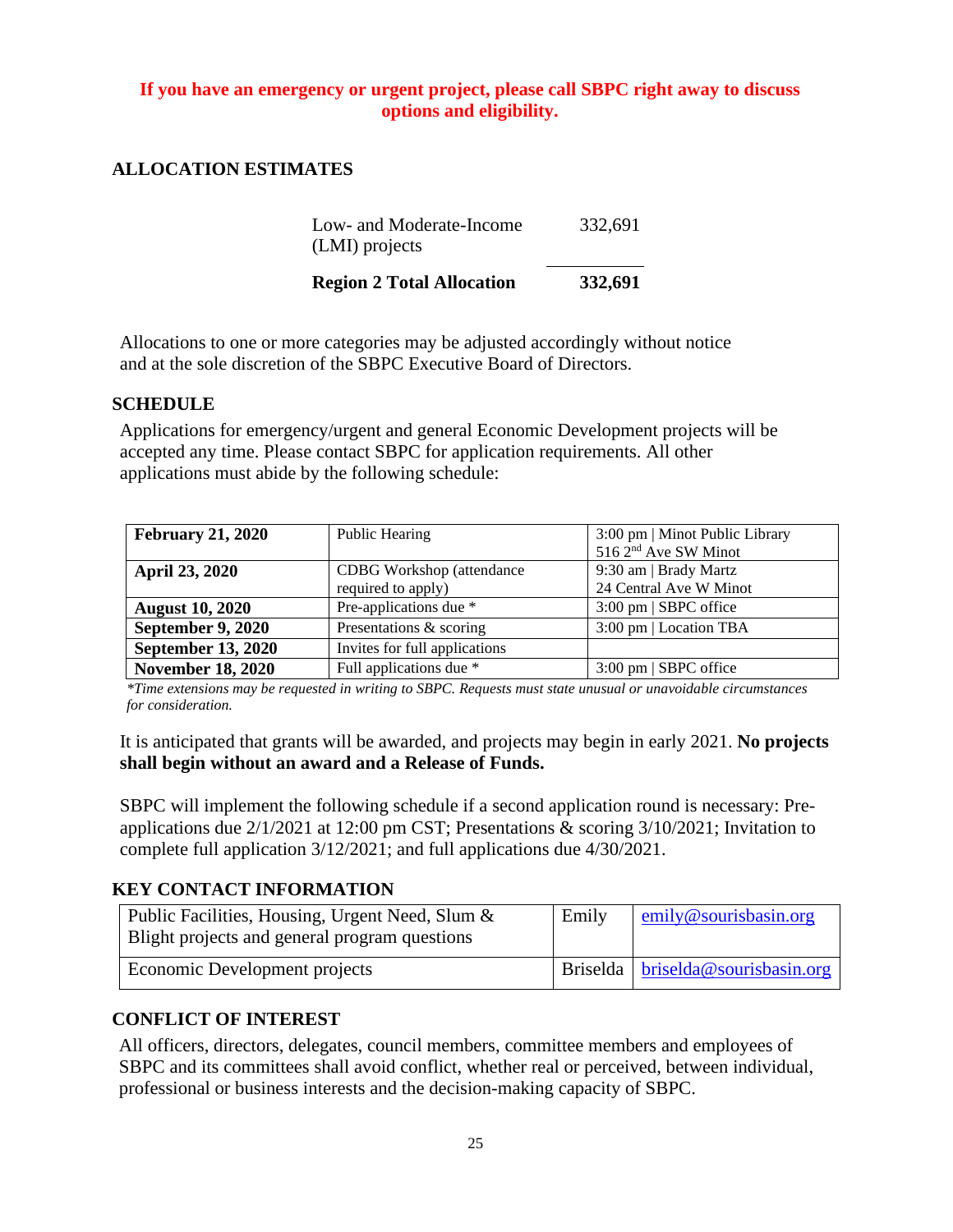**If you have an emergency or urgent project, please call SBPC right away to discuss options and eligibility.**

## ALLOCATION ESTIMATES

| | |
|---|---|
| Low- and Moderate-Income (LMI) projects | 332,691 |
| **Region 2 Total Allocation** | **332,691** |

Allocations to one or more categories may be adjusted accordingly without notice and at the sole discretion of the SBPC Executive Board of Directors.

## SCHEDULE

Applications for emergency/urgent and general Economic Development projects will be accepted any time. Please contact SBPC for application requirements. All other applications must abide by the following schedule:

| | | |
|---|---|---|
| **February 21, 2020** | Public Hearing | 3:00 pm \| Minot Public Library 516 2nd Ave SW Minot |
| **April 23, 2020** | CDBG Workshop (attendance required to apply) | 9:30 am \| Brady Martz 24 Central Ave W Minot |
| **August 10, 2020** | Pre-applications due * | 3:00 pm \| SBPC office |
| **September 9, 2020** | Presentations & scoring | 3:00 pm \| Location TBA |
| **September 13, 2020** | Invites for full applications | |
| **November 18, 2020** | Full applications due * | 3:00 pm \| SBPC office |

*\*Time extensions may be requested in writing to SBPC. Requests must state unusual or unavoidable circumstances for consideration.*

It is anticipated that grants will be awarded, and projects may begin in early 2021. **No projects shall begin without an award and a Release of Funds.**

SBPC will implement the following schedule if a second application round is necessary: Pre-applications due 2/1/2021 at 12:00 pm CST; Presentations & scoring 3/10/2021; Invitation to complete full application 3/12/2021; and full applications due 4/30/2021.

## KEY CONTACT INFORMATION

| | | |
|---|---|---|
| Public Facilities, Housing, Urgent Need, Slum & Blight projects and general program questions | Emily | emily@sourisbasin.org |
| Economic Development projects | Briselda | briselda@sourisbasin.org |

## CONFLICT OF INTEREST

All officers, directors, delegates, council members, committee members and employees of SBPC and its committees shall avoid conflict, whether real or perceived, between individual, professional or business interests and the decision-making capacity of SBPC.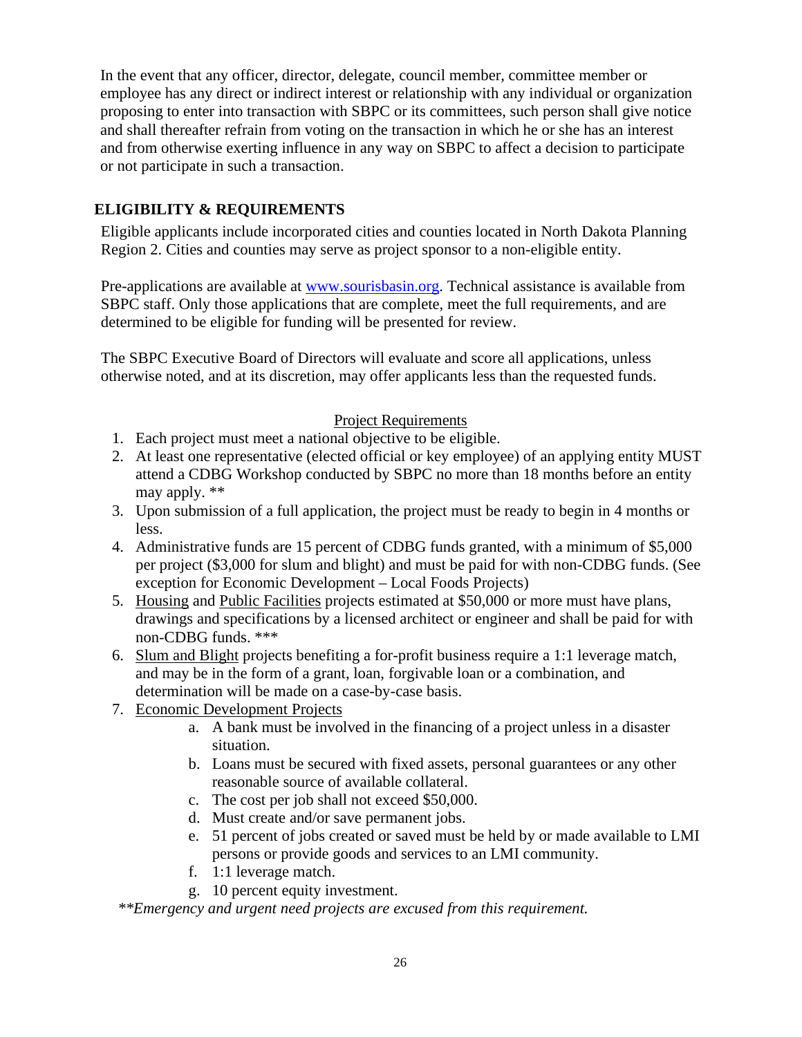In the event that any officer, director, delegate, council member, committee member or employee has any direct or indirect interest or relationship with any individual or organization proposing to enter into transaction with SBPC or its committees, such person shall give notice and shall thereafter refrain from voting on the transaction in which he or she has an interest and from otherwise exerting influence in any way on SBPC to affect a decision to participate or not participate in such a transaction.

## ELIGIBILITY & REQUIREMENTS

Eligible applicants include incorporated cities and counties located in North Dakota Planning Region 2. Cities and counties may serve as project sponsor to a non-eligible entity.

Pre-applications are available at [www.sourisbasin.org](http://www.sourisbasin.org). Technical assistance is available from SBPC staff. Only those applications that are complete, meet the full requirements, and are determined to be eligible for funding will be presented for review.

The SBPC Executive Board of Directors will evaluate and score all applications, unless otherwise noted, and at its discretion, may offer applicants less than the requested funds.

<u>Project Requirements</u>

1. Each project must meet a national objective to be eligible.
2. At least one representative (elected official or key employee) of an applying entity MUST attend a CDBG Workshop conducted by SBPC no more than 18 months before an entity may apply. **
3. Upon submission of a full application, the project must be ready to begin in 4 months or less.
4. Administrative funds are 15 percent of CDBG funds granted, with a minimum of $5,000 per project ($3,000 for slum and blight) and must be paid for with non-CDBG funds. (See exception for Economic Development – Local Foods Projects)
5. <u>Housing</u> and <u>Public Facilities</u> projects estimated at $50,000 or more must have plans, drawings and specifications by a licensed architect or engineer and shall be paid for with non-CDBG funds. ***
6. <u>Slum and Blight</u> projects benefiting a for-profit business require a 1:1 leverage match, and may be in the form of a grant, loan, forgivable loan or a combination, and determination will be made on a case-by-case basis.
7. <u>Economic Development Projects</u>
   a. A bank must be involved in the financing of a project unless in a disaster situation.
   b. Loans must be secured with fixed assets, personal guarantees or any other reasonable source of available collateral.
   c. The cost per job shall not exceed $50,000.
   d. Must create and/or save permanent jobs.
   e. 51 percent of jobs created or saved must be held by or made available to LMI persons or provide goods and services to an LMI community.
   f. 1:1 leverage match.
   g. 10 percent equity investment.

*\*\*Emergency and urgent need projects are excused from this requirement.*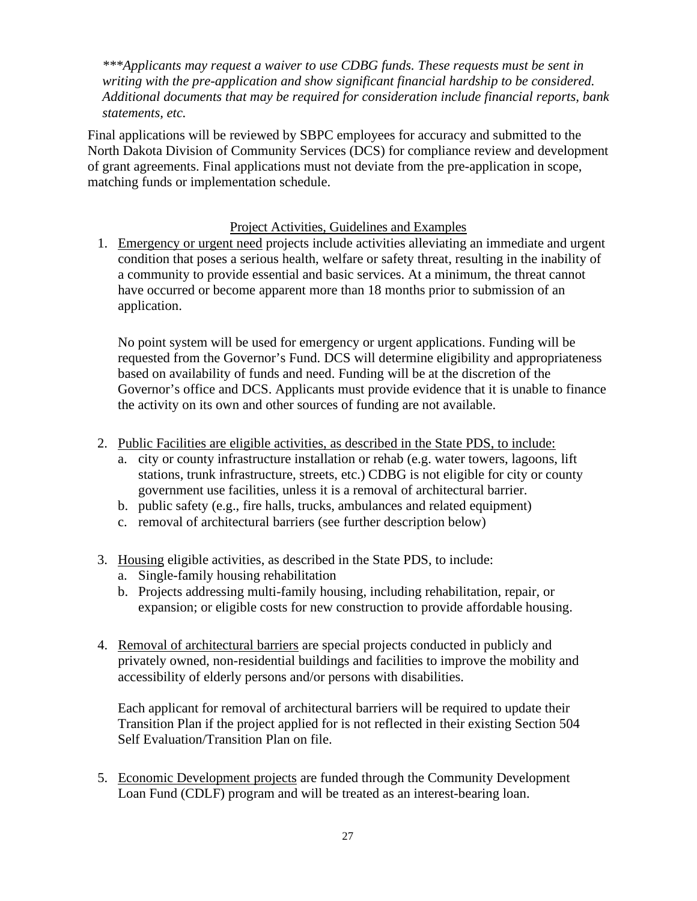****Applicants may request a waiver to use CDBG funds. These requests must be sent in writing with the pre-application and show significant financial hardship to be considered. Additional documents that may be required for consideration include financial reports, bank statements, etc.*

Final applications will be reviewed by SBPC employees for accuracy and submitted to the North Dakota Division of Community Services (DCS) for compliance review and development of grant agreements. Final applications must not deviate from the pre-application in scope, matching funds or implementation schedule.

<u>Project Activities, Guidelines and Examples</u>

1. <u>Emergency or urgent need</u> projects include activities alleviating an immediate and urgent condition that poses a serious health, welfare or safety threat, resulting in the inability of a community to provide essential and basic services. At a minimum, the threat cannot have occurred or become apparent more than 18 months prior to submission of an application.

   No point system will be used for emergency or urgent applications. Funding will be requested from the Governor's Fund. DCS will determine eligibility and appropriateness based on availability of funds and need. Funding will be at the discretion of the Governor's office and DCS. Applicants must provide evidence that it is unable to finance the activity on its own and other sources of funding are not available.

2. <u>Public Facilities are eligible activities, as described in the State PDS, to include:</u>
   a. city or county infrastructure installation or rehab (e.g. water towers, lagoons, lift stations, trunk infrastructure, streets, etc.) CDBG is not eligible for city or county government use facilities, unless it is a removal of architectural barrier.
   b. public safety (e.g., fire halls, trucks, ambulances and related equipment)
   c. removal of architectural barriers (see further description below)

3. <u>Housing</u> eligible activities, as described in the State PDS, to include:
   a. Single-family housing rehabilitation
   b. Projects addressing multi-family housing, including rehabilitation, repair, or expansion; or eligible costs for new construction to provide affordable housing.

4. <u>Removal of architectural barriers</u> are special projects conducted in publicly and privately owned, non-residential buildings and facilities to improve the mobility and accessibility of elderly persons and/or persons with disabilities.

   Each applicant for removal of architectural barriers will be required to update their Transition Plan if the project applied for is not reflected in their existing Section 504 Self Evaluation/Transition Plan on file.

5. <u>Economic Development projects</u> are funded through the Community Development Loan Fund (CDLF) program and will be treated as an interest-bearing loan.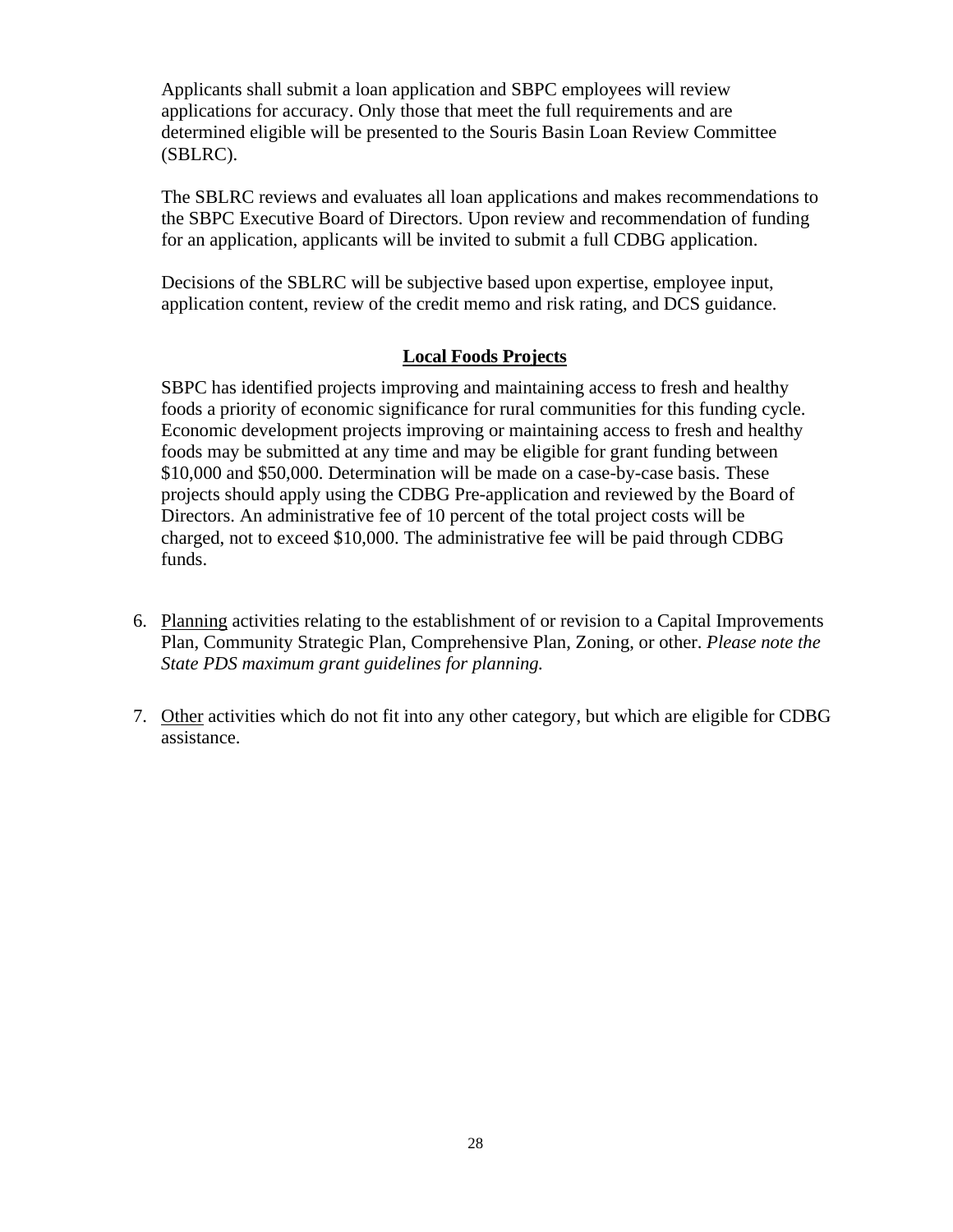Applicants shall submit a loan application and SBPC employees will review applications for accuracy. Only those that meet the full requirements and are determined eligible will be presented to the Souris Basin Loan Review Committee (SBLRC).

The SBLRC reviews and evaluates all loan applications and makes recommendations to the SBPC Executive Board of Directors. Upon review and recommendation of funding for an application, applicants will be invited to submit a full CDBG application.

Decisions of the SBLRC will be subjective based upon expertise, employee input, application content, review of the credit memo and risk rating, and DCS guidance.

**Local Foods Projects**

SBPC has identified projects improving and maintaining access to fresh and healthy foods a priority of economic significance for rural communities for this funding cycle. Economic development projects improving or maintaining access to fresh and healthy foods may be submitted at any time and may be eligible for grant funding between $10,000 and $50,000. Determination will be made on a case-by-case basis. These projects should apply using the CDBG Pre-application and reviewed by the Board of Directors. An administrative fee of 10 percent of the total project costs will be charged, not to exceed $10,000. The administrative fee will be paid through CDBG funds.

6. Planning activities relating to the establishment of or revision to a Capital Improvements Plan, Community Strategic Plan, Comprehensive Plan, Zoning, or other. *Please note the State PDS maximum grant guidelines for planning.*

7. Other activities which do not fit into any other category, but which are eligible for CDBG assistance.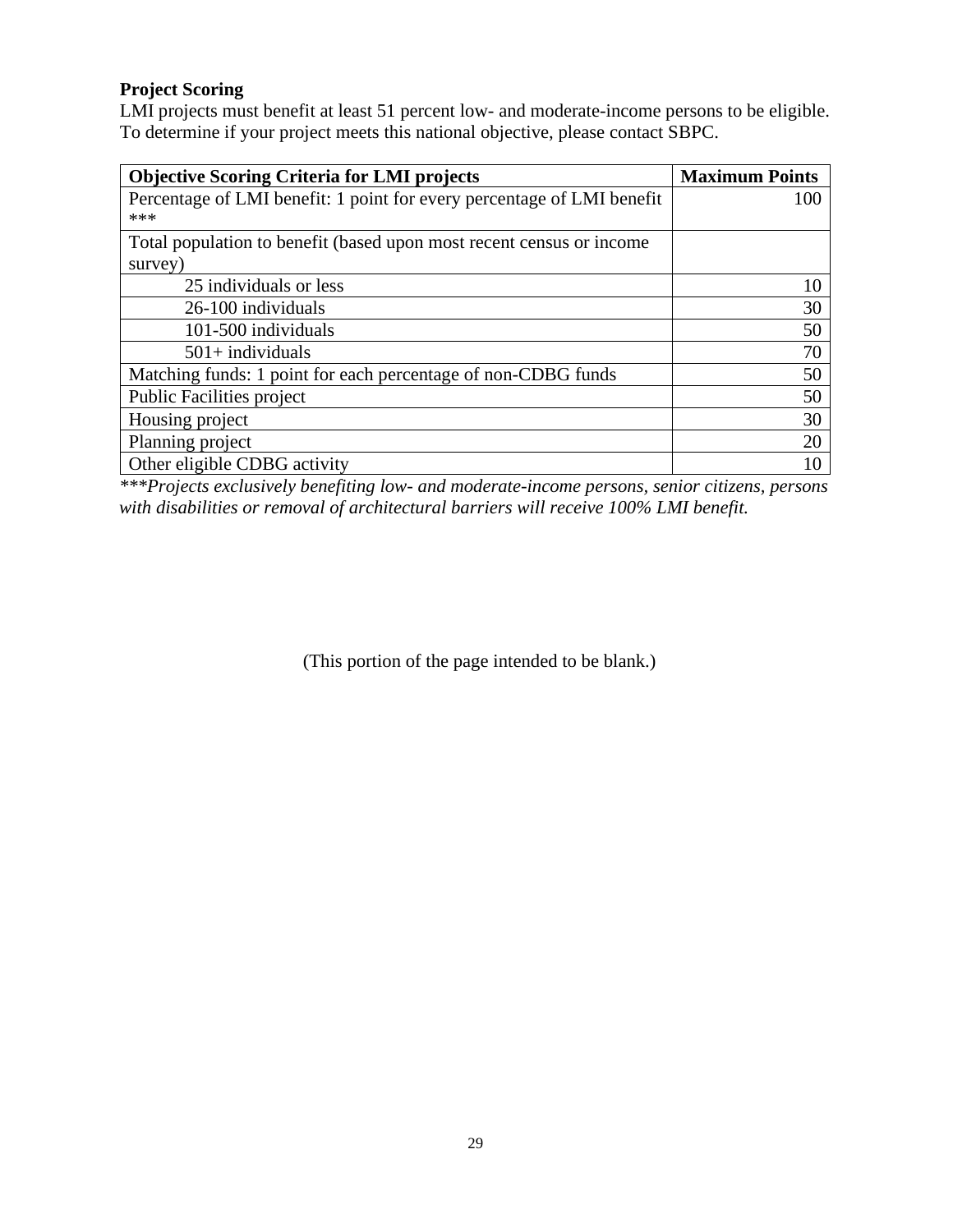**Project Scoring**

LMI projects must benefit at least 51 percent low- and moderate-income persons to be eligible. To determine if your project meets this national objective, please contact SBPC.

| Objective Scoring Criteria for LMI projects | Maximum Points |
|---|---|
| Percentage of LMI benefit: 1 point for every percentage of LMI benefit *** | 100 |
| Total population to benefit (based upon most recent census or income survey) | |
| 25 individuals or less | 10 |
| 26-100 individuals | 30 |
| 101-500 individuals | 50 |
| 501+ individuals | 70 |
| Matching funds: 1 point for each percentage of non-CDBG funds | 50 |
| Public Facilities project | 50 |
| Housing project | 30 |
| Planning project | 20 |
| Other eligible CDBG activity | 10 |

****Projects exclusively benefiting low- and moderate-income persons, senior citizens, persons with disabilities or removal of architectural barriers will receive 100% LMI benefit.*

(This portion of the page intended to be blank.)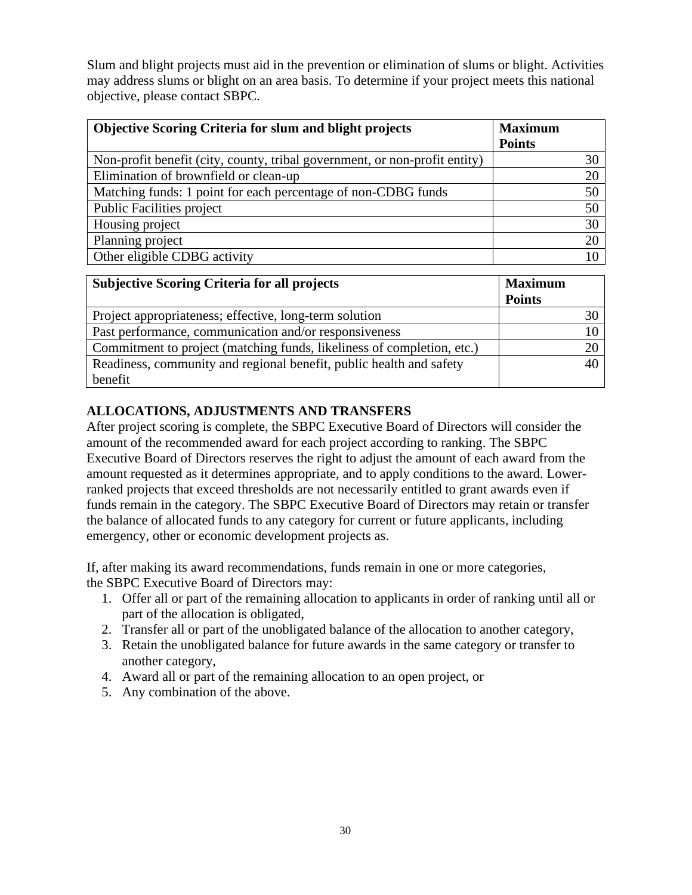Slum and blight projects must aid in the prevention or elimination of slums or blight. Activities may address slums or blight on an area basis. To determine if your project meets this national objective, please contact SBPC.

| **Objective Scoring Criteria for slum and blight projects** | **Maximum Points** |
|---|---|
| Non-profit benefit (city, county, tribal government, or non-profit entity) | 30 |
| Elimination of brownfield or clean-up | 20 |
| Matching funds: 1 point for each percentage of non-CDBG funds | 50 |
| Public Facilities project | 50 |
| Housing project | 30 |
| Planning project | 20 |
| Other eligible CDBG activity | 10 |

| **Subjective Scoring Criteria for all projects** | **Maximum Points** |
|---|---|
| Project appropriateness; effective, long-term solution | 30 |
| Past performance, communication and/or responsiveness | 10 |
| Commitment to project (matching funds, likeliness of completion, etc.) | 20 |
| Readiness, community and regional benefit, public health and safety benefit | 40 |

**ALLOCATIONS, ADJUSTMENTS AND TRANSFERS**

After project scoring is complete, the SBPC Executive Board of Directors will consider the amount of the recommended award for each project according to ranking. The SBPC Executive Board of Directors reserves the right to adjust the amount of each award from the amount requested as it determines appropriate, and to apply conditions to the award. Lower-ranked projects that exceed thresholds are not necessarily entitled to grant awards even if funds remain in the category. The SBPC Executive Board of Directors may retain or transfer the balance of allocated funds to any category for current or future applicants, including emergency, other or economic development projects as.

If, after making its award recommendations, funds remain in one or more categories, the SBPC Executive Board of Directors may:

1. Offer all or part of the remaining allocation to applicants in order of ranking until all or part of the allocation is obligated,
2. Transfer all or part of the unobligated balance of the allocation to another category,
3. Retain the unobligated balance for future awards in the same category or transfer to another category,
4. Award all or part of the remaining allocation to an open project, or
5. Any combination of the above.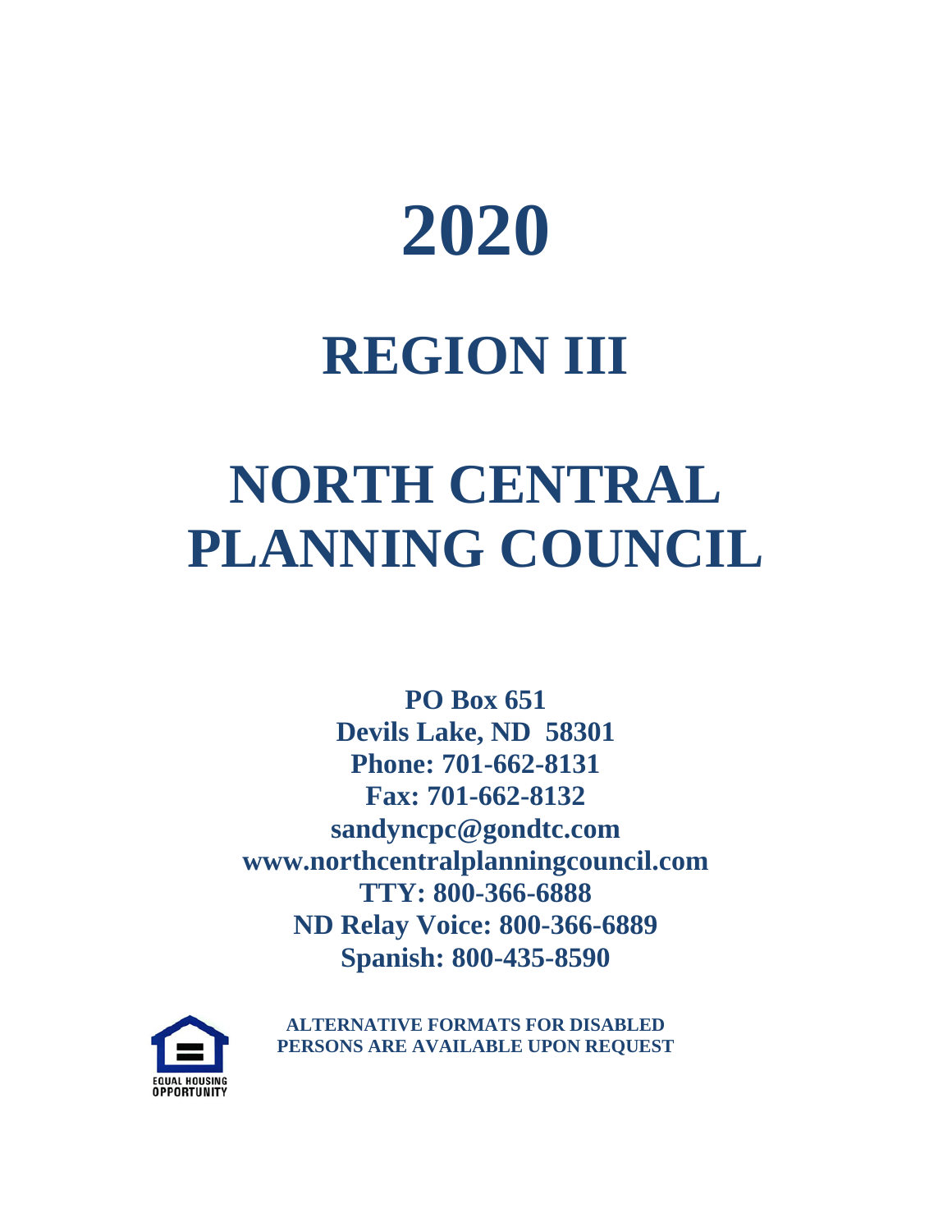# 2020

# REGION III

# NORTH CENTRAL PLANNING COUNCIL

**PO Box 651**
**Devils Lake, ND 58301**
**Phone: 701-662-8131**
**Fax: 701-662-8132**
**sandyncpc@gondtc.com**
**www.northcentralplanningcouncil.com**
**TTY: 800-366-6888**
**ND Relay Voice: 800-366-6889**
**Spanish: 800-435-8590**

EQUAL HOUSING OPPORTUNITY

**ALTERNATIVE FORMATS FOR DISABLED PERSONS ARE AVAILABLE UPON REQUEST**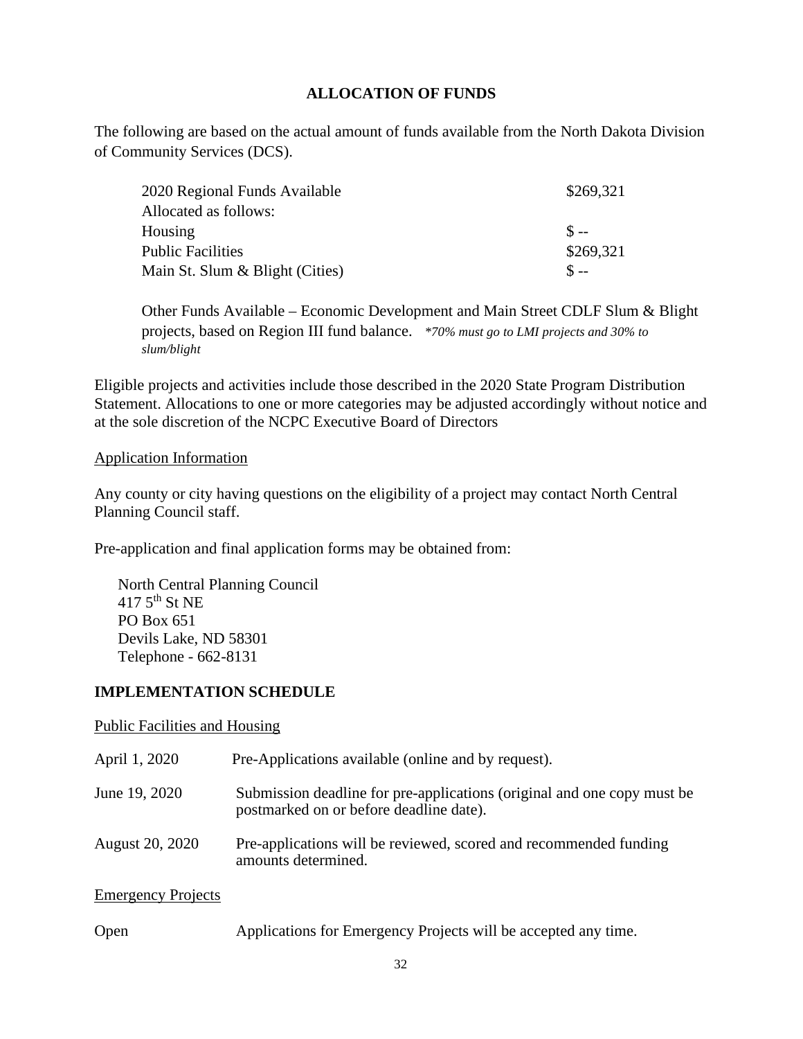## ALLOCATION OF FUNDS

The following are based on the actual amount of funds available from the North Dakota Division of Community Services (DCS).

| | |
|---|---|
| 2020 Regional Funds Available | $269,321 |
| Allocated as follows: | |
| Housing | $ -- |
| Public Facilities | $269,321 |
| Main St. Slum & Blight (Cities) | $ -- |

Other Funds Available – Economic Development and Main Street CDLF Slum & Blight projects, based on Region III fund balance. *\*70% must go to LMI projects and 30% to slum/blight*

Eligible projects and activities include those described in the 2020 State Program Distribution Statement. Allocations to one or more categories may be adjusted accordingly without notice and at the sole discretion of the NCPC Executive Board of Directors

Application Information

Any county or city having questions on the eligibility of a project may contact North Central Planning Council staff.

Pre-application and final application forms may be obtained from:

North Central Planning Council
417 5th St NE
PO Box 651
Devils Lake, ND 58301
Telephone - 662-8131

## IMPLEMENTATION SCHEDULE

Public Facilities and Housing

| | |
|---|---|
| April 1, 2020 | Pre-Applications available (online and by request). |
| June 19, 2020 | Submission deadline for pre-applications (original and one copy must be postmarked on or before deadline date). |
| August 20, 2020 | Pre-applications will be reviewed, scored and recommended funding amounts determined. |

Emergency Projects

| | |
|---|---|
| Open | Applications for Emergency Projects will be accepted any time. |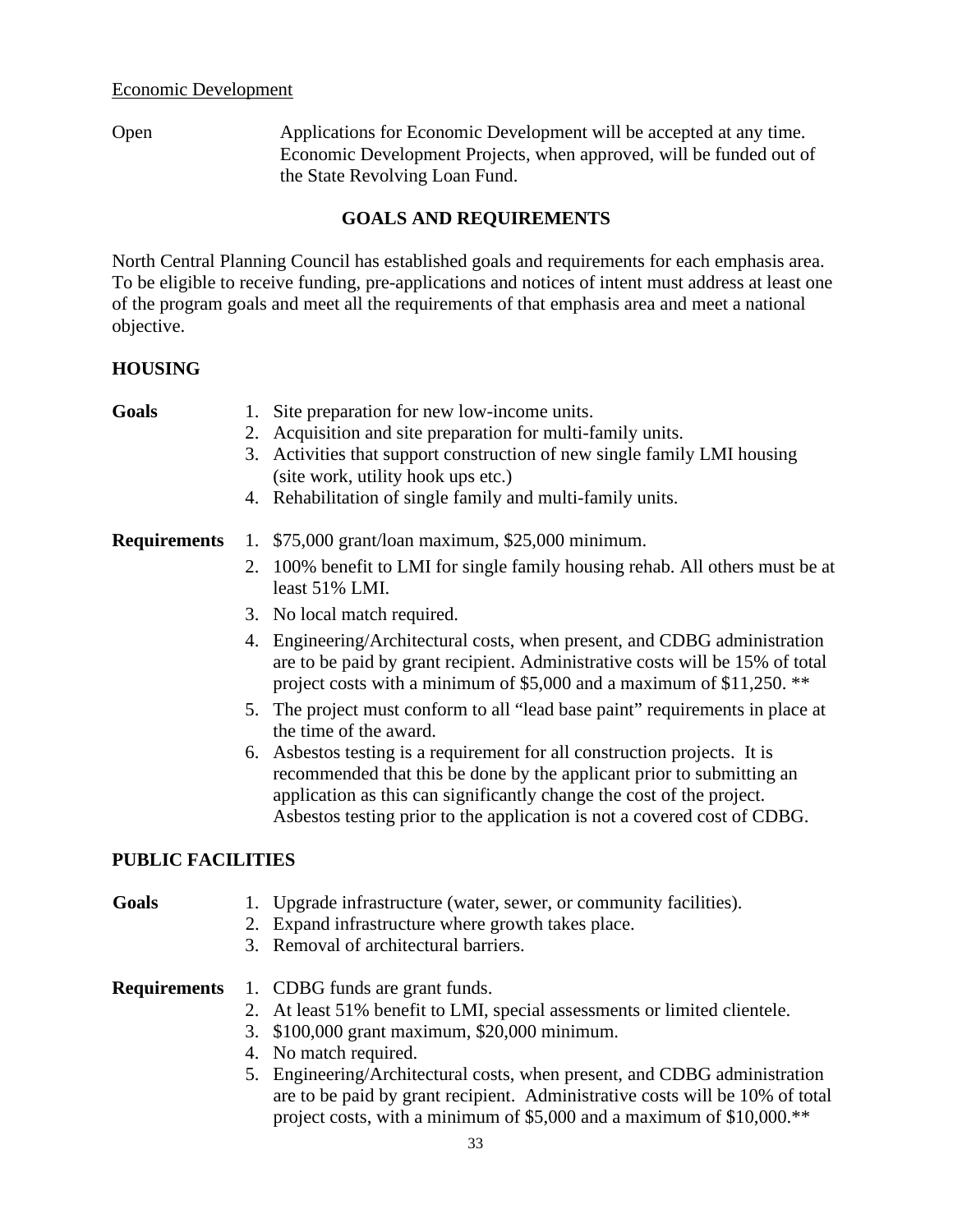Economic Development

Open — Applications for Economic Development will be accepted at any time. Economic Development Projects, when approved, will be funded out of the State Revolving Loan Fund.

## GOALS AND REQUIREMENTS

North Central Planning Council has established goals and requirements for each emphasis area. To be eligible to receive funding, pre-applications and notices of intent must address at least one of the program goals and meet all the requirements of that emphasis area and meet a national objective.

### HOUSING

**Goals**

1. Site preparation for new low-income units.
2. Acquisition and site preparation for multi-family units.
3. Activities that support construction of new single family LMI housing (site work, utility hook ups etc.)
4. Rehabilitation of single family and multi-family units.

**Requirements**

1. $75,000 grant/loan maximum, $25,000 minimum.
2. 100% benefit to LMI for single family housing rehab. All others must be at least 51% LMI.
3. No local match required.
4. Engineering/Architectural costs, when present, and CDBG administration are to be paid by grant recipient. Administrative costs will be 15% of total project costs with a minimum of $5,000 and a maximum of $11,250. **
5. The project must conform to all “lead base paint” requirements in place at the time of the award.
6. Asbestos testing is a requirement for all construction projects. It is recommended that this be done by the applicant prior to submitting an application as this can significantly change the cost of the project. Asbestos testing prior to the application is not a covered cost of CDBG.

### PUBLIC FACILITIES

**Goals**

1. Upgrade infrastructure (water, sewer, or community facilities).
2. Expand infrastructure where growth takes place.
3. Removal of architectural barriers.

**Requirements**

1. CDBG funds are grant funds.
2. At least 51% benefit to LMI, special assessments or limited clientele.
3. $100,000 grant maximum, $20,000 minimum.
4. No match required.
5. Engineering/Architectural costs, when present, and CDBG administration are to be paid by grant recipient. Administrative costs will be 10% of total project costs, with a minimum of $5,000 and a maximum of $10,000.**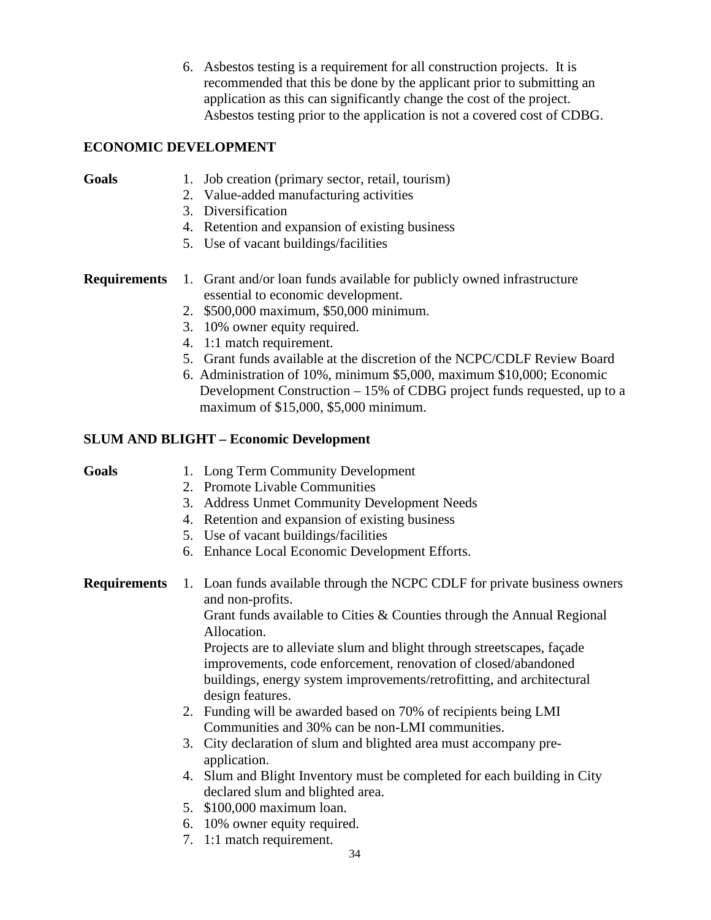6. Asbestos testing is a requirement for all construction projects. It is recommended that this be done by the applicant prior to submitting an application as this can significantly change the cost of the project. Asbestos testing prior to the application is not a covered cost of CDBG.

**ECONOMIC DEVELOPMENT**

**Goals**

1. Job creation (primary sector, retail, tourism)
2. Value-added manufacturing activities
3. Diversification
4. Retention and expansion of existing business
5. Use of vacant buildings/facilities

**Requirements**

1. Grant and/or loan funds available for publicly owned infrastructure essential to economic development.
2. $500,000 maximum, $50,000 minimum.
3. 10% owner equity required.
4. 1:1 match requirement.
5. Grant funds available at the discretion of the NCPC/CDLF Review Board
6. Administration of 10%, minimum $5,000, maximum $10,000; Economic Development Construction – 15% of CDBG project funds requested, up to a maximum of $15,000, $5,000 minimum.

**SLUM AND BLIGHT – Economic Development**

**Goals**

1. Long Term Community Development
2. Promote Livable Communities
3. Address Unmet Community Development Needs
4. Retention and expansion of existing business
5. Use of vacant buildings/facilities
6. Enhance Local Economic Development Efforts.

**Requirements**

1. Loan funds available through the NCPC CDLF for private business owners and non-profits.
   Grant funds available to Cities & Counties through the Annual Regional Allocation.
   Projects are to alleviate slum and blight through streetscapes, façade improvements, code enforcement, renovation of closed/abandoned buildings, energy system improvements/retrofitting, and architectural design features.
2. Funding will be awarded based on 70% of recipients being LMI Communities and 30% can be non-LMI communities.
3. City declaration of slum and blighted area must accompany pre-application.
4. Slum and Blight Inventory must be completed for each building in City declared slum and blighted area.
5. $100,000 maximum loan.
6. 10% owner equity required.
7. 1:1 match requirement.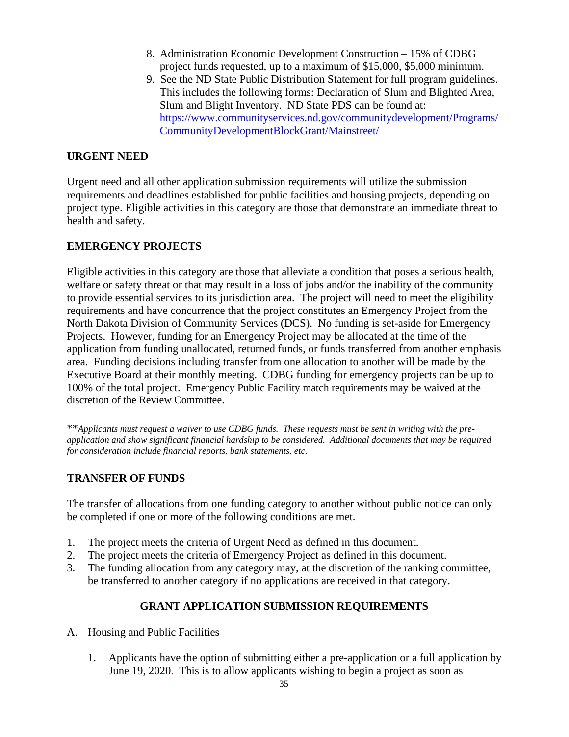8. Administration Economic Development Construction – 15% of CDBG project funds requested, up to a maximum of $15,000, $5,000 minimum.
9. See the ND State Public Distribution Statement for full program guidelines. This includes the following forms: Declaration of Slum and Blighted Area, Slum and Blight Inventory. ND State PDS can be found at: [https://www.communityservices.nd.gov/communitydevelopment/Programs/CommunityDevelopmentBlockGrant/Mainstreet/](https://www.communityservices.nd.gov/communitydevelopment/Programs/CommunityDevelopmentBlockGrant/Mainstreet/)

**URGENT NEED**

Urgent need and all other application submission requirements will utilize the submission requirements and deadlines established for public facilities and housing projects, depending on project type. Eligible activities in this category are those that demonstrate an immediate threat to health and safety.

**EMERGENCY PROJECTS**

Eligible activities in this category are those that alleviate a condition that poses a serious health, welfare or safety threat or that may result in a loss of jobs and/or the inability of the community to provide essential services to its jurisdiction area. The project will need to meet the eligibility requirements and have concurrence that the project constitutes an Emergency Project from the North Dakota Division of Community Services (DCS). No funding is set-aside for Emergency Projects. However, funding for an Emergency Project may be allocated at the time of the application from funding unallocated, returned funds, or funds transferred from another emphasis area. Funding decisions including transfer from one allocation to another will be made by the Executive Board at their monthly meeting. CDBG funding for emergency projects can be up to 100% of the total project. Emergency Public Facility match requirements may be waived at the discretion of the Review Committee.

***Applicants must request a waiver to use CDBG funds. These requests must be sent in writing with the pre-application and show significant financial hardship to be considered. Additional documents that may be required for consideration include financial reports, bank statements, etc.*

**TRANSFER OF FUNDS**

The transfer of allocations from one funding category to another without public notice can only be completed if one or more of the following conditions are met.

1. The project meets the criteria of Urgent Need as defined in this document.
2. The project meets the criteria of Emergency Project as defined in this document.
3. The funding allocation from any category may, at the discretion of the ranking committee, be transferred to another category if no applications are received in that category.

**GRANT APPLICATION SUBMISSION REQUIREMENTS**

A. Housing and Public Facilities

1. Applicants have the option of submitting either a pre-application or a full application by June 19, 2020. This is to allow applicants wishing to begin a project as soon as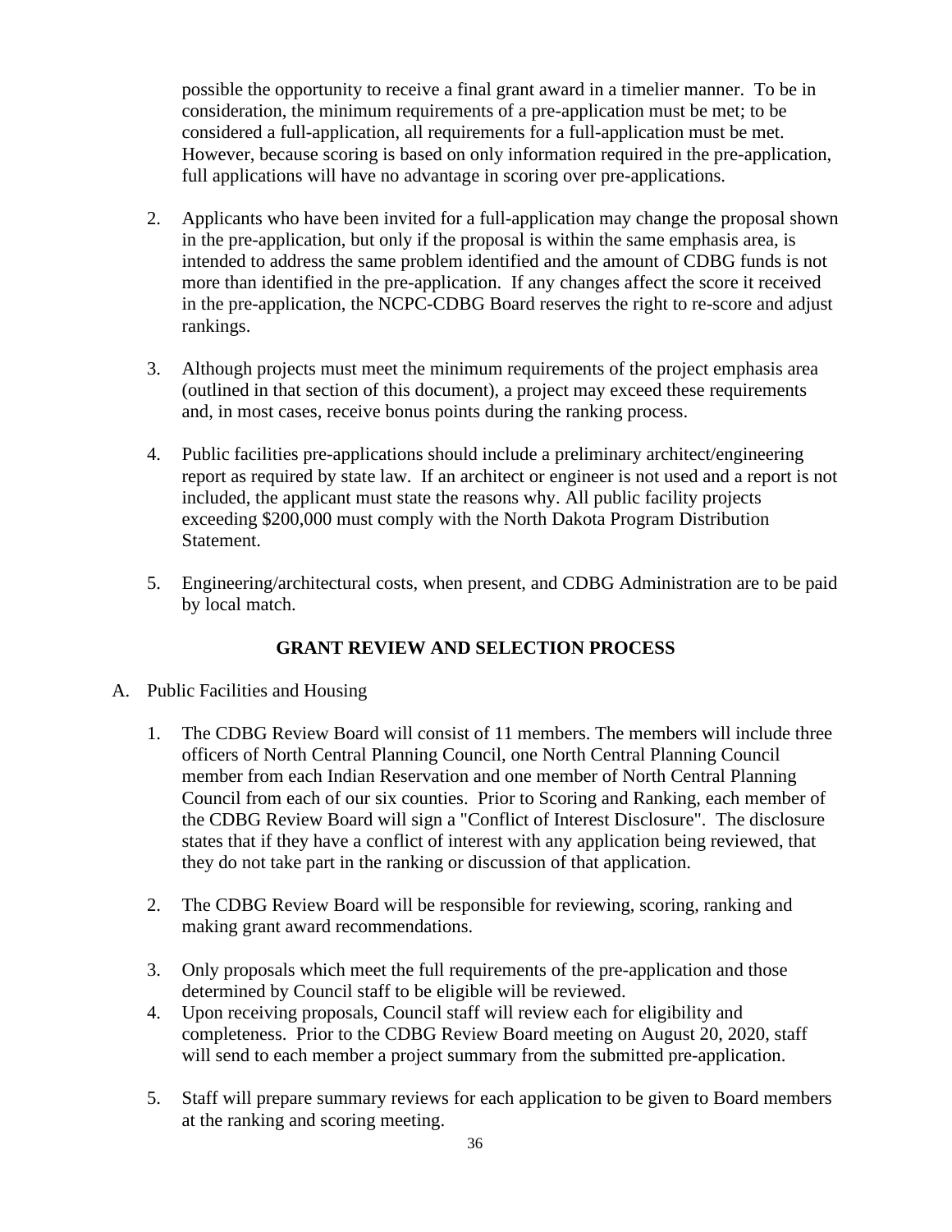possible the opportunity to receive a final grant award in a timelier manner. To be in consideration, the minimum requirements of a pre-application must be met; to be considered a full-application, all requirements for a full-application must be met. However, because scoring is based on only information required in the pre-application, full applications will have no advantage in scoring over pre-applications.

2. Applicants who have been invited for a full-application may change the proposal shown in the pre-application, but only if the proposal is within the same emphasis area, is intended to address the same problem identified and the amount of CDBG funds is not more than identified in the pre-application. If any changes affect the score it received in the pre-application, the NCPC-CDBG Board reserves the right to re-score and adjust rankings.

3. Although projects must meet the minimum requirements of the project emphasis area (outlined in that section of this document), a project may exceed these requirements and, in most cases, receive bonus points during the ranking process.

4. Public facilities pre-applications should include a preliminary architect/engineering report as required by state law. If an architect or engineer is not used and a report is not included, the applicant must state the reasons why. All public facility projects exceeding $200,000 must comply with the North Dakota Program Distribution Statement.

5. Engineering/architectural costs, when present, and CDBG Administration are to be paid by local match.

## GRANT REVIEW AND SELECTION PROCESS

A. Public Facilities and Housing

1. The CDBG Review Board will consist of 11 members. The members will include three officers of North Central Planning Council, one North Central Planning Council member from each Indian Reservation and one member of North Central Planning Council from each of our six counties. Prior to Scoring and Ranking, each member of the CDBG Review Board will sign a "Conflict of Interest Disclosure". The disclosure states that if they have a conflict of interest with any application being reviewed, that they do not take part in the ranking or discussion of that application.

2. The CDBG Review Board will be responsible for reviewing, scoring, ranking and making grant award recommendations.

3. Only proposals which meet the full requirements of the pre-application and those determined by Council staff to be eligible will be reviewed.

4. Upon receiving proposals, Council staff will review each for eligibility and completeness. Prior to the CDBG Review Board meeting on August 20, 2020, staff will send to each member a project summary from the submitted pre-application.

5. Staff will prepare summary reviews for each application to be given to Board members at the ranking and scoring meeting.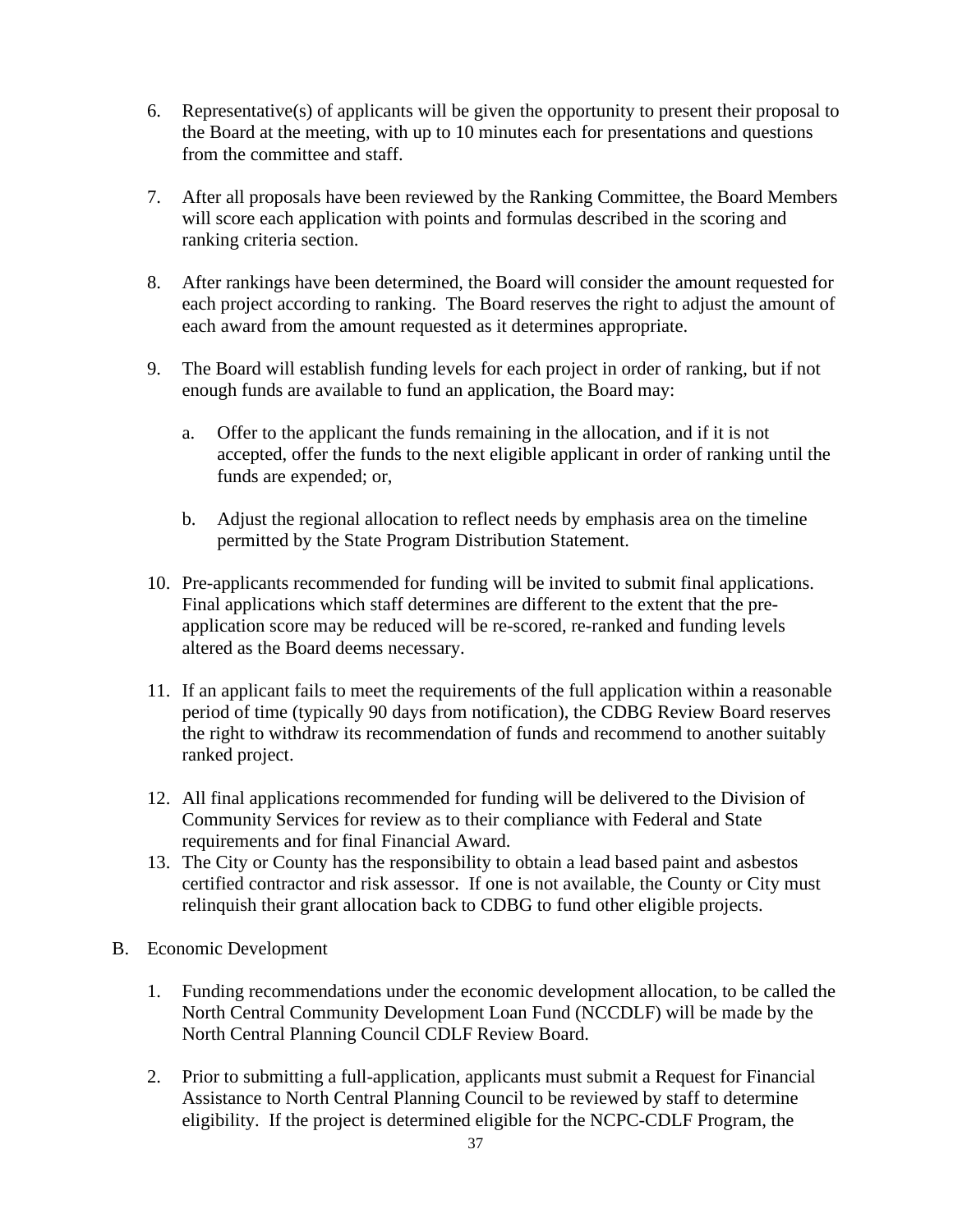6. Representative(s) of applicants will be given the opportunity to present their proposal to the Board at the meeting, with up to 10 minutes each for presentations and questions from the committee and staff.

7. After all proposals have been reviewed by the Ranking Committee, the Board Members will score each application with points and formulas described in the scoring and ranking criteria section.

8. After rankings have been determined, the Board will consider the amount requested for each project according to ranking. The Board reserves the right to adjust the amount of each award from the amount requested as it determines appropriate.

9. The Board will establish funding levels for each project in order of ranking, but if not enough funds are available to fund an application, the Board may:

   a. Offer to the applicant the funds remaining in the allocation, and if it is not accepted, offer the funds to the next eligible applicant in order of ranking until the funds are expended; or,

   b. Adjust the regional allocation to reflect needs by emphasis area on the timeline permitted by the State Program Distribution Statement.

10. Pre-applicants recommended for funding will be invited to submit final applications. Final applications which staff determines are different to the extent that the pre-application score may be reduced will be re-scored, re-ranked and funding levels altered as the Board deems necessary.

11. If an applicant fails to meet the requirements of the full application within a reasonable period of time (typically 90 days from notification), the CDBG Review Board reserves the right to withdraw its recommendation of funds and recommend to another suitably ranked project.

12. All final applications recommended for funding will be delivered to the Division of Community Services for review as to their compliance with Federal and State requirements and for final Financial Award.
13. The City or County has the responsibility to obtain a lead based paint and asbestos certified contractor and risk assessor. If one is not available, the County or City must relinquish their grant allocation back to CDBG to fund other eligible projects.

B. Economic Development

1. Funding recommendations under the economic development allocation, to be called the North Central Community Development Loan Fund (NCCDLF) will be made by the North Central Planning Council CDLF Review Board.

2. Prior to submitting a full-application, applicants must submit a Request for Financial Assistance to North Central Planning Council to be reviewed by staff to determine eligibility. If the project is determined eligible for the NCPC-CDLF Program, the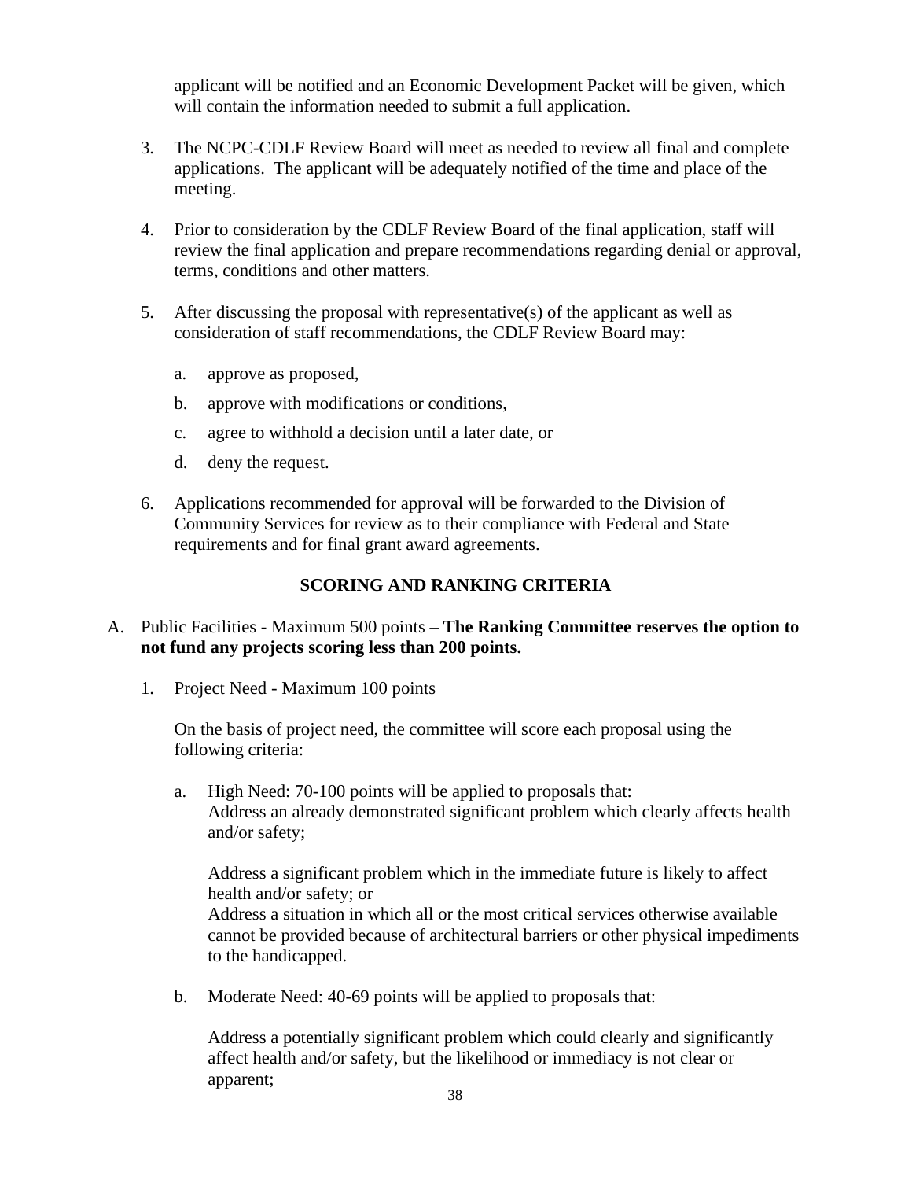applicant will be notified and an Economic Development Packet will be given, which will contain the information needed to submit a full application.

3. The NCPC-CDLF Review Board will meet as needed to review all final and complete applications. The applicant will be adequately notified of the time and place of the meeting.

4. Prior to consideration by the CDLF Review Board of the final application, staff will review the final application and prepare recommendations regarding denial or approval, terms, conditions and other matters.

5. After discussing the proposal with representative(s) of the applicant as well as consideration of staff recommendations, the CDLF Review Board may:

   a. approve as proposed,

   b. approve with modifications or conditions,

   c. agree to withhold a decision until a later date, or

   d. deny the request.

6. Applications recommended for approval will be forwarded to the Division of Community Services for review as to their compliance with Federal and State requirements and for final grant award agreements.

## SCORING AND RANKING CRITERIA

A. Public Facilities - Maximum 500 points – **The Ranking Committee reserves the option to not fund any projects scoring less than 200 points.**

   1. Project Need - Maximum 100 points

      On the basis of project need, the committee will score each proposal using the following criteria:

      a. High Need: 70-100 points will be applied to proposals that:
         Address an already demonstrated significant problem which clearly affects health and/or safety;

         Address a significant problem which in the immediate future is likely to affect health and/or safety; or
         Address a situation in which all or the most critical services otherwise available cannot be provided because of architectural barriers or other physical impediments to the handicapped.

      b. Moderate Need: 40-69 points will be applied to proposals that:

         Address a potentially significant problem which could clearly and significantly affect health and/or safety, but the likelihood or immediacy is not clear or apparent;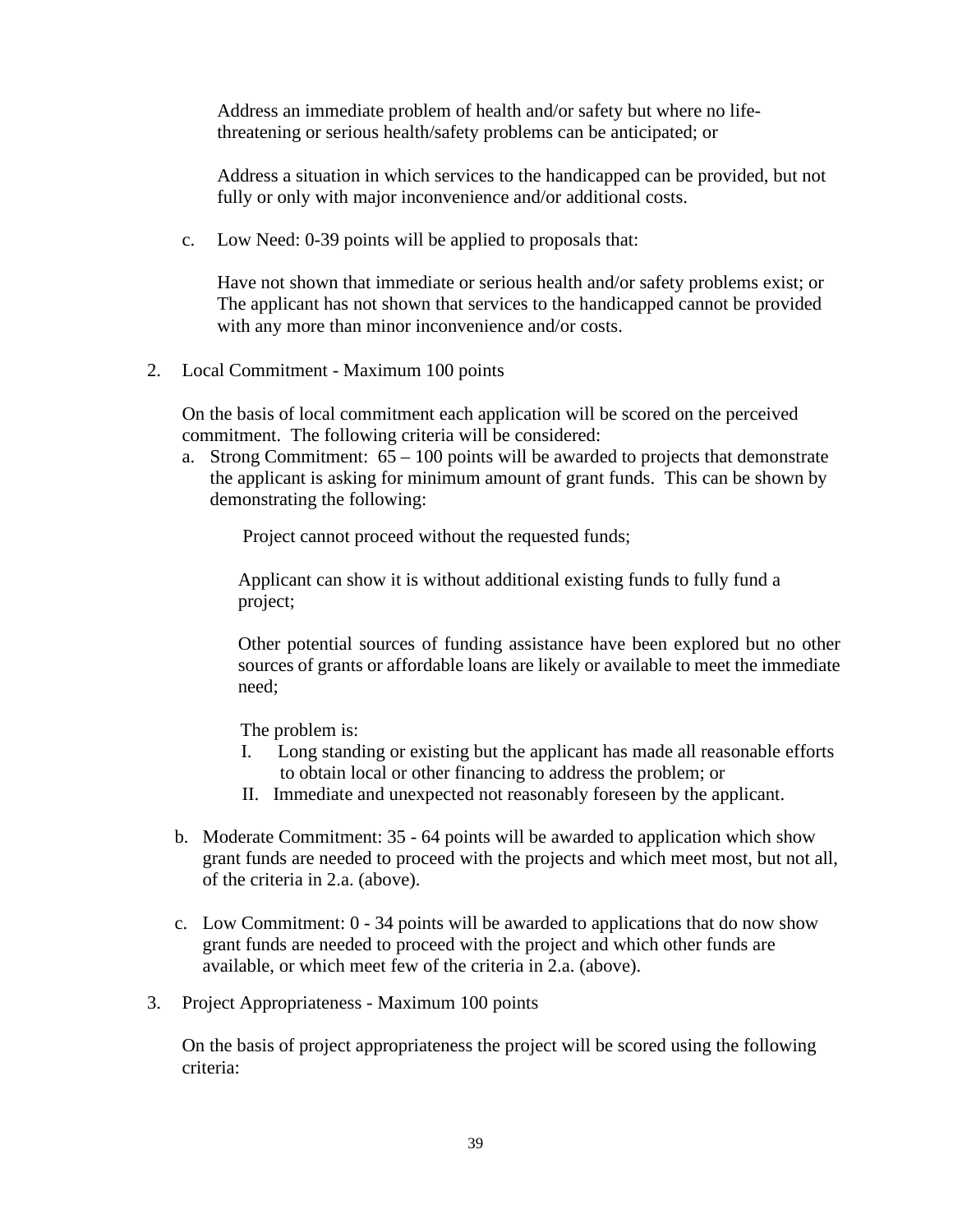Address an immediate problem of health and/or safety but where no life-threatening or serious health/safety problems can be anticipated; or

Address a situation in which services to the handicapped can be provided, but not fully or only with major inconvenience and/or additional costs.

c. Low Need: 0-39 points will be applied to proposals that:

Have not shown that immediate or serious health and/or safety problems exist; or The applicant has not shown that services to the handicapped cannot be provided with any more than minor inconvenience and/or costs.

2. Local Commitment - Maximum 100 points

On the basis of local commitment each application will be scored on the perceived commitment. The following criteria will be considered:

a. Strong Commitment: 65 – 100 points will be awarded to projects that demonstrate the applicant is asking for minimum amount of grant funds. This can be shown by demonstrating the following:

Project cannot proceed without the requested funds;

Applicant can show it is without additional existing funds to fully fund a project;

Other potential sources of funding assistance have been explored but no other sources of grants or affordable loans are likely or available to meet the immediate need;

The problem is:

I. Long standing or existing but the applicant has made all reasonable efforts to obtain local or other financing to address the problem; or
II. Immediate and unexpected not reasonably foreseen by the applicant.

b. Moderate Commitment: 35 - 64 points will be awarded to application which show grant funds are needed to proceed with the projects and which meet most, but not all, of the criteria in 2.a. (above).

c. Low Commitment: 0 - 34 points will be awarded to applications that do now show grant funds are needed to proceed with the project and which other funds are available, or which meet few of the criteria in 2.a. (above).

3. Project Appropriateness - Maximum 100 points

On the basis of project appropriateness the project will be scored using the following criteria: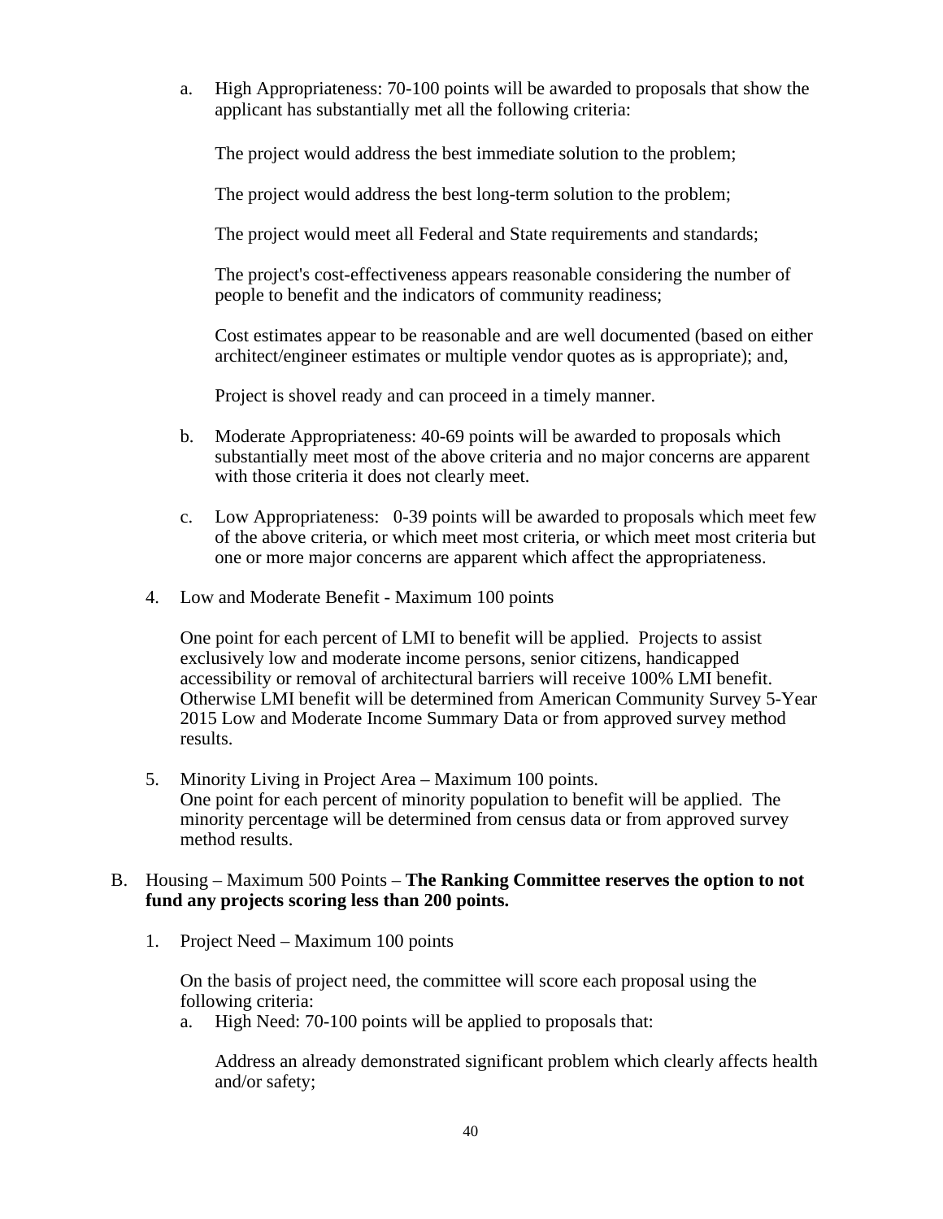a. High Appropriateness: 70-100 points will be awarded to proposals that show the applicant has substantially met all the following criteria:

   The project would address the best immediate solution to the problem;

   The project would address the best long-term solution to the problem;

   The project would meet all Federal and State requirements and standards;

   The project's cost-effectiveness appears reasonable considering the number of people to benefit and the indicators of community readiness;

   Cost estimates appear to be reasonable and are well documented (based on either architect/engineer estimates or multiple vendor quotes as is appropriate); and,

   Project is shovel ready and can proceed in a timely manner.

b. Moderate Appropriateness: 40-69 points will be awarded to proposals which substantially meet most of the above criteria and no major concerns are apparent with those criteria it does not clearly meet.

c. Low Appropriateness: 0-39 points will be awarded to proposals which meet few of the above criteria, or which meet most criteria, or which meet most criteria but one or more major concerns are apparent which affect the appropriateness.

4. Low and Moderate Benefit - Maximum 100 points

   One point for each percent of LMI to benefit will be applied. Projects to assist exclusively low and moderate income persons, senior citizens, handicapped accessibility or removal of architectural barriers will receive 100% LMI benefit. Otherwise LMI benefit will be determined from American Community Survey 5-Year 2015 Low and Moderate Income Summary Data or from approved survey method results.

5. Minority Living in Project Area – Maximum 100 points.
   One point for each percent of minority population to benefit will be applied. The minority percentage will be determined from census data or from approved survey method results.

B. Housing – Maximum 500 Points – **The Ranking Committee reserves the option to not fund any projects scoring less than 200 points.**

   1. Project Need – Maximum 100 points

      On the basis of project need, the committee will score each proposal using the following criteria:

      a. High Need: 70-100 points will be applied to proposals that:

         Address an already demonstrated significant problem which clearly affects health and/or safety;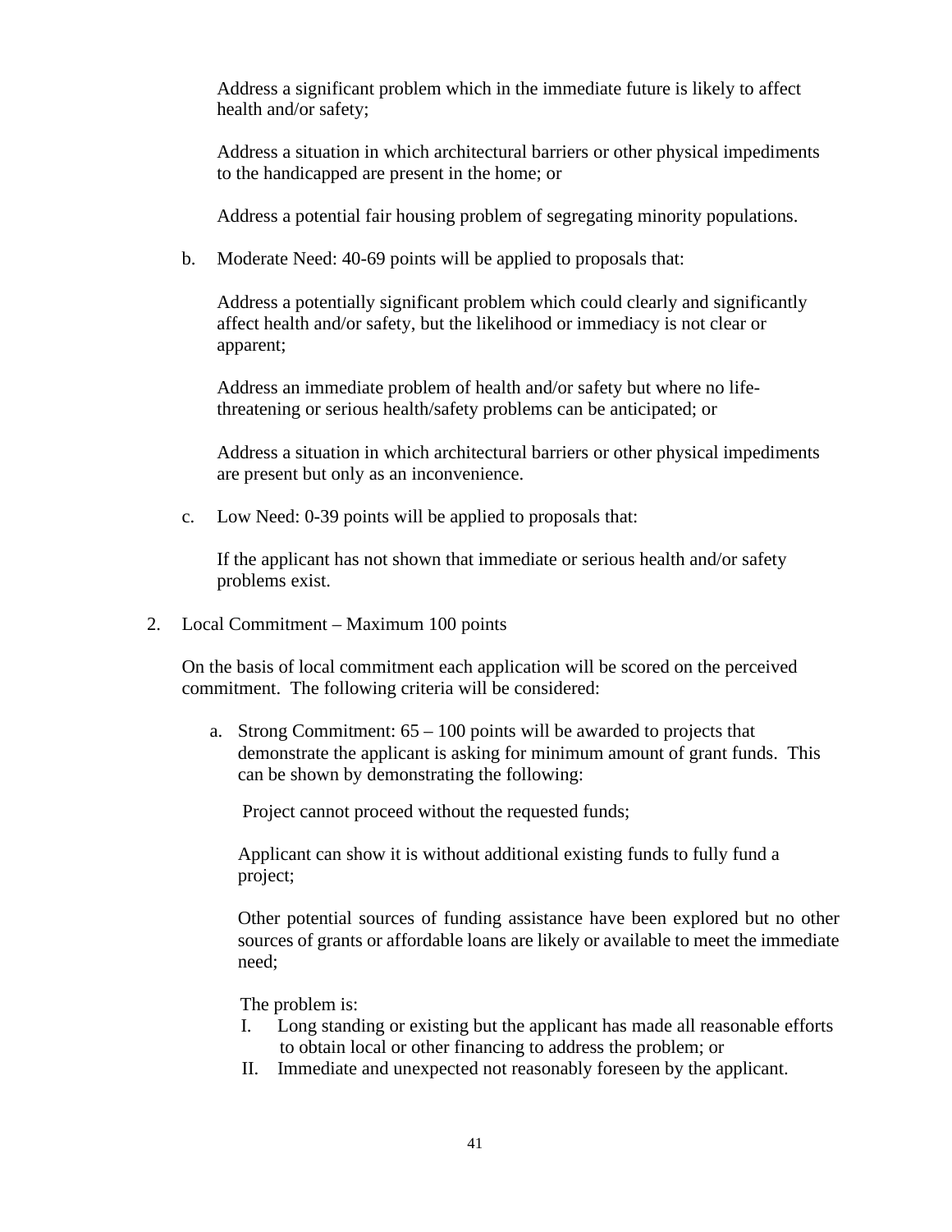Address a significant problem which in the immediate future is likely to affect health and/or safety;

Address a situation in which architectural barriers or other physical impediments to the handicapped are present in the home; or

Address a potential fair housing problem of segregating minority populations.

b. Moderate Need: 40-69 points will be applied to proposals that:

   Address a potentially significant problem which could clearly and significantly affect health and/or safety, but the likelihood or immediacy is not clear or apparent;

   Address an immediate problem of health and/or safety but where no life-threatening or serious health/safety problems can be anticipated; or

   Address a situation in which architectural barriers or other physical impediments are present but only as an inconvenience.

c. Low Need: 0-39 points will be applied to proposals that:

   If the applicant has not shown that immediate or serious health and/or safety problems exist.

2. Local Commitment – Maximum 100 points

   On the basis of local commitment each application will be scored on the perceived commitment. The following criteria will be considered:

   a. Strong Commitment: 65 – 100 points will be awarded to projects that demonstrate the applicant is asking for minimum amount of grant funds. This can be shown by demonstrating the following:

      Project cannot proceed without the requested funds;

      Applicant can show it is without additional existing funds to fully fund a project;

      Other potential sources of funding assistance have been explored but no other sources of grants or affordable loans are likely or available to meet the immediate need;

      The problem is:

      I. Long standing or existing but the applicant has made all reasonable efforts to obtain local or other financing to address the problem; or
      II. Immediate and unexpected not reasonably foreseen by the applicant.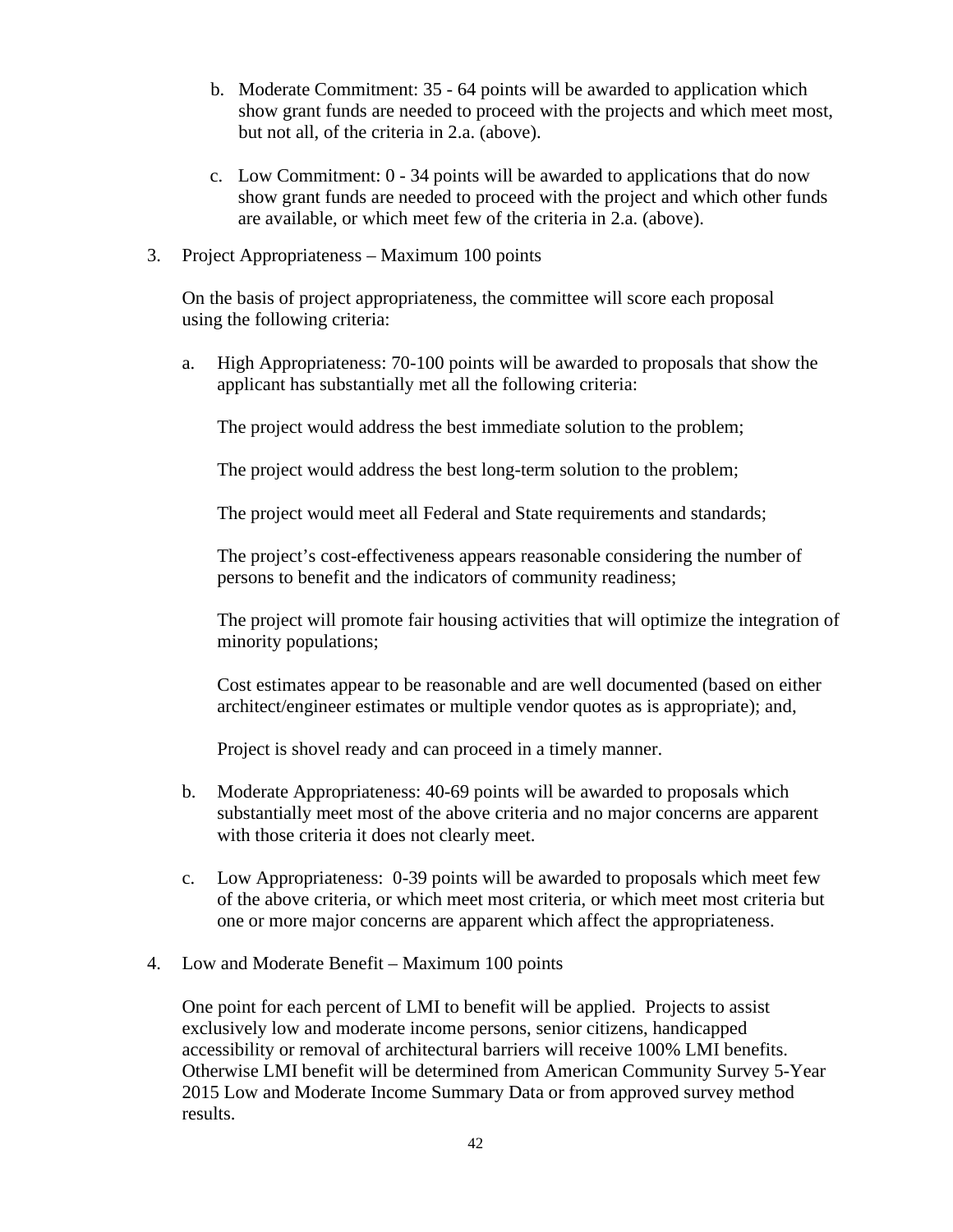b. Moderate Commitment: 35 - 64 points will be awarded to application which show grant funds are needed to proceed with the projects and which meet most, but not all, of the criteria in 2.a. (above).

c. Low Commitment: 0 - 34 points will be awarded to applications that do now show grant funds are needed to proceed with the project and which other funds are available, or which meet few of the criteria in 2.a. (above).

3. Project Appropriateness – Maximum 100 points

   On the basis of project appropriateness, the committee will score each proposal using the following criteria:

   a. High Appropriateness: 70-100 points will be awarded to proposals that show the applicant has substantially met all the following criteria:

      The project would address the best immediate solution to the problem;

      The project would address the best long-term solution to the problem;

      The project would meet all Federal and State requirements and standards;

      The project's cost-effectiveness appears reasonable considering the number of persons to benefit and the indicators of community readiness;

      The project will promote fair housing activities that will optimize the integration of minority populations;

      Cost estimates appear to be reasonable and are well documented (based on either architect/engineer estimates or multiple vendor quotes as is appropriate); and,

      Project is shovel ready and can proceed in a timely manner.

   b. Moderate Appropriateness: 40-69 points will be awarded to proposals which substantially meet most of the above criteria and no major concerns are apparent with those criteria it does not clearly meet.

   c. Low Appropriateness: 0-39 points will be awarded to proposals which meet few of the above criteria, or which meet most criteria, or which meet most criteria but one or more major concerns are apparent which affect the appropriateness.

4. Low and Moderate Benefit – Maximum 100 points

   One point for each percent of LMI to benefit will be applied. Projects to assist exclusively low and moderate income persons, senior citizens, handicapped accessibility or removal of architectural barriers will receive 100% LMI benefits. Otherwise LMI benefit will be determined from American Community Survey 5-Year 2015 Low and Moderate Income Summary Data or from approved survey method results.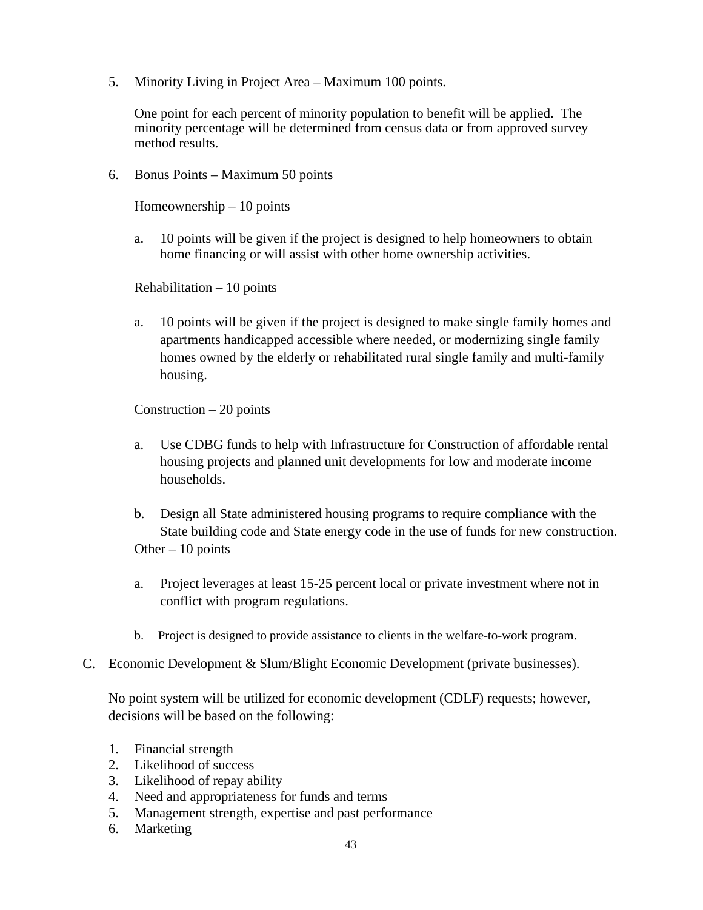5. Minority Living in Project Area – Maximum 100 points.

   One point for each percent of minority population to benefit will be applied. The minority percentage will be determined from census data or from approved survey method results.

6. Bonus Points – Maximum 50 points

   Homeownership – 10 points

   a. 10 points will be given if the project is designed to help homeowners to obtain home financing or will assist with other home ownership activities.

   Rehabilitation – 10 points

   a. 10 points will be given if the project is designed to make single family homes and apartments handicapped accessible where needed, or modernizing single family homes owned by the elderly or rehabilitated rural single family and multi-family housing.

   Construction – 20 points

   a. Use CDBG funds to help with Infrastructure for Construction of affordable rental housing projects and planned unit developments for low and moderate income households.

   b. Design all State administered housing programs to require compliance with the State building code and State energy code in the use of funds for new construction.

   Other – 10 points

   a. Project leverages at least 15-25 percent local or private investment where not in conflict with program regulations.

   b. Project is designed to provide assistance to clients in the welfare-to-work program.

C. Economic Development & Slum/Blight Economic Development (private businesses).

   No point system will be utilized for economic development (CDLF) requests; however, decisions will be based on the following:

   1. Financial strength
   2. Likelihood of success
   3. Likelihood of repay ability
   4. Need and appropriateness for funds and terms
   5. Management strength, expertise and past performance
   6. Marketing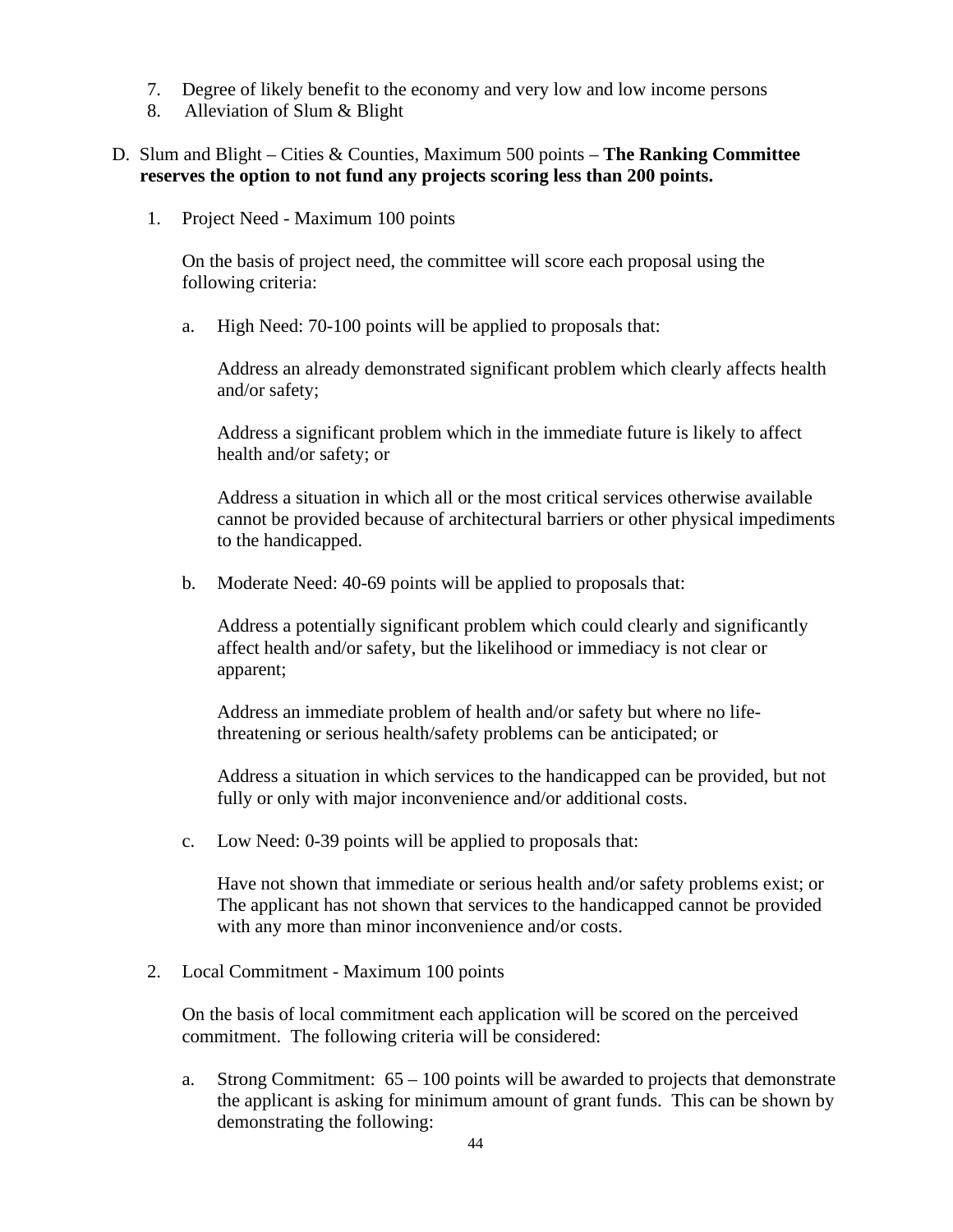7. Degree of likely benefit to the economy and very low and low income persons
8. Alleviation of Slum & Blight

D. Slum and Blight – Cities & Counties, Maximum 500 points – **The Ranking Committee reserves the option to not fund any projects scoring less than 200 points.**

   1. Project Need - Maximum 100 points

      On the basis of project need, the committee will score each proposal using the following criteria:

      a. High Need: 70-100 points will be applied to proposals that:

         Address an already demonstrated significant problem which clearly affects health and/or safety;

         Address a significant problem which in the immediate future is likely to affect health and/or safety; or

         Address a situation in which all or the most critical services otherwise available cannot be provided because of architectural barriers or other physical impediments to the handicapped.

      b. Moderate Need: 40-69 points will be applied to proposals that:

         Address a potentially significant problem which could clearly and significantly affect health and/or safety, but the likelihood or immediacy is not clear or apparent;

         Address an immediate problem of health and/or safety but where no life-threatening or serious health/safety problems can be anticipated; or

         Address a situation in which services to the handicapped can be provided, but not fully or only with major inconvenience and/or additional costs.

      c. Low Need: 0-39 points will be applied to proposals that:

         Have not shown that immediate or serious health and/or safety problems exist; or
         The applicant has not shown that services to the handicapped cannot be provided with any more than minor inconvenience and/or costs.

   2. Local Commitment - Maximum 100 points

      On the basis of local commitment each application will be scored on the perceived commitment. The following criteria will be considered:

      a. Strong Commitment: 65 – 100 points will be awarded to projects that demonstrate the applicant is asking for minimum amount of grant funds. This can be shown by demonstrating the following: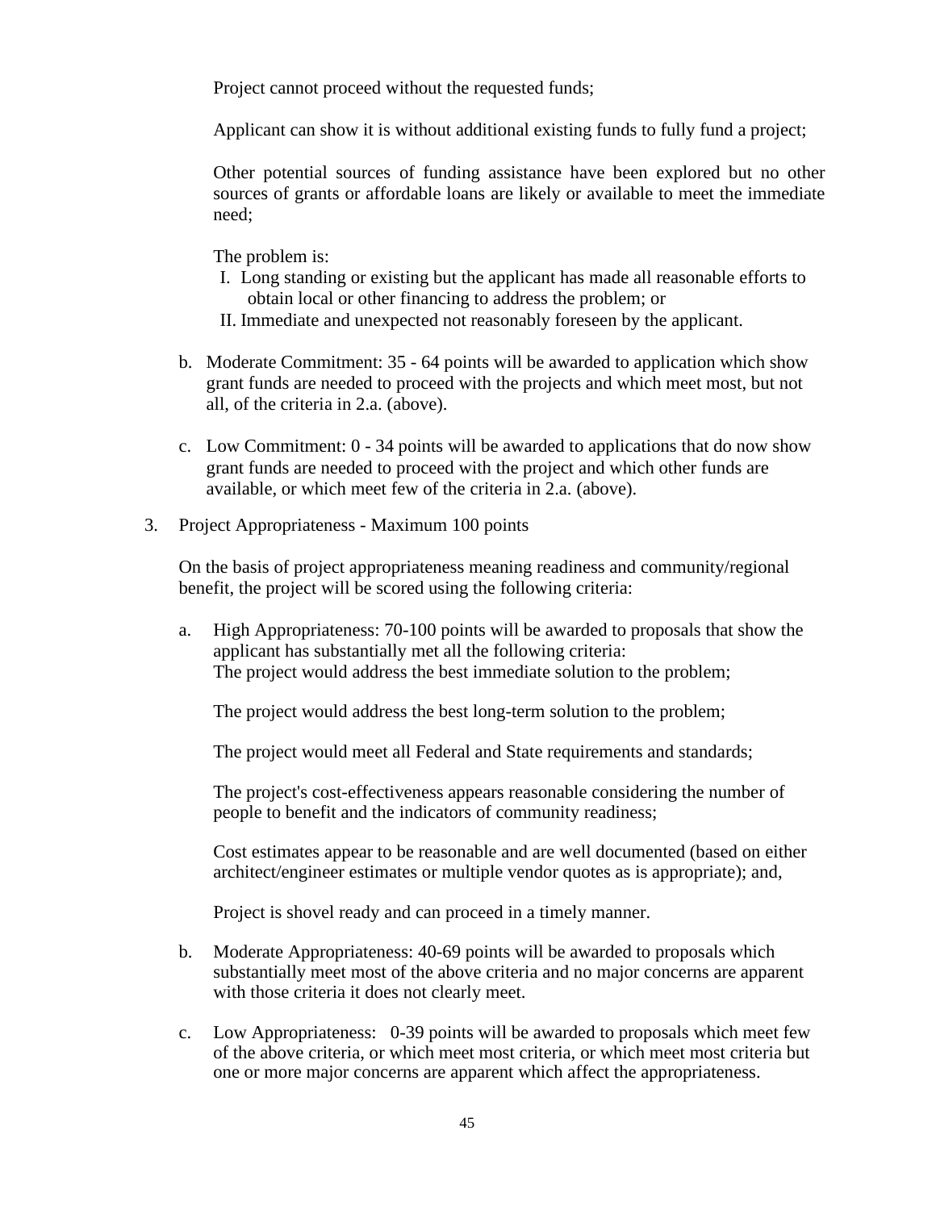Project cannot proceed without the requested funds;

Applicant can show it is without additional existing funds to fully fund a project;

Other potential sources of funding assistance have been explored but no other sources of grants or affordable loans are likely or available to meet the immediate need;

The problem is:

I. Long standing or existing but the applicant has made all reasonable efforts to obtain local or other financing to address the problem; or

II. Immediate and unexpected not reasonably foreseen by the applicant.

b. Moderate Commitment: 35 - 64 points will be awarded to application which show grant funds are needed to proceed with the projects and which meet most, but not all, of the criteria in 2.a. (above).

c. Low Commitment: 0 - 34 points will be awarded to applications that do now show grant funds are needed to proceed with the project and which other funds are available, or which meet few of the criteria in 2.a. (above).

3. Project Appropriateness - Maximum 100 points

On the basis of project appropriateness meaning readiness and community/regional benefit, the project will be scored using the following criteria:

a. High Appropriateness: 70-100 points will be awarded to proposals that show the applicant has substantially met all the following criteria:
The project would address the best immediate solution to the problem;

The project would address the best long-term solution to the problem;

The project would meet all Federal and State requirements and standards;

The project's cost-effectiveness appears reasonable considering the number of people to benefit and the indicators of community readiness;

Cost estimates appear to be reasonable and are well documented (based on either architect/engineer estimates or multiple vendor quotes as is appropriate); and,

Project is shovel ready and can proceed in a timely manner.

b. Moderate Appropriateness: 40-69 points will be awarded to proposals which substantially meet most of the above criteria and no major concerns are apparent with those criteria it does not clearly meet.

c. Low Appropriateness: 0-39 points will be awarded to proposals which meet few of the above criteria, or which meet most criteria, or which meet most criteria but one or more major concerns are apparent which affect the appropriateness.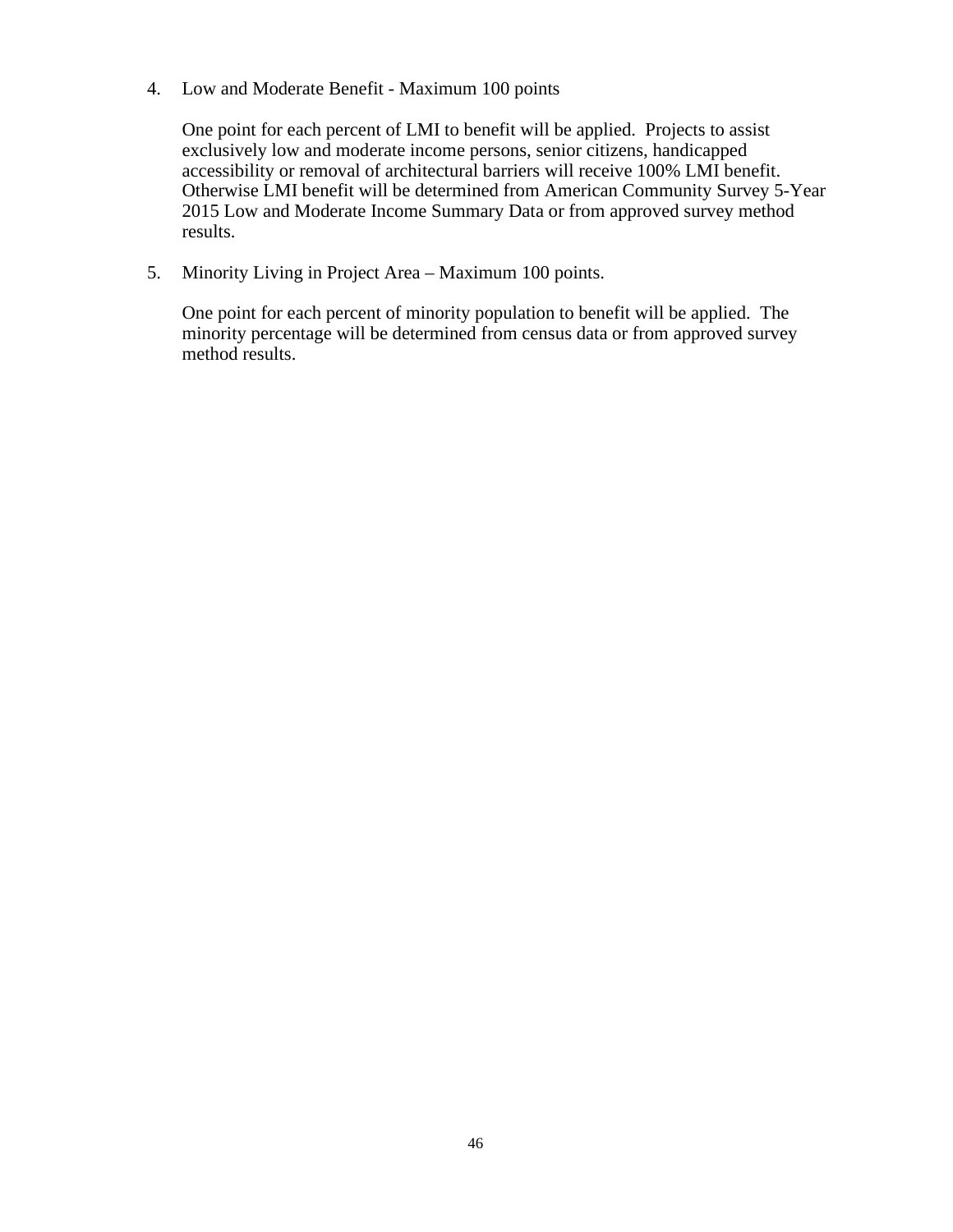4. Low and Moderate Benefit - Maximum 100 points

   One point for each percent of LMI to benefit will be applied. Projects to assist exclusively low and moderate income persons, senior citizens, handicapped accessibility or removal of architectural barriers will receive 100% LMI benefit. Otherwise LMI benefit will be determined from American Community Survey 5-Year 2015 Low and Moderate Income Summary Data or from approved survey method results.

5. Minority Living in Project Area – Maximum 100 points.

   One point for each percent of minority population to benefit will be applied. The minority percentage will be determined from census data or from approved survey method results.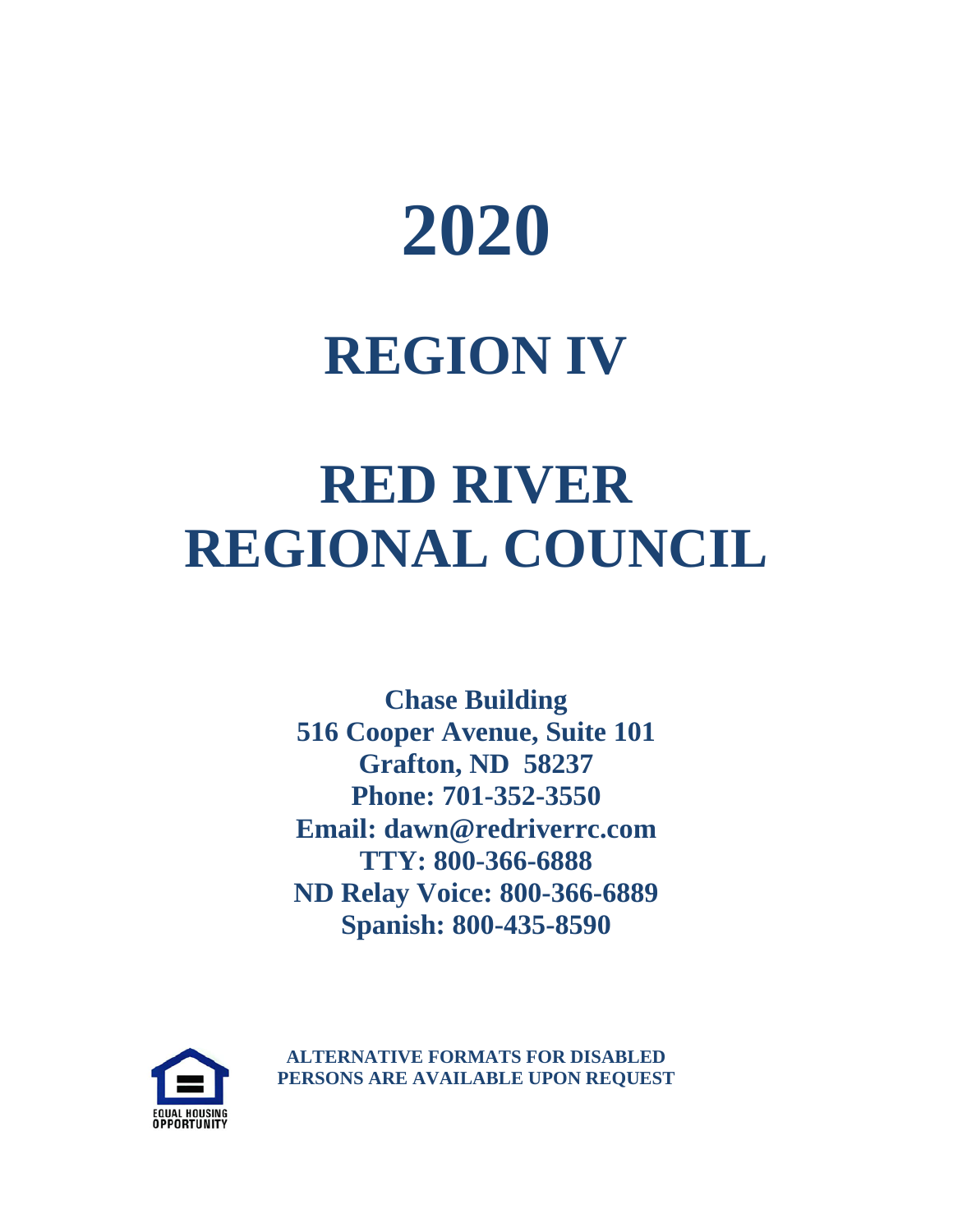# 2020

# REGION IV

# RED RIVER REGIONAL COUNCIL

**Chase Building**
**516 Cooper Avenue, Suite 101**
**Grafton, ND 58237**
**Phone: 701-352-3550**
**Email: dawn@redriverrc.com**
**TTY: 800-366-6888**
**ND Relay Voice: 800-366-6889**
**Spanish: 800-435-8590**

EQUAL HOUSING OPPORTUNITY

**ALTERNATIVE FORMATS FOR DISABLED PERSONS ARE AVAILABLE UPON REQUEST**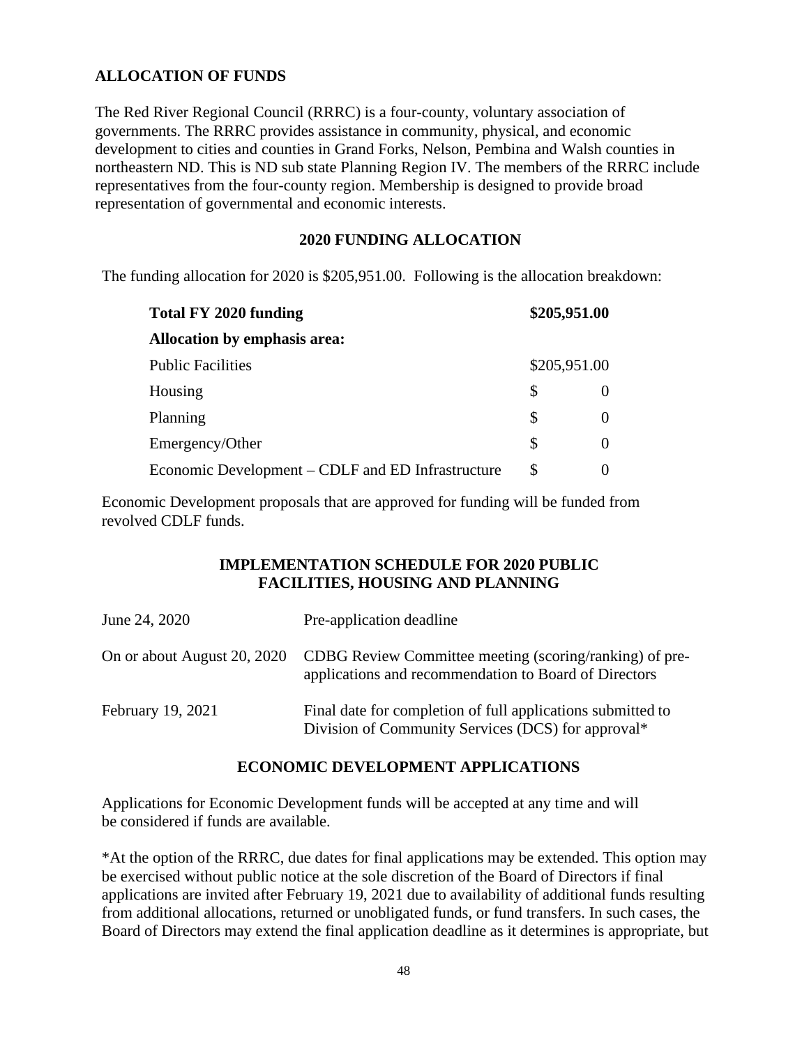## ALLOCATION OF FUNDS

The Red River Regional Council (RRRC) is a four-county, voluntary association of governments. The RRRC provides assistance in community, physical, and economic development to cities and counties in Grand Forks, Nelson, Pembina and Walsh counties in northeastern ND. This is ND sub state Planning Region IV. The members of the RRRC include representatives from the four-county region. Membership is designed to provide broad representation of governmental and economic interests.

### 2020 FUNDING ALLOCATION

The funding allocation for 2020 is $205,951.00. Following is the allocation breakdown:

| **Total FY 2020 funding** | **$205,951.00** |
|---|---|
| **Allocation by emphasis area:** | |
| Public Facilities | $205,951.00 |
| Housing | $ 0 |
| Planning | $ 0 |
| Emergency/Other | $ 0 |
| Economic Development – CDLF and ED Infrastructure | $ 0 |

Economic Development proposals that are approved for funding will be funded from revolved CDLF funds.

### IMPLEMENTATION SCHEDULE FOR 2020 PUBLIC FACILITIES, HOUSING AND PLANNING

| | |
|---|---|
| June 24, 2020 | Pre-application deadline |
| On or about August 20, 2020 | CDBG Review Committee meeting (scoring/ranking) of pre-applications and recommendation to Board of Directors |
| February 19, 2021 | Final date for completion of full applications submitted to Division of Community Services (DCS) for approval* |

### ECONOMIC DEVELOPMENT APPLICATIONS

Applications for Economic Development funds will be accepted at any time and will be considered if funds are available.

*At the option of the RRRC, due dates for final applications may be extended. This option may be exercised without public notice at the sole discretion of the Board of Directors if final applications are invited after February 19, 2021 due to availability of additional funds resulting from additional allocations, returned or unobligated funds, or fund transfers. In such cases, the Board of Directors may extend the final application deadline as it determines is appropriate, but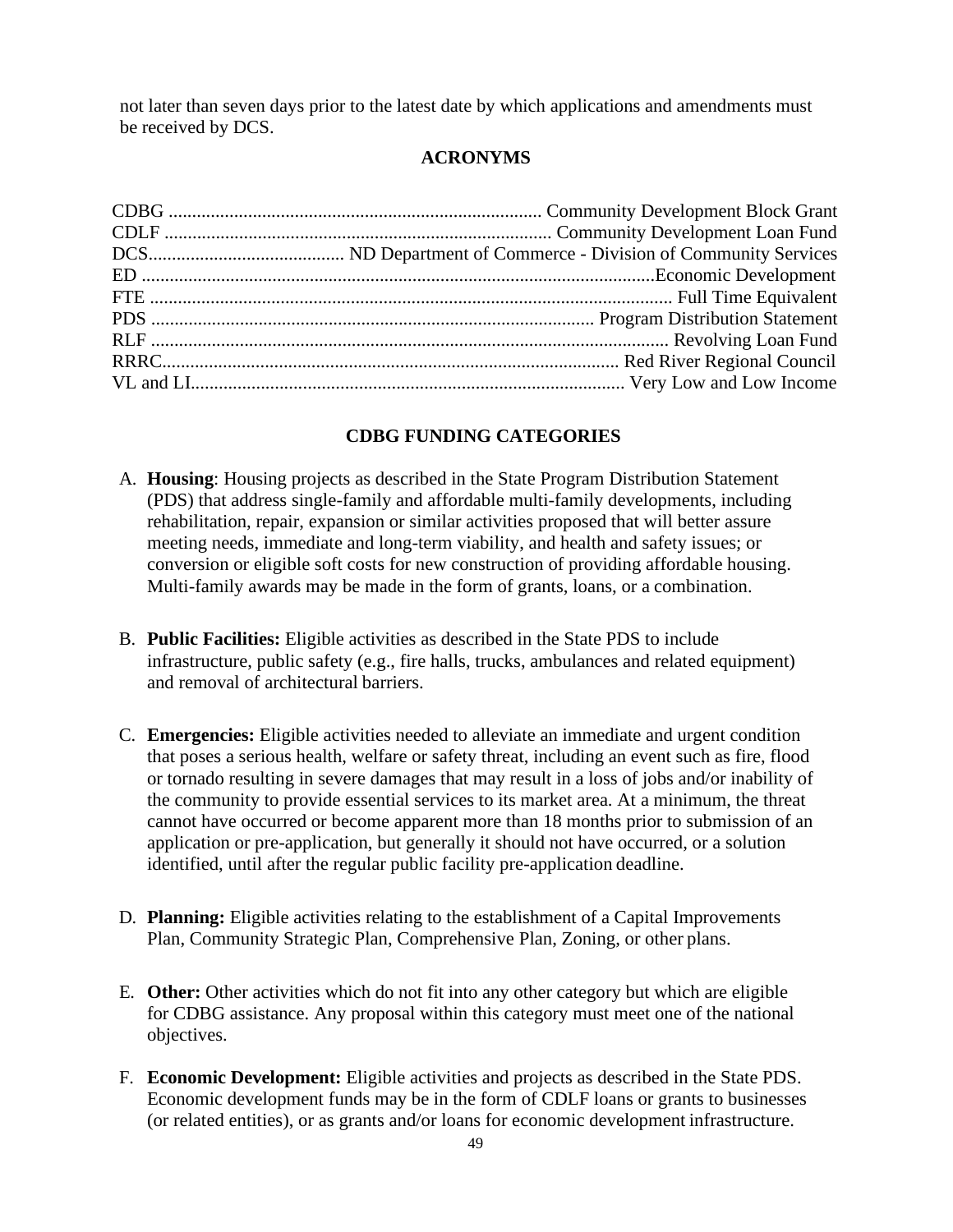not later than seven days prior to the latest date by which applications and amendments must be received by DCS.

## ACRONYMS

| Acronym | Meaning |
|---|---|
| CDBG | Community Development Block Grant |
| CDLF | Community Development Loan Fund |
| DCS | ND Department of Commerce - Division of Community Services |
| ED | Economic Development |
| FTE | Full Time Equivalent |
| PDS | Program Distribution Statement |
| RLF | Revolving Loan Fund |
| RRRC | Red River Regional Council |
| VL and LI | Very Low and Low Income |

## CDBG FUNDING CATEGORIES

A. **Housing**: Housing projects as described in the State Program Distribution Statement (PDS) that address single-family and affordable multi-family developments, including rehabilitation, repair, expansion or similar activities proposed that will better assure meeting needs, immediate and long-term viability, and health and safety issues; or conversion or eligible soft costs for new construction of providing affordable housing. Multi-family awards may be made in the form of grants, loans, or a combination.

B. **Public Facilities:** Eligible activities as described in the State PDS to include infrastructure, public safety (e.g., fire halls, trucks, ambulances and related equipment) and removal of architectural barriers.

C. **Emergencies:** Eligible activities needed to alleviate an immediate and urgent condition that poses a serious health, welfare or safety threat, including an event such as fire, flood or tornado resulting in severe damages that may result in a loss of jobs and/or inability of the community to provide essential services to its market area. At a minimum, the threat cannot have occurred or become apparent more than 18 months prior to submission of an application or pre-application, but generally it should not have occurred, or a solution identified, until after the regular public facility pre-application deadline.

D. **Planning:** Eligible activities relating to the establishment of a Capital Improvements Plan, Community Strategic Plan, Comprehensive Plan, Zoning, or other plans.

E. **Other:** Other activities which do not fit into any other category but which are eligible for CDBG assistance. Any proposal within this category must meet one of the national objectives.

F. **Economic Development:** Eligible activities and projects as described in the State PDS. Economic development funds may be in the form of CDLF loans or grants to businesses (or related entities), or as grants and/or loans for economic development infrastructure.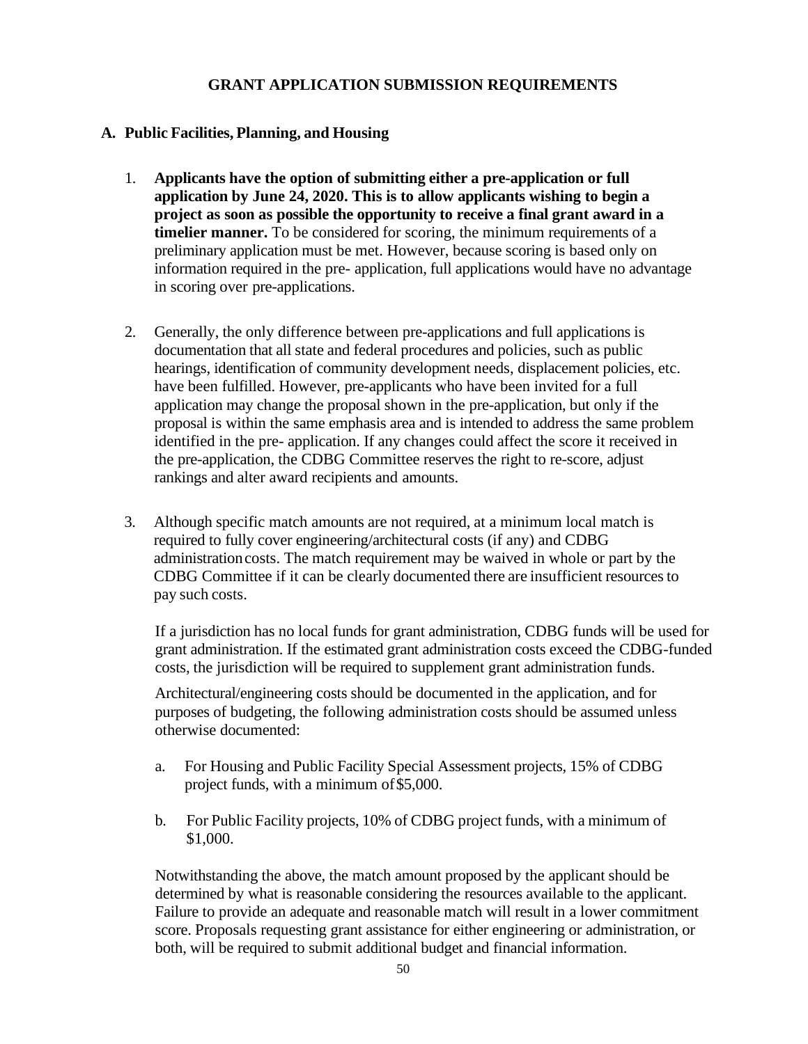## GRANT APPLICATION SUBMISSION REQUIREMENTS

### A. Public Facilities, Planning, and Housing

1. **Applicants have the option of submitting either a pre-application or full application by June 24, 2020. This is to allow applicants wishing to begin a project as soon as possible the opportunity to receive a final grant award in a timelier manner.** To be considered for scoring, the minimum requirements of a preliminary application must be met. However, because scoring is based only on information required in the pre- application, full applications would have no advantage in scoring over pre-applications.

2. Generally, the only difference between pre-applications and full applications is documentation that all state and federal procedures and policies, such as public hearings, identification of community development needs, displacement policies, etc. have been fulfilled. However, pre-applicants who have been invited for a full application may change the proposal shown in the pre-application, but only if the proposal is within the same emphasis area and is intended to address the same problem identified in the pre- application. If any changes could affect the score it received in the pre-application, the CDBG Committee reserves the right to re-score, adjust rankings and alter award recipients and amounts.

3. Although specific match amounts are not required, at a minimum local match is required to fully cover engineering/architectural costs (if any) and CDBG administration costs. The match requirement may be waived in whole or part by the CDBG Committee if it can be clearly documented there are insufficient resources to pay such costs.

   If a jurisdiction has no local funds for grant administration, CDBG funds will be used for grant administration. If the estimated grant administration costs exceed the CDBG-funded costs, the jurisdiction will be required to supplement grant administration funds.

   Architectural/engineering costs should be documented in the application, and for purposes of budgeting, the following administration costs should be assumed unless otherwise documented:

   a. For Housing and Public Facility Special Assessment projects, 15% of CDBG project funds, with a minimum of $5,000.

   b. For Public Facility projects, 10% of CDBG project funds, with a minimum of $1,000.

   Notwithstanding the above, the match amount proposed by the applicant should be determined by what is reasonable considering the resources available to the applicant. Failure to provide an adequate and reasonable match will result in a lower commitment score. Proposals requesting grant assistance for either engineering or administration, or both, will be required to submit additional budget and financial information.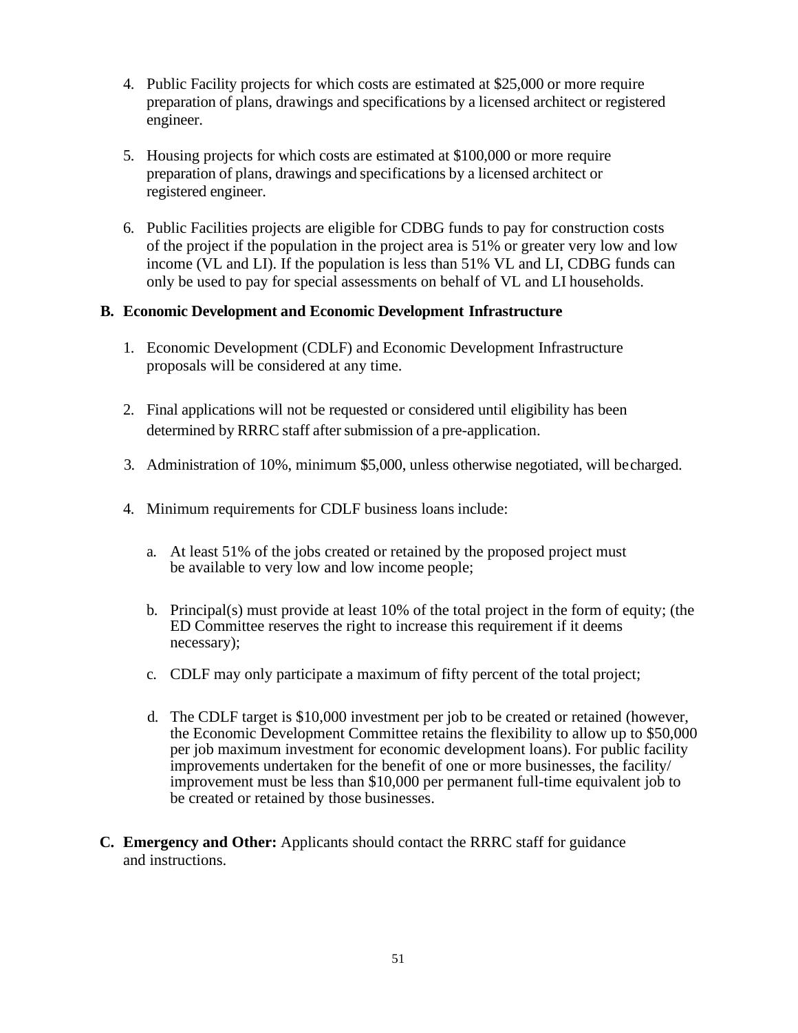4. Public Facility projects for which costs are estimated at $25,000 or more require preparation of plans, drawings and specifications by a licensed architect or registered engineer.

5. Housing projects for which costs are estimated at $100,000 or more require preparation of plans, drawings and specifications by a licensed architect or registered engineer.

6. Public Facilities projects are eligible for CDBG funds to pay for construction costs of the project if the population in the project area is 51% or greater very low and low income (VL and LI). If the population is less than 51% VL and LI, CDBG funds can only be used to pay for special assessments on behalf of VL and LI households.

**B. Economic Development and Economic Development Infrastructure**

1. Economic Development (CDLF) and Economic Development Infrastructure proposals will be considered at any time.

2. Final applications will not be requested or considered until eligibility has been determined by RRRC staff after submission of a pre-application.

3. Administration of 10%, minimum $5,000, unless otherwise negotiated, will be charged.

4. Minimum requirements for CDLF business loans include:

   a. At least 51% of the jobs created or retained by the proposed project must be available to very low and low income people;

   b. Principal(s) must provide at least 10% of the total project in the form of equity; (the ED Committee reserves the right to increase this requirement if it deems necessary);

   c. CDLF may only participate a maximum of fifty percent of the total project;

   d. The CDLF target is $10,000 investment per job to be created or retained (however, the Economic Development Committee retains the flexibility to allow up to $50,000 per job maximum investment for economic development loans). For public facility improvements undertaken for the benefit of one or more businesses, the facility/ improvement must be less than $10,000 per permanent full-time equivalent job to be created or retained by those businesses.

**C. Emergency and Other:** Applicants should contact the RRRC staff for guidance and instructions.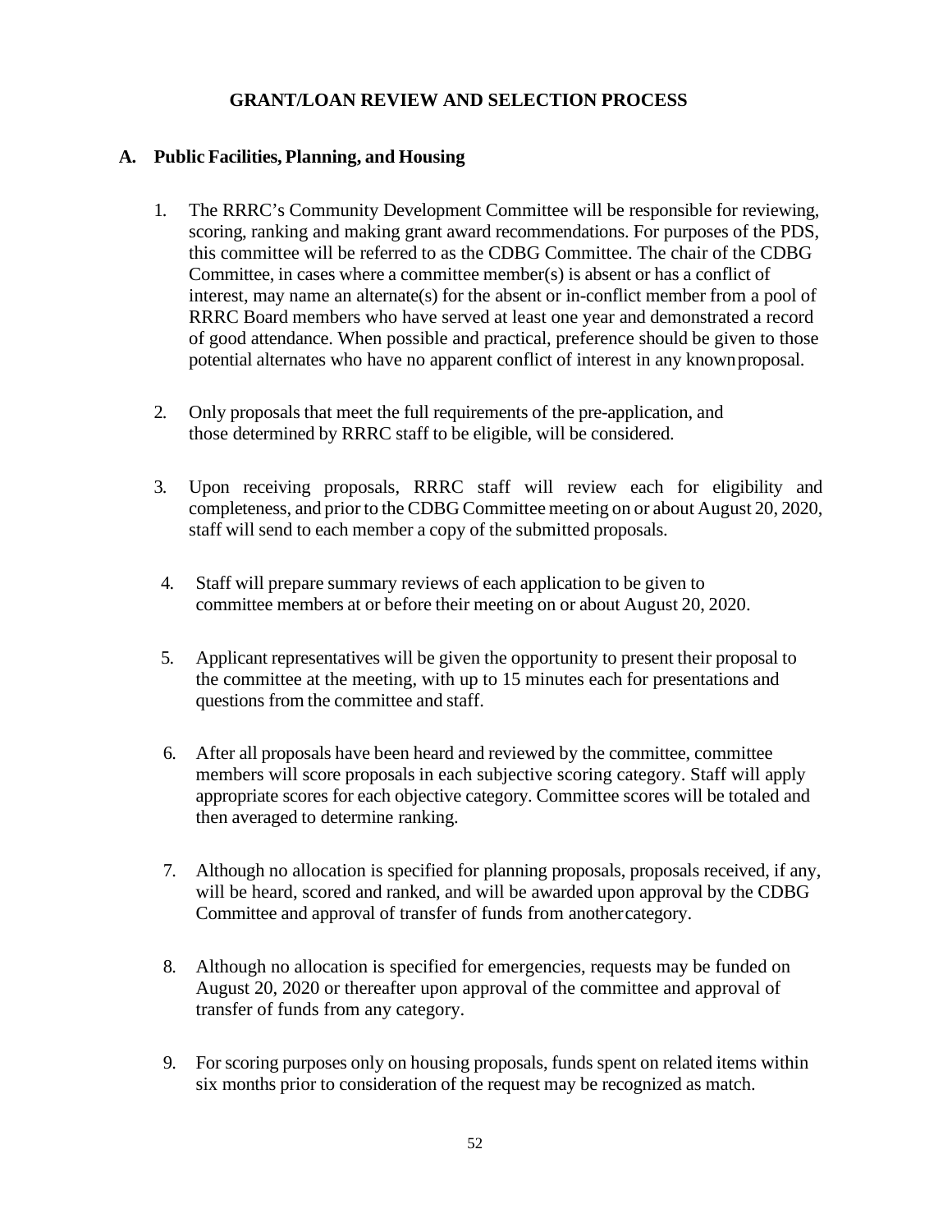# GRANT/LOAN REVIEW AND SELECTION PROCESS

## A. Public Facilities, Planning, and Housing

1. The RRRC's Community Development Committee will be responsible for reviewing, scoring, ranking and making grant award recommendations. For purposes of the PDS, this committee will be referred to as the CDBG Committee. The chair of the CDBG Committee, in cases where a committee member(s) is absent or has a conflict of interest, may name an alternate(s) for the absent or in-conflict member from a pool of RRRC Board members who have served at least one year and demonstrated a record of good attendance. When possible and practical, preference should be given to those potential alternates who have no apparent conflict of interest in any known proposal.

2. Only proposals that meet the full requirements of the pre-application, and those determined by RRRC staff to be eligible, will be considered.

3. Upon receiving proposals, RRRC staff will review each for eligibility and completeness, and prior to the CDBG Committee meeting on or about August 20, 2020, staff will send to each member a copy of the submitted proposals.

4. Staff will prepare summary reviews of each application to be given to committee members at or before their meeting on or about August 20, 2020.

5. Applicant representatives will be given the opportunity to present their proposal to the committee at the meeting, with up to 15 minutes each for presentations and questions from the committee and staff.

6. After all proposals have been heard and reviewed by the committee, committee members will score proposals in each subjective scoring category. Staff will apply appropriate scores for each objective category. Committee scores will be totaled and then averaged to determine ranking.

7. Although no allocation is specified for planning proposals, proposals received, if any, will be heard, scored and ranked, and will be awarded upon approval by the CDBG Committee and approval of transfer of funds from another category.

8. Although no allocation is specified for emergencies, requests may be funded on August 20, 2020 or thereafter upon approval of the committee and approval of transfer of funds from any category.

9. For scoring purposes only on housing proposals, funds spent on related items within six months prior to consideration of the request may be recognized as match.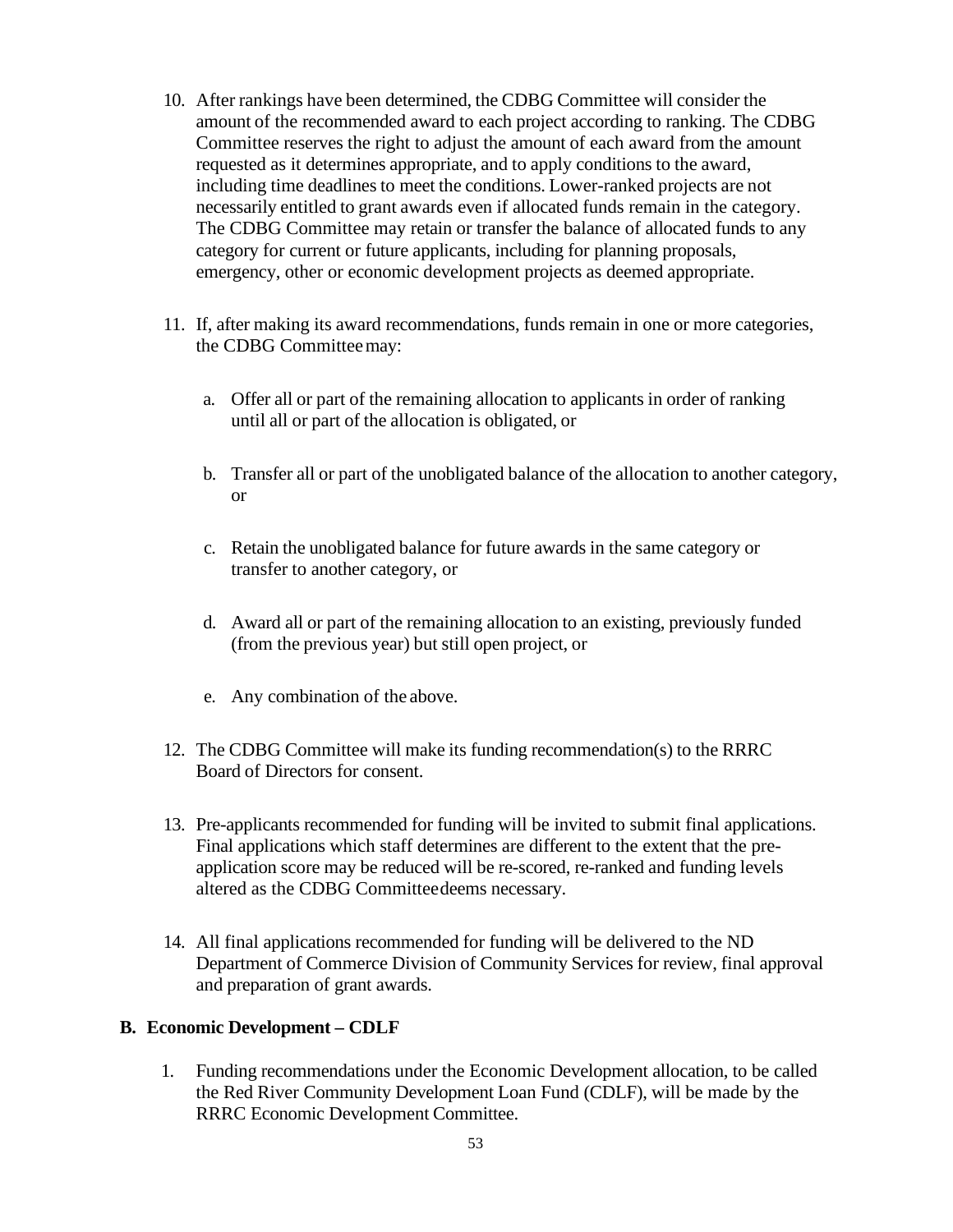10. After rankings have been determined, the CDBG Committee will consider the amount of the recommended award to each project according to ranking. The CDBG Committee reserves the right to adjust the amount of each award from the amount requested as it determines appropriate, and to apply conditions to the award, including time deadlines to meet the conditions. Lower-ranked projects are not necessarily entitled to grant awards even if allocated funds remain in the category. The CDBG Committee may retain or transfer the balance of allocated funds to any category for current or future applicants, including for planning proposals, emergency, other or economic development projects as deemed appropriate.

11. If, after making its award recommendations, funds remain in one or more categories, the CDBG Committee may:

    a. Offer all or part of the remaining allocation to applicants in order of ranking until all or part of the allocation is obligated, or

    b. Transfer all or part of the unobligated balance of the allocation to another category, or

    c. Retain the unobligated balance for future awards in the same category or transfer to another category, or

    d. Award all or part of the remaining allocation to an existing, previously funded (from the previous year) but still open project, or

    e. Any combination of the above.

12. The CDBG Committee will make its funding recommendation(s) to the RRRC Board of Directors for consent.

13. Pre-applicants recommended for funding will be invited to submit final applications. Final applications which staff determines are different to the extent that the pre-application score may be reduced will be re-scored, re-ranked and funding levels altered as the CDBG Committee deems necessary.

14. All final applications recommended for funding will be delivered to the ND Department of Commerce Division of Community Services for review, final approval and preparation of grant awards.

**B. Economic Development – CDLF**

1. Funding recommendations under the Economic Development allocation, to be called the Red River Community Development Loan Fund (CDLF), will be made by the RRRC Economic Development Committee.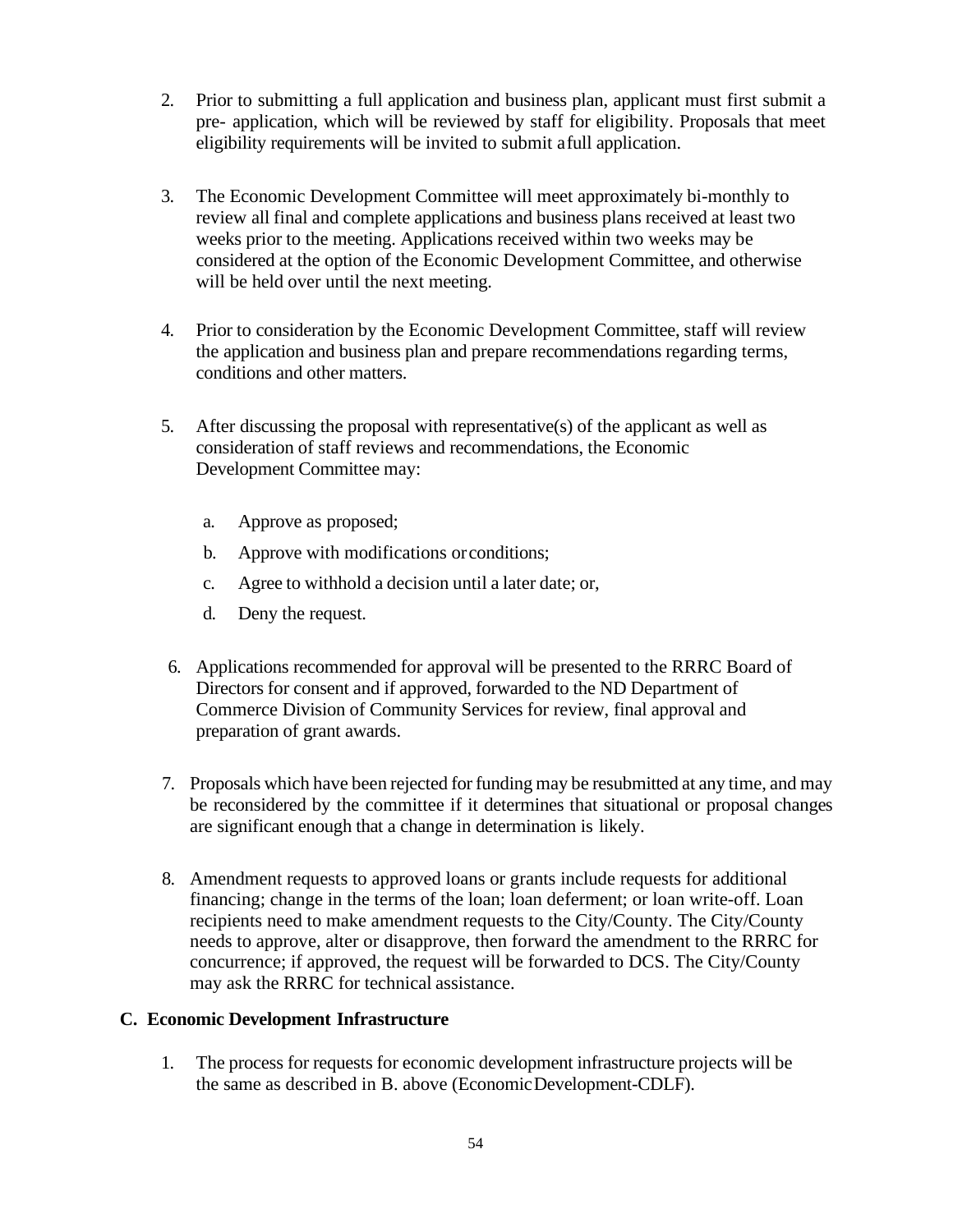2. Prior to submitting a full application and business plan, applicant must first submit a pre- application, which will be reviewed by staff for eligibility. Proposals that meet eligibility requirements will be invited to submit a full application.

3. The Economic Development Committee will meet approximately bi-monthly to review all final and complete applications and business plans received at least two weeks prior to the meeting. Applications received within two weeks may be considered at the option of the Economic Development Committee, and otherwise will be held over until the next meeting.

4. Prior to consideration by the Economic Development Committee, staff will review the application and business plan and prepare recommendations regarding terms, conditions and other matters.

5. After discussing the proposal with representative(s) of the applicant as well as consideration of staff reviews and recommendations, the Economic Development Committee may:

   a. Approve as proposed;
   b. Approve with modifications or conditions;
   c. Agree to withhold a decision until a later date; or,
   d. Deny the request.

6. Applications recommended for approval will be presented to the RRRC Board of Directors for consent and if approved, forwarded to the ND Department of Commerce Division of Community Services for review, final approval and preparation of grant awards.

7. Proposals which have been rejected for funding may be resubmitted at any time, and may be reconsidered by the committee if it determines that situational or proposal changes are significant enough that a change in determination is likely.

8. Amendment requests to approved loans or grants include requests for additional financing; change in the terms of the loan; loan deferment; or loan write-off. Loan recipients need to make amendment requests to the City/County. The City/County needs to approve, alter or disapprove, then forward the amendment to the RRRC for concurrence; if approved, the request will be forwarded to DCS. The City/County may ask the RRRC for technical assistance.

## C. Economic Development Infrastructure

1. The process for requests for economic development infrastructure projects will be the same as described in B. above (Economic Development-CDLF).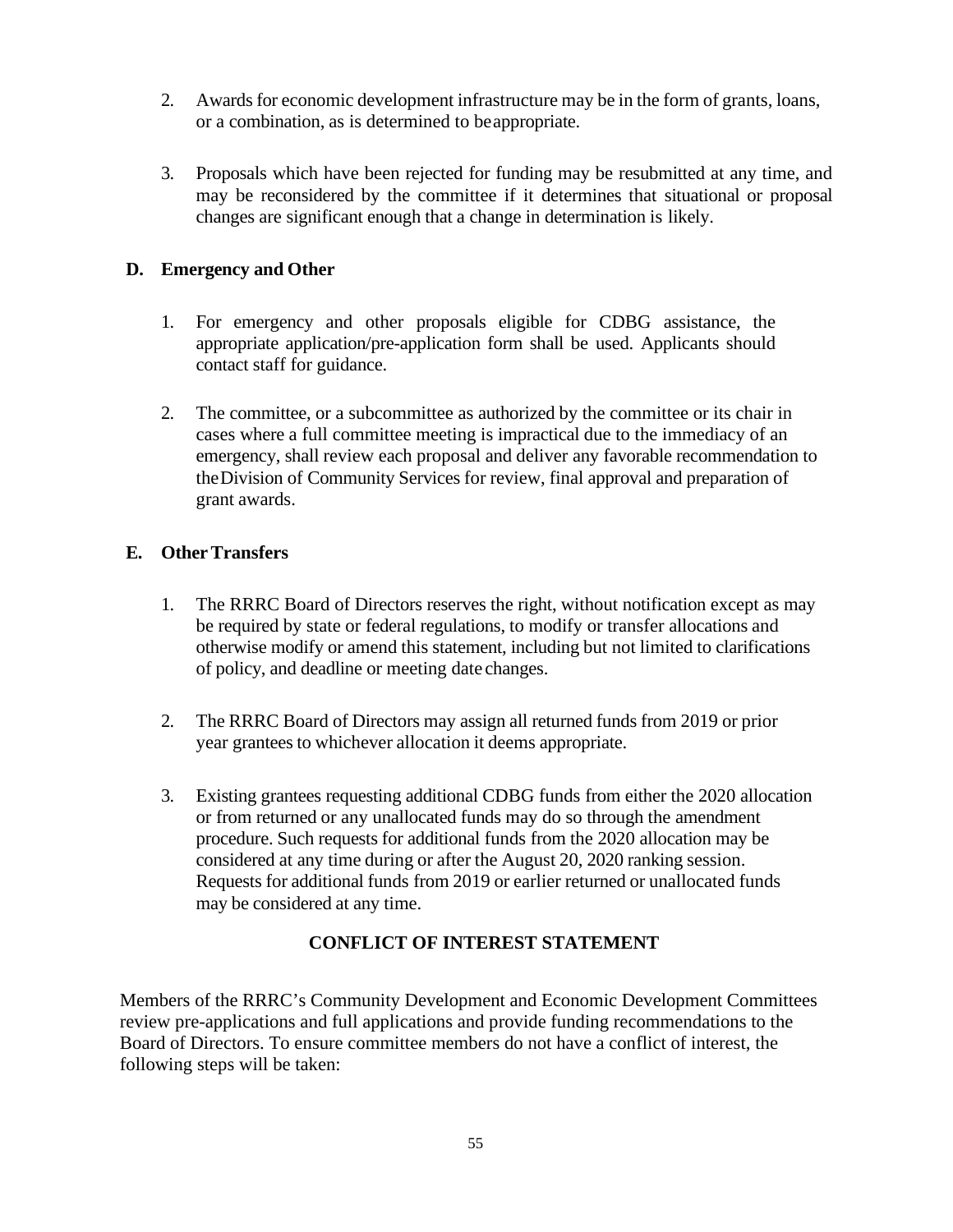2. Awards for economic development infrastructure may be in the form of grants, loans, or a combination, as is determined to be appropriate.

3. Proposals which have been rejected for funding may be resubmitted at any time, and may be reconsidered by the committee if it determines that situational or proposal changes are significant enough that a change in determination is likely.

### D. Emergency and Other

1. For emergency and other proposals eligible for CDBG assistance, the appropriate application/pre-application form shall be used. Applicants should contact staff for guidance.

2. The committee, or a subcommittee as authorized by the committee or its chair in cases where a full committee meeting is impractical due to the immediacy of an emergency, shall review each proposal and deliver any favorable recommendation to the Division of Community Services for review, final approval and preparation of grant awards.

### E. Other Transfers

1. The RRRC Board of Directors reserves the right, without notification except as may be required by state or federal regulations, to modify or transfer allocations and otherwise modify or amend this statement, including but not limited to clarifications of policy, and deadline or meeting date changes.

2. The RRRC Board of Directors may assign all returned funds from 2019 or prior year grantees to whichever allocation it deems appropriate.

3. Existing grantees requesting additional CDBG funds from either the 2020 allocation or from returned or any unallocated funds may do so through the amendment procedure. Such requests for additional funds from the 2020 allocation may be considered at any time during or after the August 20, 2020 ranking session. Requests for additional funds from 2019 or earlier returned or unallocated funds may be considered at any time.

## CONFLICT OF INTEREST STATEMENT

Members of the RRRC's Community Development and Economic Development Committees review pre-applications and full applications and provide funding recommendations to the Board of Directors. To ensure committee members do not have a conflict of interest, the following steps will be taken: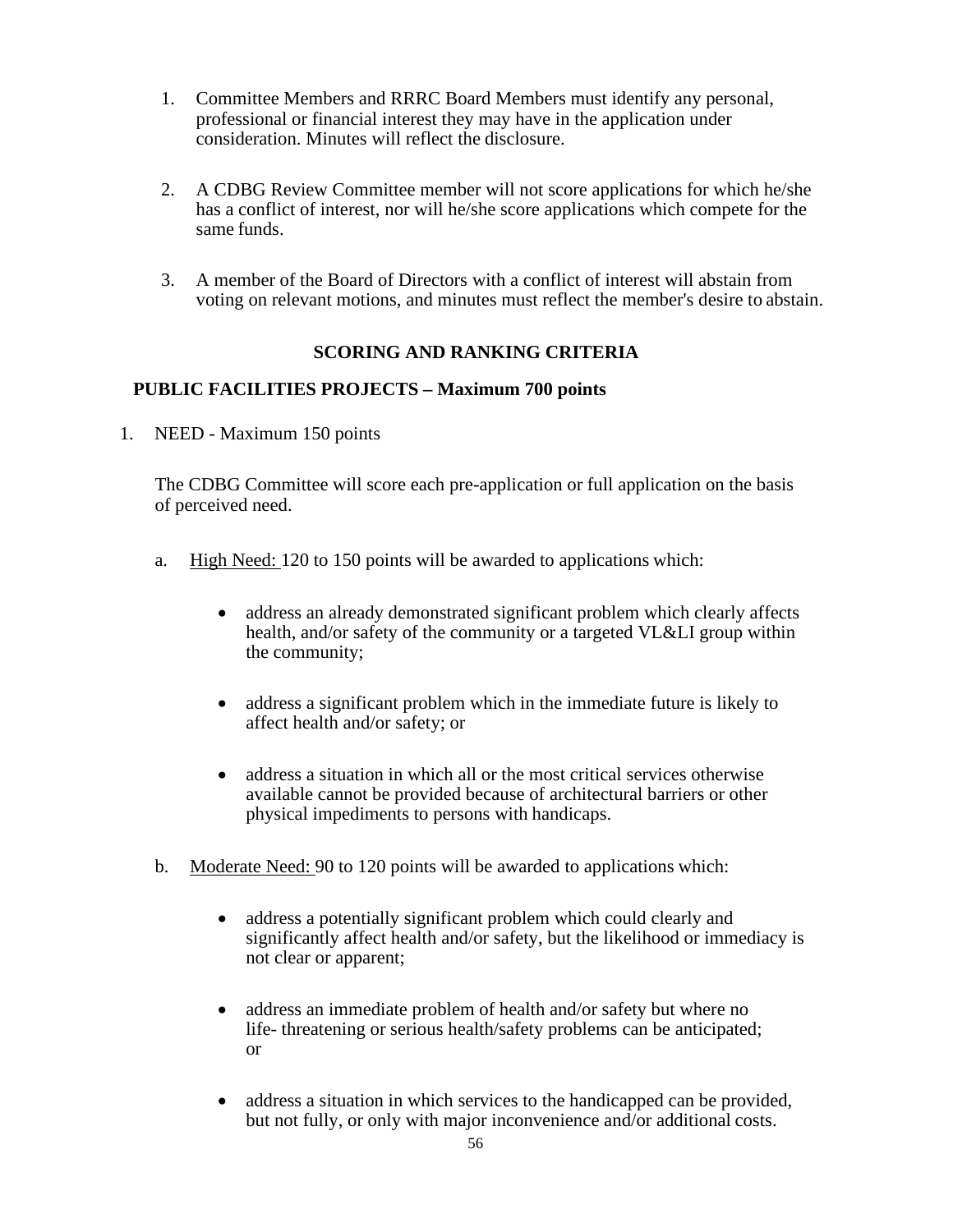1. Committee Members and RRRC Board Members must identify any personal, professional or financial interest they may have in the application under consideration. Minutes will reflect the disclosure.

2. A CDBG Review Committee member will not score applications for which he/she has a conflict of interest, nor will he/she score applications which compete for the same funds.

3. A member of the Board of Directors with a conflict of interest will abstain from voting on relevant motions, and minutes must reflect the member's desire to abstain.

## SCORING AND RANKING CRITERIA

### PUBLIC FACILITIES PROJECTS – Maximum 700 points

1. NEED - Maximum 150 points

   The CDBG Committee will score each pre-application or full application on the basis of perceived need.

   a. High Need: 120 to 150 points will be awarded to applications which:

      - address an already demonstrated significant problem which clearly affects health, and/or safety of the community or a targeted VL&LI group within the community;

      - address a significant problem which in the immediate future is likely to affect health and/or safety; or

      - address a situation in which all or the most critical services otherwise available cannot be provided because of architectural barriers or other physical impediments to persons with handicaps.

   b. Moderate Need: 90 to 120 points will be awarded to applications which:

      - address a potentially significant problem which could clearly and significantly affect health and/or safety, but the likelihood or immediacy is not clear or apparent;

      - address an immediate problem of health and/or safety but where no life- threatening or serious health/safety problems can be anticipated; or

      - address a situation in which services to the handicapped can be provided, but not fully, or only with major inconvenience and/or additional costs.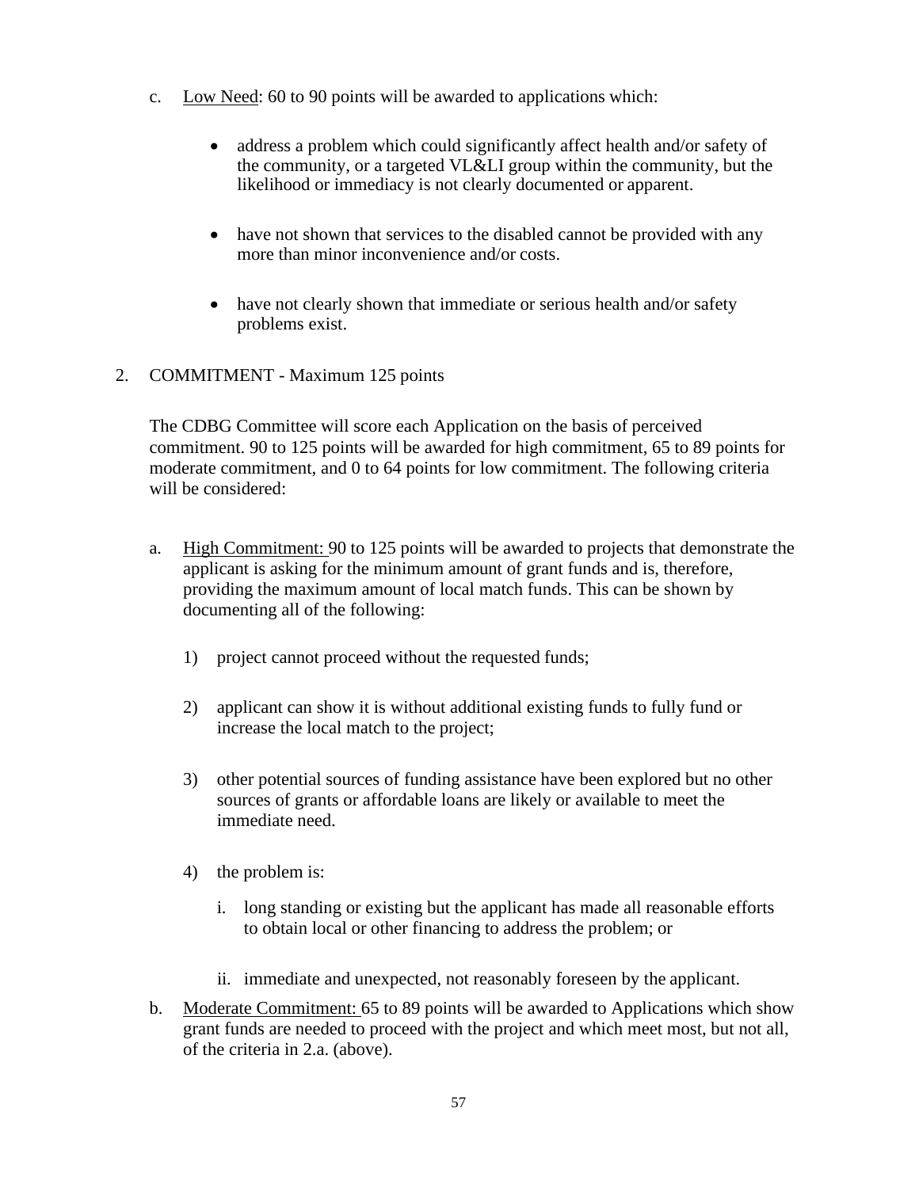c. Low Need: 60 to 90 points will be awarded to applications which:

- address a problem which could significantly affect health and/or safety of the community, or a targeted VL&LI group within the community, but the likelihood or immediacy is not clearly documented or apparent.
- have not shown that services to the disabled cannot be provided with any more than minor inconvenience and/or costs.
- have not clearly shown that immediate or serious health and/or safety problems exist.

2. COMMITMENT - Maximum 125 points

The CDBG Committee will score each Application on the basis of perceived commitment. 90 to 125 points will be awarded for high commitment, 65 to 89 points for moderate commitment, and 0 to 64 points for low commitment. The following criteria will be considered:

a. High Commitment: 90 to 125 points will be awarded to projects that demonstrate the applicant is asking for the minimum amount of grant funds and is, therefore, providing the maximum amount of local match funds. This can be shown by documenting all of the following:

   1) project cannot proceed without the requested funds;

   2) applicant can show it is without additional existing funds to fully fund or increase the local match to the project;

   3) other potential sources of funding assistance have been explored but no other sources of grants or affordable loans are likely or available to meet the immediate need.

   4) the problem is:

      i. long standing or existing but the applicant has made all reasonable efforts to obtain local or other financing to address the problem; or

      ii. immediate and unexpected, not reasonably foreseen by the applicant.

b. Moderate Commitment: 65 to 89 points will be awarded to Applications which show grant funds are needed to proceed with the project and which meet most, but not all, of the criteria in 2.a. (above).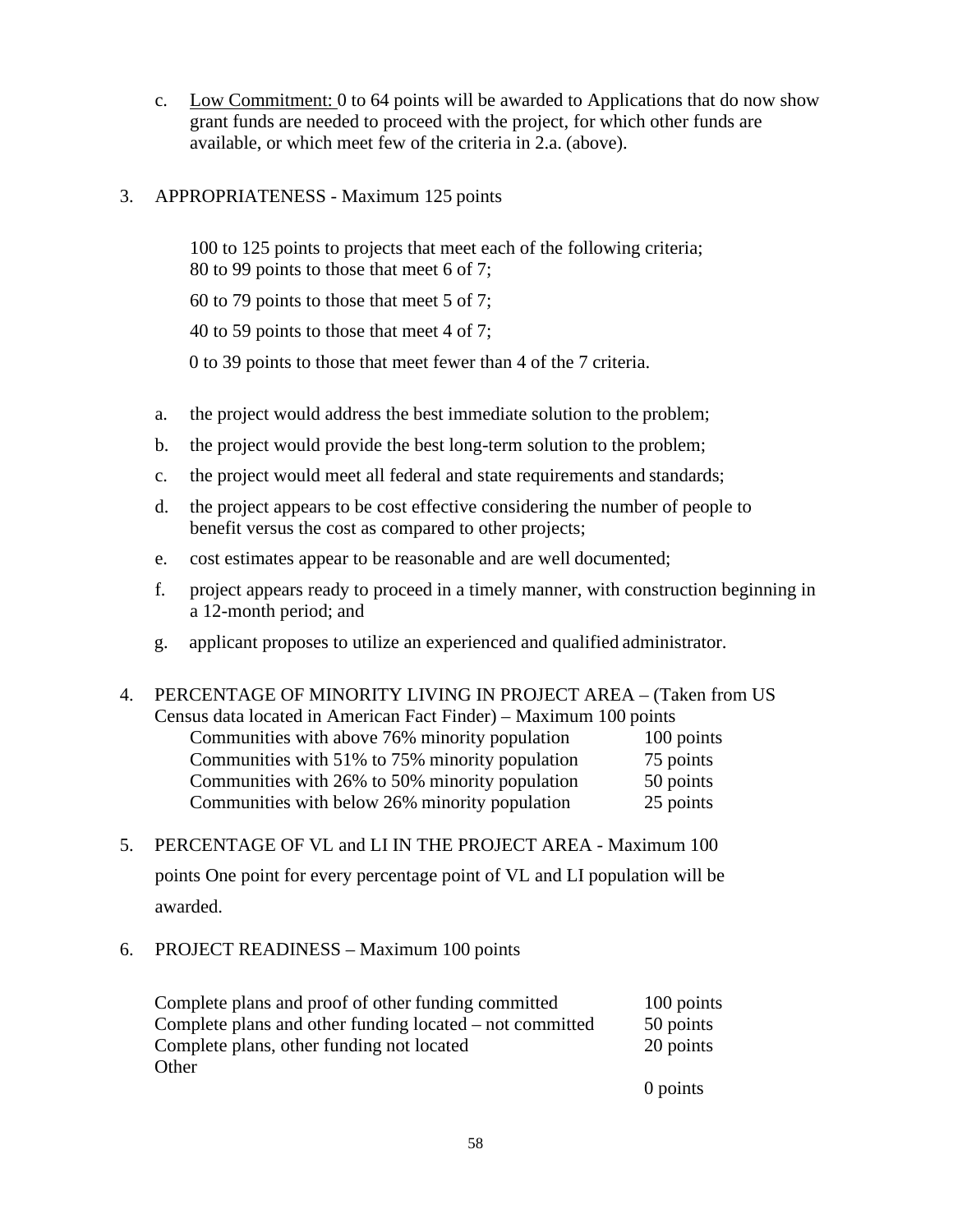c. <u>Low Commitment:</u> 0 to 64 points will be awarded to Applications that do now show grant funds are needed to proceed with the project, for which other funds are available, or which meet few of the criteria in 2.a. (above).

3. APPROPRIATENESS - Maximum 125 points

   100 to 125 points to projects that meet each of the following criteria;
   80 to 99 points to those that meet 6 of 7;

   60 to 79 points to those that meet 5 of 7;

   40 to 59 points to those that meet 4 of 7;

   0 to 39 points to those that meet fewer than 4 of the 7 criteria.

   a. the project would address the best immediate solution to the problem;
   b. the project would provide the best long-term solution to the problem;
   c. the project would meet all federal and state requirements and standards;
   d. the project appears to be cost effective considering the number of people to benefit versus the cost as compared to other projects;
   e. cost estimates appear to be reasonable and are well documented;
   f. project appears ready to proceed in a timely manner, with construction beginning in a 12-month period; and
   g. applicant proposes to utilize an experienced and qualified administrator.

4. PERCENTAGE OF MINORITY LIVING IN PROJECT AREA – (Taken from US Census data located in American Fact Finder) – Maximum 100 points

| | |
|---|---|
| Communities with above 76% minority population | 100 points |
| Communities with 51% to 75% minority population | 75 points |
| Communities with 26% to 50% minority population | 50 points |
| Communities with below 26% minority population | 25 points |

5. PERCENTAGE OF VL and LI IN THE PROJECT AREA - Maximum 100 points One point for every percentage point of VL and LI population will be awarded.

6. PROJECT READINESS – Maximum 100 points

| | |
|---|---|
| Complete plans and proof of other funding committed | 100 points |
| Complete plans and other funding located – not committed | 50 points |
| Complete plans, other funding not located | 20 points |
| Other | 0 points |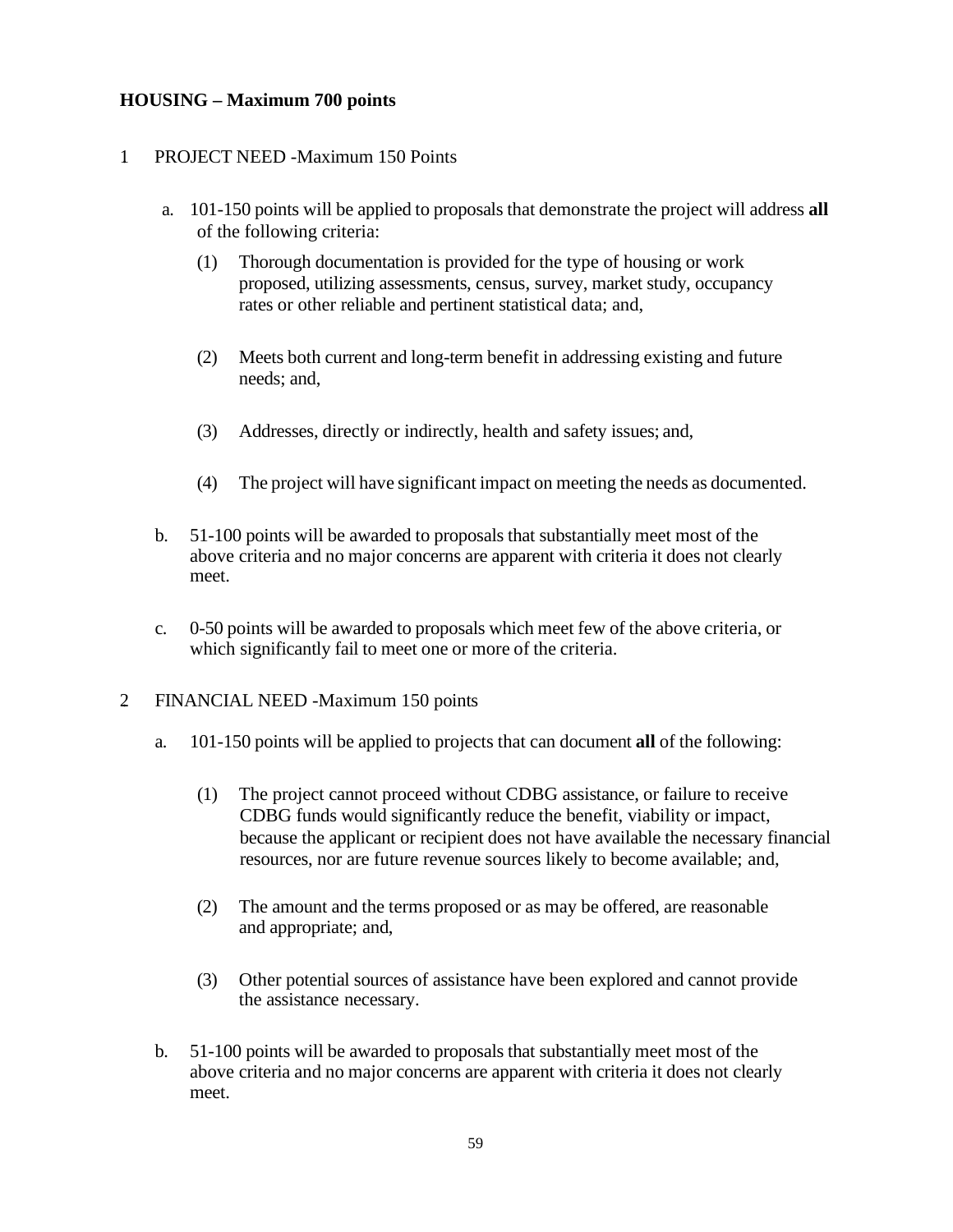**HOUSING – Maximum 700 points**

1 PROJECT NEED -Maximum 150 Points

a. 101-150 points will be applied to proposals that demonstrate the project will address **all** of the following criteria:

   (1) Thorough documentation is provided for the type of housing or work proposed, utilizing assessments, census, survey, market study, occupancy rates or other reliable and pertinent statistical data; and,

   (2) Meets both current and long-term benefit in addressing existing and future needs; and,

   (3) Addresses, directly or indirectly, health and safety issues; and,

   (4) The project will have significant impact on meeting the needs as documented.

b. 51-100 points will be awarded to proposals that substantially meet most of the above criteria and no major concerns are apparent with criteria it does not clearly meet.

c. 0-50 points will be awarded to proposals which meet few of the above criteria, or which significantly fail to meet one or more of the criteria.

2 FINANCIAL NEED -Maximum 150 points

a. 101-150 points will be applied to projects that can document **all** of the following:

   (1) The project cannot proceed without CDBG assistance, or failure to receive CDBG funds would significantly reduce the benefit, viability or impact, because the applicant or recipient does not have available the necessary financial resources, nor are future revenue sources likely to become available; and,

   (2) The amount and the terms proposed or as may be offered, are reasonable and appropriate; and,

   (3) Other potential sources of assistance have been explored and cannot provide the assistance necessary.

b. 51-100 points will be awarded to proposals that substantially meet most of the above criteria and no major concerns are apparent with criteria it does not clearly meet.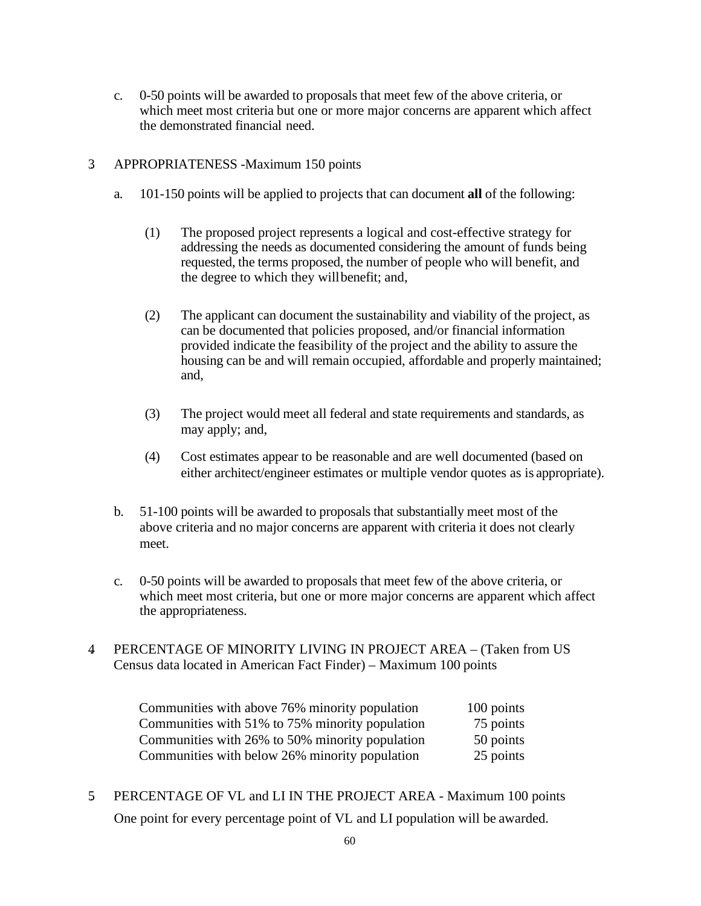c. 0-50 points will be awarded to proposals that meet few of the above criteria, or which meet most criteria but one or more major concerns are apparent which affect the demonstrated financial need.

3 APPROPRIATENESS -Maximum 150 points

a. 101-150 points will be applied to projects that can document **all** of the following:

(1) The proposed project represents a logical and cost-effective strategy for addressing the needs as documented considering the amount of funds being requested, the terms proposed, the number of people who will benefit, and the degree to which they will benefit; and,

(2) The applicant can document the sustainability and viability of the project, as can be documented that policies proposed, and/or financial information provided indicate the feasibility of the project and the ability to assure the housing can be and will remain occupied, affordable and properly maintained; and,

(3) The project would meet all federal and state requirements and standards, as may apply; and,

(4) Cost estimates appear to be reasonable and are well documented (based on either architect/engineer estimates or multiple vendor quotes as is appropriate).

b. 51-100 points will be awarded to proposals that substantially meet most of the above criteria and no major concerns are apparent with criteria it does not clearly meet.

c. 0-50 points will be awarded to proposals that meet few of the above criteria, or which meet most criteria, but one or more major concerns are apparent which affect the appropriateness.

4 PERCENTAGE OF MINORITY LIVING IN PROJECT AREA – (Taken from US Census data located in American Fact Finder) – Maximum 100 points

| | |
|---|---|
| Communities with above 76% minority population | 100 points |
| Communities with 51% to 75% minority population | 75 points |
| Communities with 26% to 50% minority population | 50 points |
| Communities with below 26% minority population | 25 points |

5 PERCENTAGE OF VL and LI IN THE PROJECT AREA - Maximum 100 points

One point for every percentage point of VL and LI population will be awarded.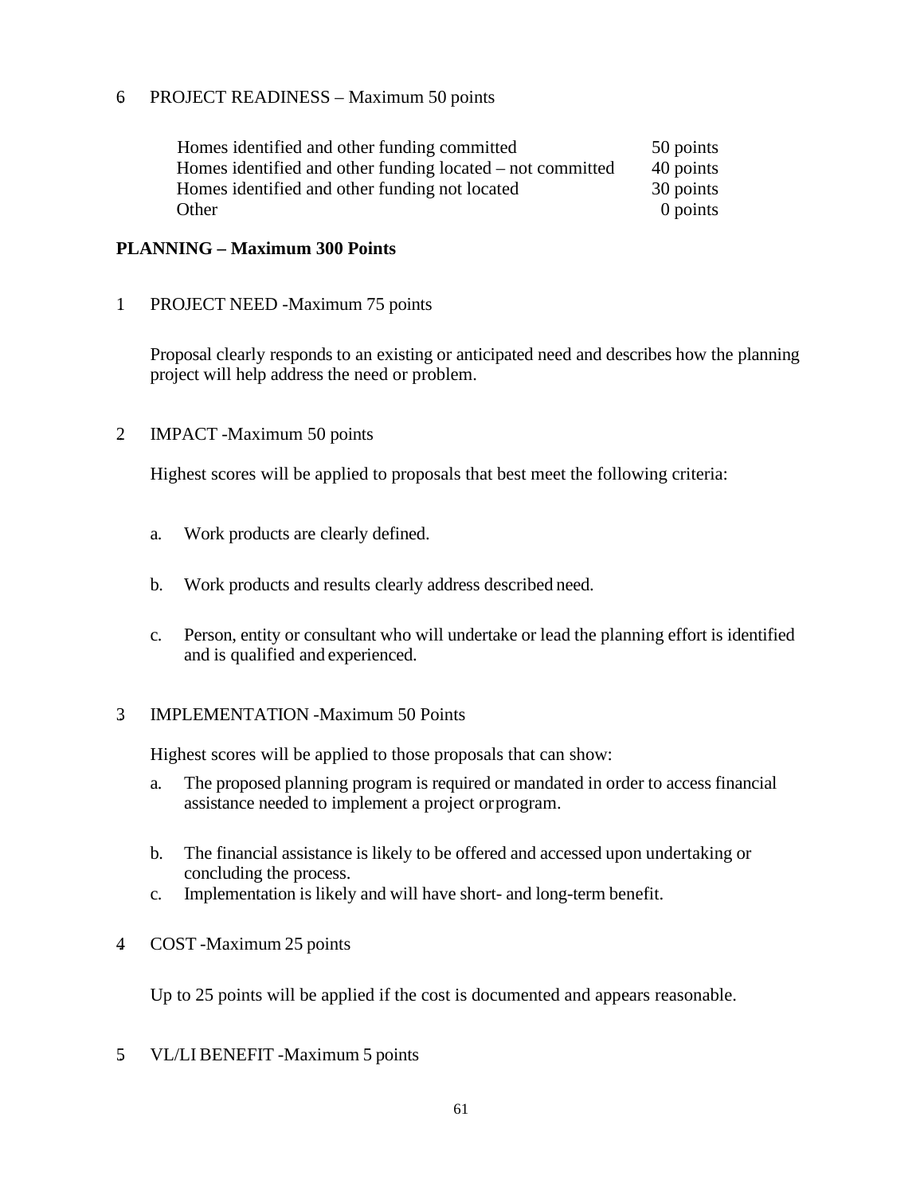6 PROJECT READINESS – Maximum 50 points

| | |
|---|---|
| Homes identified and other funding committed | 50 points |
| Homes identified and other funding located – not committed | 40 points |
| Homes identified and other funding not located | 30 points |
| Other | 0 points |

**PLANNING – Maximum 300 Points**

1 PROJECT NEED -Maximum 75 points

Proposal clearly responds to an existing or anticipated need and describes how the planning project will help address the need or problem.

2 IMPACT -Maximum 50 points

Highest scores will be applied to proposals that best meet the following criteria:

a. Work products are clearly defined.

b. Work products and results clearly address described need.

c. Person, entity or consultant who will undertake or lead the planning effort is identified and is qualified and experienced.

3 IMPLEMENTATION -Maximum 50 Points

Highest scores will be applied to those proposals that can show:

a. The proposed planning program is required or mandated in order to access financial assistance needed to implement a project or program.

b. The financial assistance is likely to be offered and accessed upon undertaking or concluding the process.

c. Implementation is likely and will have short- and long-term benefit.

4 COST -Maximum 25 points

Up to 25 points will be applied if the cost is documented and appears reasonable.

5 VL/LI BENEFIT -Maximum 5 points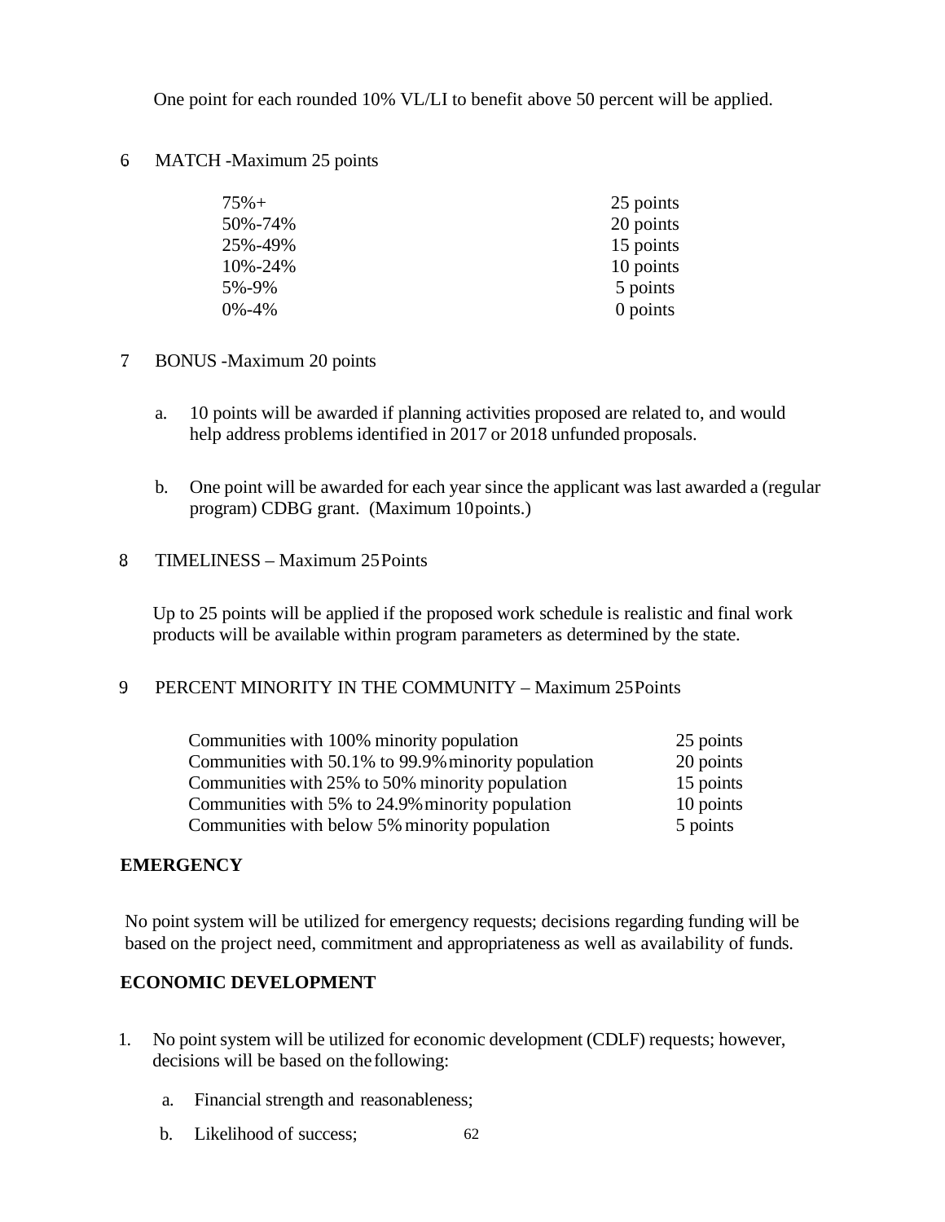One point for each rounded 10% VL/LI to benefit above 50 percent will be applied.

6 MATCH -Maximum 25 points

| | |
|---|---|
| 75%+ | 25 points |
| 50%-74% | 20 points |
| 25%-49% | 15 points |
| 10%-24% | 10 points |
| 5%-9% | 5 points |
| 0%-4% | 0 points |

7 BONUS -Maximum 20 points

a. 10 points will be awarded if planning activities proposed are related to, and would help address problems identified in 2017 or 2018 unfunded proposals.

b. One point will be awarded for each year since the applicant was last awarded a (regular program) CDBG grant. (Maximum 10 points.)

8 TIMELINESS – Maximum 25 Points

Up to 25 points will be applied if the proposed work schedule is realistic and final work products will be available within program parameters as determined by the state.

9 PERCENT MINORITY IN THE COMMUNITY – Maximum 25 Points

| | |
|---|---|
| Communities with 100% minority population | 25 points |
| Communities with 50.1% to 99.9% minority population | 20 points |
| Communities with 25% to 50% minority population | 15 points |
| Communities with 5% to 24.9% minority population | 10 points |
| Communities with below 5% minority population | 5 points |

**EMERGENCY**

No point system will be utilized for emergency requests; decisions regarding funding will be based on the project need, commitment and appropriateness as well as availability of funds.

**ECONOMIC DEVELOPMENT**

1. No point system will be utilized for economic development (CDLF) requests; however, decisions will be based on the following:

   a. Financial strength and reasonableness;

   b. Likelihood of success;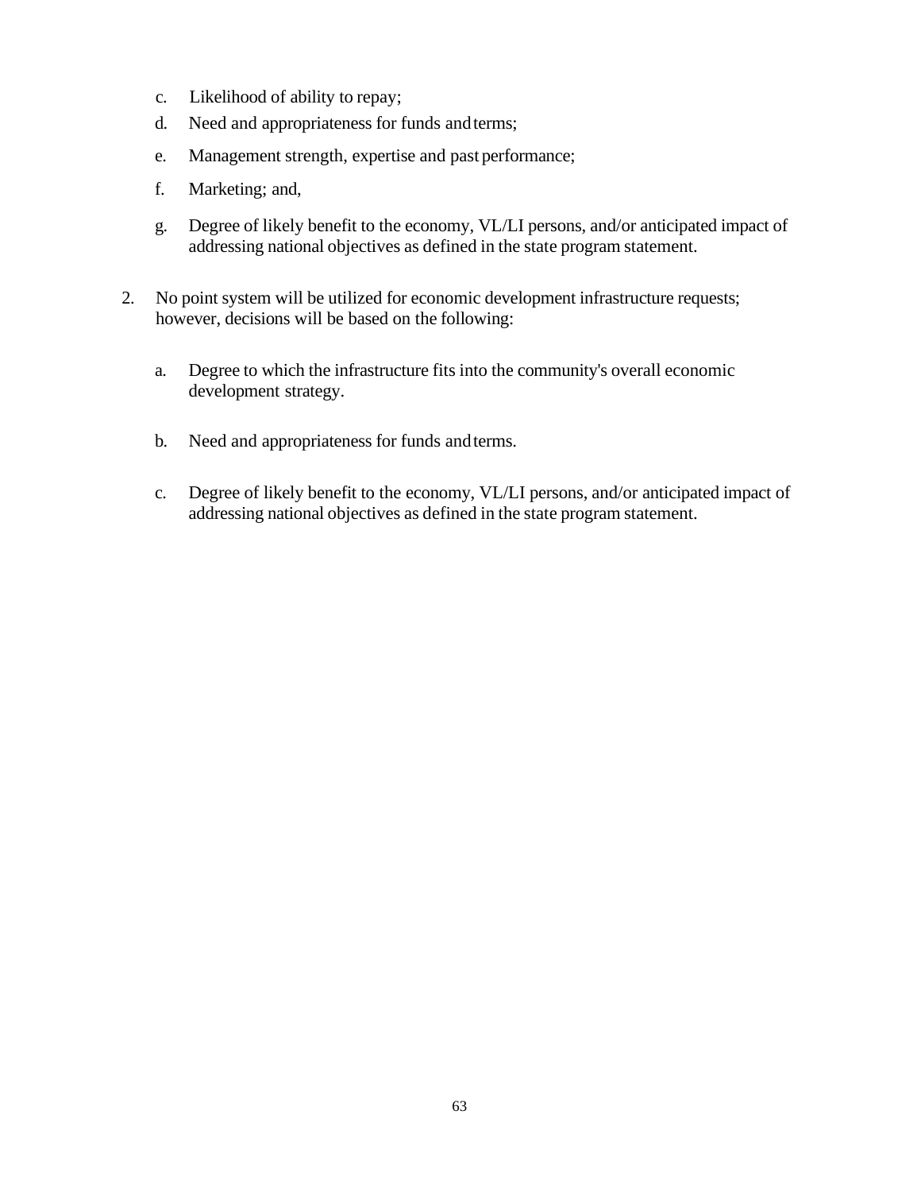c. Likelihood of ability to repay;

d. Need and appropriateness for funds and terms;

e. Management strength, expertise and past performance;

f. Marketing; and,

g. Degree of likely benefit to the economy, VL/LI persons, and/or anticipated impact of addressing national objectives as defined in the state program statement.

2. No point system will be utilized for economic development infrastructure requests; however, decisions will be based on the following:

   a. Degree to which the infrastructure fits into the community's overall economic development strategy.

   b. Need and appropriateness for funds and terms.

   c. Degree of likely benefit to the economy, VL/LI persons, and/or anticipated impact of addressing national objectives as defined in the state program statement.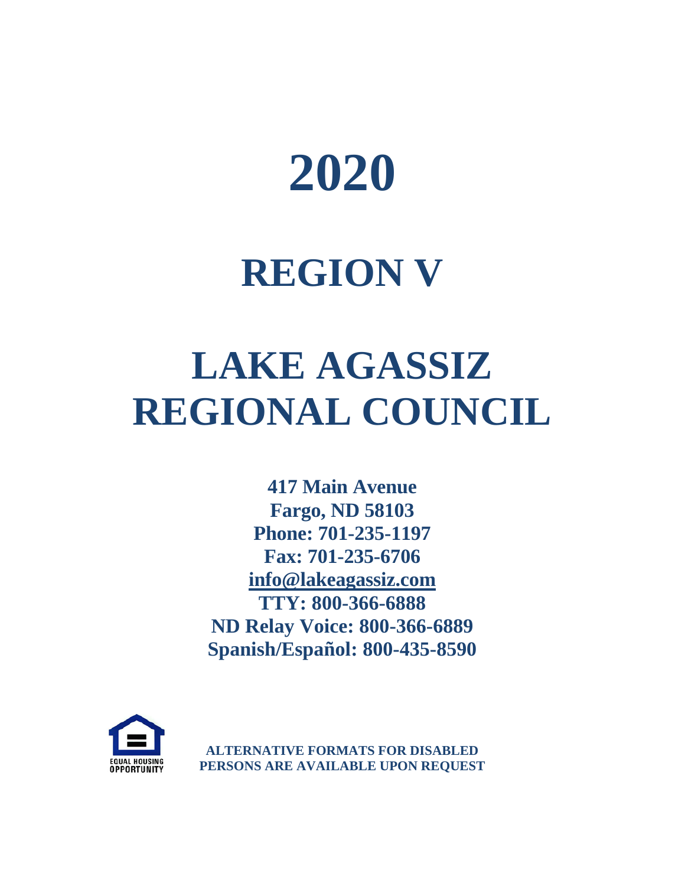# 2020

# REGION V

# LAKE AGASSIZ REGIONAL COUNCIL

**417 Main Avenue**
**Fargo, ND 58103**
**Phone: 701-235-1197**
**Fax: 701-235-6706**
**info@lakeagassiz.com**
**TTY: 800-366-6888**
**ND Relay Voice: 800-366-6889**
**Spanish/Español: 800-435-8590**

EQUAL HOUSING OPPORTUNITY

**ALTERNATIVE FORMATS FOR DISABLED PERSONS ARE AVAILABLE UPON REQUEST**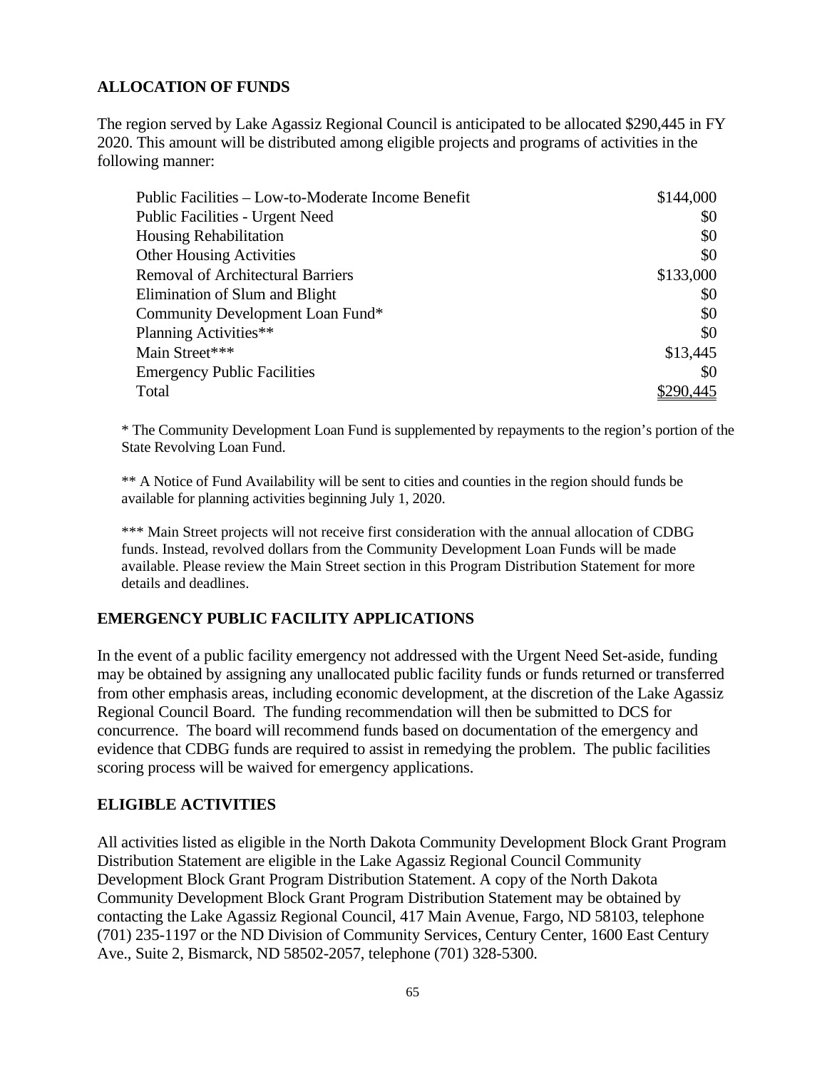## ALLOCATION OF FUNDS

The region served by Lake Agassiz Regional Council is anticipated to be allocated $290,445 in FY 2020. This amount will be distributed among eligible projects and programs of activities in the following manner:

| Activity | Amount |
|---|---|
| Public Facilities – Low-to-Moderate Income Benefit | $144,000 |
| Public Facilities - Urgent Need | $0 |
| Housing Rehabilitation | $0 |
| Other Housing Activities | $0 |
| Removal of Architectural Barriers | $133,000 |
| Elimination of Slum and Blight | $0 |
| Community Development Loan Fund* | $0 |
| Planning Activities** | $0 |
| Main Street*** | $13,445 |
| Emergency Public Facilities | $0 |
| Total | $290,445 |

\* The Community Development Loan Fund is supplemented by repayments to the region's portion of the State Revolving Loan Fund.

\*\* A Notice of Fund Availability will be sent to cities and counties in the region should funds be available for planning activities beginning July 1, 2020.

\*\*\* Main Street projects will not receive first consideration with the annual allocation of CDBG funds. Instead, revolved dollars from the Community Development Loan Funds will be made available. Please review the Main Street section in this Program Distribution Statement for more details and deadlines.

## EMERGENCY PUBLIC FACILITY APPLICATIONS

In the event of a public facility emergency not addressed with the Urgent Need Set-aside, funding may be obtained by assigning any unallocated public facility funds or funds returned or transferred from other emphasis areas, including economic development, at the discretion of the Lake Agassiz Regional Council Board. The funding recommendation will then be submitted to DCS for concurrence. The board will recommend funds based on documentation of the emergency and evidence that CDBG funds are required to assist in remedying the problem. The public facilities scoring process will be waived for emergency applications.

## ELIGIBLE ACTIVITIES

All activities listed as eligible in the North Dakota Community Development Block Grant Program Distribution Statement are eligible in the Lake Agassiz Regional Council Community Development Block Grant Program Distribution Statement. A copy of the North Dakota Community Development Block Grant Program Distribution Statement may be obtained by contacting the Lake Agassiz Regional Council, 417 Main Avenue, Fargo, ND 58103, telephone (701) 235-1197 or the ND Division of Community Services, Century Center, 1600 East Century Ave., Suite 2, Bismarck, ND 58502-2057, telephone (701) 328-5300.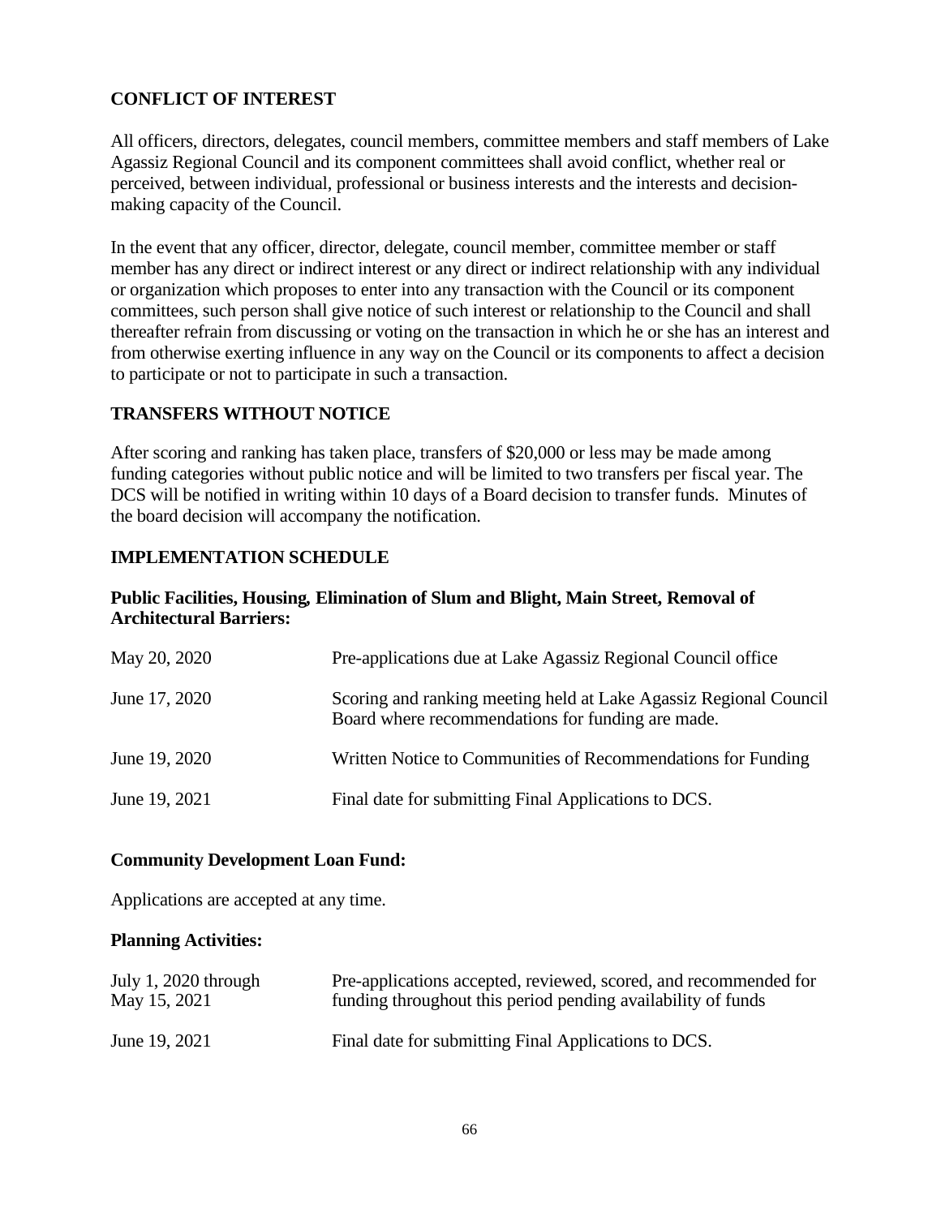## CONFLICT OF INTEREST

All officers, directors, delegates, council members, committee members and staff members of Lake Agassiz Regional Council and its component committees shall avoid conflict, whether real or perceived, between individual, professional or business interests and the interests and decision-making capacity of the Council.

In the event that any officer, director, delegate, council member, committee member or staff member has any direct or indirect interest or any direct or indirect relationship with any individual or organization which proposes to enter into any transaction with the Council or its component committees, such person shall give notice of such interest or relationship to the Council and shall thereafter refrain from discussing or voting on the transaction in which he or she has an interest and from otherwise exerting influence in any way on the Council or its components to affect a decision to participate or not to participate in such a transaction.

## TRANSFERS WITHOUT NOTICE

After scoring and ranking has taken place, transfers of $20,000 or less may be made among funding categories without public notice and will be limited to two transfers per fiscal year. The DCS will be notified in writing within 10 days of a Board decision to transfer funds. Minutes of the board decision will accompany the notification.

## IMPLEMENTATION SCHEDULE

### Public Facilities, Housing, Elimination of Slum and Blight, Main Street, Removal of Architectural Barriers:

| | |
|---|---|
| May 20, 2020 | Pre-applications due at Lake Agassiz Regional Council office |
| June 17, 2020 | Scoring and ranking meeting held at Lake Agassiz Regional Council Board where recommendations for funding are made. |
| June 19, 2020 | Written Notice to Communities of Recommendations for Funding |
| June 19, 2021 | Final date for submitting Final Applications to DCS. |

### Community Development Loan Fund:

Applications are accepted at any time.

### Planning Activities:

| | |
|---|---|
| July 1, 2020 through May 15, 2021 | Pre-applications accepted, reviewed, scored, and recommended for funding throughout this period pending availability of funds |
| June 19, 2021 | Final date for submitting Final Applications to DCS. |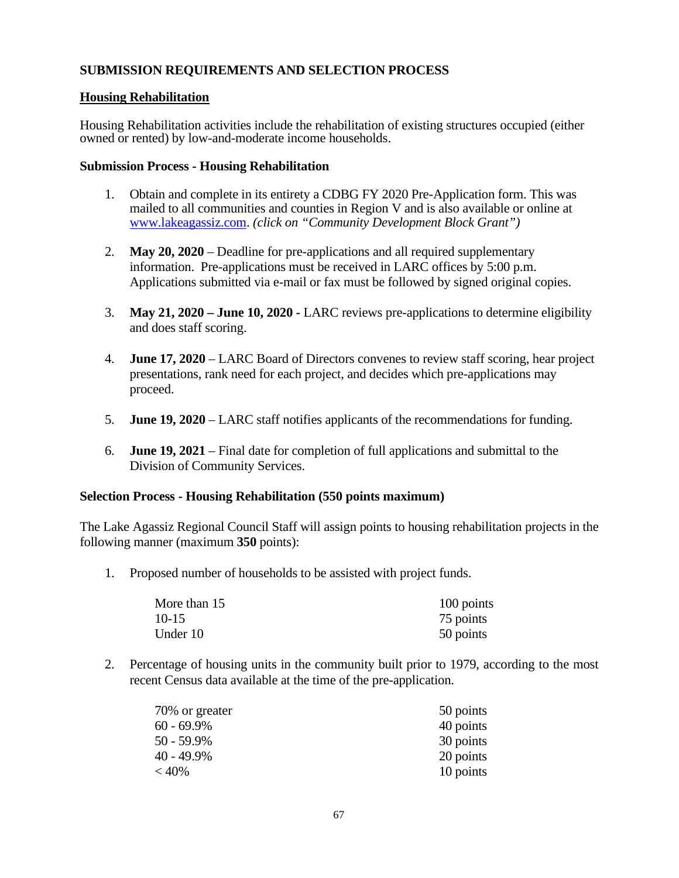**SUBMISSION REQUIREMENTS AND SELECTION PROCESS**

**<u>Housing Rehabilitation</u>**

Housing Rehabilitation activities include the rehabilitation of existing structures occupied (either owned or rented) by low-and-moderate income households.

**Submission Process - Housing Rehabilitation**

1. Obtain and complete in its entirety a CDBG FY 2020 Pre-Application form. This was mailed to all communities and counties in Region V and is also available or online at [www.lakeagassiz.com](www.lakeagassiz.com). *(click on "Community Development Block Grant")*

2. **May 20, 2020** – Deadline for pre-applications and all required supplementary information. Pre-applications must be received in LARC offices by 5:00 p.m. Applications submitted via e-mail or fax must be followed by signed original copies.

3. **May 21, 2020 – June 10, 2020 -** LARC reviews pre-applications to determine eligibility and does staff scoring.

4. **June 17, 2020** – LARC Board of Directors convenes to review staff scoring, hear project presentations, rank need for each project, and decides which pre-applications may proceed.

5. **June 19, 2020** – LARC staff notifies applicants of the recommendations for funding.

6. **June 19, 2021** – Final date for completion of full applications and submittal to the Division of Community Services.

**Selection Process - Housing Rehabilitation (550 points maximum)**

The Lake Agassiz Regional Council Staff will assign points to housing rehabilitation projects in the following manner (maximum **350** points):

1. Proposed number of households to be assisted with project funds.

| | |
|---|---|
| More than 15 | 100 points |
| 10-15 | 75 points |
| Under 10 | 50 points |

2. Percentage of housing units in the community built prior to 1979, according to the most recent Census data available at the time of the pre-application.

| | |
|---|---|
| 70% or greater | 50 points |
| 60 - 69.9% | 40 points |
| 50 - 59.9% | 30 points |
| 40 - 49.9% | 20 points |
| < 40% | 10 points |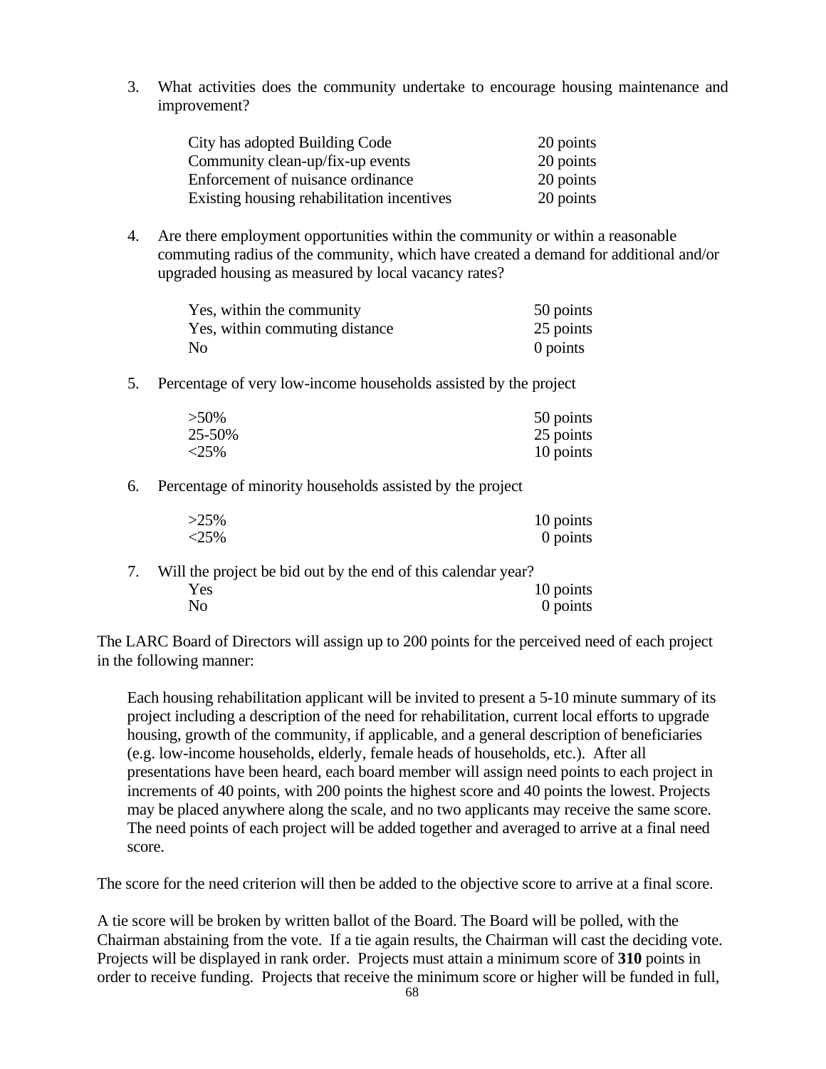3. What activities does the community undertake to encourage housing maintenance and improvement?

| | |
|---|---|
| City has adopted Building Code | 20 points |
| Community clean-up/fix-up events | 20 points |
| Enforcement of nuisance ordinance | 20 points |
| Existing housing rehabilitation incentives | 20 points |

4. Are there employment opportunities within the community or within a reasonable commuting radius of the community, which have created a demand for additional and/or upgraded housing as measured by local vacancy rates?

| | |
|---|---|
| Yes, within the community | 50 points |
| Yes, within commuting distance | 25 points |
| No | 0 points |

5. Percentage of very low-income households assisted by the project

| | |
|---|---|
| >50% | 50 points |
| 25-50% | 25 points |
| <25% | 10 points |

6. Percentage of minority households assisted by the project

| | |
|---|---|
| >25% | 10 points |
| <25% | 0 points |

7. Will the project be bid out by the end of this calendar year?

| | |
|---|---|
| Yes | 10 points |
| No | 0 points |

The LARC Board of Directors will assign up to 200 points for the perceived need of each project in the following manner:

Each housing rehabilitation applicant will be invited to present a 5-10 minute summary of its project including a description of the need for rehabilitation, current local efforts to upgrade housing, growth of the community, if applicable, and a general description of beneficiaries (e.g. low-income households, elderly, female heads of households, etc.). After all presentations have been heard, each board member will assign need points to each project in increments of 40 points, with 200 points the highest score and 40 points the lowest. Projects may be placed anywhere along the scale, and no two applicants may receive the same score. The need points of each project will be added together and averaged to arrive at a final need score.

The score for the need criterion will then be added to the objective score to arrive at a final score.

A tie score will be broken by written ballot of the Board. The Board will be polled, with the Chairman abstaining from the vote. If a tie again results, the Chairman will cast the deciding vote. Projects will be displayed in rank order. Projects must attain a minimum score of **310** points in order to receive funding. Projects that receive the minimum score or higher will be funded in full,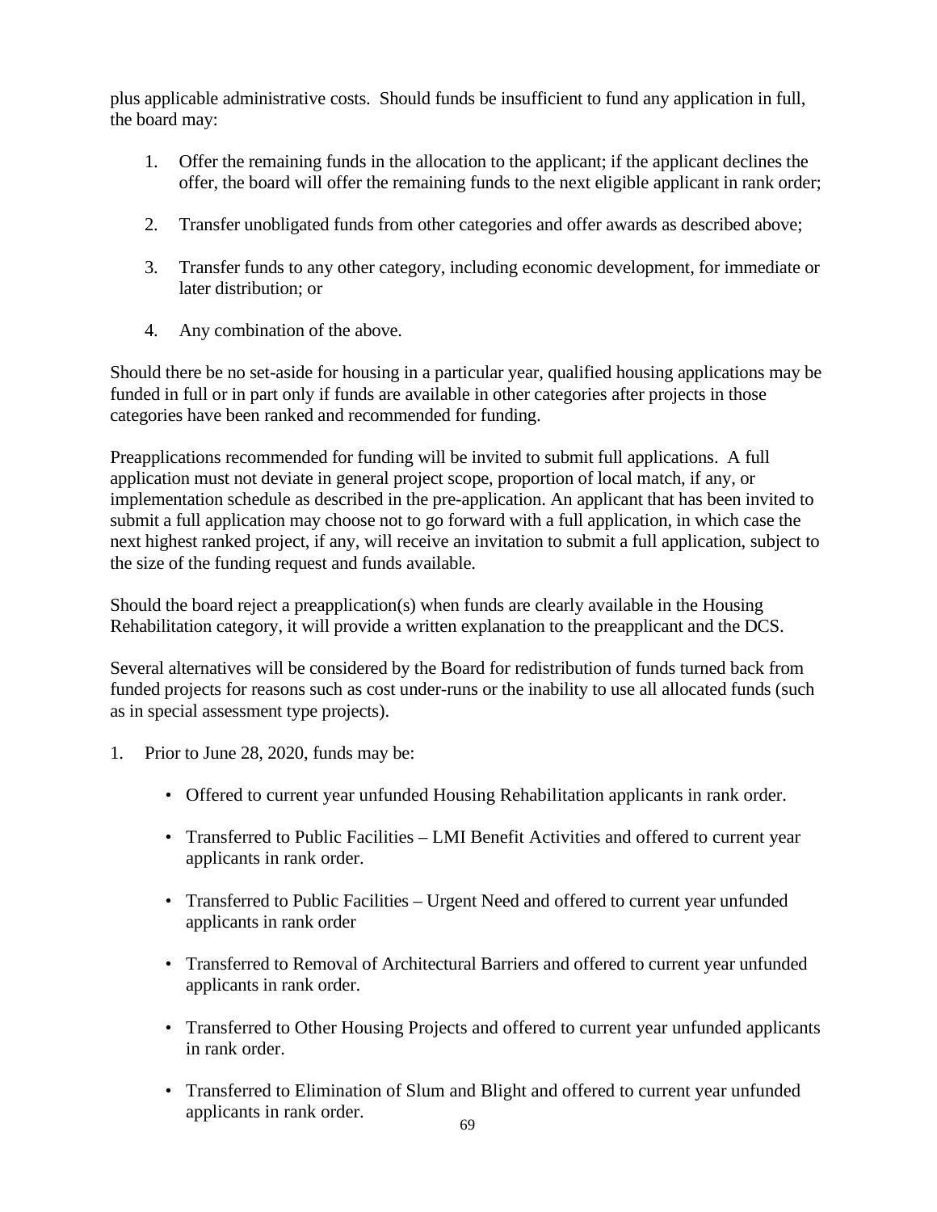plus applicable administrative costs. Should funds be insufficient to fund any application in full, the board may:

1. Offer the remaining funds in the allocation to the applicant; if the applicant declines the offer, the board will offer the remaining funds to the next eligible applicant in rank order;

2. Transfer unobligated funds from other categories and offer awards as described above;

3. Transfer funds to any other category, including economic development, for immediate or later distribution; or

4. Any combination of the above.

Should there be no set-aside for housing in a particular year, qualified housing applications may be funded in full or in part only if funds are available in other categories after projects in those categories have been ranked and recommended for funding.

Preapplications recommended for funding will be invited to submit full applications. A full application must not deviate in general project scope, proportion of local match, if any, or implementation schedule as described in the pre-application. An applicant that has been invited to submit a full application may choose not to go forward with a full application, in which case the next highest ranked project, if any, will receive an invitation to submit a full application, subject to the size of the funding request and funds available.

Should the board reject a preapplication(s) when funds are clearly available in the Housing Rehabilitation category, it will provide a written explanation to the preapplicant and the DCS.

Several alternatives will be considered by the Board for redistribution of funds turned back from funded projects for reasons such as cost under-runs or the inability to use all allocated funds (such as in special assessment type projects).

1. Prior to June 28, 2020, funds may be:

   - Offered to current year unfunded Housing Rehabilitation applicants in rank order.

   - Transferred to Public Facilities – LMI Benefit Activities and offered to current year applicants in rank order.

   - Transferred to Public Facilities – Urgent Need and offered to current year unfunded applicants in rank order

   - Transferred to Removal of Architectural Barriers and offered to current year unfunded applicants in rank order.

   - Transferred to Other Housing Projects and offered to current year unfunded applicants in rank order.

   - Transferred to Elimination of Slum and Blight and offered to current year unfunded applicants in rank order.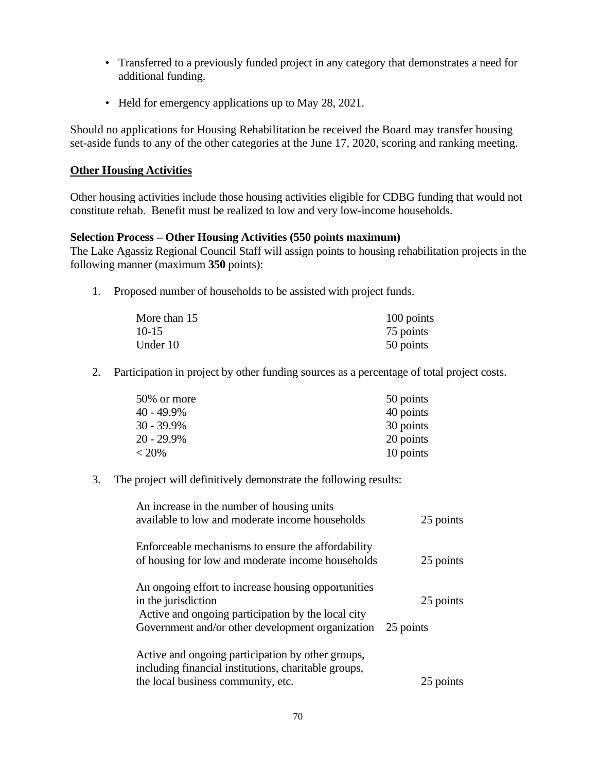- Transferred to a previously funded project in any category that demonstrates a need for additional funding.
- Held for emergency applications up to May 28, 2021.

Should no applications for Housing Rehabilitation be received the Board may transfer housing set-aside funds to any of the other categories at the June 17, 2020, scoring and ranking meeting.

## Other Housing Activities

Other housing activities include those housing activities eligible for CDBG funding that would not constitute rehab. Benefit must be realized to low and very low-income households.

**Selection Process – Other Housing Activities (550 points maximum)**
The Lake Agassiz Regional Council Staff will assign points to housing rehabilitation projects in the following manner (maximum **350** points):

1. Proposed number of households to be assisted with project funds.

| | |
|---|---|
| More than 15 | 100 points |
| 10-15 | 75 points |
| Under 10 | 50 points |

2. Participation in project by other funding sources as a percentage of total project costs.

| | |
|---|---|
| 50% or more | 50 points |
| 40 - 49.9% | 40 points |
| 30 - 39.9% | 30 points |
| 20 - 29.9% | 20 points |
| < 20% | 10 points |

3. The project will definitively demonstrate the following results:

| | |
|---|---|
| An increase in the number of housing units available to low and moderate income households | 25 points |
| Enforceable mechanisms to ensure the affordability of housing for low and moderate income households | 25 points |
| An ongoing effort to increase housing opportunities in the jurisdiction | 25 points |
| Active and ongoing participation by the local city Government and/or other development organization | 25 points |
| Active and ongoing participation by other groups, including financial institutions, charitable groups, the local business community, etc. | 25 points |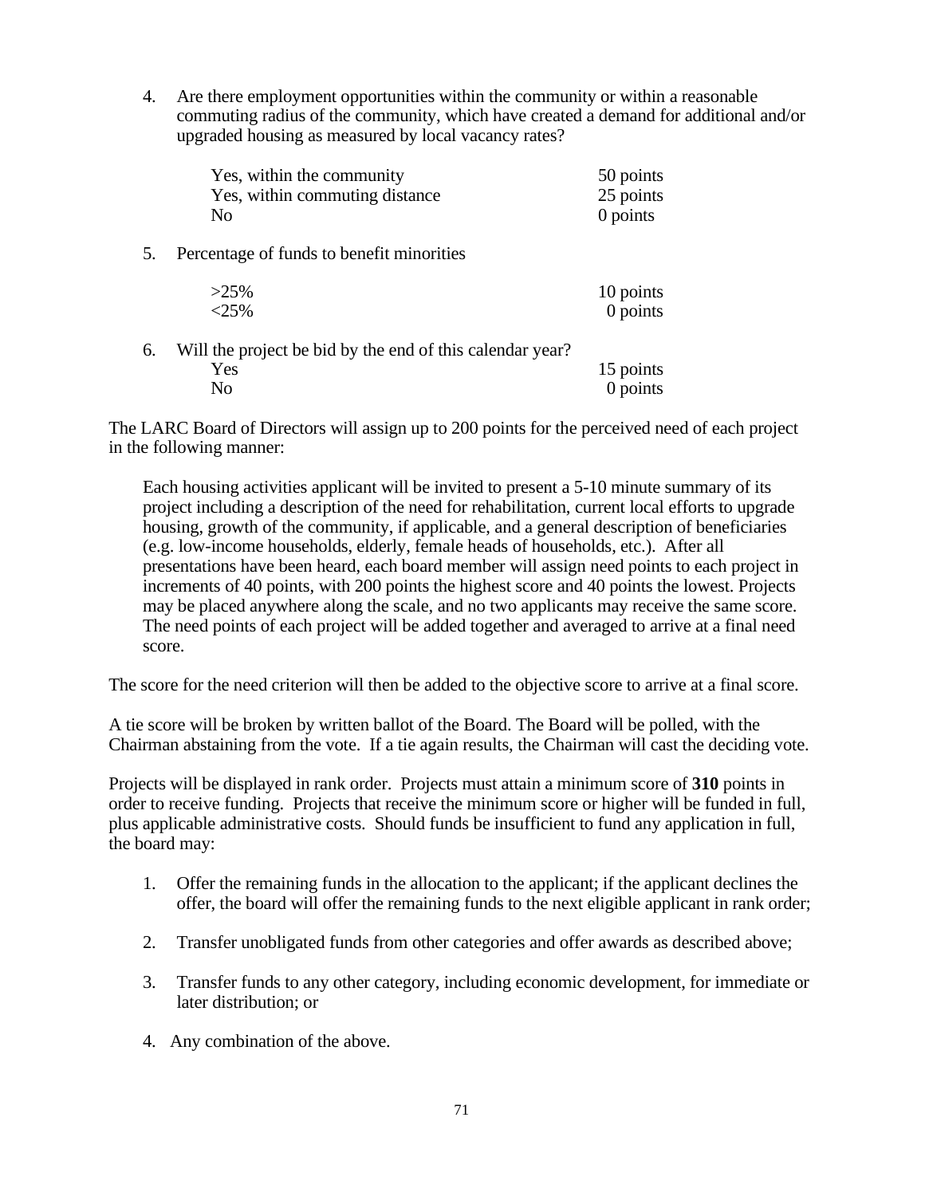4. Are there employment opportunities within the community or within a reasonable commuting radius of the community, which have created a demand for additional and/or upgraded housing as measured by local vacancy rates?

   | | |
   |---|---|
   | Yes, within the community | 50 points |
   | Yes, within commuting distance | 25 points |
   | No | 0 points |

5. Percentage of funds to benefit minorities

   | | |
   |---|---|
   | >25% | 10 points |
   | <25% | 0 points |

6. Will the project be bid by the end of this calendar year?

   | | |
   |---|---|
   | Yes | 15 points |
   | No | 0 points |

The LARC Board of Directors will assign up to 200 points for the perceived need of each project in the following manner:

> Each housing activities applicant will be invited to present a 5-10 minute summary of its project including a description of the need for rehabilitation, current local efforts to upgrade housing, growth of the community, if applicable, and a general description of beneficiaries (e.g. low-income households, elderly, female heads of households, etc.). After all presentations have been heard, each board member will assign need points to each project in increments of 40 points, with 200 points the highest score and 40 points the lowest. Projects may be placed anywhere along the scale, and no two applicants may receive the same score. The need points of each project will be added together and averaged to arrive at a final need score.

The score for the need criterion will then be added to the objective score to arrive at a final score.

A tie score will be broken by written ballot of the Board. The Board will be polled, with the Chairman abstaining from the vote. If a tie again results, the Chairman will cast the deciding vote.

Projects will be displayed in rank order. Projects must attain a minimum score of **310** points in order to receive funding. Projects that receive the minimum score or higher will be funded in full, plus applicable administrative costs. Should funds be insufficient to fund any application in full, the board may:

1. Offer the remaining funds in the allocation to the applicant; if the applicant declines the offer, the board will offer the remaining funds to the next eligible applicant in rank order;

2. Transfer unobligated funds from other categories and offer awards as described above;

3. Transfer funds to any other category, including economic development, for immediate or later distribution; or

4. Any combination of the above.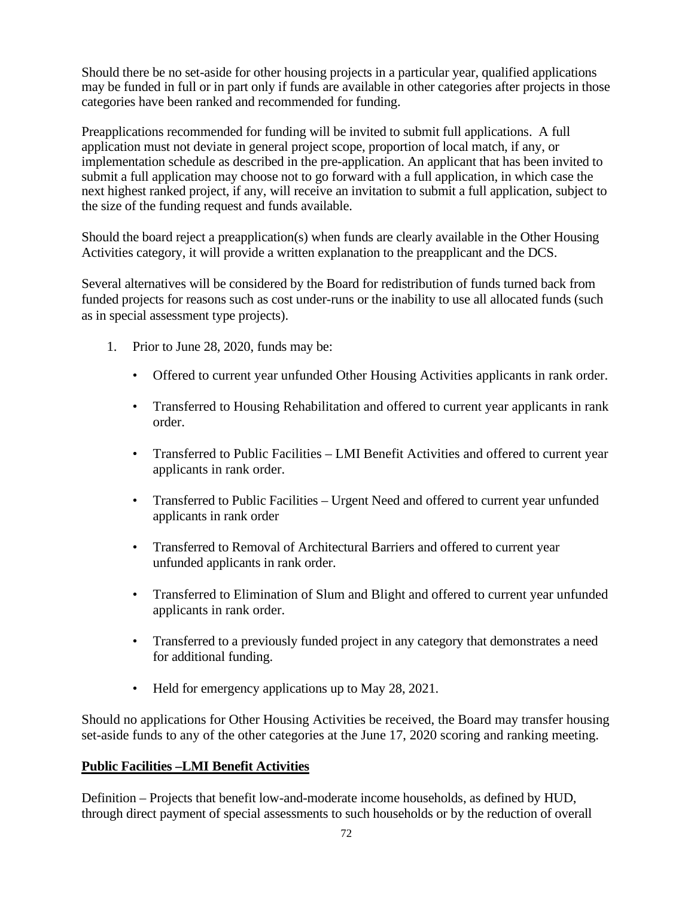Should there be no set-aside for other housing projects in a particular year, qualified applications may be funded in full or in part only if funds are available in other categories after projects in those categories have been ranked and recommended for funding.

Preapplications recommended for funding will be invited to submit full applications. A full application must not deviate in general project scope, proportion of local match, if any, or implementation schedule as described in the pre-application. An applicant that has been invited to submit a full application may choose not to go forward with a full application, in which case the next highest ranked project, if any, will receive an invitation to submit a full application, subject to the size of the funding request and funds available.

Should the board reject a preapplication(s) when funds are clearly available in the Other Housing Activities category, it will provide a written explanation to the preapplicant and the DCS.

Several alternatives will be considered by the Board for redistribution of funds turned back from funded projects for reasons such as cost under-runs or the inability to use all allocated funds (such as in special assessment type projects).

1. Prior to June 28, 2020, funds may be:

    - Offered to current year unfunded Other Housing Activities applicants in rank order.
    - Transferred to Housing Rehabilitation and offered to current year applicants in rank order.
    - Transferred to Public Facilities – LMI Benefit Activities and offered to current year applicants in rank order.
    - Transferred to Public Facilities – Urgent Need and offered to current year unfunded applicants in rank order
    - Transferred to Removal of Architectural Barriers and offered to current year unfunded applicants in rank order.
    - Transferred to Elimination of Slum and Blight and offered to current year unfunded applicants in rank order.
    - Transferred to a previously funded project in any category that demonstrates a need for additional funding.
    - Held for emergency applications up to May 28, 2021.

Should no applications for Other Housing Activities be received, the Board may transfer housing set-aside funds to any of the other categories at the June 17, 2020 scoring and ranking meeting.

**Public Facilities –LMI Benefit Activities**

Definition – Projects that benefit low-and-moderate income households, as defined by HUD, through direct payment of special assessments to such households or by the reduction of overall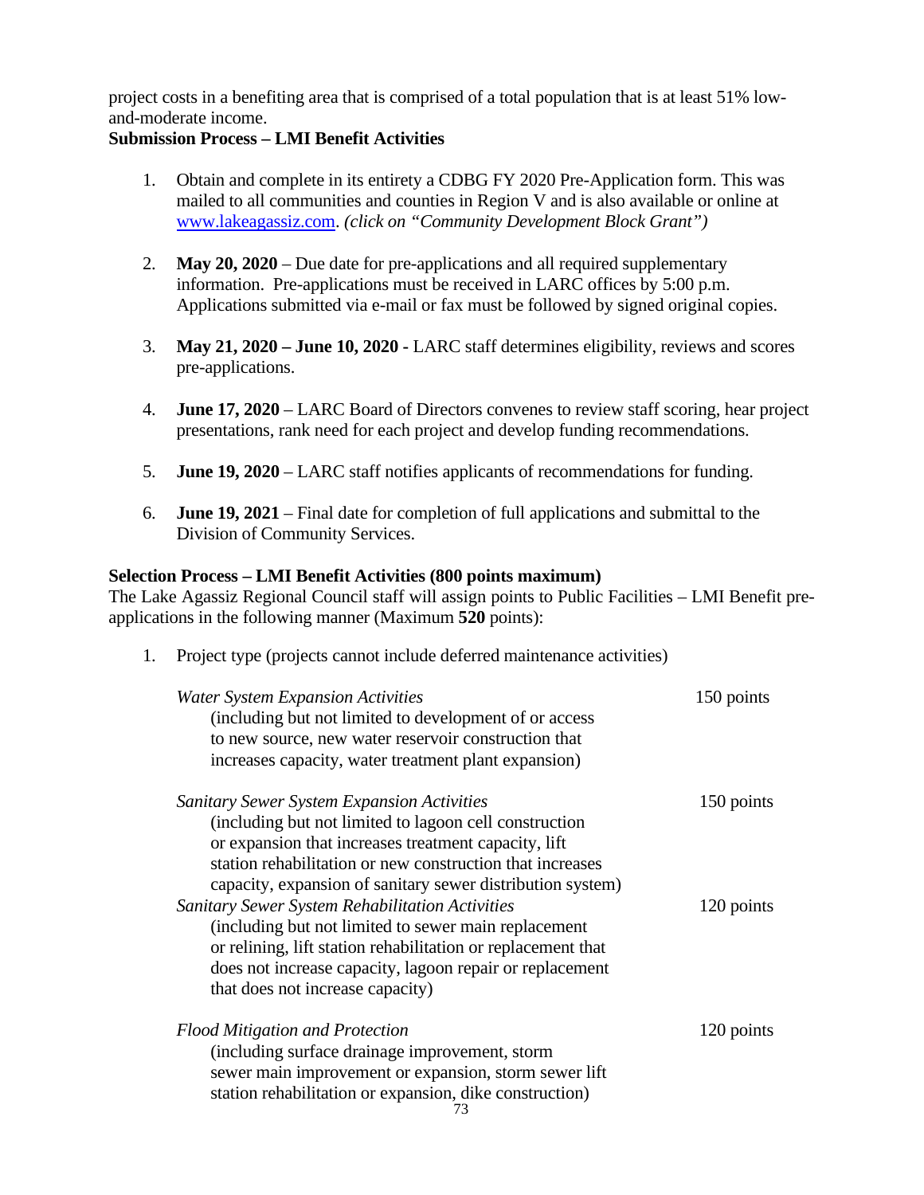project costs in a benefiting area that is comprised of a total population that is at least 51% low-and-moderate income.

**Submission Process – LMI Benefit Activities**

1. Obtain and complete in its entirety a CDBG FY 2020 Pre-Application form. This was mailed to all communities and counties in Region V and is also available or online at [www.lakeagassiz.com](www.lakeagassiz.com). *(click on "Community Development Block Grant")*

2. **May 20, 2020** – Due date for pre-applications and all required supplementary information. Pre-applications must be received in LARC offices by 5:00 p.m. Applications submitted via e-mail or fax must be followed by signed original copies.

3. **May 21, 2020 – June 10, 2020 -** LARC staff determines eligibility, reviews and scores pre-applications.

4. **June 17, 2020** – LARC Board of Directors convenes to review staff scoring, hear project presentations, rank need for each project and develop funding recommendations.

5. **June 19, 2020** – LARC staff notifies applicants of recommendations for funding.

6. **June 19, 2021** – Final date for completion of full applications and submittal to the Division of Community Services.

**Selection Process – LMI Benefit Activities (800 points maximum)**

The Lake Agassiz Regional Council staff will assign points to Public Facilities – LMI Benefit pre-applications in the following manner (Maximum **520** points):

1. Project type (projects cannot include deferred maintenance activities)

| | |
|---|---|
| *Water System Expansion Activities* (including but not limited to development of or access to new source, new water reservoir construction that increases capacity, water treatment plant expansion) | 150 points |
| *Sanitary Sewer System Expansion Activities* (including but not limited to lagoon cell construction or expansion that increases treatment capacity, lift station rehabilitation or new construction that increases capacity, expansion of sanitary sewer distribution system) | 150 points |
| *Sanitary Sewer System Rehabilitation Activities* (including but not limited to sewer main replacement or relining, lift station rehabilitation or replacement that does not increase capacity, lagoon repair or replacement that does not increase capacity) | 120 points |
| *Flood Mitigation and Protection* (including surface drainage improvement, storm sewer main improvement or expansion, storm sewer lift station rehabilitation or expansion, dike construction) | 120 points |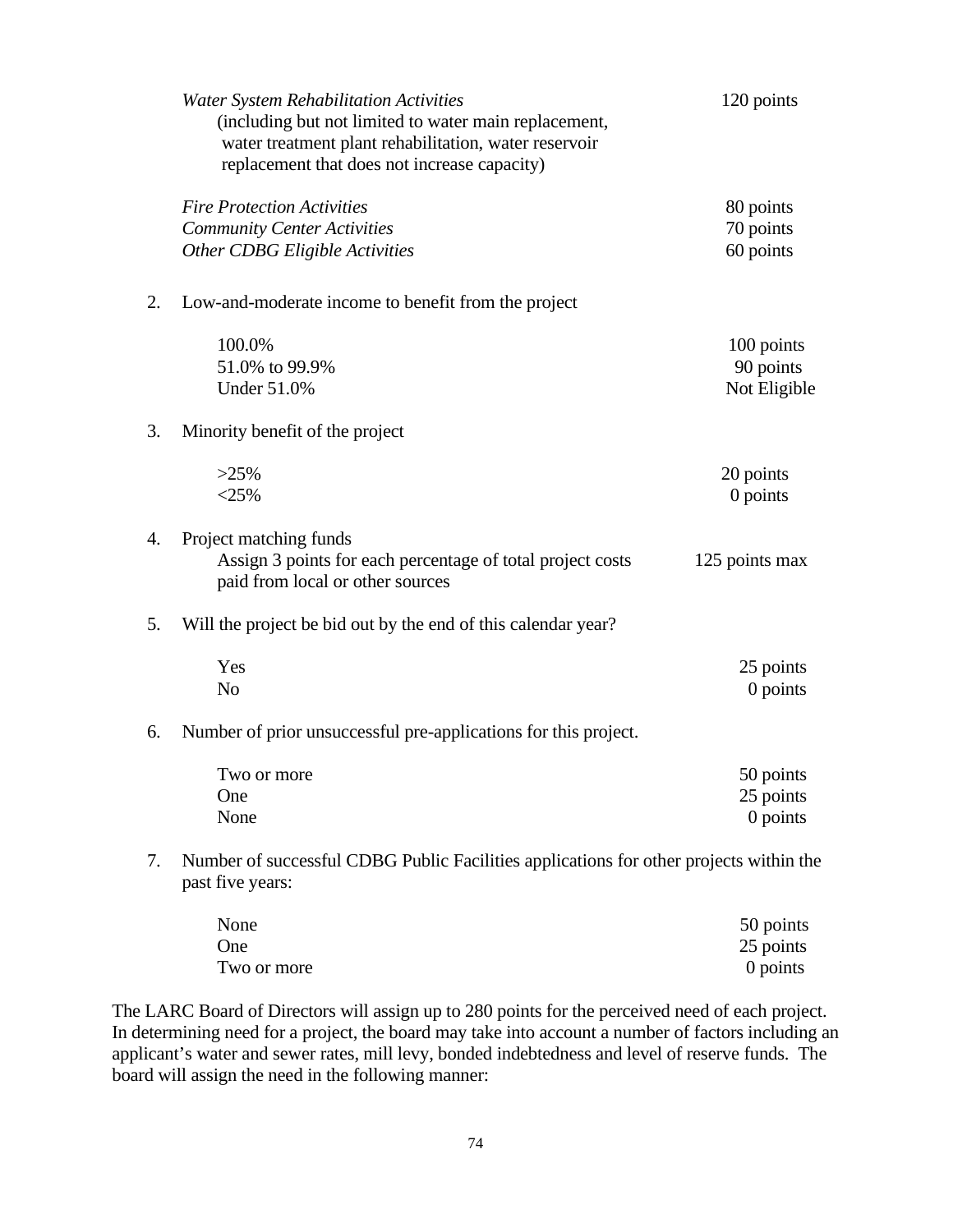| | |
|---|---|
| *Water System Rehabilitation Activities* (including but not limited to water main replacement, water treatment plant rehabilitation, water reservoir replacement that does not increase capacity) | 120 points |
| *Fire Protection Activities* | 80 points |
| *Community Center Activities* | 70 points |
| *Other CDBG Eligible Activities* | 60 points |

2. Low-and-moderate income to benefit from the project

| | |
|---|---|
| 100.0% | 100 points |
| 51.0% to 99.9% | 90 points |
| Under 51.0% | Not Eligible |

3. Minority benefit of the project

| | |
|---|---|
| >25% | 20 points |
| <25% | 0 points |

4. Project matching funds

| | |
|---|---|
| Assign 3 points for each percentage of total project costs paid from local or other sources | 125 points max |

5. Will the project be bid out by the end of this calendar year?

| | |
|---|---|
| Yes | 25 points |
| No | 0 points |

6. Number of prior unsuccessful pre-applications for this project.

| | |
|---|---|
| Two or more | 50 points |
| One | 25 points |
| None | 0 points |

7. Number of successful CDBG Public Facilities applications for other projects within the past five years:

| | |
|---|---|
| None | 50 points |
| One | 25 points |
| Two or more | 0 points |

The LARC Board of Directors will assign up to 280 points for the perceived need of each project. In determining need for a project, the board may take into account a number of factors including an applicant's water and sewer rates, mill levy, bonded indebtedness and level of reserve funds. The board will assign the need in the following manner: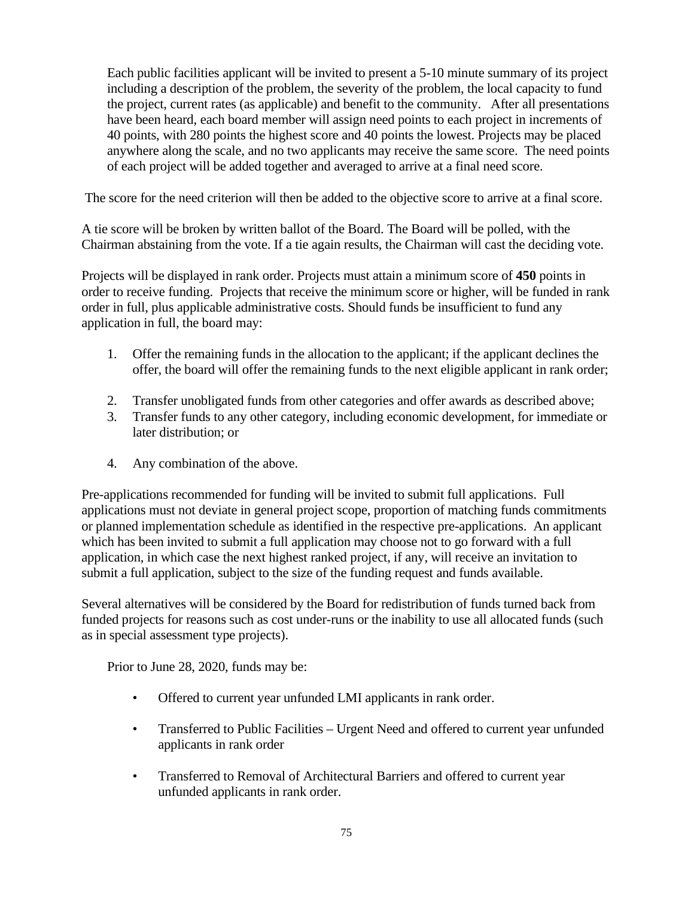Each public facilities applicant will be invited to present a 5-10 minute summary of its project including a description of the problem, the severity of the problem, the local capacity to fund the project, current rates (as applicable) and benefit to the community. After all presentations have been heard, each board member will assign need points to each project in increments of 40 points, with 280 points the highest score and 40 points the lowest. Projects may be placed anywhere along the scale, and no two applicants may receive the same score. The need points of each project will be added together and averaged to arrive at a final need score.

The score for the need criterion will then be added to the objective score to arrive at a final score.

A tie score will be broken by written ballot of the Board. The Board will be polled, with the Chairman abstaining from the vote. If a tie again results, the Chairman will cast the deciding vote.

Projects will be displayed in rank order. Projects must attain a minimum score of **450** points in order to receive funding. Projects that receive the minimum score or higher, will be funded in rank order in full, plus applicable administrative costs. Should funds be insufficient to fund any application in full, the board may:

1. Offer the remaining funds in the allocation to the applicant; if the applicant declines the offer, the board will offer the remaining funds to the next eligible applicant in rank order;
2. Transfer unobligated funds from other categories and offer awards as described above;
3. Transfer funds to any other category, including economic development, for immediate or later distribution; or
4. Any combination of the above.

Pre-applications recommended for funding will be invited to submit full applications. Full applications must not deviate in general project scope, proportion of matching funds commitments or planned implementation schedule as identified in the respective pre-applications. An applicant which has been invited to submit a full application may choose not to go forward with a full application, in which case the next highest ranked project, if any, will receive an invitation to submit a full application, subject to the size of the funding request and funds available.

Several alternatives will be considered by the Board for redistribution of funds turned back from funded projects for reasons such as cost under-runs or the inability to use all allocated funds (such as in special assessment type projects).

Prior to June 28, 2020, funds may be:

- Offered to current year unfunded LMI applicants in rank order.
- Transferred to Public Facilities – Urgent Need and offered to current year unfunded applicants in rank order
- Transferred to Removal of Architectural Barriers and offered to current year unfunded applicants in rank order.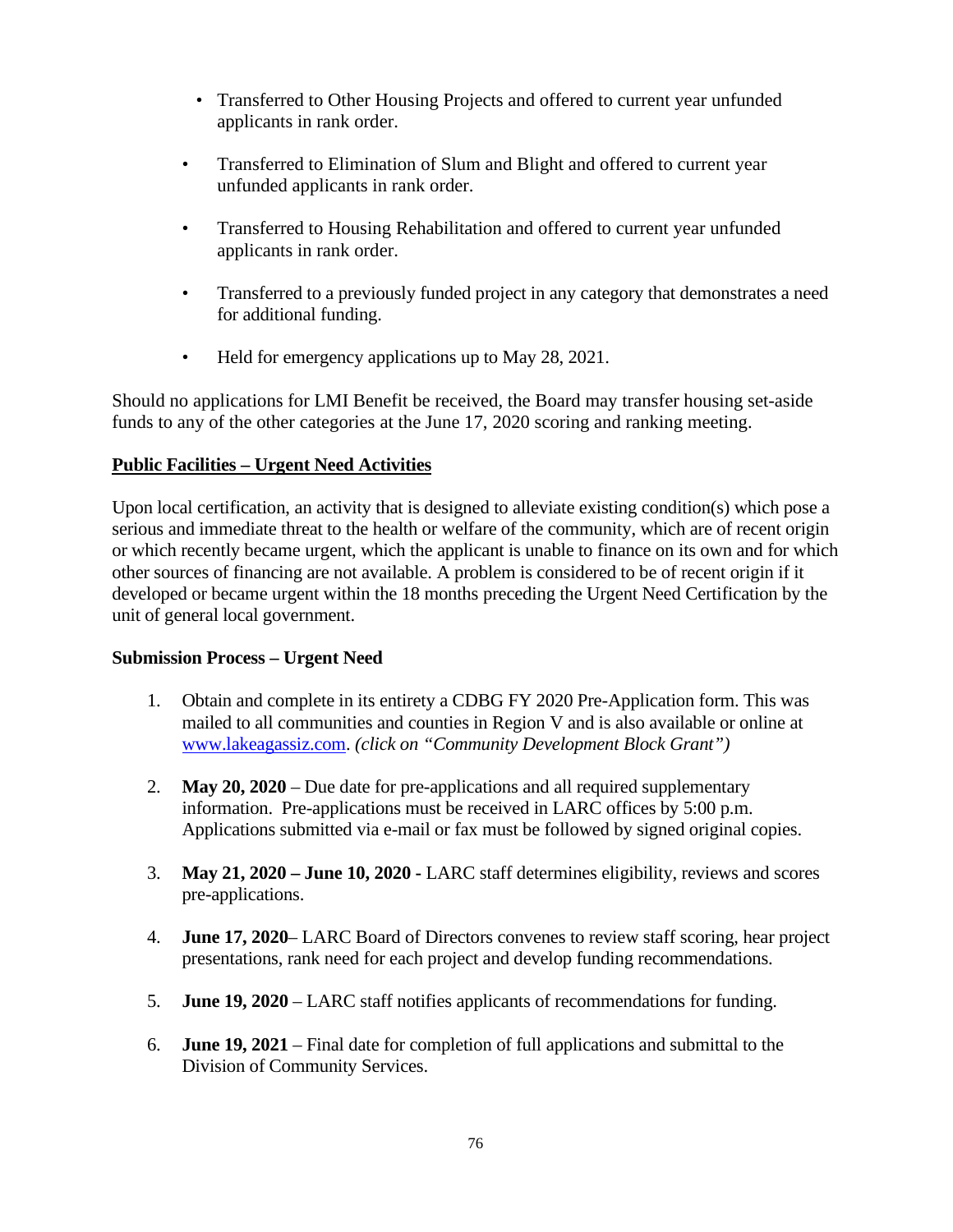- Transferred to Other Housing Projects and offered to current year unfunded applicants in rank order.
- Transferred to Elimination of Slum and Blight and offered to current year unfunded applicants in rank order.
- Transferred to Housing Rehabilitation and offered to current year unfunded applicants in rank order.
- Transferred to a previously funded project in any category that demonstrates a need for additional funding.
- Held for emergency applications up to May 28, 2021.

Should no applications for LMI Benefit be received, the Board may transfer housing set-aside funds to any of the other categories at the June 17, 2020 scoring and ranking meeting.

**<u>Public Facilities – Urgent Need Activities</u>**

Upon local certification, an activity that is designed to alleviate existing condition(s) which pose a serious and immediate threat to the health or welfare of the community, which are of recent origin or which recently became urgent, which the applicant is unable to finance on its own and for which other sources of financing are not available. A problem is considered to be of recent origin if it developed or became urgent within the 18 months preceding the Urgent Need Certification by the unit of general local government.

**Submission Process – Urgent Need**

1. Obtain and complete in its entirety a CDBG FY 2020 Pre-Application form. This was mailed to all communities and counties in Region V and is also available or online at www.lakeagassiz.com. *(click on "Community Development Block Grant")*
2. **May 20, 2020** – Due date for pre-applications and all required supplementary information. Pre-applications must be received in LARC offices by 5:00 p.m. Applications submitted via e-mail or fax must be followed by signed original copies.
3. **May 21, 2020 – June 10, 2020 -** LARC staff determines eligibility, reviews and scores pre-applications.
4. **June 17, 2020**– LARC Board of Directors convenes to review staff scoring, hear project presentations, rank need for each project and develop funding recommendations.
5. **June 19, 2020** – LARC staff notifies applicants of recommendations for funding.
6. **June 19, 2021** – Final date for completion of full applications and submittal to the Division of Community Services.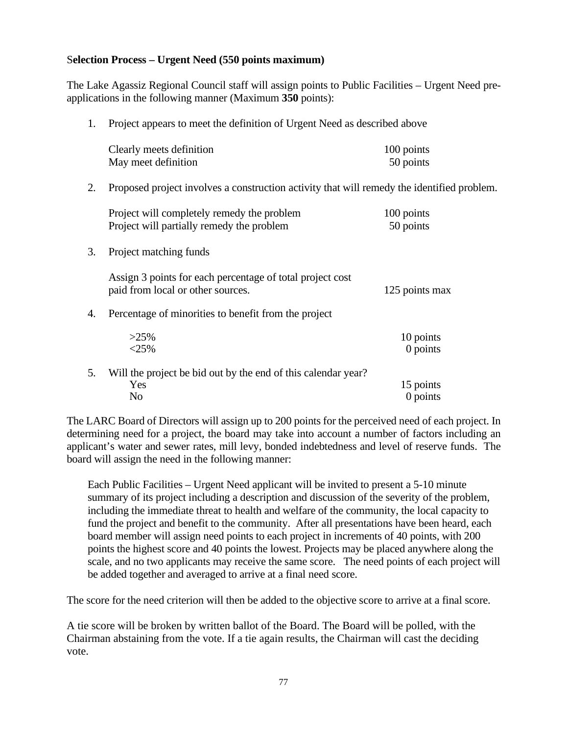**Selection Process – Urgent Need (550 points maximum)**

The Lake Agassiz Regional Council staff will assign points to Public Facilities – Urgent Need pre-applications in the following manner (Maximum **350** points):

1. Project appears to meet the definition of Urgent Need as described above

   | | |
   |---|---|
   | Clearly meets definition | 100 points |
   | May meet definition | 50 points |

2. Proposed project involves a construction activity that will remedy the identified problem.

   | | |
   |---|---|
   | Project will completely remedy the problem | 100 points |
   | Project will partially remedy the problem | 50 points |

3. Project matching funds

   | | |
   |---|---|
   | Assign 3 points for each percentage of total project cost paid from local or other sources. | 125 points max |

4. Percentage of minorities to benefit from the project

   | | |
   |---|---|
   | >25% | 10 points |
   | <25% | 0 points |

5. Will the project be bid out by the end of this calendar year?

   | | |
   |---|---|
   | Yes | 15 points |
   | No | 0 points |

The LARC Board of Directors will assign up to 200 points for the perceived need of each project. In determining need for a project, the board may take into account a number of factors including an applicant's water and sewer rates, mill levy, bonded indebtedness and level of reserve funds. The board will assign the need in the following manner:

> Each Public Facilities – Urgent Need applicant will be invited to present a 5-10 minute summary of its project including a description and discussion of the severity of the problem, including the immediate threat to health and welfare of the community, the local capacity to fund the project and benefit to the community. After all presentations have been heard, each board member will assign need points to each project in increments of 40 points, with 200 points the highest score and 40 points the lowest. Projects may be placed anywhere along the scale, and no two applicants may receive the same score. The need points of each project will be added together and averaged to arrive at a final need score.

The score for the need criterion will then be added to the objective score to arrive at a final score.

A tie score will be broken by written ballot of the Board. The Board will be polled, with the Chairman abstaining from the vote. If a tie again results, the Chairman will cast the deciding vote.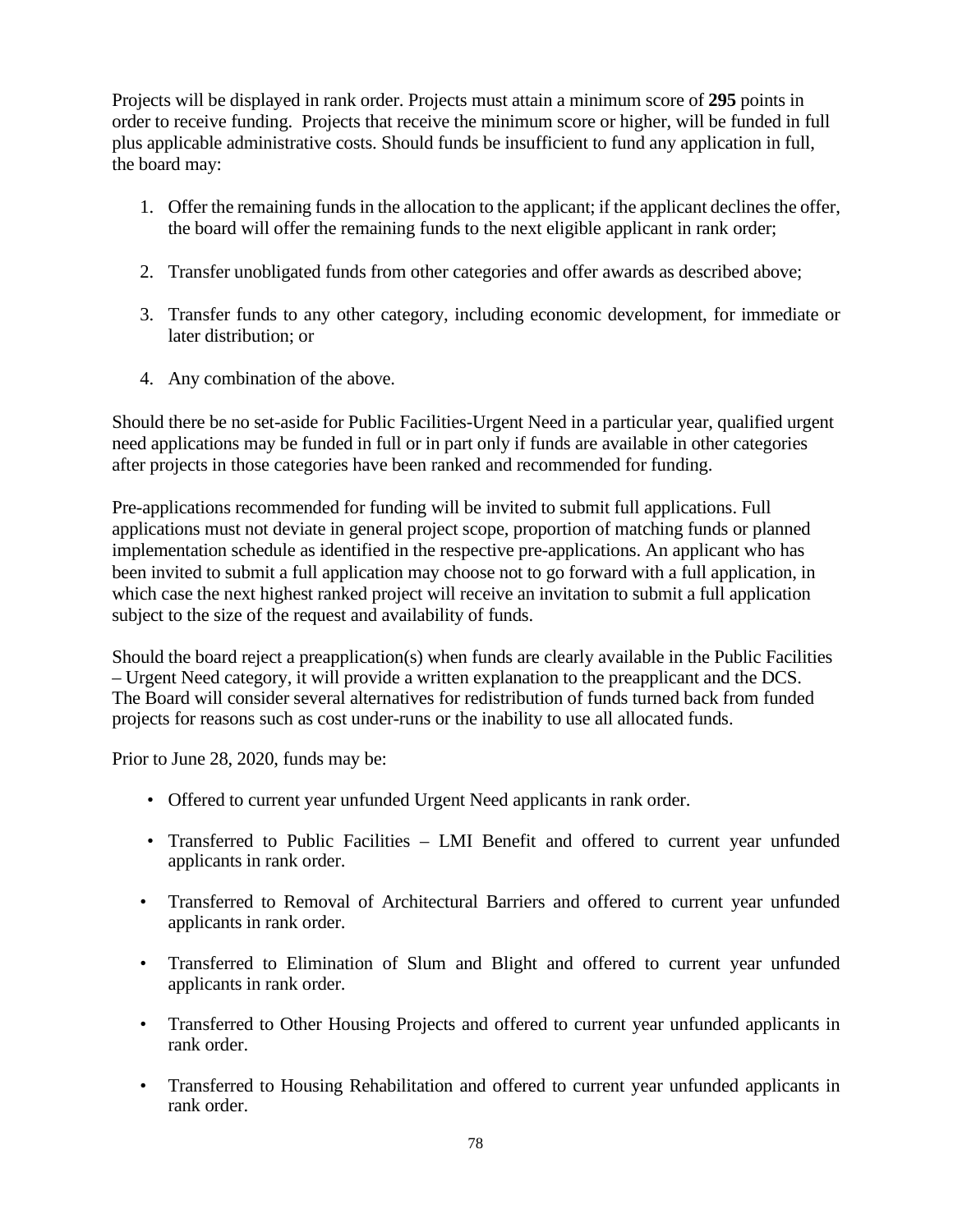Projects will be displayed in rank order. Projects must attain a minimum score of **295** points in order to receive funding. Projects that receive the minimum score or higher, will be funded in full plus applicable administrative costs. Should funds be insufficient to fund any application in full, the board may:

1. Offer the remaining funds in the allocation to the applicant; if the applicant declines the offer, the board will offer the remaining funds to the next eligible applicant in rank order;
2. Transfer unobligated funds from other categories and offer awards as described above;
3. Transfer funds to any other category, including economic development, for immediate or later distribution; or
4. Any combination of the above.

Should there be no set-aside for Public Facilities-Urgent Need in a particular year, qualified urgent need applications may be funded in full or in part only if funds are available in other categories after projects in those categories have been ranked and recommended for funding.

Pre-applications recommended for funding will be invited to submit full applications. Full applications must not deviate in general project scope, proportion of matching funds or planned implementation schedule as identified in the respective pre-applications. An applicant who has been invited to submit a full application may choose not to go forward with a full application, in which case the next highest ranked project will receive an invitation to submit a full application subject to the size of the request and availability of funds.

Should the board reject a preapplication(s) when funds are clearly available in the Public Facilities – Urgent Need category, it will provide a written explanation to the preapplicant and the DCS. The Board will consider several alternatives for redistribution of funds turned back from funded projects for reasons such as cost under-runs or the inability to use all allocated funds.

Prior to June 28, 2020, funds may be:

- Offered to current year unfunded Urgent Need applicants in rank order.
- Transferred to Public Facilities – LMI Benefit and offered to current year unfunded applicants in rank order.
- Transferred to Removal of Architectural Barriers and offered to current year unfunded applicants in rank order.
- Transferred to Elimination of Slum and Blight and offered to current year unfunded applicants in rank order.
- Transferred to Other Housing Projects and offered to current year unfunded applicants in rank order.
- Transferred to Housing Rehabilitation and offered to current year unfunded applicants in rank order.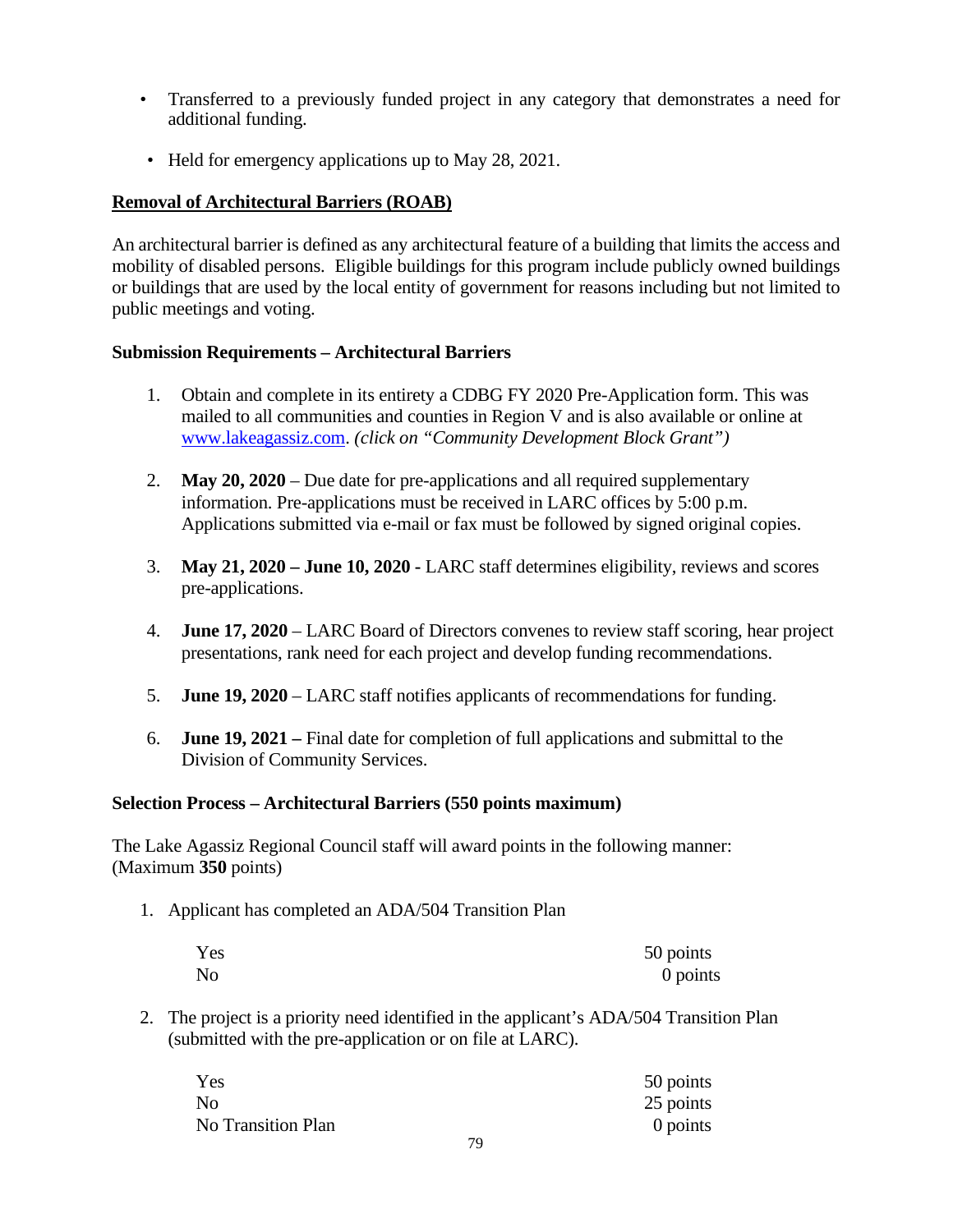- Transferred to a previously funded project in any category that demonstrates a need for additional funding.
- Held for emergency applications up to May 28, 2021.

## Removal of Architectural Barriers (ROAB)

An architectural barrier is defined as any architectural feature of a building that limits the access and mobility of disabled persons. Eligible buildings for this program include publicly owned buildings or buildings that are used by the local entity of government for reasons including but not limited to public meetings and voting.

### Submission Requirements – Architectural Barriers

1. Obtain and complete in its entirety a CDBG FY 2020 Pre-Application form. This was mailed to all communities and counties in Region V and is also available or online at www.lakeagassiz.com. *(click on "Community Development Block Grant")*
2. **May 20, 2020** – Due date for pre-applications and all required supplementary information. Pre-applications must be received in LARC offices by 5:00 p.m. Applications submitted via e-mail or fax must be followed by signed original copies.
3. **May 21, 2020 – June 10, 2020 -** LARC staff determines eligibility, reviews and scores pre-applications.
4. **June 17, 2020** – LARC Board of Directors convenes to review staff scoring, hear project presentations, rank need for each project and develop funding recommendations.
5. **June 19, 2020** – LARC staff notifies applicants of recommendations for funding.
6. **June 19, 2021 –** Final date for completion of full applications and submittal to the Division of Community Services.

### Selection Process – Architectural Barriers (550 points maximum)

The Lake Agassiz Regional Council staff will award points in the following manner: (Maximum **350** points)

1. Applicant has completed an ADA/504 Transition Plan

| | |
|---|---|
| Yes | 50 points |
| No | 0 points |

2. The project is a priority need identified in the applicant's ADA/504 Transition Plan (submitted with the pre-application or on file at LARC).

| | |
|---|---|
| Yes | 50 points |
| No | 25 points |
| No Transition Plan | 0 points |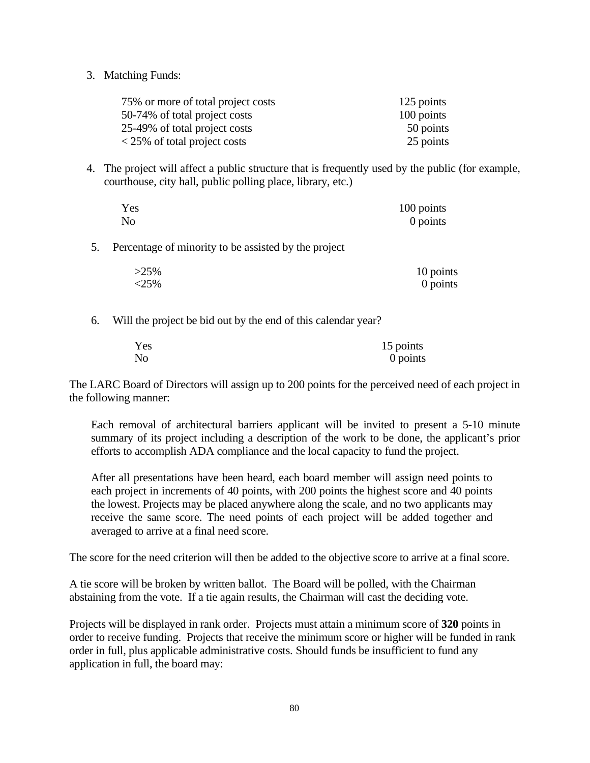3. Matching Funds:

| | |
|---|---|
| 75% or more of total project costs | 125 points |
| 50-74% of total project costs | 100 points |
| 25-49% of total project costs | 50 points |
| < 25% of total project costs | 25 points |

4. The project will affect a public structure that is frequently used by the public (for example, courthouse, city hall, public polling place, library, etc.)

| | |
|---|---|
| Yes | 100 points |
| No | 0 points |

5. Percentage of minority to be assisted by the project

| | |
|---|---|
| >25% | 10 points |
| <25% | 0 points |

6. Will the project be bid out by the end of this calendar year?

| | |
|---|---|
| Yes | 15 points |
| No | 0 points |

The LARC Board of Directors will assign up to 200 points for the perceived need of each project in the following manner:

> Each removal of architectural barriers applicant will be invited to present a 5-10 minute summary of its project including a description of the work to be done, the applicant's prior efforts to accomplish ADA compliance and the local capacity to fund the project.
>
> After all presentations have been heard, each board member will assign need points to each project in increments of 40 points, with 200 points the highest score and 40 points the lowest. Projects may be placed anywhere along the scale, and no two applicants may receive the same score. The need points of each project will be added together and averaged to arrive at a final need score.

The score for the need criterion will then be added to the objective score to arrive at a final score.

A tie score will be broken by written ballot. The Board will be polled, with the Chairman abstaining from the vote. If a tie again results, the Chairman will cast the deciding vote.

Projects will be displayed in rank order. Projects must attain a minimum score of **320** points in order to receive funding. Projects that receive the minimum score or higher will be funded in rank order in full, plus applicable administrative costs. Should funds be insufficient to fund any application in full, the board may: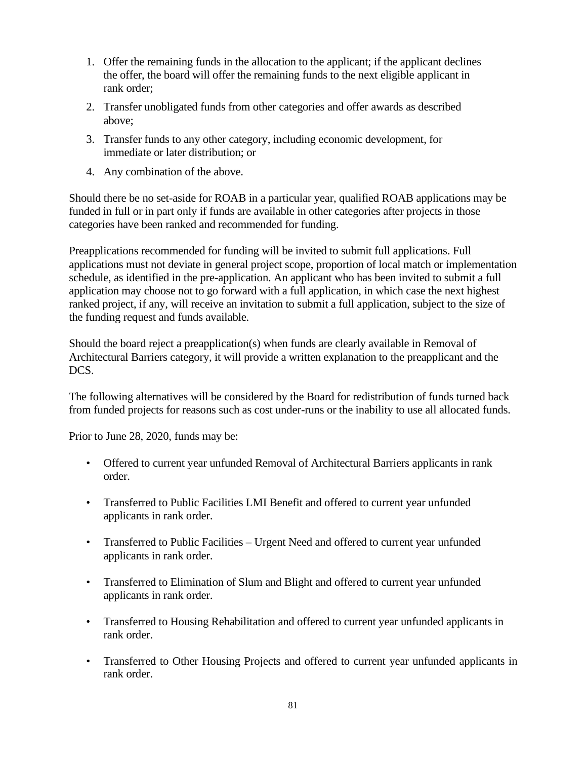1. Offer the remaining funds in the allocation to the applicant; if the applicant declines the offer, the board will offer the remaining funds to the next eligible applicant in rank order;
2. Transfer unobligated funds from other categories and offer awards as described above;
3. Transfer funds to any other category, including economic development, for immediate or later distribution; or
4. Any combination of the above.

Should there be no set-aside for ROAB in a particular year, qualified ROAB applications may be funded in full or in part only if funds are available in other categories after projects in those categories have been ranked and recommended for funding.

Preapplications recommended for funding will be invited to submit full applications. Full applications must not deviate in general project scope, proportion of local match or implementation schedule, as identified in the pre-application. An applicant who has been invited to submit a full application may choose not to go forward with a full application, in which case the next highest ranked project, if any, will receive an invitation to submit a full application, subject to the size of the funding request and funds available.

Should the board reject a preapplication(s) when funds are clearly available in Removal of Architectural Barriers category, it will provide a written explanation to the preapplicant and the DCS.

The following alternatives will be considered by the Board for redistribution of funds turned back from funded projects for reasons such as cost under-runs or the inability to use all allocated funds.

Prior to June 28, 2020, funds may be:

- Offered to current year unfunded Removal of Architectural Barriers applicants in rank order.
- Transferred to Public Facilities LMI Benefit and offered to current year unfunded applicants in rank order.
- Transferred to Public Facilities – Urgent Need and offered to current year unfunded applicants in rank order.
- Transferred to Elimination of Slum and Blight and offered to current year unfunded applicants in rank order.
- Transferred to Housing Rehabilitation and offered to current year unfunded applicants in rank order.
- Transferred to Other Housing Projects and offered to current year unfunded applicants in rank order.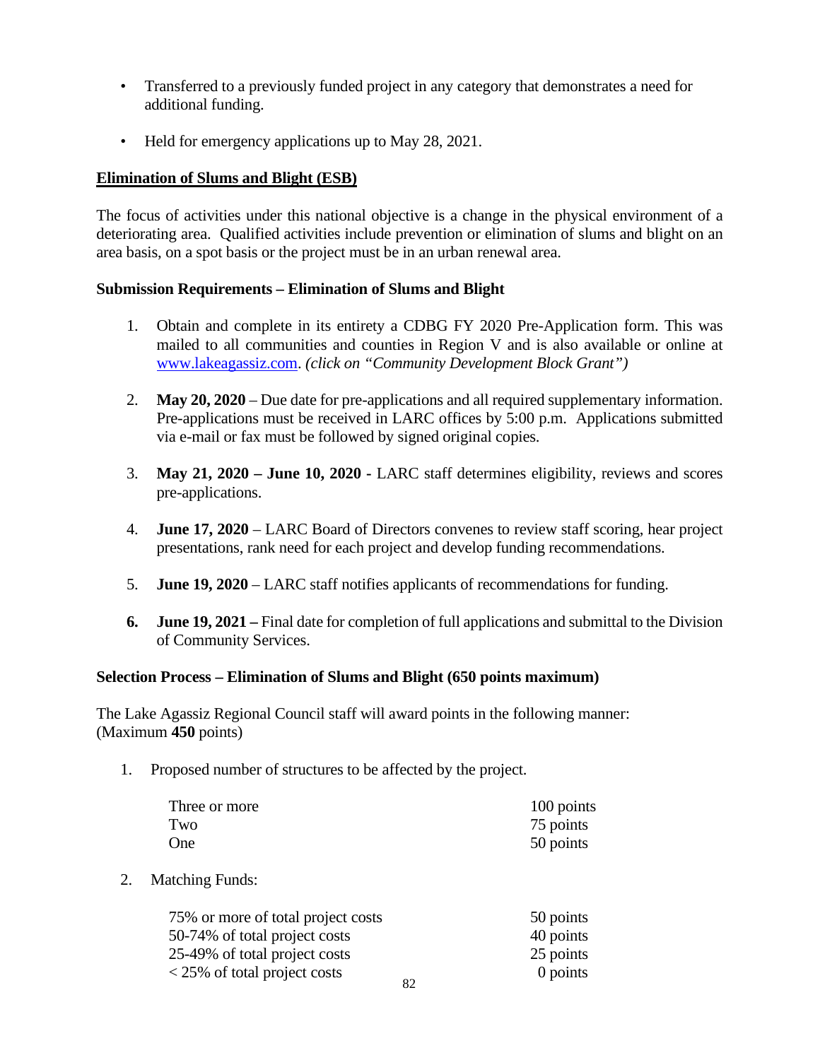- Transferred to a previously funded project in any category that demonstrates a need for additional funding.
- Held for emergency applications up to May 28, 2021.

**Elimination of Slums and Blight (ESB)**

The focus of activities under this national objective is a change in the physical environment of a deteriorating area. Qualified activities include prevention or elimination of slums and blight on an area basis, on a spot basis or the project must be in an urban renewal area.

**Submission Requirements – Elimination of Slums and Blight**

1. Obtain and complete in its entirety a CDBG FY 2020 Pre-Application form. This was mailed to all communities and counties in Region V and is also available or online at www.lakeagassiz.com. *(click on "Community Development Block Grant")*
2. **May 20, 2020** – Due date for pre-applications and all required supplementary information. Pre-applications must be received in LARC offices by 5:00 p.m. Applications submitted via e-mail or fax must be followed by signed original copies.
3. **May 21, 2020 – June 10, 2020 -** LARC staff determines eligibility, reviews and scores pre-applications.
4. **June 17, 2020** – LARC Board of Directors convenes to review staff scoring, hear project presentations, rank need for each project and develop funding recommendations.
5. **June 19, 2020** – LARC staff notifies applicants of recommendations for funding.
6. **June 19, 2021 –** Final date for completion of full applications and submittal to the Division of Community Services.

**Selection Process – Elimination of Slums and Blight (650 points maximum)**

The Lake Agassiz Regional Council staff will award points in the following manner:
(Maximum **450** points)

1. Proposed number of structures to be affected by the project.

| | |
|---|---|
| Three or more | 100 points |
| Two | 75 points |
| One | 50 points |

2. Matching Funds:

| | |
|---|---|
| 75% or more of total project costs | 50 points |
| 50-74% of total project costs | 40 points |
| 25-49% of total project costs | 25 points |
| < 25% of total project costs | 0 points |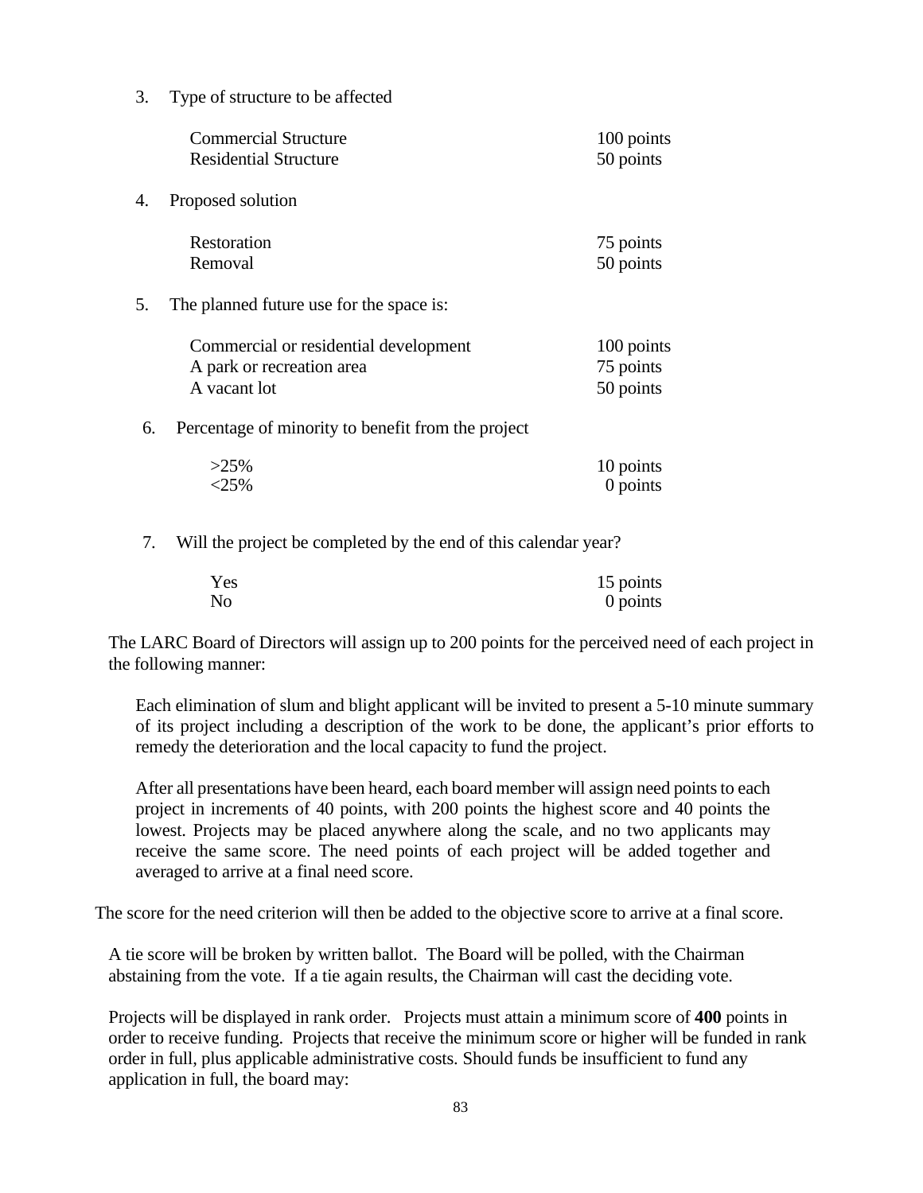3. Type of structure to be affected

| | |
|---|---|
| Commercial Structure | 100 points |
| Residential Structure | 50 points |

4. Proposed solution

| | |
|---|---|
| Restoration | 75 points |
| Removal | 50 points |

5. The planned future use for the space is:

| | |
|---|---|
| Commercial or residential development | 100 points |
| A park or recreation area | 75 points |
| A vacant lot | 50 points |

6. Percentage of minority to benefit from the project

| | |
|---|---|
| >25% | 10 points |
| <25% | 0 points |

7. Will the project be completed by the end of this calendar year?

| | |
|---|---|
| Yes | 15 points |
| No | 0 points |

The LARC Board of Directors will assign up to 200 points for the perceived need of each project in the following manner:

Each elimination of slum and blight applicant will be invited to present a 5-10 minute summary of its project including a description of the work to be done, the applicant's prior efforts to remedy the deterioration and the local capacity to fund the project.

After all presentations have been heard, each board member will assign need points to each project in increments of 40 points, with 200 points the highest score and 40 points the lowest. Projects may be placed anywhere along the scale, and no two applicants may receive the same score. The need points of each project will be added together and averaged to arrive at a final need score.

The score for the need criterion will then be added to the objective score to arrive at a final score.

A tie score will be broken by written ballot. The Board will be polled, with the Chairman abstaining from the vote. If a tie again results, the Chairman will cast the deciding vote.

Projects will be displayed in rank order. Projects must attain a minimum score of **400** points in order to receive funding. Projects that receive the minimum score or higher will be funded in rank order in full, plus applicable administrative costs. Should funds be insufficient to fund any application in full, the board may: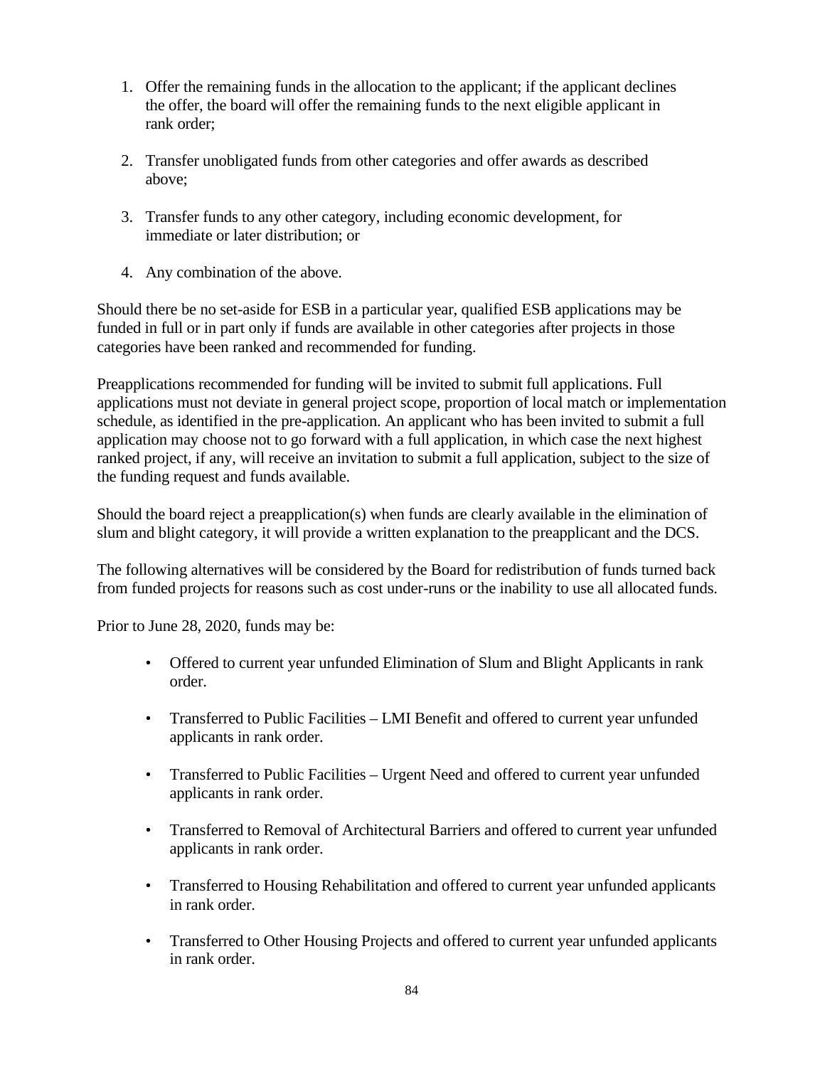1. Offer the remaining funds in the allocation to the applicant; if the applicant declines the offer, the board will offer the remaining funds to the next eligible applicant in rank order;

2. Transfer unobligated funds from other categories and offer awards as described above;

3. Transfer funds to any other category, including economic development, for immediate or later distribution; or

4. Any combination of the above.

Should there be no set-aside for ESB in a particular year, qualified ESB applications may be funded in full or in part only if funds are available in other categories after projects in those categories have been ranked and recommended for funding.

Preapplications recommended for funding will be invited to submit full applications. Full applications must not deviate in general project scope, proportion of local match or implementation schedule, as identified in the pre-application. An applicant who has been invited to submit a full application may choose not to go forward with a full application, in which case the next highest ranked project, if any, will receive an invitation to submit a full application, subject to the size of the funding request and funds available.

Should the board reject a preapplication(s) when funds are clearly available in the elimination of slum and blight category, it will provide a written explanation to the preapplicant and the DCS.

The following alternatives will be considered by the Board for redistribution of funds turned back from funded projects for reasons such as cost under-runs or the inability to use all allocated funds.

Prior to June 28, 2020, funds may be:

- Offered to current year unfunded Elimination of Slum and Blight Applicants in rank order.
- Transferred to Public Facilities – LMI Benefit and offered to current year unfunded applicants in rank order.
- Transferred to Public Facilities – Urgent Need and offered to current year unfunded applicants in rank order.
- Transferred to Removal of Architectural Barriers and offered to current year unfunded applicants in rank order.
- Transferred to Housing Rehabilitation and offered to current year unfunded applicants in rank order.
- Transferred to Other Housing Projects and offered to current year unfunded applicants in rank order.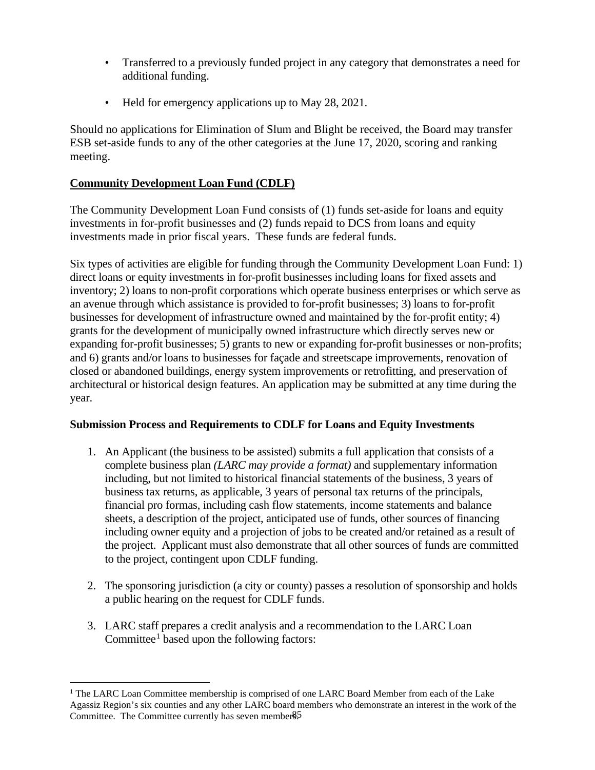- Transferred to a previously funded project in any category that demonstrates a need for additional funding.
- Held for emergency applications up to May 28, 2021.

Should no applications for Elimination of Slum and Blight be received, the Board may transfer ESB set-aside funds to any of the other categories at the June 17, 2020, scoring and ranking meeting.

**Community Development Loan Fund (CDLF)**

The Community Development Loan Fund consists of (1) funds set-aside for loans and equity investments in for-profit businesses and (2) funds repaid to DCS from loans and equity investments made in prior fiscal years. These funds are federal funds.

Six types of activities are eligible for funding through the Community Development Loan Fund: 1) direct loans or equity investments in for-profit businesses including loans for fixed assets and inventory; 2) loans to non-profit corporations which operate business enterprises or which serve as an avenue through which assistance is provided to for-profit businesses; 3) loans to for-profit businesses for development of infrastructure owned and maintained by the for-profit entity; 4) grants for the development of municipally owned infrastructure which directly serves new or expanding for-profit businesses; 5) grants to new or expanding for-profit businesses or non-profits; and 6) grants and/or loans to businesses for façade and streetscape improvements, renovation of closed or abandoned buildings, energy system improvements or retrofitting, and preservation of architectural or historical design features. An application may be submitted at any time during the year.

**Submission Process and Requirements to CDLF for Loans and Equity Investments**

1. An Applicant (the business to be assisted) submits a full application that consists of a complete business plan *(LARC may provide a format)* and supplementary information including, but not limited to historical financial statements of the business, 3 years of business tax returns, as applicable, 3 years of personal tax returns of the principals, financial pro formas, including cash flow statements, income statements and balance sheets, a description of the project, anticipated use of funds, other sources of financing including owner equity and a projection of jobs to be created and/or retained as a result of the project. Applicant must also demonstrate that all other sources of funds are committed to the project, contingent upon CDLF funding.

2. The sponsoring jurisdiction (a city or county) passes a resolution of sponsorship and holds a public hearing on the request for CDLF funds.

3. LARC staff prepares a credit analysis and a recommendation to the LARC Loan Committee[1] based upon the following factors:

[1] The LARC Loan Committee membership is comprised of one LARC Board Member from each of the Lake Agassiz Region's six counties and any other LARC board members who demonstrate an interest in the work of the Committee. The Committee currently has seven members.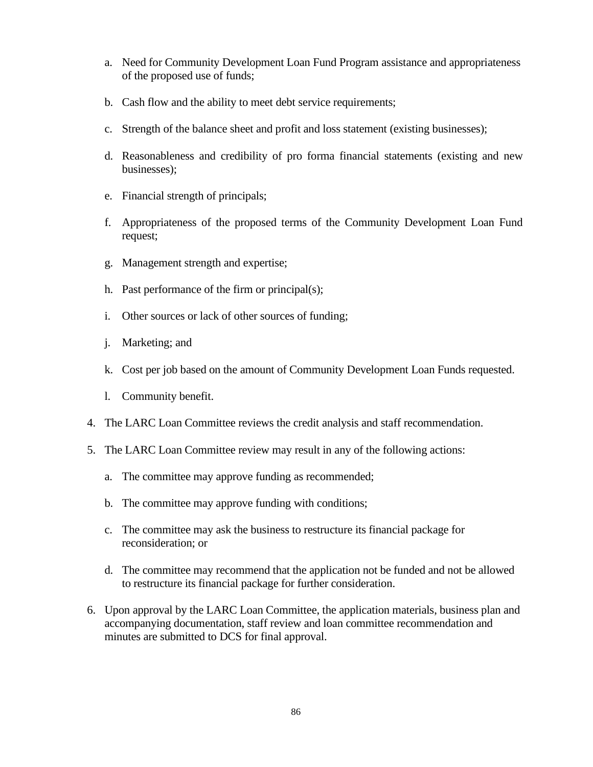a. Need for Community Development Loan Fund Program assistance and appropriateness of the proposed use of funds;

b. Cash flow and the ability to meet debt service requirements;

c. Strength of the balance sheet and profit and loss statement (existing businesses);

d. Reasonableness and credibility of pro forma financial statements (existing and new businesses);

e. Financial strength of principals;

f. Appropriateness of the proposed terms of the Community Development Loan Fund request;

g. Management strength and expertise;

h. Past performance of the firm or principal(s);

i. Other sources or lack of other sources of funding;

j. Marketing; and

k. Cost per job based on the amount of Community Development Loan Funds requested.

l. Community benefit.

4. The LARC Loan Committee reviews the credit analysis and staff recommendation.

5. The LARC Loan Committee review may result in any of the following actions:

   a. The committee may approve funding as recommended;

   b. The committee may approve funding with conditions;

   c. The committee may ask the business to restructure its financial package for reconsideration; or

   d. The committee may recommend that the application not be funded and not be allowed to restructure its financial package for further consideration.

6. Upon approval by the LARC Loan Committee, the application materials, business plan and accompanying documentation, staff review and loan committee recommendation and minutes are submitted to DCS for final approval.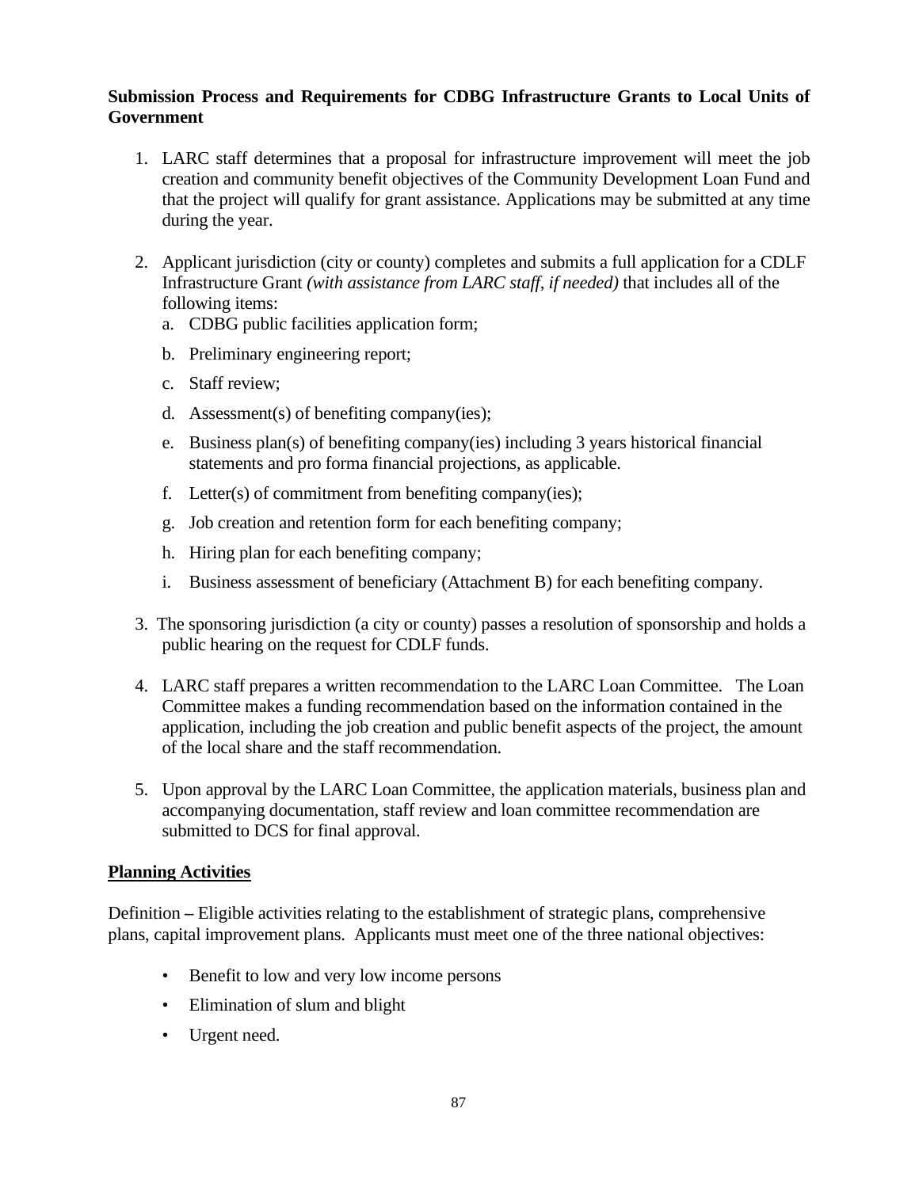**Submission Process and Requirements for CDBG Infrastructure Grants to Local Units of Government**

1. LARC staff determines that a proposal for infrastructure improvement will meet the job creation and community benefit objectives of the Community Development Loan Fund and that the project will qualify for grant assistance. Applications may be submitted at any time during the year.

2. Applicant jurisdiction (city or county) completes and submits a full application for a CDLF Infrastructure Grant *(with assistance from LARC staff, if needed)* that includes all of the following items:
   a. CDBG public facilities application form;
   b. Preliminary engineering report;
   c. Staff review;
   d. Assessment(s) of benefiting company(ies);
   e. Business plan(s) of benefiting company(ies) including 3 years historical financial statements and pro forma financial projections, as applicable.
   f. Letter(s) of commitment from benefiting company(ies);
   g. Job creation and retention form for each benefiting company;
   h. Hiring plan for each benefiting company;
   i. Business assessment of beneficiary (Attachment B) for each benefiting company.

3. The sponsoring jurisdiction (a city or county) passes a resolution of sponsorship and holds a public hearing on the request for CDLF funds.

4. LARC staff prepares a written recommendation to the LARC Loan Committee. The Loan Committee makes a funding recommendation based on the information contained in the application, including the job creation and public benefit aspects of the project, the amount of the local share and the staff recommendation.

5. Upon approval by the LARC Loan Committee, the application materials, business plan and accompanying documentation, staff review and loan committee recommendation are submitted to DCS for final approval.

**Planning Activities**

Definition **–** Eligible activities relating to the establishment of strategic plans, comprehensive plans, capital improvement plans. Applicants must meet one of the three national objectives:

- Benefit to low and very low income persons
- Elimination of slum and blight
- Urgent need.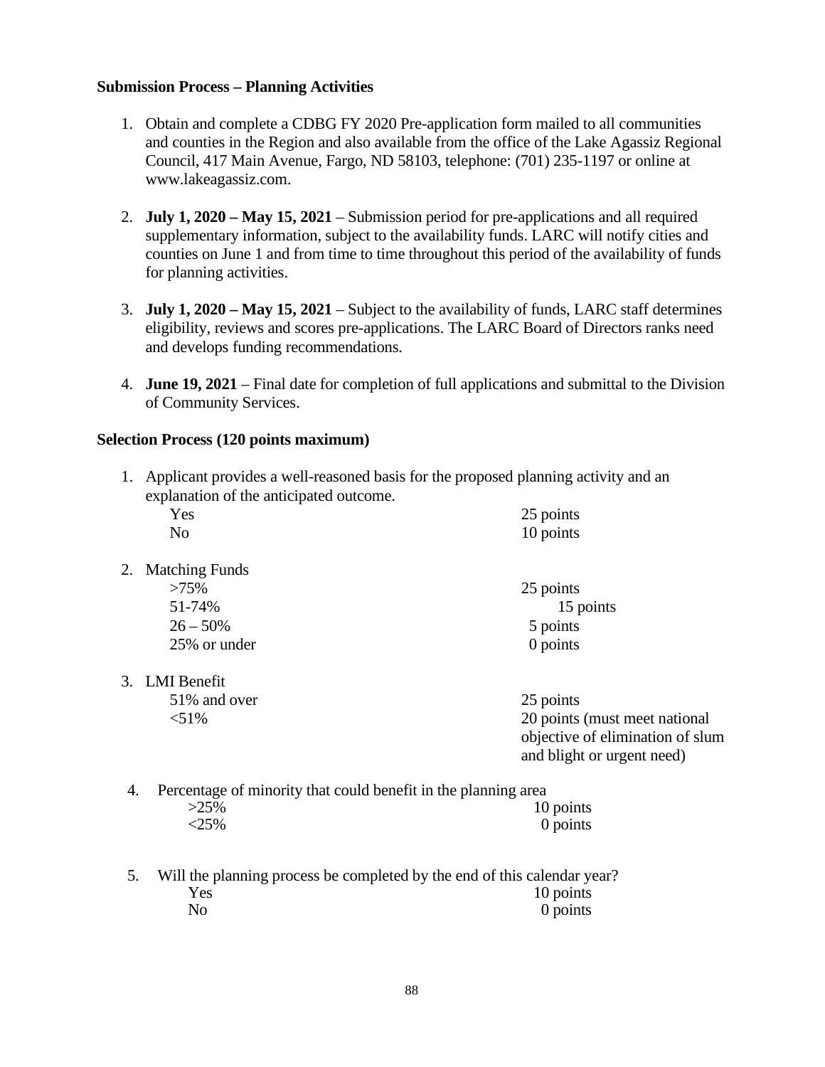**Submission Process – Planning Activities**

1. Obtain and complete a CDBG FY 2020 Pre-application form mailed to all communities and counties in the Region and also available from the office of the Lake Agassiz Regional Council, 417 Main Avenue, Fargo, ND 58103, telephone: (701) 235-1197 or online at www.lakeagassiz.com.

2. **July 1, 2020 – May 15, 2021** – Submission period for pre-applications and all required supplementary information, subject to the availability funds. LARC will notify cities and counties on June 1 and from time to time throughout this period of the availability of funds for planning activities.

3. **July 1, 2020 – May 15, 2021** – Subject to the availability of funds, LARC staff determines eligibility, reviews and scores pre-applications. The LARC Board of Directors ranks need and develops funding recommendations.

4. **June 19, 2021** – Final date for completion of full applications and submittal to the Division of Community Services.

**Selection Process (120 points maximum)**

1. Applicant provides a well-reasoned basis for the proposed planning activity and an explanation of the anticipated outcome.

| | |
|---|---|
| Yes | 25 points |
| No | 10 points |

2. Matching Funds

| | |
|---|---|
| >75% | 25 points |
| 51-74% | 15 points |
| 26 – 50% | 5 points |
| 25% or under | 0 points |

3. LMI Benefit

| | |
|---|---|
| 51% and over | 25 points |
| <51% | 20 points (must meet national objective of elimination of slum and blight or urgent need) |

4. Percentage of minority that could benefit in the planning area

| | |
|---|---|
| >25% | 10 points |
| <25% | 0 points |

5. Will the planning process be completed by the end of this calendar year?

| | |
|---|---|
| Yes | 10 points |
| No | 0 points |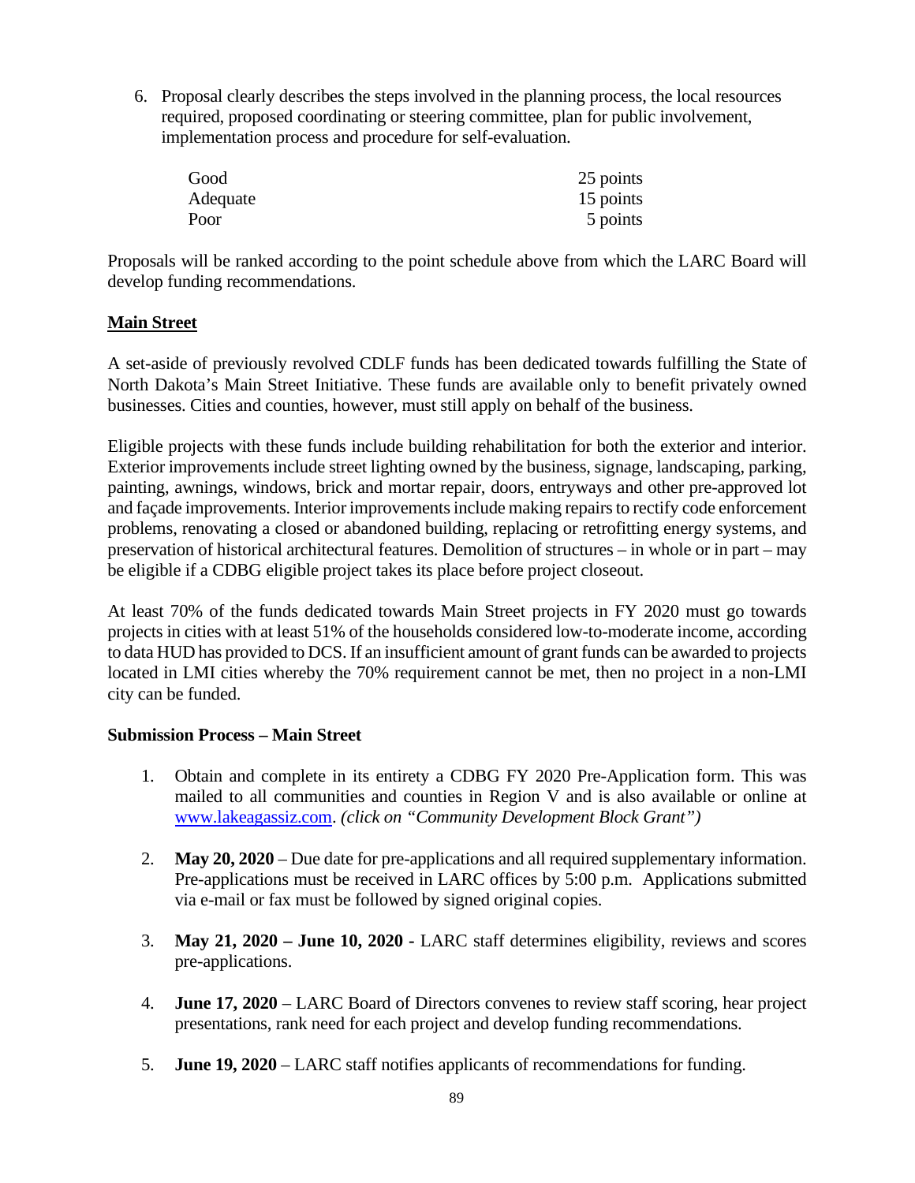6. Proposal clearly describes the steps involved in the planning process, the local resources required, proposed coordinating or steering committee, plan for public involvement, implementation process and procedure for self-evaluation.

| | |
|---|---|
| Good | 25 points |
| Adequate | 15 points |
| Poor | 5 points |

Proposals will be ranked according to the point schedule above from which the LARC Board will develop funding recommendations.

**Main Street**

A set-aside of previously revolved CDLF funds has been dedicated towards fulfilling the State of North Dakota's Main Street Initiative. These funds are available only to benefit privately owned businesses. Cities and counties, however, must still apply on behalf of the business.

Eligible projects with these funds include building rehabilitation for both the exterior and interior. Exterior improvements include street lighting owned by the business, signage, landscaping, parking, painting, awnings, windows, brick and mortar repair, doors, entryways and other pre-approved lot and façade improvements. Interior improvements include making repairs to rectify code enforcement problems, renovating a closed or abandoned building, replacing or retrofitting energy systems, and preservation of historical architectural features. Demolition of structures – in whole or in part – may be eligible if a CDBG eligible project takes its place before project closeout.

At least 70% of the funds dedicated towards Main Street projects in FY 2020 must go towards projects in cities with at least 51% of the households considered low-to-moderate income, according to data HUD has provided to DCS. If an insufficient amount of grant funds can be awarded to projects located in LMI cities whereby the 70% requirement cannot be met, then no project in a non-LMI city can be funded.

**Submission Process – Main Street**

1. Obtain and complete in its entirety a CDBG FY 2020 Pre-Application form. This was mailed to all communities and counties in Region V and is also available or online at www.lakeagassiz.com. *(click on "Community Development Block Grant")*

2. **May 20, 2020** – Due date for pre-applications and all required supplementary information. Pre-applications must be received in LARC offices by 5:00 p.m. Applications submitted via e-mail or fax must be followed by signed original copies.

3. **May 21, 2020 – June 10, 2020 -** LARC staff determines eligibility, reviews and scores pre-applications.

4. **June 17, 2020** – LARC Board of Directors convenes to review staff scoring, hear project presentations, rank need for each project and develop funding recommendations.

5. **June 19, 2020** – LARC staff notifies applicants of recommendations for funding.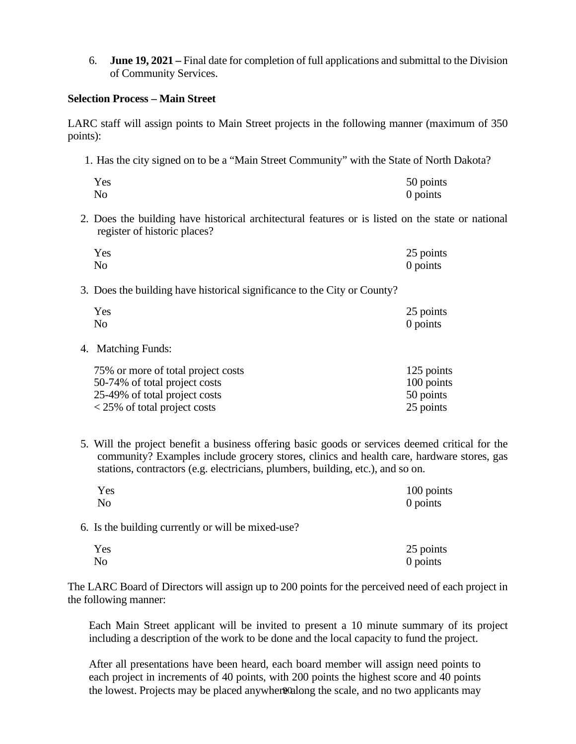6. **June 19, 2021 –** Final date for completion of full applications and submittal to the Division of Community Services.

**Selection Process – Main Street**

LARC staff will assign points to Main Street projects in the following manner (maximum of 350 points):

1. Has the city signed on to be a "Main Street Community" with the State of North Dakota?

| | |
|---|---|
| Yes | 50 points |
| No | 0 points |

2. Does the building have historical architectural features or is listed on the state or national register of historic places?

| | |
|---|---|
| Yes | 25 points |
| No | 0 points |

3. Does the building have historical significance to the City or County?

| | |
|---|---|
| Yes | 25 points |
| No | 0 points |

4. Matching Funds:

| | |
|---|---|
| 75% or more of total project costs | 125 points |
| 50-74% of total project costs | 100 points |
| 25-49% of total project costs | 50 points |
| < 25% of total project costs | 25 points |

5. Will the project benefit a business offering basic goods or services deemed critical for the community? Examples include grocery stores, clinics and health care, hardware stores, gas stations, contractors (e.g. electricians, plumbers, building, etc.), and so on.

| | |
|---|---|
| Yes | 100 points |
| No | 0 points |

6. Is the building currently or will be mixed-use?

| | |
|---|---|
| Yes | 25 points |
| No | 0 points |

The LARC Board of Directors will assign up to 200 points for the perceived need of each project in the following manner:

Each Main Street applicant will be invited to present a 10 minute summary of its project including a description of the work to be done and the local capacity to fund the project.

After all presentations have been heard, each board member will assign need points to each project in increments of 40 points, with 200 points the highest score and 40 points the lowest. Projects may be placed anywhere along the scale, and no two applicants may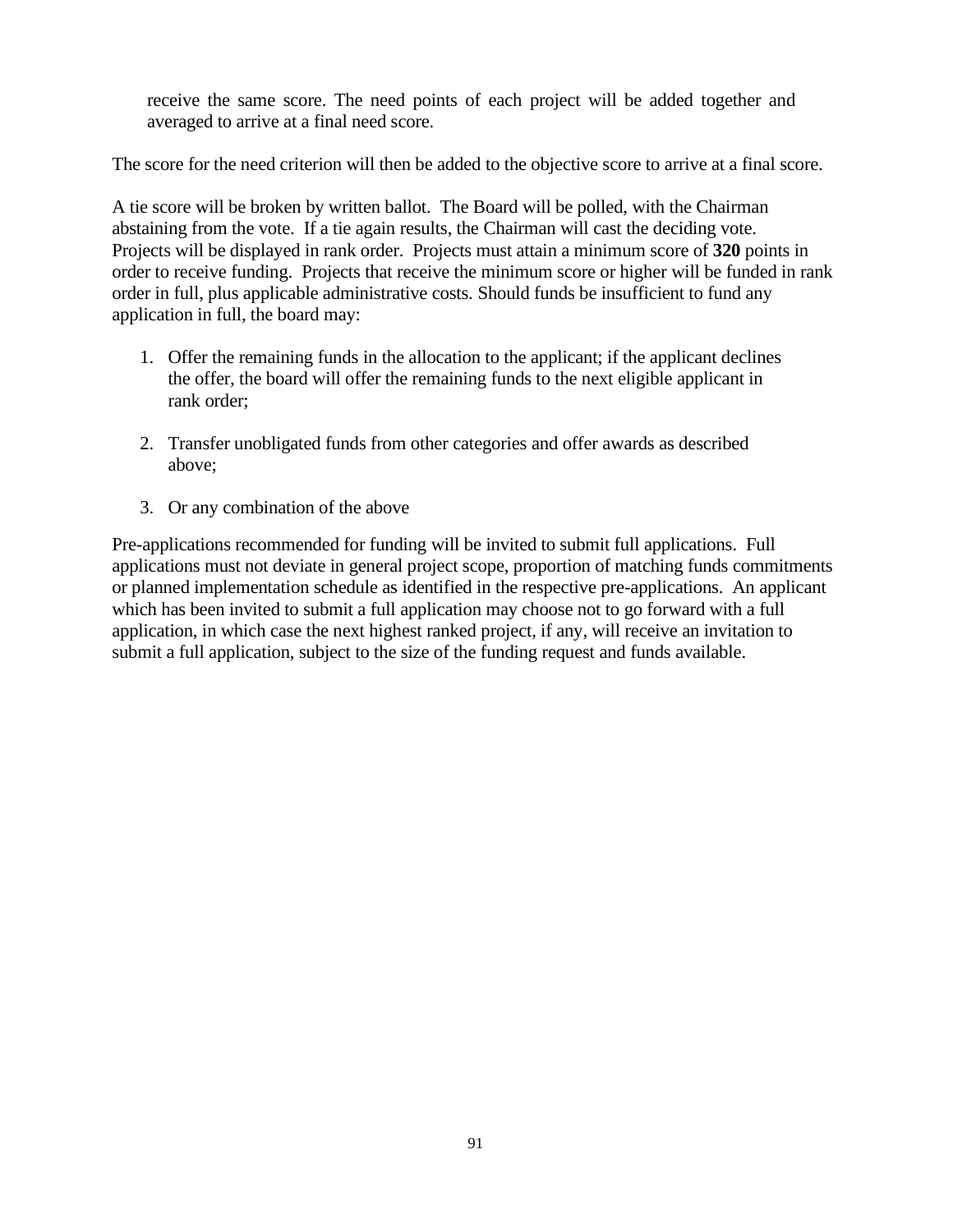receive the same score. The need points of each project will be added together and averaged to arrive at a final need score.

The score for the need criterion will then be added to the objective score to arrive at a final score.

A tie score will be broken by written ballot. The Board will be polled, with the Chairman abstaining from the vote. If a tie again results, the Chairman will cast the deciding vote. Projects will be displayed in rank order. Projects must attain a minimum score of **320** points in order to receive funding. Projects that receive the minimum score or higher will be funded in rank order in full, plus applicable administrative costs. Should funds be insufficient to fund any application in full, the board may:

1. Offer the remaining funds in the allocation to the applicant; if the applicant declines the offer, the board will offer the remaining funds to the next eligible applicant in rank order;

2. Transfer unobligated funds from other categories and offer awards as described above;

3. Or any combination of the above

Pre-applications recommended for funding will be invited to submit full applications. Full applications must not deviate in general project scope, proportion of matching funds commitments or planned implementation schedule as identified in the respective pre-applications. An applicant which has been invited to submit a full application may choose not to go forward with a full application, in which case the next highest ranked project, if any, will receive an invitation to submit a full application, subject to the size of the funding request and funds available.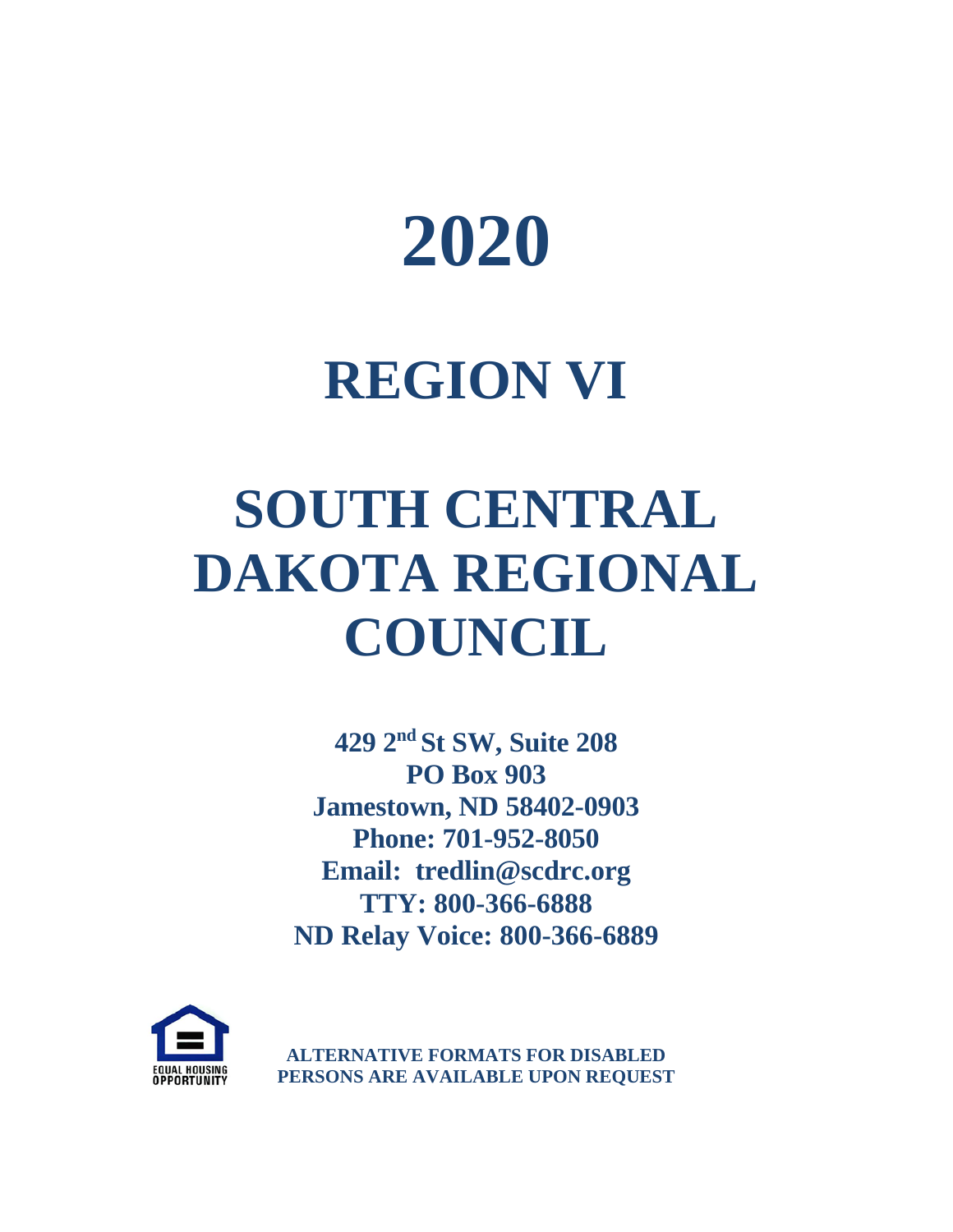# 2020

# REGION VI

# SOUTH CENTRAL DAKOTA REGIONAL COUNCIL

**429 2nd St SW, Suite 208**
**PO Box 903**
**Jamestown, ND 58402-0903**
**Phone: 701-952-8050**
**Email: tredlin@scdrc.org**
**TTY: 800-366-6888**
**ND Relay Voice: 800-366-6889**

EQUAL HOUSING OPPORTUNITY

**ALTERNATIVE FORMATS FOR DISABLED PERSONS ARE AVAILABLE UPON REQUEST**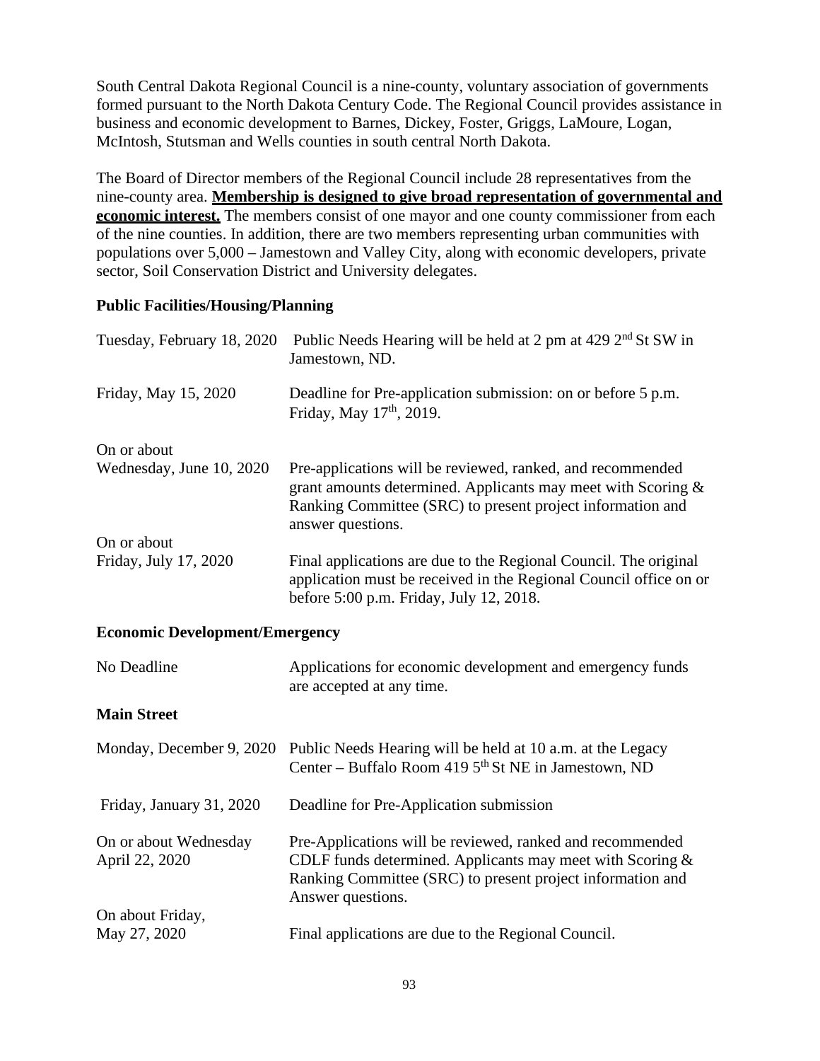South Central Dakota Regional Council is a nine-county, voluntary association of governments formed pursuant to the North Dakota Century Code. The Regional Council provides assistance in business and economic development to Barnes, Dickey, Foster, Griggs, LaMoure, Logan, McIntosh, Stutsman and Wells counties in south central North Dakota.

The Board of Director members of the Regional Council include 28 representatives from the nine-county area. **Membership is designed to give broad representation of governmental and economic interest.** The members consist of one mayor and one county commissioner from each of the nine counties. In addition, there are two members representing urban communities with populations over 5,000 – Jamestown and Valley City, along with economic developers, private sector, Soil Conservation District and University delegates.

**Public Facilities/Housing/Planning**

| | |
|---|---|
| Tuesday, February 18, 2020 | Public Needs Hearing will be held at 2 pm at 429 2nd St SW in Jamestown, ND. |
| Friday, May 15, 2020 | Deadline for Pre-application submission: on or before 5 p.m. Friday, May 17th, 2019. |
| On or about Wednesday, June 10, 2020 | Pre-applications will be reviewed, ranked, and recommended grant amounts determined. Applicants may meet with Scoring & Ranking Committee (SRC) to present project information and answer questions. |
| On or about Friday, July 17, 2020 | Final applications are due to the Regional Council. The original application must be received in the Regional Council office on or before 5:00 p.m. Friday, July 12, 2018. |

**Economic Development/Emergency**

| | |
|---|---|
| No Deadline | Applications for economic development and emergency funds are accepted at any time. |

**Main Street**

| | |
|---|---|
| Monday, December 9, 2020 | Public Needs Hearing will be held at 10 a.m. at the Legacy Center – Buffalo Room 419 5th St NE in Jamestown, ND |
| Friday, January 31, 2020 | Deadline for Pre-Application submission |
| On or about Wednesday April 22, 2020 | Pre-Applications will be reviewed, ranked and recommended CDLF funds determined. Applicants may meet with Scoring & Ranking Committee (SRC) to present project information and Answer questions. |
| On about Friday, May 27, 2020 | Final applications are due to the Regional Council. |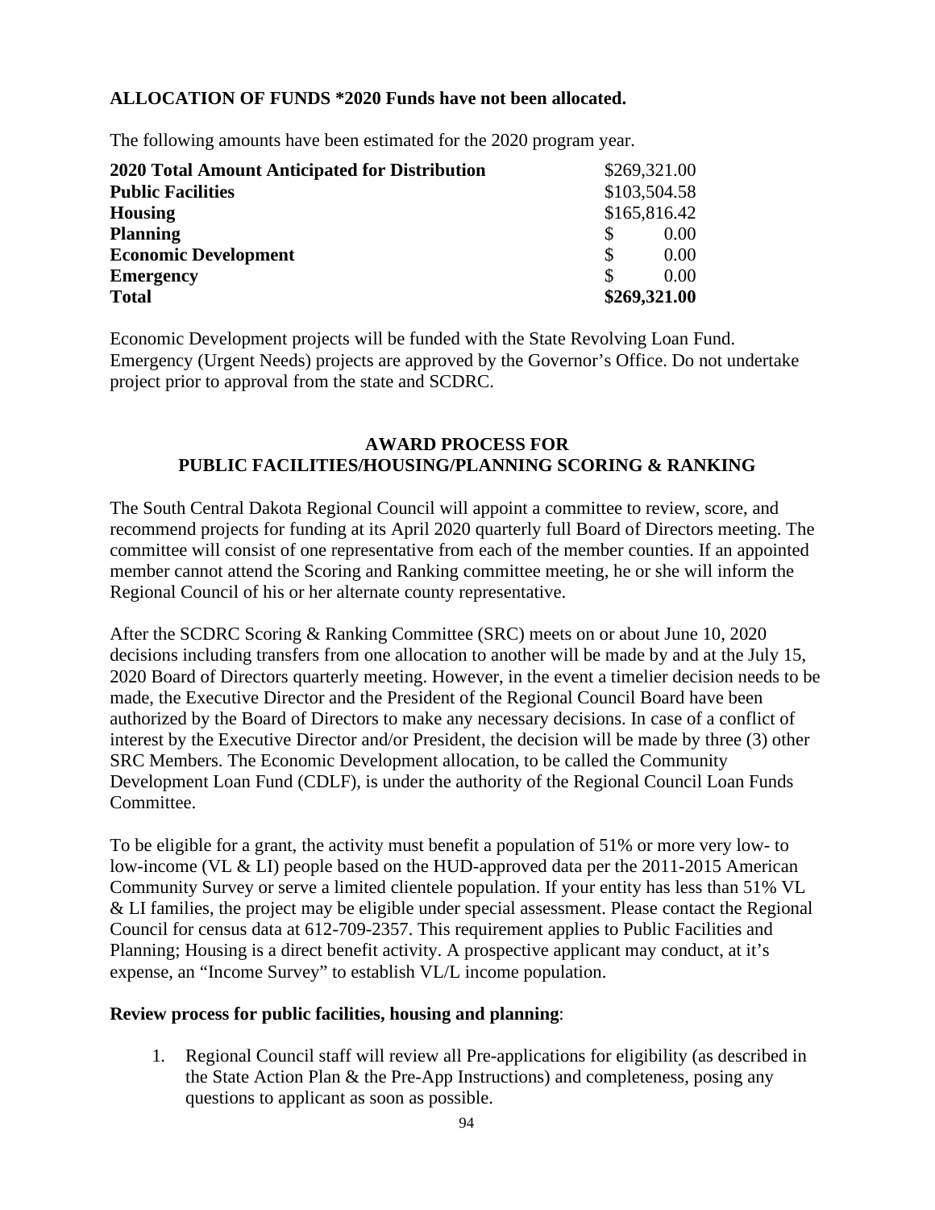**ALLOCATION OF FUNDS *2020 Funds have not been allocated.**

The following amounts have been estimated for the 2020 program year.

| | |
|---|---|
| **2020 Total Amount Anticipated for Distribution** | $269,321.00 |
| **Public Facilities** | $103,504.58 |
| **Housing** | $165,816.42 |
| **Planning** | $ 0.00 |
| **Economic Development** | $ 0.00 |
| **Emergency** | $ 0.00 |
| **Total** | **$269,321.00** |

Economic Development projects will be funded with the State Revolving Loan Fund. Emergency (Urgent Needs) projects are approved by the Governor's Office. Do not undertake project prior to approval from the state and SCDRC.

## AWARD PROCESS FOR PUBLIC FACILITIES/HOUSING/PLANNING SCORING & RANKING

The South Central Dakota Regional Council will appoint a committee to review, score, and recommend projects for funding at its April 2020 quarterly full Board of Directors meeting. The committee will consist of one representative from each of the member counties. If an appointed member cannot attend the Scoring and Ranking committee meeting, he or she will inform the Regional Council of his or her alternate county representative.

After the SCDRC Scoring & Ranking Committee (SRC) meets on or about June 10, 2020 decisions including transfers from one allocation to another will be made by and at the July 15, 2020 Board of Directors quarterly meeting. However, in the event a timelier decision needs to be made, the Executive Director and the President of the Regional Council Board have been authorized by the Board of Directors to make any necessary decisions. In case of a conflict of interest by the Executive Director and/or President, the decision will be made by three (3) other SRC Members. The Economic Development allocation, to be called the Community Development Loan Fund (CDLF), is under the authority of the Regional Council Loan Funds Committee.

To be eligible for a grant, the activity must benefit a population of 51% or more very low- to low-income (VL & LI) people based on the HUD-approved data per the 2011-2015 American Community Survey or serve a limited clientele population. If your entity has less than 51% VL & LI families, the project may be eligible under special assessment. Please contact the Regional Council for census data at 612-709-2357. This requirement applies to Public Facilities and Planning; Housing is a direct benefit activity. A prospective applicant may conduct, at it's expense, an "Income Survey" to establish VL/L income population.

**Review process for public facilities, housing and planning**:

1. Regional Council staff will review all Pre-applications for eligibility (as described in the State Action Plan & the Pre-App Instructions) and completeness, posing any questions to applicant as soon as possible.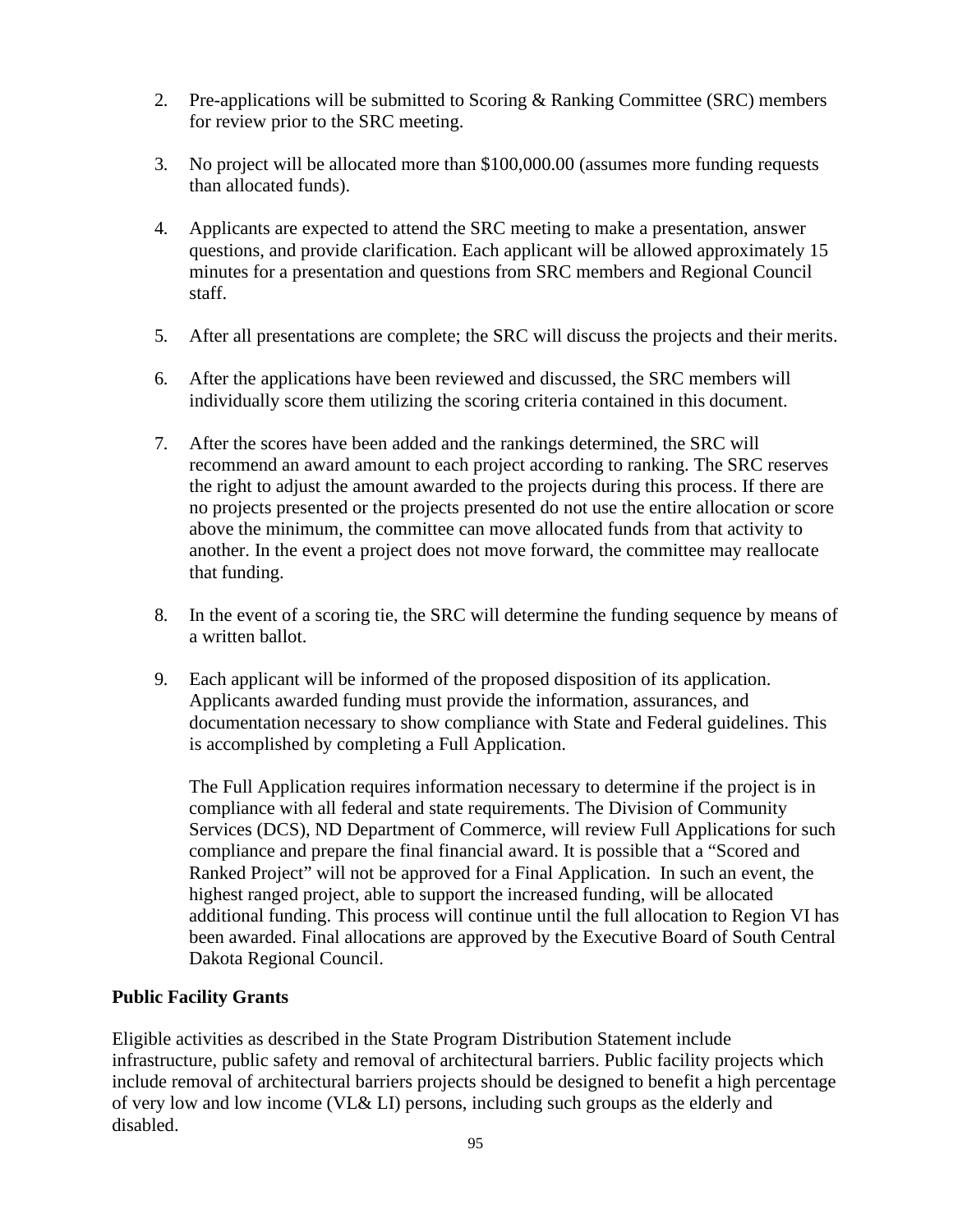2. Pre-applications will be submitted to Scoring & Ranking Committee (SRC) members for review prior to the SRC meeting.

3. No project will be allocated more than $100,000.00 (assumes more funding requests than allocated funds).

4. Applicants are expected to attend the SRC meeting to make a presentation, answer questions, and provide clarification. Each applicant will be allowed approximately 15 minutes for a presentation and questions from SRC members and Regional Council staff.

5. After all presentations are complete; the SRC will discuss the projects and their merits.

6. After the applications have been reviewed and discussed, the SRC members will individually score them utilizing the scoring criteria contained in this document.

7. After the scores have been added and the rankings determined, the SRC will recommend an award amount to each project according to ranking. The SRC reserves the right to adjust the amount awarded to the projects during this process. If there are no projects presented or the projects presented do not use the entire allocation or score above the minimum, the committee can move allocated funds from that activity to another. In the event a project does not move forward, the committee may reallocate that funding.

8. In the event of a scoring tie, the SRC will determine the funding sequence by means of a written ballot.

9. Each applicant will be informed of the proposed disposition of its application. Applicants awarded funding must provide the information, assurances, and documentation necessary to show compliance with State and Federal guidelines. This is accomplished by completing a Full Application.

   The Full Application requires information necessary to determine if the project is in compliance with all federal and state requirements. The Division of Community Services (DCS), ND Department of Commerce, will review Full Applications for such compliance and prepare the final financial award. It is possible that a "Scored and Ranked Project" will not be approved for a Final Application. In such an event, the highest ranged project, able to support the increased funding, will be allocated additional funding. This process will continue until the full allocation to Region VI has been awarded. Final allocations are approved by the Executive Board of South Central Dakota Regional Council.

**Public Facility Grants**

Eligible activities as described in the State Program Distribution Statement include infrastructure, public safety and removal of architectural barriers. Public facility projects which include removal of architectural barriers projects should be designed to benefit a high percentage of very low and low income (VL& LI) persons, including such groups as the elderly and disabled.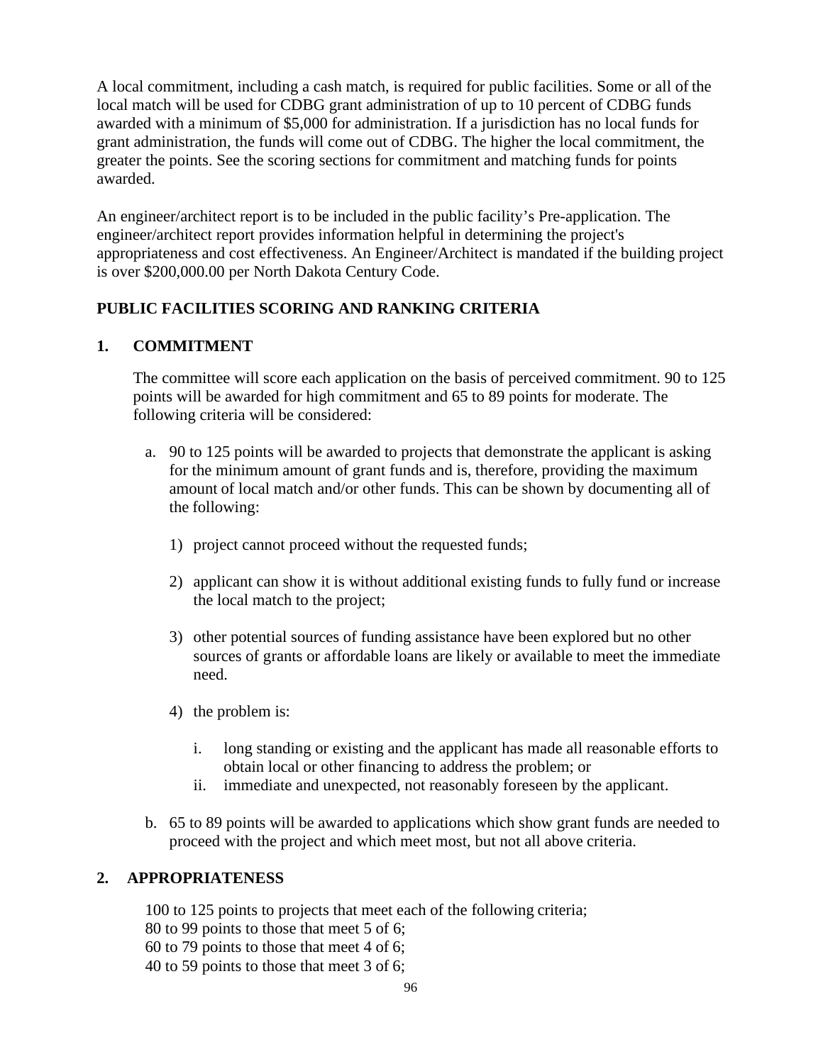A local commitment, including a cash match, is required for public facilities. Some or all of the local match will be used for CDBG grant administration of up to 10 percent of CDBG funds awarded with a minimum of $5,000 for administration. If a jurisdiction has no local funds for grant administration, the funds will come out of CDBG. The higher the local commitment, the greater the points. See the scoring sections for commitment and matching funds for points awarded.

An engineer/architect report is to be included in the public facility's Pre-application. The engineer/architect report provides information helpful in determining the project's appropriateness and cost effectiveness. An Engineer/Architect is mandated if the building project is over $200,000.00 per North Dakota Century Code.

## PUBLIC FACILITIES SCORING AND RANKING CRITERIA

### 1. COMMITMENT

The committee will score each application on the basis of perceived commitment. 90 to 125 points will be awarded for high commitment and 65 to 89 points for moderate. The following criteria will be considered:

a. 90 to 125 points will be awarded to projects that demonstrate the applicant is asking for the minimum amount of grant funds and is, therefore, providing the maximum amount of local match and/or other funds. This can be shown by documenting all of the following:

   1) project cannot proceed without the requested funds;

   2) applicant can show it is without additional existing funds to fully fund or increase the local match to the project;

   3) other potential sources of funding assistance have been explored but no other sources of grants or affordable loans are likely or available to meet the immediate need.

   4) the problem is:

      i. long standing or existing and the applicant has made all reasonable efforts to obtain local or other financing to address the problem; or
      ii. immediate and unexpected, not reasonably foreseen by the applicant.

b. 65 to 89 points will be awarded to applications which show grant funds are needed to proceed with the project and which meet most, but not all above criteria.

### 2. APPROPRIATENESS

100 to 125 points to projects that meet each of the following criteria;
80 to 99 points to those that meet 5 of 6;
60 to 79 points to those that meet 4 of 6;
40 to 59 points to those that meet 3 of 6;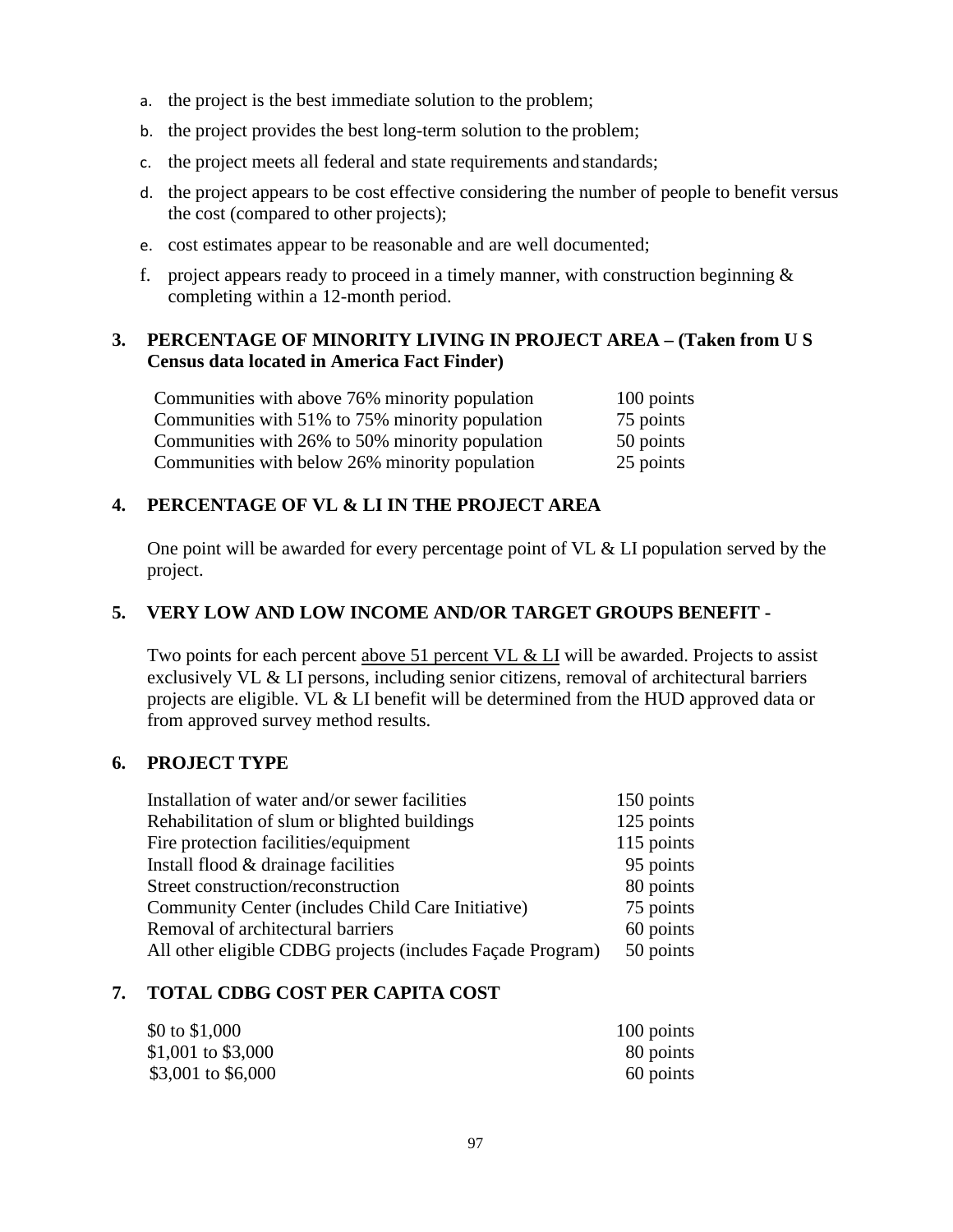a. the project is the best immediate solution to the problem;

b. the project provides the best long-term solution to the problem;

c. the project meets all federal and state requirements and standards;

d. the project appears to be cost effective considering the number of people to benefit versus the cost (compared to other projects);

e. cost estimates appear to be reasonable and are well documented;

f. project appears ready to proceed in a timely manner, with construction beginning & completing within a 12-month period.

**3. PERCENTAGE OF MINORITY LIVING IN PROJECT AREA – (Taken from U S Census data located in America Fact Finder)**

| | |
|---|---|
| Communities with above 76% minority population | 100 points |
| Communities with 51% to 75% minority population | 75 points |
| Communities with 26% to 50% minority population | 50 points |
| Communities with below 26% minority population | 25 points |

**4. PERCENTAGE OF VL & LI IN THE PROJECT AREA**

One point will be awarded for every percentage point of VL & LI population served by the project.

**5. VERY LOW AND LOW INCOME AND/OR TARGET GROUPS BENEFIT -**

Two points for each percent above 51 percent VL & LI will be awarded. Projects to assist exclusively VL & LI persons, including senior citizens, removal of architectural barriers projects are eligible. VL & LI benefit will be determined from the HUD approved data or from approved survey method results.

**6. PROJECT TYPE**

| | |
|---|---|
| Installation of water and/or sewer facilities | 150 points |
| Rehabilitation of slum or blighted buildings | 125 points |
| Fire protection facilities/equipment | 115 points |
| Install flood & drainage facilities | 95 points |
| Street construction/reconstruction | 80 points |
| Community Center (includes Child Care Initiative) | 75 points |
| Removal of architectural barriers | 60 points |
| All other eligible CDBG projects (includes Façade Program) | 50 points |

**7. TOTAL CDBG COST PER CAPITA COST**

| | |
|---|---|
| $0 to $1,000 | 100 points |
| $1,001 to $3,000 | 80 points |
| $3,001 to $6,000 | 60 points |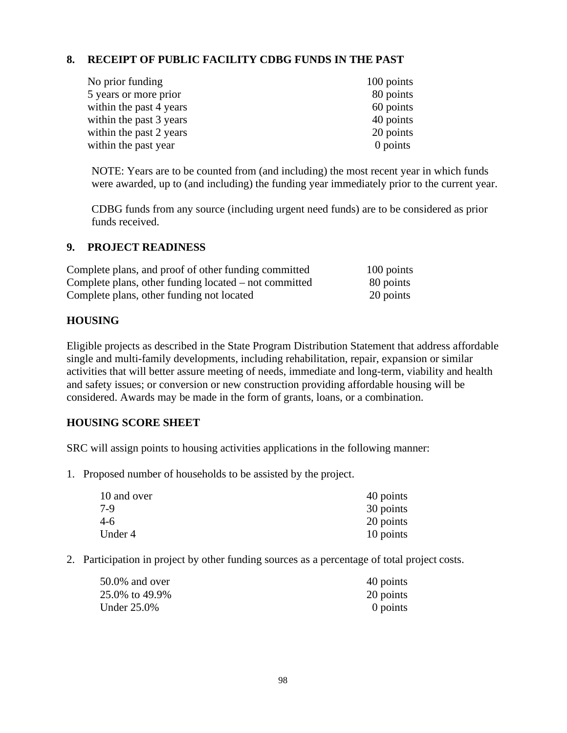### 8. RECEIPT OF PUBLIC FACILITY CDBG FUNDS IN THE PAST

| | |
|---|---|
| No prior funding | 100 points |
| 5 years or more prior | 80 points |
| within the past 4 years | 60 points |
| within the past 3 years | 40 points |
| within the past 2 years | 20 points |
| within the past year | 0 points |

NOTE: Years are to be counted from (and including) the most recent year in which funds were awarded, up to (and including) the funding year immediately prior to the current year.

CDBG funds from any source (including urgent need funds) are to be considered as prior funds received.

### 9. PROJECT READINESS

| | |
|---|---|
| Complete plans, and proof of other funding committed | 100 points |
| Complete plans, other funding located – not committed | 80 points |
| Complete plans, other funding not located | 20 points |

## HOUSING

Eligible projects as described in the State Program Distribution Statement that address affordable single and multi-family developments, including rehabilitation, repair, expansion or similar activities that will better assure meeting of needs, immediate and long-term, viability and health and safety issues; or conversion or new construction providing affordable housing will be considered. Awards may be made in the form of grants, loans, or a combination.

## HOUSING SCORE SHEET

SRC will assign points to housing activities applications in the following manner:

1. Proposed number of households to be assisted by the project.

| | |
|---|---|
| 10 and over | 40 points |
| 7-9 | 30 points |
| 4-6 | 20 points |
| Under 4 | 10 points |

2. Participation in project by other funding sources as a percentage of total project costs.

| | |
|---|---|
| 50.0% and over | 40 points |
| 25.0% to 49.9% | 20 points |
| Under 25.0% | 0 points |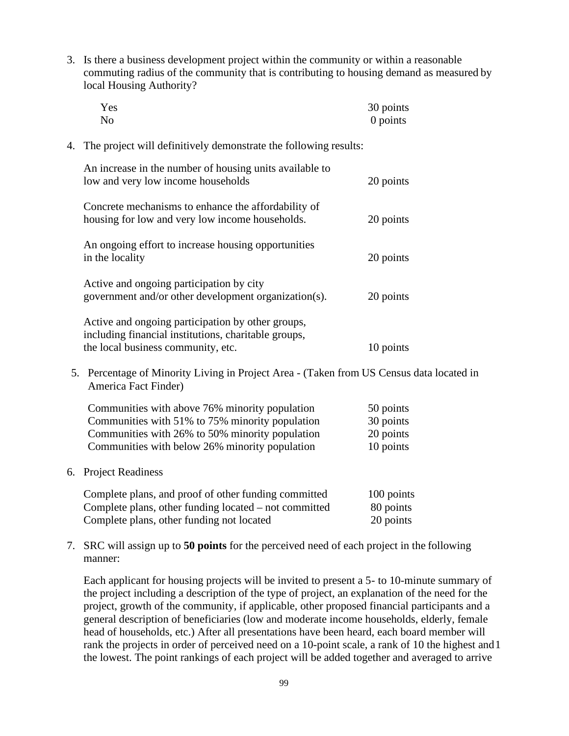3. Is there a business development project within the community or within a reasonable commuting radius of the community that is contributing to housing demand as measured by local Housing Authority?

| | |
|---|---|
| Yes | 30 points |
| No | 0 points |

4. The project will definitively demonstrate the following results:

| | |
|---|---|
| An increase in the number of housing units available to low and very low income households | 20 points |
| Concrete mechanisms to enhance the affordability of housing for low and very low income households. | 20 points |
| An ongoing effort to increase housing opportunities in the locality | 20 points |
| Active and ongoing participation by city government and/or other development organization(s). | 20 points |
| Active and ongoing participation by other groups, including financial institutions, charitable groups, the local business community, etc. | 10 points |

5. Percentage of Minority Living in Project Area - (Taken from US Census data located in America Fact Finder)

| | |
|---|---|
| Communities with above 76% minority population | 50 points |
| Communities with 51% to 75% minority population | 30 points |
| Communities with 26% to 50% minority population | 20 points |
| Communities with below 26% minority population | 10 points |

6. Project Readiness

| | |
|---|---|
| Complete plans, and proof of other funding committed | 100 points |
| Complete plans, other funding located – not committed | 80 points |
| Complete plans, other funding not located | 20 points |

7. SRC will assign up to **50 points** for the perceived need of each project in the following manner:

   Each applicant for housing projects will be invited to present a 5- to 10-minute summary of the project including a description of the type of project, an explanation of the need for the project, growth of the community, if applicable, other proposed financial participants and a general description of beneficiaries (low and moderate income households, elderly, female head of households, etc.) After all presentations have been heard, each board member will rank the projects in order of perceived need on a 10-point scale, a rank of 10 the highest and 1 the lowest. The point rankings of each project will be added together and averaged to arrive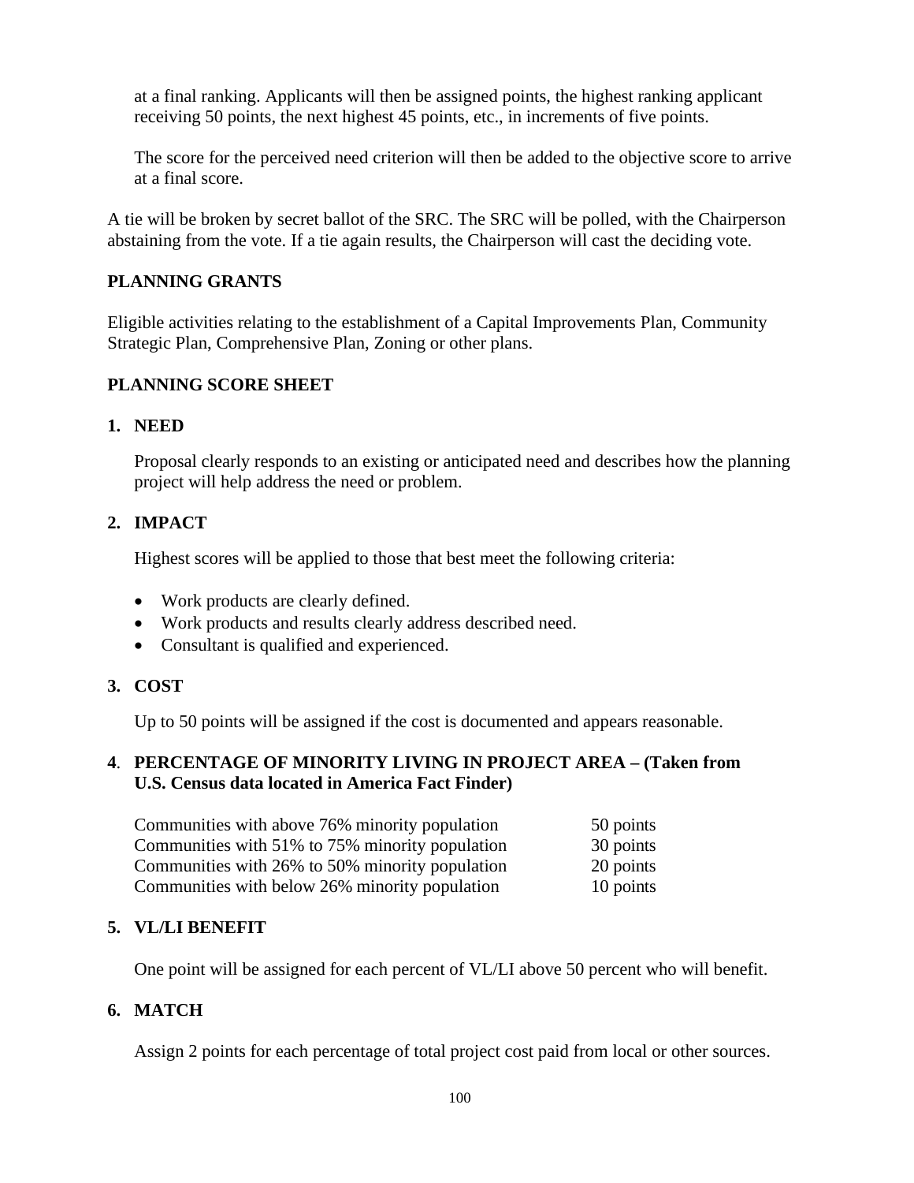at a final ranking. Applicants will then be assigned points, the highest ranking applicant receiving 50 points, the next highest 45 points, etc., in increments of five points.

The score for the perceived need criterion will then be added to the objective score to arrive at a final score.

A tie will be broken by secret ballot of the SRC. The SRC will be polled, with the Chairperson abstaining from the vote. If a tie again results, the Chairperson will cast the deciding vote.

## PLANNING GRANTS

Eligible activities relating to the establishment of a Capital Improvements Plan, Community Strategic Plan, Comprehensive Plan, Zoning or other plans.

## PLANNING SCORE SHEET

### 1. NEED

Proposal clearly responds to an existing or anticipated need and describes how the planning project will help address the need or problem.

### 2. IMPACT

Highest scores will be applied to those that best meet the following criteria:

- Work products are clearly defined.
- Work products and results clearly address described need.
- Consultant is qualified and experienced.

### 3. COST

Up to 50 points will be assigned if the cost is documented and appears reasonable.

### 4. PERCENTAGE OF MINORITY LIVING IN PROJECT AREA – (Taken from U.S. Census data located in America Fact Finder)

| | |
|---|---|
| Communities with above 76% minority population | 50 points |
| Communities with 51% to 75% minority population | 30 points |
| Communities with 26% to 50% minority population | 20 points |
| Communities with below 26% minority population | 10 points |

### 5. VL/LI BENEFIT

One point will be assigned for each percent of VL/LI above 50 percent who will benefit.

### 6. MATCH

Assign 2 points for each percentage of total project cost paid from local or other sources.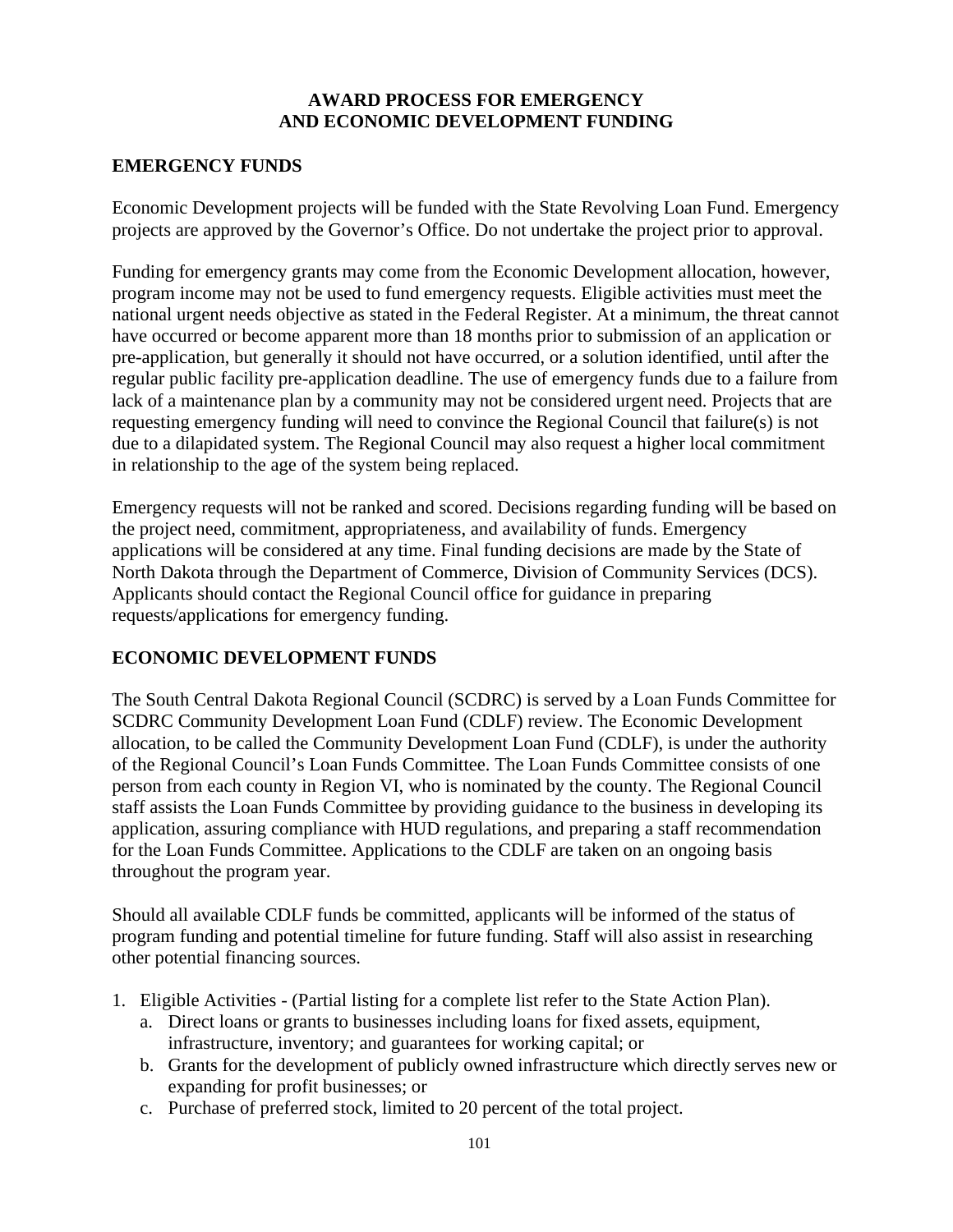# AWARD PROCESS FOR EMERGENCY AND ECONOMIC DEVELOPMENT FUNDING

## EMERGENCY FUNDS

Economic Development projects will be funded with the State Revolving Loan Fund. Emergency projects are approved by the Governor's Office. Do not undertake the project prior to approval.

Funding for emergency grants may come from the Economic Development allocation, however, program income may not be used to fund emergency requests. Eligible activities must meet the national urgent needs objective as stated in the Federal Register. At a minimum, the threat cannot have occurred or become apparent more than 18 months prior to submission of an application or pre-application, but generally it should not have occurred, or a solution identified, until after the regular public facility pre-application deadline. The use of emergency funds due to a failure from lack of a maintenance plan by a community may not be considered urgent need. Projects that are requesting emergency funding will need to convince the Regional Council that failure(s) is not due to a dilapidated system. The Regional Council may also request a higher local commitment in relationship to the age of the system being replaced.

Emergency requests will not be ranked and scored. Decisions regarding funding will be based on the project need, commitment, appropriateness, and availability of funds. Emergency applications will be considered at any time. Final funding decisions are made by the State of North Dakota through the Department of Commerce, Division of Community Services (DCS). Applicants should contact the Regional Council office for guidance in preparing requests/applications for emergency funding.

## ECONOMIC DEVELOPMENT FUNDS

The South Central Dakota Regional Council (SCDRC) is served by a Loan Funds Committee for SCDRC Community Development Loan Fund (CDLF) review. The Economic Development allocation, to be called the Community Development Loan Fund (CDLF), is under the authority of the Regional Council's Loan Funds Committee. The Loan Funds Committee consists of one person from each county in Region VI, who is nominated by the county. The Regional Council staff assists the Loan Funds Committee by providing guidance to the business in developing its application, assuring compliance with HUD regulations, and preparing a staff recommendation for the Loan Funds Committee. Applications to the CDLF are taken on an ongoing basis throughout the program year.

Should all available CDLF funds be committed, applicants will be informed of the status of program funding and potential timeline for future funding. Staff will also assist in researching other potential financing sources.

1. Eligible Activities - (Partial listing for a complete list refer to the State Action Plan).
   a. Direct loans or grants to businesses including loans for fixed assets, equipment, infrastructure, inventory; and guarantees for working capital; or
   b. Grants for the development of publicly owned infrastructure which directly serves new or expanding for profit businesses; or
   c. Purchase of preferred stock, limited to 20 percent of the total project.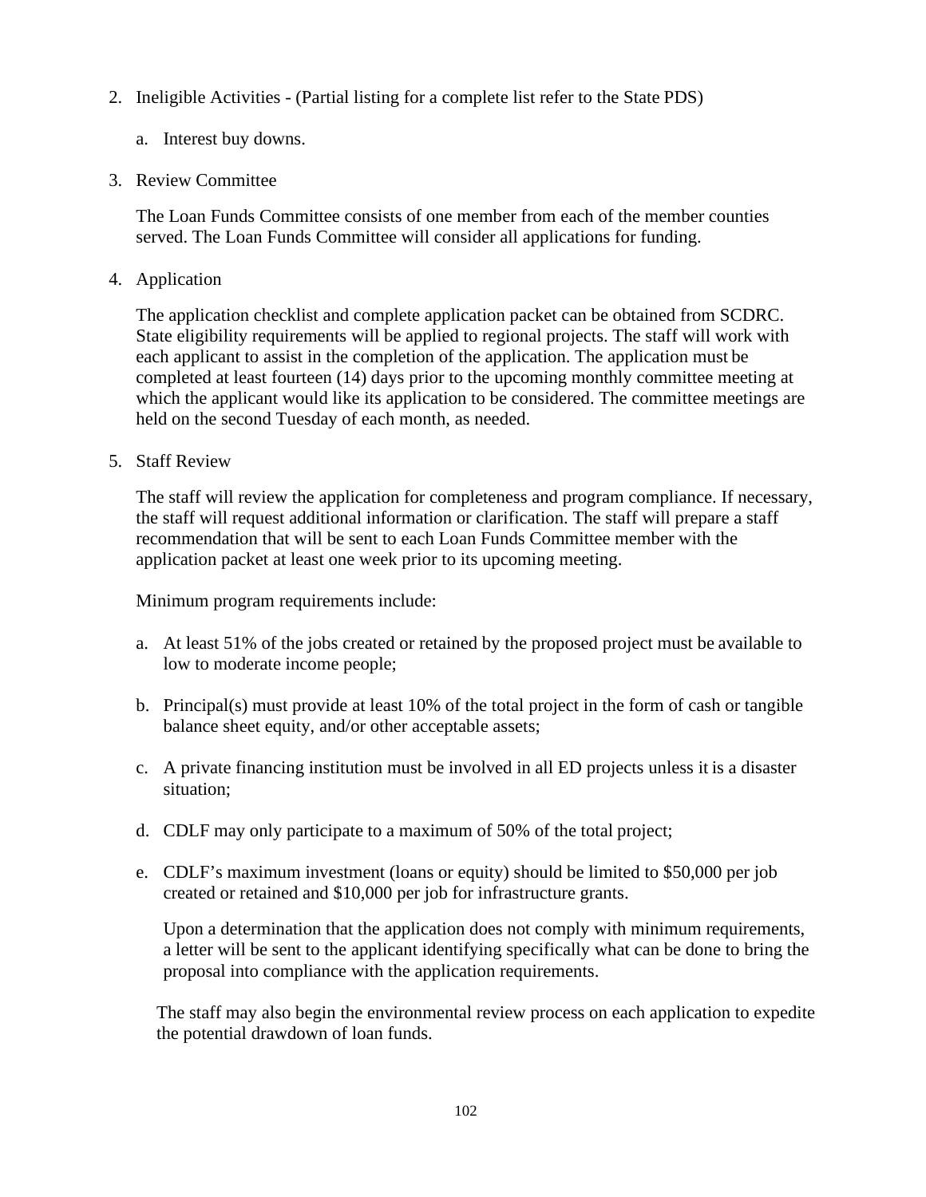2. Ineligible Activities - (Partial listing for a complete list refer to the State PDS)

   a. Interest buy downs.

3. Review Committee

   The Loan Funds Committee consists of one member from each of the member counties served. The Loan Funds Committee will consider all applications for funding.

4. Application

   The application checklist and complete application packet can be obtained from SCDRC. State eligibility requirements will be applied to regional projects. The staff will work with each applicant to assist in the completion of the application. The application must be completed at least fourteen (14) days prior to the upcoming monthly committee meeting at which the applicant would like its application to be considered. The committee meetings are held on the second Tuesday of each month, as needed.

5. Staff Review

   The staff will review the application for completeness and program compliance. If necessary, the staff will request additional information or clarification. The staff will prepare a staff recommendation that will be sent to each Loan Funds Committee member with the application packet at least one week prior to its upcoming meeting.

   Minimum program requirements include:

   a. At least 51% of the jobs created or retained by the proposed project must be available to low to moderate income people;

   b. Principal(s) must provide at least 10% of the total project in the form of cash or tangible balance sheet equity, and/or other acceptable assets;

   c. A private financing institution must be involved in all ED projects unless it is a disaster situation;

   d. CDLF may only participate to a maximum of 50% of the total project;

   e. CDLF's maximum investment (loans or equity) should be limited to $50,000 per job created or retained and $10,000 per job for infrastructure grants.

      Upon a determination that the application does not comply with minimum requirements, a letter will be sent to the applicant identifying specifically what can be done to bring the proposal into compliance with the application requirements.

   The staff may also begin the environmental review process on each application to expedite the potential drawdown of loan funds.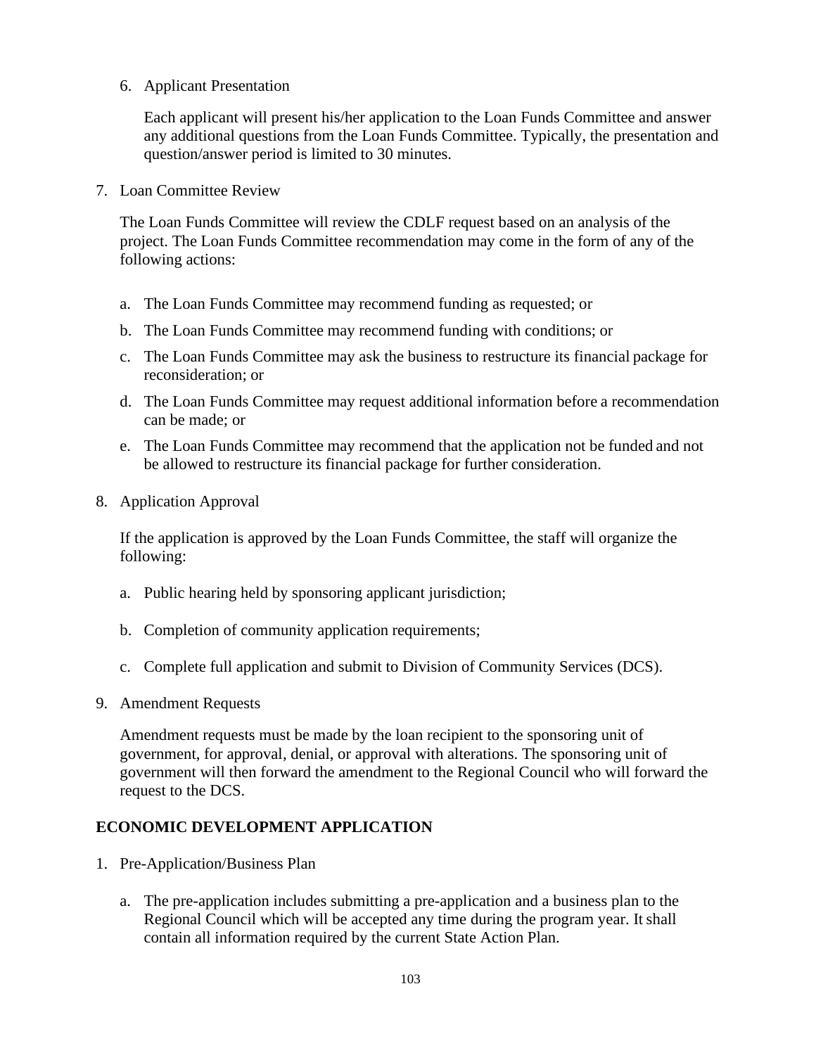6. Applicant Presentation

   Each applicant will present his/her application to the Loan Funds Committee and answer any additional questions from the Loan Funds Committee. Typically, the presentation and question/answer period is limited to 30 minutes.

7. Loan Committee Review

   The Loan Funds Committee will review the CDLF request based on an analysis of the project. The Loan Funds Committee recommendation may come in the form of any of the following actions:

   a. The Loan Funds Committee may recommend funding as requested; or
   b. The Loan Funds Committee may recommend funding with conditions; or
   c. The Loan Funds Committee may ask the business to restructure its financial package for reconsideration; or
   d. The Loan Funds Committee may request additional information before a recommendation can be made; or
   e. The Loan Funds Committee may recommend that the application not be funded and not be allowed to restructure its financial package for further consideration.

8. Application Approval

   If the application is approved by the Loan Funds Committee, the staff will organize the following:

   a. Public hearing held by sponsoring applicant jurisdiction;
   b. Completion of community application requirements;
   c. Complete full application and submit to Division of Community Services (DCS).

9. Amendment Requests

   Amendment requests must be made by the loan recipient to the sponsoring unit of government, for approval, denial, or approval with alterations. The sponsoring unit of government will then forward the amendment to the Regional Council who will forward the request to the DCS.

## ECONOMIC DEVELOPMENT APPLICATION

1. Pre-Application/Business Plan

   a. The pre-application includes submitting a pre-application and a business plan to the Regional Council which will be accepted any time during the program year. It shall contain all information required by the current State Action Plan.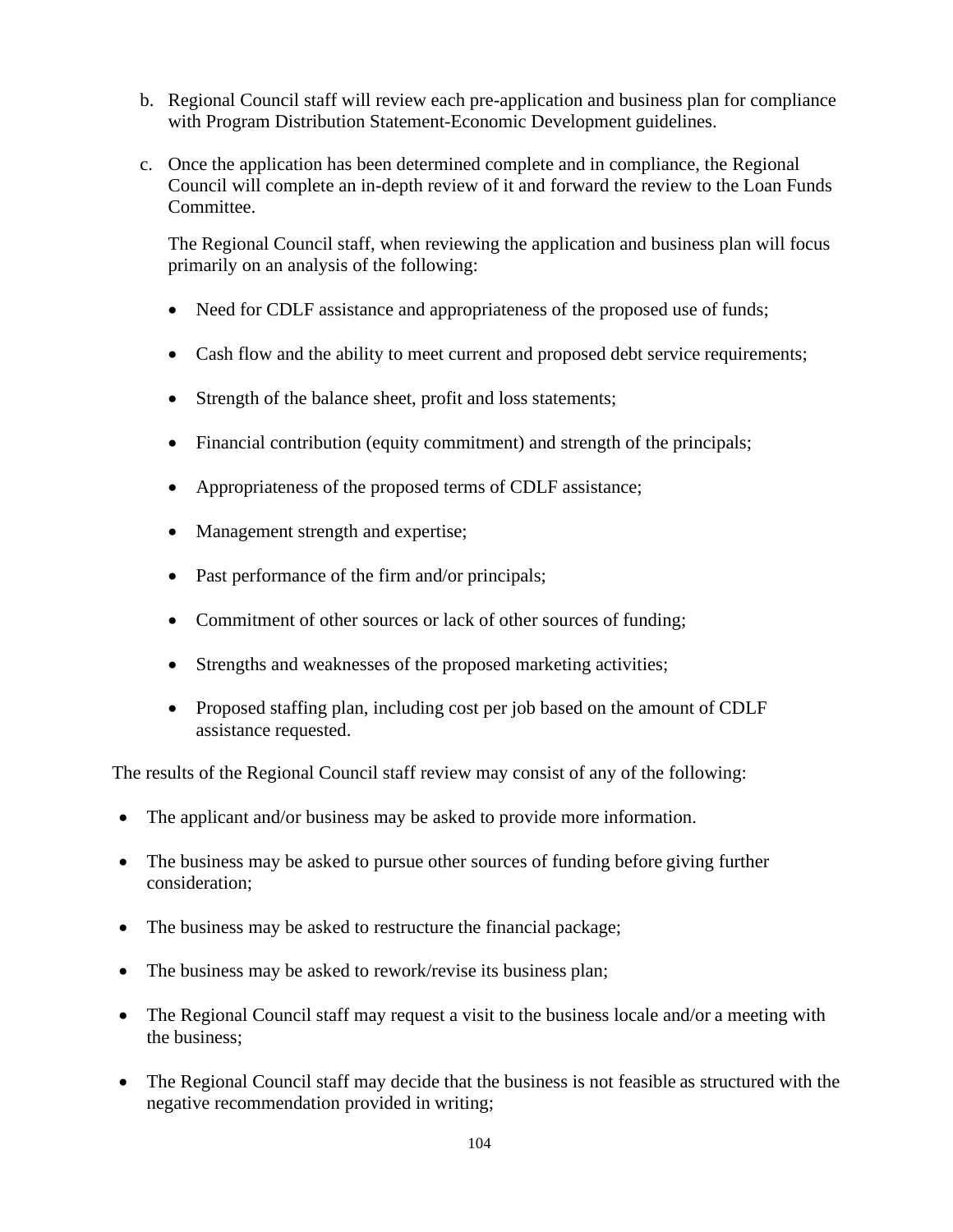b. Regional Council staff will review each pre-application and business plan for compliance with Program Distribution Statement-Economic Development guidelines.

c. Once the application has been determined complete and in compliance, the Regional Council will complete an in-depth review of it and forward the review to the Loan Funds Committee.

   The Regional Council staff, when reviewing the application and business plan will focus primarily on an analysis of the following:

   - Need for CDLF assistance and appropriateness of the proposed use of funds;
   - Cash flow and the ability to meet current and proposed debt service requirements;
   - Strength of the balance sheet, profit and loss statements;
   - Financial contribution (equity commitment) and strength of the principals;
   - Appropriateness of the proposed terms of CDLF assistance;
   - Management strength and expertise;
   - Past performance of the firm and/or principals;
   - Commitment of other sources or lack of other sources of funding;
   - Strengths and weaknesses of the proposed marketing activities;
   - Proposed staffing plan, including cost per job based on the amount of CDLF assistance requested.

The results of the Regional Council staff review may consist of any of the following:

- The applicant and/or business may be asked to provide more information.
- The business may be asked to pursue other sources of funding before giving further consideration;
- The business may be asked to restructure the financial package;
- The business may be asked to rework/revise its business plan;
- The Regional Council staff may request a visit to the business locale and/or a meeting with the business;
- The Regional Council staff may decide that the business is not feasible as structured with the negative recommendation provided in writing;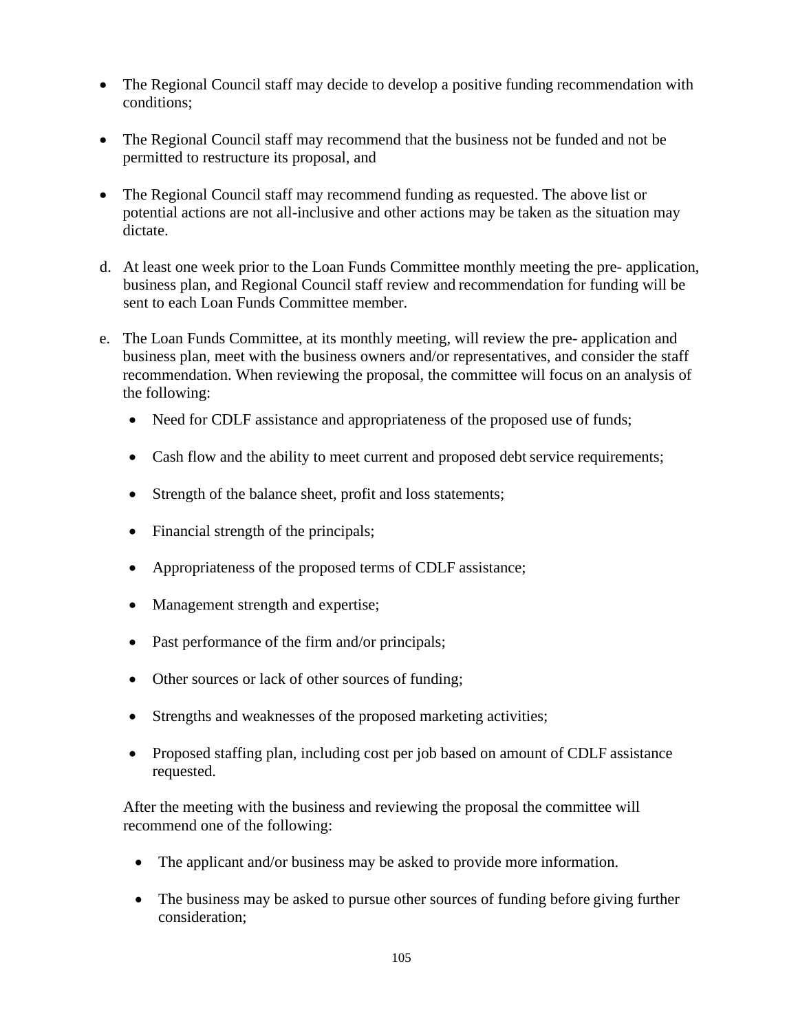- The Regional Council staff may decide to develop a positive funding recommendation with conditions;
- The Regional Council staff may recommend that the business not be funded and not be permitted to restructure its proposal, and
- The Regional Council staff may recommend funding as requested. The above list or potential actions are not all-inclusive and other actions may be taken as the situation may dictate.

d. At least one week prior to the Loan Funds Committee monthly meeting the pre- application, business plan, and Regional Council staff review and recommendation for funding will be sent to each Loan Funds Committee member.

e. The Loan Funds Committee, at its monthly meeting, will review the pre- application and business plan, meet with the business owners and/or representatives, and consider the staff recommendation. When reviewing the proposal, the committee will focus on an analysis of the following:

   - Need for CDLF assistance and appropriateness of the proposed use of funds;
   - Cash flow and the ability to meet current and proposed debt service requirements;
   - Strength of the balance sheet, profit and loss statements;
   - Financial strength of the principals;
   - Appropriateness of the proposed terms of CDLF assistance;
   - Management strength and expertise;
   - Past performance of the firm and/or principals;
   - Other sources or lack of other sources of funding;
   - Strengths and weaknesses of the proposed marketing activities;
   - Proposed staffing plan, including cost per job based on amount of CDLF assistance requested.

   After the meeting with the business and reviewing the proposal the committee will recommend one of the following:

   - The applicant and/or business may be asked to provide more information.
   - The business may be asked to pursue other sources of funding before giving further consideration;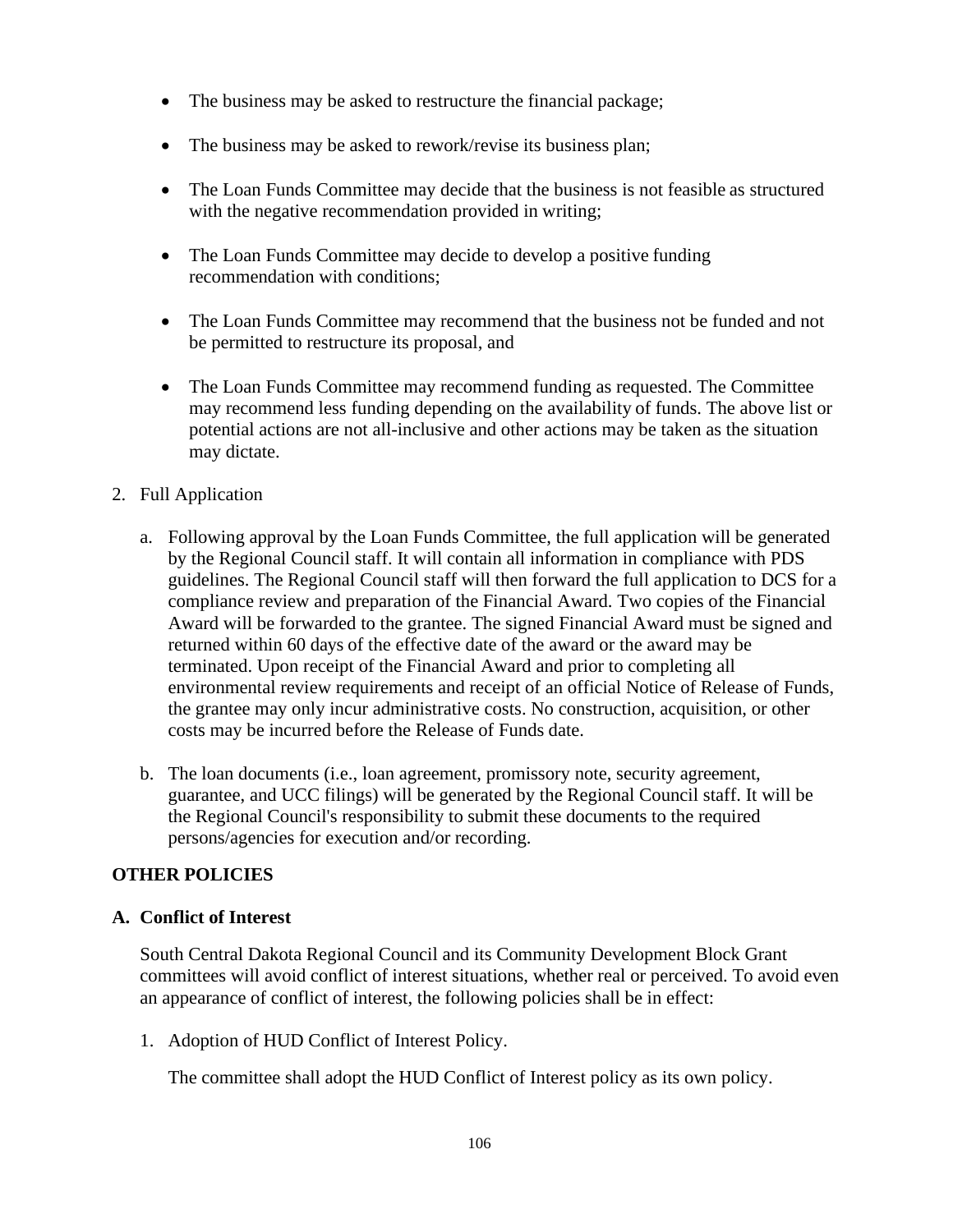- The business may be asked to restructure the financial package;
- The business may be asked to rework/revise its business plan;
- The Loan Funds Committee may decide that the business is not feasible as structured with the negative recommendation provided in writing;
- The Loan Funds Committee may decide to develop a positive funding recommendation with conditions;
- The Loan Funds Committee may recommend that the business not be funded and not be permitted to restructure its proposal, and
- The Loan Funds Committee may recommend funding as requested. The Committee may recommend less funding depending on the availability of funds. The above list or potential actions are not all-inclusive and other actions may be taken as the situation may dictate.

2. Full Application

   a. Following approval by the Loan Funds Committee, the full application will be generated by the Regional Council staff. It will contain all information in compliance with PDS guidelines. The Regional Council staff will then forward the full application to DCS for a compliance review and preparation of the Financial Award. Two copies of the Financial Award will be forwarded to the grantee. The signed Financial Award must be signed and returned within 60 days of the effective date of the award or the award may be terminated. Upon receipt of the Financial Award and prior to completing all environmental review requirements and receipt of an official Notice of Release of Funds, the grantee may only incur administrative costs. No construction, acquisition, or other costs may be incurred before the Release of Funds date.

   b. The loan documents (i.e., loan agreement, promissory note, security agreement, guarantee, and UCC filings) will be generated by the Regional Council staff. It will be the Regional Council's responsibility to submit these documents to the required persons/agencies for execution and/or recording.

**OTHER POLICIES**

**A. Conflict of Interest**

South Central Dakota Regional Council and its Community Development Block Grant committees will avoid conflict of interest situations, whether real or perceived. To avoid even an appearance of conflict of interest, the following policies shall be in effect:

1. Adoption of HUD Conflict of Interest Policy.

   The committee shall adopt the HUD Conflict of Interest policy as its own policy.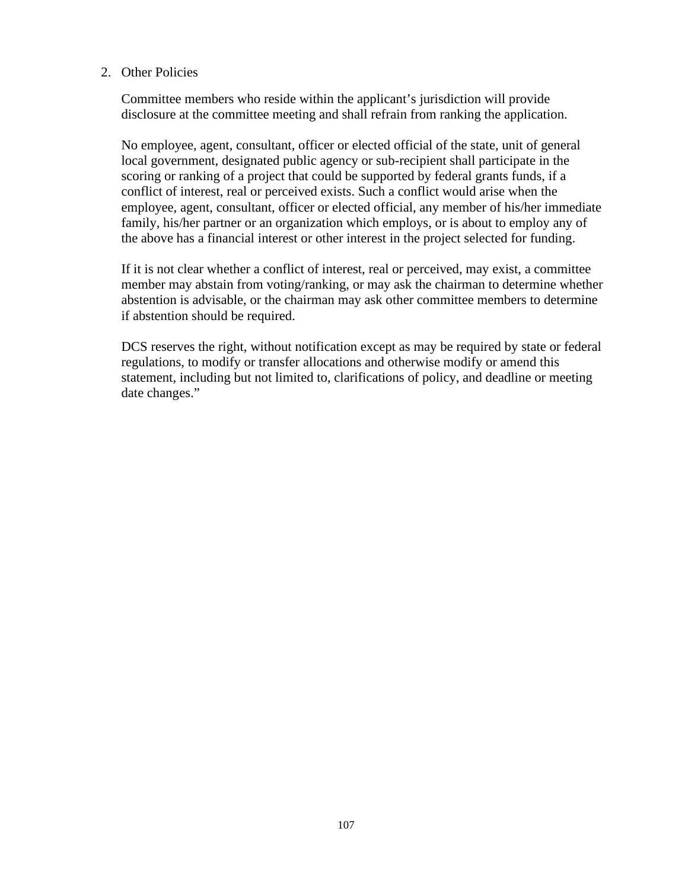2. Other Policies

   Committee members who reside within the applicant's jurisdiction will provide disclosure at the committee meeting and shall refrain from ranking the application.

   No employee, agent, consultant, officer or elected official of the state, unit of general local government, designated public agency or sub-recipient shall participate in the scoring or ranking of a project that could be supported by federal grants funds, if a conflict of interest, real or perceived exists. Such a conflict would arise when the employee, agent, consultant, officer or elected official, any member of his/her immediate family, his/her partner or an organization which employs, or is about to employ any of the above has a financial interest or other interest in the project selected for funding.

   If it is not clear whether a conflict of interest, real or perceived, may exist, a committee member may abstain from voting/ranking, or may ask the chairman to determine whether abstention is advisable, or the chairman may ask other committee members to determine if abstention should be required.

   DCS reserves the right, without notification except as may be required by state or federal regulations, to modify or transfer allocations and otherwise modify or amend this statement, including but not limited to, clarifications of policy, and deadline or meeting date changes."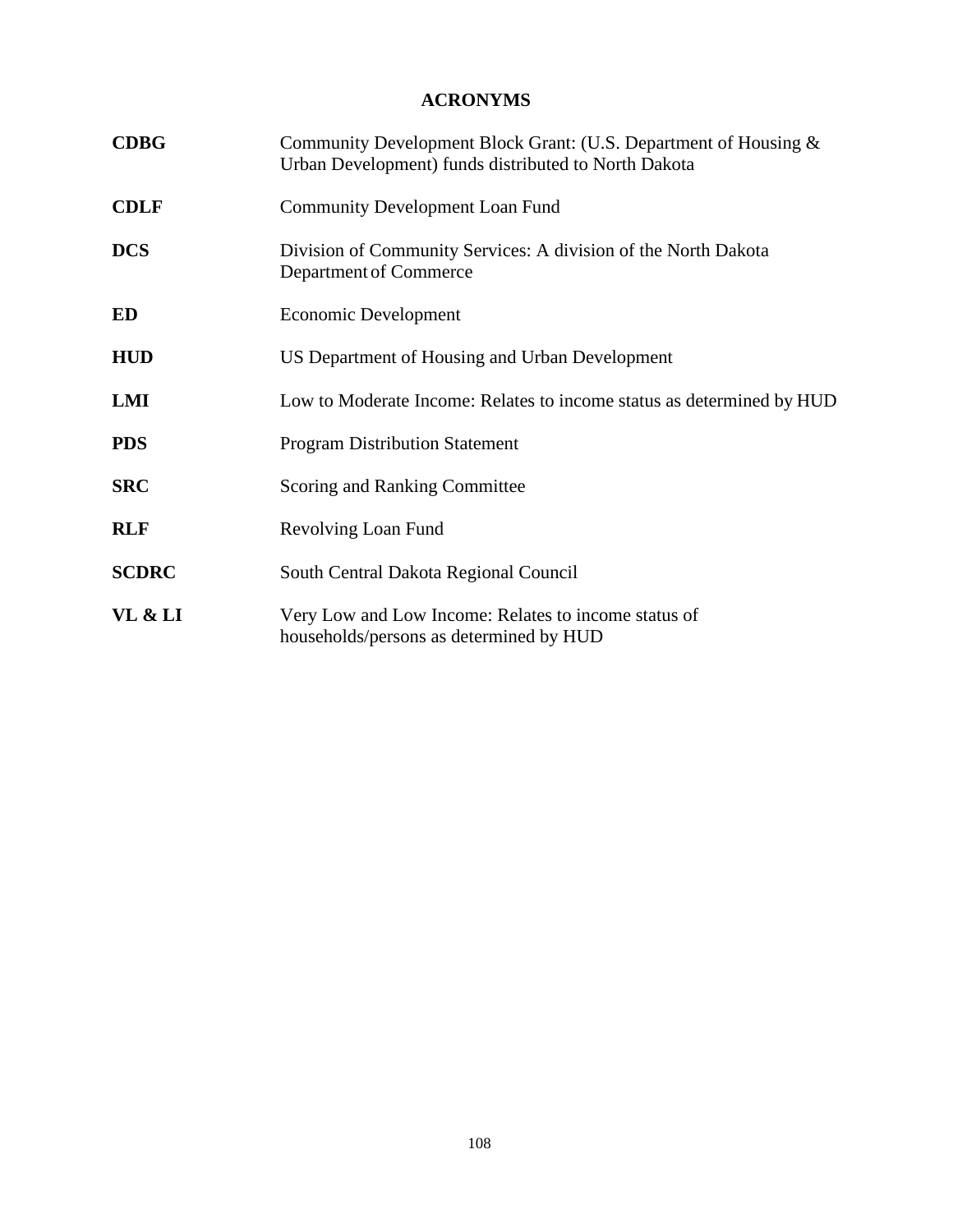# ACRONYMS

| | |
|---|---|
| **CDBG** | Community Development Block Grant: (U.S. Department of Housing & Urban Development) funds distributed to North Dakota |
| **CDLF** | Community Development Loan Fund |
| **DCS** | Division of Community Services: A division of the North Dakota Department of Commerce |
| **ED** | Economic Development |
| **HUD** | US Department of Housing and Urban Development |
| **LMI** | Low to Moderate Income: Relates to income status as determined by HUD |
| **PDS** | Program Distribution Statement |
| **SRC** | Scoring and Ranking Committee |
| **RLF** | Revolving Loan Fund |
| **SCDRC** | South Central Dakota Regional Council |
| **VL & LI** | Very Low and Low Income: Relates to income status of households/persons as determined by HUD |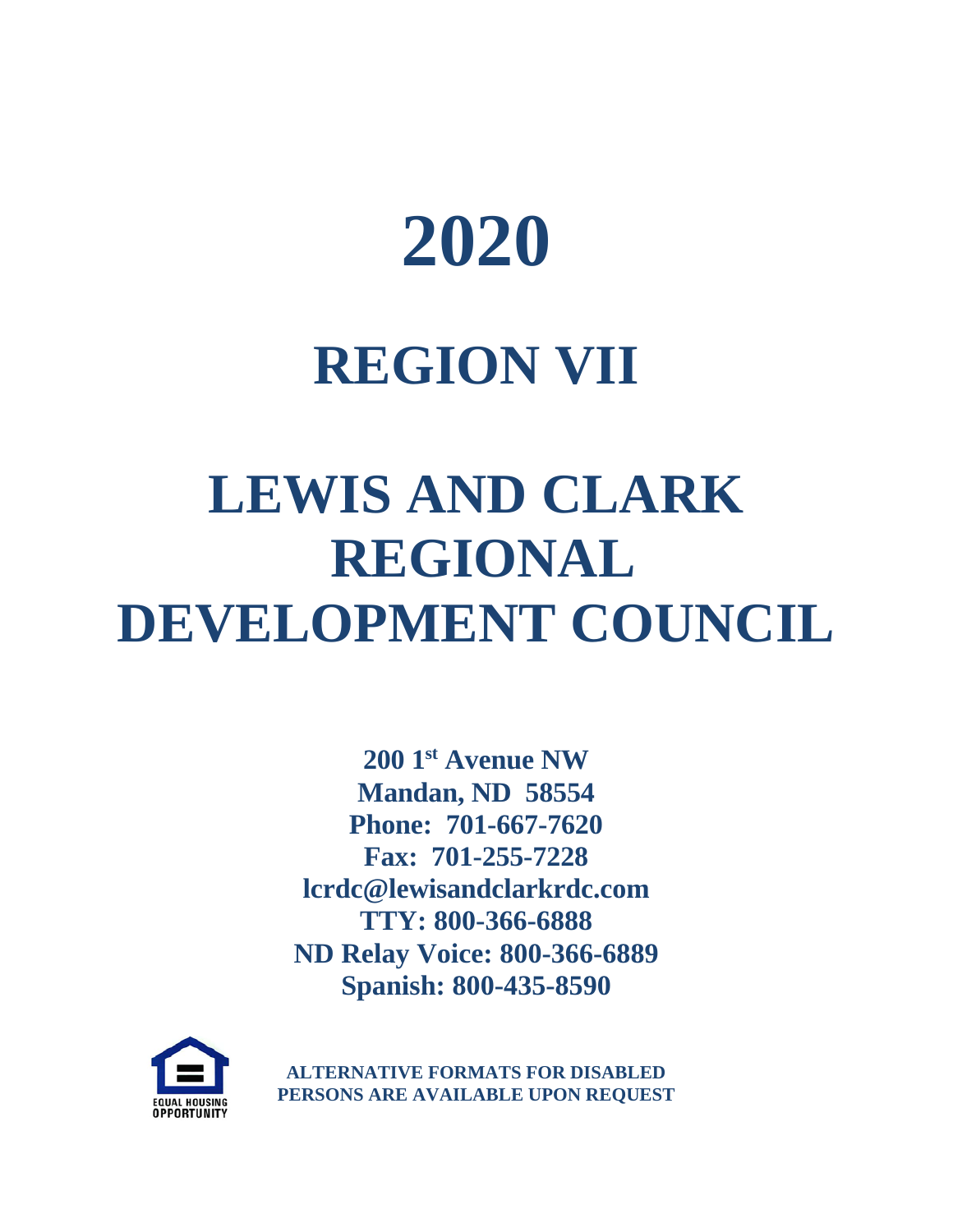# 2020

# REGION VII

# LEWIS AND CLARK REGIONAL DEVELOPMENT COUNCIL

**200 1st Avenue NW**
**Mandan, ND 58554**
**Phone: 701-667-7620**
**Fax: 701-255-7228**
**lcrdc@lewisandclarkrdc.com**
**TTY: 800-366-6888**
**ND Relay Voice: 800-366-6889**
**Spanish: 800-435-8590**

EQUAL HOUSING OPPORTUNITY

**ALTERNATIVE FORMATS FOR DISABLED PERSONS ARE AVAILABLE UPON REQUEST**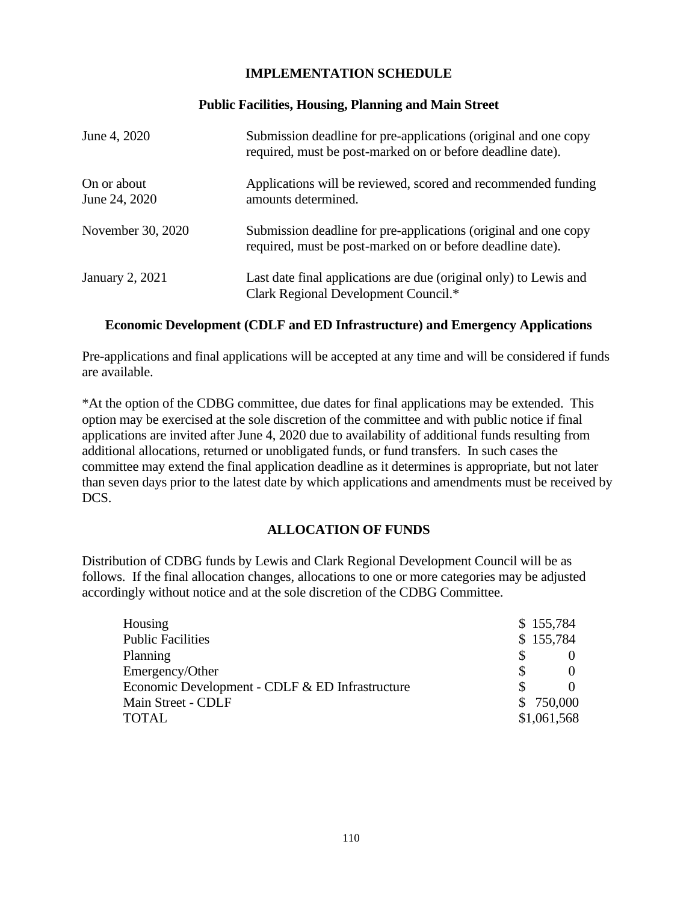## IMPLEMENTATION SCHEDULE

### Public Facilities, Housing, Planning and Main Street

| | |
|---|---|
| June 4, 2020 | Submission deadline for pre-applications (original and one copy required, must be post-marked on or before deadline date). |
| On or about June 24, 2020 | Applications will be reviewed, scored and recommended funding amounts determined. |
| November 30, 2020 | Submission deadline for pre-applications (original and one copy required, must be post-marked on or before deadline date). |
| January 2, 2021 | Last date final applications are due (original only) to Lewis and Clark Regional Development Council.* |

### Economic Development (CDLF and ED Infrastructure) and Emergency Applications

Pre-applications and final applications will be accepted at any time and will be considered if funds are available.

*At the option of the CDBG committee, due dates for final applications may be extended. This option may be exercised at the sole discretion of the committee and with public notice if final applications are invited after June 4, 2020 due to availability of additional funds resulting from additional allocations, returned or unobligated funds, or fund transfers. In such cases the committee may extend the final application deadline as it determines is appropriate, but not later than seven days prior to the latest date by which applications and amendments must be received by DCS.

## ALLOCATION OF FUNDS

Distribution of CDBG funds by Lewis and Clark Regional Development Council will be as follows. If the final allocation changes, allocations to one or more categories may be adjusted accordingly without notice and at the sole discretion of the CDBG Committee.

| | |
|---|---|
| Housing | $ 155,784 |
| Public Facilities | $ 155,784 |
| Planning | $ 0 |
| Emergency/Other | $ 0 |
| Economic Development - CDLF & ED Infrastructure | $ 0 |
| Main Street - CDLF | $ 750,000 |
| TOTAL | $1,061,568 |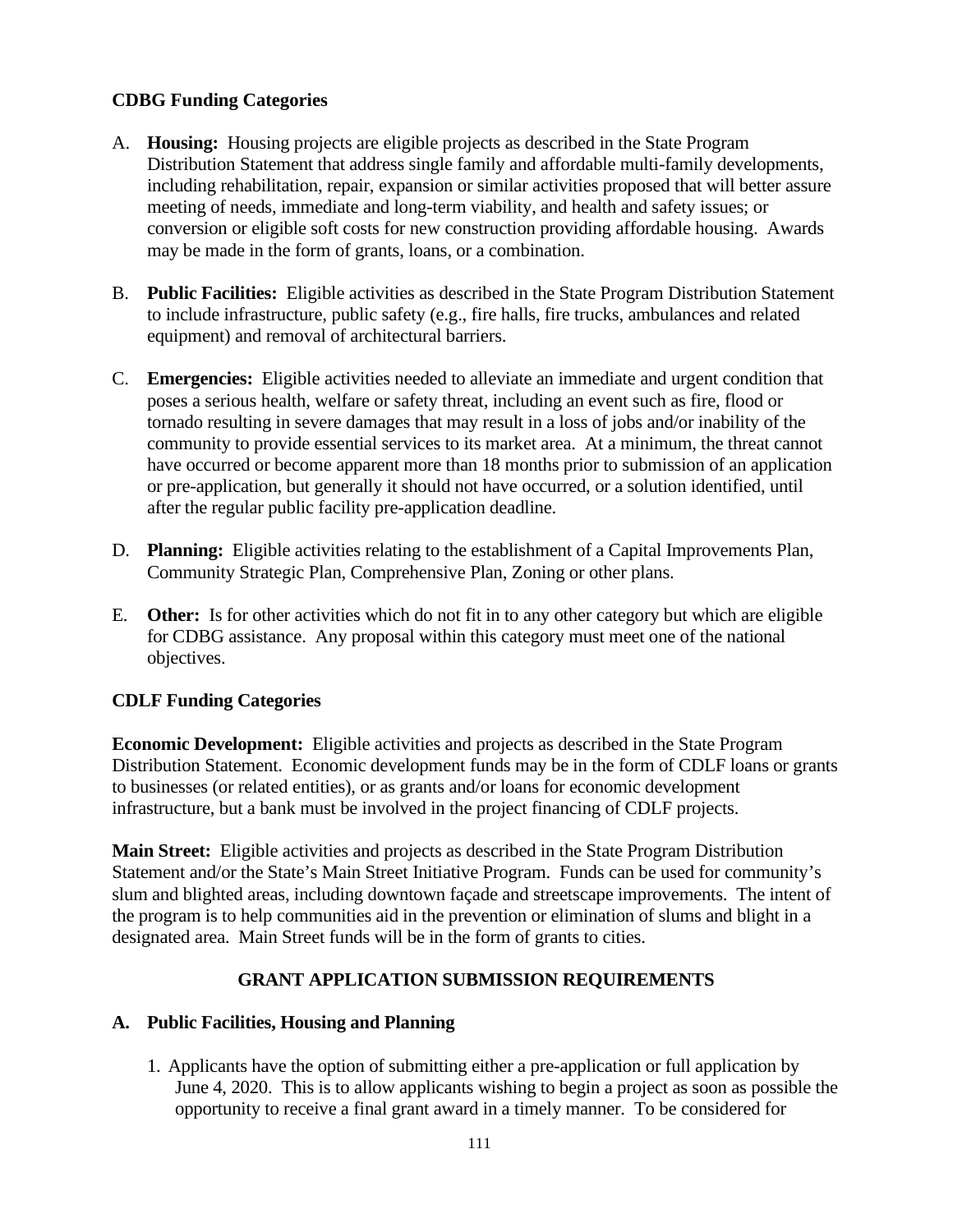**CDBG Funding Categories**

A. **Housing:** Housing projects are eligible projects as described in the State Program Distribution Statement that address single family and affordable multi-family developments, including rehabilitation, repair, expansion or similar activities proposed that will better assure meeting of needs, immediate and long-term viability, and health and safety issues; or conversion or eligible soft costs for new construction providing affordable housing. Awards may be made in the form of grants, loans, or a combination.

B. **Public Facilities:** Eligible activities as described in the State Program Distribution Statement to include infrastructure, public safety (e.g., fire halls, fire trucks, ambulances and related equipment) and removal of architectural barriers.

C. **Emergencies:** Eligible activities needed to alleviate an immediate and urgent condition that poses a serious health, welfare or safety threat, including an event such as fire, flood or tornado resulting in severe damages that may result in a loss of jobs and/or inability of the community to provide essential services to its market area. At a minimum, the threat cannot have occurred or become apparent more than 18 months prior to submission of an application or pre-application, but generally it should not have occurred, or a solution identified, until after the regular public facility pre-application deadline.

D. **Planning:** Eligible activities relating to the establishment of a Capital Improvements Plan, Community Strategic Plan, Comprehensive Plan, Zoning or other plans.

E. **Other:** Is for other activities which do not fit in to any other category but which are eligible for CDBG assistance. Any proposal within this category must meet one of the national objectives.

**CDLF Funding Categories**

**Economic Development:** Eligible activities and projects as described in the State Program Distribution Statement. Economic development funds may be in the form of CDLF loans or grants to businesses (or related entities), or as grants and/or loans for economic development infrastructure, but a bank must be involved in the project financing of CDLF projects.

**Main Street:** Eligible activities and projects as described in the State Program Distribution Statement and/or the State's Main Street Initiative Program. Funds can be used for community's slum and blighted areas, including downtown façade and streetscape improvements. The intent of the program is to help communities aid in the prevention or elimination of slums and blight in a designated area. Main Street funds will be in the form of grants to cities.

## GRANT APPLICATION SUBMISSION REQUIREMENTS

### A. Public Facilities, Housing and Planning

1. Applicants have the option of submitting either a pre-application or full application by June 4, 2020. This is to allow applicants wishing to begin a project as soon as possible the opportunity to receive a final grant award in a timely manner. To be considered for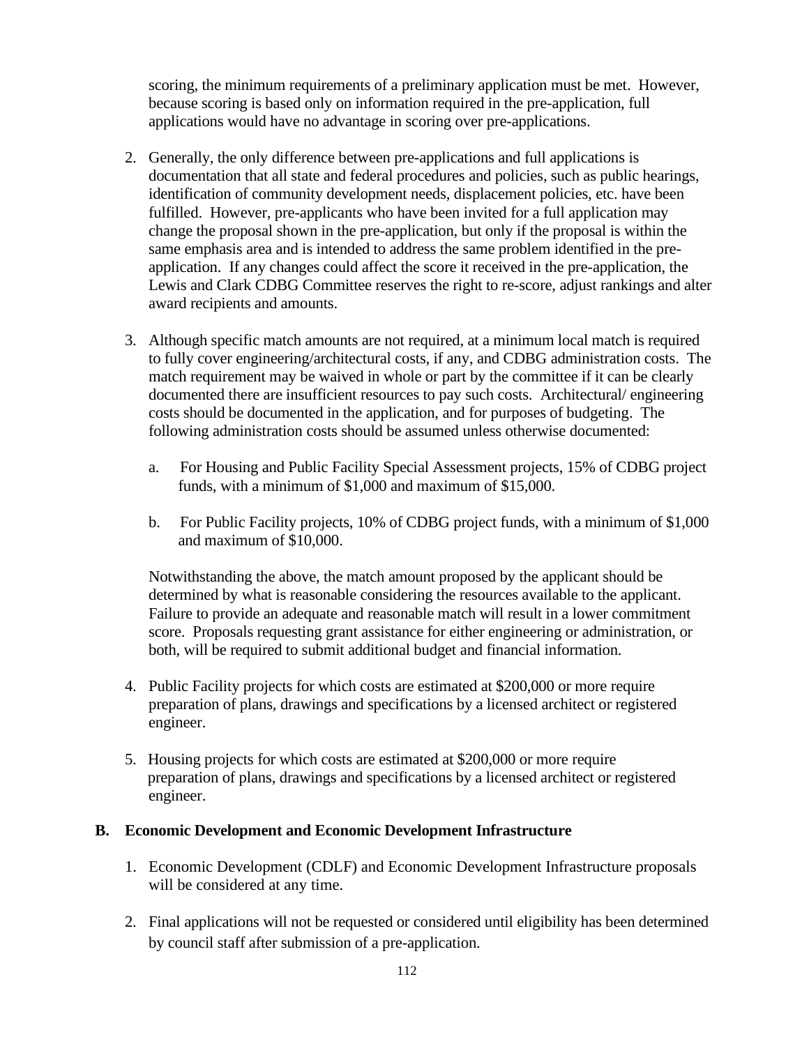scoring, the minimum requirements of a preliminary application must be met. However, because scoring is based only on information required in the pre-application, full applications would have no advantage in scoring over pre-applications.

2. Generally, the only difference between pre-applications and full applications is documentation that all state and federal procedures and policies, such as public hearings, identification of community development needs, displacement policies, etc. have been fulfilled. However, pre-applicants who have been invited for a full application may change the proposal shown in the pre-application, but only if the proposal is within the same emphasis area and is intended to address the same problem identified in the pre-application. If any changes could affect the score it received in the pre-application, the Lewis and Clark CDBG Committee reserves the right to re-score, adjust rankings and alter award recipients and amounts.

3. Although specific match amounts are not required, at a minimum local match is required to fully cover engineering/architectural costs, if any, and CDBG administration costs. The match requirement may be waived in whole or part by the committee if it can be clearly documented there are insufficient resources to pay such costs. Architectural/ engineering costs should be documented in the application, and for purposes of budgeting. The following administration costs should be assumed unless otherwise documented:

   a. For Housing and Public Facility Special Assessment projects, 15% of CDBG project funds, with a minimum of $1,000 and maximum of $15,000.

   b. For Public Facility projects, 10% of CDBG project funds, with a minimum of $1,000 and maximum of $10,000.

   Notwithstanding the above, the match amount proposed by the applicant should be determined by what is reasonable considering the resources available to the applicant. Failure to provide an adequate and reasonable match will result in a lower commitment score. Proposals requesting grant assistance for either engineering or administration, or both, will be required to submit additional budget and financial information.

4. Public Facility projects for which costs are estimated at $200,000 or more require preparation of plans, drawings and specifications by a licensed architect or registered engineer.

5. Housing projects for which costs are estimated at $200,000 or more require preparation of plans, drawings and specifications by a licensed architect or registered engineer.

## B. Economic Development and Economic Development Infrastructure

1. Economic Development (CDLF) and Economic Development Infrastructure proposals will be considered at any time.

2. Final applications will not be requested or considered until eligibility has been determined by council staff after submission of a pre-application.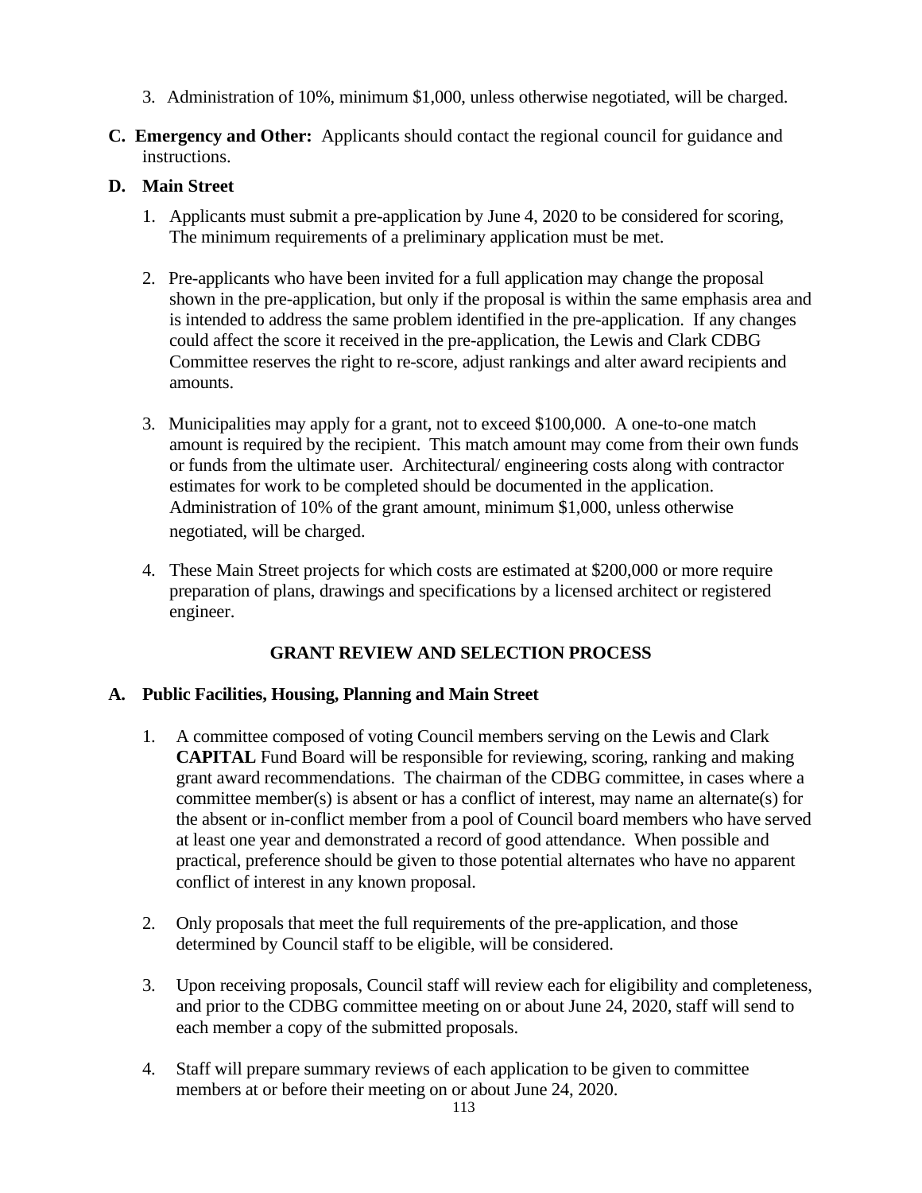3. Administration of 10%, minimum $1,000, unless otherwise negotiated, will be charged.

**C. Emergency and Other:** Applicants should contact the regional council for guidance and instructions.

**D. Main Street**

1. Applicants must submit a pre-application by June 4, 2020 to be considered for scoring, The minimum requirements of a preliminary application must be met.

2. Pre-applicants who have been invited for a full application may change the proposal shown in the pre-application, but only if the proposal is within the same emphasis area and is intended to address the same problem identified in the pre-application. If any changes could affect the score it received in the pre-application, the Lewis and Clark CDBG Committee reserves the right to re-score, adjust rankings and alter award recipients and amounts.

3. Municipalities may apply for a grant, not to exceed $100,000. A one-to-one match amount is required by the recipient. This match amount may come from their own funds or funds from the ultimate user. Architectural/ engineering costs along with contractor estimates for work to be completed should be documented in the application. Administration of 10% of the grant amount, minimum $1,000, unless otherwise negotiated, will be charged.

4. These Main Street projects for which costs are estimated at $200,000 or more require preparation of plans, drawings and specifications by a licensed architect or registered engineer.

## GRANT REVIEW AND SELECTION PROCESS

**A. Public Facilities, Housing, Planning and Main Street**

1. A committee composed of voting Council members serving on the Lewis and Clark **CAPITAL** Fund Board will be responsible for reviewing, scoring, ranking and making grant award recommendations. The chairman of the CDBG committee, in cases where a committee member(s) is absent or has a conflict of interest, may name an alternate(s) for the absent or in-conflict member from a pool of Council board members who have served at least one year and demonstrated a record of good attendance. When possible and practical, preference should be given to those potential alternates who have no apparent conflict of interest in any known proposal.

2. Only proposals that meet the full requirements of the pre-application, and those determined by Council staff to be eligible, will be considered.

3. Upon receiving proposals, Council staff will review each for eligibility and completeness, and prior to the CDBG committee meeting on or about June 24, 2020, staff will send to each member a copy of the submitted proposals.

4. Staff will prepare summary reviews of each application to be given to committee members at or before their meeting on or about June 24, 2020.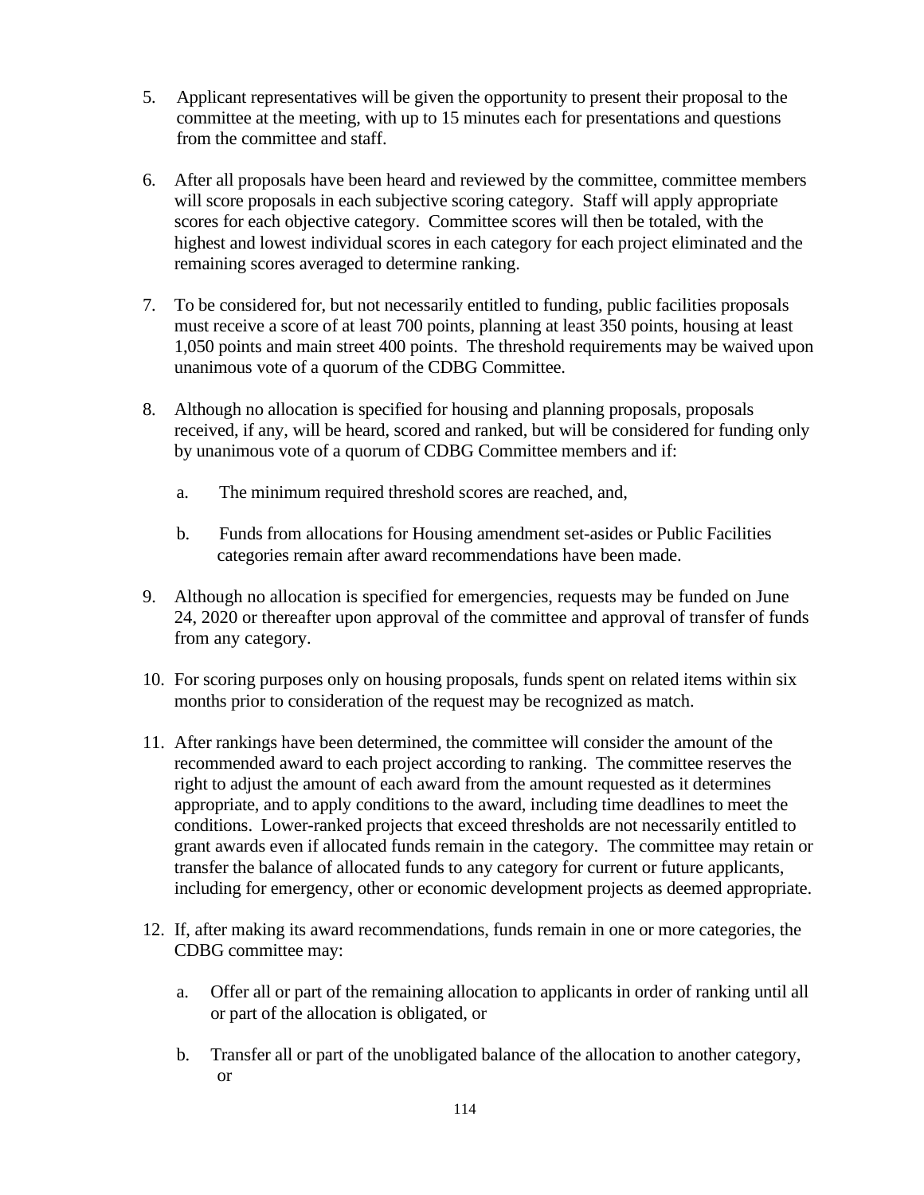5. Applicant representatives will be given the opportunity to present their proposal to the committee at the meeting, with up to 15 minutes each for presentations and questions from the committee and staff.

6. After all proposals have been heard and reviewed by the committee, committee members will score proposals in each subjective scoring category. Staff will apply appropriate scores for each objective category. Committee scores will then be totaled, with the highest and lowest individual scores in each category for each project eliminated and the remaining scores averaged to determine ranking.

7. To be considered for, but not necessarily entitled to funding, public facilities proposals must receive a score of at least 700 points, planning at least 350 points, housing at least 1,050 points and main street 400 points. The threshold requirements may be waived upon unanimous vote of a quorum of the CDBG Committee.

8. Although no allocation is specified for housing and planning proposals, proposals received, if any, will be heard, scored and ranked, but will be considered for funding only by unanimous vote of a quorum of CDBG Committee members and if:

   a. The minimum required threshold scores are reached, and,

   b. Funds from allocations for Housing amendment set-asides or Public Facilities categories remain after award recommendations have been made.

9. Although no allocation is specified for emergencies, requests may be funded on June 24, 2020 or thereafter upon approval of the committee and approval of transfer of funds from any category.

10. For scoring purposes only on housing proposals, funds spent on related items within six months prior to consideration of the request may be recognized as match.

11. After rankings have been determined, the committee will consider the amount of the recommended award to each project according to ranking. The committee reserves the right to adjust the amount of each award from the amount requested as it determines appropriate, and to apply conditions to the award, including time deadlines to meet the conditions. Lower-ranked projects that exceed thresholds are not necessarily entitled to grant awards even if allocated funds remain in the category. The committee may retain or transfer the balance of allocated funds to any category for current or future applicants, including for emergency, other or economic development projects as deemed appropriate.

12. If, after making its award recommendations, funds remain in one or more categories, the CDBG committee may:

    a. Offer all or part of the remaining allocation to applicants in order of ranking until all or part of the allocation is obligated, or

    b. Transfer all or part of the unobligated balance of the allocation to another category, or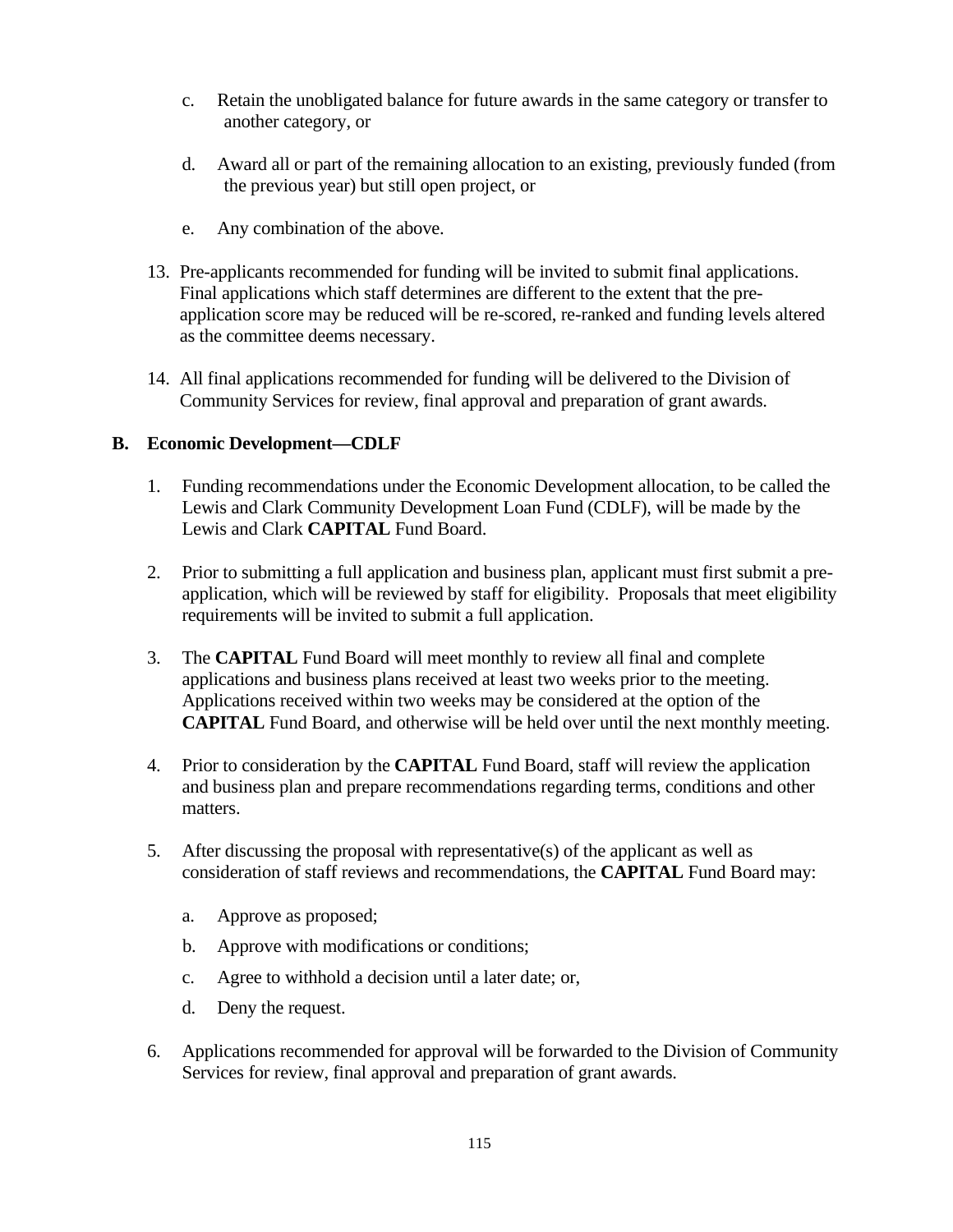c. Retain the unobligated balance for future awards in the same category or transfer to another category, or

d. Award all or part of the remaining allocation to an existing, previously funded (from the previous year) but still open project, or

e. Any combination of the above.

13. Pre-applicants recommended for funding will be invited to submit final applications. Final applications which staff determines are different to the extent that the pre-application score may be reduced will be re-scored, re-ranked and funding levels altered as the committee deems necessary.

14. All final applications recommended for funding will be delivered to the Division of Community Services for review, final approval and preparation of grant awards.

## B. Economic Development—CDLF

1. Funding recommendations under the Economic Development allocation, to be called the Lewis and Clark Community Development Loan Fund (CDLF), will be made by the Lewis and Clark **CAPITAL** Fund Board.

2. Prior to submitting a full application and business plan, applicant must first submit a pre-application, which will be reviewed by staff for eligibility. Proposals that meet eligibility requirements will be invited to submit a full application.

3. The **CAPITAL** Fund Board will meet monthly to review all final and complete applications and business plans received at least two weeks prior to the meeting. Applications received within two weeks may be considered at the option of the **CAPITAL** Fund Board, and otherwise will be held over until the next monthly meeting.

4. Prior to consideration by the **CAPITAL** Fund Board, staff will review the application and business plan and prepare recommendations regarding terms, conditions and other matters.

5. After discussing the proposal with representative(s) of the applicant as well as consideration of staff reviews and recommendations, the **CAPITAL** Fund Board may:

   a. Approve as proposed;

   b. Approve with modifications or conditions;

   c. Agree to withhold a decision until a later date; or,

   d. Deny the request.

6. Applications recommended for approval will be forwarded to the Division of Community Services for review, final approval and preparation of grant awards.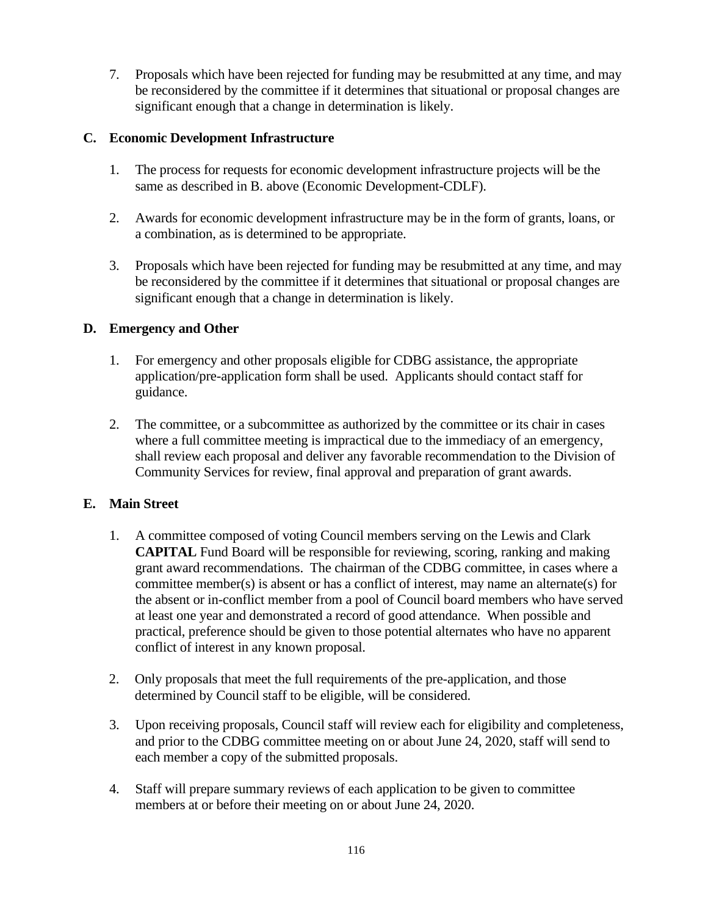7. Proposals which have been rejected for funding may be resubmitted at any time, and may be reconsidered by the committee if it determines that situational or proposal changes are significant enough that a change in determination is likely.

## C. Economic Development Infrastructure

1. The process for requests for economic development infrastructure projects will be the same as described in B. above (Economic Development-CDLF).

2. Awards for economic development infrastructure may be in the form of grants, loans, or a combination, as is determined to be appropriate.

3. Proposals which have been rejected for funding may be resubmitted at any time, and may be reconsidered by the committee if it determines that situational or proposal changes are significant enough that a change in determination is likely.

## D. Emergency and Other

1. For emergency and other proposals eligible for CDBG assistance, the appropriate application/pre-application form shall be used. Applicants should contact staff for guidance.

2. The committee, or a subcommittee as authorized by the committee or its chair in cases where a full committee meeting is impractical due to the immediacy of an emergency, shall review each proposal and deliver any favorable recommendation to the Division of Community Services for review, final approval and preparation of grant awards.

## E. Main Street

1. A committee composed of voting Council members serving on the Lewis and Clark **CAPITAL** Fund Board will be responsible for reviewing, scoring, ranking and making grant award recommendations. The chairman of the CDBG committee, in cases where a committee member(s) is absent or has a conflict of interest, may name an alternate(s) for the absent or in-conflict member from a pool of Council board members who have served at least one year and demonstrated a record of good attendance. When possible and practical, preference should be given to those potential alternates who have no apparent conflict of interest in any known proposal.

2. Only proposals that meet the full requirements of the pre-application, and those determined by Council staff to be eligible, will be considered.

3. Upon receiving proposals, Council staff will review each for eligibility and completeness, and prior to the CDBG committee meeting on or about June 24, 2020, staff will send to each member a copy of the submitted proposals.

4. Staff will prepare summary reviews of each application to be given to committee members at or before their meeting on or about June 24, 2020.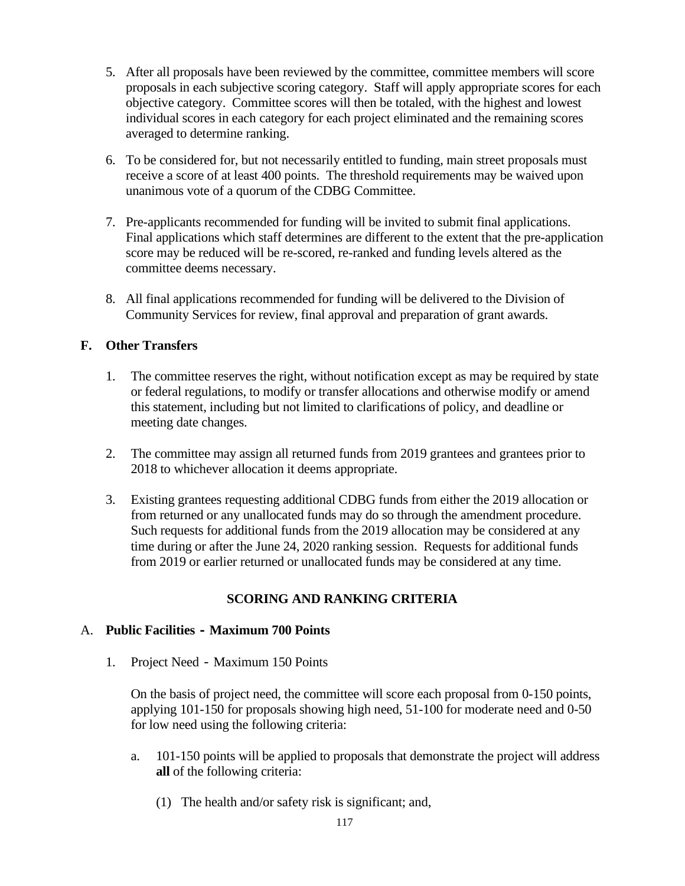5. After all proposals have been reviewed by the committee, committee members will score proposals in each subjective scoring category. Staff will apply appropriate scores for each objective category. Committee scores will then be totaled, with the highest and lowest individual scores in each category for each project eliminated and the remaining scores averaged to determine ranking.

6. To be considered for, but not necessarily entitled to funding, main street proposals must receive a score of at least 400 points. The threshold requirements may be waived upon unanimous vote of a quorum of the CDBG Committee.

7. Pre-applicants recommended for funding will be invited to submit final applications. Final applications which staff determines are different to the extent that the pre-application score may be reduced will be re-scored, re-ranked and funding levels altered as the committee deems necessary.

8. All final applications recommended for funding will be delivered to the Division of Community Services for review, final approval and preparation of grant awards.

### F. Other Transfers

1. The committee reserves the right, without notification except as may be required by state or federal regulations, to modify or transfer allocations and otherwise modify or amend this statement, including but not limited to clarifications of policy, and deadline or meeting date changes.

2. The committee may assign all returned funds from 2019 grantees and grantees prior to 2018 to whichever allocation it deems appropriate.

3. Existing grantees requesting additional CDBG funds from either the 2019 allocation or from returned or any unallocated funds may do so through the amendment procedure. Such requests for additional funds from the 2019 allocation may be considered at any time during or after the June 24, 2020 ranking session. Requests for additional funds from 2019 or earlier returned or unallocated funds may be considered at any time.

## SCORING AND RANKING CRITERIA

### A. Public Facilities - Maximum 700 Points

1. Project Need - Maximum 150 Points

   On the basis of project need, the committee will score each proposal from 0-150 points, applying 101-150 for proposals showing high need, 51-100 for moderate need and 0-50 for low need using the following criteria:

   a. 101-150 points will be applied to proposals that demonstrate the project will address **all** of the following criteria:

      (1) The health and/or safety risk is significant; and,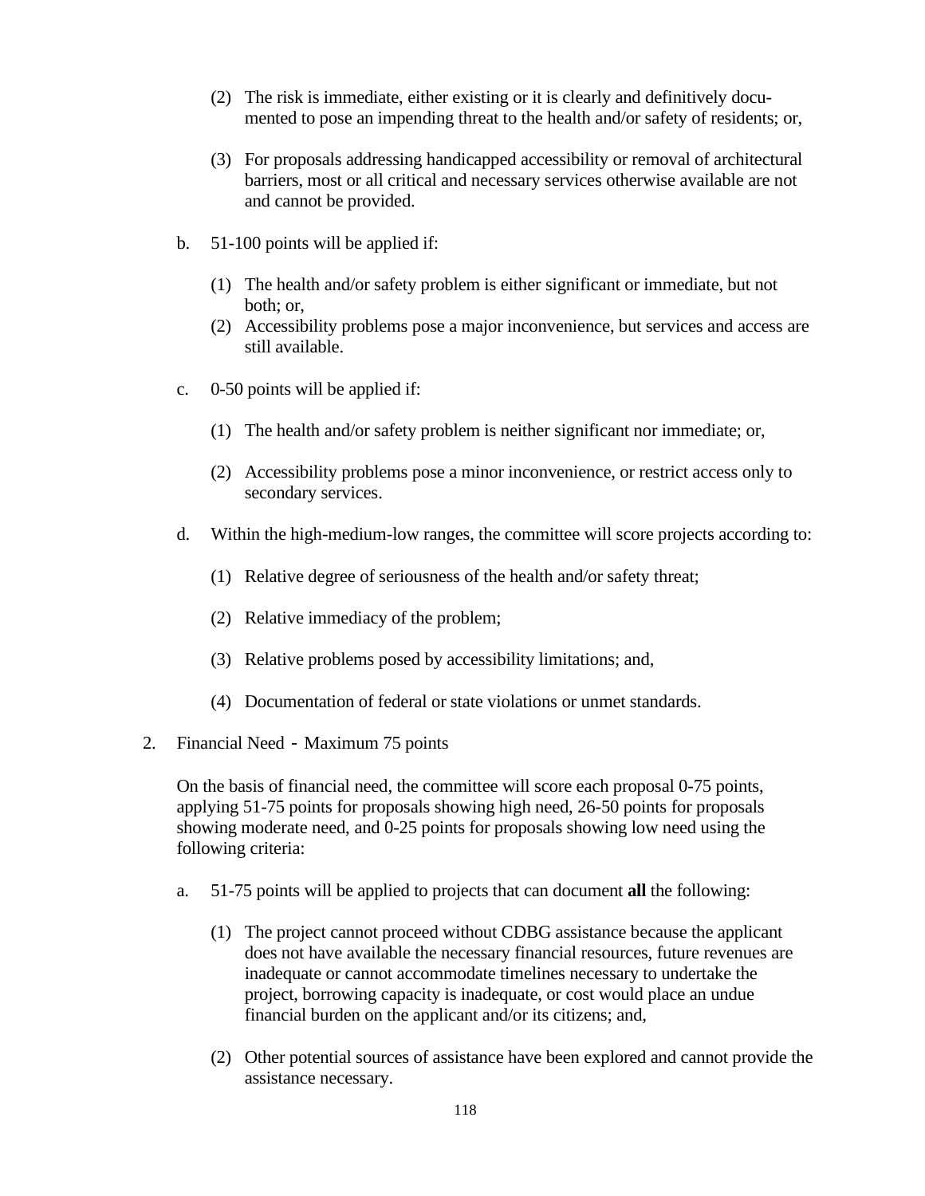(2) The risk is immediate, either existing or it is clearly and definitively documented to pose an impending threat to the health and/or safety of residents; or,

(3) For proposals addressing handicapped accessibility or removal of architectural barriers, most or all critical and necessary services otherwise available are not and cannot be provided.

b. 51-100 points will be applied if:

(1) The health and/or safety problem is either significant or immediate, but not both; or,

(2) Accessibility problems pose a major inconvenience, but services and access are still available.

c. 0-50 points will be applied if:

(1) The health and/or safety problem is neither significant nor immediate; or,

(2) Accessibility problems pose a minor inconvenience, or restrict access only to secondary services.

d. Within the high-medium-low ranges, the committee will score projects according to:

(1) Relative degree of seriousness of the health and/or safety threat;

(2) Relative immediacy of the problem;

(3) Relative problems posed by accessibility limitations; and,

(4) Documentation of federal or state violations or unmet standards.

2. Financial Need - Maximum 75 points

On the basis of financial need, the committee will score each proposal 0-75 points, applying 51-75 points for proposals showing high need, 26-50 points for proposals showing moderate need, and 0-25 points for proposals showing low need using the following criteria:

a. 51-75 points will be applied to projects that can document **all** the following:

(1) The project cannot proceed without CDBG assistance because the applicant does not have available the necessary financial resources, future revenues are inadequate or cannot accommodate timelines necessary to undertake the project, borrowing capacity is inadequate, or cost would place an undue financial burden on the applicant and/or its citizens; and,

(2) Other potential sources of assistance have been explored and cannot provide the assistance necessary.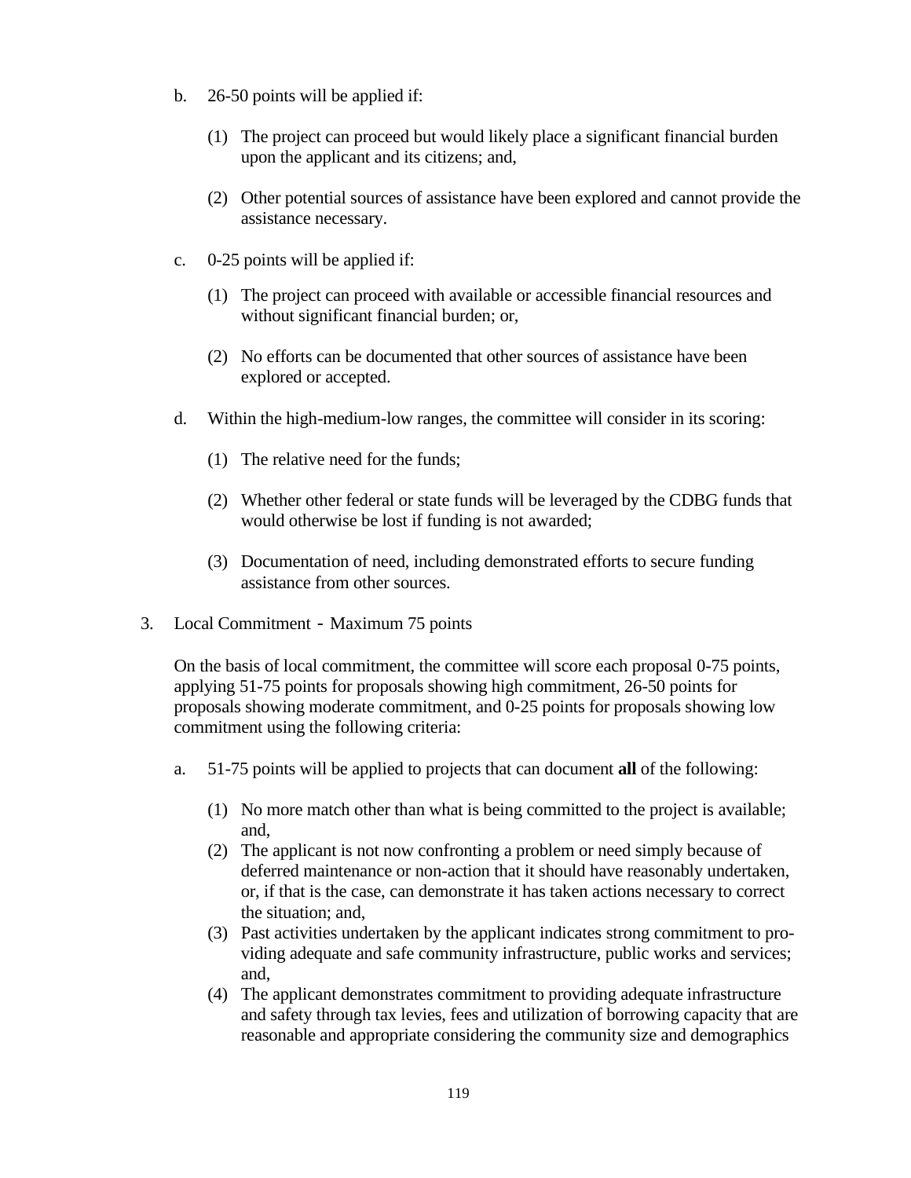b. 26-50 points will be applied if:

   (1) The project can proceed but would likely place a significant financial burden upon the applicant and its citizens; and,

   (2) Other potential sources of assistance have been explored and cannot provide the assistance necessary.

c. 0-25 points will be applied if:

   (1) The project can proceed with available or accessible financial resources and without significant financial burden; or,

   (2) No efforts can be documented that other sources of assistance have been explored or accepted.

d. Within the high-medium-low ranges, the committee will consider in its scoring:

   (1) The relative need for the funds;

   (2) Whether other federal or state funds will be leveraged by the CDBG funds that would otherwise be lost if funding is not awarded;

   (3) Documentation of need, including demonstrated efforts to secure funding assistance from other sources.

3. Local Commitment - Maximum 75 points

   On the basis of local commitment, the committee will score each proposal 0-75 points, applying 51-75 points for proposals showing high commitment, 26-50 points for proposals showing moderate commitment, and 0-25 points for proposals showing low commitment using the following criteria:

   a. 51-75 points will be applied to projects that can document **all** of the following:

      (1) No more match other than what is being committed to the project is available; and,
      (2) The applicant is not now confronting a problem or need simply because of deferred maintenance or non-action that it should have reasonably undertaken, or, if that is the case, can demonstrate it has taken actions necessary to correct the situation; and,
      (3) Past activities undertaken by the applicant indicates strong commitment to providing adequate and safe community infrastructure, public works and services; and,
      (4) The applicant demonstrates commitment to providing adequate infrastructure and safety through tax levies, fees and utilization of borrowing capacity that are reasonable and appropriate considering the community size and demographics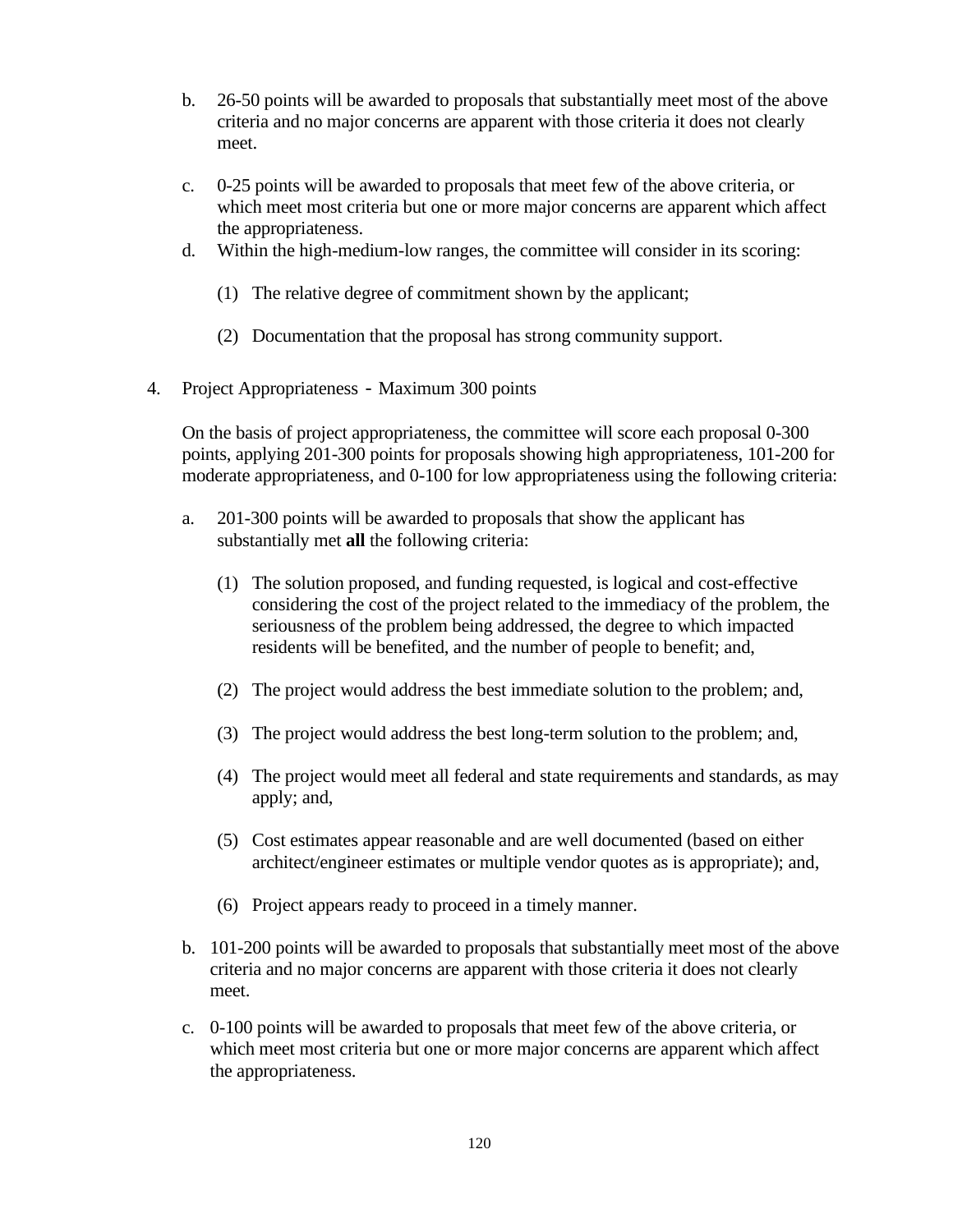b. 26-50 points will be awarded to proposals that substantially meet most of the above criteria and no major concerns are apparent with those criteria it does not clearly meet.

c. 0-25 points will be awarded to proposals that meet few of the above criteria, or which meet most criteria but one or more major concerns are apparent which affect the appropriateness.

d. Within the high-medium-low ranges, the committee will consider in its scoring:

   (1) The relative degree of commitment shown by the applicant;

   (2) Documentation that the proposal has strong community support.

4. Project Appropriateness - Maximum 300 points

   On the basis of project appropriateness, the committee will score each proposal 0-300 points, applying 201-300 points for proposals showing high appropriateness, 101-200 for moderate appropriateness, and 0-100 for low appropriateness using the following criteria:

   a. 201-300 points will be awarded to proposals that show the applicant has substantially met **all** the following criteria:

      (1) The solution proposed, and funding requested, is logical and cost-effective considering the cost of the project related to the immediacy of the problem, the seriousness of the problem being addressed, the degree to which impacted residents will be benefited, and the number of people to benefit; and,

      (2) The project would address the best immediate solution to the problem; and,

      (3) The project would address the best long-term solution to the problem; and,

      (4) The project would meet all federal and state requirements and standards, as may apply; and,

      (5) Cost estimates appear reasonable and are well documented (based on either architect/engineer estimates or multiple vendor quotes as is appropriate); and,

      (6) Project appears ready to proceed in a timely manner.

   b. 101-200 points will be awarded to proposals that substantially meet most of the above criteria and no major concerns are apparent with those criteria it does not clearly meet.

   c. 0-100 points will be awarded to proposals that meet few of the above criteria, or which meet most criteria but one or more major concerns are apparent which affect the appropriateness.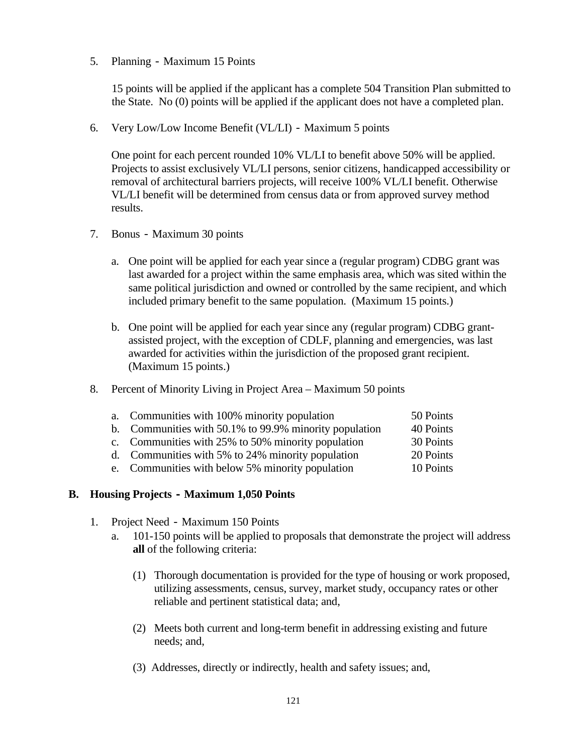5. Planning - Maximum 15 Points

   15 points will be applied if the applicant has a complete 504 Transition Plan submitted to the State. No (0) points will be applied if the applicant does not have a completed plan.

6. Very Low/Low Income Benefit (VL/LI) - Maximum 5 points

   One point for each percent rounded 10% VL/LI to benefit above 50% will be applied. Projects to assist exclusively VL/LI persons, senior citizens, handicapped accessibility or removal of architectural barriers projects, will receive 100% VL/LI benefit. Otherwise VL/LI benefit will be determined from census data or from approved survey method results.

7. Bonus - Maximum 30 points

   a. One point will be applied for each year since a (regular program) CDBG grant was last awarded for a project within the same emphasis area, which was sited within the same political jurisdiction and owned or controlled by the same recipient, and which included primary benefit to the same population. (Maximum 15 points.)

   b. One point will be applied for each year since any (regular program) CDBG grant-assisted project, with the exception of CDLF, planning and emergencies, was last awarded for activities within the jurisdiction of the proposed grant recipient. (Maximum 15 points.)

8. Percent of Minority Living in Project Area – Maximum 50 points

   | | |
   |---|---|
   | a. Communities with 100% minority population | 50 Points |
   | b. Communities with 50.1% to 99.9% minority population | 40 Points |
   | c. Communities with 25% to 50% minority population | 30 Points |
   | d. Communities with 5% to 24% minority population | 20 Points |
   | e. Communities with below 5% minority population | 10 Points |

**B. Housing Projects - Maximum 1,050 Points**

1. Project Need - Maximum 150 Points

   a. 101-150 points will be applied to proposals that demonstrate the project will address **all** of the following criteria:

      (1) Thorough documentation is provided for the type of housing or work proposed, utilizing assessments, census, survey, market study, occupancy rates or other reliable and pertinent statistical data; and,

      (2) Meets both current and long-term benefit in addressing existing and future needs; and,

      (3) Addresses, directly or indirectly, health and safety issues; and,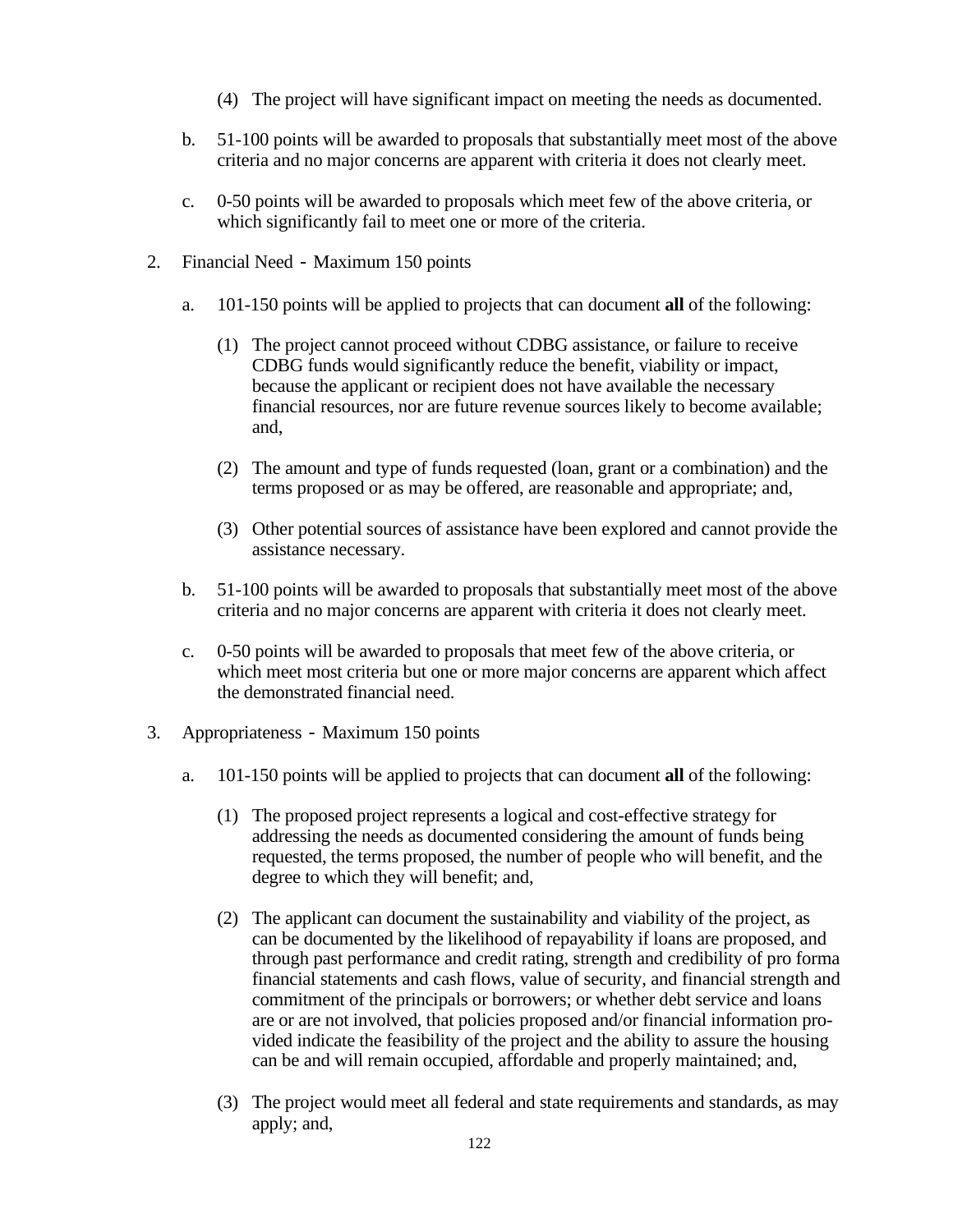(4) The project will have significant impact on meeting the needs as documented.

  b. 51-100 points will be awarded to proposals that substantially meet most of the above criteria and no major concerns are apparent with criteria it does not clearly meet.

  c. 0-50 points will be awarded to proposals which meet few of the above criteria, or which significantly fail to meet one or more of the criteria.

2. Financial Need - Maximum 150 points

  a. 101-150 points will be applied to projects that can document **all** of the following:

    (1) The project cannot proceed without CDBG assistance, or failure to receive CDBG funds would significantly reduce the benefit, viability or impact, because the applicant or recipient does not have available the necessary financial resources, nor are future revenue sources likely to become available; and,

    (2) The amount and type of funds requested (loan, grant or a combination) and the terms proposed or as may be offered, are reasonable and appropriate; and,

    (3) Other potential sources of assistance have been explored and cannot provide the assistance necessary.

  b. 51-100 points will be awarded to proposals that substantially meet most of the above criteria and no major concerns are apparent with criteria it does not clearly meet.

  c. 0-50 points will be awarded to proposals that meet few of the above criteria, or which meet most criteria but one or more major concerns are apparent which affect the demonstrated financial need.

3. Appropriateness - Maximum 150 points

  a. 101-150 points will be applied to projects that can document **all** of the following:

    (1) The proposed project represents a logical and cost-effective strategy for addressing the needs as documented considering the amount of funds being requested, the terms proposed, the number of people who will benefit, and the degree to which they will benefit; and,

    (2) The applicant can document the sustainability and viability of the project, as can be documented by the likelihood of repayability if loans are proposed, and through past performance and credit rating, strength and credibility of pro forma financial statements and cash flows, value of security, and financial strength and commitment of the principals or borrowers; or whether debt service and loans are or are not involved, that policies proposed and/or financial information provided indicate the feasibility of the project and the ability to assure the housing can be and will remain occupied, affordable and properly maintained; and,

    (3) The project would meet all federal and state requirements and standards, as may apply; and,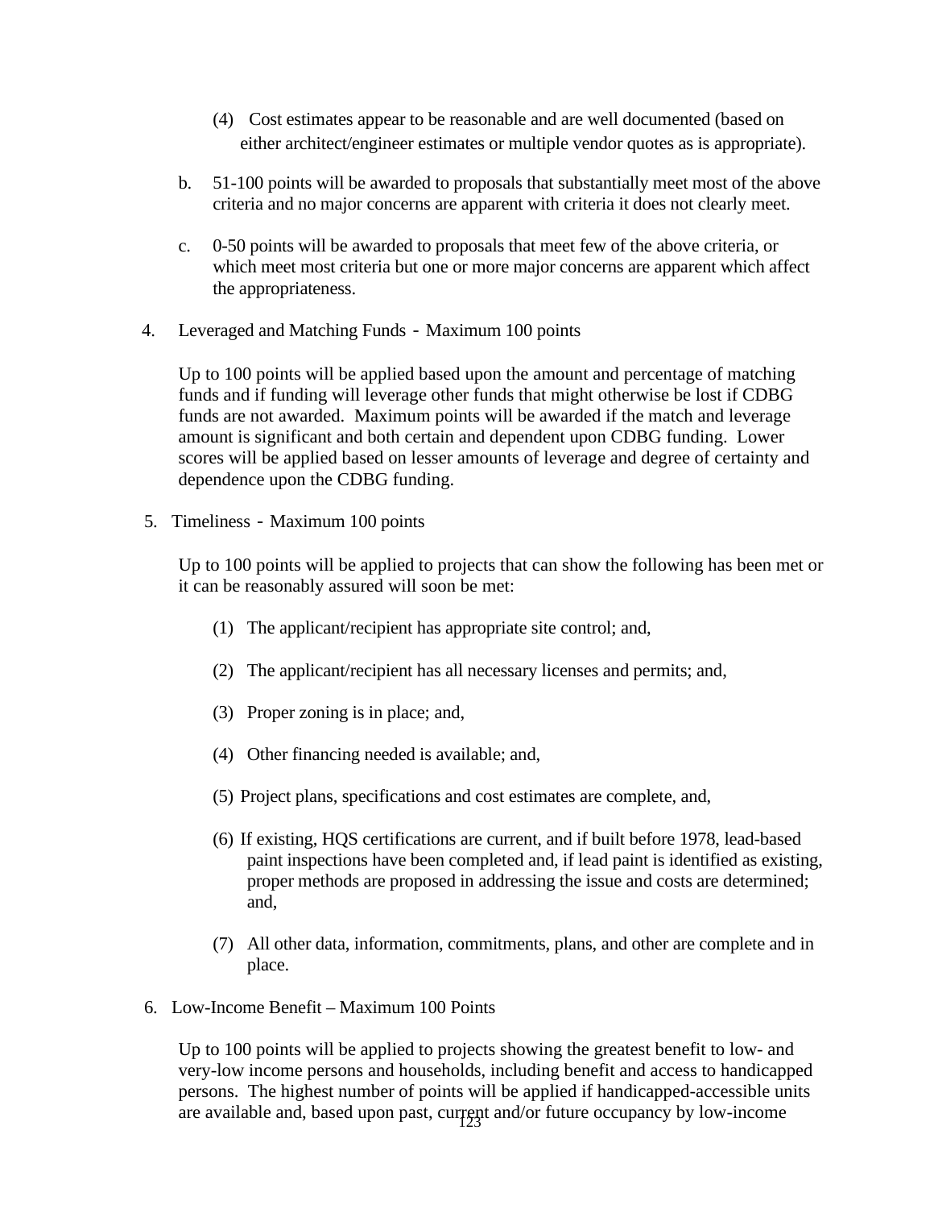(4) Cost estimates appear to be reasonable and are well documented (based on either architect/engineer estimates or multiple vendor quotes as is appropriate).

b. 51-100 points will be awarded to proposals that substantially meet most of the above criteria and no major concerns are apparent with criteria it does not clearly meet.

c. 0-50 points will be awarded to proposals that meet few of the above criteria, or which meet most criteria but one or more major concerns are apparent which affect the appropriateness.

4. Leveraged and Matching Funds - Maximum 100 points

Up to 100 points will be applied based upon the amount and percentage of matching funds and if funding will leverage other funds that might otherwise be lost if CDBG funds are not awarded. Maximum points will be awarded if the match and leverage amount is significant and both certain and dependent upon CDBG funding. Lower scores will be applied based on lesser amounts of leverage and degree of certainty and dependence upon the CDBG funding.

5. Timeliness - Maximum 100 points

Up to 100 points will be applied to projects that can show the following has been met or it can be reasonably assured will soon be met:

(1) The applicant/recipient has appropriate site control; and,

(2) The applicant/recipient has all necessary licenses and permits; and,

(3) Proper zoning is in place; and,

(4) Other financing needed is available; and,

(5) Project plans, specifications and cost estimates are complete, and,

(6) If existing, HQS certifications are current, and if built before 1978, lead-based paint inspections have been completed and, if lead paint is identified as existing, proper methods are proposed in addressing the issue and costs are determined; and,

(7) All other data, information, commitments, plans, and other are complete and in place.

6. Low-Income Benefit – Maximum 100 Points

Up to 100 points will be applied to projects showing the greatest benefit to low- and very-low income persons and households, including benefit and access to handicapped persons. The highest number of points will be applied if handicapped-accessible units are available and, based upon past, current and/or future occupancy by low-income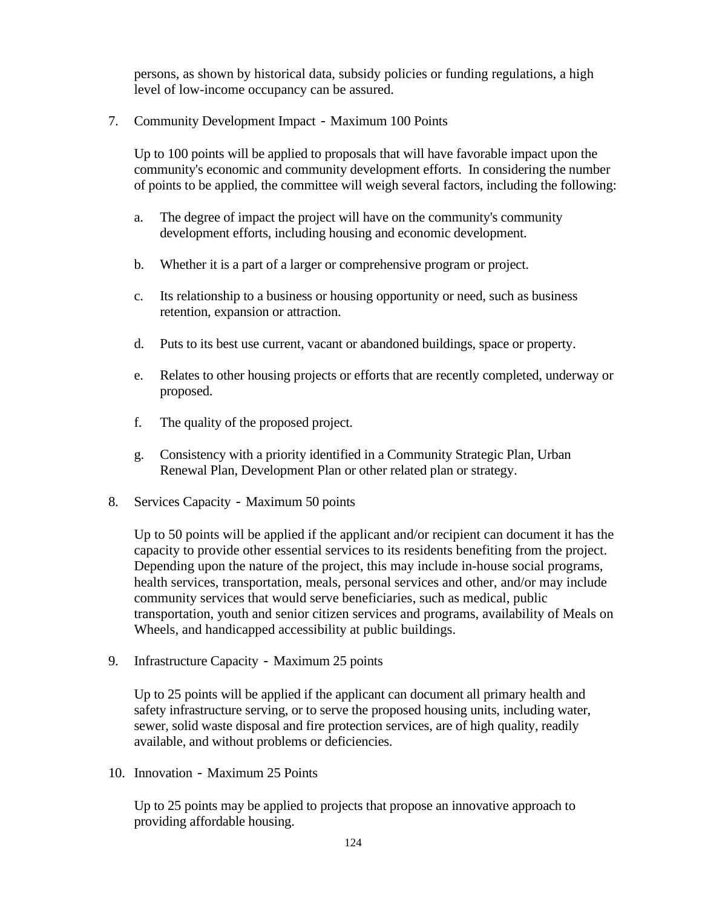persons, as shown by historical data, subsidy policies or funding regulations, a high level of low-income occupancy can be assured.

7. Community Development Impact - Maximum 100 Points

   Up to 100 points will be applied to proposals that will have favorable impact upon the community's economic and community development efforts. In considering the number of points to be applied, the committee will weigh several factors, including the following:

   a. The degree of impact the project will have on the community's community development efforts, including housing and economic development.

   b. Whether it is a part of a larger or comprehensive program or project.

   c. Its relationship to a business or housing opportunity or need, such as business retention, expansion or attraction.

   d. Puts to its best use current, vacant or abandoned buildings, space or property.

   e. Relates to other housing projects or efforts that are recently completed, underway or proposed.

   f. The quality of the proposed project.

   g. Consistency with a priority identified in a Community Strategic Plan, Urban Renewal Plan, Development Plan or other related plan or strategy.

8. Services Capacity - Maximum 50 points

   Up to 50 points will be applied if the applicant and/or recipient can document it has the capacity to provide other essential services to its residents benefiting from the project. Depending upon the nature of the project, this may include in-house social programs, health services, transportation, meals, personal services and other, and/or may include community services that would serve beneficiaries, such as medical, public transportation, youth and senior citizen services and programs, availability of Meals on Wheels, and handicapped accessibility at public buildings.

9. Infrastructure Capacity - Maximum 25 points

   Up to 25 points will be applied if the applicant can document all primary health and safety infrastructure serving, or to serve the proposed housing units, including water, sewer, solid waste disposal and fire protection services, are of high quality, readily available, and without problems or deficiencies.

10. Innovation - Maximum 25 Points

    Up to 25 points may be applied to projects that propose an innovative approach to providing affordable housing.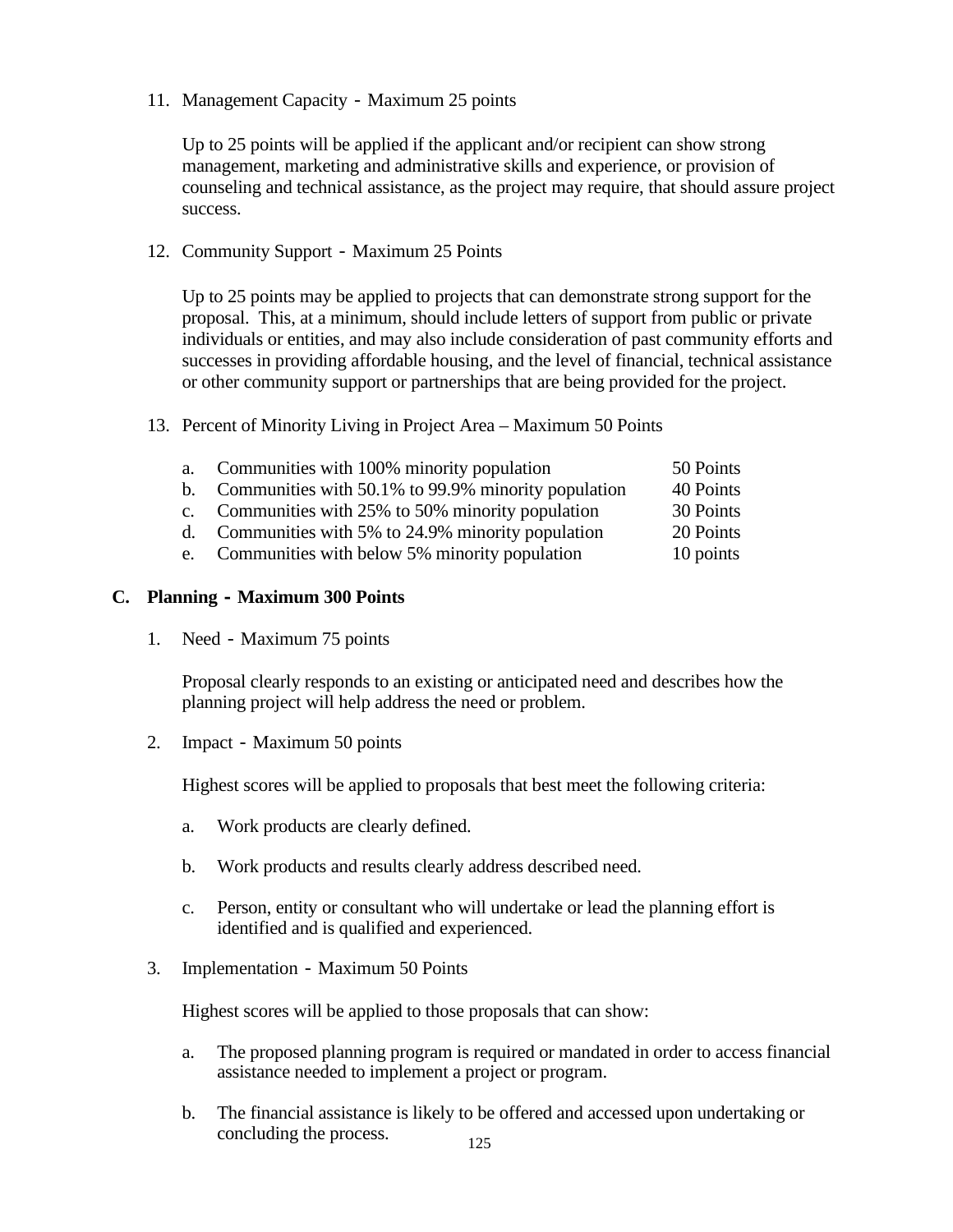11. Management Capacity - Maximum 25 points

    Up to 25 points will be applied if the applicant and/or recipient can show strong management, marketing and administrative skills and experience, or provision of counseling and technical assistance, as the project may require, that should assure project success.

12. Community Support - Maximum 25 Points

    Up to 25 points may be applied to projects that can demonstrate strong support for the proposal. This, at a minimum, should include letters of support from public or private individuals or entities, and may also include consideration of past community efforts and successes in providing affordable housing, and the level of financial, technical assistance or other community support or partnerships that are being provided for the project.

13. Percent of Minority Living in Project Area – Maximum 50 Points

    a. Communities with 100% minority population — 50 Points
    b. Communities with 50.1% to 99.9% minority population — 40 Points
    c. Communities with 25% to 50% minority population — 30 Points
    d. Communities with 5% to 24.9% minority population — 20 Points
    e. Communities with below 5% minority population — 10 points

## C. Planning - Maximum 300 Points

1. Need - Maximum 75 points

   Proposal clearly responds to an existing or anticipated need and describes how the planning project will help address the need or problem.

2. Impact - Maximum 50 points

   Highest scores will be applied to proposals that best meet the following criteria:

   a. Work products are clearly defined.

   b. Work products and results clearly address described need.

   c. Person, entity or consultant who will undertake or lead the planning effort is identified and is qualified and experienced.

3. Implementation - Maximum 50 Points

   Highest scores will be applied to those proposals that can show:

   a. The proposed planning program is required or mandated in order to access financial assistance needed to implement a project or program.

   b. The financial assistance is likely to be offered and accessed upon undertaking or concluding the process.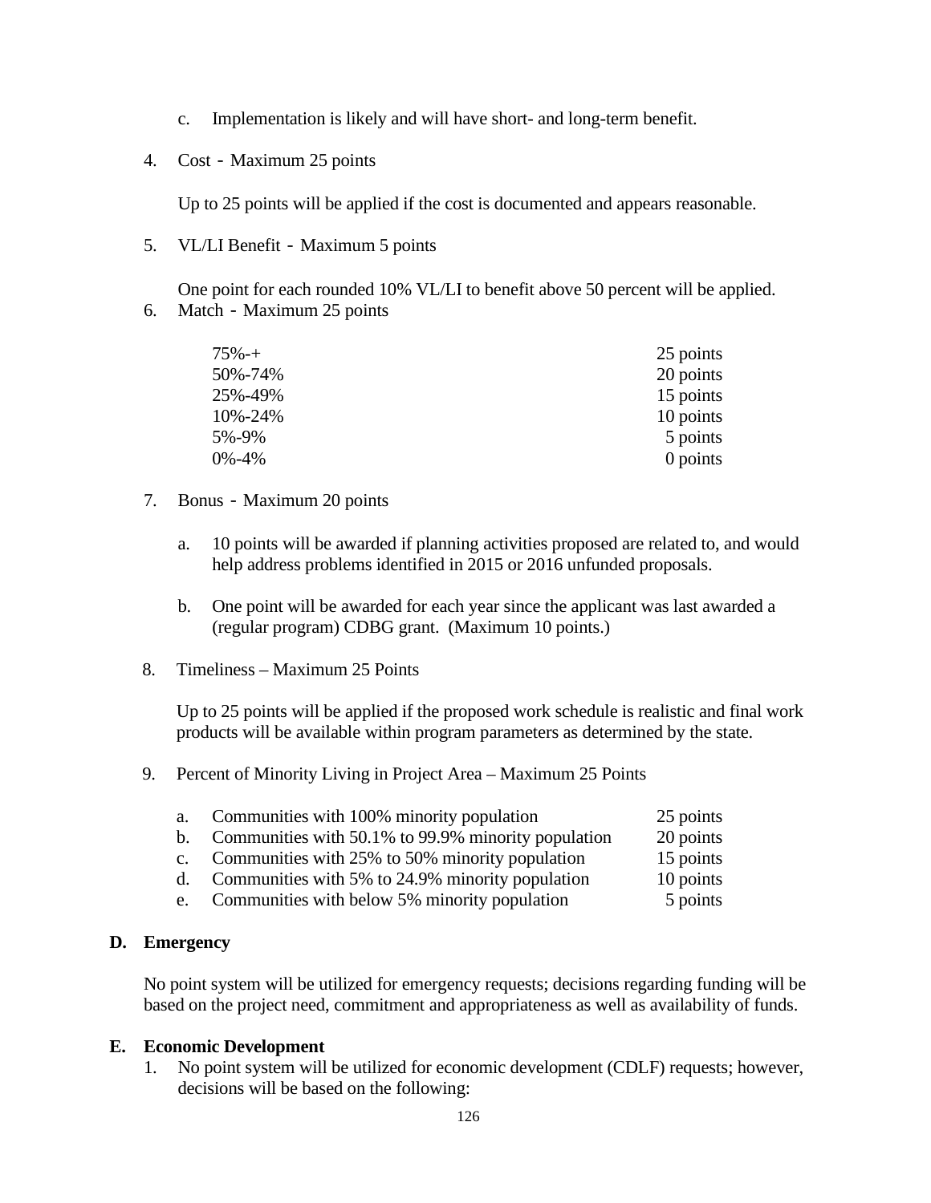c. Implementation is likely and will have short- and long-term benefit.

4. Cost - Maximum 25 points

   Up to 25 points will be applied if the cost is documented and appears reasonable.

5. VL/LI Benefit - Maximum 5 points

   One point for each rounded 10% VL/LI to benefit above 50 percent will be applied.

6. Match - Maximum 25 points

| | |
|---|---|
| 75%-+ | 25 points |
| 50%-74% | 20 points |
| 25%-49% | 15 points |
| 10%-24% | 10 points |
| 5%-9% | 5 points |
| 0%-4% | 0 points |

7. Bonus - Maximum 20 points

   a. 10 points will be awarded if planning activities proposed are related to, and would help address problems identified in 2015 or 2016 unfunded proposals.

   b. One point will be awarded for each year since the applicant was last awarded a (regular program) CDBG grant. (Maximum 10 points.)

8. Timeliness – Maximum 25 Points

   Up to 25 points will be applied if the proposed work schedule is realistic and final work products will be available within program parameters as determined by the state.

9. Percent of Minority Living in Project Area – Maximum 25 Points

| | | |
|---|---|---|
| a. | Communities with 100% minority population | 25 points |
| b. | Communities with 50.1% to 99.9% minority population | 20 points |
| c. | Communities with 25% to 50% minority population | 15 points |
| d. | Communities with 5% to 24.9% minority population | 10 points |
| e. | Communities with below 5% minority population | 5 points |

**D. Emergency**

No point system will be utilized for emergency requests; decisions regarding funding will be based on the project need, commitment and appropriateness as well as availability of funds.

**E. Economic Development**

1. No point system will be utilized for economic development (CDLF) requests; however, decisions will be based on the following: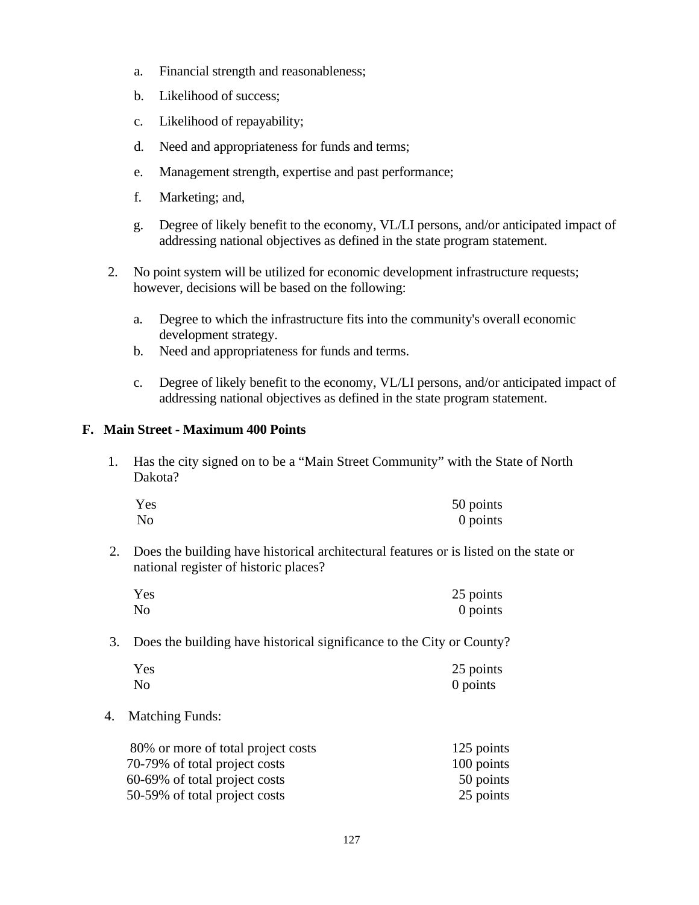a. Financial strength and reasonableness;

   b. Likelihood of success;

   c. Likelihood of repayability;

   d. Need and appropriateness for funds and terms;

   e. Management strength, expertise and past performance;

   f. Marketing; and,

   g. Degree of likely benefit to the economy, VL/LI persons, and/or anticipated impact of addressing national objectives as defined in the state program statement.

2. No point system will be utilized for economic development infrastructure requests; however, decisions will be based on the following:

   a. Degree to which the infrastructure fits into the community's overall economic development strategy.
   b. Need and appropriateness for funds and terms.

   c. Degree of likely benefit to the economy, VL/LI persons, and/or anticipated impact of addressing national objectives as defined in the state program statement.

**F. Main Street - Maximum 400 Points**

1. Has the city signed on to be a "Main Street Community" with the State of North Dakota?

| | |
|---|---|
| Yes | 50 points |
| No | 0 points |

2. Does the building have historical architectural features or is listed on the state or national register of historic places?

| | |
|---|---|
| Yes | 25 points |
| No | 0 points |

3. Does the building have historical significance to the City or County?

| | |
|---|---|
| Yes | 25 points |
| No | 0 points |

4. Matching Funds:

| | |
|---|---|
| 80% or more of total project costs | 125 points |
| 70-79% of total project costs | 100 points |
| 60-69% of total project costs | 50 points |
| 50-59% of total project costs | 25 points |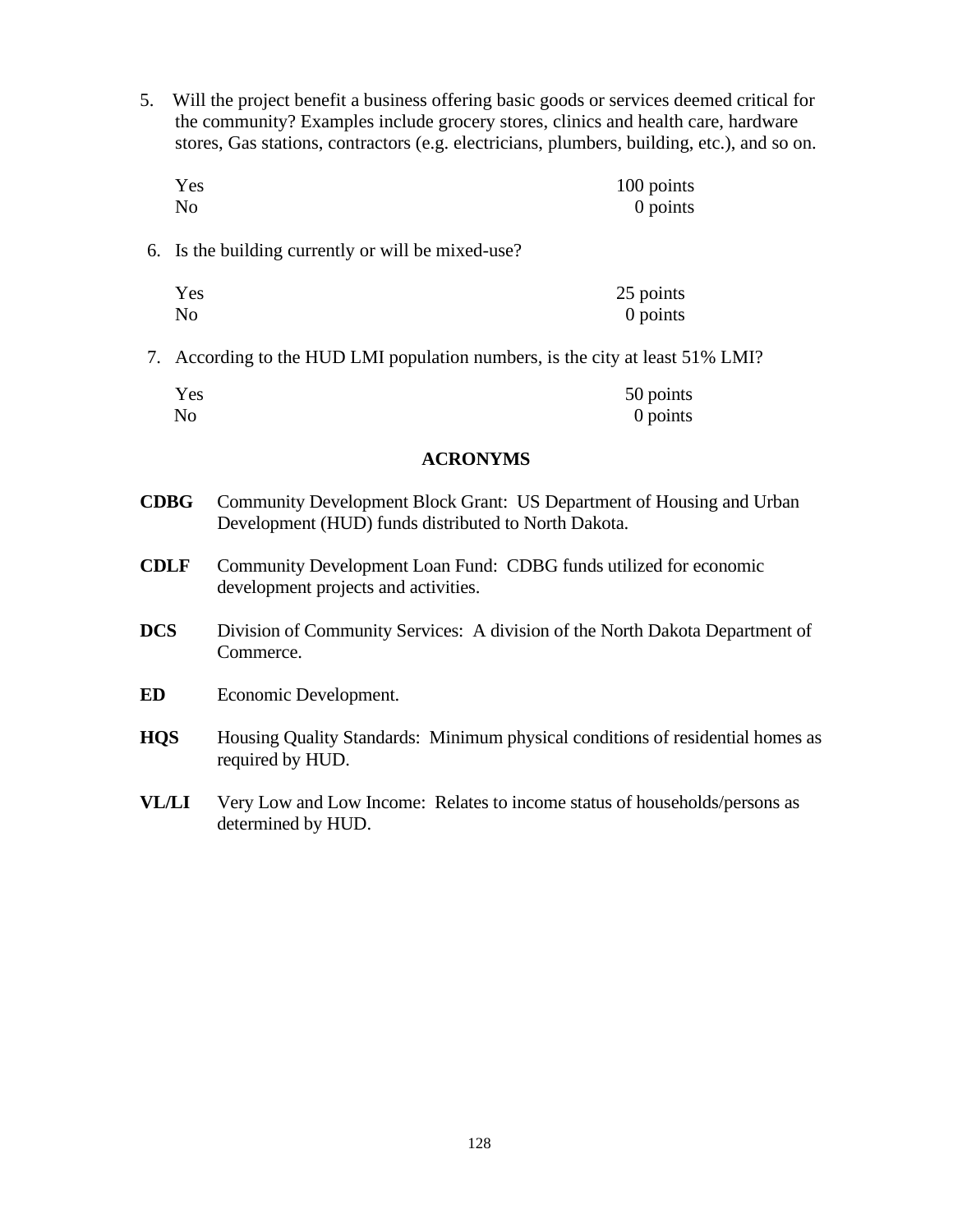5. Will the project benefit a business offering basic goods or services deemed critical for the community? Examples include grocery stores, clinics and health care, hardware stores, Gas stations, contractors (e.g. electricians, plumbers, building, etc.), and so on.

| | |
|---|---|
| Yes | 100 points |
| No | 0 points |

6. Is the building currently or will be mixed-use?

| | |
|---|---|
| Yes | 25 points |
| No | 0 points |

7. According to the HUD LMI population numbers, is the city at least 51% LMI?

| | |
|---|---|
| Yes | 50 points |
| No | 0 points |

## ACRONYMS

**CDBG** Community Development Block Grant: US Department of Housing and Urban Development (HUD) funds distributed to North Dakota.

**CDLF** Community Development Loan Fund: CDBG funds utilized for economic development projects and activities.

**DCS** Division of Community Services: A division of the North Dakota Department of Commerce.

**ED** Economic Development.

**HQS** Housing Quality Standards: Minimum physical conditions of residential homes as required by HUD.

**VL/LI** Very Low and Low Income: Relates to income status of households/persons as determined by HUD.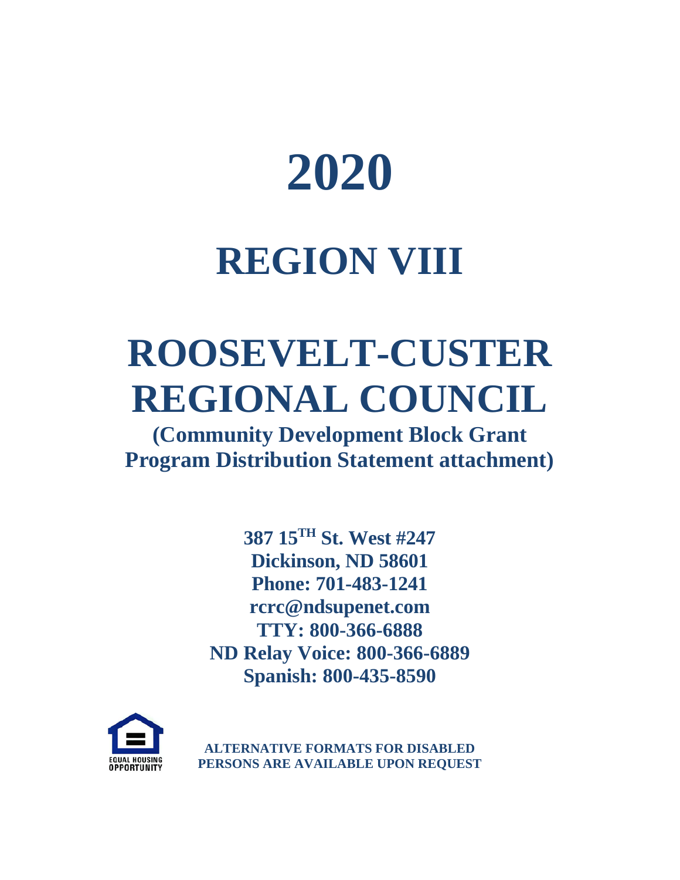# 2020

# REGION VIII

# ROOSEVELT-CUSTER REGIONAL COUNCIL

**(Community Development Block Grant Program Distribution Statement attachment)**

**387 15TH St. West #247**
**Dickinson, ND 58601**
**Phone: 701-483-1241**
**rcrc@ndsupenet.com**
**TTY: 800-366-6888**
**ND Relay Voice: 800-366-6889**
**Spanish: 800-435-8590**

EQUAL HOUSING OPPORTUNITY

**ALTERNATIVE FORMATS FOR DISABLED PERSONS ARE AVAILABLE UPON REQUEST**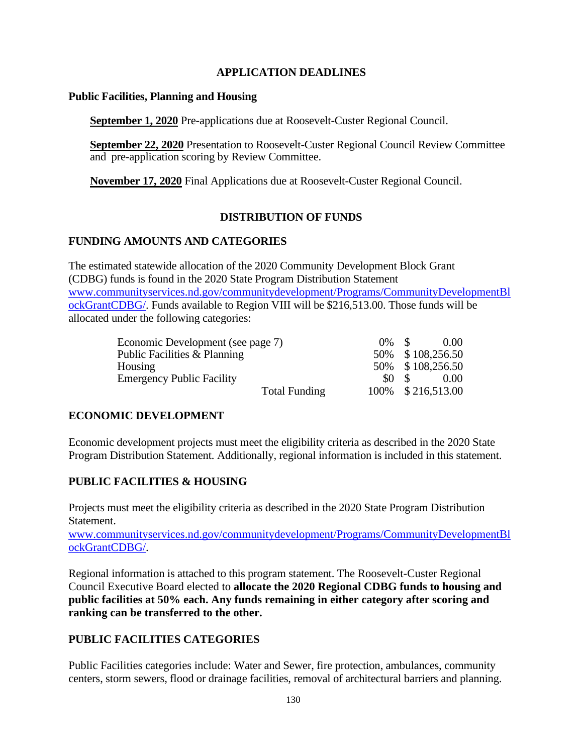## APPLICATION DEADLINES

### Public Facilities, Planning and Housing

**September 1, 2020** Pre-applications due at Roosevelt-Custer Regional Council.

**September 22, 2020** Presentation to Roosevelt-Custer Regional Council Review Committee and pre-application scoring by Review Committee.

**November 17, 2020** Final Applications due at Roosevelt-Custer Regional Council.

## DISTRIBUTION OF FUNDS

### FUNDING AMOUNTS AND CATEGORIES

The estimated statewide allocation of the 2020 Community Development Block Grant (CDBG) funds is found in the 2020 State Program Distribution Statement www.communityservices.nd.gov/communitydevelopment/Programs/CommunityDevelopmentBlockGrantCDBG/. Funds available to Region VIII will be $216,513.00. Those funds will be allocated under the following categories:

| Category | | Percent | Amount |
|---|---|---|---|
| Economic Development (see page 7) | | 0% | $ 0.00 |
| Public Facilities & Planning | | 50% | $ 108,256.50 |
| Housing | | 50% | $ 108,256.50 |
| Emergency Public Facility | | $0 | $ 0.00 |
| | Total Funding | 100% | $ 216,513.00 |

### ECONOMIC DEVELOPMENT

Economic development projects must meet the eligibility criteria as described in the 2020 State Program Distribution Statement. Additionally, regional information is included in this statement.

### PUBLIC FACILITIES & HOUSING

Projects must meet the eligibility criteria as described in the 2020 State Program Distribution Statement.
www.communityservices.nd.gov/communitydevelopment/Programs/CommunityDevelopmentBlockGrantCDBG/.

Regional information is attached to this program statement. The Roosevelt-Custer Regional Council Executive Board elected to **allocate the 2020 Regional CDBG funds to housing and public facilities at 50% each. Any funds remaining in either category after scoring and ranking can be transferred to the other.**

### PUBLIC FACILITIES CATEGORIES

Public Facilities categories include: Water and Sewer, fire protection, ambulances, community centers, storm sewers, flood or drainage facilities, removal of architectural barriers and planning.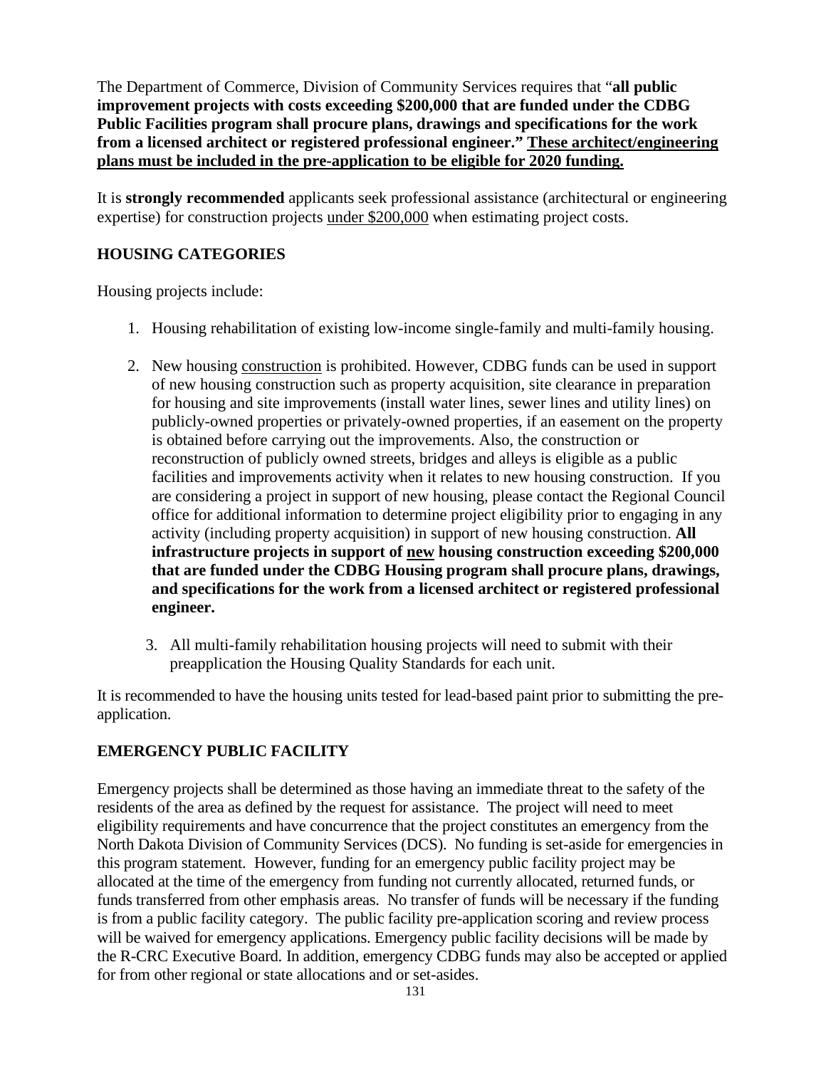The Department of Commerce, Division of Community Services requires that "**all public improvement projects with costs exceeding $200,000 that are funded under the CDBG Public Facilities program shall procure plans, drawings and specifications for the work from a licensed architect or registered professional engineer." <u>These architect/engineering plans must be included in the pre-application to be eligible for 2020 funding.</u>**

It is **strongly recommended** applicants seek professional assistance (architectural or engineering expertise) for construction projects <u>under $200,000</u> when estimating project costs.

## HOUSING CATEGORIES

Housing projects include:

1. Housing rehabilitation of existing low-income single-family and multi-family housing.

2. New housing <u>construction</u> is prohibited. However, CDBG funds can be used in support of new housing construction such as property acquisition, site clearance in preparation for housing and site improvements (install water lines, sewer lines and utility lines) on publicly-owned properties or privately-owned properties, if an easement on the property is obtained before carrying out the improvements. Also, the construction or reconstruction of publicly owned streets, bridges and alleys is eligible as a public facilities and improvements activity when it relates to new housing construction. If you are considering a project in support of new housing, please contact the Regional Council office for additional information to determine project eligibility prior to engaging in any activity (including property acquisition) in support of new housing construction. **All infrastructure projects in support of <u>new</u> housing construction exceeding $200,000 that are funded under the CDBG Housing program shall procure plans, drawings, and specifications for the work from a licensed architect or registered professional engineer.**

3. All multi-family rehabilitation housing projects will need to submit with their preapplication the Housing Quality Standards for each unit.

It is recommended to have the housing units tested for lead-based paint prior to submitting the pre-application.

## EMERGENCY PUBLIC FACILITY

Emergency projects shall be determined as those having an immediate threat to the safety of the residents of the area as defined by the request for assistance. The project will need to meet eligibility requirements and have concurrence that the project constitutes an emergency from the North Dakota Division of Community Services (DCS). No funding is set-aside for emergencies in this program statement. However, funding for an emergency public facility project may be allocated at the time of the emergency from funding not currently allocated, returned funds, or funds transferred from other emphasis areas. No transfer of funds will be necessary if the funding is from a public facility category. The public facility pre-application scoring and review process will be waived for emergency applications. Emergency public facility decisions will be made by the R-CRC Executive Board. In addition, emergency CDBG funds may also be accepted or applied for from other regional or state allocations and or set-asides.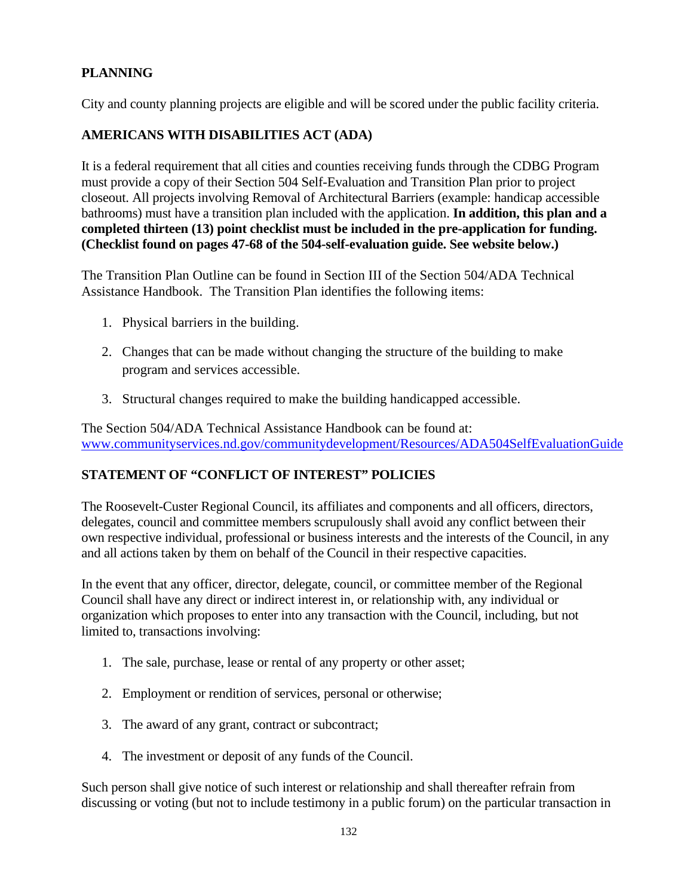## PLANNING

City and county planning projects are eligible and will be scored under the public facility criteria.

## AMERICANS WITH DISABILITIES ACT (ADA)

It is a federal requirement that all cities and counties receiving funds through the CDBG Program must provide a copy of their Section 504 Self-Evaluation and Transition Plan prior to project closeout. All projects involving Removal of Architectural Barriers (example: handicap accessible bathrooms) must have a transition plan included with the application. **In addition, this plan and a completed thirteen (13) point checklist must be included in the pre-application for funding. (Checklist found on pages 47-68 of the 504-self-evaluation guide. See website below.)**

The Transition Plan Outline can be found in Section III of the Section 504/ADA Technical Assistance Handbook. The Transition Plan identifies the following items:

1. Physical barriers in the building.
2. Changes that can be made without changing the structure of the building to make program and services accessible.
3. Structural changes required to make the building handicapped accessible.

The Section 504/ADA Technical Assistance Handbook can be found at: www.communityservices.nd.gov/communitydevelopment/Resources/ADA504SelfEvaluationGuide

## STATEMENT OF "CONFLICT OF INTEREST" POLICIES

The Roosevelt-Custer Regional Council, its affiliates and components and all officers, directors, delegates, council and committee members scrupulously shall avoid any conflict between their own respective individual, professional or business interests and the interests of the Council, in any and all actions taken by them on behalf of the Council in their respective capacities.

In the event that any officer, director, delegate, council, or committee member of the Regional Council shall have any direct or indirect interest in, or relationship with, any individual or organization which proposes to enter into any transaction with the Council, including, but not limited to, transactions involving:

1. The sale, purchase, lease or rental of any property or other asset;
2. Employment or rendition of services, personal or otherwise;
3. The award of any grant, contract or subcontract;
4. The investment or deposit of any funds of the Council.

Such person shall give notice of such interest or relationship and shall thereafter refrain from discussing or voting (but not to include testimony in a public forum) on the particular transaction in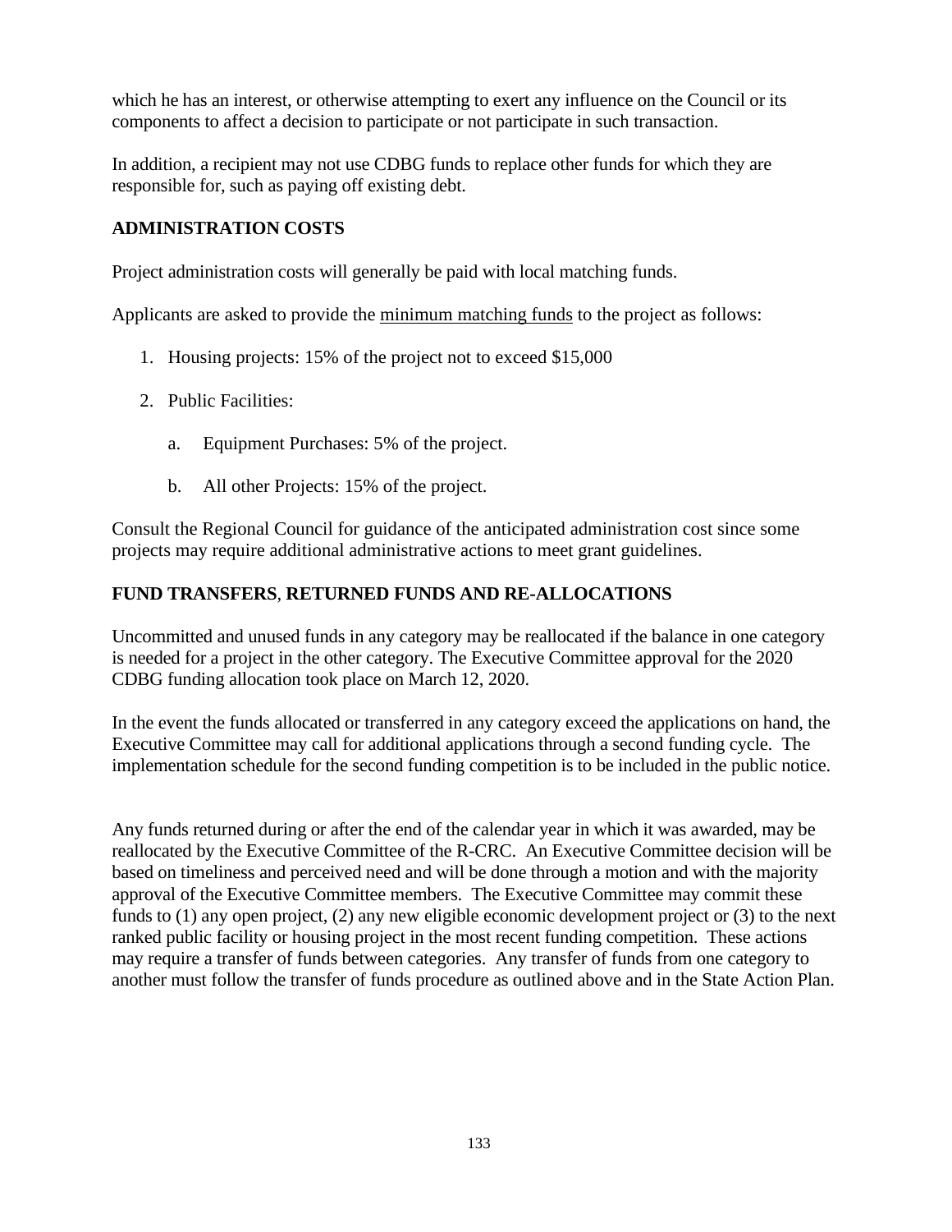which he has an interest, or otherwise attempting to exert any influence on the Council or its components to affect a decision to participate or not participate in such transaction.

In addition, a recipient may not use CDBG funds to replace other funds for which they are responsible for, such as paying off existing debt.

**ADMINISTRATION COSTS**

Project administration costs will generally be paid with local matching funds.

Applicants are asked to provide the <u>minimum matching funds</u> to the project as follows:

1. Housing projects: 15% of the project not to exceed $15,000

2. Public Facilities:

   a. Equipment Purchases: 5% of the project.

   b. All other Projects: 15% of the project.

Consult the Regional Council for guidance of the anticipated administration cost since some projects may require additional administrative actions to meet grant guidelines.

**FUND TRANSFERS, RETURNED FUNDS AND RE-ALLOCATIONS**

Uncommitted and unused funds in any category may be reallocated if the balance in one category is needed for a project in the other category. The Executive Committee approval for the 2020 CDBG funding allocation took place on March 12, 2020.

In the event the funds allocated or transferred in any category exceed the applications on hand, the Executive Committee may call for additional applications through a second funding cycle. The implementation schedule for the second funding competition is to be included in the public notice.

Any funds returned during or after the end of the calendar year in which it was awarded, may be reallocated by the Executive Committee of the R-CRC. An Executive Committee decision will be based on timeliness and perceived need and will be done through a motion and with the majority approval of the Executive Committee members. The Executive Committee may commit these funds to (1) any open project, (2) any new eligible economic development project or (3) to the next ranked public facility or housing project in the most recent funding competition. These actions may require a transfer of funds between categories. Any transfer of funds from one category to another must follow the transfer of funds procedure as outlined above and in the State Action Plan.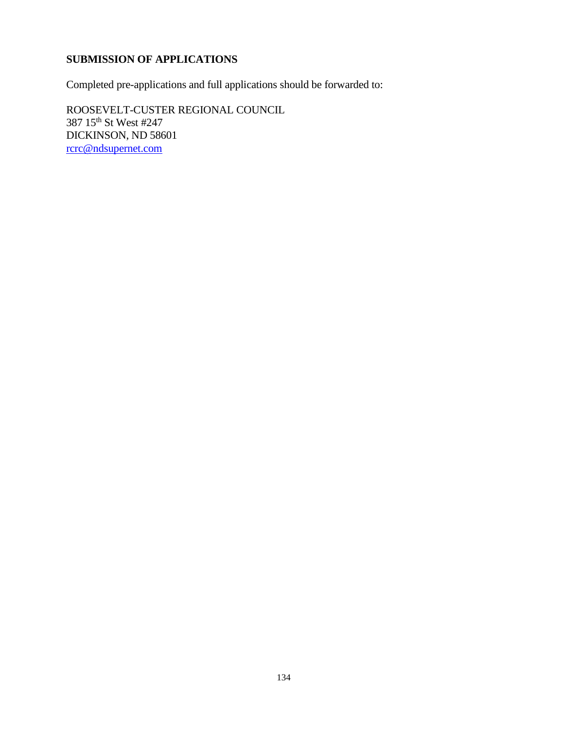**SUBMISSION OF APPLICATIONS**

Completed pre-applications and full applications should be forwarded to:

ROOSEVELT-CUSTER REGIONAL COUNCIL
387 15th St West #247
DICKINSON, ND 58601
rcrc@ndsupernet.com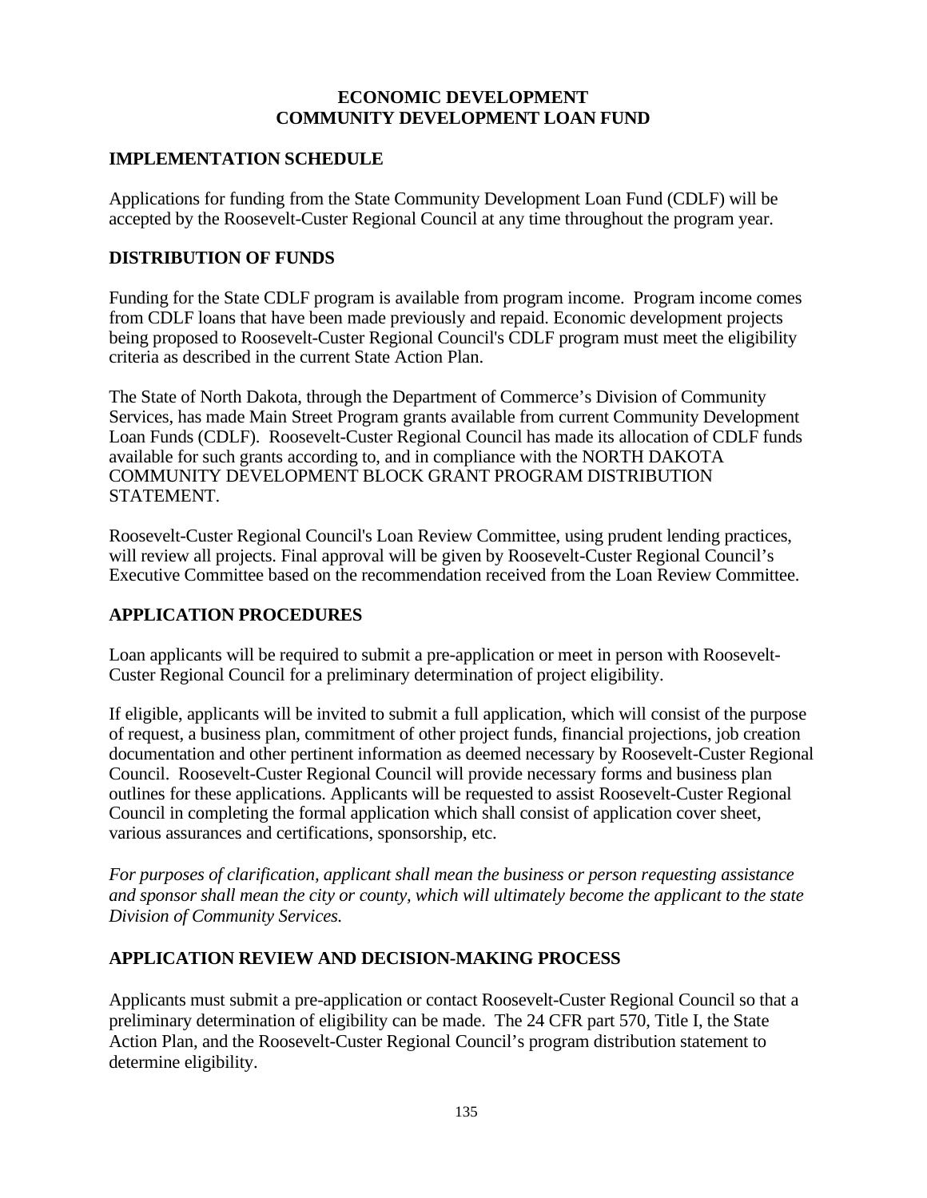# ECONOMIC DEVELOPMENT
# COMMUNITY DEVELOPMENT LOAN FUND

## IMPLEMENTATION SCHEDULE

Applications for funding from the State Community Development Loan Fund (CDLF) will be accepted by the Roosevelt-Custer Regional Council at any time throughout the program year.

## DISTRIBUTION OF FUNDS

Funding for the State CDLF program is available from program income. Program income comes from CDLF loans that have been made previously and repaid. Economic development projects being proposed to Roosevelt-Custer Regional Council's CDLF program must meet the eligibility criteria as described in the current State Action Plan.

The State of North Dakota, through the Department of Commerce's Division of Community Services, has made Main Street Program grants available from current Community Development Loan Funds (CDLF). Roosevelt-Custer Regional Council has made its allocation of CDLF funds available for such grants according to, and in compliance with the NORTH DAKOTA COMMUNITY DEVELOPMENT BLOCK GRANT PROGRAM DISTRIBUTION STATEMENT.

Roosevelt-Custer Regional Council's Loan Review Committee, using prudent lending practices, will review all projects. Final approval will be given by Roosevelt-Custer Regional Council's Executive Committee based on the recommendation received from the Loan Review Committee.

## APPLICATION PROCEDURES

Loan applicants will be required to submit a pre-application or meet in person with Roosevelt-Custer Regional Council for a preliminary determination of project eligibility.

If eligible, applicants will be invited to submit a full application, which will consist of the purpose of request, a business plan, commitment of other project funds, financial projections, job creation documentation and other pertinent information as deemed necessary by Roosevelt-Custer Regional Council. Roosevelt-Custer Regional Council will provide necessary forms and business plan outlines for these applications. Applicants will be requested to assist Roosevelt-Custer Regional Council in completing the formal application which shall consist of application cover sheet, various assurances and certifications, sponsorship, etc.

*For purposes of clarification, applicant shall mean the business or person requesting assistance and sponsor shall mean the city or county, which will ultimately become the applicant to the state Division of Community Services.*

## APPLICATION REVIEW AND DECISION-MAKING PROCESS

Applicants must submit a pre-application or contact Roosevelt-Custer Regional Council so that a preliminary determination of eligibility can be made. The 24 CFR part 570, Title I, the State Action Plan, and the Roosevelt-Custer Regional Council's program distribution statement to determine eligibility.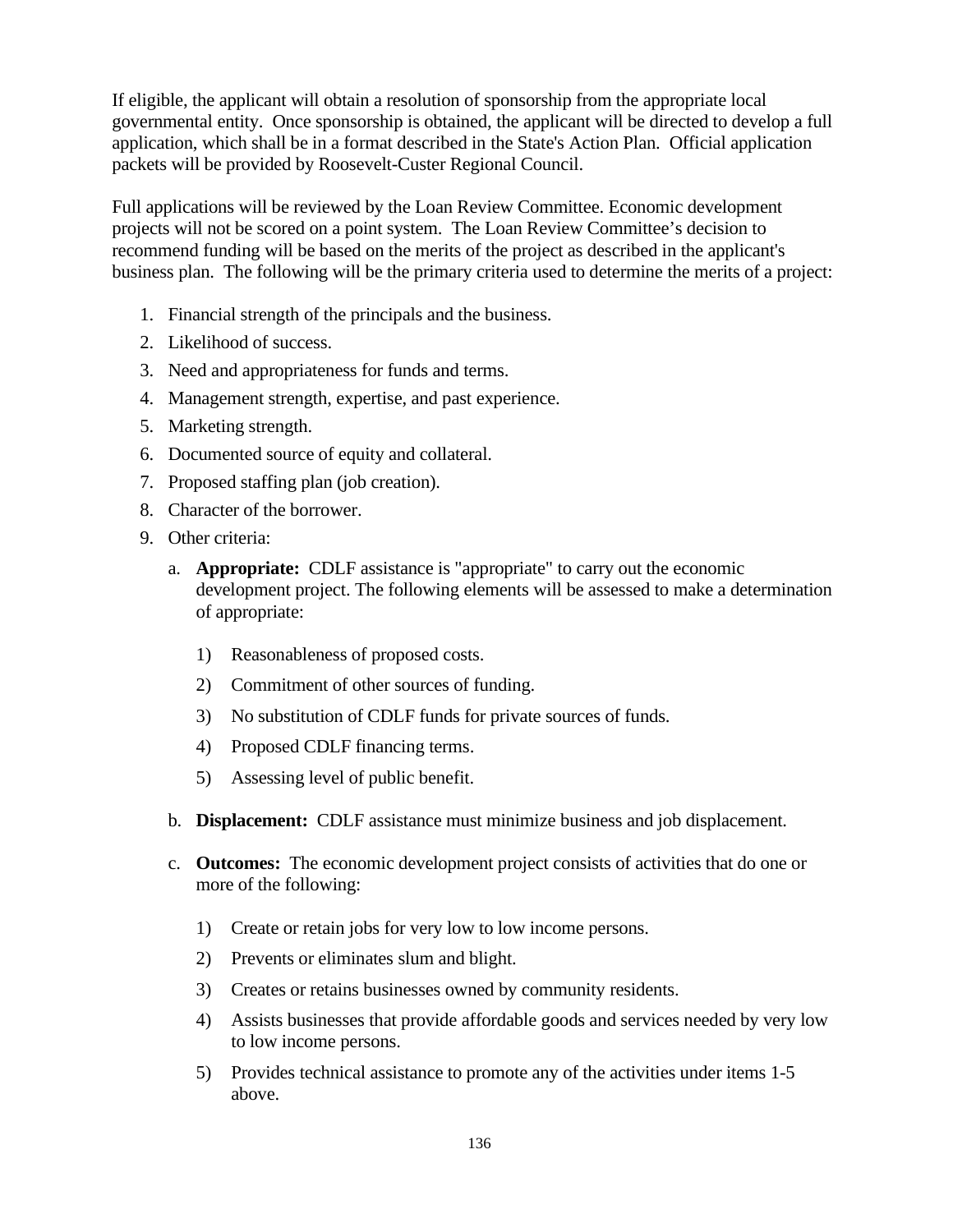If eligible, the applicant will obtain a resolution of sponsorship from the appropriate local governmental entity. Once sponsorship is obtained, the applicant will be directed to develop a full application, which shall be in a format described in the State's Action Plan. Official application packets will be provided by Roosevelt-Custer Regional Council.

Full applications will be reviewed by the Loan Review Committee. Economic development projects will not be scored on a point system. The Loan Review Committee's decision to recommend funding will be based on the merits of the project as described in the applicant's business plan. The following will be the primary criteria used to determine the merits of a project:

1. Financial strength of the principals and the business.
2. Likelihood of success.
3. Need and appropriateness for funds and terms.
4. Management strength, expertise, and past experience.
5. Marketing strength.
6. Documented source of equity and collateral.
7. Proposed staffing plan (job creation).
8. Character of the borrower.
9. Other criteria:
   a. **Appropriate:** CDLF assistance is "appropriate" to carry out the economic development project. The following elements will be assessed to make a determination of appropriate:
      1) Reasonableness of proposed costs.
      2) Commitment of other sources of funding.
      3) No substitution of CDLF funds for private sources of funds.
      4) Proposed CDLF financing terms.
      5) Assessing level of public benefit.

   b. **Displacement:** CDLF assistance must minimize business and job displacement.

   c. **Outcomes:** The economic development project consists of activities that do one or more of the following:
      1) Create or retain jobs for very low to low income persons.
      2) Prevents or eliminates slum and blight.
      3) Creates or retains businesses owned by community residents.
      4) Assists businesses that provide affordable goods and services needed by very low to low income persons.
      5) Provides technical assistance to promote any of the activities under items 1-5 above.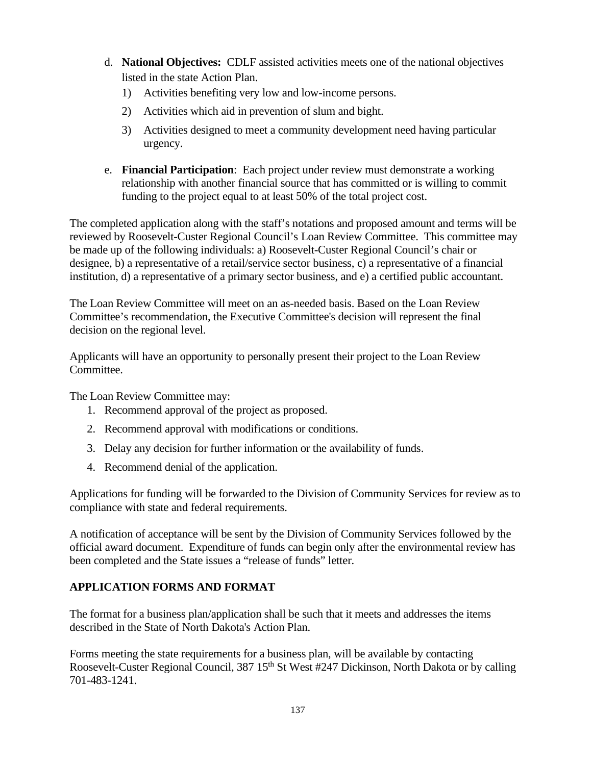d. **National Objectives:** CDLF assisted activities meets one of the national objectives listed in the state Action Plan.
   1) Activities benefiting very low and low-income persons.
   2) Activities which aid in prevention of slum and bight.
   3) Activities designed to meet a community development need having particular urgency.

e. **Financial Participation**: Each project under review must demonstrate a working relationship with another financial source that has committed or is willing to commit funding to the project equal to at least 50% of the total project cost.

The completed application along with the staff's notations and proposed amount and terms will be reviewed by Roosevelt-Custer Regional Council's Loan Review Committee. This committee may be made up of the following individuals: a) Roosevelt-Custer Regional Council's chair or designee, b) a representative of a retail/service sector business, c) a representative of a financial institution, d) a representative of a primary sector business, and e) a certified public accountant.

The Loan Review Committee will meet on an as-needed basis. Based on the Loan Review Committee's recommendation, the Executive Committee's decision will represent the final decision on the regional level.

Applicants will have an opportunity to personally present their project to the Loan Review Committee.

The Loan Review Committee may:

1. Recommend approval of the project as proposed.
2. Recommend approval with modifications or conditions.
3. Delay any decision for further information or the availability of funds.
4. Recommend denial of the application.

Applications for funding will be forwarded to the Division of Community Services for review as to compliance with state and federal requirements.

A notification of acceptance will be sent by the Division of Community Services followed by the official award document. Expenditure of funds can begin only after the environmental review has been completed and the State issues a "release of funds" letter.

## APPLICATION FORMS AND FORMAT

The format for a business plan/application shall be such that it meets and addresses the items described in the State of North Dakota's Action Plan.

Forms meeting the state requirements for a business plan, will be available by contacting Roosevelt-Custer Regional Council, 387 15th St West #247 Dickinson, North Dakota or by calling 701-483-1241.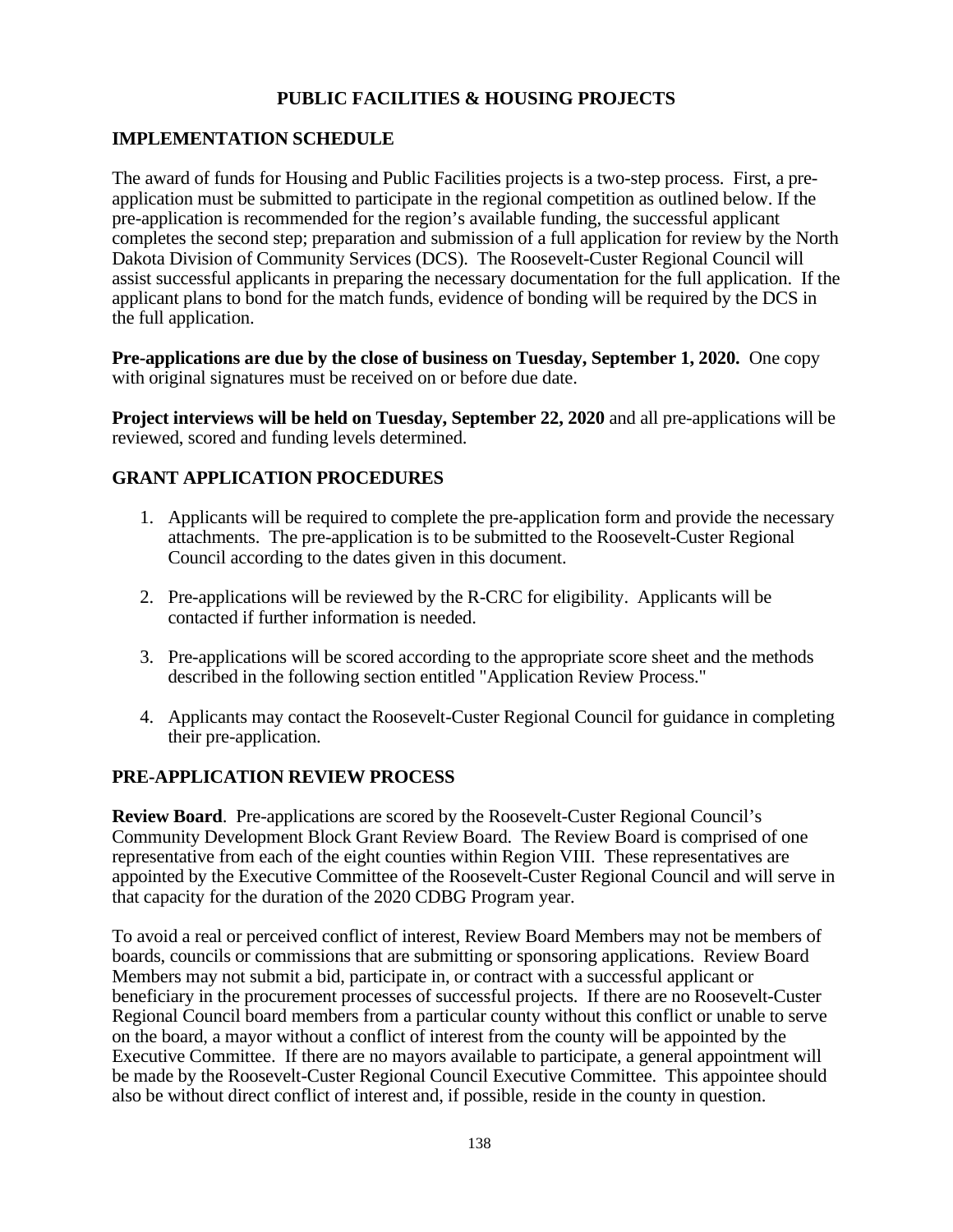# PUBLIC FACILITIES & HOUSING PROJECTS

## IMPLEMENTATION SCHEDULE

The award of funds for Housing and Public Facilities projects is a two-step process. First, a pre-application must be submitted to participate in the regional competition as outlined below. If the pre-application is recommended for the region's available funding, the successful applicant completes the second step; preparation and submission of a full application for review by the North Dakota Division of Community Services (DCS). The Roosevelt-Custer Regional Council will assist successful applicants in preparing the necessary documentation for the full application. If the applicant plans to bond for the match funds, evidence of bonding will be required by the DCS in the full application.

**Pre-applications are due by the close of business on Tuesday, September 1, 2020.** One copy with original signatures must be received on or before due date.

**Project interviews will be held on Tuesday, September 22, 2020** and all pre-applications will be reviewed, scored and funding levels determined.

## GRANT APPLICATION PROCEDURES

1. Applicants will be required to complete the pre-application form and provide the necessary attachments. The pre-application is to be submitted to the Roosevelt-Custer Regional Council according to the dates given in this document.

2. Pre-applications will be reviewed by the R-CRC for eligibility. Applicants will be contacted if further information is needed.

3. Pre-applications will be scored according to the appropriate score sheet and the methods described in the following section entitled "Application Review Process."

4. Applicants may contact the Roosevelt-Custer Regional Council for guidance in completing their pre-application.

## PRE-APPLICATION REVIEW PROCESS

**Review Board**. Pre-applications are scored by the Roosevelt-Custer Regional Council's Community Development Block Grant Review Board. The Review Board is comprised of one representative from each of the eight counties within Region VIII. These representatives are appointed by the Executive Committee of the Roosevelt-Custer Regional Council and will serve in that capacity for the duration of the 2020 CDBG Program year.

To avoid a real or perceived conflict of interest, Review Board Members may not be members of boards, councils or commissions that are submitting or sponsoring applications. Review Board Members may not submit a bid, participate in, or contract with a successful applicant or beneficiary in the procurement processes of successful projects. If there are no Roosevelt-Custer Regional Council board members from a particular county without this conflict or unable to serve on the board, a mayor without a conflict of interest from the county will be appointed by the Executive Committee. If there are no mayors available to participate, a general appointment will be made by the Roosevelt-Custer Regional Council Executive Committee. This appointee should also be without direct conflict of interest and, if possible, reside in the county in question.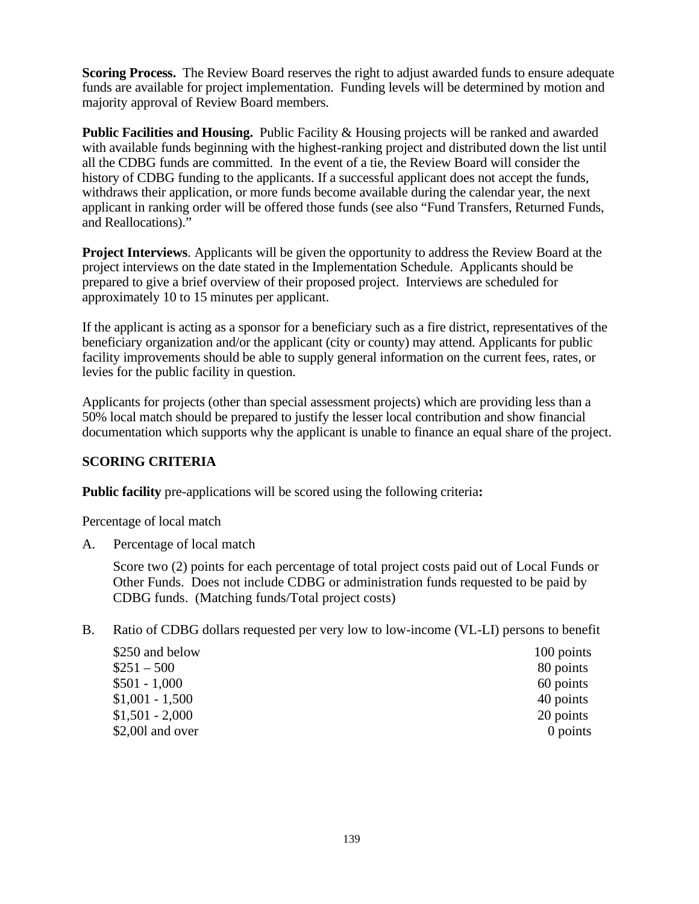**Scoring Process.** The Review Board reserves the right to adjust awarded funds to ensure adequate funds are available for project implementation. Funding levels will be determined by motion and majority approval of Review Board members.

**Public Facilities and Housing.** Public Facility & Housing projects will be ranked and awarded with available funds beginning with the highest-ranking project and distributed down the list until all the CDBG funds are committed. In the event of a tie, the Review Board will consider the history of CDBG funding to the applicants. If a successful applicant does not accept the funds, withdraws their application, or more funds become available during the calendar year, the next applicant in ranking order will be offered those funds (see also "Fund Transfers, Returned Funds, and Reallocations)."

**Project Interviews**. Applicants will be given the opportunity to address the Review Board at the project interviews on the date stated in the Implementation Schedule. Applicants should be prepared to give a brief overview of their proposed project. Interviews are scheduled for approximately 10 to 15 minutes per applicant.

If the applicant is acting as a sponsor for a beneficiary such as a fire district, representatives of the beneficiary organization and/or the applicant (city or county) may attend. Applicants for public facility improvements should be able to supply general information on the current fees, rates, or levies for the public facility in question.

Applicants for projects (other than special assessment projects) which are providing less than a 50% local match should be prepared to justify the lesser local contribution and show financial documentation which supports why the applicant is unable to finance an equal share of the project.

## SCORING CRITERIA

**Public facility** pre-applications will be scored using the following criteria**:**

Percentage of local match

A. Percentage of local match

Score two (2) points for each percentage of total project costs paid out of Local Funds or Other Funds. Does not include CDBG or administration funds requested to be paid by CDBG funds. (Matching funds/Total project costs)

B. Ratio of CDBG dollars requested per very low to low-income (VL-LI) persons to benefit

| | |
|---|---|
| $250 and below | 100 points |
| $251 – 500 | 80 points |
| $501 - 1,000 | 60 points |
| $1,001 - 1,500 | 40 points |
| $1,501 - 2,000 | 20 points |
| $2,00l and over | 0 points |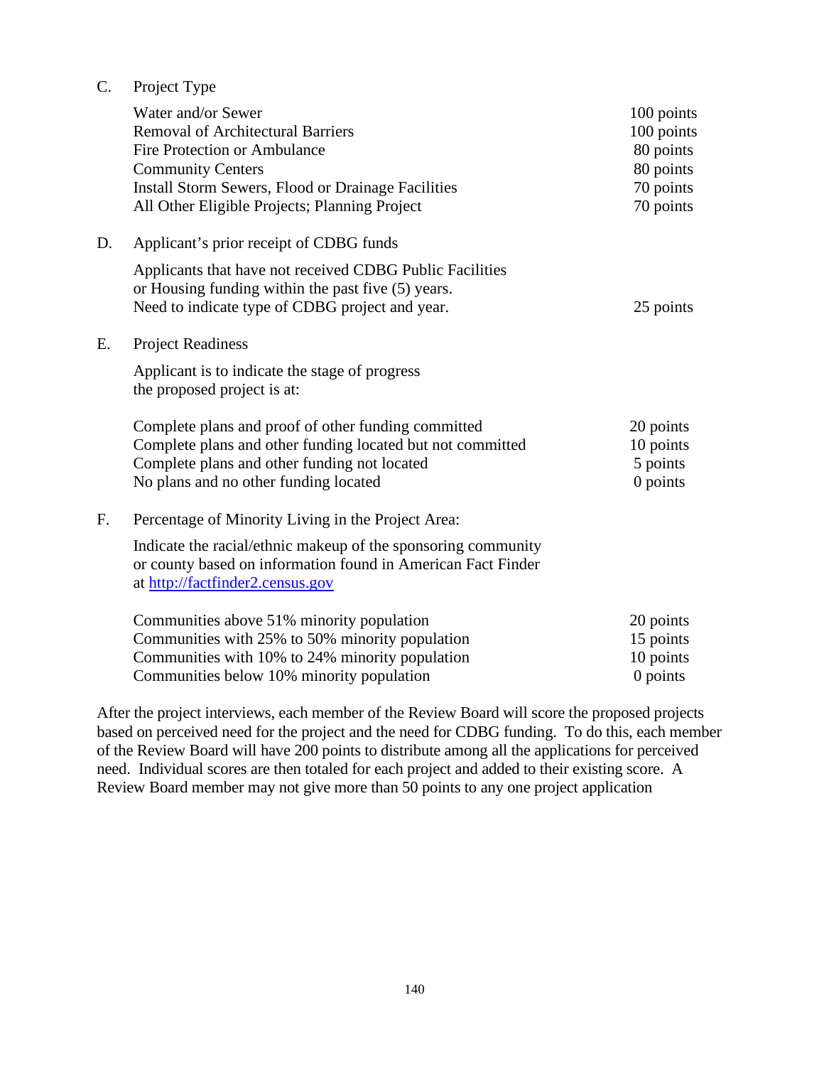C. Project Type

| | |
|---|---|
| Water and/or Sewer | 100 points |
| Removal of Architectural Barriers | 100 points |
| Fire Protection or Ambulance | 80 points |
| Community Centers | 80 points |
| Install Storm Sewers, Flood or Drainage Facilities | 70 points |
| All Other Eligible Projects; Planning Project | 70 points |

D. Applicant's prior receipt of CDBG funds

| | |
|---|---|
| Applicants that have not received CDBG Public Facilities or Housing funding within the past five (5) years. Need to indicate type of CDBG project and year. | 25 points |

E. Project Readiness

Applicant is to indicate the stage of progress the proposed project is at:

| | |
|---|---|
| Complete plans and proof of other funding committed | 20 points |
| Complete plans and other funding located but not committed | 10 points |
| Complete plans and other funding not located | 5 points |
| No plans and no other funding located | 0 points |

F. Percentage of Minority Living in the Project Area:

Indicate the racial/ethnic makeup of the sponsoring community or county based on information found in American Fact Finder at [http://factfinder2.census.gov](http://factfinder2.census.gov)

| | |
|---|---|
| Communities above 51% minority population | 20 points |
| Communities with 25% to 50% minority population | 15 points |
| Communities with 10% to 24% minority population | 10 points |
| Communities below 10% minority population | 0 points |

After the project interviews, each member of the Review Board will score the proposed projects based on perceived need for the project and the need for CDBG funding. To do this, each member of the Review Board will have 200 points to distribute among all the applications for perceived need. Individual scores are then totaled for each project and added to their existing score. A Review Board member may not give more than 50 points to any one project application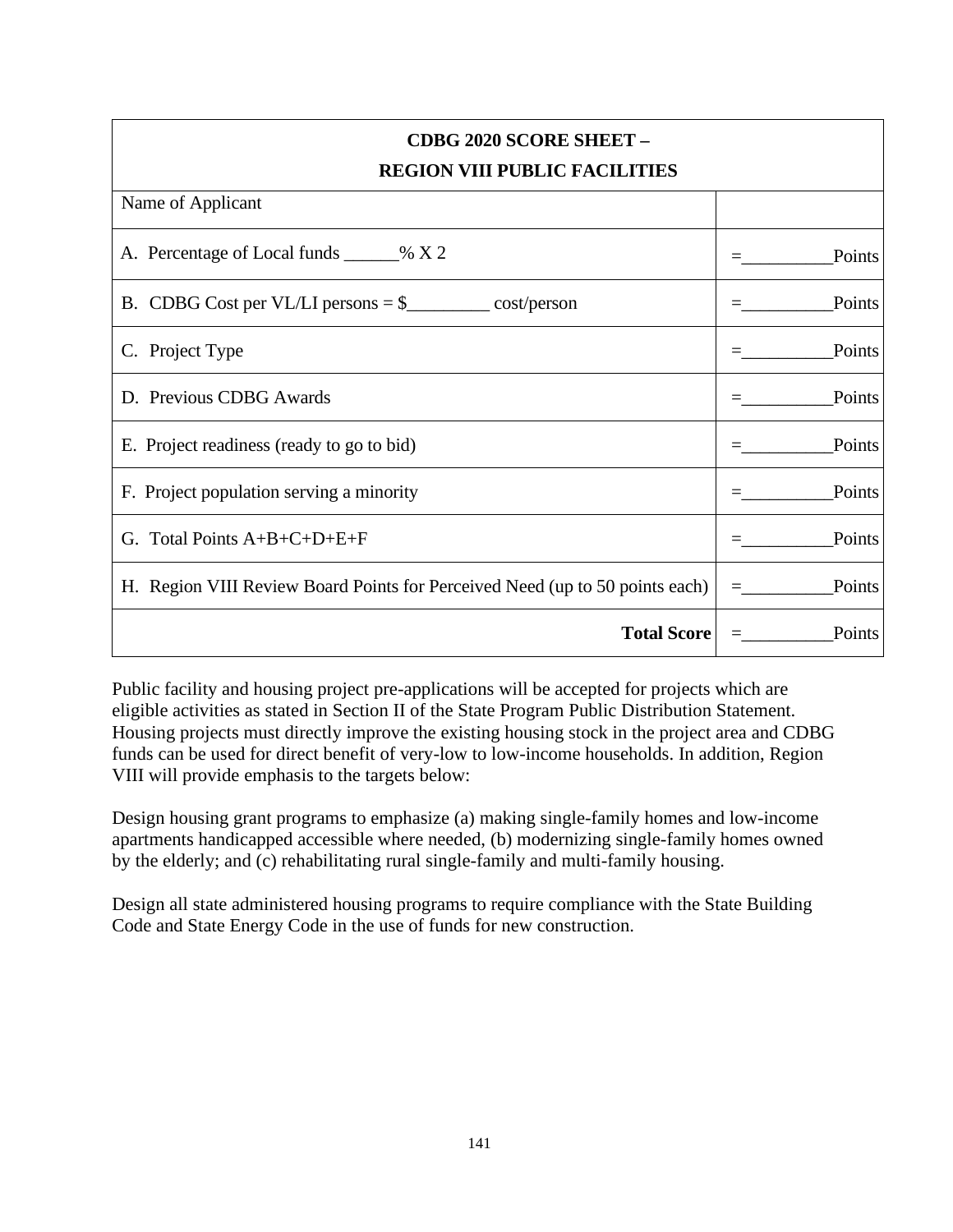| CDBG 2020 SCORE SHEET – REGION VIII PUBLIC FACILITIES | |
|---|---|
| Name of Applicant | |
| A. Percentage of Local funds ______% X 2 | =__________Points |
| B. CDBG Cost per VL/LI persons = $_________ cost/person | =__________Points |
| C. Project Type | =__________Points |
| D. Previous CDBG Awards | =__________Points |
| E. Project readiness (ready to go to bid) | =__________Points |
| F. Project population serving a minority | =__________Points |
| G. Total Points A+B+C+D+E+F | =__________Points |
| H. Region VIII Review Board Points for Perceived Need (up to 50 points each) | =__________Points |
| **Total Score** | =__________Points |

Public facility and housing project pre-applications will be accepted for projects which are eligible activities as stated in Section II of the State Program Public Distribution Statement. Housing projects must directly improve the existing housing stock in the project area and CDBG funds can be used for direct benefit of very-low to low-income households. In addition, Region VIII will provide emphasis to the targets below:

Design housing grant programs to emphasize (a) making single-family homes and low-income apartments handicapped accessible where needed, (b) modernizing single-family homes owned by the elderly; and (c) rehabilitating rural single-family and multi-family housing.

Design all state administered housing programs to require compliance with the State Building Code and State Energy Code in the use of funds for new construction.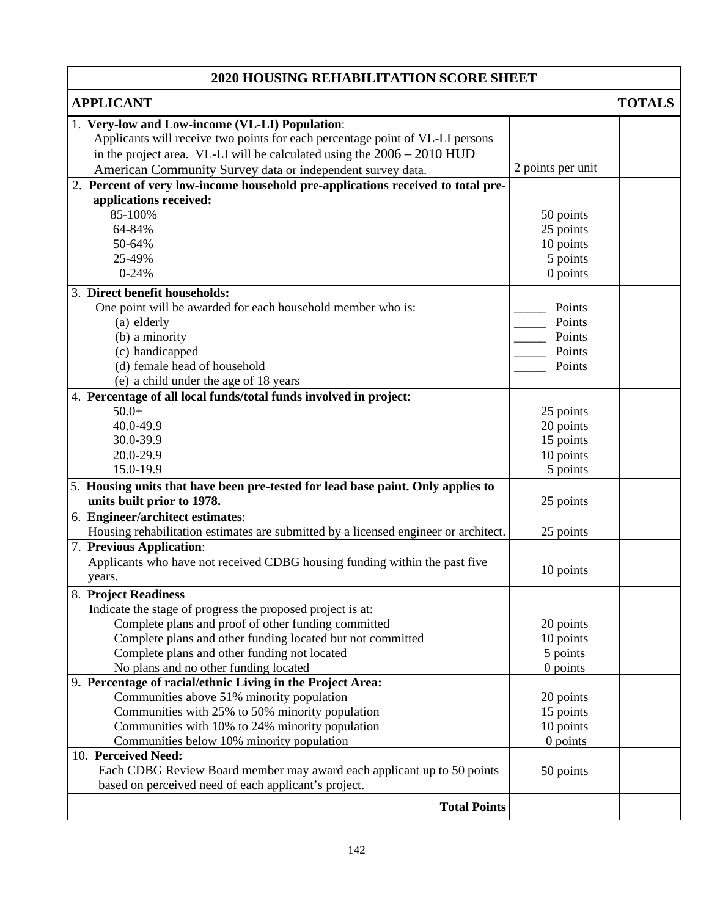| 2020 HOUSING REHABILITATION SCORE SHEET | | |
|---|---|---|
| **APPLICANT** | | **TOTALS** |
| 1. **Very-low and Low-income (VL-LI) Population**: Applicants will receive two points for each percentage point of VL-LI persons in the project area. VL-LI will be calculated using the 2006 – 2010 HUD American Community Survey data or independent survey data. | 2 points per unit | |
| 2. **Percent of very low-income household pre-applications received to total pre-applications received:**<br>85-100%<br>64-84%<br>50-64%<br>25-49%<br>0-24% | <br>50 points<br>25 points<br>10 points<br>5 points<br>0 points | |
| 3. **Direct benefit households:**<br>One point will be awarded for each household member who is:<br>(a) elderly<br>(b) a minority<br>(c) handicapped<br>(d) female head of household<br>(e) a child under the age of 18 years | <br>_____ Points<br>_____ Points<br>_____ Points<br>_____ Points<br>_____ Points | |
| 4. **Percentage of all local funds/total funds involved in project**:<br>50.0+<br>40.0-49.9<br>30.0-39.9<br>20.0-29.9<br>15.0-19.9 | <br>25 points<br>20 points<br>15 points<br>10 points<br>5 points | |
| 5. **Housing units that have been pre-tested for lead base paint. Only applies to units built prior to 1978.** | 25 points | |
| 6. **Engineer/architect estimates**: Housing rehabilitation estimates are submitted by a licensed engineer or architect. | 25 points | |
| 7. **Previous Application**: Applicants who have not received CDBG housing funding within the past five years. | 10 points | |
| 8. **Project Readiness**<br>Indicate the stage of progress the proposed project is at:<br>Complete plans and proof of other funding committed<br>Complete plans and other funding located but not committed<br>Complete plans and other funding not located<br>No plans and no other funding located | <br><br>20 points<br>10 points<br>5 points<br>0 points | |
| 9. **Percentage of racial/ethnic Living in the Project Area:**<br>Communities above 51% minority population<br>Communities with 25% to 50% minority population<br>Communities with 10% to 24% minority population<br>Communities below 10% minority population | <br>20 points<br>15 points<br>10 points<br>0 points | |
| 10. **Perceived Need:** Each CDBG Review Board member may award each applicant up to 50 points based on perceived need of each applicant's project. | 50 points | |
| **Total Points** | | |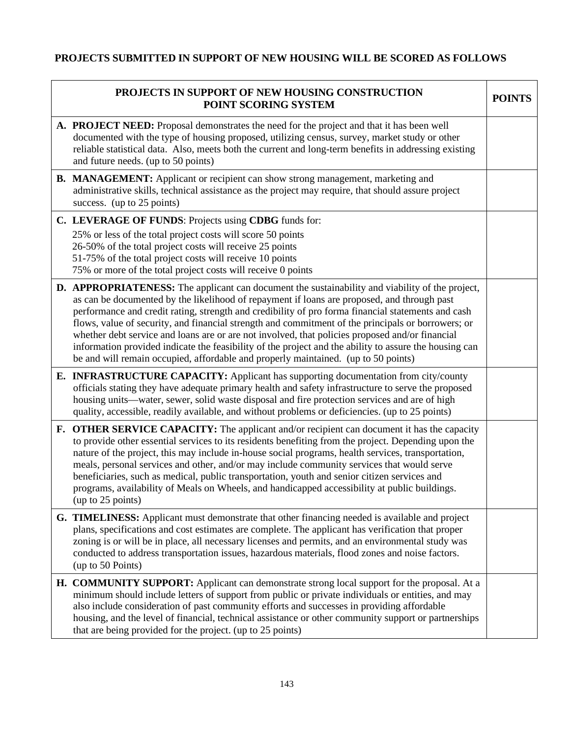**PROJECTS SUBMITTED IN SUPPORT OF NEW HOUSING WILL BE SCORED AS FOLLOWS**

| **PROJECTS IN SUPPORT OF NEW HOUSING CONSTRUCTION POINT SCORING SYSTEM** | **POINTS** |
|---|---|
| **A. PROJECT NEED:** Proposal demonstrates the need for the project and that it has been well documented with the type of housing proposed, utilizing census, survey, market study or other reliable statistical data. Also, meets both the current and long-term benefits in addressing existing and future needs. (up to 50 points) | |
| **B. MANAGEMENT:** Applicant or recipient can show strong management, marketing and administrative skills, technical assistance as the project may require, that should assure project success. (up to 25 points) | |
| **C. LEVERAGE OF FUNDS**: Projects using **CDBG** funds for:<br>25% or less of the total project costs will score 50 points<br>26-50% of the total project costs will receive 25 points<br>51-75% of the total project costs will receive 10 points<br>75% or more of the total project costs will receive 0 points | |
| **D. APPROPRIATENESS:** The applicant can document the sustainability and viability of the project, as can be documented by the likelihood of repayment if loans are proposed, and through past performance and credit rating, strength and credibility of pro forma financial statements and cash flows, value of security, and financial strength and commitment of the principals or borrowers; or whether debt service and loans are or are not involved, that policies proposed and/or financial information provided indicate the feasibility of the project and the ability to assure the housing can be and will remain occupied, affordable and properly maintained. (up to 50 points) | |
| **E. INFRASTRUCTURE CAPACITY:** Applicant has supporting documentation from city/county officials stating they have adequate primary health and safety infrastructure to serve the proposed housing units—water, sewer, solid waste disposal and fire protection services and are of high quality, accessible, readily available, and without problems or deficiencies. (up to 25 points) | |
| **F. OTHER SERVICE CAPACITY:** The applicant and/or recipient can document it has the capacity to provide other essential services to its residents benefiting from the project. Depending upon the nature of the project, this may include in-house social programs, health services, transportation, meals, personal services and other, and/or may include community services that would serve beneficiaries, such as medical, public transportation, youth and senior citizen services and programs, availability of Meals on Wheels, and handicapped accessibility at public buildings. (up to 25 points) | |
| **G. TIMELINESS:** Applicant must demonstrate that other financing needed is available and project plans, specifications and cost estimates are complete. The applicant has verification that proper zoning is or will be in place, all necessary licenses and permits, and an environmental study was conducted to address transportation issues, hazardous materials, flood zones and noise factors. (up to 50 Points) | |
| **H. COMMUNITY SUPPORT:** Applicant can demonstrate strong local support for the proposal. At a minimum should include letters of support from public or private individuals or entities, and may also include consideration of past community efforts and successes in providing affordable housing, and the level of financial, technical assistance or other community support or partnerships that are being provided for the project. (up to 25 points) | |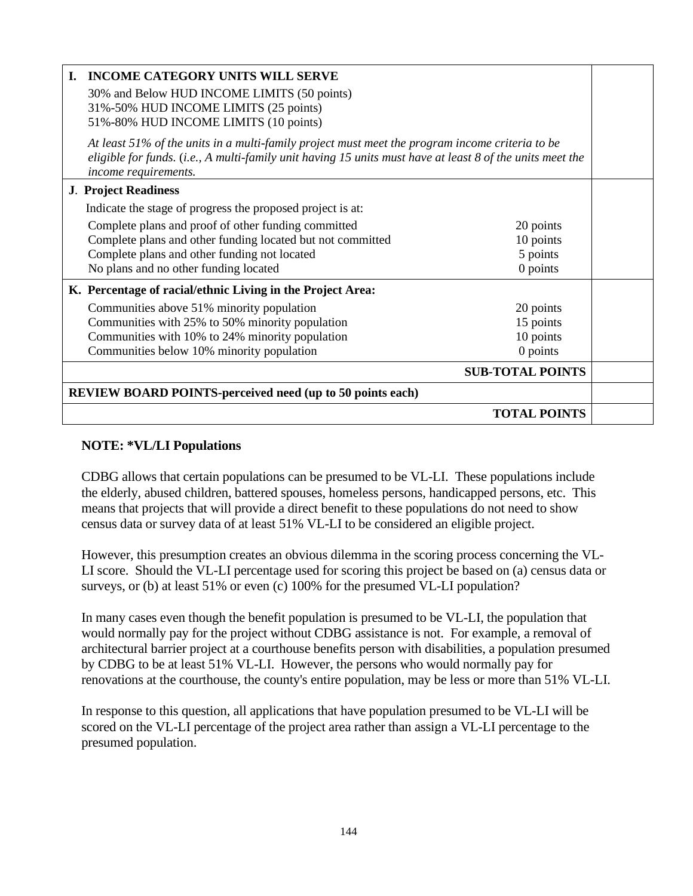| | |
|---|---|
| **I. INCOME CATEGORY UNITS WILL SERVE**<br>30% and Below HUD INCOME LIMITS (50 points)<br>31%-50% HUD INCOME LIMITS (25 points)<br>51%-80% HUD INCOME LIMITS (10 points)<br>*At least 51% of the units in a multi-family project must meet the program income criteria to be eligible for funds.* (*i.e., A multi-family unit having 15 units must have at least 8 of the units meet the income requirements.* | |
| **J. Project Readiness**<br>Indicate the stage of progress the proposed project is at:<br>Complete plans and proof of other funding committed — 20 points<br>Complete plans and other funding located but not committed — 10 points<br>Complete plans and other funding not located — 5 points<br>No plans and no other funding located — 0 points | |
| **K. Percentage of racial/ethnic Living in the Project Area:**<br>Communities above 51% minority population — 20 points<br>Communities with 25% to 50% minority population — 15 points<br>Communities with 10% to 24% minority population — 10 points<br>Communities below 10% minority population — 0 points | |
| **SUB-TOTAL POINTS** | |
| **REVIEW BOARD POINTS-perceived need (up to 50 points each)** | |
| **TOTAL POINTS** | |

**NOTE: *VL/LI Populations**

CDBG allows that certain populations can be presumed to be VL-LI. These populations include the elderly, abused children, battered spouses, homeless persons, handicapped persons, etc. This means that projects that will provide a direct benefit to these populations do not need to show census data or survey data of at least 51% VL-LI to be considered an eligible project.

However, this presumption creates an obvious dilemma in the scoring process concerning the VL-LI score. Should the VL-LI percentage used for scoring this project be based on (a) census data or surveys, or (b) at least 51% or even (c) 100% for the presumed VL-LI population?

In many cases even though the benefit population is presumed to be VL-LI, the population that would normally pay for the project without CDBG assistance is not. For example, a removal of architectural barrier project at a courthouse benefits person with disabilities, a population presumed by CDBG to be at least 51% VL-LI. However, the persons who would normally pay for renovations at the courthouse, the county's entire population, may be less or more than 51% VL-LI.

In response to this question, all applications that have population presumed to be VL-LI will be scored on the VL-LI percentage of the project area rather than assign a VL-LI percentage to the presumed population.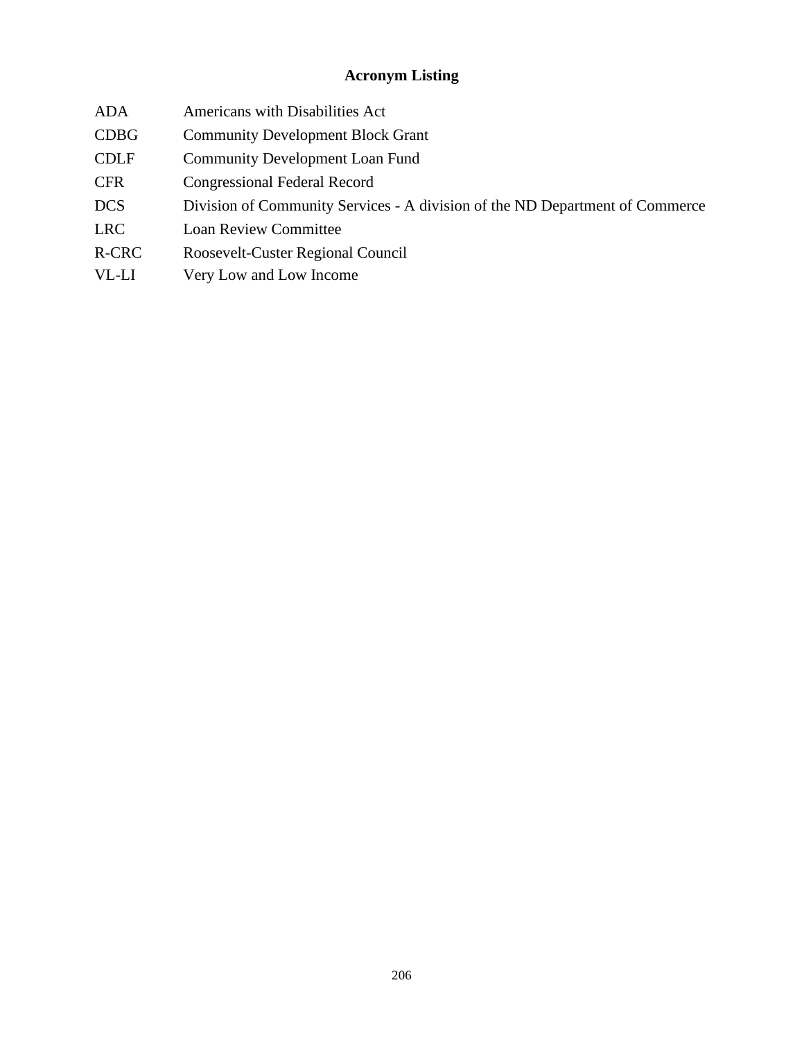# Acronym Listing

| | |
|---|---|
| ADA | Americans with Disabilities Act |
| CDBG | Community Development Block Grant |
| CDLF | Community Development Loan Fund |
| CFR | Congressional Federal Record |
| DCS | Division of Community Services - A division of the ND Department of Commerce |
| LRC | Loan Review Committee |
| R-CRC | Roosevelt-Custer Regional Council |
| VL-LI | Very Low and Low Income |